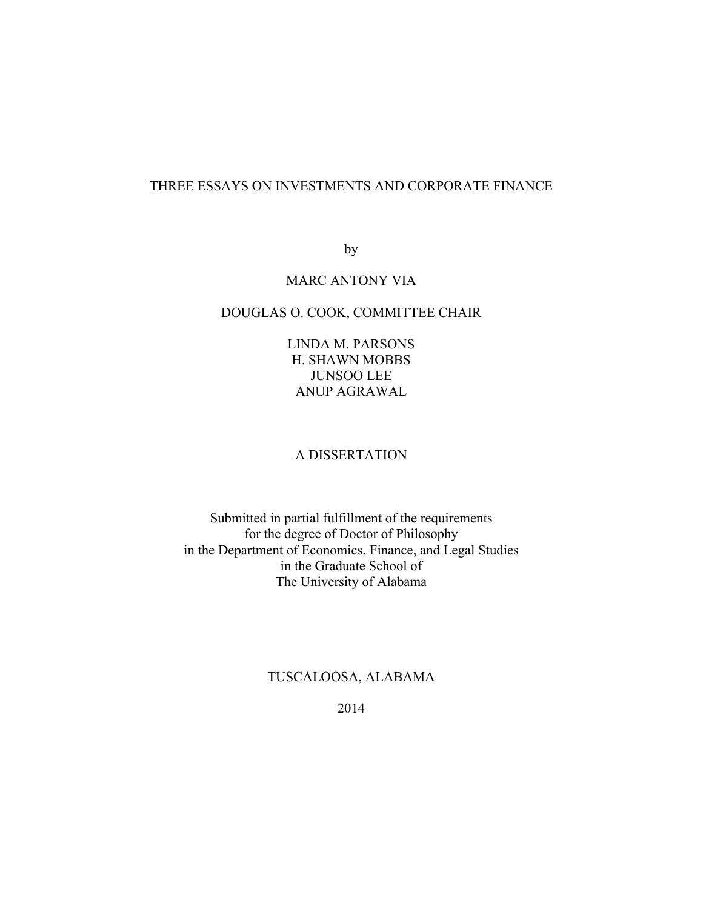# THREE ESSAYS ON INVESTMENTS AND CORPORATE FINANCE

by

MARC ANTONY VIA

DOUGLAS O. COOK, COMMITTEE CHAIR

LINDA M. PARSONS
H. SHAWN MOBBS
JUNSOO LEE
ANUP AGRAWAL

A DISSERTATION

Submitted in partial fulfillment of the requirements
for the degree of Doctor of Philosophy
in the Department of Economics, Finance, and Legal Studies
in the Graduate School of
The University of Alabama

TUSCALOOSA, ALABAMA

2014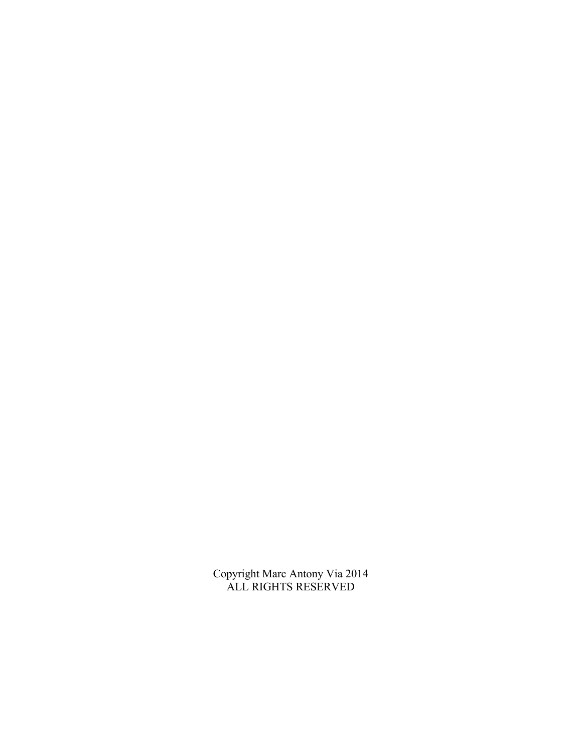Copyright Marc Antony Via 2014
ALL RIGHTS RESERVED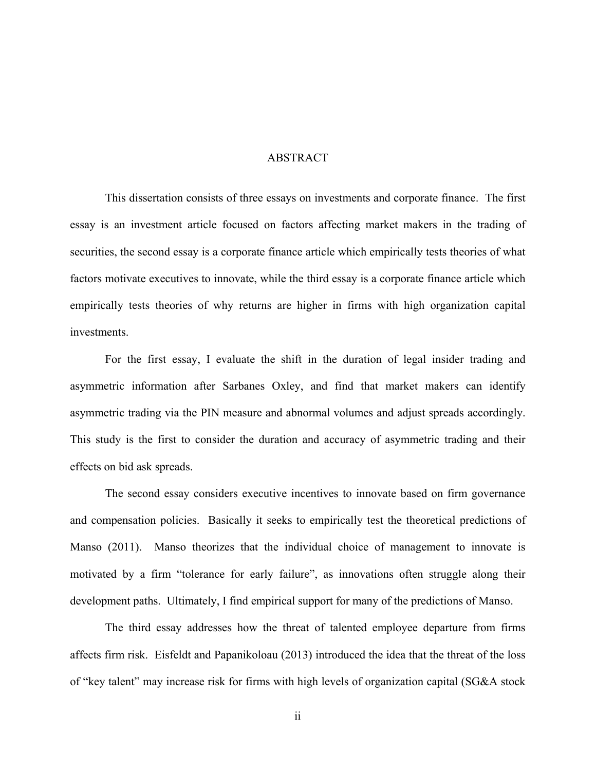# ABSTRACT

This dissertation consists of three essays on investments and corporate finance. The first essay is an investment article focused on factors affecting market makers in the trading of securities, the second essay is a corporate finance article which empirically tests theories of what factors motivate executives to innovate, while the third essay is a corporate finance article which empirically tests theories of why returns are higher in firms with high organization capital investments.

For the first essay, I evaluate the shift in the duration of legal insider trading and asymmetric information after Sarbanes Oxley, and find that market makers can identify asymmetric trading via the PIN measure and abnormal volumes and adjust spreads accordingly. This study is the first to consider the duration and accuracy of asymmetric trading and their effects on bid ask spreads.

The second essay considers executive incentives to innovate based on firm governance and compensation policies. Basically it seeks to empirically test the theoretical predictions of Manso (2011). Manso theorizes that the individual choice of management to innovate is motivated by a firm "tolerance for early failure", as innovations often struggle along their development paths. Ultimately, I find empirical support for many of the predictions of Manso.

The third essay addresses how the threat of talented employee departure from firms affects firm risk. Eisfeldt and Papanikoloau (2013) introduced the idea that the threat of the loss of "key talent" may increase risk for firms with high levels of organization capital (SG&A stock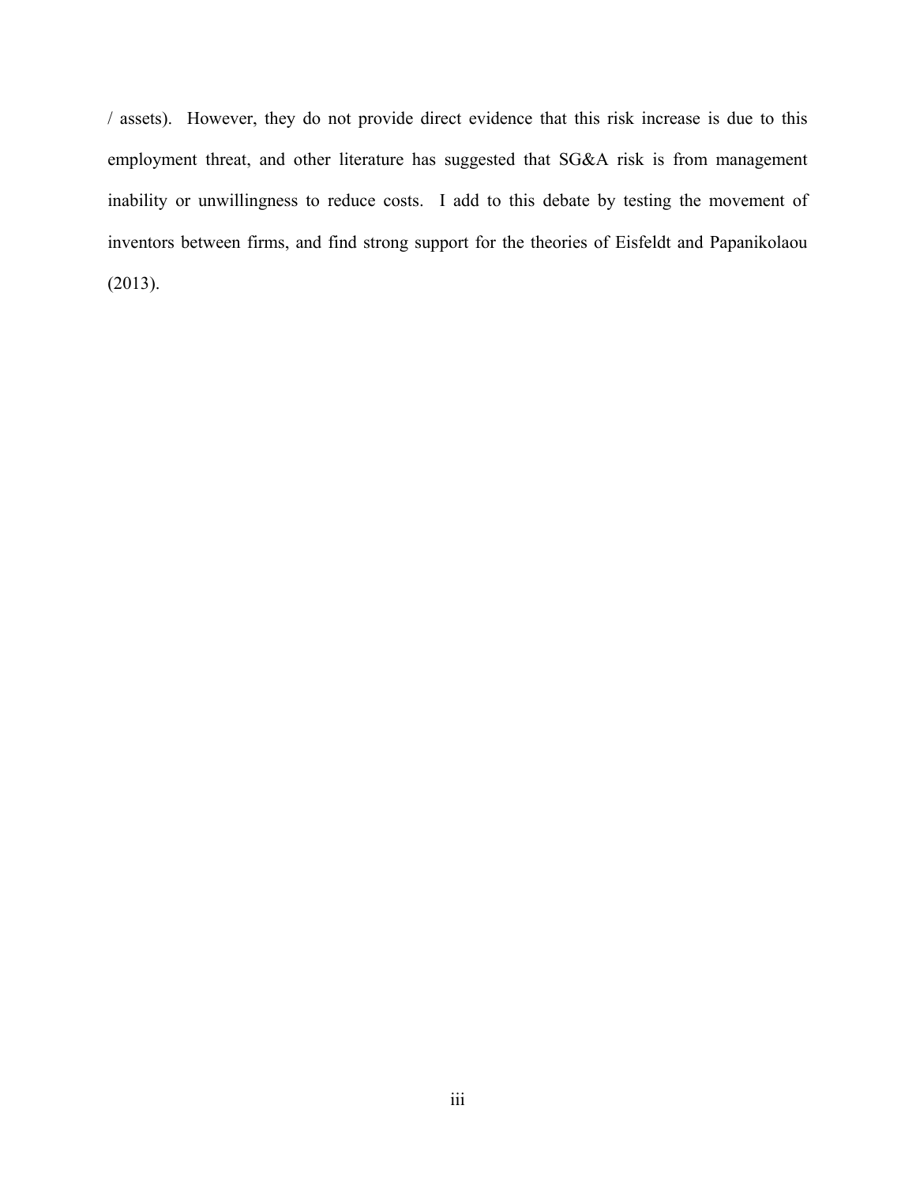/ assets). However, they do not provide direct evidence that this risk increase is due to this employment threat, and other literature has suggested that SG&A risk is from management inability or unwillingness to reduce costs. I add to this debate by testing the movement of inventors between firms, and find strong support for the theories of Eisfeldt and Papanikolaou (2013).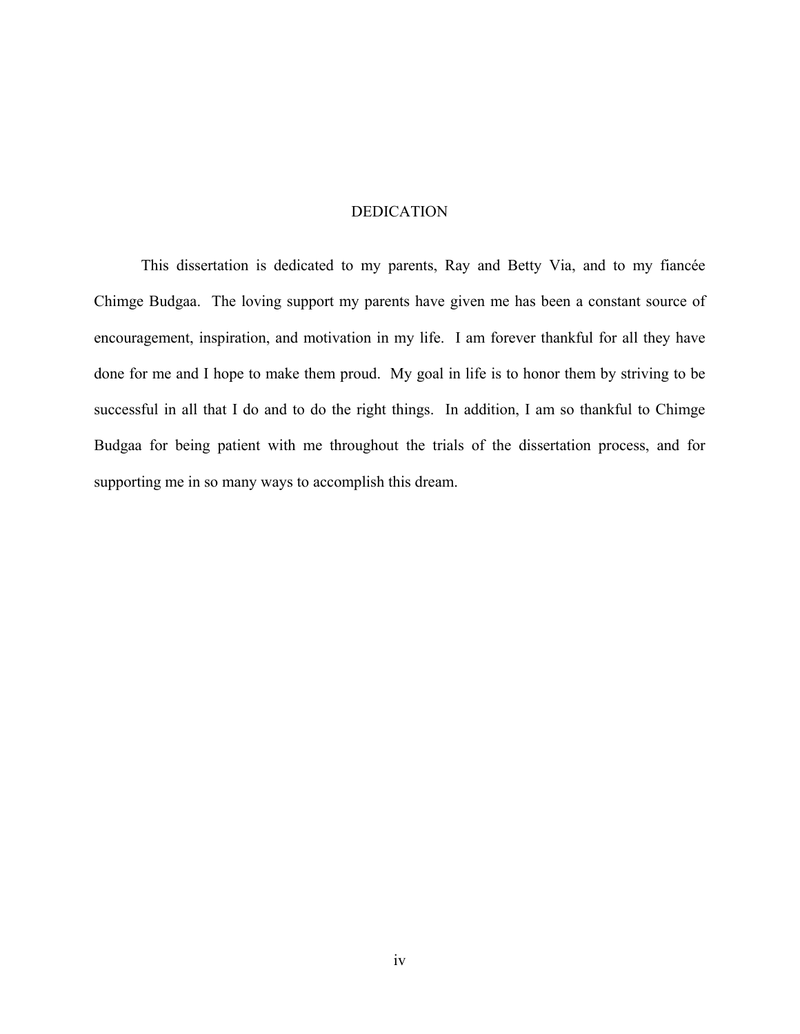# DEDICATION

This dissertation is dedicated to my parents, Ray and Betty Via, and to my fiancée Chimge Budgaa. The loving support my parents have given me has been a constant source of encouragement, inspiration, and motivation in my life. I am forever thankful for all they have done for me and I hope to make them proud. My goal in life is to honor them by striving to be successful in all that I do and to do the right things. In addition, I am so thankful to Chimge Budgaa for being patient with me throughout the trials of the dissertation process, and for supporting me in so many ways to accomplish this dream.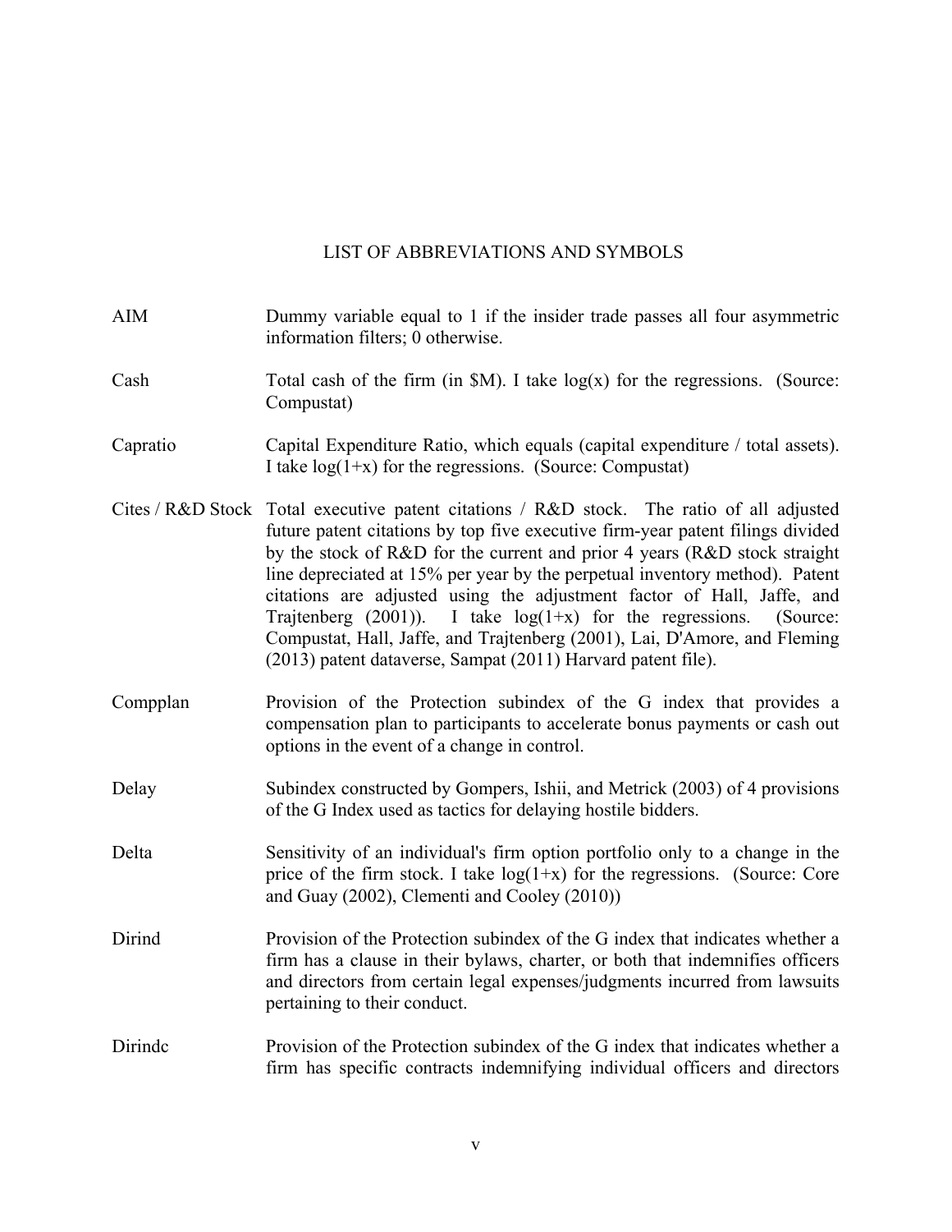# LIST OF ABBREVIATIONS AND SYMBOLS

| | |
|---|---|
| AIM | Dummy variable equal to 1 if the insider trade passes all four asymmetric information filters; 0 otherwise. |
| Cash | Total cash of the firm (in $M). I take log(x) for the regressions. (Source: Compustat) |
| Capratio | Capital Expenditure Ratio, which equals (capital expenditure / total assets). I take log(1+x) for the regressions. (Source: Compustat) |
| Cites / R&D Stock | Total executive patent citations / R&D stock. The ratio of all adjusted future patent citations by top five executive firm-year patent filings divided by the stock of R&D for the current and prior 4 years (R&D stock straight line depreciated at 15% per year by the perpetual inventory method). Patent citations are adjusted using the adjustment factor of Hall, Jaffe, and Trajtenberg (2001)). I take log(1+x) for the regressions. (Source: Compustat, Hall, Jaffe, and Trajtenberg (2001), Lai, D'Amore, and Fleming (2013) patent dataverse, Sampat (2011) Harvard patent file). |
| Compplan | Provision of the Protection subindex of the G index that provides a compensation plan to participants to accelerate bonus payments or cash out options in the event of a change in control. |
| Delay | Subindex constructed by Gompers, Ishii, and Metrick (2003) of 4 provisions of the G Index used as tactics for delaying hostile bidders. |
| Delta | Sensitivity of an individual's firm option portfolio only to a change in the price of the firm stock. I take log(1+x) for the regressions. (Source: Core and Guay (2002), Clementi and Cooley (2010)) |
| Dirind | Provision of the Protection subindex of the G index that indicates whether a firm has a clause in their bylaws, charter, or both that indemnifies officers and directors from certain legal expenses/judgments incurred from lawsuits pertaining to their conduct. |
| Dirindc | Provision of the Protection subindex of the G index that indicates whether a firm has specific contracts indemnifying individual officers and directors |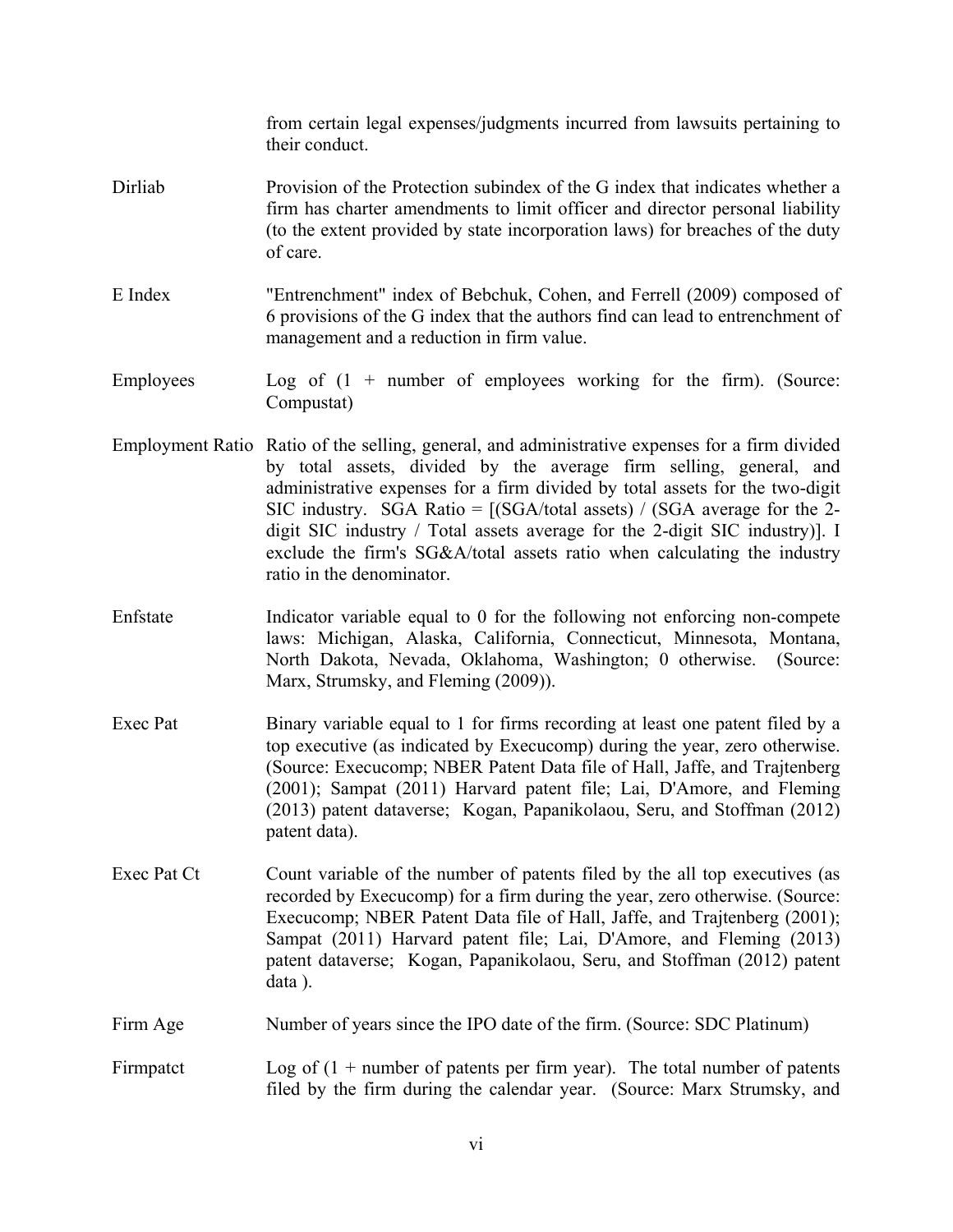from certain legal expenses/judgments incurred from lawsuits pertaining to their conduct.

| | |
|---|---|
| Dirliab | Provision of the Protection subindex of the G index that indicates whether a firm has charter amendments to limit officer and director personal liability (to the extent provided by state incorporation laws) for breaches of the duty of care. |
| E Index | "Entrenchment" index of Bebchuk, Cohen, and Ferrell (2009) composed of 6 provisions of the G index that the authors find can lead to entrenchment of management and a reduction in firm value. |
| Employees | Log of (1 + number of employees working for the firm). (Source: Compustat) |
| Employment Ratio | Ratio of the selling, general, and administrative expenses for a firm divided by total assets, divided by the average firm selling, general, and administrative expenses for a firm divided by total assets for the two-digit SIC industry. SGA Ratio = [(SGA/total assets) / (SGA average for the 2-digit SIC industry / Total assets average for the 2-digit SIC industry)]. I exclude the firm's SG&A/total assets ratio when calculating the industry ratio in the denominator. |
| Enfstate | Indicator variable equal to 0 for the following not enforcing non-compete laws: Michigan, Alaska, California, Connecticut, Minnesota, Montana, North Dakota, Nevada, Oklahoma, Washington; 0 otherwise. (Source: Marx, Strumsky, and Fleming (2009)). |
| Exec Pat | Binary variable equal to 1 for firms recording at least one patent filed by a top executive (as indicated by Execucomp) during the year, zero otherwise. (Source: Execucomp; NBER Patent Data file of Hall, Jaffe, and Trajtenberg (2001); Sampat (2011) Harvard patent file; Lai, D'Amore, and Fleming (2013) patent dataverse; Kogan, Papanikolaou, Seru, and Stoffman (2012) patent data). |
| Exec Pat Ct | Count variable of the number of patents filed by the all top executives (as recorded by Execucomp) for a firm during the year, zero otherwise. (Source: Execucomp; NBER Patent Data file of Hall, Jaffe, and Trajtenberg (2001); Sampat (2011) Harvard patent file; Lai, D'Amore, and Fleming (2013) patent dataverse; Kogan, Papanikolaou, Seru, and Stoffman (2012) patent data ). |
| Firm Age | Number of years since the IPO date of the firm. (Source: SDC Platinum) |
| Firmpatct | Log of (1 + number of patents per firm year). The total number of patents filed by the firm during the calendar year. (Source: Marx Strumsky, and |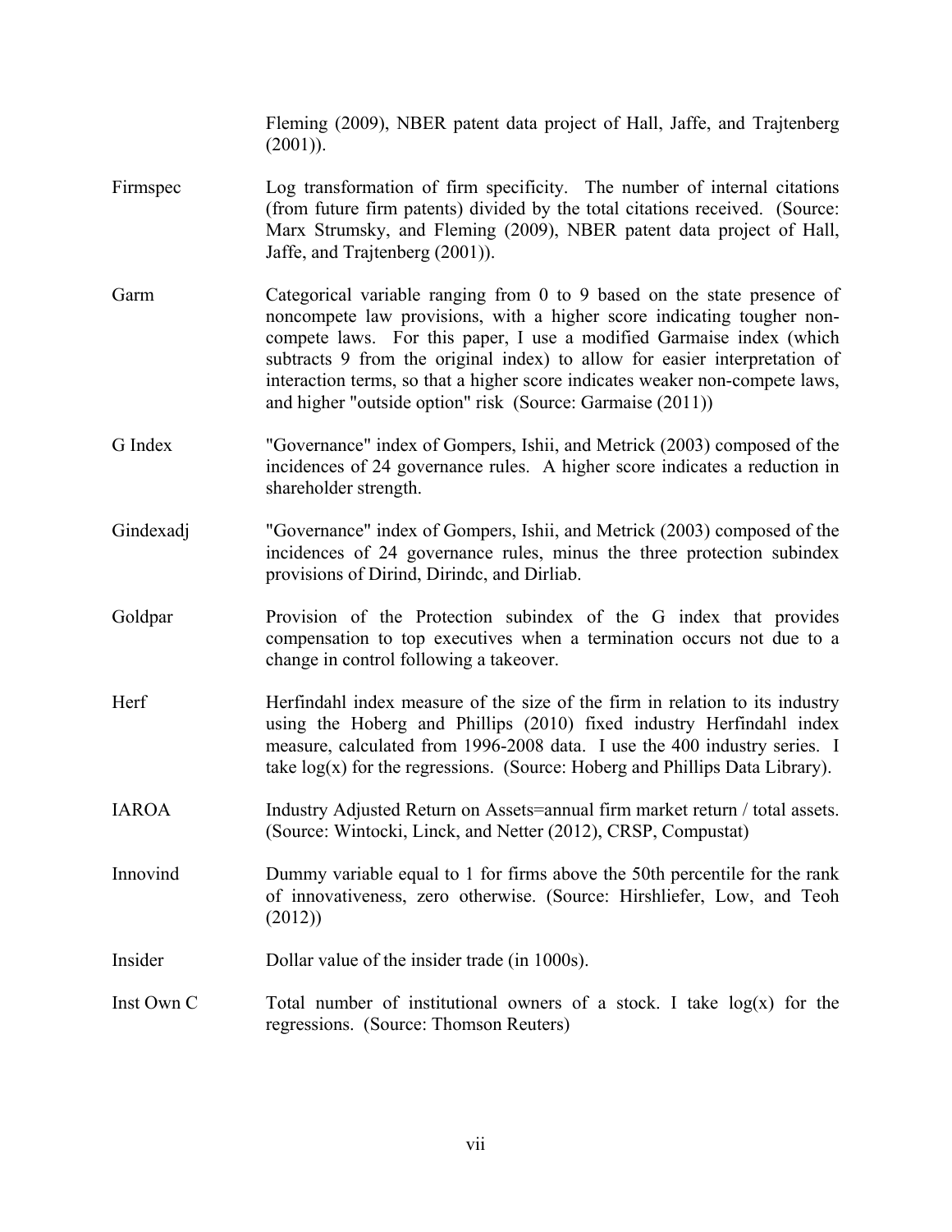Fleming (2009), NBER patent data project of Hall, Jaffe, and Trajtenberg (2001)).

| | |
|---|---|
| Firmspec | Log transformation of firm specificity. The number of internal citations (from future firm patents) divided by the total citations received. (Source: Marx Strumsky, and Fleming (2009), NBER patent data project of Hall, Jaffe, and Trajtenberg (2001)). |
| Garm | Categorical variable ranging from 0 to 9 based on the state presence of noncompete law provisions, with a higher score indicating tougher non-compete laws. For this paper, I use a modified Garmaise index (which subtracts 9 from the original index) to allow for easier interpretation of interaction terms, so that a higher score indicates weaker non-compete laws, and higher "outside option" risk (Source: Garmaise (2011)) |
| G Index | "Governance" index of Gompers, Ishii, and Metrick (2003) composed of the incidences of 24 governance rules. A higher score indicates a reduction in shareholder strength. |
| Gindexadj | "Governance" index of Gompers, Ishii, and Metrick (2003) composed of the incidences of 24 governance rules, minus the three protection subindex provisions of Dirind, Dirindc, and Dirliab. |
| Goldpar | Provision of the Protection subindex of the G index that provides compensation to top executives when a termination occurs not due to a change in control following a takeover. |
| Herf | Herfindahl index measure of the size of the firm in relation to its industry using the Hoberg and Phillips (2010) fixed industry Herfindahl index measure, calculated from 1996-2008 data. I use the 400 industry series. I take log(x) for the regressions. (Source: Hoberg and Phillips Data Library). |
| IAROA | Industry Adjusted Return on Assets=annual firm market return / total assets. (Source: Wintocki, Linck, and Netter (2012), CRSP, Compustat) |
| Innovind | Dummy variable equal to 1 for firms above the 50th percentile for the rank of innovativeness, zero otherwise. (Source: Hirshliefer, Low, and Teoh (2012)) |
| Insider | Dollar value of the insider trade (in 1000s). |
| Inst Own C | Total number of institutional owners of a stock. I take log(x) for the regressions. (Source: Thomson Reuters) |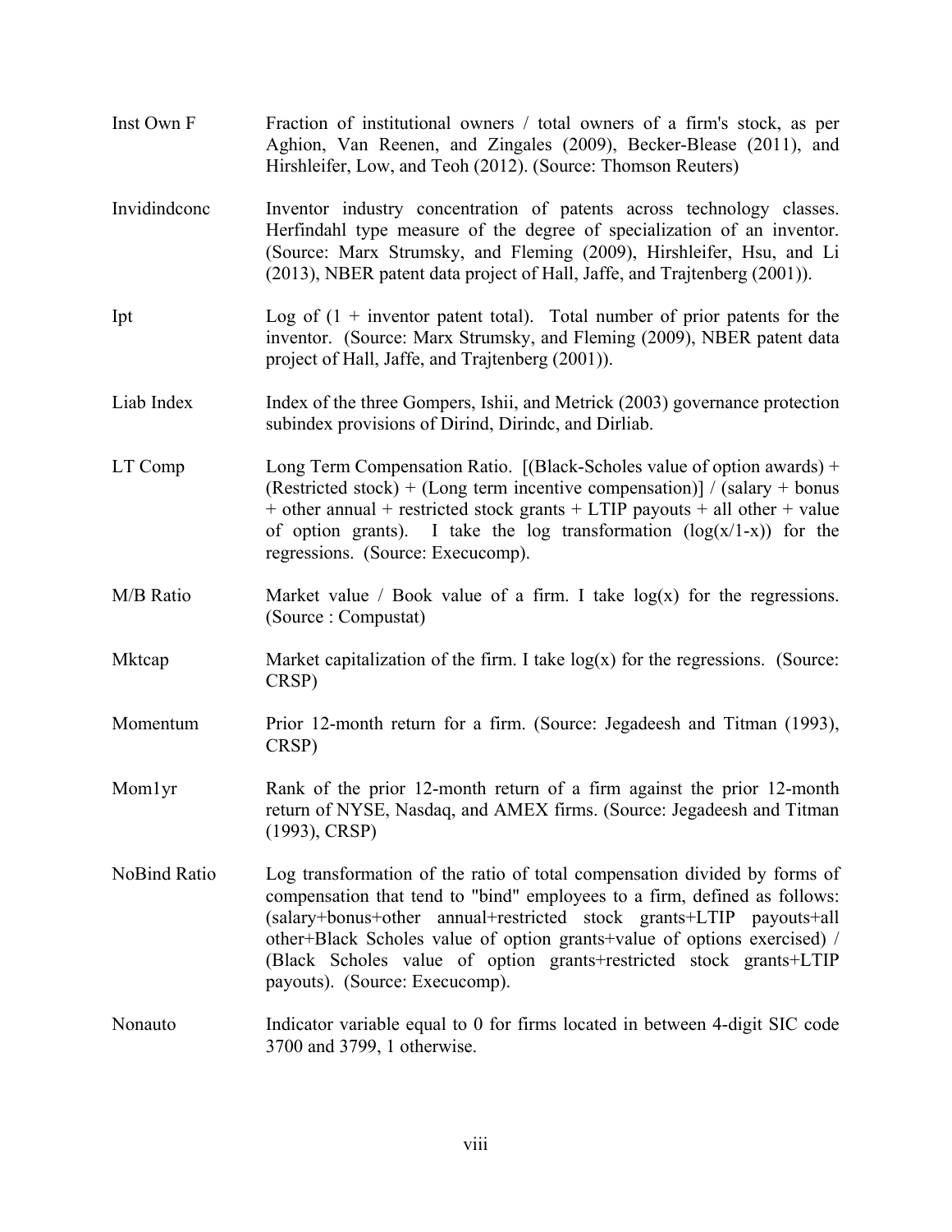| | |
|---|---|
| Inst Own F | Fraction of institutional owners / total owners of a firm's stock, as per Aghion, Van Reenen, and Zingales (2009), Becker-Blease (2011), and Hirshleifer, Low, and Teoh (2012). (Source: Thomson Reuters) |
| Invidindconc | Inventor industry concentration of patents across technology classes. Herfindahl type measure of the degree of specialization of an inventor. (Source: Marx Strumsky, and Fleming (2009), Hirshleifer, Hsu, and Li (2013), NBER patent data project of Hall, Jaffe, and Trajtenberg (2001)). |
| Ipt | Log of (1 + inventor patent total). Total number of prior patents for the inventor. (Source: Marx Strumsky, and Fleming (2009), NBER patent data project of Hall, Jaffe, and Trajtenberg (2001)). |
| Liab Index | Index of the three Gompers, Ishii, and Metrick (2003) governance protection subindex provisions of Dirind, Dirindc, and Dirliab. |
| LT Comp | Long Term Compensation Ratio. [(Black-Scholes value of option awards) + (Restricted stock) + (Long term incentive compensation)] / (salary + bonus + other annual + restricted stock grants + LTIP payouts + all other + value of option grants). I take the log transformation ($\log(x/1-x)$) for the regressions. (Source: Execucomp). |
| M/B Ratio | Market value / Book value of a firm. I take $\log(x)$ for the regressions. (Source : Compustat) |
| Mktcap | Market capitalization of the firm. I take $\log(x)$ for the regressions. (Source: CRSP) |
| Momentum | Prior 12-month return for a firm. (Source: Jegadeesh and Titman (1993), CRSP) |
| Mom1yr | Rank of the prior 12-month return of a firm against the prior 12-month return of NYSE, Nasdaq, and AMEX firms. (Source: Jegadeesh and Titman (1993), CRSP) |
| NoBind Ratio | Log transformation of the ratio of total compensation divided by forms of compensation that tend to "bind" employees to a firm, defined as follows: (salary+bonus+other annual+restricted stock grants+LTIP payouts+all other+Black Scholes value of option grants+value of options exercised) / (Black Scholes value of option grants+restricted stock grants+LTIP payouts). (Source: Execucomp). |
| Nonauto | Indicator variable equal to 0 for firms located in between 4-digit SIC code 3700 and 3799, 1 otherwise. |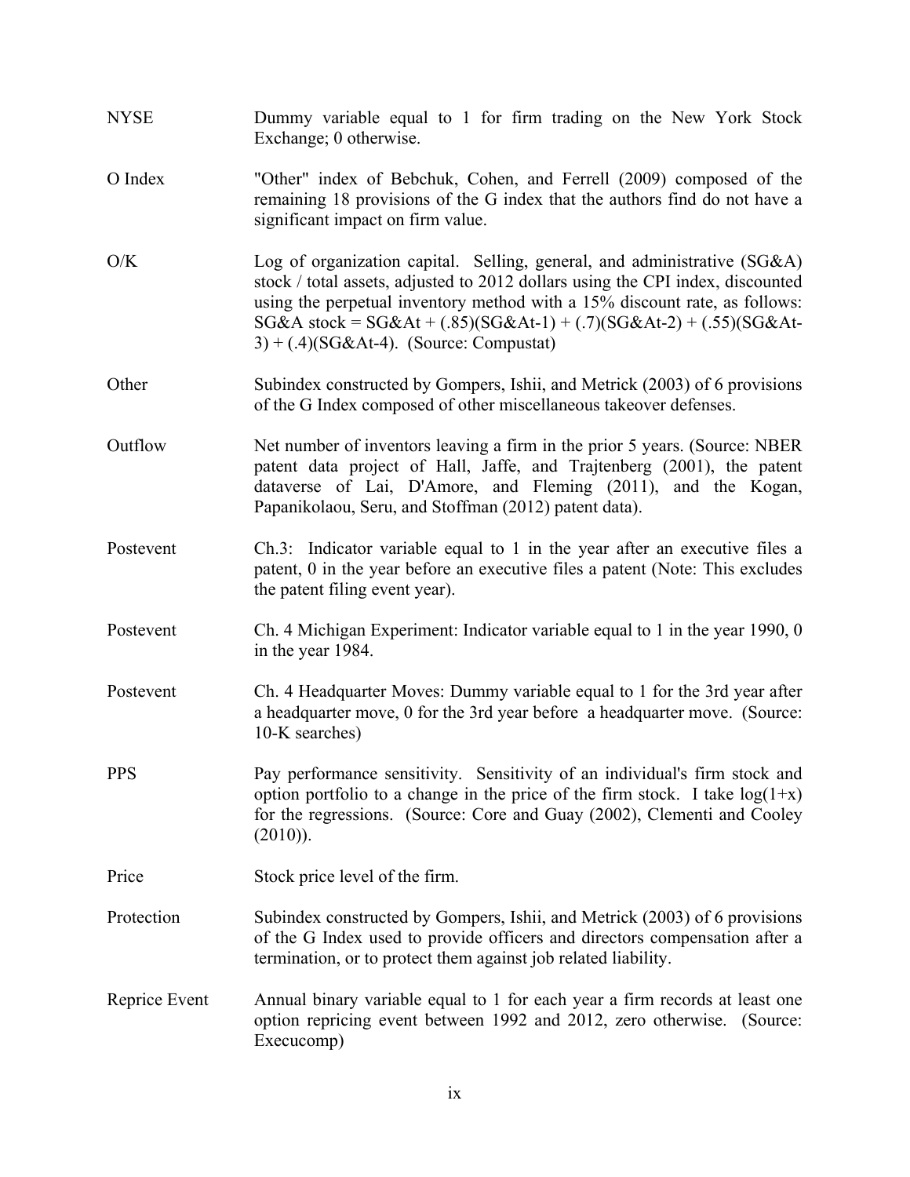| | |
|---|---|
| NYSE | Dummy variable equal to 1 for firm trading on the New York Stock Exchange; 0 otherwise. |
| O Index | "Other" index of Bebchuk, Cohen, and Ferrell (2009) composed of the remaining 18 provisions of the G index that the authors find do not have a significant impact on firm value. |
| O/K | Log of organization capital. Selling, general, and administrative (SG&A) stock / total assets, adjusted to 2012 dollars using the CPI index, discounted using the perpetual inventory method with a 15% discount rate, as follows: SG&A stock = $SG\&A_t + (.85)(SG\&A_{t-1}) + (.7)(SG\&A_{t-2}) + (.55)(SG\&A_{t-3}) + (.4)(SG\&A_{t-4})$. (Source: Compustat) |
| Other | Subindex constructed by Gompers, Ishii, and Metrick (2003) of 6 provisions of the G Index composed of other miscellaneous takeover defenses. |
| Outflow | Net number of inventors leaving a firm in the prior 5 years. (Source: NBER patent data project of Hall, Jaffe, and Trajtenberg (2001), the patent dataverse of Lai, D'Amore, and Fleming (2011), and the Kogan, Papanikolaou, Seru, and Stoffman (2012) patent data). |
| Postevent | Ch.3: Indicator variable equal to 1 in the year after an executive files a patent, 0 in the year before an executive files a patent (Note: This excludes the patent filing event year). |
| Postevent | Ch. 4 Michigan Experiment: Indicator variable equal to 1 in the year 1990, 0 in the year 1984. |
| Postevent | Ch. 4 Headquarter Moves: Dummy variable equal to 1 for the 3rd year after a headquarter move, 0 for the 3rd year before a headquarter move. (Source: 10-K searches) |
| PPS | Pay performance sensitivity. Sensitivity of an individual's firm stock and option portfolio to a change in the price of the firm stock. I take $\log(1+x)$ for the regressions. (Source: Core and Guay (2002), Clementi and Cooley (2010)). |
| Price | Stock price level of the firm. |
| Protection | Subindex constructed by Gompers, Ishii, and Metrick (2003) of 6 provisions of the G Index used to provide officers and directors compensation after a termination, or to protect them against job related liability. |
| Reprice Event | Annual binary variable equal to 1 for each year a firm records at least one option repricing event between 1992 and 2012, zero otherwise. (Source: Execucomp) |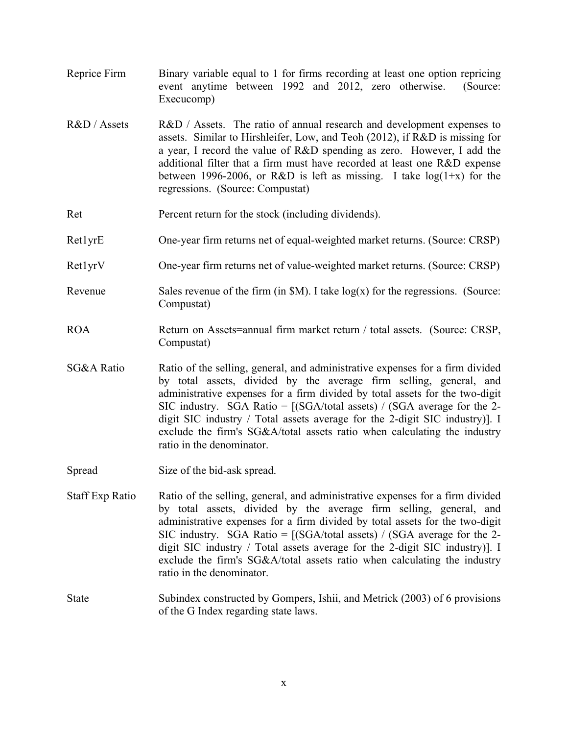| | |
|---|---|
| Reprice Firm | Binary variable equal to 1 for firms recording at least one option repricing event anytime between 1992 and 2012, zero otherwise. (Source: Execucomp) |
| R&D / Assets | R&D / Assets. The ratio of annual research and development expenses to assets. Similar to Hirshleifer, Low, and Teoh (2012), if R&D is missing for a year, I record the value of R&D spending as zero. However, I add the additional filter that a firm must have recorded at least one R&D expense between 1996-2006, or R&D is left as missing. I take log(1+x) for the regressions. (Source: Compustat) |
| Ret | Percent return for the stock (including dividends). |
| Ret1yrE | One-year firm returns net of equal-weighted market returns. (Source: CRSP) |
| Ret1yrV | One-year firm returns net of value-weighted market returns. (Source: CRSP) |
| Revenue | Sales revenue of the firm (in $M). I take log(x) for the regressions. (Source: Compustat) |
| ROA | Return on Assets=annual firm market return / total assets. (Source: CRSP, Compustat) |
| SG&A Ratio | Ratio of the selling, general, and administrative expenses for a firm divided by total assets, divided by the average firm selling, general, and administrative expenses for a firm divided by total assets for the two-digit SIC industry. SGA Ratio = [(SGA/total assets) / (SGA average for the 2-digit SIC industry / Total assets average for the 2-digit SIC industry)]. I exclude the firm's SG&A/total assets ratio when calculating the industry ratio in the denominator. |
| Spread | Size of the bid-ask spread. |
| Staff Exp Ratio | Ratio of the selling, general, and administrative expenses for a firm divided by total assets, divided by the average firm selling, general, and administrative expenses for a firm divided by total assets for the two-digit SIC industry. SGA Ratio = [(SGA/total assets) / (SGA average for the 2-digit SIC industry / Total assets average for the 2-digit SIC industry)]. I exclude the firm's SG&A/total assets ratio when calculating the industry ratio in the denominator. |
| State | Subindex constructed by Gompers, Ishii, and Metrick (2003) of 6 provisions of the G Index regarding state laws. |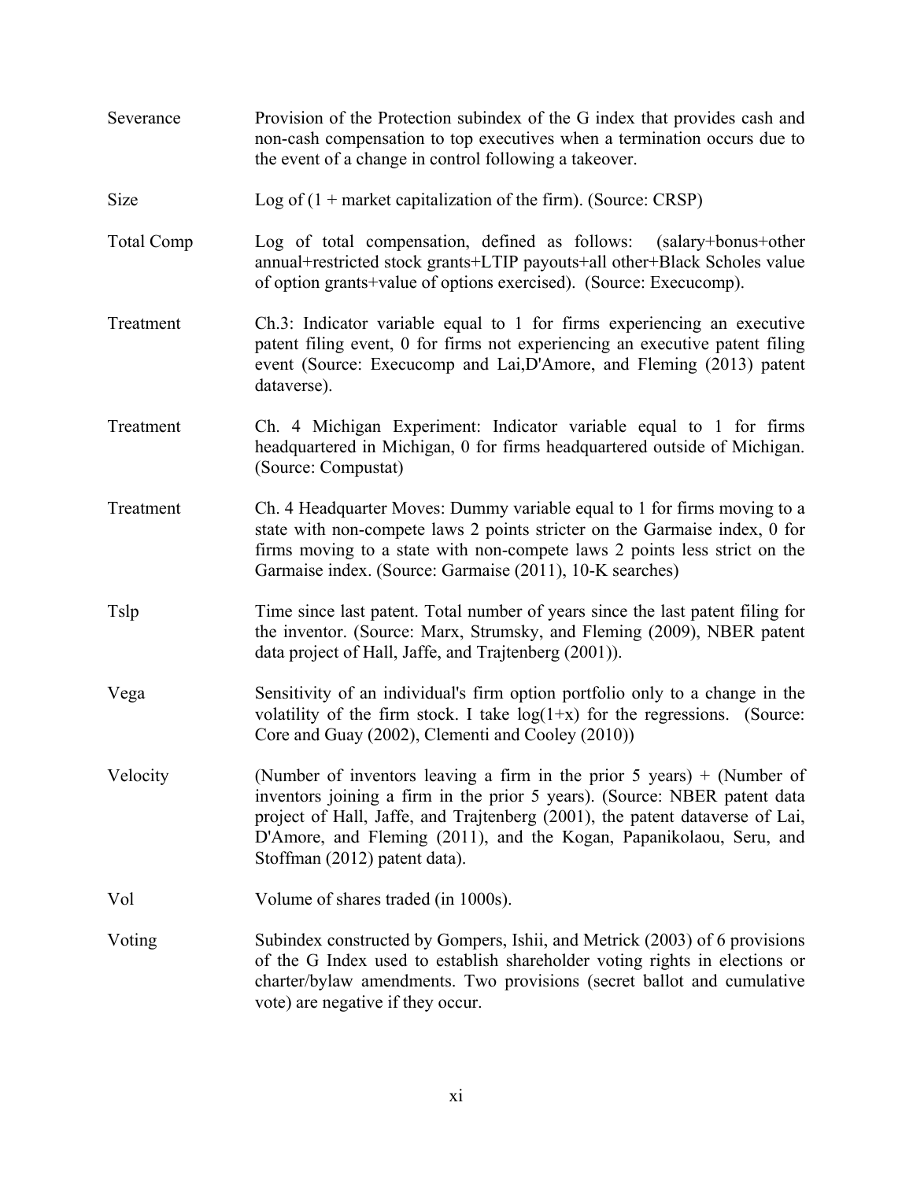| | |
|---|---|
| Severance | Provision of the Protection subindex of the G index that provides cash and non-cash compensation to top executives when a termination occurs due to the event of a change in control following a takeover. |
| Size | Log of (1 + market capitalization of the firm). (Source: CRSP) |
| Total Comp | Log of total compensation, defined as follows: (salary+bonus+other annual+restricted stock grants+LTIP payouts+all other+Black Scholes value of option grants+value of options exercised). (Source: Execucomp). |
| Treatment | Ch.3: Indicator variable equal to 1 for firms experiencing an executive patent filing event, 0 for firms not experiencing an executive patent filing event (Source: Execucomp and Lai,D'Amore, and Fleming (2013) patent dataverse). |
| Treatment | Ch. 4 Michigan Experiment: Indicator variable equal to 1 for firms headquartered in Michigan, 0 for firms headquartered outside of Michigan. (Source: Compustat) |
| Treatment | Ch. 4 Headquarter Moves: Dummy variable equal to 1 for firms moving to a state with non-compete laws 2 points stricter on the Garmaise index, 0 for firms moving to a state with non-compete laws 2 points less strict on the Garmaise index. (Source: Garmaise (2011), 10-K searches) |
| Tslp | Time since last patent. Total number of years since the last patent filing for the inventor. (Source: Marx, Strumsky, and Fleming (2009), NBER patent data project of Hall, Jaffe, and Trajtenberg (2001)). |
| Vega | Sensitivity of an individual's firm option portfolio only to a change in the volatility of the firm stock. I take log(1+x) for the regressions. (Source: Core and Guay (2002), Clementi and Cooley (2010)) |
| Velocity | (Number of inventors leaving a firm in the prior 5 years) + (Number of inventors joining a firm in the prior 5 years). (Source: NBER patent data project of Hall, Jaffe, and Trajtenberg (2001), the patent dataverse of Lai, D'Amore, and Fleming (2011), and the Kogan, Papanikolaou, Seru, and Stoffman (2012) patent data). |
| Vol | Volume of shares traded (in 1000s). |
| Voting | Subindex constructed by Gompers, Ishii, and Metrick (2003) of 6 provisions of the G Index used to establish shareholder voting rights in elections or charter/bylaw amendments. Two provisions (secret ballot and cumulative vote) are negative if they occur. |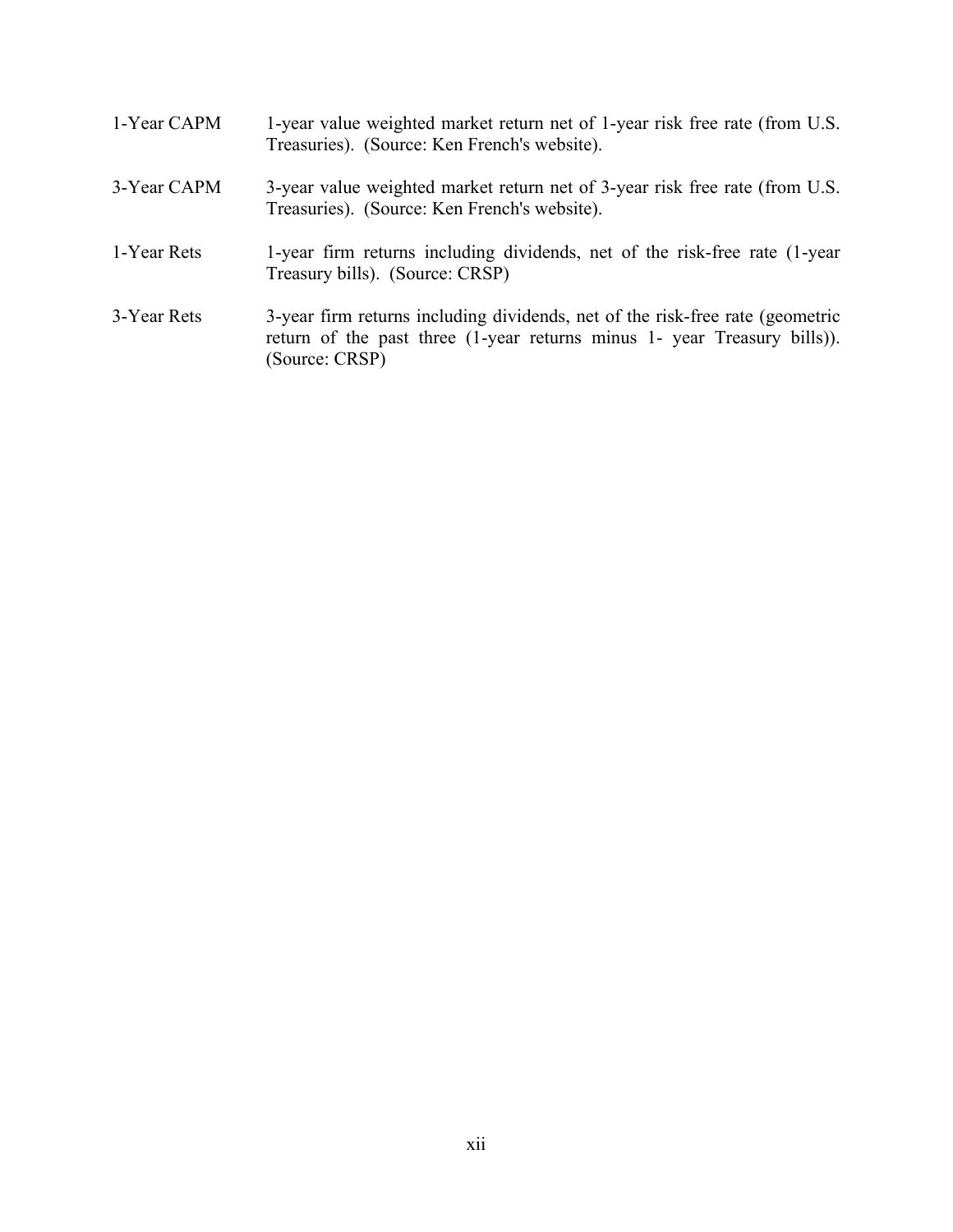| | |
|---|---|
| 1-Year CAPM | 1-year value weighted market return net of 1-year risk free rate (from U.S. Treasuries). (Source: Ken French's website). |
| 3-Year CAPM | 3-year value weighted market return net of 3-year risk free rate (from U.S. Treasuries). (Source: Ken French's website). |
| 1-Year Rets | 1-year firm returns including dividends, net of the risk-free rate (1-year Treasury bills). (Source: CRSP) |
| 3-Year Rets | 3-year firm returns including dividends, net of the risk-free rate (geometric return of the past three (1-year returns minus 1- year Treasury bills)). (Source: CRSP) |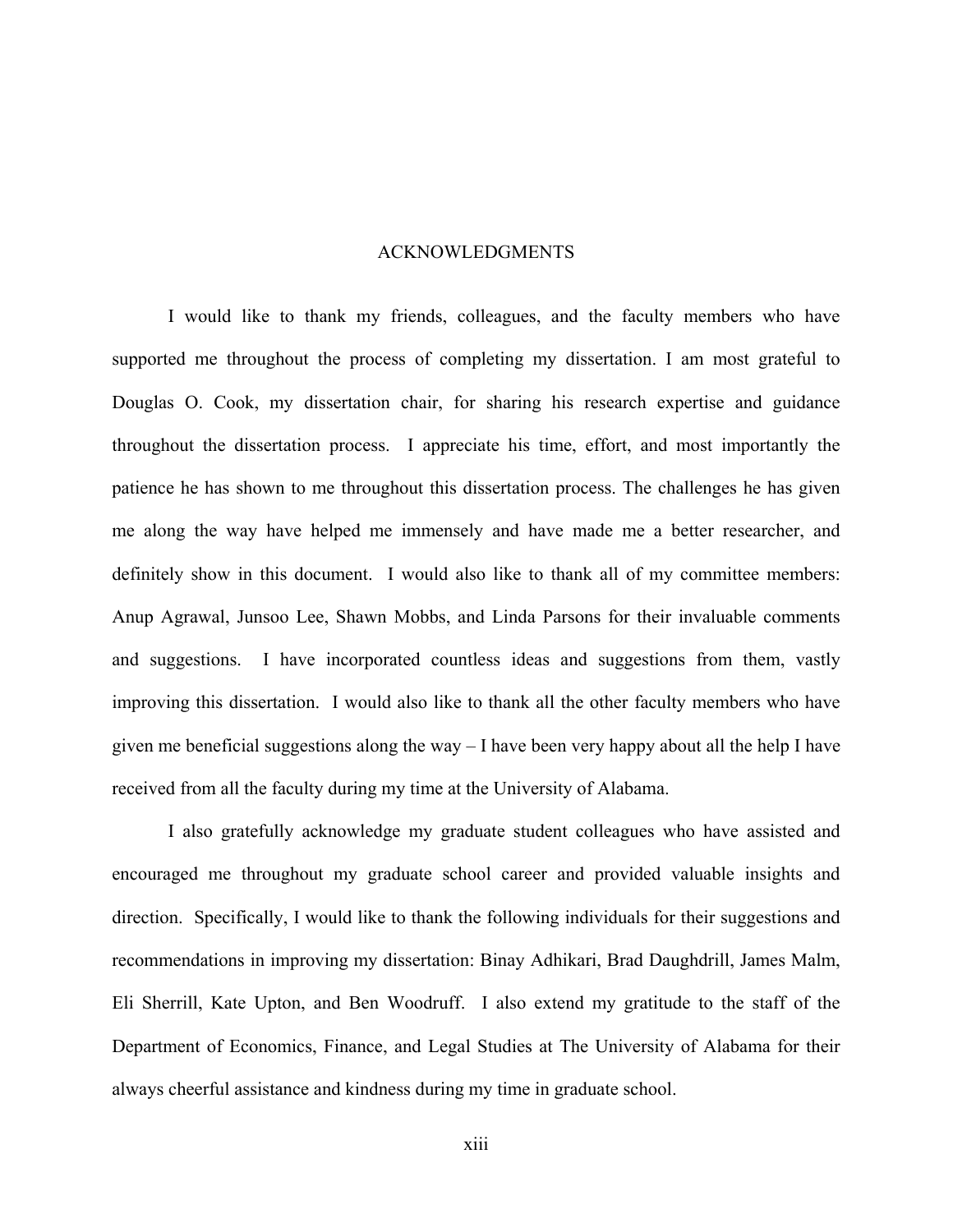# ACKNOWLEDGMENTS

I would like to thank my friends, colleagues, and the faculty members who have supported me throughout the process of completing my dissertation. I am most grateful to Douglas O. Cook, my dissertation chair, for sharing his research expertise and guidance throughout the dissertation process. I appreciate his time, effort, and most importantly the patience he has shown to me throughout this dissertation process. The challenges he has given me along the way have helped me immensely and have made me a better researcher, and definitely show in this document. I would also like to thank all of my committee members: Anup Agrawal, Junsoo Lee, Shawn Mobbs, and Linda Parsons for their invaluable comments and suggestions. I have incorporated countless ideas and suggestions from them, vastly improving this dissertation. I would also like to thank all the other faculty members who have given me beneficial suggestions along the way – I have been very happy about all the help I have received from all the faculty during my time at the University of Alabama.

I also gratefully acknowledge my graduate student colleagues who have assisted and encouraged me throughout my graduate school career and provided valuable insights and direction. Specifically, I would like to thank the following individuals for their suggestions and recommendations in improving my dissertation: Binay Adhikari, Brad Daughdrill, James Malm, Eli Sherrill, Kate Upton, and Ben Woodruff. I also extend my gratitude to the staff of the Department of Economics, Finance, and Legal Studies at The University of Alabama for their always cheerful assistance and kindness during my time in graduate school.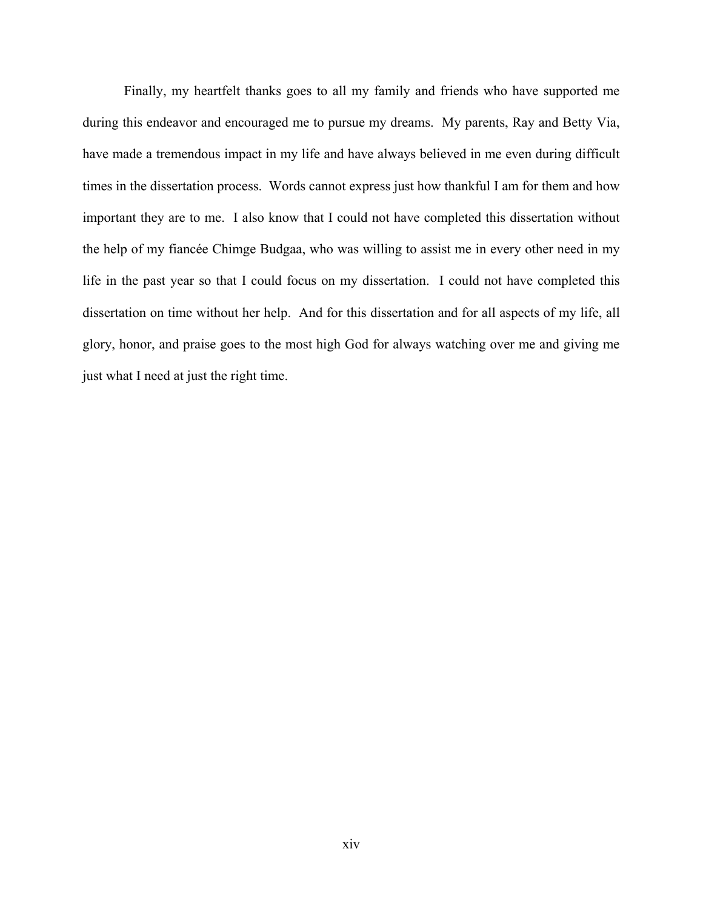Finally, my heartfelt thanks goes to all my family and friends who have supported me during this endeavor and encouraged me to pursue my dreams. My parents, Ray and Betty Via, have made a tremendous impact in my life and have always believed in me even during difficult times in the dissertation process. Words cannot express just how thankful I am for them and how important they are to me. I also know that I could not have completed this dissertation without the help of my fiancée Chimge Budgaa, who was willing to assist me in every other need in my life in the past year so that I could focus on my dissertation. I could not have completed this dissertation on time without her help. And for this dissertation and for all aspects of my life, all glory, honor, and praise goes to the most high God for always watching over me and giving me just what I need at just the right time.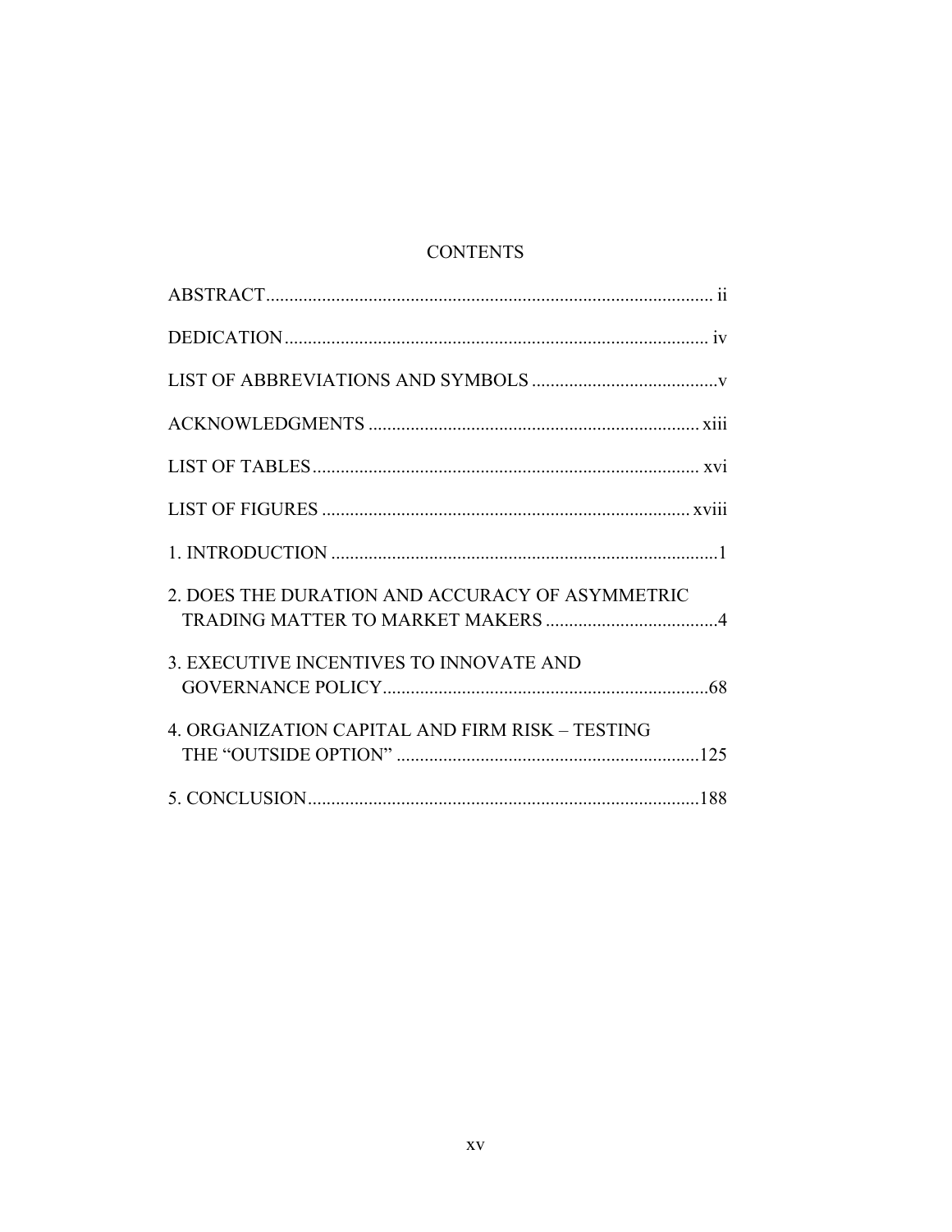# CONTENTS

ABSTRACT ..... ii

DEDICATION ..... iv

LIST OF ABBREVIATIONS AND SYMBOLS ..... v

ACKNOWLEDGMENTS ..... xiii

LIST OF TABLES ..... xvi

LIST OF FIGURES ..... xviii

1. INTRODUCTION ..... 1

2. DOES THE DURATION AND ACCURACY OF ASYMMETRIC TRADING MATTER TO MARKET MAKERS ..... 4

3. EXECUTIVE INCENTIVES TO INNOVATE AND GOVERNANCE POLICY ..... 68

4. ORGANIZATION CAPITAL AND FIRM RISK – TESTING THE "OUTSIDE OPTION" ..... 125

5. CONCLUSION ..... 188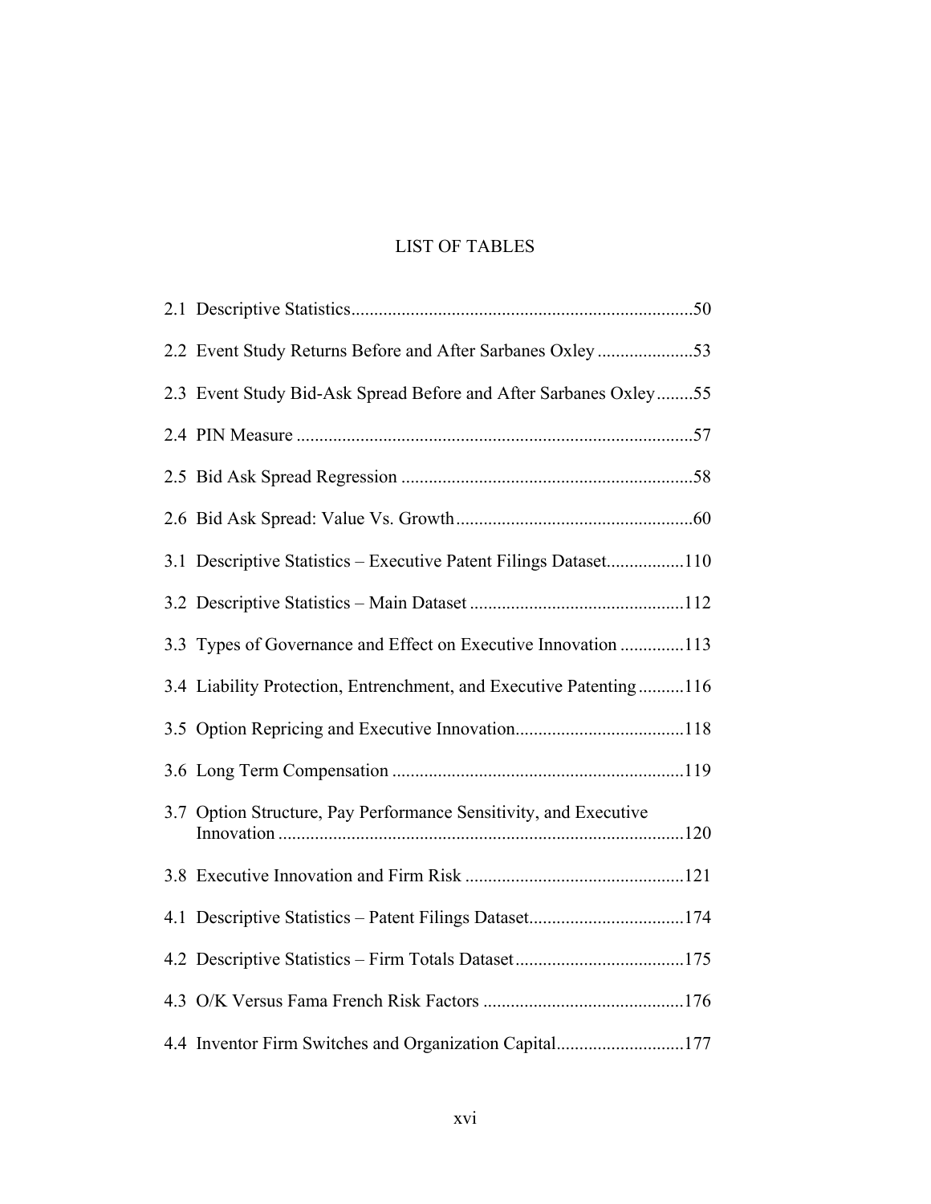# LIST OF TABLES

2.1 Descriptive Statistics..........................................................................50

2.2 Event Study Returns Before and After Sarbanes Oxley .....................53

2.3 Event Study Bid-Ask Spread Before and After Sarbanes Oxley........55

2.4 PIN Measure ......................................................................................57

2.5 Bid Ask Spread Regression ...............................................................58

2.6 Bid Ask Spread: Value Vs. Growth ...................................................60

3.1 Descriptive Statistics – Executive Patent Filings Dataset.................110

3.2 Descriptive Statistics – Main Dataset ..............................................112

3.3 Types of Governance and Effect on Executive Innovation .............113

3.4 Liability Protection, Entrenchment, and Executive Patenting ..........116

3.5 Option Repricing and Executive Innovation.....................................118

3.6 Long Term Compensation ...............................................................119

3.7 Option Structure, Pay Performance Sensitivity, and Executive Innovation .......................................................................................120

3.8 Executive Innovation and Firm Risk ...............................................121

4.1 Descriptive Statistics – Patent Filings Dataset..................................174

4.2 Descriptive Statistics – Firm Totals Dataset.....................................175

4.3 O/K Versus Fama French Risk Factors ............................................176

4.4 Inventor Firm Switches and Organization Capital............................177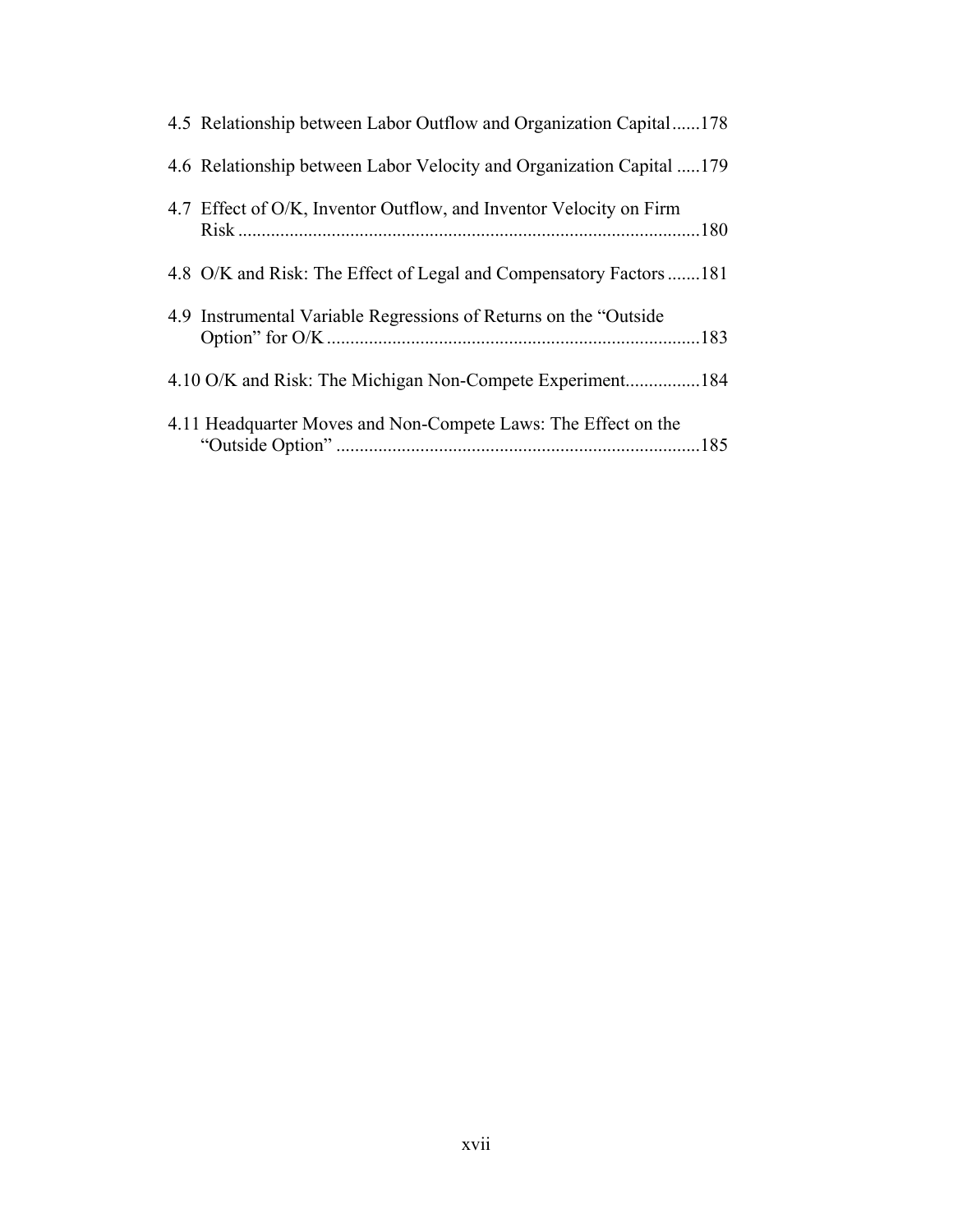4.5 Relationship between Labor Outflow and Organization Capital......178

4.6 Relationship between Labor Velocity and Organization Capital .....179

4.7 Effect of O/K, Inventor Outflow, and Inventor Velocity on Firm Risk ..................................................................................................180

4.8 O/K and Risk: The Effect of Legal and Compensatory Factors .......181

4.9 Instrumental Variable Regressions of Returns on the "Outside Option" for O/K ...............................................................................183

4.10 O/K and Risk: The Michigan Non-Compete Experiment................184

4.11 Headquarter Moves and Non-Compete Laws: The Effect on the "Outside Option" .............................................................................185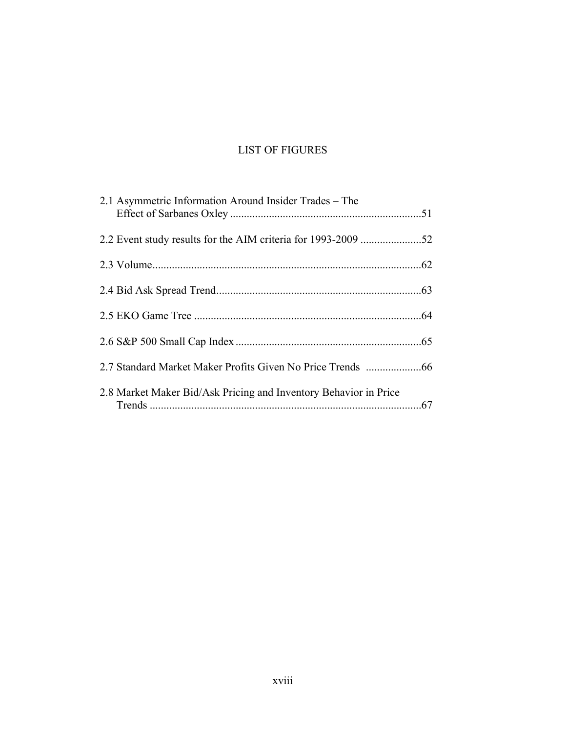# LIST OF FIGURES

2.1 Asymmetric Information Around Insider Trades – The Effect of Sarbanes Oxley .....................................................................51

2.2 Event study results for the AIM criteria for 1993-2009 ......................52

2.3 Volume.................................................................................................62

2.4 Bid Ask Spread Trend..........................................................................63

2.5 EKO Game Tree ..................................................................................64

2.6 S&P 500 Small Cap Index ...................................................................65

2.7 Standard Market Maker Profits Given No Price Trends ....................66

2.8 Market Maker Bid/Ask Pricing and Inventory Behavior in Price Trends ..................................................................................................67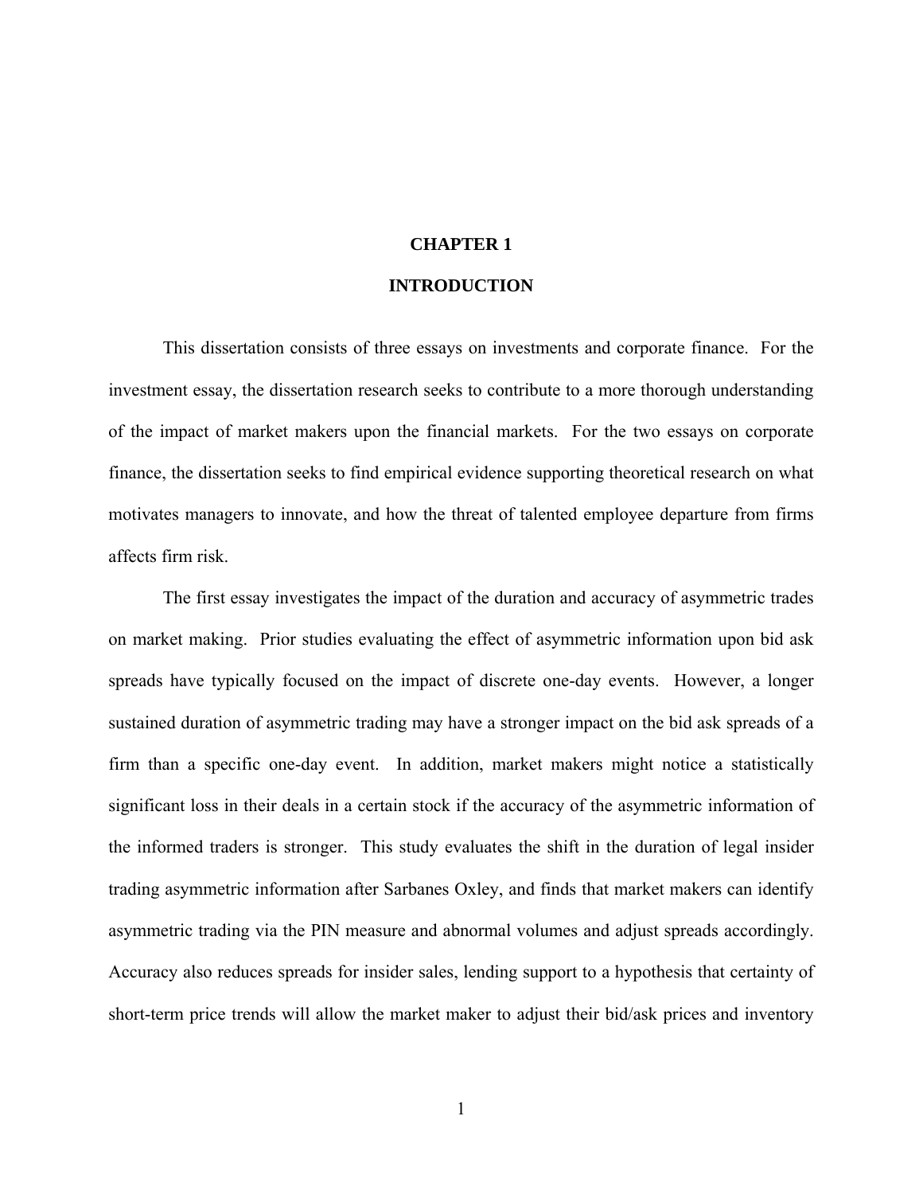# CHAPTER 1

# INTRODUCTION

This dissertation consists of three essays on investments and corporate finance. For the investment essay, the dissertation research seeks to contribute to a more thorough understanding of the impact of market makers upon the financial markets. For the two essays on corporate finance, the dissertation seeks to find empirical evidence supporting theoretical research on what motivates managers to innovate, and how the threat of talented employee departure from firms affects firm risk.

The first essay investigates the impact of the duration and accuracy of asymmetric trades on market making. Prior studies evaluating the effect of asymmetric information upon bid ask spreads have typically focused on the impact of discrete one-day events. However, a longer sustained duration of asymmetric trading may have a stronger impact on the bid ask spreads of a firm than a specific one-day event. In addition, market makers might notice a statistically significant loss in their deals in a certain stock if the accuracy of the asymmetric information of the informed traders is stronger. This study evaluates the shift in the duration of legal insider trading asymmetric information after Sarbanes Oxley, and finds that market makers can identify asymmetric trading via the PIN measure and abnormal volumes and adjust spreads accordingly. Accuracy also reduces spreads for insider sales, lending support to a hypothesis that certainty of short-term price trends will allow the market maker to adjust their bid/ask prices and inventory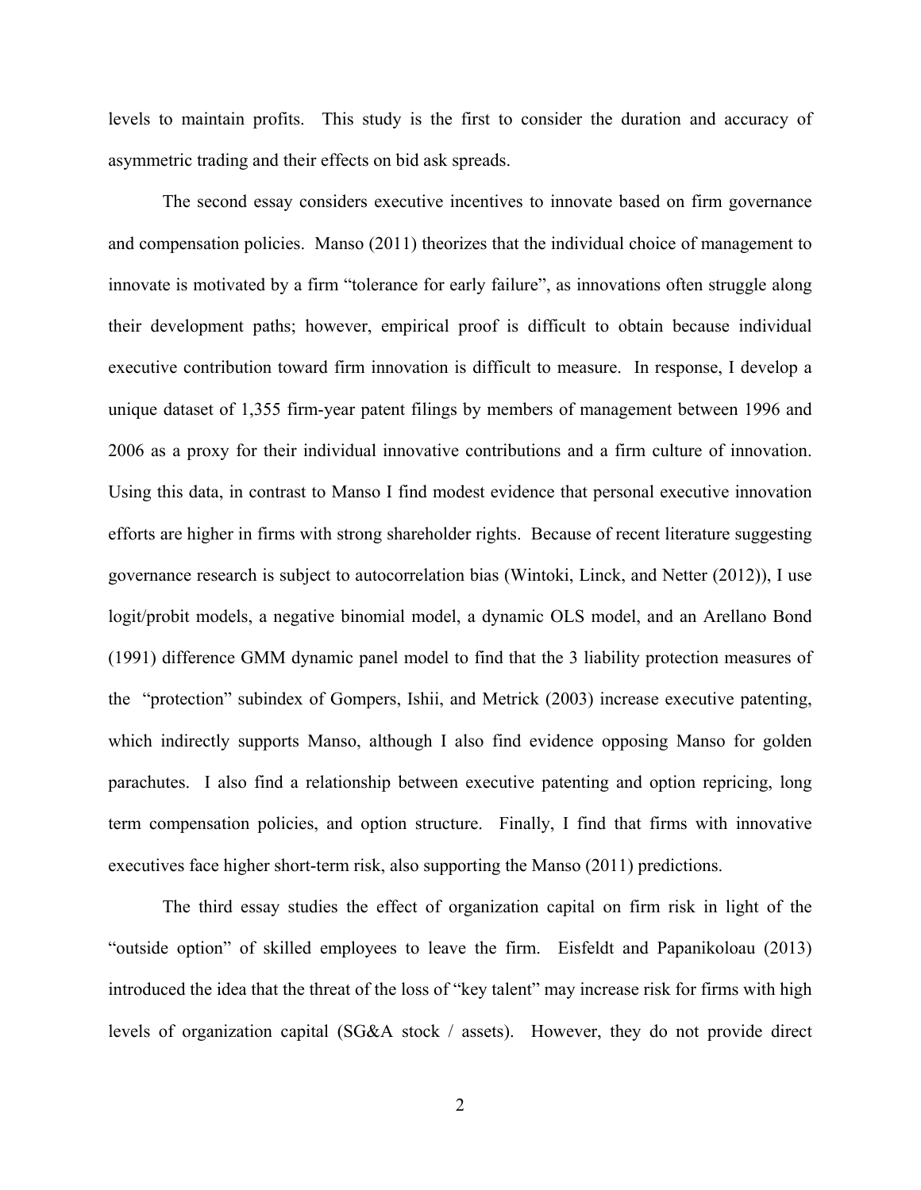levels to maintain profits. This study is the first to consider the duration and accuracy of asymmetric trading and their effects on bid ask spreads.

The second essay considers executive incentives to innovate based on firm governance and compensation policies. Manso (2011) theorizes that the individual choice of management to innovate is motivated by a firm "tolerance for early failure", as innovations often struggle along their development paths; however, empirical proof is difficult to obtain because individual executive contribution toward firm innovation is difficult to measure. In response, I develop a unique dataset of 1,355 firm-year patent filings by members of management between 1996 and 2006 as a proxy for their individual innovative contributions and a firm culture of innovation. Using this data, in contrast to Manso I find modest evidence that personal executive innovation efforts are higher in firms with strong shareholder rights. Because of recent literature suggesting governance research is subject to autocorrelation bias (Wintoki, Linck, and Netter (2012)), I use logit/probit models, a negative binomial model, a dynamic OLS model, and an Arellano Bond (1991) difference GMM dynamic panel model to find that the 3 liability protection measures of the "protection" subindex of Gompers, Ishii, and Metrick (2003) increase executive patenting, which indirectly supports Manso, although I also find evidence opposing Manso for golden parachutes. I also find a relationship between executive patenting and option repricing, long term compensation policies, and option structure. Finally, I find that firms with innovative executives face higher short-term risk, also supporting the Manso (2011) predictions.

The third essay studies the effect of organization capital on firm risk in light of the "outside option" of skilled employees to leave the firm. Eisfeldt and Papanikoloau (2013) introduced the idea that the threat of the loss of "key talent" may increase risk for firms with high levels of organization capital (SG&A stock / assets). However, they do not provide direct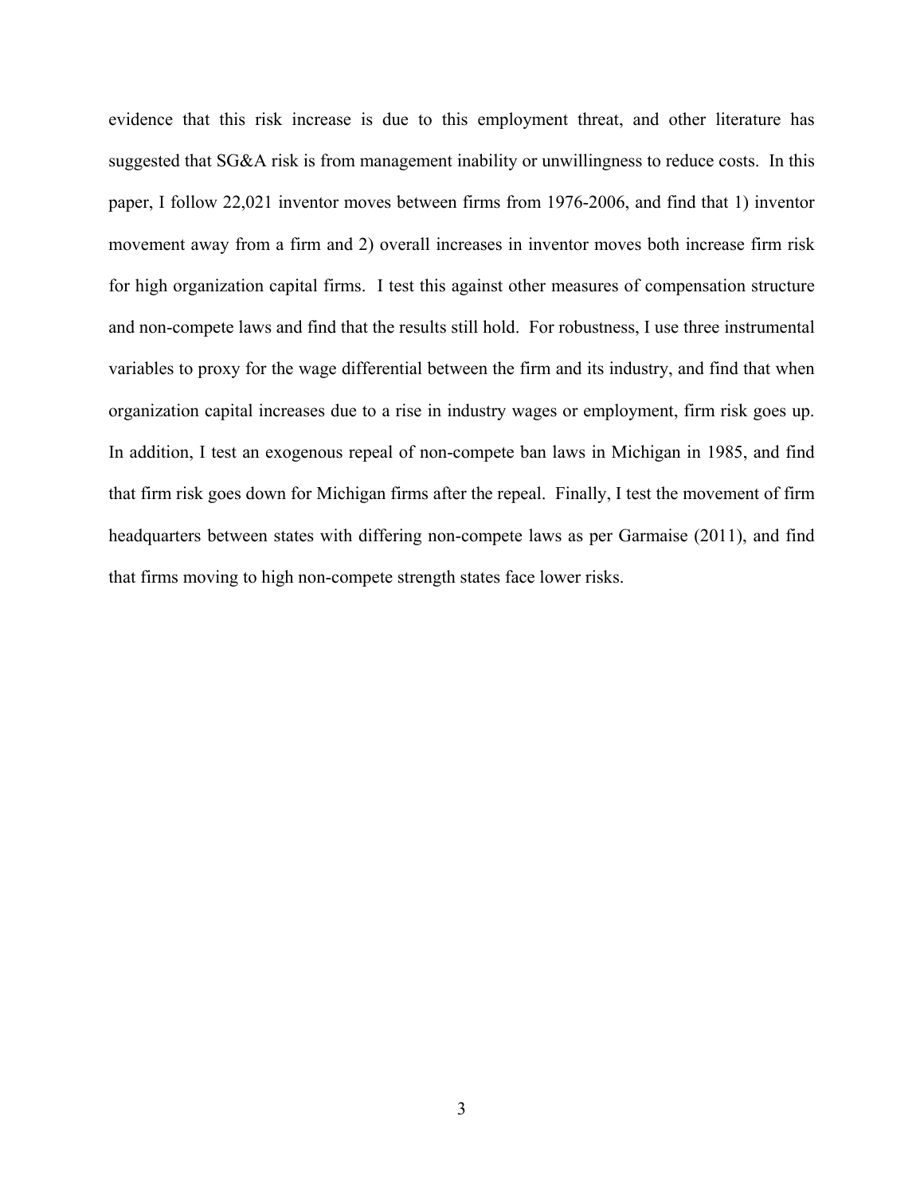evidence that this risk increase is due to this employment threat, and other literature has suggested that SG&A risk is from management inability or unwillingness to reduce costs. In this paper, I follow 22,021 inventor moves between firms from 1976-2006, and find that 1) inventor movement away from a firm and 2) overall increases in inventor moves both increase firm risk for high organization capital firms. I test this against other measures of compensation structure and non-compete laws and find that the results still hold. For robustness, I use three instrumental variables to proxy for the wage differential between the firm and its industry, and find that when organization capital increases due to a rise in industry wages or employment, firm risk goes up. In addition, I test an exogenous repeal of non-compete ban laws in Michigan in 1985, and find that firm risk goes down for Michigan firms after the repeal. Finally, I test the movement of firm headquarters between states with differing non-compete laws as per Garmaise (2011), and find that firms moving to high non-compete strength states face lower risks.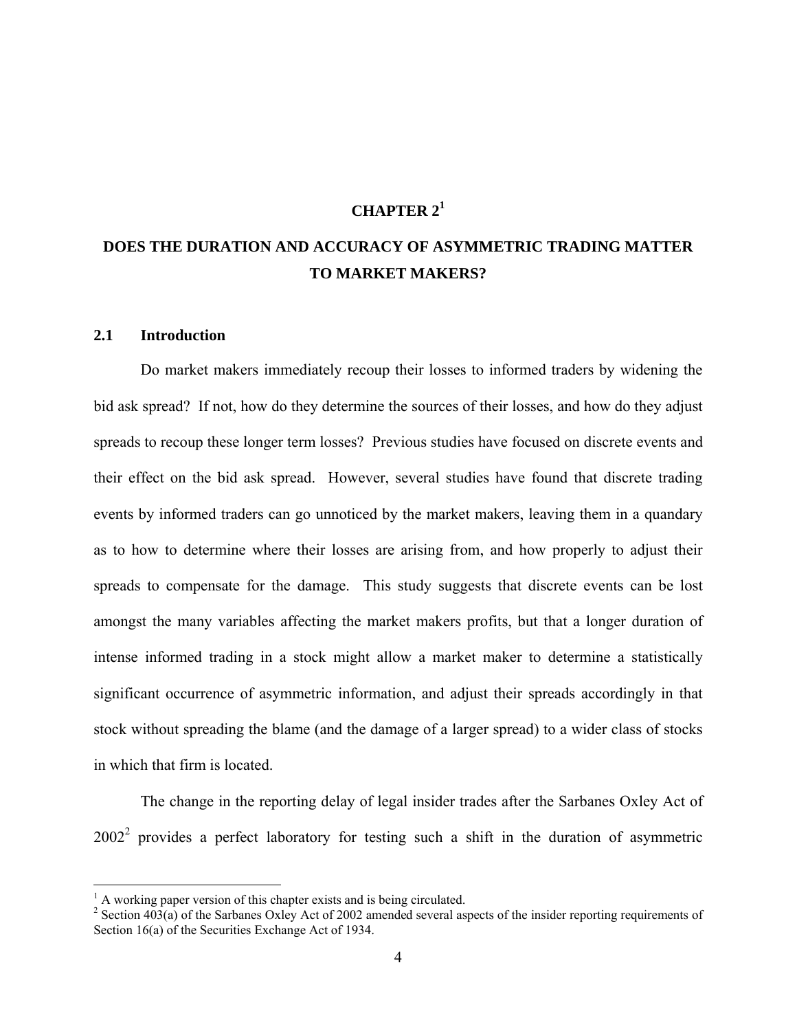# CHAPTER 2[1]

# DOES THE DURATION AND ACCURACY OF ASYMMETRIC TRADING MATTER TO MARKET MAKERS?

## 2.1 Introduction

Do market makers immediately recoup their losses to informed traders by widening the bid ask spread? If not, how do they determine the sources of their losses, and how do they adjust spreads to recoup these longer term losses? Previous studies have focused on discrete events and their effect on the bid ask spread. However, several studies have found that discrete trading events by informed traders can go unnoticed by the market makers, leaving them in a quandary as to how to determine where their losses are arising from, and how properly to adjust their spreads to compensate for the damage. This study suggests that discrete events can be lost amongst the many variables affecting the market makers profits, but that a longer duration of intense informed trading in a stock might allow a market maker to determine a statistically significant occurrence of asymmetric information, and adjust their spreads accordingly in that stock without spreading the blame (and the damage of a larger spread) to a wider class of stocks in which that firm is located.

The change in the reporting delay of legal insider trades after the Sarbanes Oxley Act of 2002[2] provides a perfect laboratory for testing such a shift in the duration of asymmetric

---

[1] A working paper version of this chapter exists and is being circulated.

[2] Section 403(a) of the Sarbanes Oxley Act of 2002 amended several aspects of the insider reporting requirements of Section 16(a) of the Securities Exchange Act of 1934.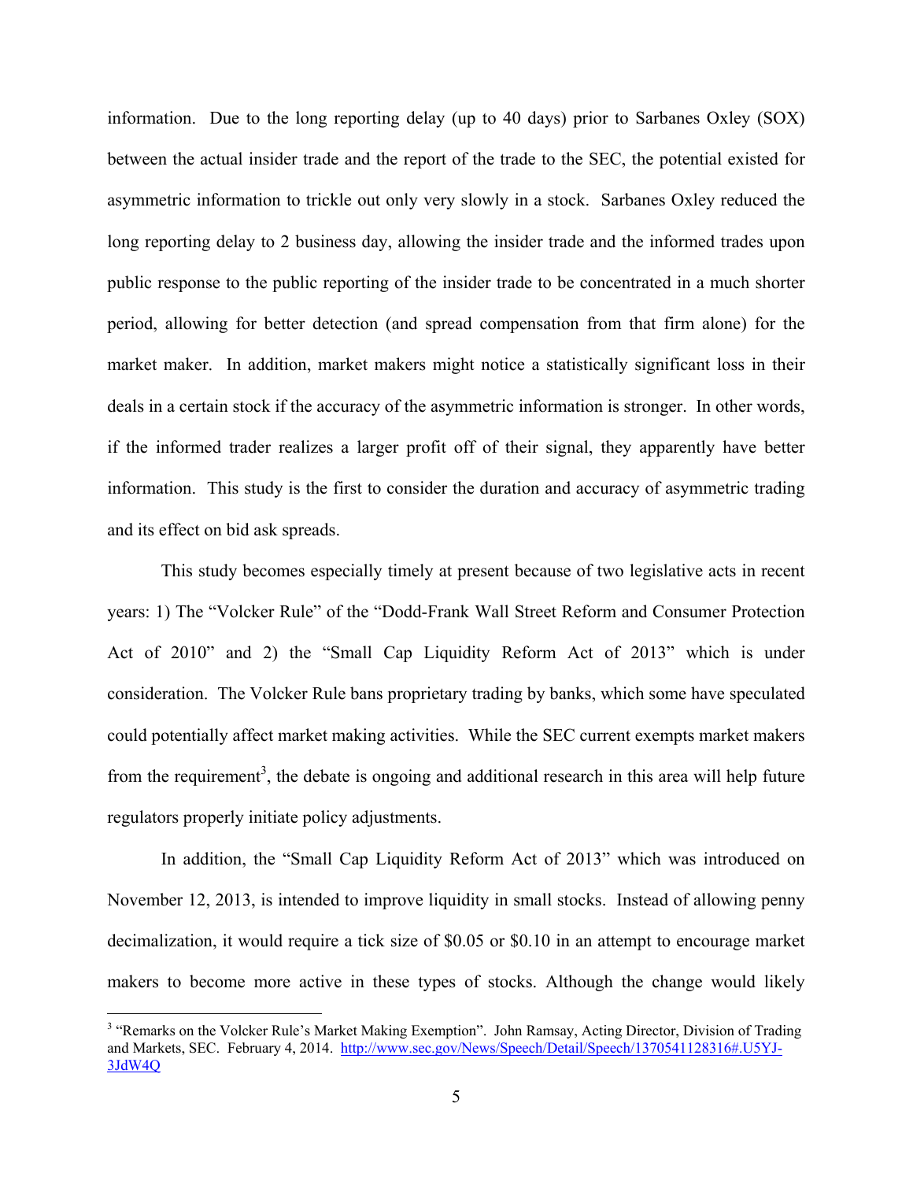information. Due to the long reporting delay (up to 40 days) prior to Sarbanes Oxley (SOX) between the actual insider trade and the report of the trade to the SEC, the potential existed for asymmetric information to trickle out only very slowly in a stock. Sarbanes Oxley reduced the long reporting delay to 2 business day, allowing the insider trade and the informed trades upon public response to the public reporting of the insider trade to be concentrated in a much shorter period, allowing for better detection (and spread compensation from that firm alone) for the market maker. In addition, market makers might notice a statistically significant loss in their deals in a certain stock if the accuracy of the asymmetric information is stronger. In other words, if the informed trader realizes a larger profit off of their signal, they apparently have better information. This study is the first to consider the duration and accuracy of asymmetric trading and its effect on bid ask spreads.

This study becomes especially timely at present because of two legislative acts in recent years: 1) The "Volcker Rule" of the "Dodd-Frank Wall Street Reform and Consumer Protection Act of 2010" and 2) the "Small Cap Liquidity Reform Act of 2013" which is under consideration. The Volcker Rule bans proprietary trading by banks, which some have speculated could potentially affect market making activities. While the SEC current exempts market makers from the requirement[3], the debate is ongoing and additional research in this area will help future regulators properly initiate policy adjustments.

In addition, the "Small Cap Liquidity Reform Act of 2013" which was introduced on November 12, 2013, is intended to improve liquidity in small stocks. Instead of allowing penny decimalization, it would require a tick size of $0.05 or $0.10 in an attempt to encourage market makers to become more active in these types of stocks. Although the change would likely

[3] "Remarks on the Volcker Rule's Market Making Exemption". John Ramsay, Acting Director, Division of Trading and Markets, SEC. February 4, 2014. http://www.sec.gov/News/Speech/Detail/Speech/1370541128316#.U5YJ-3JdW4Q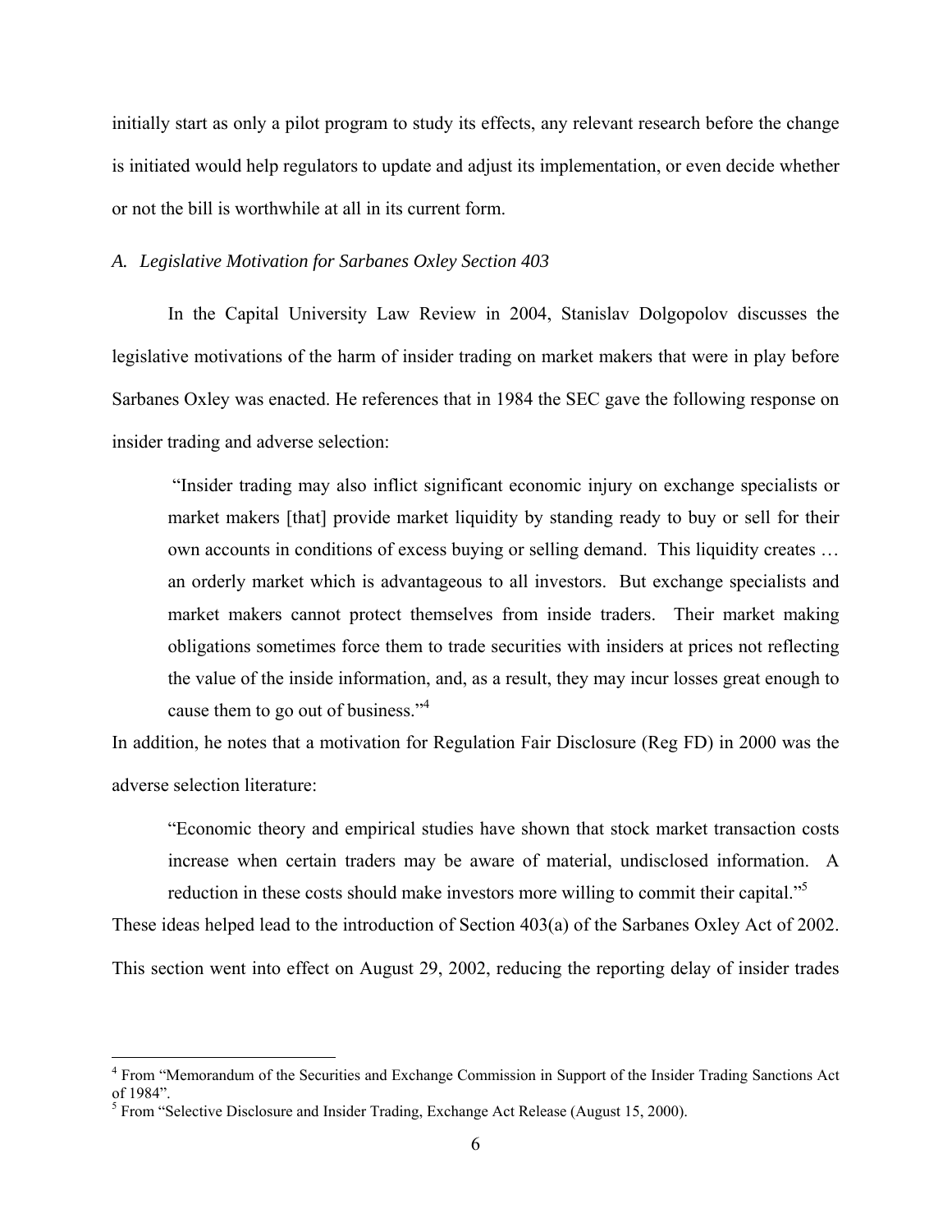initially start as only a pilot program to study its effects, any relevant research before the change is initiated would help regulators to update and adjust its implementation, or even decide whether or not the bill is worthwhile at all in its current form.

### *A. Legislative Motivation for Sarbanes Oxley Section 403*

In the Capital University Law Review in 2004, Stanislav Dolgopolov discusses the legislative motivations of the harm of insider trading on market makers that were in play before Sarbanes Oxley was enacted. He references that in 1984 the SEC gave the following response on insider trading and adverse selection:

> "Insider trading may also inflict significant economic injury on exchange specialists or market makers [that] provide market liquidity by standing ready to buy or sell for their own accounts in conditions of excess buying or selling demand. This liquidity creates … an orderly market which is advantageous to all investors. But exchange specialists and market makers cannot protect themselves from inside traders. Their market making obligations sometimes force them to trade securities with insiders at prices not reflecting the value of the inside information, and, as a result, they may incur losses great enough to cause them to go out of business."[4]

In addition, he notes that a motivation for Regulation Fair Disclosure (Reg FD) in 2000 was the adverse selection literature:

> "Economic theory and empirical studies have shown that stock market transaction costs increase when certain traders may be aware of material, undisclosed information. A reduction in these costs should make investors more willing to commit their capital."[5]

These ideas helped lead to the introduction of Section 403(a) of the Sarbanes Oxley Act of 2002. This section went into effect on August 29, 2002, reducing the reporting delay of insider trades

---

[4] From "Memorandum of the Securities and Exchange Commission in Support of the Insider Trading Sanctions Act of 1984".

[5] From "Selective Disclosure and Insider Trading, Exchange Act Release (August 15, 2000).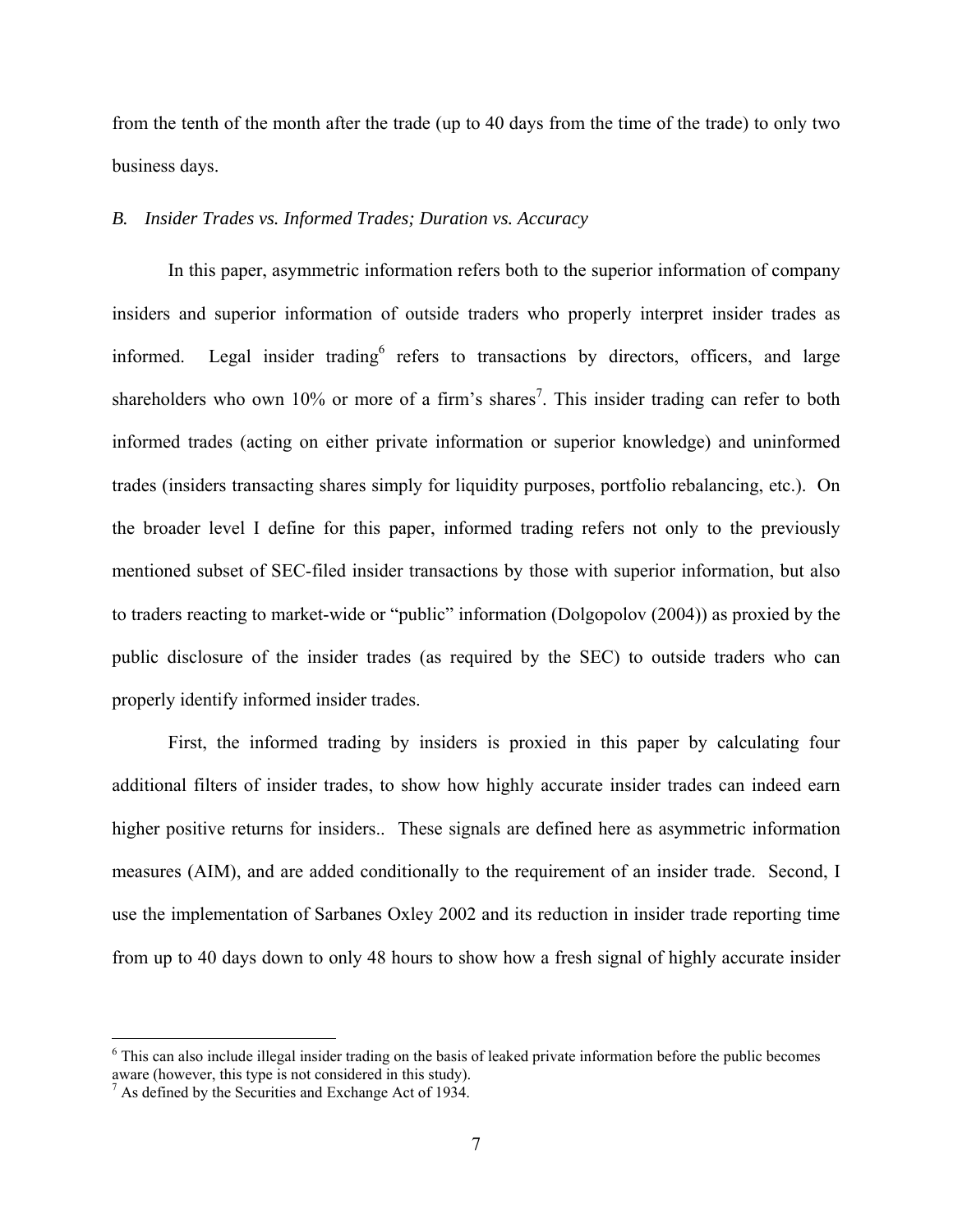from the tenth of the month after the trade (up to 40 days from the time of the trade) to only two business days.

### *B. Insider Trades vs. Informed Trades; Duration vs. Accuracy*

In this paper, asymmetric information refers both to the superior information of company insiders and superior information of outside traders who properly interpret insider trades as informed. Legal insider trading[6] refers to transactions by directors, officers, and large shareholders who own 10% or more of a firm's shares[7]. This insider trading can refer to both informed trades (acting on either private information or superior knowledge) and uninformed trades (insiders transacting shares simply for liquidity purposes, portfolio rebalancing, etc.). On the broader level I define for this paper, informed trading refers not only to the previously mentioned subset of SEC-filed insider transactions by those with superior information, but also to traders reacting to market-wide or "public" information (Dolgopolov (2004)) as proxied by the public disclosure of the insider trades (as required by the SEC) to outside traders who can properly identify informed insider trades.

First, the informed trading by insiders is proxied in this paper by calculating four additional filters of insider trades, to show how highly accurate insider trades can indeed earn higher positive returns for insiders.. These signals are defined here as asymmetric information measures (AIM), and are added conditionally to the requirement of an insider trade. Second, I use the implementation of Sarbanes Oxley 2002 and its reduction in insider trade reporting time from up to 40 days down to only 48 hours to show how a fresh signal of highly accurate insider

---

[6] This can also include illegal insider trading on the basis of leaked private information before the public becomes aware (however, this type is not considered in this study).

[7] As defined by the Securities and Exchange Act of 1934.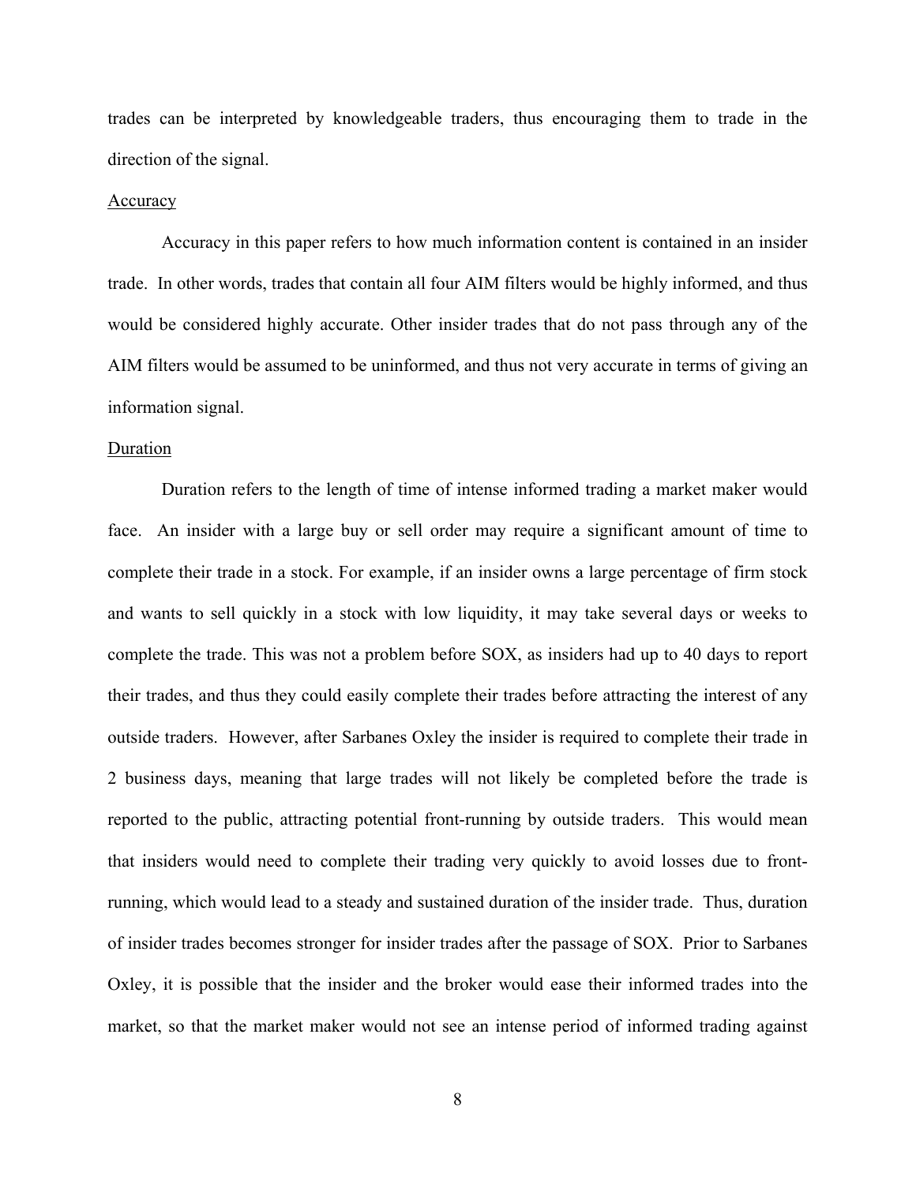trades can be interpreted by knowledgeable traders, thus encouraging them to trade in the direction of the signal.

### Accuracy

Accuracy in this paper refers to how much information content is contained in an insider trade. In other words, trades that contain all four AIM filters would be highly informed, and thus would be considered highly accurate. Other insider trades that do not pass through any of the AIM filters would be assumed to be uninformed, and thus not very accurate in terms of giving an information signal.

### Duration

Duration refers to the length of time of intense informed trading a market maker would face. An insider with a large buy or sell order may require a significant amount of time to complete their trade in a stock. For example, if an insider owns a large percentage of firm stock and wants to sell quickly in a stock with low liquidity, it may take several days or weeks to complete the trade. This was not a problem before SOX, as insiders had up to 40 days to report their trades, and thus they could easily complete their trades before attracting the interest of any outside traders. However, after Sarbanes Oxley the insider is required to complete their trade in 2 business days, meaning that large trades will not likely be completed before the trade is reported to the public, attracting potential front-running by outside traders. This would mean that insiders would need to complete their trading very quickly to avoid losses due to front-running, which would lead to a steady and sustained duration of the insider trade. Thus, duration of insider trades becomes stronger for insider trades after the passage of SOX. Prior to Sarbanes Oxley, it is possible that the insider and the broker would ease their informed trades into the market, so that the market maker would not see an intense period of informed trading against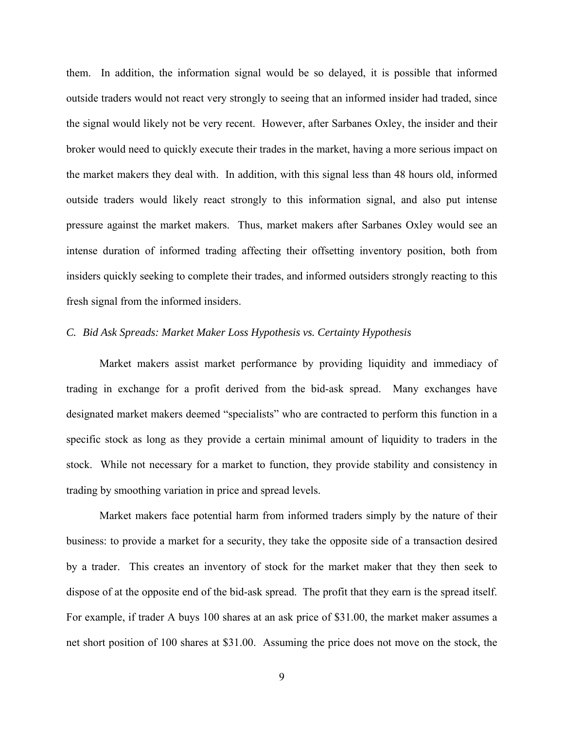them. In addition, the information signal would be so delayed, it is possible that informed outside traders would not react very strongly to seeing that an informed insider had traded, since the signal would likely not be very recent. However, after Sarbanes Oxley, the insider and their broker would need to quickly execute their trades in the market, having a more serious impact on the market makers they deal with. In addition, with this signal less than 48 hours old, informed outside traders would likely react strongly to this information signal, and also put intense pressure against the market makers. Thus, market makers after Sarbanes Oxley would see an intense duration of informed trading affecting their offsetting inventory position, both from insiders quickly seeking to complete their trades, and informed outsiders strongly reacting to this fresh signal from the informed insiders.

### *C. Bid Ask Spreads: Market Maker Loss Hypothesis vs. Certainty Hypothesis*

Market makers assist market performance by providing liquidity and immediacy of trading in exchange for a profit derived from the bid-ask spread. Many exchanges have designated market makers deemed "specialists" who are contracted to perform this function in a specific stock as long as they provide a certain minimal amount of liquidity to traders in the stock. While not necessary for a market to function, they provide stability and consistency in trading by smoothing variation in price and spread levels.

Market makers face potential harm from informed traders simply by the nature of their business: to provide a market for a security, they take the opposite side of a transaction desired by a trader. This creates an inventory of stock for the market maker that they then seek to dispose of at the opposite end of the bid-ask spread. The profit that they earn is the spread itself. For example, if trader A buys 100 shares at an ask price of $31.00, the market maker assumes a net short position of 100 shares at $31.00. Assuming the price does not move on the stock, the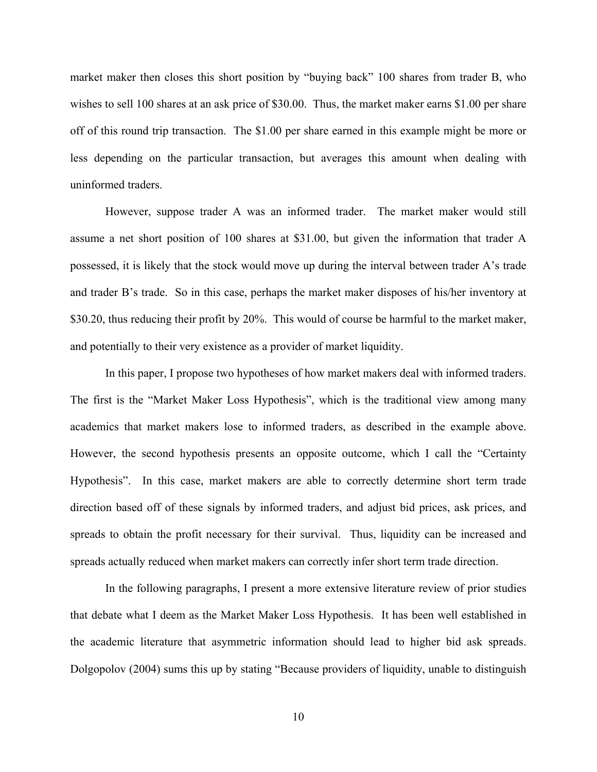market maker then closes this short position by "buying back" 100 shares from trader B, who wishes to sell 100 shares at an ask price of $30.00. Thus, the market maker earns $1.00 per share off of this round trip transaction. The $1.00 per share earned in this example might be more or less depending on the particular transaction, but averages this amount when dealing with uninformed traders.

However, suppose trader A was an informed trader. The market maker would still assume a net short position of 100 shares at $31.00, but given the information that trader A possessed, it is likely that the stock would move up during the interval between trader A's trade and trader B's trade. So in this case, perhaps the market maker disposes of his/her inventory at $30.20, thus reducing their profit by 20%. This would of course be harmful to the market maker, and potentially to their very existence as a provider of market liquidity.

In this paper, I propose two hypotheses of how market makers deal with informed traders. The first is the "Market Maker Loss Hypothesis", which is the traditional view among many academics that market makers lose to informed traders, as described in the example above. However, the second hypothesis presents an opposite outcome, which I call the "Certainty Hypothesis". In this case, market makers are able to correctly determine short term trade direction based off of these signals by informed traders, and adjust bid prices, ask prices, and spreads to obtain the profit necessary for their survival. Thus, liquidity can be increased and spreads actually reduced when market makers can correctly infer short term trade direction.

In the following paragraphs, I present a more extensive literature review of prior studies that debate what I deem as the Market Maker Loss Hypothesis. It has been well established in the academic literature that asymmetric information should lead to higher bid ask spreads. Dolgopolov (2004) sums this up by stating "Because providers of liquidity, unable to distinguish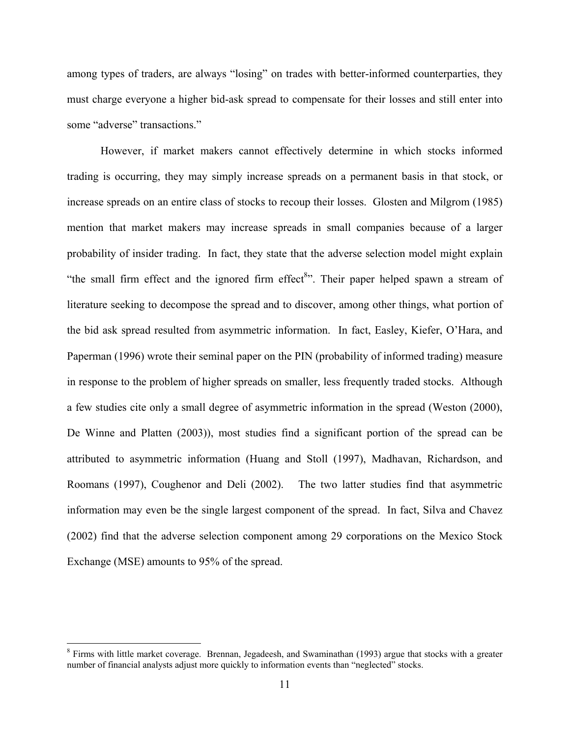among types of traders, are always "losing" on trades with better-informed counterparties, they must charge everyone a higher bid-ask spread to compensate for their losses and still enter into some "adverse" transactions."

However, if market makers cannot effectively determine in which stocks informed trading is occurring, they may simply increase spreads on a permanent basis in that stock, or increase spreads on an entire class of stocks to recoup their losses. Glosten and Milgrom (1985) mention that market makers may increase spreads in small companies because of a larger probability of insider trading. In fact, they state that the adverse selection model might explain "the small firm effect and the ignored firm effect[8]". Their paper helped spawn a stream of literature seeking to decompose the spread and to discover, among other things, what portion of the bid ask spread resulted from asymmetric information. In fact, Easley, Kiefer, O'Hara, and Paperman (1996) wrote their seminal paper on the PIN (probability of informed trading) measure in response to the problem of higher spreads on smaller, less frequently traded stocks. Although a few studies cite only a small degree of asymmetric information in the spread (Weston (2000), De Winne and Platten (2003)), most studies find a significant portion of the spread can be attributed to asymmetric information (Huang and Stoll (1997), Madhavan, Richardson, and Roomans (1997), Coughenor and Deli (2002). The two latter studies find that asymmetric information may even be the single largest component of the spread. In fact, Silva and Chavez (2002) find that the adverse selection component among 29 corporations on the Mexico Stock Exchange (MSE) amounts to 95% of the spread.

---

[8] Firms with little market coverage. Brennan, Jegadeesh, and Swaminathan (1993) argue that stocks with a greater number of financial analysts adjust more quickly to information events than "neglected" stocks.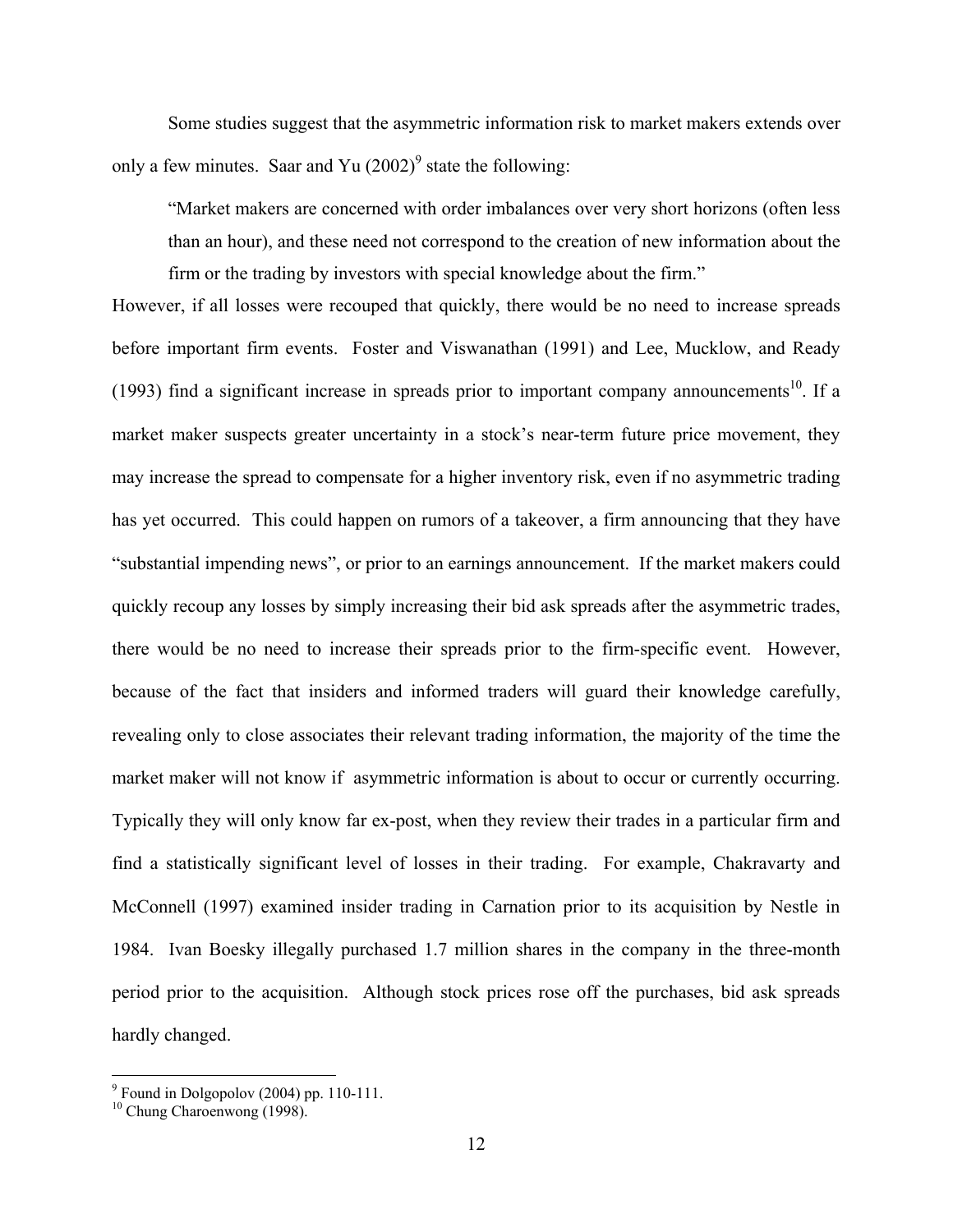Some studies suggest that the asymmetric information risk to market makers extends over only a few minutes. Saar and Yu (2002)[9] state the following:

> "Market makers are concerned with order imbalances over very short horizons (often less than an hour), and these need not correspond to the creation of new information about the firm or the trading by investors with special knowledge about the firm."

However, if all losses were recouped that quickly, there would be no need to increase spreads before important firm events. Foster and Viswanathan (1991) and Lee, Mucklow, and Ready (1993) find a significant increase in spreads prior to important company announcements[10]. If a market maker suspects greater uncertainty in a stock's near-term future price movement, they may increase the spread to compensate for a higher inventory risk, even if no asymmetric trading has yet occurred. This could happen on rumors of a takeover, a firm announcing that they have "substantial impending news", or prior to an earnings announcement. If the market makers could quickly recoup any losses by simply increasing their bid ask spreads after the asymmetric trades, there would be no need to increase their spreads prior to the firm-specific event. However, because of the fact that insiders and informed traders will guard their knowledge carefully, revealing only to close associates their relevant trading information, the majority of the time the market maker will not know if asymmetric information is about to occur or currently occurring. Typically they will only know far ex-post, when they review their trades in a particular firm and find a statistically significant level of losses in their trading. For example, Chakravarty and McConnell (1997) examined insider trading in Carnation prior to its acquisition by Nestle in 1984. Ivan Boesky illegally purchased 1.7 million shares in the company in the three-month period prior to the acquisition. Although stock prices rose off the purchases, bid ask spreads hardly changed.

---

[9] Found in Dolgopolov (2004) pp. 110-111.

[10] Chung Charoenwong (1998).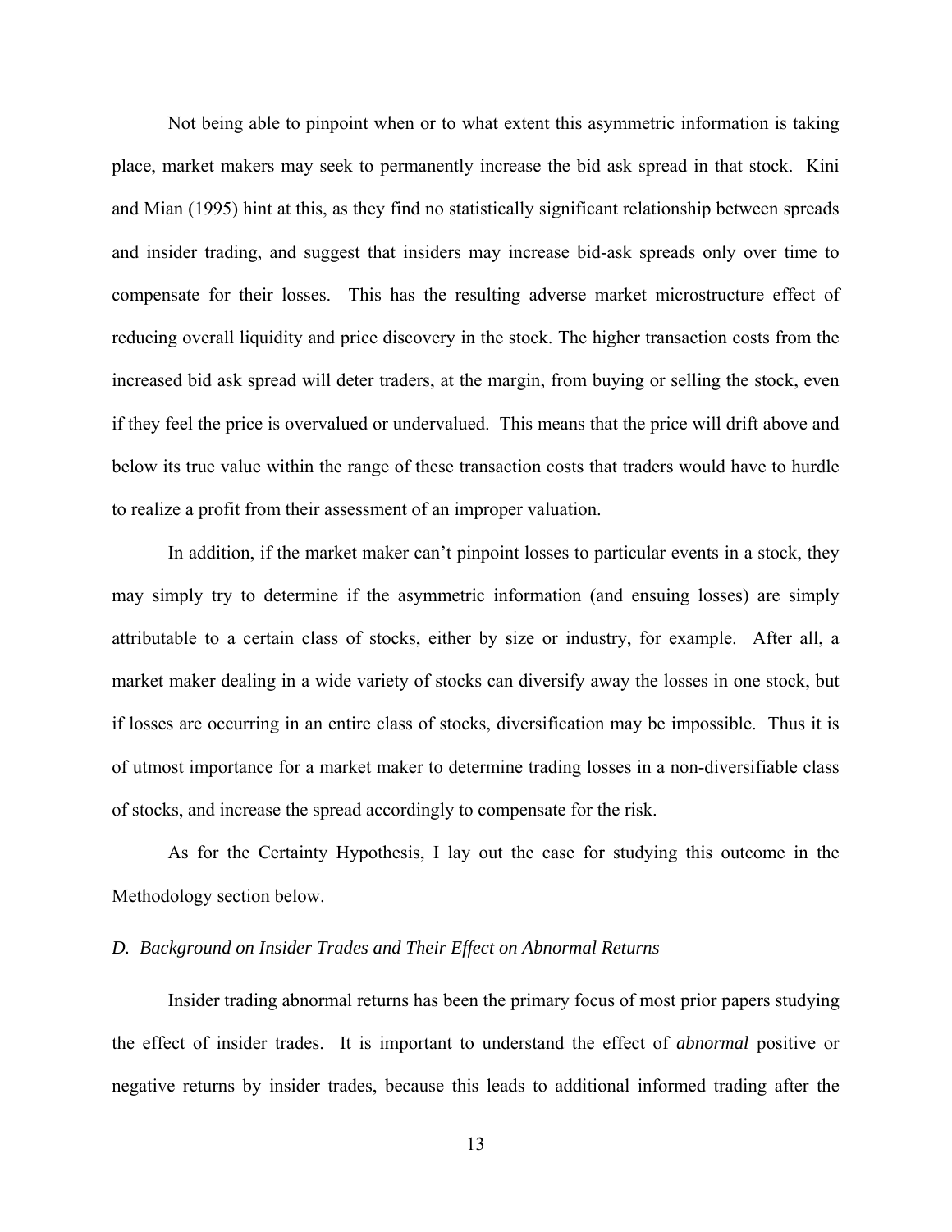Not being able to pinpoint when or to what extent this asymmetric information is taking place, market makers may seek to permanently increase the bid ask spread in that stock. Kini and Mian (1995) hint at this, as they find no statistically significant relationship between spreads and insider trading, and suggest that insiders may increase bid-ask spreads only over time to compensate for their losses. This has the resulting adverse market microstructure effect of reducing overall liquidity and price discovery in the stock. The higher transaction costs from the increased bid ask spread will deter traders, at the margin, from buying or selling the stock, even if they feel the price is overvalued or undervalued. This means that the price will drift above and below its true value within the range of these transaction costs that traders would have to hurdle to realize a profit from their assessment of an improper valuation.

In addition, if the market maker can't pinpoint losses to particular events in a stock, they may simply try to determine if the asymmetric information (and ensuing losses) are simply attributable to a certain class of stocks, either by size or industry, for example. After all, a market maker dealing in a wide variety of stocks can diversify away the losses in one stock, but if losses are occurring in an entire class of stocks, diversification may be impossible. Thus it is of utmost importance for a market maker to determine trading losses in a non-diversifiable class of stocks, and increase the spread accordingly to compensate for the risk.

As for the Certainty Hypothesis, I lay out the case for studying this outcome in the Methodology section below.

### *D. Background on Insider Trades and Their Effect on Abnormal Returns*

Insider trading abnormal returns has been the primary focus of most prior papers studying the effect of insider trades. It is important to understand the effect of *abnormal* positive or negative returns by insider trades, because this leads to additional informed trading after the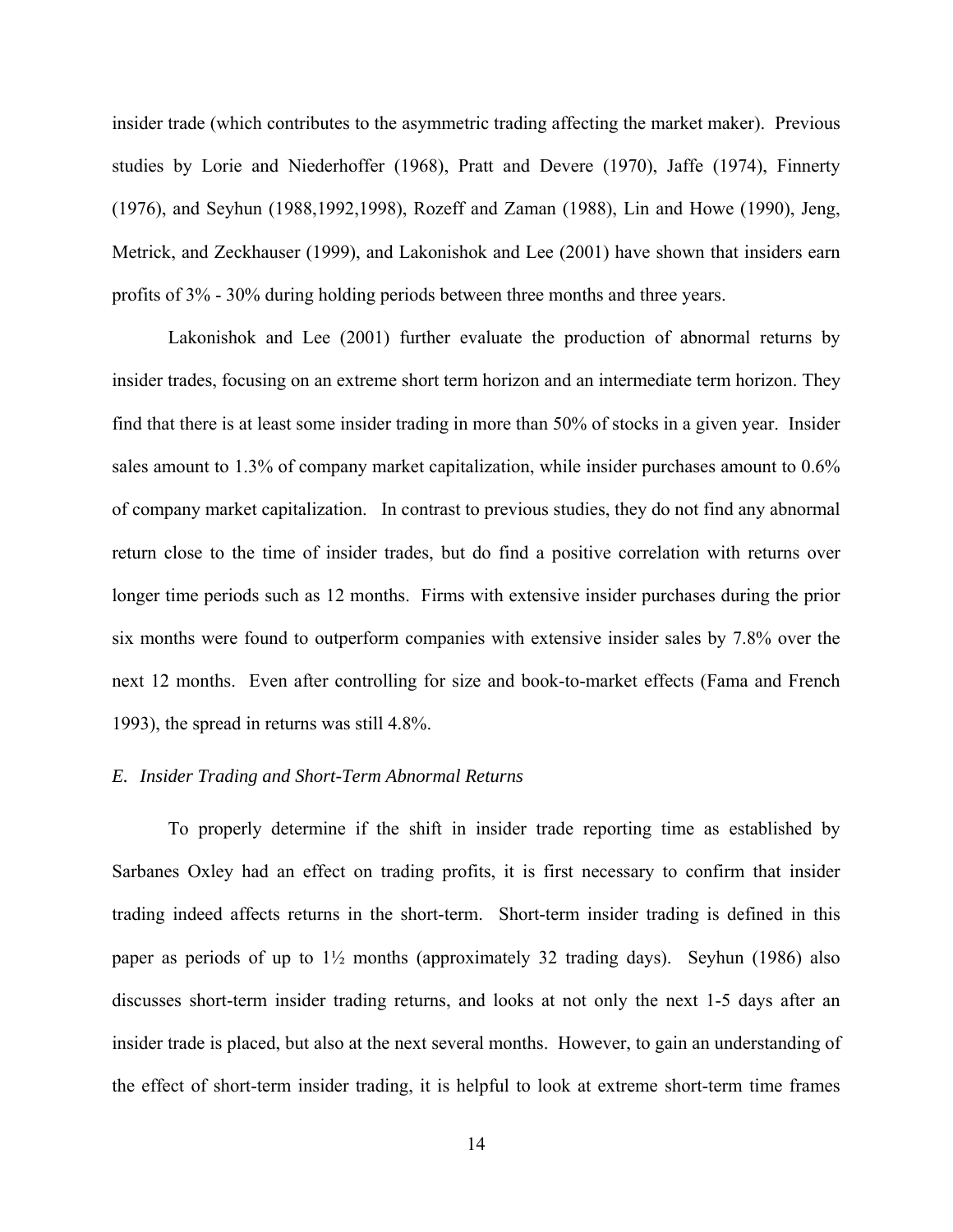insider trade (which contributes to the asymmetric trading affecting the market maker). Previous studies by Lorie and Niederhoffer (1968), Pratt and Devere (1970), Jaffe (1974), Finnerty (1976), and Seyhun (1988,1992,1998), Rozeff and Zaman (1988), Lin and Howe (1990), Jeng, Metrick, and Zeckhauser (1999), and Lakonishok and Lee (2001) have shown that insiders earn profits of 3% - 30% during holding periods between three months and three years.

Lakonishok and Lee (2001) further evaluate the production of abnormal returns by insider trades, focusing on an extreme short term horizon and an intermediate term horizon. They find that there is at least some insider trading in more than 50% of stocks in a given year. Insider sales amount to 1.3% of company market capitalization, while insider purchases amount to 0.6% of company market capitalization. In contrast to previous studies, they do not find any abnormal return close to the time of insider trades, but do find a positive correlation with returns over longer time periods such as 12 months. Firms with extensive insider purchases during the prior six months were found to outperform companies with extensive insider sales by 7.8% over the next 12 months. Even after controlling for size and book-to-market effects (Fama and French 1993), the spread in returns was still 4.8%.

### *E. Insider Trading and Short-Term Abnormal Returns*

To properly determine if the shift in insider trade reporting time as established by Sarbanes Oxley had an effect on trading profits, it is first necessary to confirm that insider trading indeed affects returns in the short-term. Short-term insider trading is defined in this paper as periods of up to 1½ months (approximately 32 trading days). Seyhun (1986) also discusses short-term insider trading returns, and looks at not only the next 1-5 days after an insider trade is placed, but also at the next several months. However, to gain an understanding of the effect of short-term insider trading, it is helpful to look at extreme short-term time frames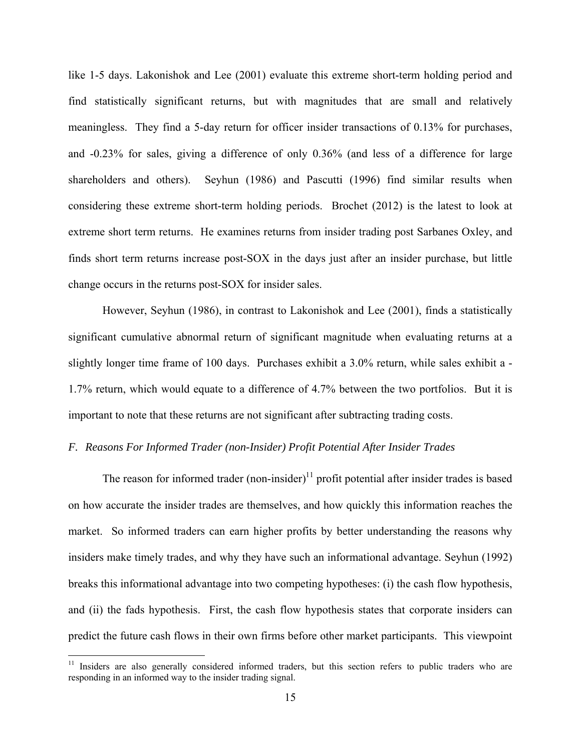like 1-5 days. Lakonishok and Lee (2001) evaluate this extreme short-term holding period and find statistically significant returns, but with magnitudes that are small and relatively meaningless. They find a 5-day return for officer insider transactions of 0.13% for purchases, and -0.23% for sales, giving a difference of only 0.36% (and less of a difference for large shareholders and others). Seyhun (1986) and Pascutti (1996) find similar results when considering these extreme short-term holding periods. Brochet (2012) is the latest to look at extreme short term returns. He examines returns from insider trading post Sarbanes Oxley, and finds short term returns increase post-SOX in the days just after an insider purchase, but little change occurs in the returns post-SOX for insider sales.

However, Seyhun (1986), in contrast to Lakonishok and Lee (2001), finds a statistically significant cumulative abnormal return of significant magnitude when evaluating returns at a slightly longer time frame of 100 days. Purchases exhibit a 3.0% return, while sales exhibit a -1.7% return, which would equate to a difference of 4.7% between the two portfolios. But it is important to note that these returns are not significant after subtracting trading costs.

### *F. Reasons For Informed Trader (non-Insider) Profit Potential After Insider Trades*

The reason for informed trader (non-insider)[11] profit potential after insider trades is based on how accurate the insider trades are themselves, and how quickly this information reaches the market. So informed traders can earn higher profits by better understanding the reasons why insiders make timely trades, and why they have such an informational advantage. Seyhun (1992) breaks this informational advantage into two competing hypotheses: (i) the cash flow hypothesis, and (ii) the fads hypothesis. First, the cash flow hypothesis states that corporate insiders can predict the future cash flows in their own firms before other market participants. This viewpoint

[11] Insiders are also generally considered informed traders, but this section refers to public traders who are responding in an informed way to the insider trading signal.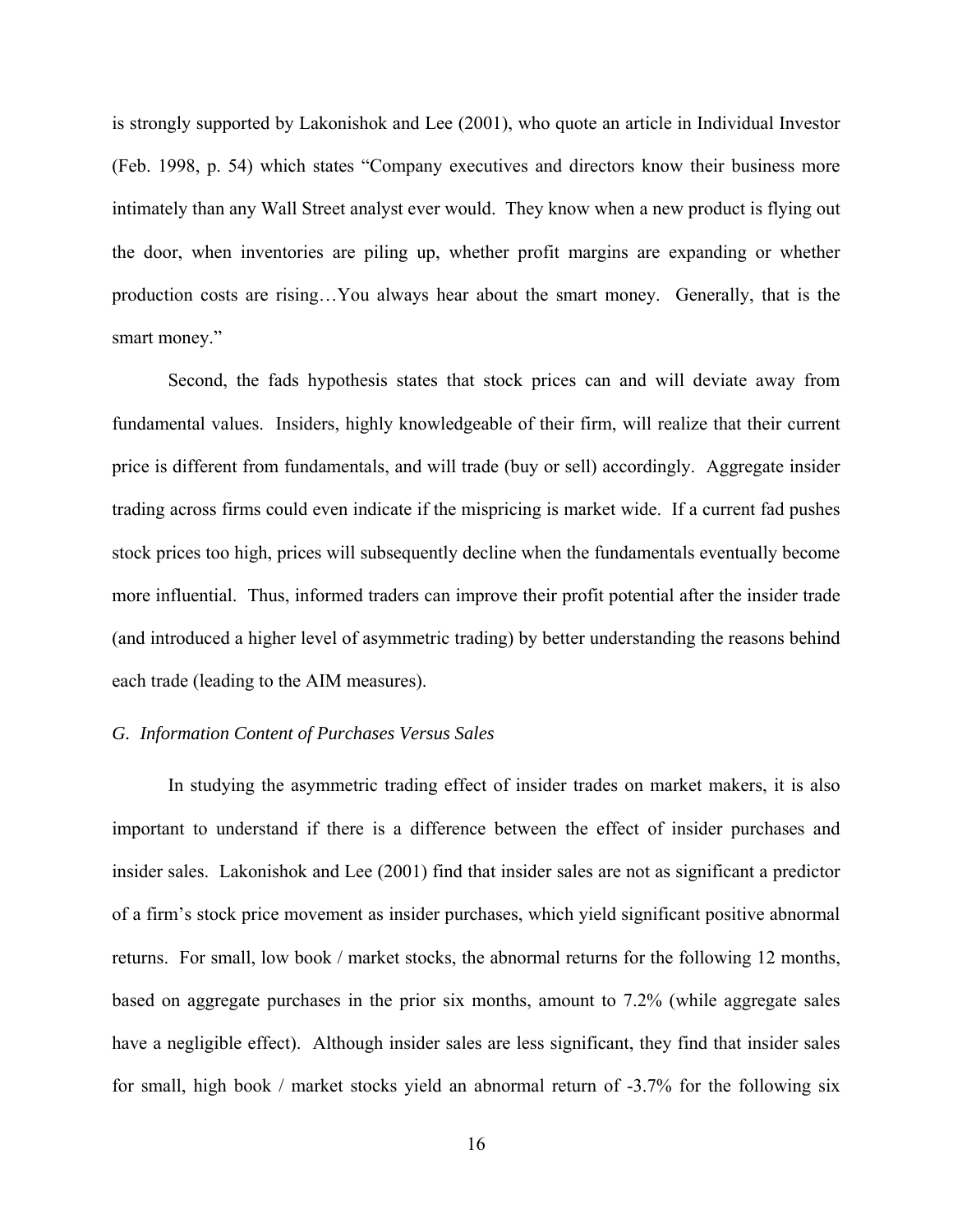is strongly supported by Lakonishok and Lee (2001), who quote an article in Individual Investor (Feb. 1998, p. 54) which states "Company executives and directors know their business more intimately than any Wall Street analyst ever would. They know when a new product is flying out the door, when inventories are piling up, whether profit margins are expanding or whether production costs are rising…You always hear about the smart money. Generally, that is the smart money."

Second, the fads hypothesis states that stock prices can and will deviate away from fundamental values. Insiders, highly knowledgeable of their firm, will realize that their current price is different from fundamentals, and will trade (buy or sell) accordingly. Aggregate insider trading across firms could even indicate if the mispricing is market wide. If a current fad pushes stock prices too high, prices will subsequently decline when the fundamentals eventually become more influential. Thus, informed traders can improve their profit potential after the insider trade (and introduced a higher level of asymmetric trading) by better understanding the reasons behind each trade (leading to the AIM measures).

### *G. Information Content of Purchases Versus Sales*

In studying the asymmetric trading effect of insider trades on market makers, it is also important to understand if there is a difference between the effect of insider purchases and insider sales. Lakonishok and Lee (2001) find that insider sales are not as significant a predictor of a firm's stock price movement as insider purchases, which yield significant positive abnormal returns. For small, low book / market stocks, the abnormal returns for the following 12 months, based on aggregate purchases in the prior six months, amount to 7.2% (while aggregate sales have a negligible effect). Although insider sales are less significant, they find that insider sales for small, high book / market stocks yield an abnormal return of -3.7% for the following six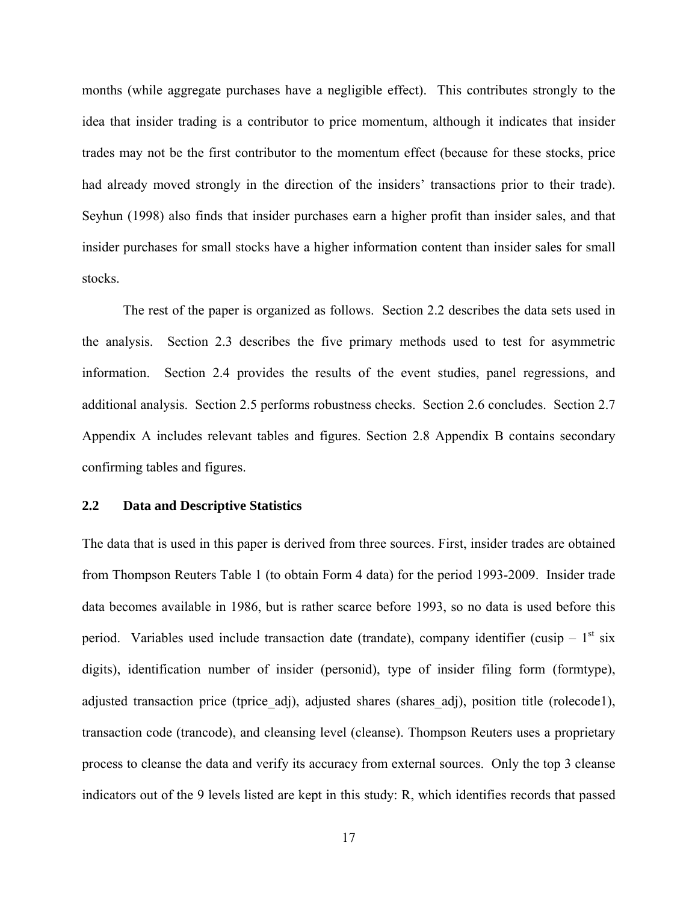months (while aggregate purchases have a negligible effect). This contributes strongly to the idea that insider trading is a contributor to price momentum, although it indicates that insider trades may not be the first contributor to the momentum effect (because for these stocks, price had already moved strongly in the direction of the insiders' transactions prior to their trade). Seyhun (1998) also finds that insider purchases earn a higher profit than insider sales, and that insider purchases for small stocks have a higher information content than insider sales for small stocks.

The rest of the paper is organized as follows. Section 2.2 describes the data sets used in the analysis. Section 2.3 describes the five primary methods used to test for asymmetric information. Section 2.4 provides the results of the event studies, panel regressions, and additional analysis. Section 2.5 performs robustness checks. Section 2.6 concludes. Section 2.7 Appendix A includes relevant tables and figures. Section 2.8 Appendix B contains secondary confirming tables and figures.

## 2.2 Data and Descriptive Statistics

The data that is used in this paper is derived from three sources. First, insider trades are obtained from Thompson Reuters Table 1 (to obtain Form 4 data) for the period 1993-2009. Insider trade data becomes available in 1986, but is rather scarce before 1993, so no data is used before this period. Variables used include transaction date (trandate), company identifier (cusip – 1st six digits), identification number of insider (personid), type of insider filing form (formtype), adjusted transaction price (tprice_adj), adjusted shares (shares_adj), position title (rolecode1), transaction code (trancode), and cleansing level (cleanse). Thompson Reuters uses a proprietary process to cleanse the data and verify its accuracy from external sources. Only the top 3 cleanse indicators out of the 9 levels listed are kept in this study: R, which identifies records that passed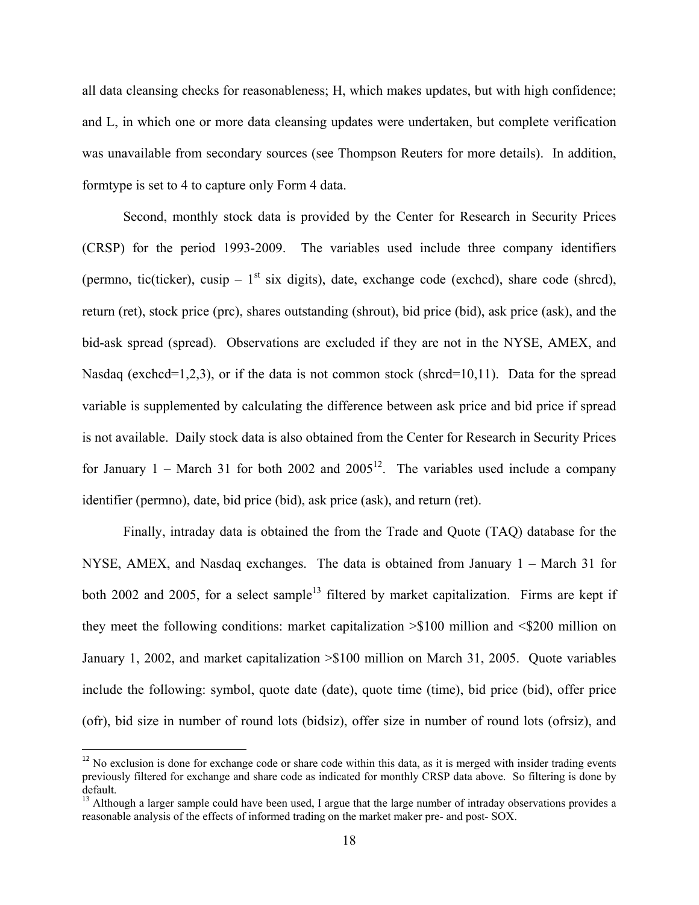all data cleansing checks for reasonableness; H, which makes updates, but with high confidence; and L, in which one or more data cleansing updates were undertaken, but complete verification was unavailable from secondary sources (see Thompson Reuters for more details). In addition, formtype is set to 4 to capture only Form 4 data.

Second, monthly stock data is provided by the Center for Research in Security Prices (CRSP) for the period 1993-2009. The variables used include three company identifiers (permno, tic(ticker), cusip – 1st six digits), date, exchange code (exchcd), share code (shrcd), return (ret), stock price (prc), shares outstanding (shrout), bid price (bid), ask price (ask), and the bid-ask spread (spread). Observations are excluded if they are not in the NYSE, AMEX, and Nasdaq (exchcd=1,2,3), or if the data is not common stock (shrcd=10,11). Data for the spread variable is supplemented by calculating the difference between ask price and bid price if spread is not available. Daily stock data is also obtained from the Center for Research in Security Prices for January 1 – March 31 for both 2002 and 2005[12]. The variables used include a company identifier (permno), date, bid price (bid), ask price (ask), and return (ret).

Finally, intraday data is obtained the from the Trade and Quote (TAQ) database for the NYSE, AMEX, and Nasdaq exchanges. The data is obtained from January 1 – March 31 for both 2002 and 2005, for a select sample[13] filtered by market capitalization. Firms are kept if they meet the following conditions: market capitalization >$100 million and <$200 million on January 1, 2002, and market capitalization >$100 million on March 31, 2005. Quote variables include the following: symbol, quote date (date), quote time (time), bid price (bid), offer price (ofr), bid size in number of round lots (bidsiz), offer size in number of round lots (ofrsiz), and

---

[12] No exclusion is done for exchange code or share code within this data, as it is merged with insider trading events previously filtered for exchange and share code as indicated for monthly CRSP data above. So filtering is done by default.

[13] Although a larger sample could have been used, I argue that the large number of intraday observations provides a reasonable analysis of the effects of informed trading on the market maker pre- and post- SOX.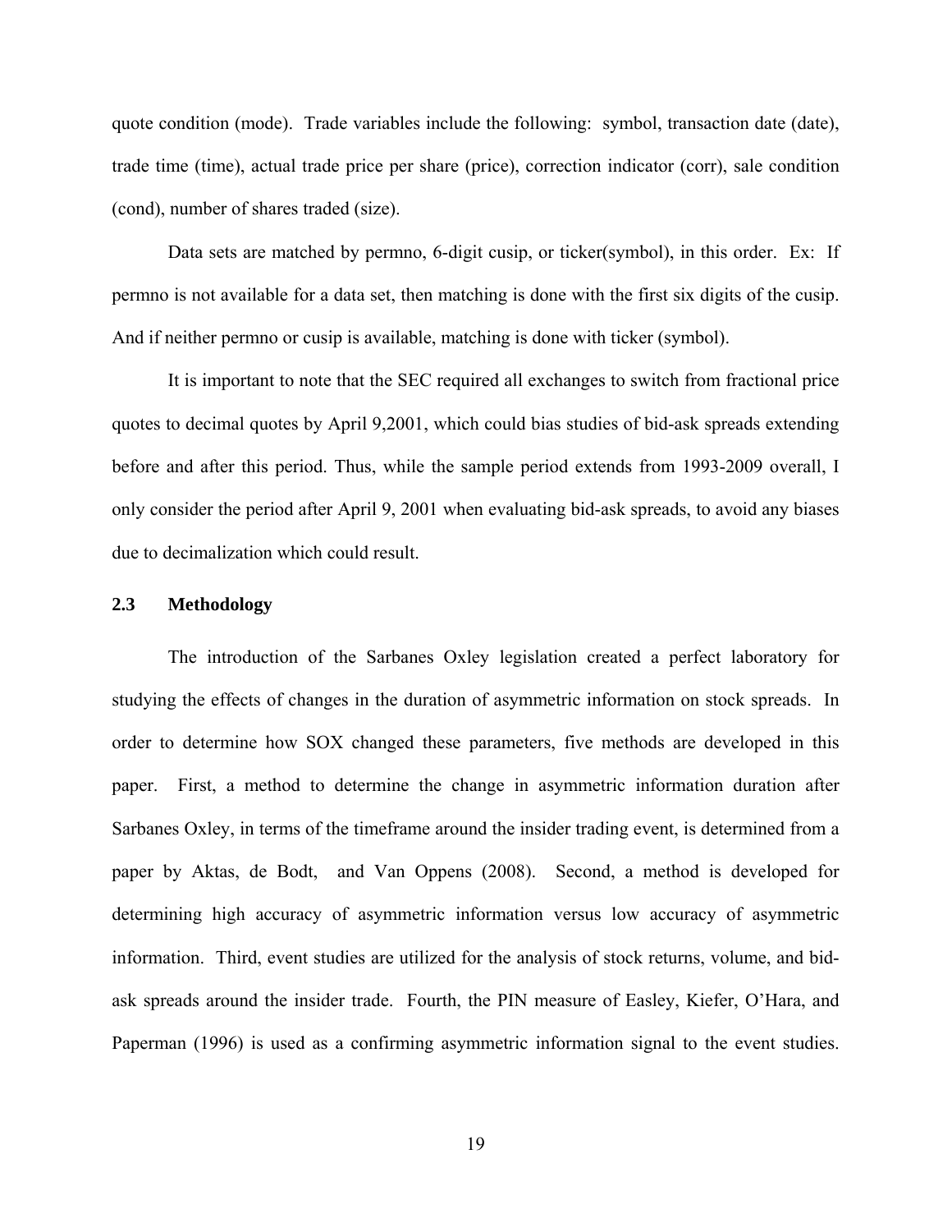quote condition (mode). Trade variables include the following: symbol, transaction date (date), trade time (time), actual trade price per share (price), correction indicator (corr), sale condition (cond), number of shares traded (size).

Data sets are matched by permno, 6-digit cusip, or ticker(symbol), in this order. Ex: If permno is not available for a data set, then matching is done with the first six digits of the cusip. And if neither permno or cusip is available, matching is done with ticker (symbol).

It is important to note that the SEC required all exchanges to switch from fractional price quotes to decimal quotes by April 9,2001, which could bias studies of bid-ask spreads extending before and after this period. Thus, while the sample period extends from 1993-2009 overall, I only consider the period after April 9, 2001 when evaluating bid-ask spreads, to avoid any biases due to decimalization which could result.

## 2.3 Methodology

The introduction of the Sarbanes Oxley legislation created a perfect laboratory for studying the effects of changes in the duration of asymmetric information on stock spreads. In order to determine how SOX changed these parameters, five methods are developed in this paper. First, a method to determine the change in asymmetric information duration after Sarbanes Oxley, in terms of the timeframe around the insider trading event, is determined from a paper by Aktas, de Bodt, and Van Oppens (2008). Second, a method is developed for determining high accuracy of asymmetric information versus low accuracy of asymmetric information. Third, event studies are utilized for the analysis of stock returns, volume, and bid-ask spreads around the insider trade. Fourth, the PIN measure of Easley, Kiefer, O'Hara, and Paperman (1996) is used as a confirming asymmetric information signal to the event studies.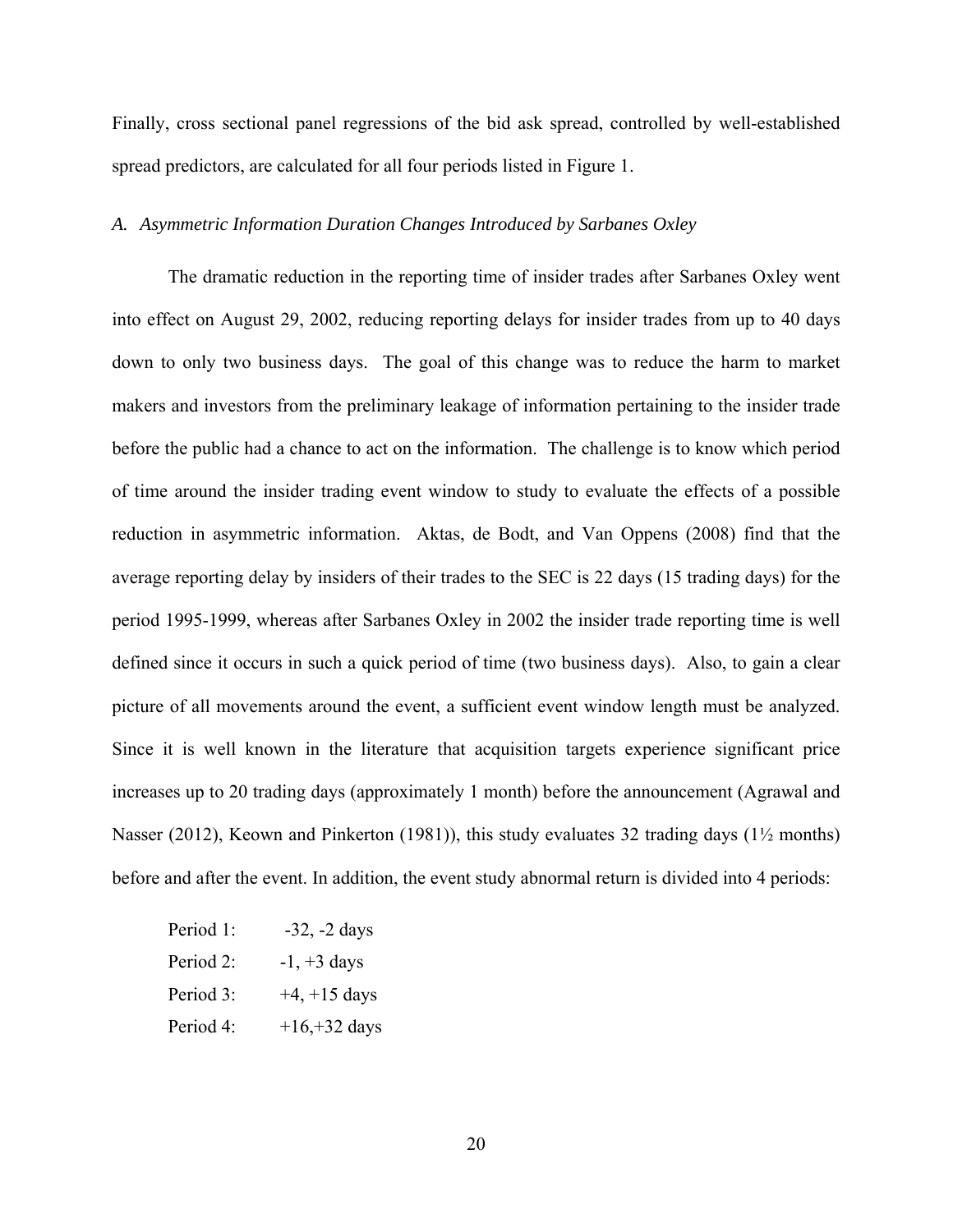Finally, cross sectional panel regressions of the bid ask spread, controlled by well-established spread predictors, are calculated for all four periods listed in Figure 1.

### *A. Asymmetric Information Duration Changes Introduced by Sarbanes Oxley*

The dramatic reduction in the reporting time of insider trades after Sarbanes Oxley went into effect on August 29, 2002, reducing reporting delays for insider trades from up to 40 days down to only two business days. The goal of this change was to reduce the harm to market makers and investors from the preliminary leakage of information pertaining to the insider trade before the public had a chance to act on the information. The challenge is to know which period of time around the insider trading event window to study to evaluate the effects of a possible reduction in asymmetric information. Aktas, de Bodt, and Van Oppens (2008) find that the average reporting delay by insiders of their trades to the SEC is 22 days (15 trading days) for the period 1995-1999, whereas after Sarbanes Oxley in 2002 the insider trade reporting time is well defined since it occurs in such a quick period of time (two business days). Also, to gain a clear picture of all movements around the event, a sufficient event window length must be analyzed. Since it is well known in the literature that acquisition targets experience significant price increases up to 20 trading days (approximately 1 month) before the announcement (Agrawal and Nasser (2012), Keown and Pinkerton (1981)), this study evaluates 32 trading days (1½ months) before and after the event. In addition, the event study abnormal return is divided into 4 periods:

Period 1: -32, -2 days
Period 2: -1, +3 days
Period 3: +4, +15 days
Period 4: +16,+32 days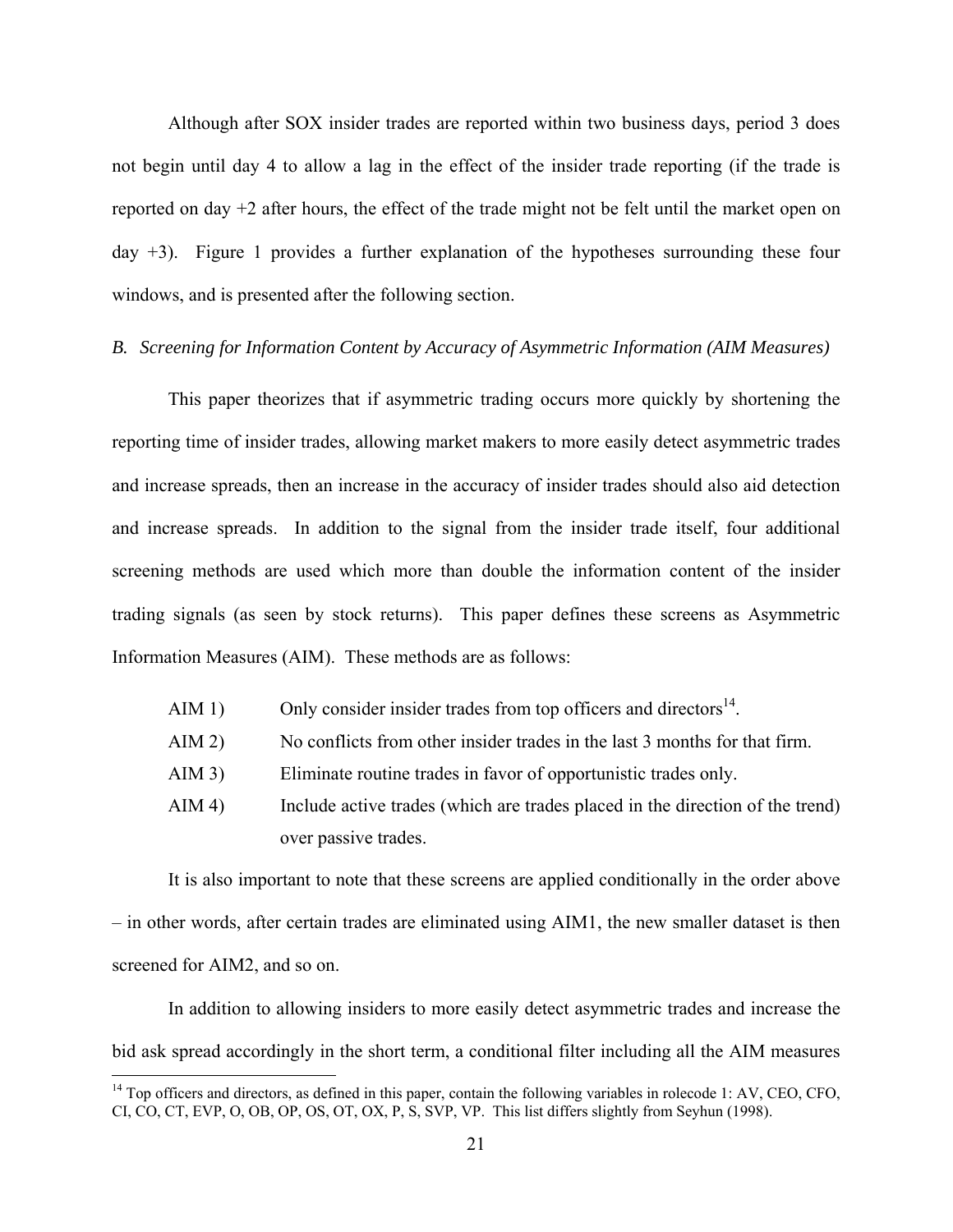Although after SOX insider trades are reported within two business days, period 3 does not begin until day 4 to allow a lag in the effect of the insider trade reporting (if the trade is reported on day +2 after hours, the effect of the trade might not be felt until the market open on day +3). Figure 1 provides a further explanation of the hypotheses surrounding these four windows, and is presented after the following section.

*B. Screening for Information Content by Accuracy of Asymmetric Information (AIM Measures)*

This paper theorizes that if asymmetric trading occurs more quickly by shortening the reporting time of insider trades, allowing market makers to more easily detect asymmetric trades and increase spreads, then an increase in the accuracy of insider trades should also aid detection and increase spreads. In addition to the signal from the insider trade itself, four additional screening methods are used which more than double the information content of the insider trading signals (as seen by stock returns). This paper defines these screens as Asymmetric Information Measures (AIM). These methods are as follows:

- AIM 1) Only consider insider trades from top officers and directors[14].
- AIM 2) No conflicts from other insider trades in the last 3 months for that firm.
- AIM 3) Eliminate routine trades in favor of opportunistic trades only.
- AIM 4) Include active trades (which are trades placed in the direction of the trend) over passive trades.

It is also important to note that these screens are applied conditionally in the order above – in other words, after certain trades are eliminated using AIM1, the new smaller dataset is then screened for AIM2, and so on.

In addition to allowing insiders to more easily detect asymmetric trades and increase the bid ask spread accordingly in the short term, a conditional filter including all the AIM measures

[14] Top officers and directors, as defined in this paper, contain the following variables in rolecode 1: AV, CEO, CFO, CI, CO, CT, EVP, O, OB, OP, OS, OT, OX, P, S, SVP, VP. This list differs slightly from Seyhun (1998).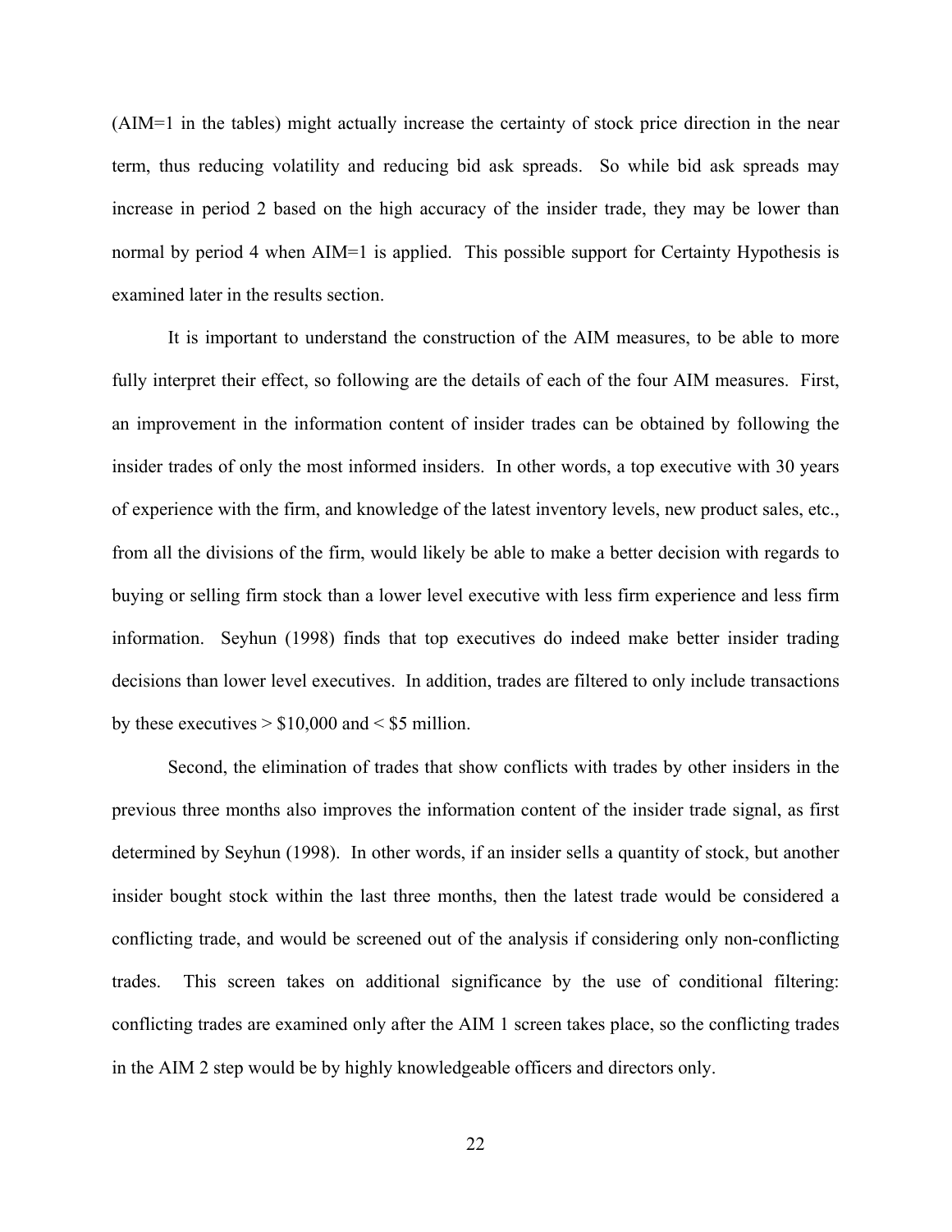(AIM=1 in the tables) might actually increase the certainty of stock price direction in the near term, thus reducing volatility and reducing bid ask spreads. So while bid ask spreads may increase in period 2 based on the high accuracy of the insider trade, they may be lower than normal by period 4 when AIM=1 is applied. This possible support for Certainty Hypothesis is examined later in the results section.

It is important to understand the construction of the AIM measures, to be able to more fully interpret their effect, so following are the details of each of the four AIM measures. First, an improvement in the information content of insider trades can be obtained by following the insider trades of only the most informed insiders. In other words, a top executive with 30 years of experience with the firm, and knowledge of the latest inventory levels, new product sales, etc., from all the divisions of the firm, would likely be able to make a better decision with regards to buying or selling firm stock than a lower level executive with less firm experience and less firm information. Seyhun (1998) finds that top executives do indeed make better insider trading decisions than lower level executives. In addition, trades are filtered to only include transactions by these executives > $10,000 and < $5 million.

Second, the elimination of trades that show conflicts with trades by other insiders in the previous three months also improves the information content of the insider trade signal, as first determined by Seyhun (1998). In other words, if an insider sells a quantity of stock, but another insider bought stock within the last three months, then the latest trade would be considered a conflicting trade, and would be screened out of the analysis if considering only non-conflicting trades. This screen takes on additional significance by the use of conditional filtering: conflicting trades are examined only after the AIM 1 screen takes place, so the conflicting trades in the AIM 2 step would be by highly knowledgeable officers and directors only.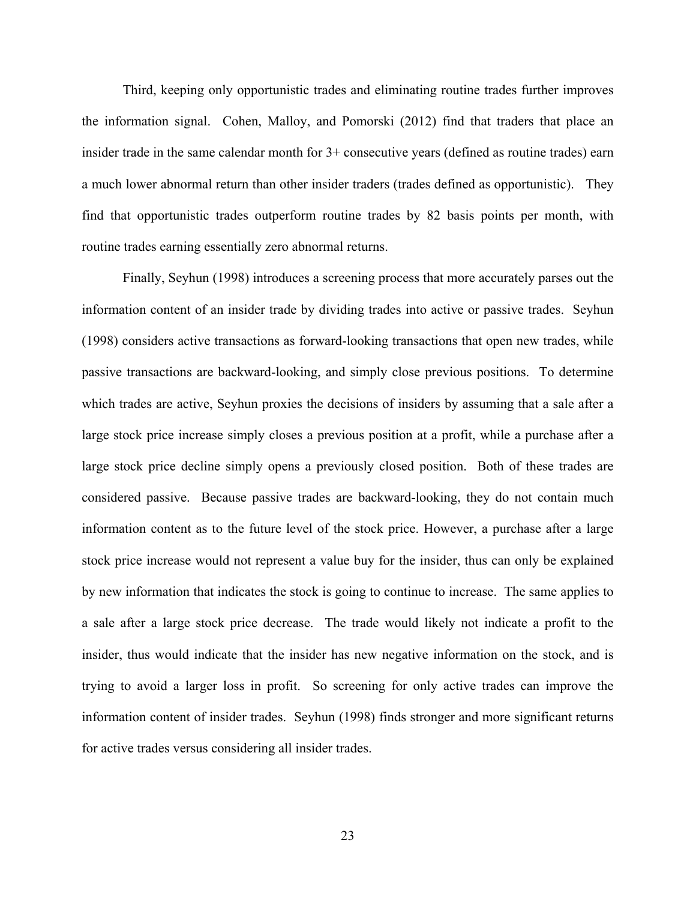Third, keeping only opportunistic trades and eliminating routine trades further improves the information signal. Cohen, Malloy, and Pomorski (2012) find that traders that place an insider trade in the same calendar month for 3+ consecutive years (defined as routine trades) earn a much lower abnormal return than other insider traders (trades defined as opportunistic). They find that opportunistic trades outperform routine trades by 82 basis points per month, with routine trades earning essentially zero abnormal returns.

Finally, Seyhun (1998) introduces a screening process that more accurately parses out the information content of an insider trade by dividing trades into active or passive trades. Seyhun (1998) considers active transactions as forward-looking transactions that open new trades, while passive transactions are backward-looking, and simply close previous positions. To determine which trades are active, Seyhun proxies the decisions of insiders by assuming that a sale after a large stock price increase simply closes a previous position at a profit, while a purchase after a large stock price decline simply opens a previously closed position. Both of these trades are considered passive. Because passive trades are backward-looking, they do not contain much information content as to the future level of the stock price. However, a purchase after a large stock price increase would not represent a value buy for the insider, thus can only be explained by new information that indicates the stock is going to continue to increase. The same applies to a sale after a large stock price decrease. The trade would likely not indicate a profit to the insider, thus would indicate that the insider has new negative information on the stock, and is trying to avoid a larger loss in profit. So screening for only active trades can improve the information content of insider trades. Seyhun (1998) finds stronger and more significant returns for active trades versus considering all insider trades.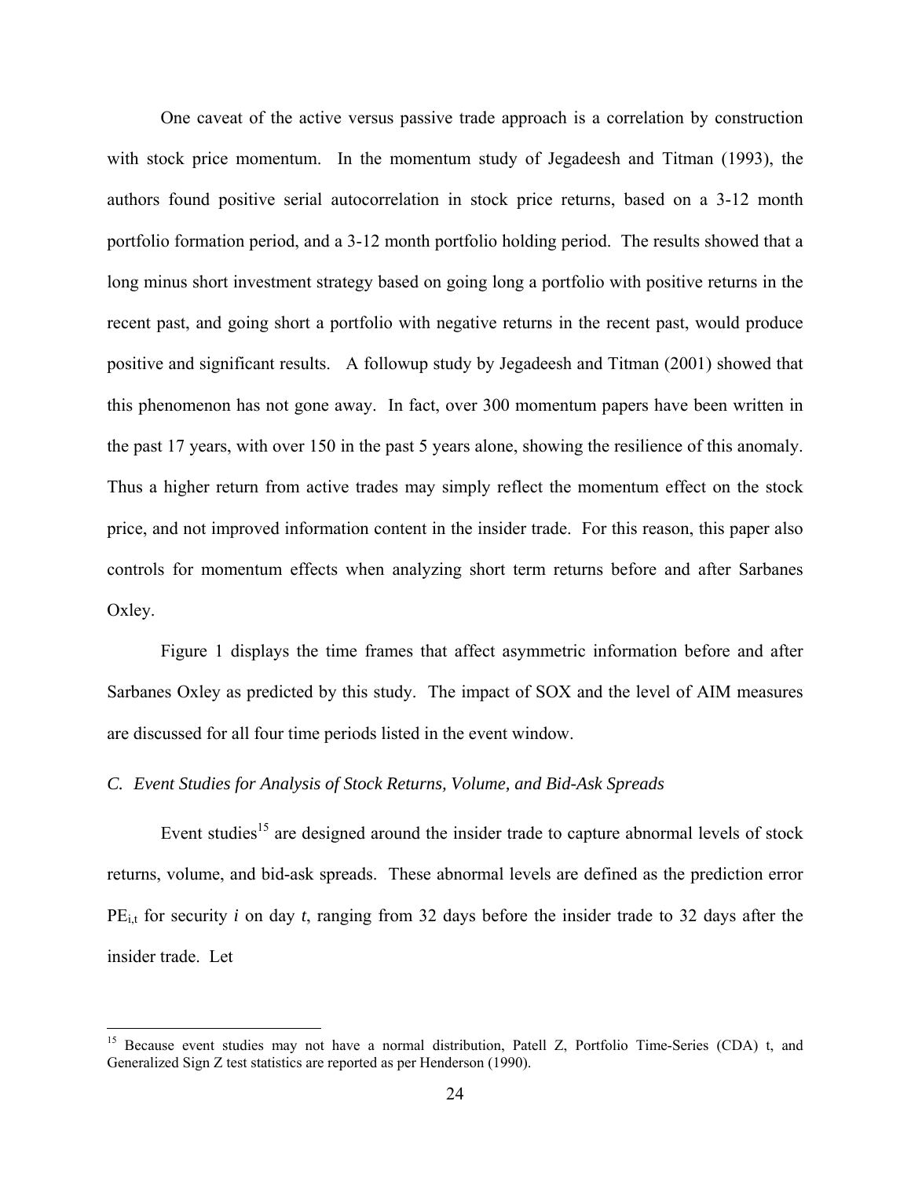One caveat of the active versus passive trade approach is a correlation by construction with stock price momentum. In the momentum study of Jegadeesh and Titman (1993), the authors found positive serial autocorrelation in stock price returns, based on a 3-12 month portfolio formation period, and a 3-12 month portfolio holding period. The results showed that a long minus short investment strategy based on going long a portfolio with positive returns in the recent past, and going short a portfolio with negative returns in the recent past, would produce positive and significant results. A followup study by Jegadeesh and Titman (2001) showed that this phenomenon has not gone away. In fact, over 300 momentum papers have been written in the past 17 years, with over 150 in the past 5 years alone, showing the resilience of this anomaly. Thus a higher return from active trades may simply reflect the momentum effect on the stock price, and not improved information content in the insider trade. For this reason, this paper also controls for momentum effects when analyzing short term returns before and after Sarbanes Oxley.

Figure 1 displays the time frames that affect asymmetric information before and after Sarbanes Oxley as predicted by this study. The impact of SOX and the level of AIM measures are discussed for all four time periods listed in the event window.

### *C. Event Studies for Analysis of Stock Returns, Volume, and Bid-Ask Spreads*

Event studies[15] are designed around the insider trade to capture abnormal levels of stock returns, volume, and bid-ask spreads. These abnormal levels are defined as the prediction error $PE_{i,t}$ for security *i* on day *t*, ranging from 32 days before the insider trade to 32 days after the insider trade. Let

---

[15] Because event studies may not have a normal distribution, Patell Z, Portfolio Time-Series (CDA) t, and Generalized Sign Z test statistics are reported as per Henderson (1990).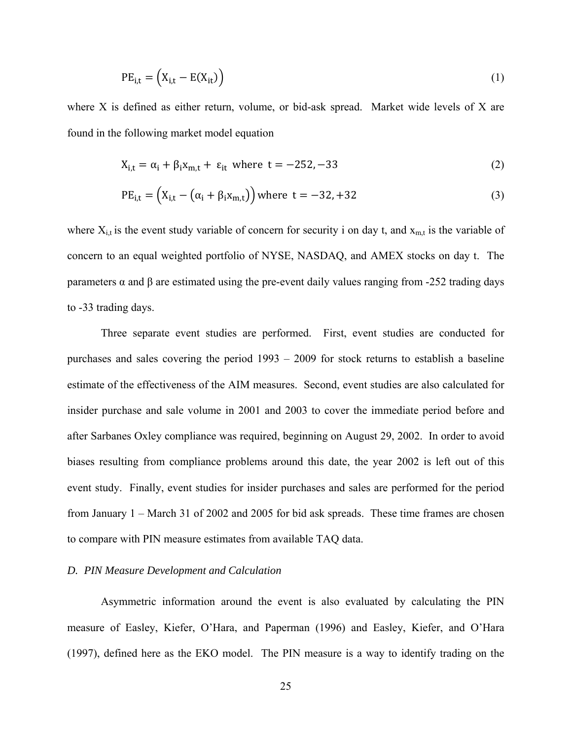$$\mathrm{PE}_{i,t} = \left(\mathrm{X}_{i,t} - \mathrm{E}(\mathrm{X}_{it})\right) \tag{1}$$

where X is defined as either return, volume, or bid-ask spread. Market wide levels of X are found in the following market model equation

$$\mathrm{X}_{i,t} = \alpha_i + \beta_i x_{m,t} + \varepsilon_{it} \text{ where } t = -252, -33 \tag{2}$$

$$\mathrm{PE}_{i,t} = \left(\mathrm{X}_{i,t} - \left(\alpha_i + \beta_i x_{m,t}\right)\right) \text{ where } t = -32, +32 \tag{3}$$

where $X_{i,t}$ is the event study variable of concern for security i on day t, and $x_{m,t}$ is the variable of concern to an equal weighted portfolio of NYSE, NASDAQ, and AMEX stocks on day t. The parameters α and β are estimated using the pre-event daily values ranging from -252 trading days to -33 trading days.

Three separate event studies are performed. First, event studies are conducted for purchases and sales covering the period 1993 – 2009 for stock returns to establish a baseline estimate of the effectiveness of the AIM measures. Second, event studies are also calculated for insider purchase and sale volume in 2001 and 2003 to cover the immediate period before and after Sarbanes Oxley compliance was required, beginning on August 29, 2002. In order to avoid biases resulting from compliance problems around this date, the year 2002 is left out of this event study. Finally, event studies for insider purchases and sales are performed for the period from January 1 – March 31 of 2002 and 2005 for bid ask spreads. These time frames are chosen to compare with PIN measure estimates from available TAQ data.

### *D. PIN Measure Development and Calculation*

Asymmetric information around the event is also evaluated by calculating the PIN measure of Easley, Kiefer, O'Hara, and Paperman (1996) and Easley, Kiefer, and O'Hara (1997), defined here as the EKO model. The PIN measure is a way to identify trading on the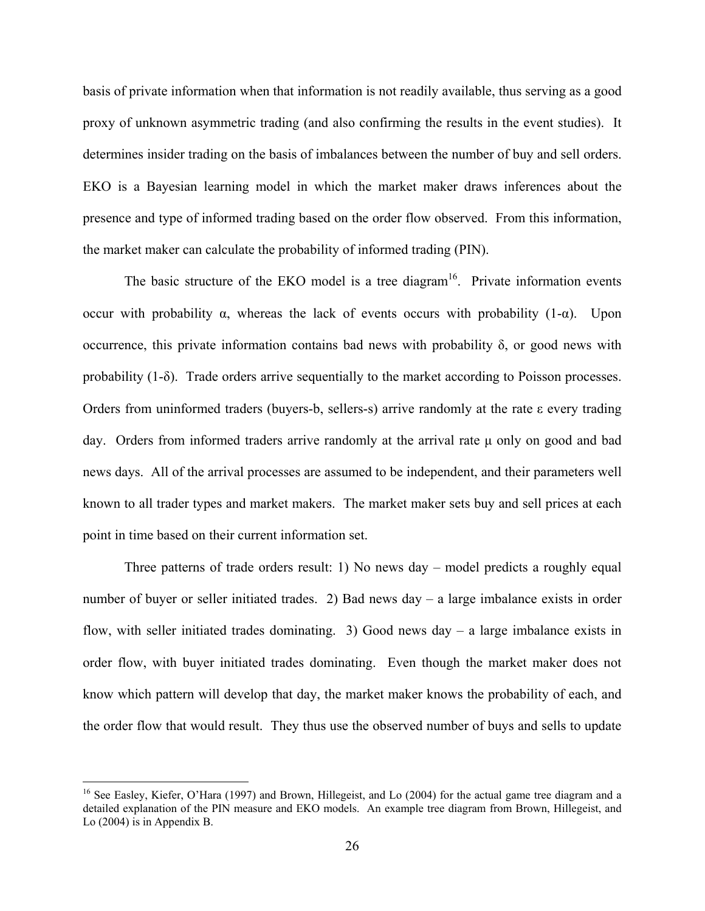basis of private information when that information is not readily available, thus serving as a good proxy of unknown asymmetric trading (and also confirming the results in the event studies). It determines insider trading on the basis of imbalances between the number of buy and sell orders. EKO is a Bayesian learning model in which the market maker draws inferences about the presence and type of informed trading based on the order flow observed. From this information, the market maker can calculate the probability of informed trading (PIN).

The basic structure of the EKO model is a tree diagram[16]. Private information events occur with probability $\alpha$, whereas the lack of events occurs with probability $(1-\alpha)$. Upon occurrence, this private information contains bad news with probability $\delta$, or good news with probability $(1-\delta)$. Trade orders arrive sequentially to the market according to Poisson processes. Orders from uninformed traders (buyers-b, sellers-s) arrive randomly at the rate $\varepsilon$ every trading day. Orders from informed traders arrive randomly at the arrival rate $\mu$ only on good and bad news days. All of the arrival processes are assumed to be independent, and their parameters well known to all trader types and market makers. The market maker sets buy and sell prices at each point in time based on their current information set.

Three patterns of trade orders result: 1) No news day – model predicts a roughly equal number of buyer or seller initiated trades. 2) Bad news day – a large imbalance exists in order flow, with seller initiated trades dominating. 3) Good news day – a large imbalance exists in order flow, with buyer initiated trades dominating. Even though the market maker does not know which pattern will develop that day, the market maker knows the probability of each, and the order flow that would result. They thus use the observed number of buys and sells to update

[16] See Easley, Kiefer, O'Hara (1997) and Brown, Hillegeist, and Lo (2004) for the actual game tree diagram and a detailed explanation of the PIN measure and EKO models. An example tree diagram from Brown, Hillegeist, and Lo (2004) is in Appendix B.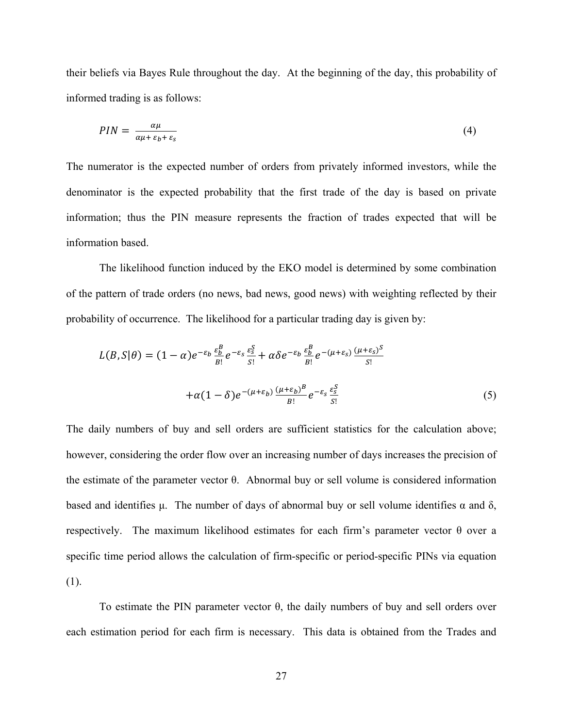their beliefs via Bayes Rule throughout the day. At the beginning of the day, this probability of informed trading is as follows:

$$PIN = \frac{\alpha\mu}{\alpha\mu + \varepsilon_b + \varepsilon_s} \tag{4}$$

The numerator is the expected number of orders from privately informed investors, while the denominator is the expected probability that the first trade of the day is based on private information; thus the PIN measure represents the fraction of trades expected that will be information based.

The likelihood function induced by the EKO model is determined by some combination of the pattern of trade orders (no news, bad news, good news) with weighting reflected by their probability of occurrence. The likelihood for a particular trading day is given by:

$$L(B,S|\theta) = (1-\alpha)e^{-\varepsilon_b}\frac{\varepsilon_b^B}{B!}e^{-\varepsilon_s}\frac{\varepsilon_s^S}{S!} + \alpha\delta e^{-\varepsilon_b}\frac{\varepsilon_b^B}{B!}e^{-(\mu+\varepsilon_s)}\frac{(\mu+\varepsilon_s)^S}{S!}$$

$$+\alpha(1-\delta)e^{-(\mu+\varepsilon_b)}\frac{(\mu+\varepsilon_b)^B}{B!}e^{-\varepsilon_s}\frac{\varepsilon_s^S}{S!} \tag{5}$$

The daily numbers of buy and sell orders are sufficient statistics for the calculation above; however, considering the order flow over an increasing number of days increases the precision of the estimate of the parameter vector $\theta$. Abnormal buy or sell volume is considered information based and identifies $\mu$. The number of days of abnormal buy or sell volume identifies $\alpha$ and $\delta$, respectively. The maximum likelihood estimates for each firm's parameter vector $\theta$ over a specific time period allows the calculation of firm-specific or period-specific PINs via equation (1).

To estimate the PIN parameter vector $\theta$, the daily numbers of buy and sell orders over each estimation period for each firm is necessary. This data is obtained from the Trades and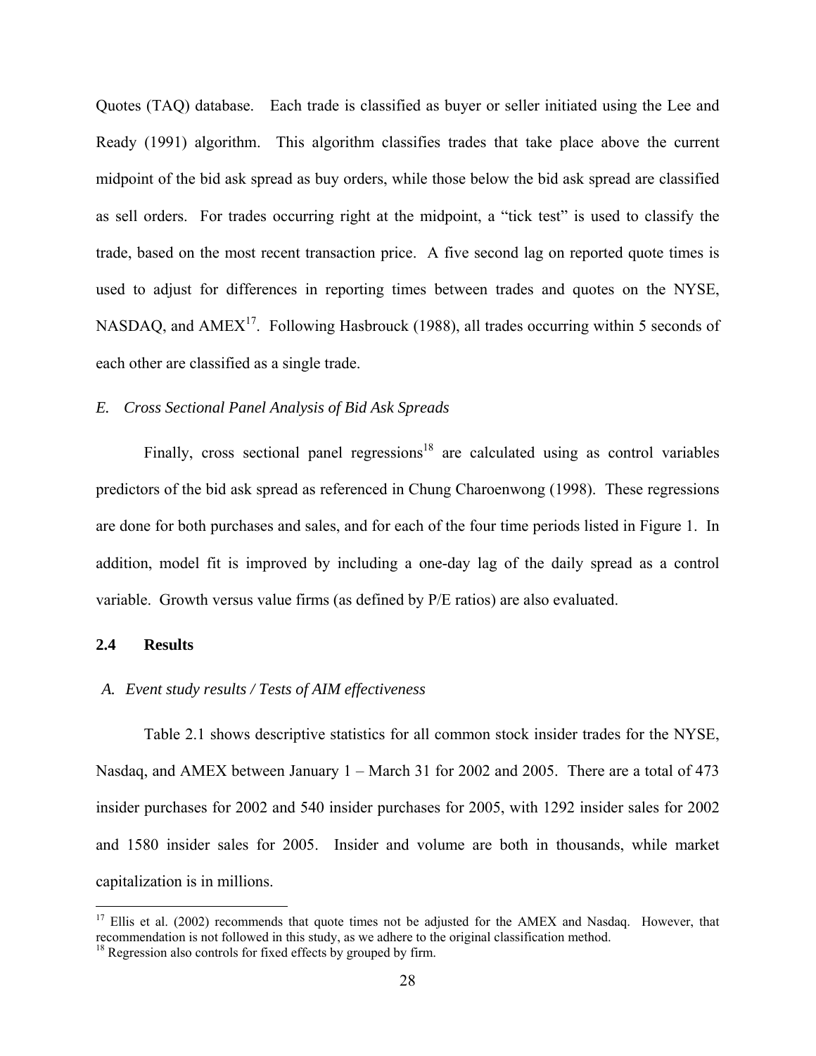Quotes (TAQ) database. Each trade is classified as buyer or seller initiated using the Lee and Ready (1991) algorithm. This algorithm classifies trades that take place above the current midpoint of the bid ask spread as buy orders, while those below the bid ask spread are classified as sell orders. For trades occurring right at the midpoint, a "tick test" is used to classify the trade, based on the most recent transaction price. A five second lag on reported quote times is used to adjust for differences in reporting times between trades and quotes on the NYSE, NASDAQ, and AMEX[17]. Following Hasbrouck (1988), all trades occurring within 5 seconds of each other are classified as a single trade.

*E. Cross Sectional Panel Analysis of Bid Ask Spreads*

Finally, cross sectional panel regressions[18] are calculated using as control variables predictors of the bid ask spread as referenced in Chung Charoenwong (1998). These regressions are done for both purchases and sales, and for each of the four time periods listed in Figure 1. In addition, model fit is improved by including a one-day lag of the daily spread as a control variable. Growth versus value firms (as defined by P/E ratios) are also evaluated.

### 2.4 Results

*A. Event study results / Tests of AIM effectiveness*

Table 2.1 shows descriptive statistics for all common stock insider trades for the NYSE, Nasdaq, and AMEX between January 1 – March 31 for 2002 and 2005. There are a total of 473 insider purchases for 2002 and 540 insider purchases for 2005, with 1292 insider sales for 2002 and 1580 insider sales for 2005. Insider and volume are both in thousands, while market capitalization is in millions.

---

[17] Ellis et al. (2002) recommends that quote times not be adjusted for the AMEX and Nasdaq. However, that recommendation is not followed in this study, as we adhere to the original classification method.

[18] Regression also controls for fixed effects by grouped by firm.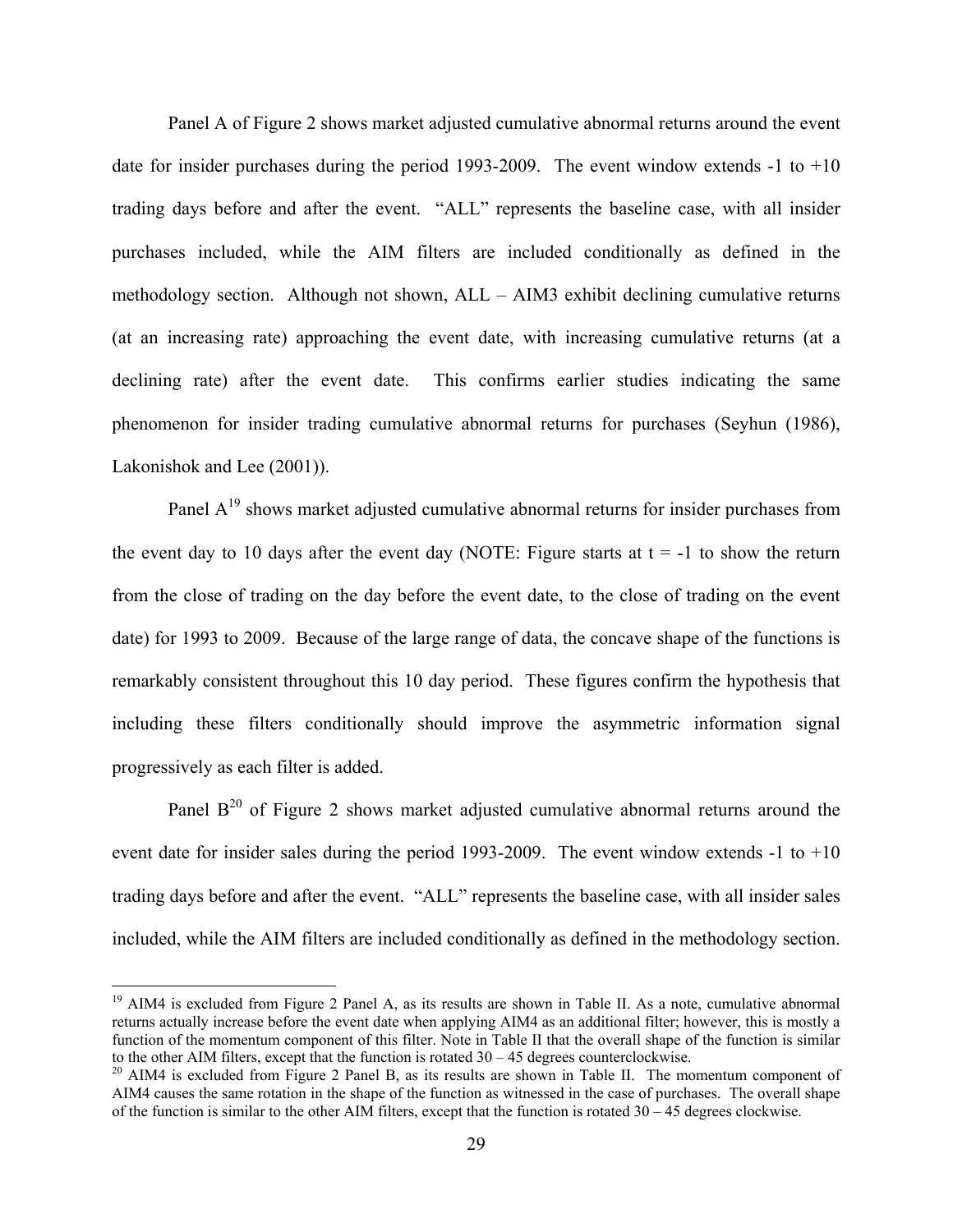Panel A of Figure 2 shows market adjusted cumulative abnormal returns around the event date for insider purchases during the period 1993-2009. The event window extends -1 to +10 trading days before and after the event. "ALL" represents the baseline case, with all insider purchases included, while the AIM filters are included conditionally as defined in the methodology section. Although not shown, ALL – AIM3 exhibit declining cumulative returns (at an increasing rate) approaching the event date, with increasing cumulative returns (at a declining rate) after the event date. This confirms earlier studies indicating the same phenomenon for insider trading cumulative abnormal returns for purchases (Seyhun (1986), Lakonishok and Lee (2001)).

Panel A[19] shows market adjusted cumulative abnormal returns for insider purchases from the event day to 10 days after the event day (NOTE: Figure starts at t = -1 to show the return from the close of trading on the day before the event date, to the close of trading on the event date) for 1993 to 2009. Because of the large range of data, the concave shape of the functions is remarkably consistent throughout this 10 day period. These figures confirm the hypothesis that including these filters conditionally should improve the asymmetric information signal progressively as each filter is added.

Panel B[20] of Figure 2 shows market adjusted cumulative abnormal returns around the event date for insider sales during the period 1993-2009. The event window extends -1 to +10 trading days before and after the event. "ALL" represents the baseline case, with all insider sales included, while the AIM filters are included conditionally as defined in the methodology section.

---

[19] AIM4 is excluded from Figure 2 Panel A, as its results are shown in Table II. As a note, cumulative abnormal returns actually increase before the event date when applying AIM4 as an additional filter; however, this is mostly a function of the momentum component of this filter. Note in Table II that the overall shape of the function is similar to the other AIM filters, except that the function is rotated 30 – 45 degrees counterclockwise.

[20] AIM4 is excluded from Figure 2 Panel B, as its results are shown in Table II. The momentum component of AIM4 causes the same rotation in the shape of the function as witnessed in the case of purchases. The overall shape of the function is similar to the other AIM filters, except that the function is rotated 30 – 45 degrees clockwise.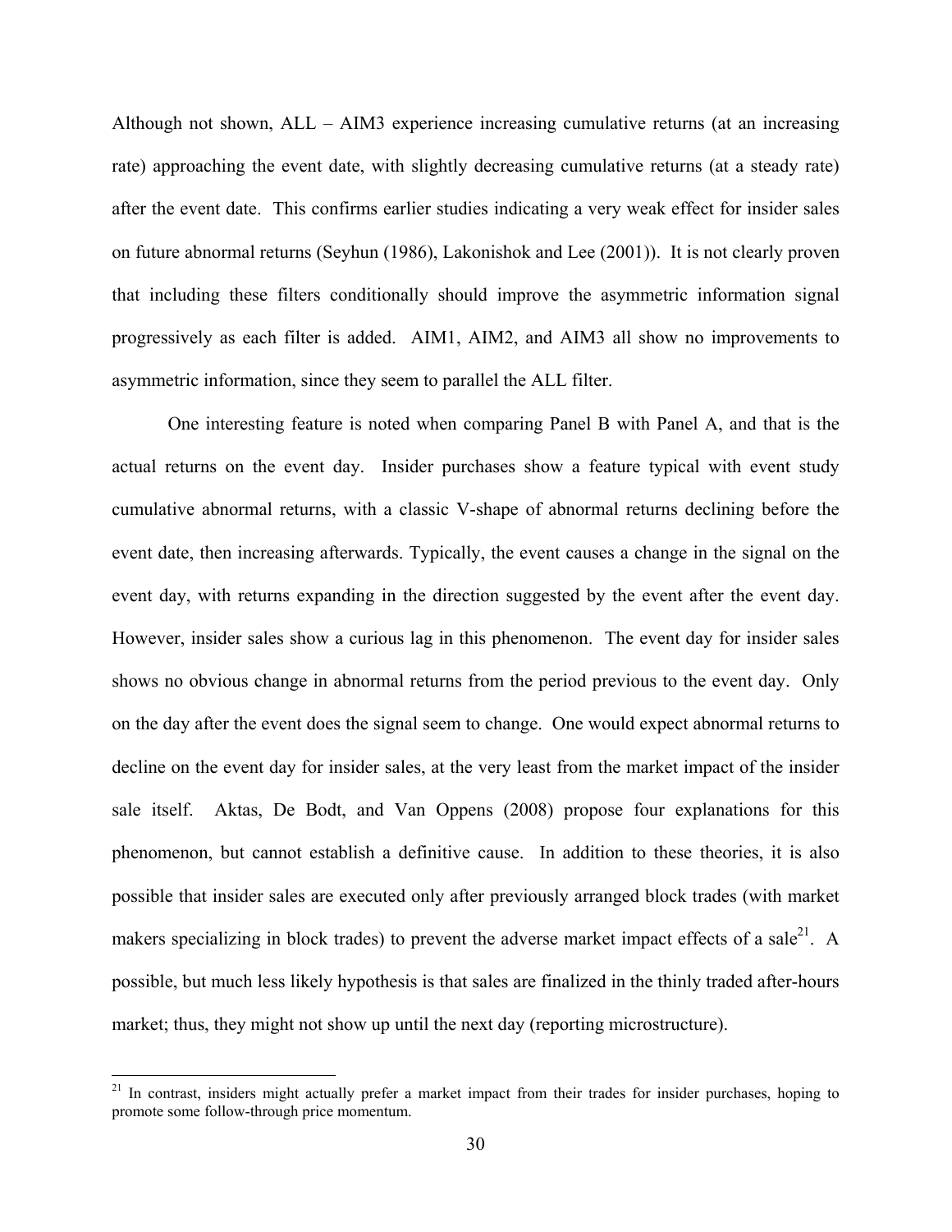Although not shown, ALL – AIM3 experience increasing cumulative returns (at an increasing rate) approaching the event date, with slightly decreasing cumulative returns (at a steady rate) after the event date. This confirms earlier studies indicating a very weak effect for insider sales on future abnormal returns (Seyhun (1986), Lakonishok and Lee (2001)). It is not clearly proven that including these filters conditionally should improve the asymmetric information signal progressively as each filter is added. AIM1, AIM2, and AIM3 all show no improvements to asymmetric information, since they seem to parallel the ALL filter.

One interesting feature is noted when comparing Panel B with Panel A, and that is the actual returns on the event day. Insider purchases show a feature typical with event study cumulative abnormal returns, with a classic V-shape of abnormal returns declining before the event date, then increasing afterwards. Typically, the event causes a change in the signal on the event day, with returns expanding in the direction suggested by the event after the event day. However, insider sales show a curious lag in this phenomenon. The event day for insider sales shows no obvious change in abnormal returns from the period previous to the event day. Only on the day after the event does the signal seem to change. One would expect abnormal returns to decline on the event day for insider sales, at the very least from the market impact of the insider sale itself. Aktas, De Bodt, and Van Oppens (2008) propose four explanations for this phenomenon, but cannot establish a definitive cause. In addition to these theories, it is also possible that insider sales are executed only after previously arranged block trades (with market makers specializing in block trades) to prevent the adverse market impact effects of a sale[21]. A possible, but much less likely hypothesis is that sales are finalized in the thinly traded after-hours market; thus, they might not show up until the next day (reporting microstructure).

[21] In contrast, insiders might actually prefer a market impact from their trades for insider purchases, hoping to promote some follow-through price momentum.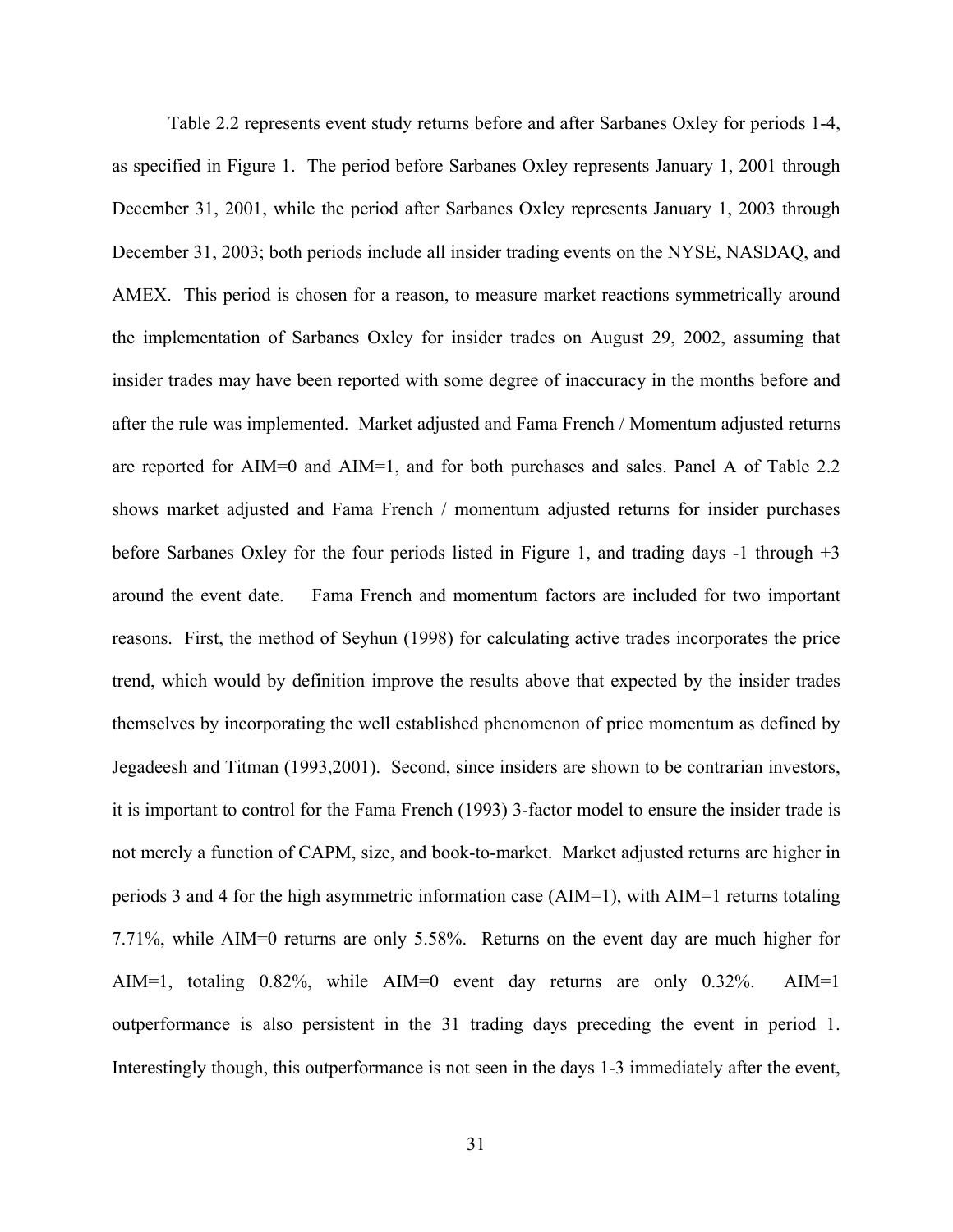Table 2.2 represents event study returns before and after Sarbanes Oxley for periods 1-4, as specified in Figure 1. The period before Sarbanes Oxley represents January 1, 2001 through December 31, 2001, while the period after Sarbanes Oxley represents January 1, 2003 through December 31, 2003; both periods include all insider trading events on the NYSE, NASDAQ, and AMEX. This period is chosen for a reason, to measure market reactions symmetrically around the implementation of Sarbanes Oxley for insider trades on August 29, 2002, assuming that insider trades may have been reported with some degree of inaccuracy in the months before and after the rule was implemented. Market adjusted and Fama French / Momentum adjusted returns are reported for AIM=0 and AIM=1, and for both purchases and sales. Panel A of Table 2.2 shows market adjusted and Fama French / momentum adjusted returns for insider purchases before Sarbanes Oxley for the four periods listed in Figure 1, and trading days -1 through +3 around the event date. Fama French and momentum factors are included for two important reasons. First, the method of Seyhun (1998) for calculating active trades incorporates the price trend, which would by definition improve the results above that expected by the insider trades themselves by incorporating the well established phenomenon of price momentum as defined by Jegadeesh and Titman (1993,2001). Second, since insiders are shown to be contrarian investors, it is important to control for the Fama French (1993) 3-factor model to ensure the insider trade is not merely a function of CAPM, size, and book-to-market. Market adjusted returns are higher in periods 3 and 4 for the high asymmetric information case (AIM=1), with AIM=1 returns totaling 7.71%, while AIM=0 returns are only 5.58%. Returns on the event day are much higher for AIM=1, totaling 0.82%, while AIM=0 event day returns are only 0.32%. AIM=1 outperformance is also persistent in the 31 trading days preceding the event in period 1. Interestingly though, this outperformance is not seen in the days 1-3 immediately after the event,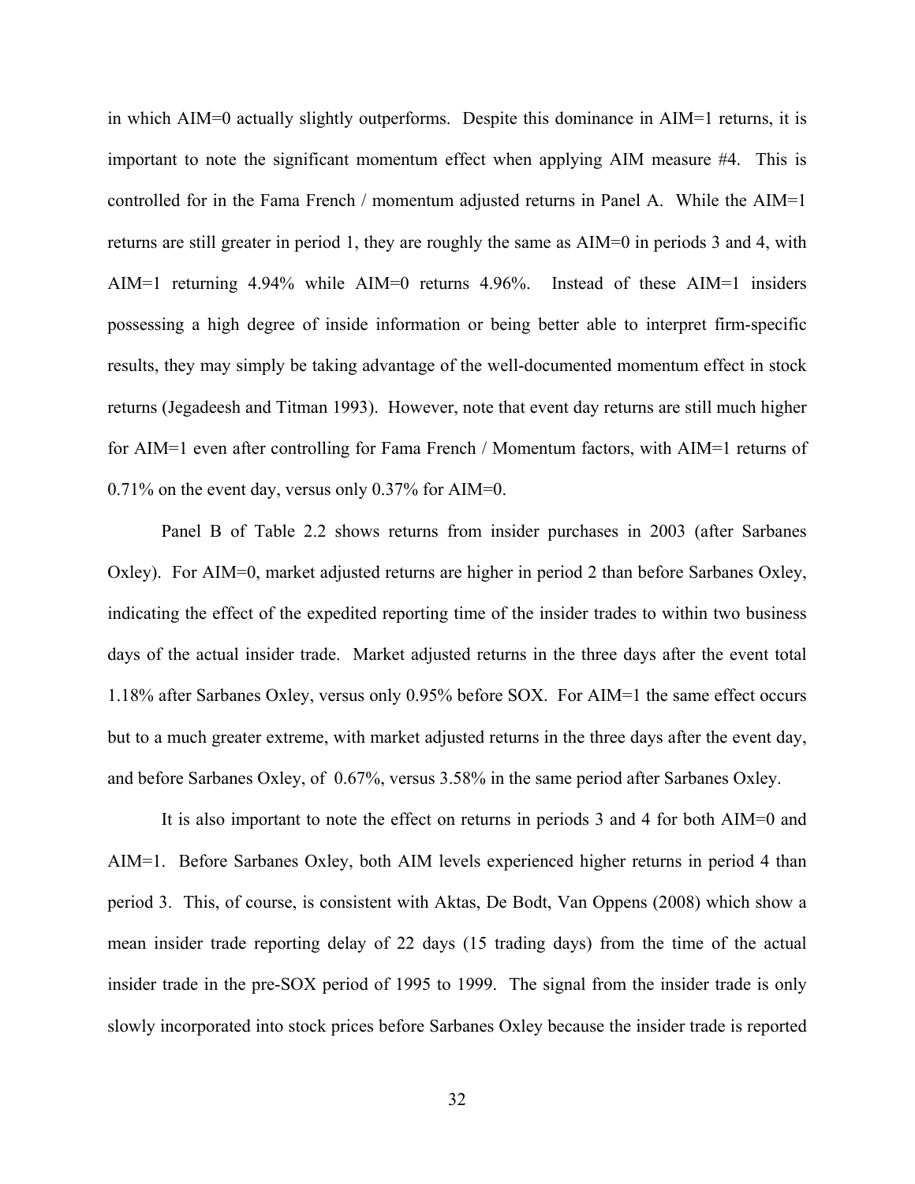in which AIM=0 actually slightly outperforms. Despite this dominance in AIM=1 returns, it is important to note the significant momentum effect when applying AIM measure #4. This is controlled for in the Fama French / momentum adjusted returns in Panel A. While the AIM=1 returns are still greater in period 1, they are roughly the same as AIM=0 in periods 3 and 4, with AIM=1 returning 4.94% while AIM=0 returns 4.96%. Instead of these AIM=1 insiders possessing a high degree of inside information or being better able to interpret firm-specific results, they may simply be taking advantage of the well-documented momentum effect in stock returns (Jegadeesh and Titman 1993). However, note that event day returns are still much higher for AIM=1 even after controlling for Fama French / Momentum factors, with AIM=1 returns of 0.71% on the event day, versus only 0.37% for AIM=0.

Panel B of Table 2.2 shows returns from insider purchases in 2003 (after Sarbanes Oxley). For AIM=0, market adjusted returns are higher in period 2 than before Sarbanes Oxley, indicating the effect of the expedited reporting time of the insider trades to within two business days of the actual insider trade. Market adjusted returns in the three days after the event total 1.18% after Sarbanes Oxley, versus only 0.95% before SOX. For AIM=1 the same effect occurs but to a much greater extreme, with market adjusted returns in the three days after the event day, and before Sarbanes Oxley, of 0.67%, versus 3.58% in the same period after Sarbanes Oxley.

It is also important to note the effect on returns in periods 3 and 4 for both AIM=0 and AIM=1. Before Sarbanes Oxley, both AIM levels experienced higher returns in period 4 than period 3. This, of course, is consistent with Aktas, De Bodt, Van Oppens (2008) which show a mean insider trade reporting delay of 22 days (15 trading days) from the time of the actual insider trade in the pre-SOX period of 1995 to 1999. The signal from the insider trade is only slowly incorporated into stock prices before Sarbanes Oxley because the insider trade is reported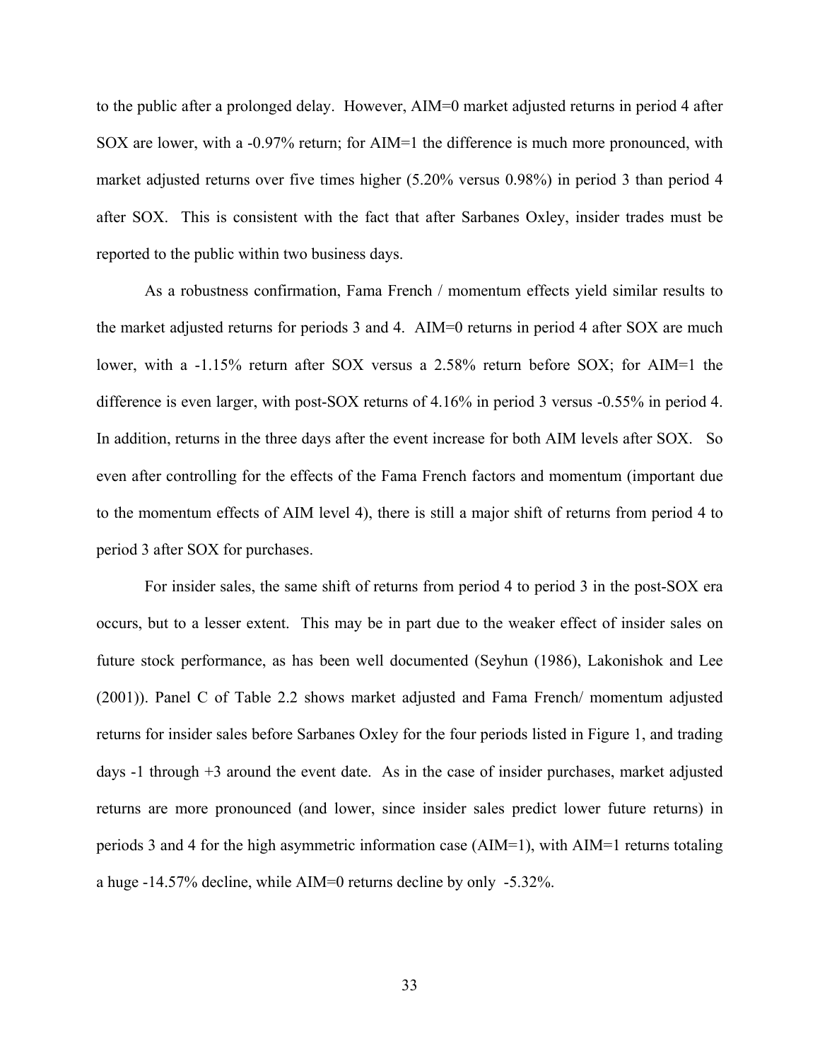to the public after a prolonged delay. However, AIM=0 market adjusted returns in period 4 after SOX are lower, with a -0.97% return; for AIM=1 the difference is much more pronounced, with market adjusted returns over five times higher (5.20% versus 0.98%) in period 3 than period 4 after SOX. This is consistent with the fact that after Sarbanes Oxley, insider trades must be reported to the public within two business days.

As a robustness confirmation, Fama French / momentum effects yield similar results to the market adjusted returns for periods 3 and 4. AIM=0 returns in period 4 after SOX are much lower, with a -1.15% return after SOX versus a 2.58% return before SOX; for AIM=1 the difference is even larger, with post-SOX returns of 4.16% in period 3 versus -0.55% in period 4. In addition, returns in the three days after the event increase for both AIM levels after SOX. So even after controlling for the effects of the Fama French factors and momentum (important due to the momentum effects of AIM level 4), there is still a major shift of returns from period 4 to period 3 after SOX for purchases.

For insider sales, the same shift of returns from period 4 to period 3 in the post-SOX era occurs, but to a lesser extent. This may be in part due to the weaker effect of insider sales on future stock performance, as has been well documented (Seyhun (1986), Lakonishok and Lee (2001)). Panel C of Table 2.2 shows market adjusted and Fama French/ momentum adjusted returns for insider sales before Sarbanes Oxley for the four periods listed in Figure 1, and trading days -1 through +3 around the event date. As in the case of insider purchases, market adjusted returns are more pronounced (and lower, since insider sales predict lower future returns) in periods 3 and 4 for the high asymmetric information case (AIM=1), with AIM=1 returns totaling a huge -14.57% decline, while AIM=0 returns decline by only -5.32%.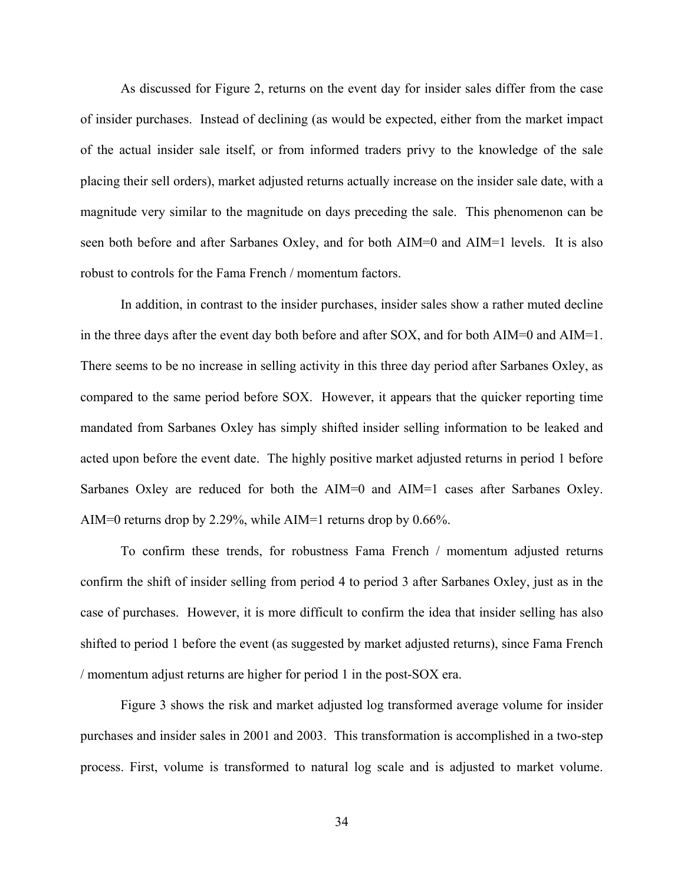As discussed for Figure 2, returns on the event day for insider sales differ from the case of insider purchases. Instead of declining (as would be expected, either from the market impact of the actual insider sale itself, or from informed traders privy to the knowledge of the sale placing their sell orders), market adjusted returns actually increase on the insider sale date, with a magnitude very similar to the magnitude on days preceding the sale. This phenomenon can be seen both before and after Sarbanes Oxley, and for both AIM=0 and AIM=1 levels. It is also robust to controls for the Fama French / momentum factors.

In addition, in contrast to the insider purchases, insider sales show a rather muted decline in the three days after the event day both before and after SOX, and for both AIM=0 and AIM=1. There seems to be no increase in selling activity in this three day period after Sarbanes Oxley, as compared to the same period before SOX. However, it appears that the quicker reporting time mandated from Sarbanes Oxley has simply shifted insider selling information to be leaked and acted upon before the event date. The highly positive market adjusted returns in period 1 before Sarbanes Oxley are reduced for both the AIM=0 and AIM=1 cases after Sarbanes Oxley. AIM=0 returns drop by 2.29%, while AIM=1 returns drop by 0.66%.

To confirm these trends, for robustness Fama French / momentum adjusted returns confirm the shift of insider selling from period 4 to period 3 after Sarbanes Oxley, just as in the case of purchases. However, it is more difficult to confirm the idea that insider selling has also shifted to period 1 before the event (as suggested by market adjusted returns), since Fama French / momentum adjust returns are higher for period 1 in the post-SOX era.

Figure 3 shows the risk and market adjusted log transformed average volume for insider purchases and insider sales in 2001 and 2003. This transformation is accomplished in a two-step process. First, volume is transformed to natural log scale and is adjusted to market volume.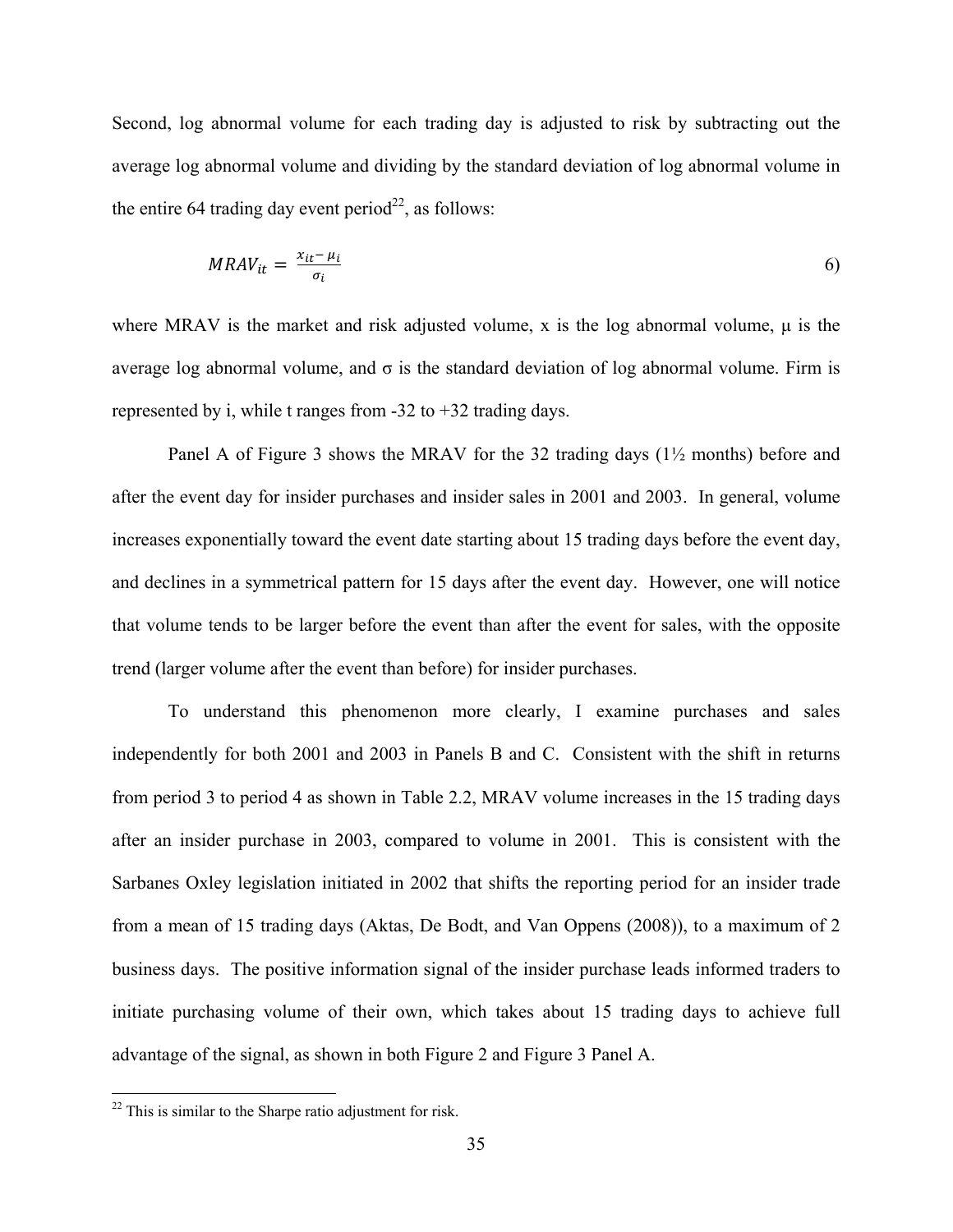Second, log abnormal volume for each trading day is adjusted to risk by subtracting out the average log abnormal volume and dividing by the standard deviation of log abnormal volume in the entire 64 trading day event period[22], as follows:

$$MRAV_{it} = \frac{x_{it} - \mu_i}{\sigma_i} \qquad 6)$$

where MRAV is the market and risk adjusted volume, x is the log abnormal volume, μ is the average log abnormal volume, and σ is the standard deviation of log abnormal volume. Firm is represented by i, while t ranges from -32 to +32 trading days.

Panel A of Figure 3 shows the MRAV for the 32 trading days (1½ months) before and after the event day for insider purchases and insider sales in 2001 and 2003. In general, volume increases exponentially toward the event date starting about 15 trading days before the event day, and declines in a symmetrical pattern for 15 days after the event day. However, one will notice that volume tends to be larger before the event than after the event for sales, with the opposite trend (larger volume after the event than before) for insider purchases.

To understand this phenomenon more clearly, I examine purchases and sales independently for both 2001 and 2003 in Panels B and C. Consistent with the shift in returns from period 3 to period 4 as shown in Table 2.2, MRAV volume increases in the 15 trading days after an insider purchase in 2003, compared to volume in 2001. This is consistent with the Sarbanes Oxley legislation initiated in 2002 that shifts the reporting period for an insider trade from a mean of 15 trading days (Aktas, De Bodt, and Van Oppens (2008)), to a maximum of 2 business days. The positive information signal of the insider purchase leads informed traders to initiate purchasing volume of their own, which takes about 15 trading days to achieve full advantage of the signal, as shown in both Figure 2 and Figure 3 Panel A.

[22] This is similar to the Sharpe ratio adjustment for risk.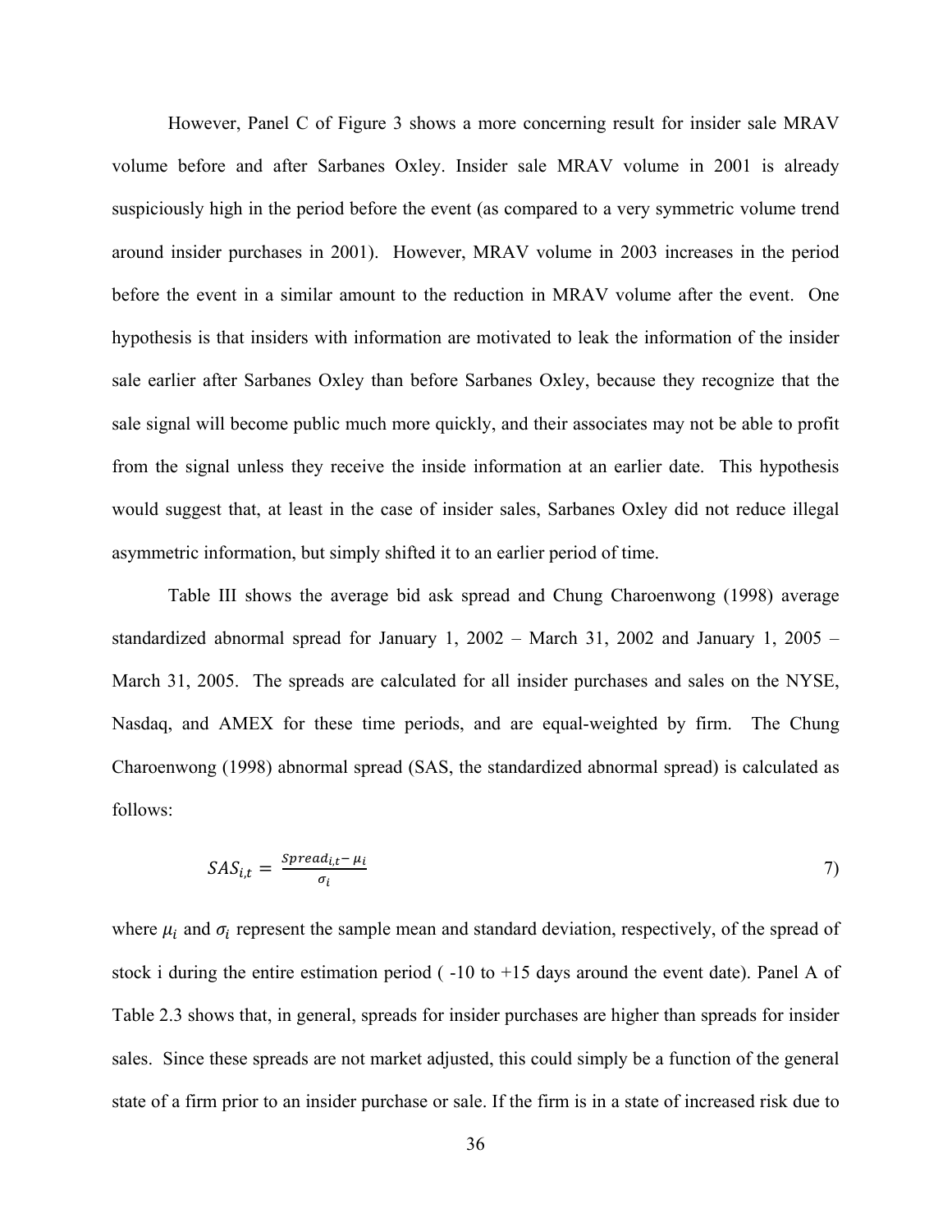However, Panel C of Figure 3 shows a more concerning result for insider sale MRAV volume before and after Sarbanes Oxley. Insider sale MRAV volume in 2001 is already suspiciously high in the period before the event (as compared to a very symmetric volume trend around insider purchases in 2001). However, MRAV volume in 2003 increases in the period before the event in a similar amount to the reduction in MRAV volume after the event. One hypothesis is that insiders with information are motivated to leak the information of the insider sale earlier after Sarbanes Oxley than before Sarbanes Oxley, because they recognize that the sale signal will become public much more quickly, and their associates may not be able to profit from the signal unless they receive the inside information at an earlier date. This hypothesis would suggest that, at least in the case of insider sales, Sarbanes Oxley did not reduce illegal asymmetric information, but simply shifted it to an earlier period of time.

Table III shows the average bid ask spread and Chung Charoenwong (1998) average standardized abnormal spread for January 1, 2002 – March 31, 2002 and January 1, 2005 – March 31, 2005. The spreads are calculated for all insider purchases and sales on the NYSE, Nasdaq, and AMEX for these time periods, and are equal-weighted by firm. The Chung Charoenwong (1998) abnormal spread (SAS, the standardized abnormal spread) is calculated as follows:

$$SAS_{i,t} = \frac{Spread_{i,t} - \mu_i}{\sigma_i} \qquad 7)$$

where $\mu_i$ and $\sigma_i$ represent the sample mean and standard deviation, respectively, of the spread of stock i during the entire estimation period ( -10 to +15 days around the event date). Panel A of Table 2.3 shows that, in general, spreads for insider purchases are higher than spreads for insider sales. Since these spreads are not market adjusted, this could simply be a function of the general state of a firm prior to an insider purchase or sale. If the firm is in a state of increased risk due to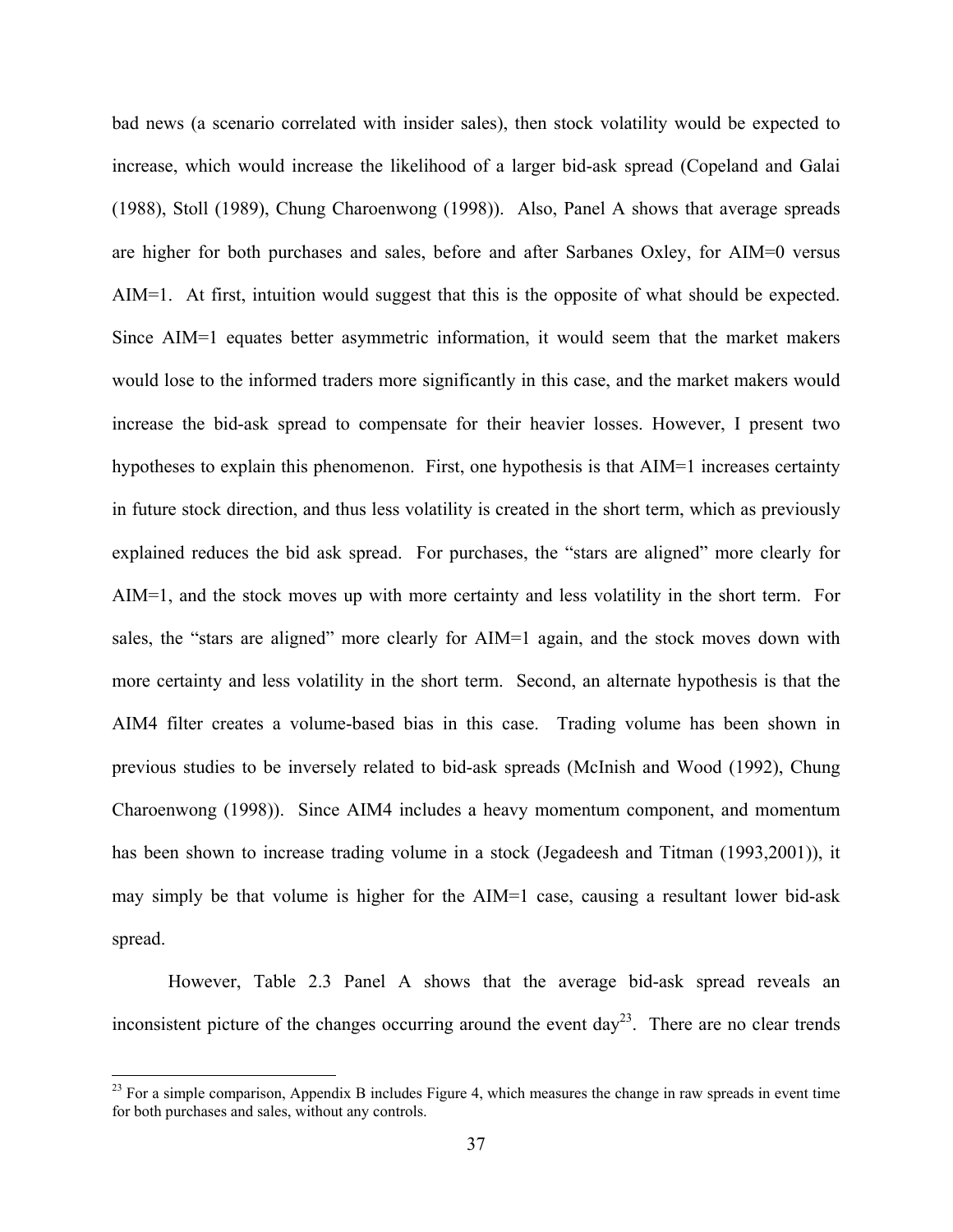bad news (a scenario correlated with insider sales), then stock volatility would be expected to increase, which would increase the likelihood of a larger bid-ask spread (Copeland and Galai (1988), Stoll (1989), Chung Charoenwong (1998)). Also, Panel A shows that average spreads are higher for both purchases and sales, before and after Sarbanes Oxley, for AIM=0 versus AIM=1. At first, intuition would suggest that this is the opposite of what should be expected. Since AIM=1 equates better asymmetric information, it would seem that the market makers would lose to the informed traders more significantly in this case, and the market makers would increase the bid-ask spread to compensate for their heavier losses. However, I present two hypotheses to explain this phenomenon. First, one hypothesis is that AIM=1 increases certainty in future stock direction, and thus less volatility is created in the short term, which as previously explained reduces the bid ask spread. For purchases, the "stars are aligned" more clearly for AIM=1, and the stock moves up with more certainty and less volatility in the short term. For sales, the "stars are aligned" more clearly for AIM=1 again, and the stock moves down with more certainty and less volatility in the short term. Second, an alternate hypothesis is that the AIM4 filter creates a volume-based bias in this case. Trading volume has been shown in previous studies to be inversely related to bid-ask spreads (McInish and Wood (1992), Chung Charoenwong (1998)). Since AIM4 includes a heavy momentum component, and momentum has been shown to increase trading volume in a stock (Jegadeesh and Titman (1993,2001)), it may simply be that volume is higher for the AIM=1 case, causing a resultant lower bid-ask spread.

However, Table 2.3 Panel A shows that the average bid-ask spread reveals an inconsistent picture of the changes occurring around the event day[23]. There are no clear trends

[23] For a simple comparison, Appendix B includes Figure 4, which measures the change in raw spreads in event time for both purchases and sales, without any controls.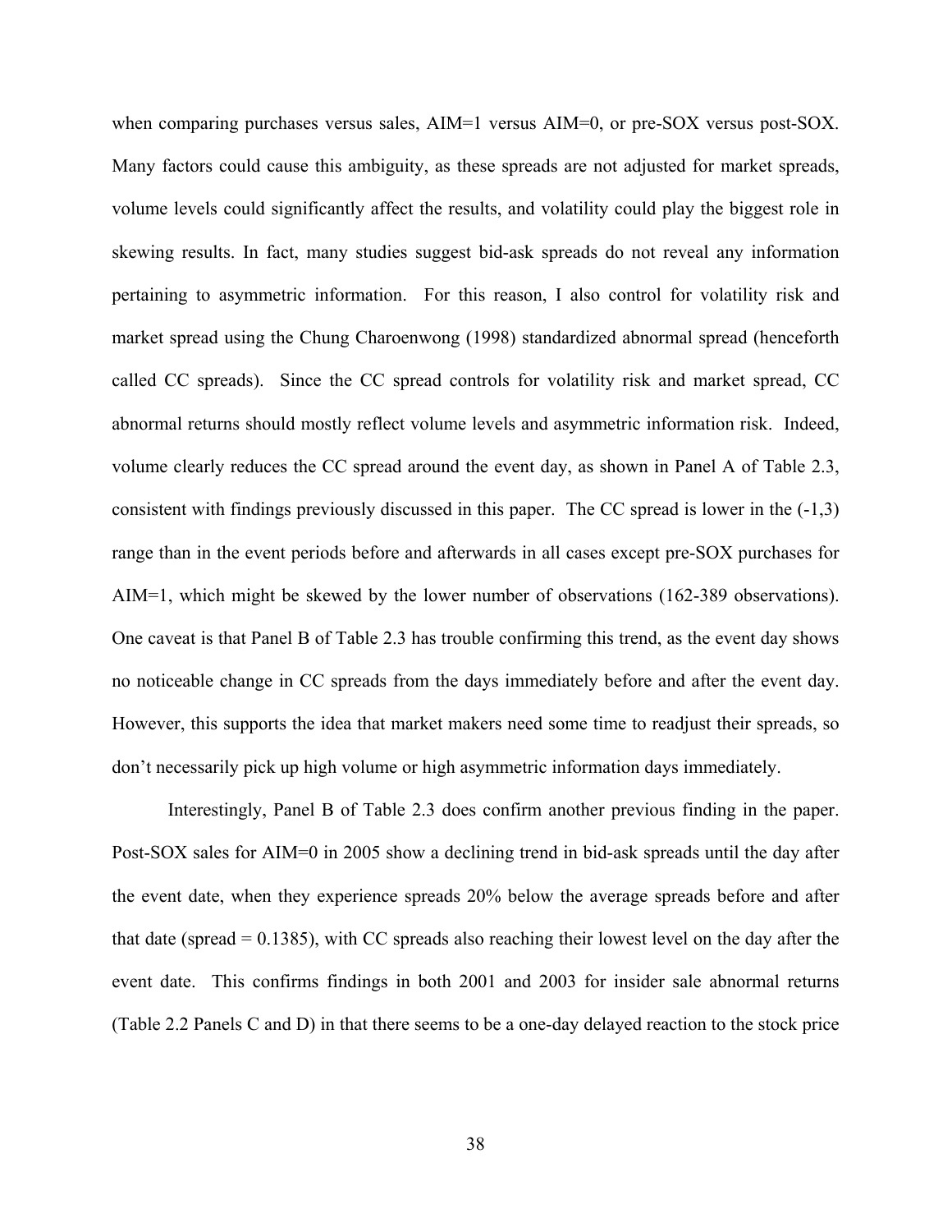when comparing purchases versus sales, AIM=1 versus AIM=0, or pre-SOX versus post-SOX. Many factors could cause this ambiguity, as these spreads are not adjusted for market spreads, volume levels could significantly affect the results, and volatility could play the biggest role in skewing results. In fact, many studies suggest bid-ask spreads do not reveal any information pertaining to asymmetric information. For this reason, I also control for volatility risk and market spread using the Chung Charoenwong (1998) standardized abnormal spread (henceforth called CC spreads). Since the CC spread controls for volatility risk and market spread, CC abnormal returns should mostly reflect volume levels and asymmetric information risk. Indeed, volume clearly reduces the CC spread around the event day, as shown in Panel A of Table 2.3, consistent with findings previously discussed in this paper. The CC spread is lower in the (-1,3) range than in the event periods before and afterwards in all cases except pre-SOX purchases for AIM=1, which might be skewed by the lower number of observations (162-389 observations). One caveat is that Panel B of Table 2.3 has trouble confirming this trend, as the event day shows no noticeable change in CC spreads from the days immediately before and after the event day. However, this supports the idea that market makers need some time to readjust their spreads, so don't necessarily pick up high volume or high asymmetric information days immediately.

Interestingly, Panel B of Table 2.3 does confirm another previous finding in the paper. Post-SOX sales for AIM=0 in 2005 show a declining trend in bid-ask spreads until the day after the event date, when they experience spreads 20% below the average spreads before and after that date (spread = 0.1385), with CC spreads also reaching their lowest level on the day after the event date. This confirms findings in both 2001 and 2003 for insider sale abnormal returns (Table 2.2 Panels C and D) in that there seems to be a one-day delayed reaction to the stock price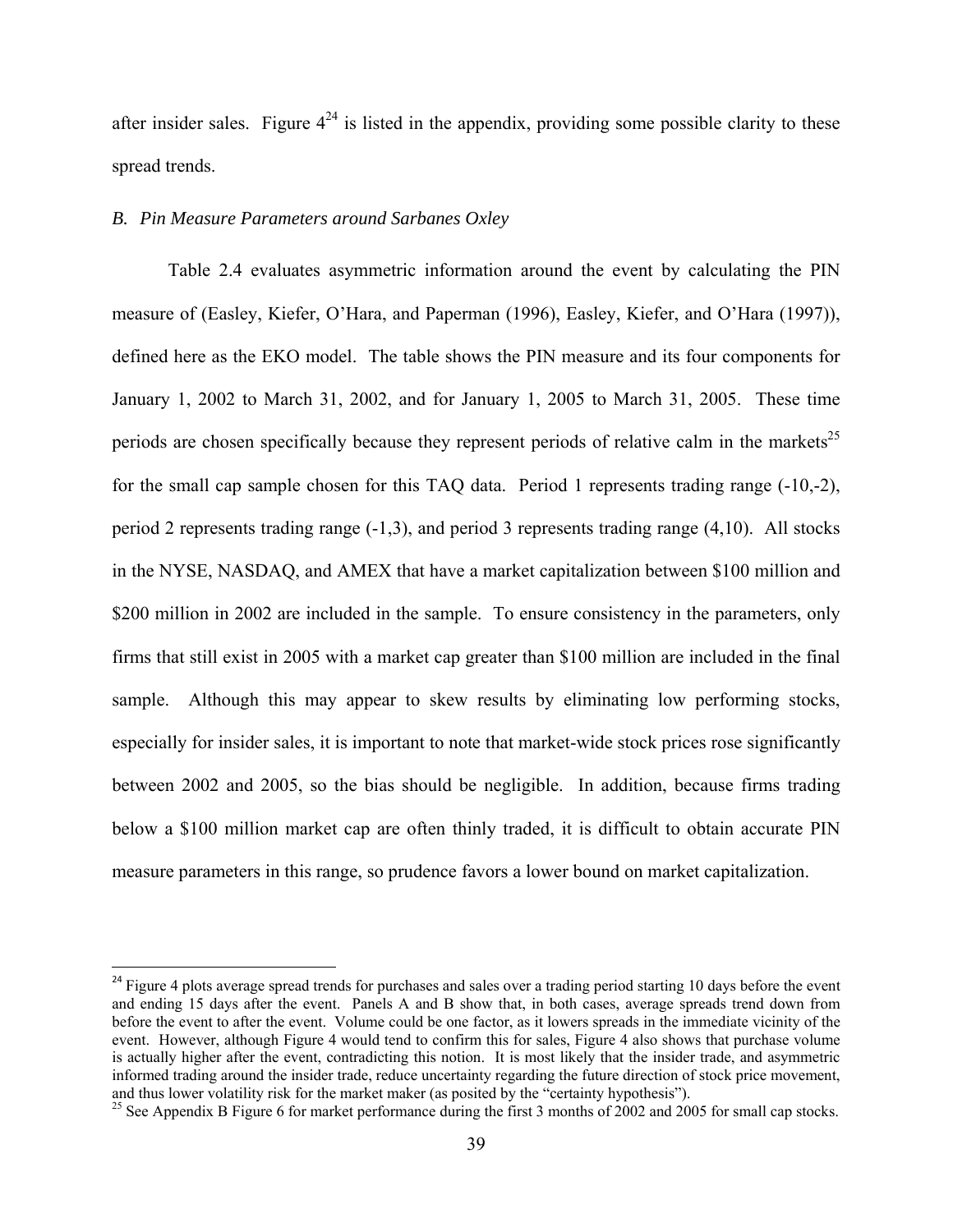after insider sales. Figure 4[24] is listed in the appendix, providing some possible clarity to these spread trends.

*B. Pin Measure Parameters around Sarbanes Oxley*

Table 2.4 evaluates asymmetric information around the event by calculating the PIN measure of (Easley, Kiefer, O'Hara, and Paperman (1996), Easley, Kiefer, and O'Hara (1997)), defined here as the EKO model. The table shows the PIN measure and its four components for January 1, 2002 to March 31, 2002, and for January 1, 2005 to March 31, 2005. These time periods are chosen specifically because they represent periods of relative calm in the markets[25] for the small cap sample chosen for this TAQ data. Period 1 represents trading range (-10,-2), period 2 represents trading range (-1,3), and period 3 represents trading range (4,10). All stocks in the NYSE, NASDAQ, and AMEX that have a market capitalization between \$100 million and \$200 million in 2002 are included in the sample. To ensure consistency in the parameters, only firms that still exist in 2005 with a market cap greater than \$100 million are included in the final sample. Although this may appear to skew results by eliminating low performing stocks, especially for insider sales, it is important to note that market-wide stock prices rose significantly between 2002 and 2005, so the bias should be negligible. In addition, because firms trading below a \$100 million market cap are often thinly traded, it is difficult to obtain accurate PIN measure parameters in this range, so prudence favors a lower bound on market capitalization.

---

[24] Figure 4 plots average spread trends for purchases and sales over a trading period starting 10 days before the event and ending 15 days after the event. Panels A and B show that, in both cases, average spreads trend down from before the event to after the event. Volume could be one factor, as it lowers spreads in the immediate vicinity of the event. However, although Figure 4 would tend to confirm this for sales, Figure 4 also shows that purchase volume is actually higher after the event, contradicting this notion. It is most likely that the insider trade, and asymmetric informed trading around the insider trade, reduce uncertainty regarding the future direction of stock price movement, and thus lower volatility risk for the market maker (as posited by the "certainty hypothesis").

[25] See Appendix B Figure 6 for market performance during the first 3 months of 2002 and 2005 for small cap stocks.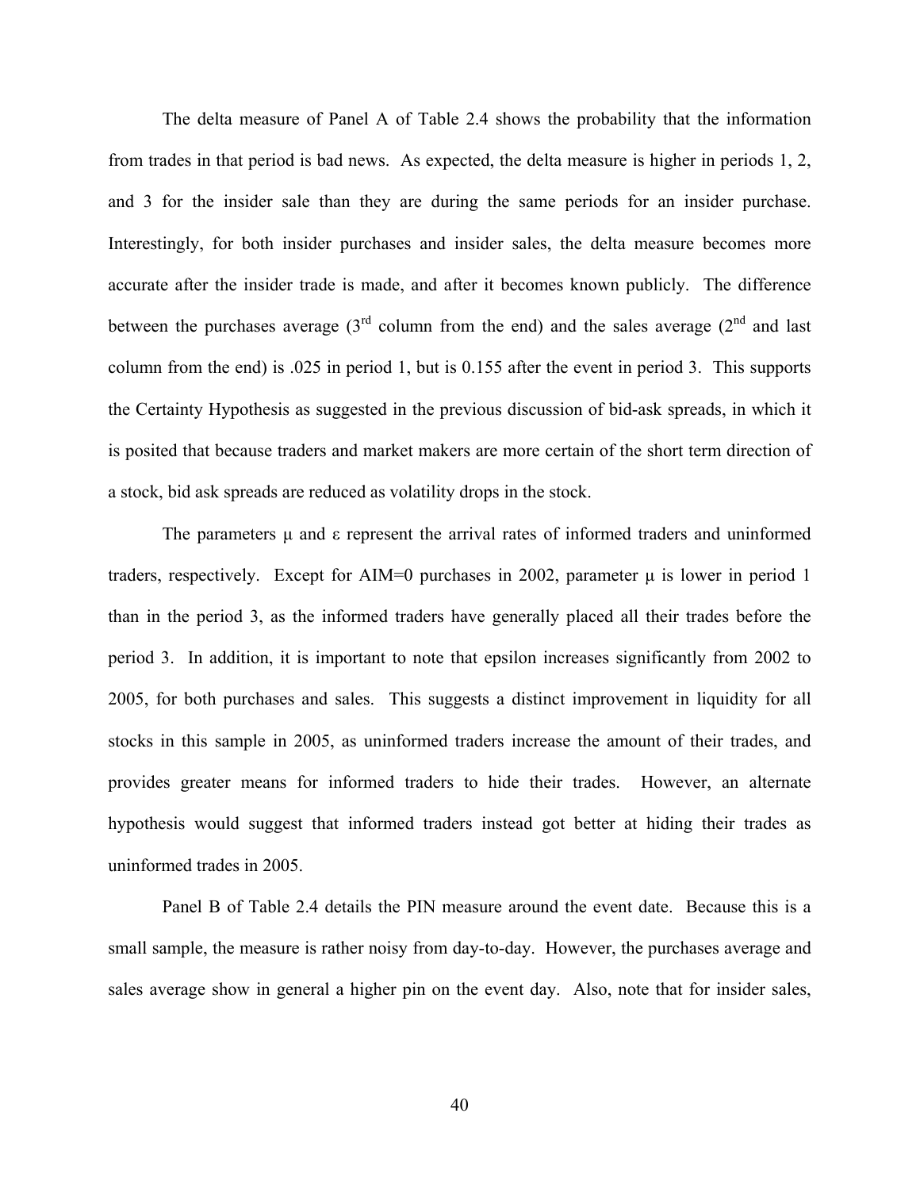The delta measure of Panel A of Table 2.4 shows the probability that the information from trades in that period is bad news. As expected, the delta measure is higher in periods 1, 2, and 3 for the insider sale than they are during the same periods for an insider purchase. Interestingly, for both insider purchases and insider sales, the delta measure becomes more accurate after the insider trade is made, and after it becomes known publicly. The difference between the purchases average (3rd column from the end) and the sales average (2nd and last column from the end) is .025 in period 1, but is 0.155 after the event in period 3. This supports the Certainty Hypothesis as suggested in the previous discussion of bid-ask spreads, in which it is posited that because traders and market makers are more certain of the short term direction of a stock, bid ask spreads are reduced as volatility drops in the stock.

The parameters $\mu$ and $\varepsilon$ represent the arrival rates of informed traders and uninformed traders, respectively. Except for AIM=0 purchases in 2002, parameter $\mu$ is lower in period 1 than in the period 3, as the informed traders have generally placed all their trades before the period 3. In addition, it is important to note that epsilon increases significantly from 2002 to 2005, for both purchases and sales. This suggests a distinct improvement in liquidity for all stocks in this sample in 2005, as uninformed traders increase the amount of their trades, and provides greater means for informed traders to hide their trades. However, an alternate hypothesis would suggest that informed traders instead got better at hiding their trades as uninformed trades in 2005.

Panel B of Table 2.4 details the PIN measure around the event date. Because this is a small sample, the measure is rather noisy from day-to-day. However, the purchases average and sales average show in general a higher pin on the event day. Also, note that for insider sales,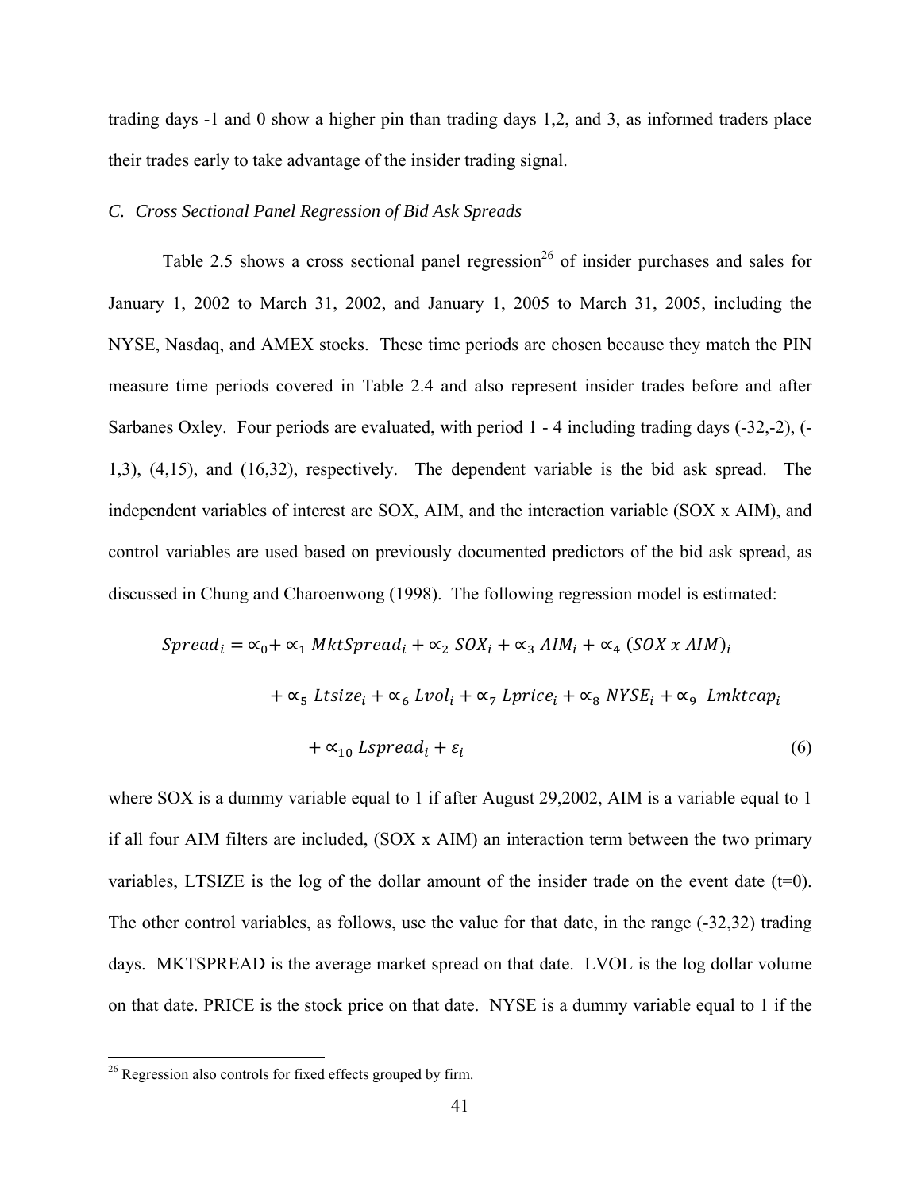trading days -1 and 0 show a higher pin than trading days 1,2, and 3, as informed traders place their trades early to take advantage of the insider trading signal.

### *C. Cross Sectional Panel Regression of Bid Ask Spreads*

Table 2.5 shows a cross sectional panel regression[26] of insider purchases and sales for January 1, 2002 to March 31, 2002, and January 1, 2005 to March 31, 2005, including the NYSE, Nasdaq, and AMEX stocks. These time periods are chosen because they match the PIN measure time periods covered in Table 2.4 and also represent insider trades before and after Sarbanes Oxley. Four periods are evaluated, with period 1 - 4 including trading days (-32,-2), (-1,3), (4,15), and (16,32), respectively. The dependent variable is the bid ask spread. The independent variables of interest are SOX, AIM, and the interaction variable (SOX x AIM), and control variables are used based on previously documented predictors of the bid ask spread, as discussed in Chung and Charoenwong (1998). The following regression model is estimated:

$$Spread_i = \propto_0 + \propto_1 MktSpread_i + \propto_2 SOX_i + \propto_3 AIM_i + \propto_4 (SOX\ x\ AIM)_i + \propto_5 Ltsize_i + \propto_6 Lvol_i + \propto_7 Lprice_i + \propto_8 NYSE_i + \propto_9 Lmktcap_i + \propto_{10} Lspread_i + \varepsilon_i \quad (6)$$

where SOX is a dummy variable equal to 1 if after August 29,2002, AIM is a variable equal to 1 if all four AIM filters are included, (SOX x AIM) an interaction term between the two primary variables, LTSIZE is the log of the dollar amount of the insider trade on the event date (t=0). The other control variables, as follows, use the value for that date, in the range (-32,32) trading days. MKTSPREAD is the average market spread on that date. LVOL is the log dollar volume on that date. PRICE is the stock price on that date. NYSE is a dummy variable equal to 1 if the

[26] Regression also controls for fixed effects grouped by firm.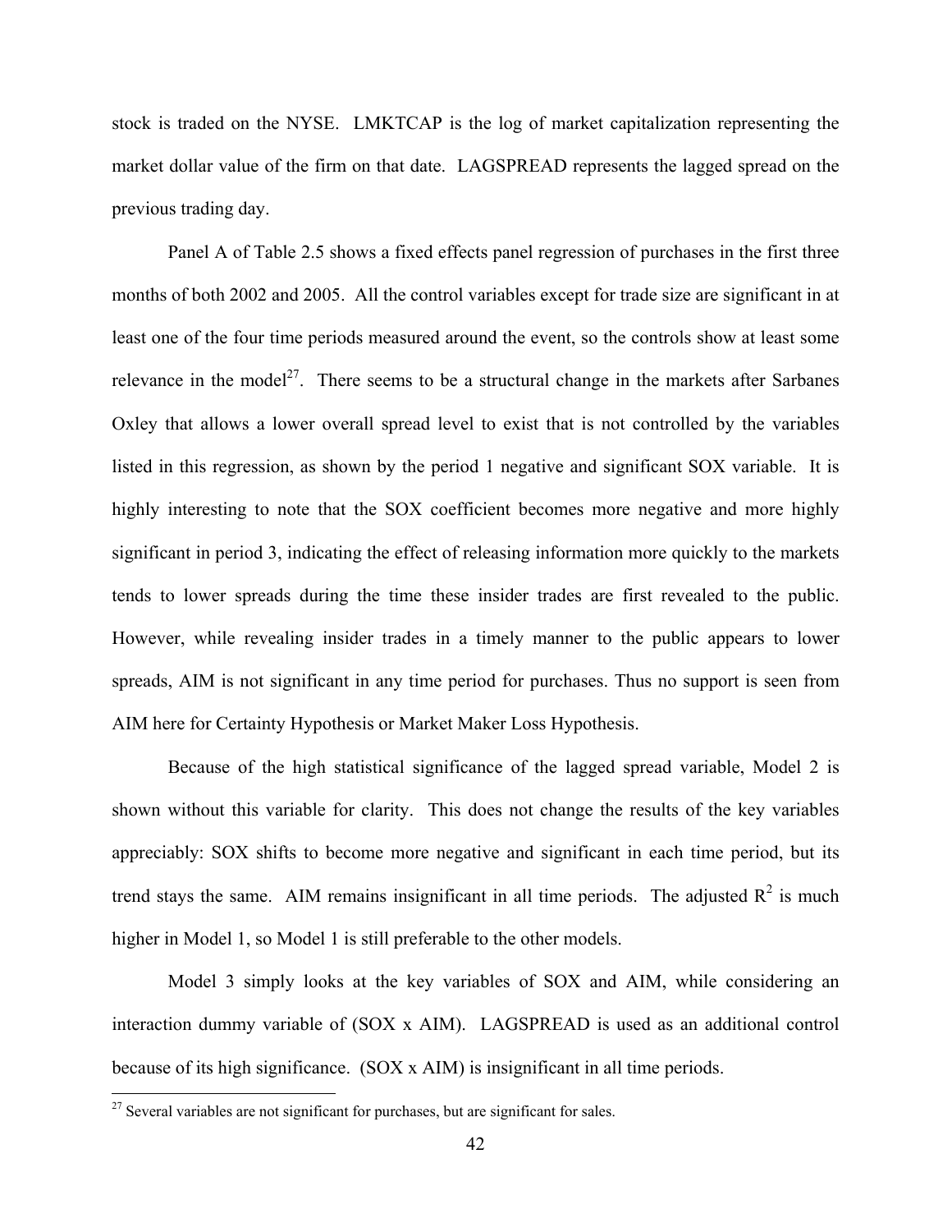stock is traded on the NYSE. LMKTCAP is the log of market capitalization representing the market dollar value of the firm on that date. LAGSPREAD represents the lagged spread on the previous trading day.

Panel A of Table 2.5 shows a fixed effects panel regression of purchases in the first three months of both 2002 and 2005. All the control variables except for trade size are significant in at least one of the four time periods measured around the event, so the controls show at least some relevance in the model[27]. There seems to be a structural change in the markets after Sarbanes Oxley that allows a lower overall spread level to exist that is not controlled by the variables listed in this regression, as shown by the period 1 negative and significant SOX variable. It is highly interesting to note that the SOX coefficient becomes more negative and more highly significant in period 3, indicating the effect of releasing information more quickly to the markets tends to lower spreads during the time these insider trades are first revealed to the public. However, while revealing insider trades in a timely manner to the public appears to lower spreads, AIM is not significant in any time period for purchases. Thus no support is seen from AIM here for Certainty Hypothesis or Market Maker Loss Hypothesis.

Because of the high statistical significance of the lagged spread variable, Model 2 is shown without this variable for clarity. This does not change the results of the key variables appreciably: SOX shifts to become more negative and significant in each time period, but its trend stays the same. AIM remains insignificant in all time periods. The adjusted $R^2$ is much higher in Model 1, so Model 1 is still preferable to the other models.

Model 3 simply looks at the key variables of SOX and AIM, while considering an interaction dummy variable of (SOX x AIM). LAGSPREAD is used as an additional control because of its high significance. (SOX x AIM) is insignificant in all time periods.

[27] Several variables are not significant for purchases, but are significant for sales.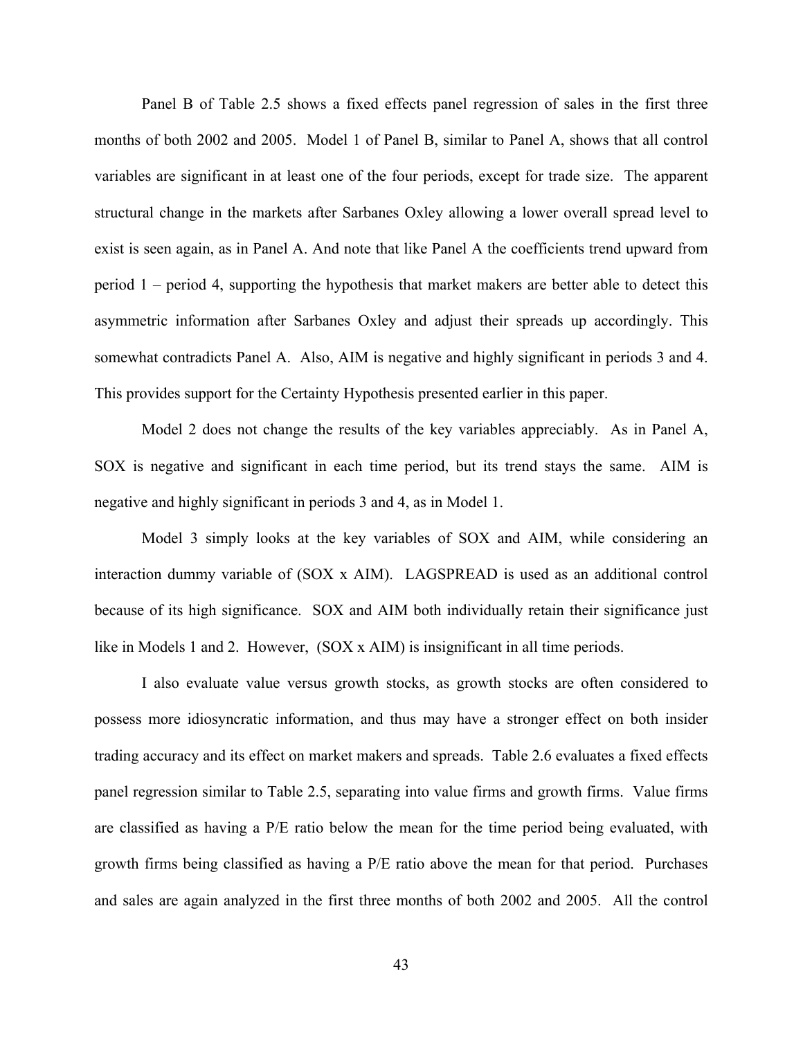Panel B of Table 2.5 shows a fixed effects panel regression of sales in the first three months of both 2002 and 2005. Model 1 of Panel B, similar to Panel A, shows that all control variables are significant in at least one of the four periods, except for trade size. The apparent structural change in the markets after Sarbanes Oxley allowing a lower overall spread level to exist is seen again, as in Panel A. And note that like Panel A the coefficients trend upward from period 1 – period 4, supporting the hypothesis that market makers are better able to detect this asymmetric information after Sarbanes Oxley and adjust their spreads up accordingly. This somewhat contradicts Panel A. Also, AIM is negative and highly significant in periods 3 and 4. This provides support for the Certainty Hypothesis presented earlier in this paper.

Model 2 does not change the results of the key variables appreciably. As in Panel A, SOX is negative and significant in each time period, but its trend stays the same. AIM is negative and highly significant in periods 3 and 4, as in Model 1.

Model 3 simply looks at the key variables of SOX and AIM, while considering an interaction dummy variable of (SOX x AIM). LAGSPREAD is used as an additional control because of its high significance. SOX and AIM both individually retain their significance just like in Models 1 and 2. However, (SOX x AIM) is insignificant in all time periods.

I also evaluate value versus growth stocks, as growth stocks are often considered to possess more idiosyncratic information, and thus may have a stronger effect on both insider trading accuracy and its effect on market makers and spreads. Table 2.6 evaluates a fixed effects panel regression similar to Table 2.5, separating into value firms and growth firms. Value firms are classified as having a P/E ratio below the mean for the time period being evaluated, with growth firms being classified as having a P/E ratio above the mean for that period. Purchases and sales are again analyzed in the first three months of both 2002 and 2005. All the control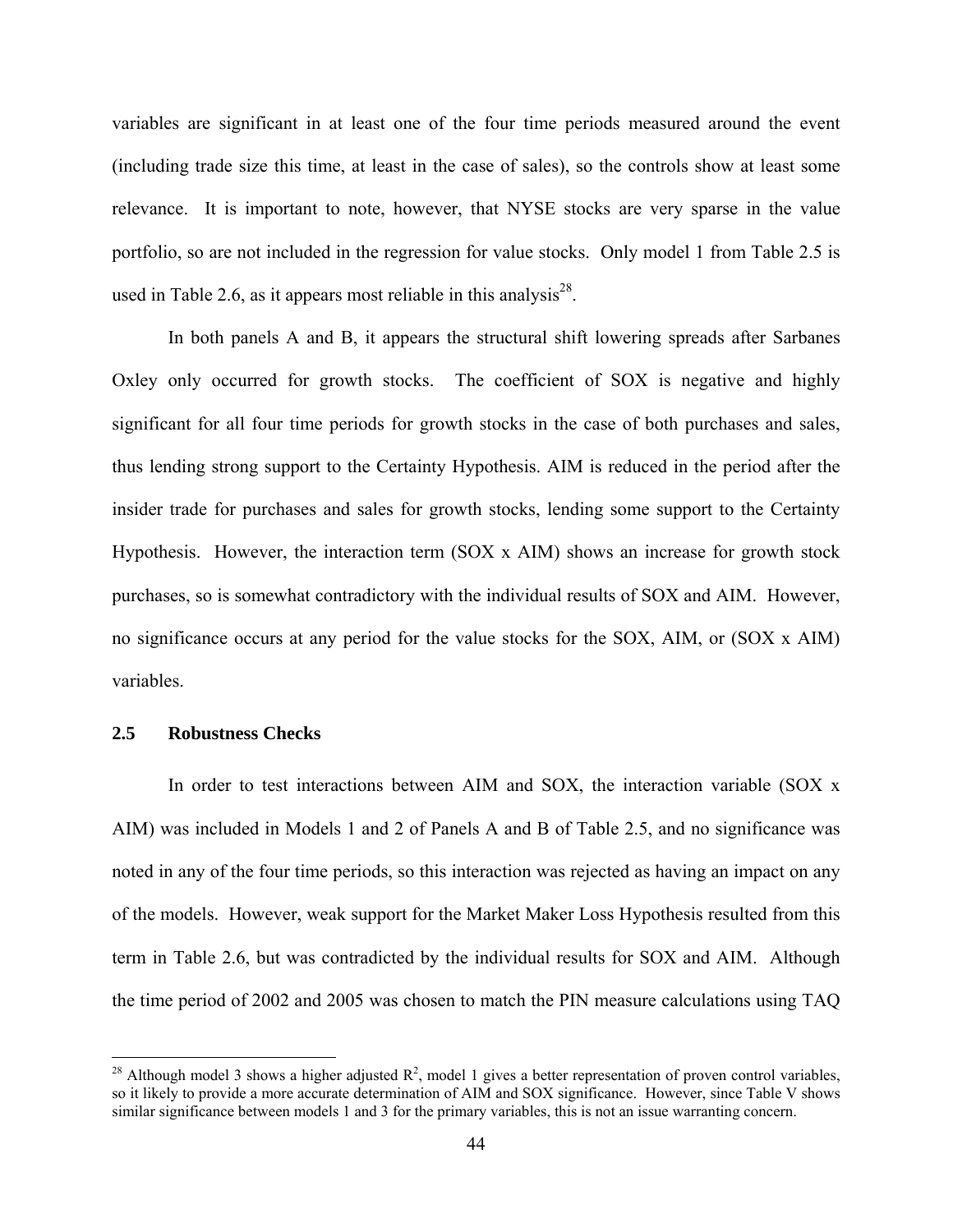variables are significant in at least one of the four time periods measured around the event (including trade size this time, at least in the case of sales), so the controls show at least some relevance. It is important to note, however, that NYSE stocks are very sparse in the value portfolio, so are not included in the regression for value stocks. Only model 1 from Table 2.5 is used in Table 2.6, as it appears most reliable in this analysis[28].

In both panels A and B, it appears the structural shift lowering spreads after Sarbanes Oxley only occurred for growth stocks. The coefficient of SOX is negative and highly significant for all four time periods for growth stocks in the case of both purchases and sales, thus lending strong support to the Certainty Hypothesis. AIM is reduced in the period after the insider trade for purchases and sales for growth stocks, lending some support to the Certainty Hypothesis. However, the interaction term (SOX x AIM) shows an increase for growth stock purchases, so is somewhat contradictory with the individual results of SOX and AIM. However, no significance occurs at any period for the value stocks for the SOX, AIM, or (SOX x AIM) variables.

## 2.5 Robustness Checks

In order to test interactions between AIM and SOX, the interaction variable (SOX x AIM) was included in Models 1 and 2 of Panels A and B of Table 2.5, and no significance was noted in any of the four time periods, so this interaction was rejected as having an impact on any of the models. However, weak support for the Market Maker Loss Hypothesis resulted from this term in Table 2.6, but was contradicted by the individual results for SOX and AIM. Although the time period of 2002 and 2005 was chosen to match the PIN measure calculations using TAQ

[28] Although model 3 shows a higher adjusted $R^2$, model 1 gives a better representation of proven control variables, so it likely to provide a more accurate determination of AIM and SOX significance. However, since Table V shows similar significance between models 1 and 3 for the primary variables, this is not an issue warranting concern.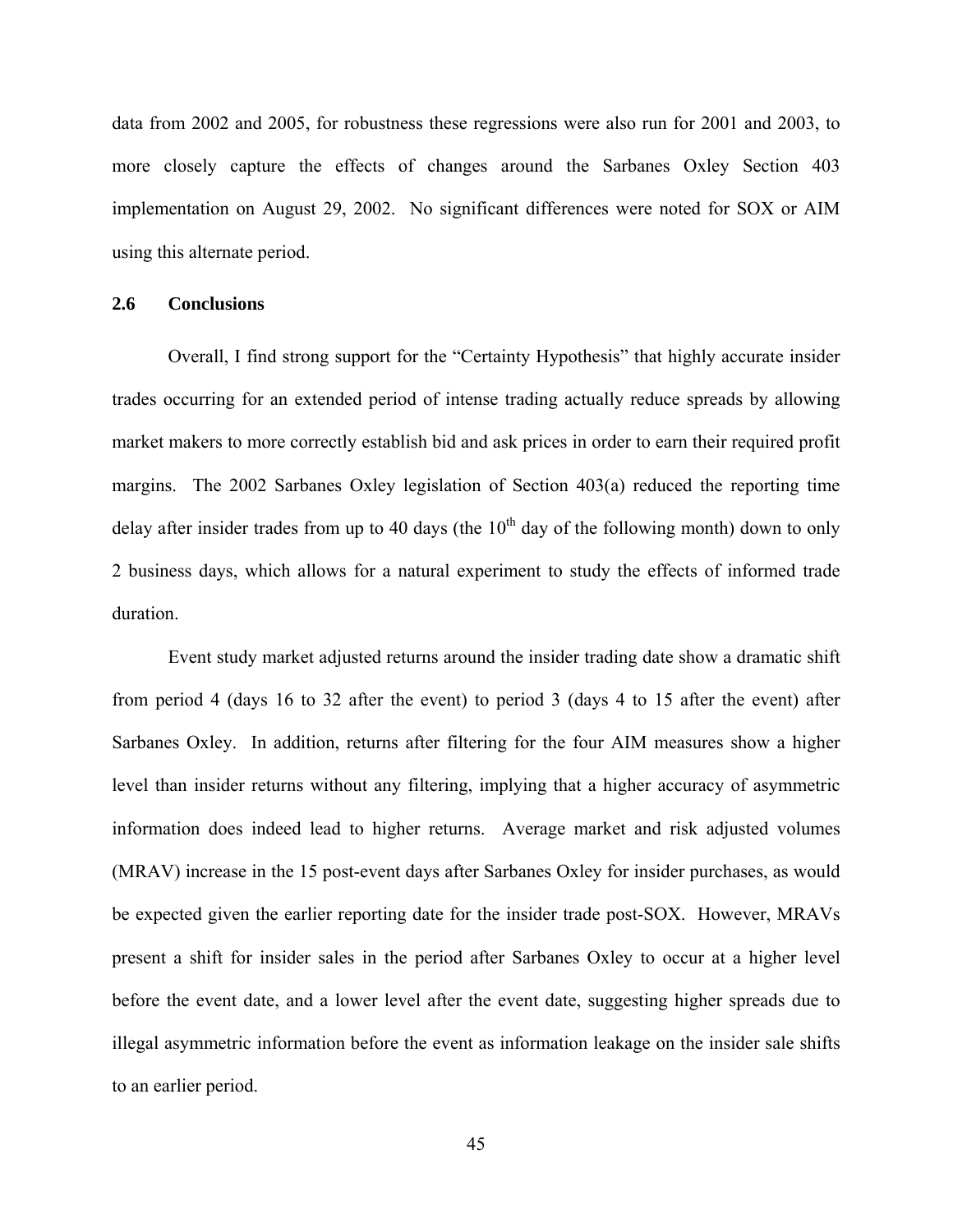data from 2002 and 2005, for robustness these regressions were also run for 2001 and 2003, to more closely capture the effects of changes around the Sarbanes Oxley Section 403 implementation on August 29, 2002. No significant differences were noted for SOX or AIM using this alternate period.

## 2.6 Conclusions

Overall, I find strong support for the "Certainty Hypothesis" that highly accurate insider trades occurring for an extended period of intense trading actually reduce spreads by allowing market makers to more correctly establish bid and ask prices in order to earn their required profit margins. The 2002 Sarbanes Oxley legislation of Section 403(a) reduced the reporting time delay after insider trades from up to 40 days (the $10^{th}$ day of the following month) down to only 2 business days, which allows for a natural experiment to study the effects of informed trade duration.

Event study market adjusted returns around the insider trading date show a dramatic shift from period 4 (days 16 to 32 after the event) to period 3 (days 4 to 15 after the event) after Sarbanes Oxley. In addition, returns after filtering for the four AIM measures show a higher level than insider returns without any filtering, implying that a higher accuracy of asymmetric information does indeed lead to higher returns. Average market and risk adjusted volumes (MRAV) increase in the 15 post-event days after Sarbanes Oxley for insider purchases, as would be expected given the earlier reporting date for the insider trade post-SOX. However, MRAVs present a shift for insider sales in the period after Sarbanes Oxley to occur at a higher level before the event date, and a lower level after the event date, suggesting higher spreads due to illegal asymmetric information before the event as information leakage on the insider sale shifts to an earlier period.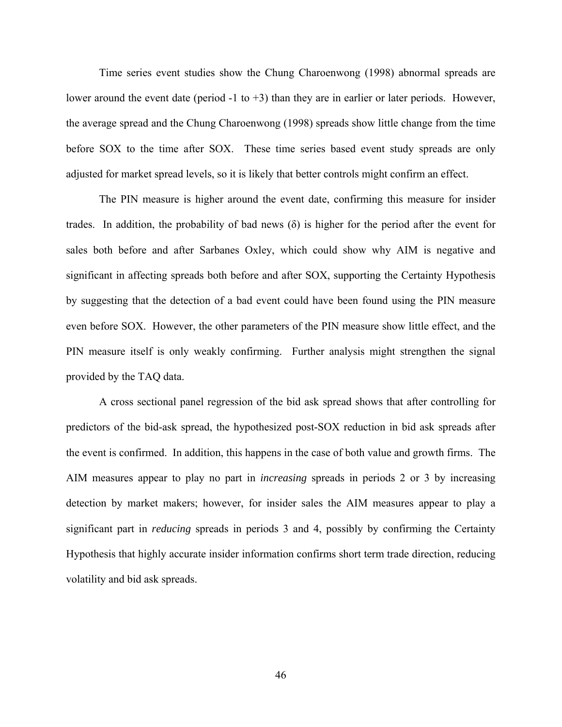Time series event studies show the Chung Charoenwong (1998) abnormal spreads are lower around the event date (period -1 to +3) than they are in earlier or later periods. However, the average spread and the Chung Charoenwong (1998) spreads show little change from the time before SOX to the time after SOX. These time series based event study spreads are only adjusted for market spread levels, so it is likely that better controls might confirm an effect.

The PIN measure is higher around the event date, confirming this measure for insider trades. In addition, the probability of bad news ($\delta$) is higher for the period after the event for sales both before and after Sarbanes Oxley, which could show why AIM is negative and significant in affecting spreads both before and after SOX, supporting the Certainty Hypothesis by suggesting that the detection of a bad event could have been found using the PIN measure even before SOX. However, the other parameters of the PIN measure show little effect, and the PIN measure itself is only weakly confirming. Further analysis might strengthen the signal provided by the TAQ data.

A cross sectional panel regression of the bid ask spread shows that after controlling for predictors of the bid-ask spread, the hypothesized post-SOX reduction in bid ask spreads after the event is confirmed. In addition, this happens in the case of both value and growth firms. The AIM measures appear to play no part in *increasing* spreads in periods 2 or 3 by increasing detection by market makers; however, for insider sales the AIM measures appear to play a significant part in *reducing* spreads in periods 3 and 4, possibly by confirming the Certainty Hypothesis that highly accurate insider information confirms short term trade direction, reducing volatility and bid ask spreads.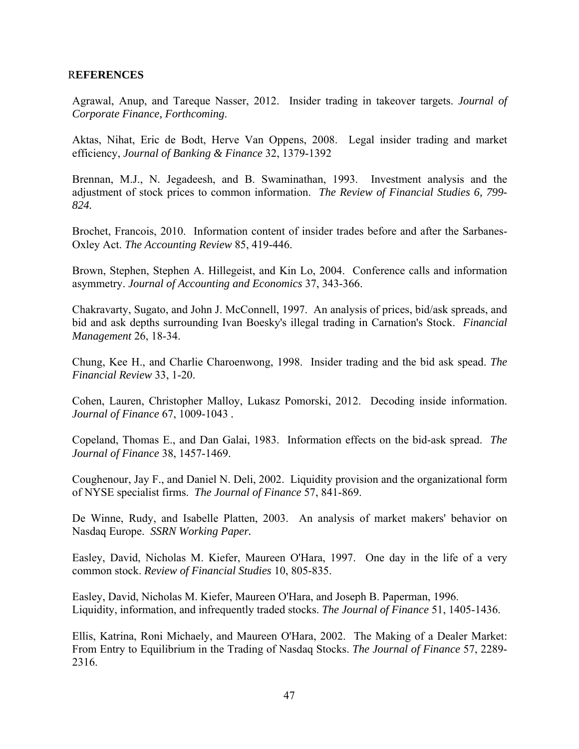# REFERENCES

Agrawal, Anup, and Tareque Nasser, 2012. Insider trading in takeover targets. *Journal of Corporate Finance, Forthcoming*.

Aktas, Nihat, Eric de Bodt, Herve Van Oppens, 2008. Legal insider trading and market efficiency, *Journal of Banking & Finance* 32, 1379-1392

Brennan, M.J., N. Jegadeesh, and B. Swaminathan, 1993. Investment analysis and the adjustment of stock prices to common information. *The Review of Financial Studies 6, 799-824.*

Brochet, Francois, 2010. Information content of insider trades before and after the Sarbanes-Oxley Act. *The Accounting Review* 85, 419-446.

Brown, Stephen, Stephen A. Hillegeist, and Kin Lo, 2004. Conference calls and information asymmetry. *Journal of Accounting and Economics* 37, 343-366.

Chakravarty, Sugato, and John J. McConnell, 1997. An analysis of prices, bid/ask spreads, and bid and ask depths surrounding Ivan Boesky's illegal trading in Carnation's Stock. *Financial Management* 26, 18-34.

Chung, Kee H., and Charlie Charoenwong, 1998. Insider trading and the bid ask spread. *The Financial Review* 33, 1-20.

Cohen, Lauren, Christopher Malloy, Lukasz Pomorski, 2012. Decoding inside information. *Journal of Finance* 67, 1009-1043 .

Copeland, Thomas E., and Dan Galai, 1983. Information effects on the bid-ask spread. *The Journal of Finance* 38, 1457-1469.

Coughenour, Jay F., and Daniel N. Deli, 2002. Liquidity provision and the organizational form of NYSE specialist firms. *The Journal of Finance* 57, 841-869.

De Winne, Rudy, and Isabelle Platten, 2003. An analysis of market makers' behavior on Nasdaq Europe. *SSRN Working Paper.*

Easley, David, Nicholas M. Kiefer, Maureen O'Hara, 1997. One day in the life of a very common stock. *Review of Financial Studies* 10, 805-835.

Easley, David, Nicholas M. Kiefer, Maureen O'Hara, and Joseph B. Paperman, 1996. Liquidity, information, and infrequently traded stocks. *The Journal of Finance* 51, 1405-1436.

Ellis, Katrina, Roni Michaely, and Maureen O'Hara, 2002. The Making of a Dealer Market: From Entry to Equilibrium in the Trading of Nasdaq Stocks. *The Journal of Finance* 57, 2289-2316.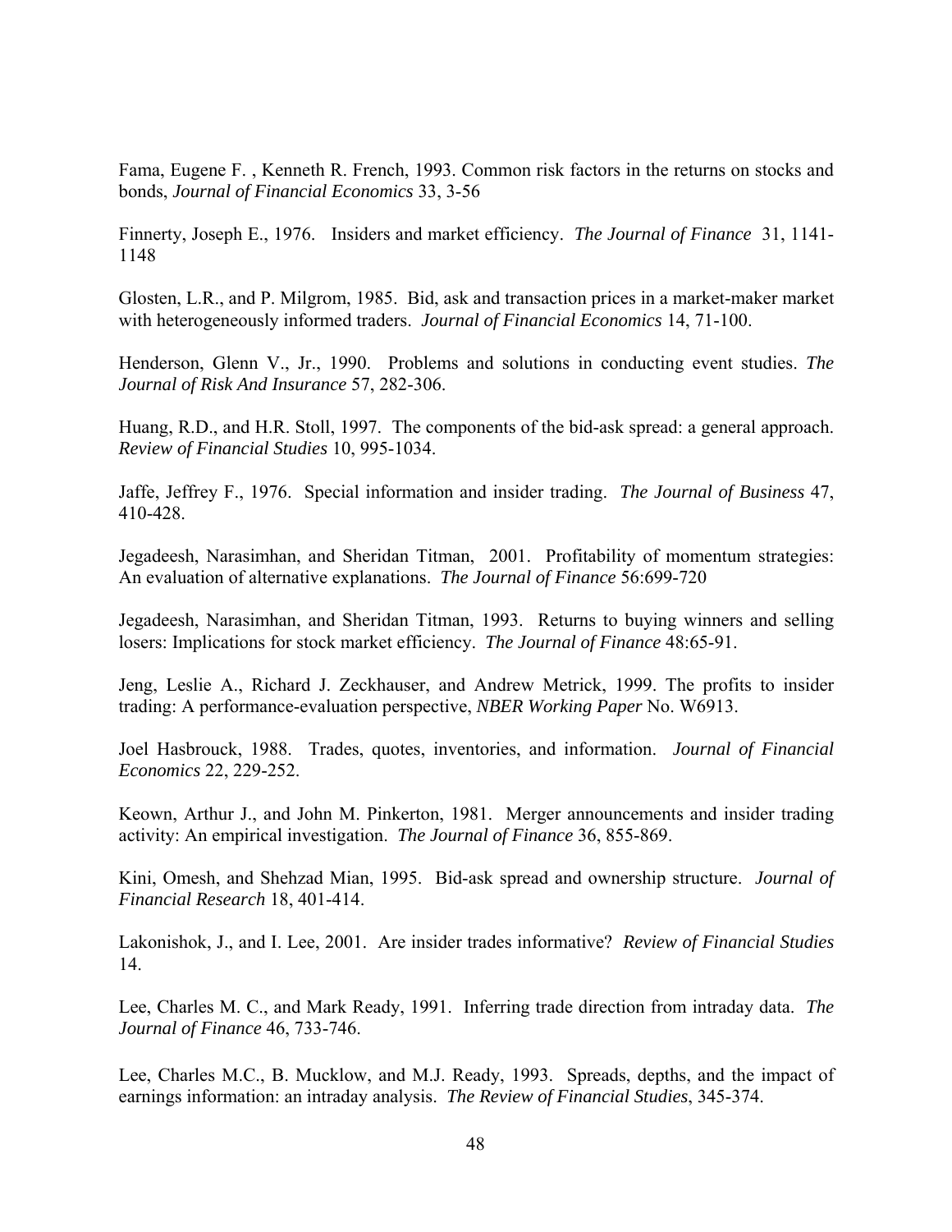Fama, Eugene F. , Kenneth R. French, 1993. Common risk factors in the returns on stocks and bonds, *Journal of Financial Economics* 33, 3-56

Finnerty, Joseph E., 1976. Insiders and market efficiency. *The Journal of Finance* 31, 1141-1148

Glosten, L.R., and P. Milgrom, 1985. Bid, ask and transaction prices in a market-maker market with heterogeneously informed traders. *Journal of Financial Economics* 14, 71-100.

Henderson, Glenn V., Jr., 1990. Problems and solutions in conducting event studies. *The Journal of Risk And Insurance* 57, 282-306.

Huang, R.D., and H.R. Stoll, 1997. The components of the bid-ask spread: a general approach. *Review of Financial Studies* 10, 995-1034.

Jaffe, Jeffrey F., 1976. Special information and insider trading. *The Journal of Business* 47, 410-428.

Jegadeesh, Narasimhan, and Sheridan Titman, 2001. Profitability of momentum strategies: An evaluation of alternative explanations. *The Journal of Finance* 56:699-720

Jegadeesh, Narasimhan, and Sheridan Titman, 1993. Returns to buying winners and selling losers: Implications for stock market efficiency. *The Journal of Finance* 48:65-91.

Jeng, Leslie A., Richard J. Zeckhauser, and Andrew Metrick, 1999. The profits to insider trading: A performance-evaluation perspective, *NBER Working Paper* No. W6913.

Joel Hasbrouck, 1988. Trades, quotes, inventories, and information. *Journal of Financial Economics* 22, 229-252.

Keown, Arthur J., and John M. Pinkerton, 1981. Merger announcements and insider trading activity: An empirical investigation. *The Journal of Finance* 36, 855-869.

Kini, Omesh, and Shehzad Mian, 1995. Bid-ask spread and ownership structure. *Journal of Financial Research* 18, 401-414.

Lakonishok, J., and I. Lee, 2001. Are insider trades informative? *Review of Financial Studies* 14.

Lee, Charles M. C., and Mark Ready, 1991. Inferring trade direction from intraday data. *The Journal of Finance* 46, 733-746.

Lee, Charles M.C., B. Mucklow, and M.J. Ready, 1993. Spreads, depths, and the impact of earnings information: an intraday analysis. *The Review of Financial Studies*, 345-374.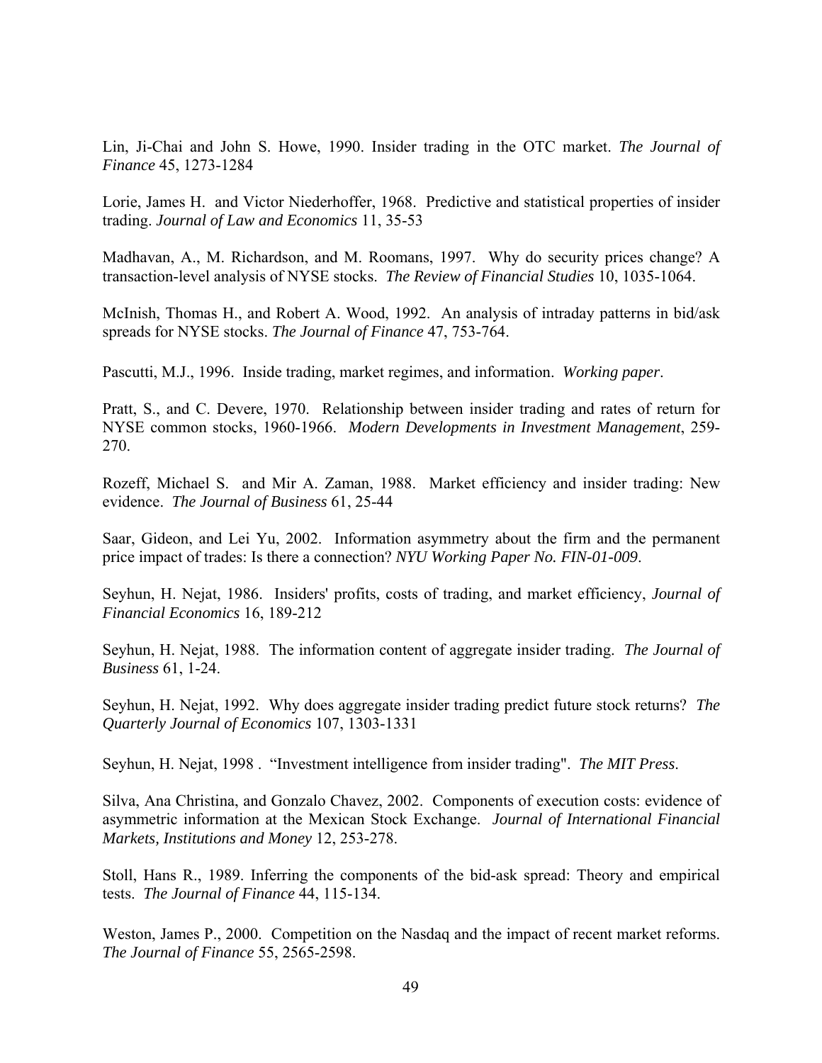Lin, Ji-Chai and John S. Howe, 1990. Insider trading in the OTC market. *The Journal of Finance* 45, 1273-1284

Lorie, James H. and Victor Niederhoffer, 1968. Predictive and statistical properties of insider trading. *Journal of Law and Economics* 11, 35-53

Madhavan, A., M. Richardson, and M. Roomans, 1997. Why do security prices change? A transaction-level analysis of NYSE stocks. *The Review of Financial Studies* 10, 1035-1064.

McInish, Thomas H., and Robert A. Wood, 1992. An analysis of intraday patterns in bid/ask spreads for NYSE stocks. *The Journal of Finance* 47, 753-764.

Pascutti, M.J., 1996. Inside trading, market regimes, and information. *Working paper*.

Pratt, S., and C. Devere, 1970. Relationship between insider trading and rates of return for NYSE common stocks, 1960-1966. *Modern Developments in Investment Management*, 259-270.

Rozeff, Michael S. and Mir A. Zaman, 1988. Market efficiency and insider trading: New evidence. *The Journal of Business* 61, 25-44

Saar, Gideon, and Lei Yu, 2002. Information asymmetry about the firm and the permanent price impact of trades: Is there a connection? *NYU Working Paper No. FIN-01-009*.

Seyhun, H. Nejat, 1986. Insiders' profits, costs of trading, and market efficiency, *Journal of Financial Economics* 16, 189-212

Seyhun, H. Nejat, 1988. The information content of aggregate insider trading. *The Journal of Business* 61, 1-24.

Seyhun, H. Nejat, 1992. Why does aggregate insider trading predict future stock returns? *The Quarterly Journal of Economics* 107, 1303-1331

Seyhun, H. Nejat, 1998 . "Investment intelligence from insider trading". *The MIT Press*.

Silva, Ana Christina, and Gonzalo Chavez, 2002. Components of execution costs: evidence of asymmetric information at the Mexican Stock Exchange. *Journal of International Financial Markets, Institutions and Money* 12, 253-278.

Stoll, Hans R., 1989. Inferring the components of the bid-ask spread: Theory and empirical tests. *The Journal of Finance* 44, 115-134.

Weston, James P., 2000. Competition on the Nasdaq and the impact of recent market reforms. *The Journal of Finance* 55, 2565-2598.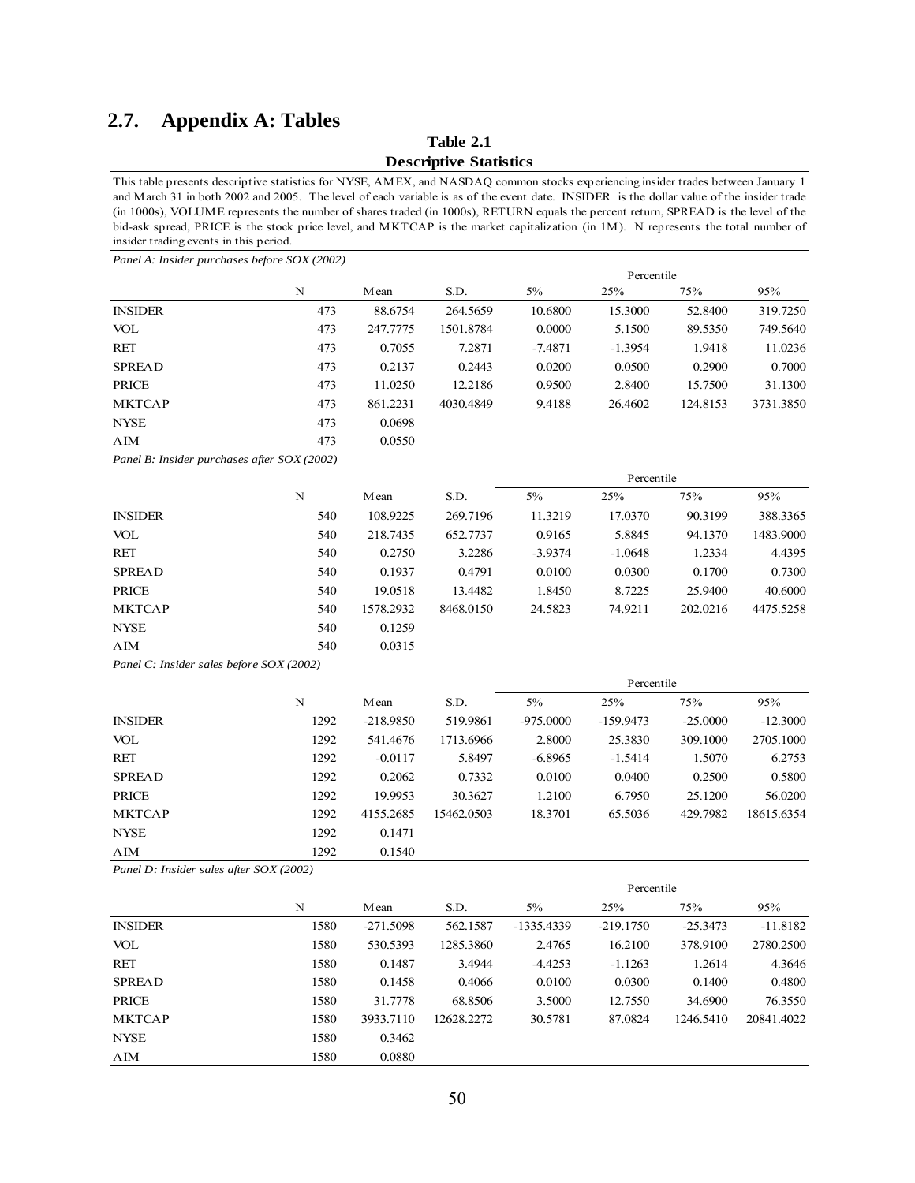## 2.7. Appendix A: Tables

**Table 2.1**

**Descriptive Statistics**

This table presents descriptive statistics for NYSE, AMEX, and NASDAQ common stocks experiencing insider trades between January 1 and March 31 in both 2002 and 2005. The level of each variable is as of the event date. INSIDER is the dollar value of the insider trade (in 1000s), VOLUME represents the number of shares traded (in 1000s), RETURN equals the percent return, SPREAD is the level of the bid-ask spread, PRICE is the stock price level, and MKTCAP is the market capitalization (in 1M). N represents the total number of insider trading events in this period.

*Panel A: Insider purchases before SOX (2002)*

| | | | | Percentile | | | |
|---|---|---|---|---|---|---|---|
| | N | Mean | S.D. | 5% | 25% | 75% | 95% |
| INSIDER | 473 | 88.6754 | 264.5659 | 10.6800 | 15.3000 | 52.8400 | 319.7250 |
| VOL | 473 | 247.7775 | 1501.8784 | 0.0000 | 5.1500 | 89.5350 | 749.5640 |
| RET | 473 | 0.7055 | 7.2871 | -7.4871 | -1.3954 | 1.9418 | 11.0236 |
| SPREAD | 473 | 0.2137 | 0.2443 | 0.0200 | 0.0500 | 0.2900 | 0.7000 |
| PRICE | 473 | 11.0250 | 12.2186 | 0.9500 | 2.8400 | 15.7500 | 31.1300 |
| MKTCAP | 473 | 861.2231 | 4030.4849 | 9.4188 | 26.4602 | 124.8153 | 3731.3850 |
| NYSE | 473 | 0.0698 | | | | | |
| AIM | 473 | 0.0550 | | | | | |

*Panel B: Insider purchases after SOX (2002)*

| | | | | Percentile | | | |
|---|---|---|---|---|---|---|---|
| | N | Mean | S.D. | 5% | 25% | 75% | 95% |
| INSIDER | 540 | 108.9225 | 269.7196 | 11.3219 | 17.0370 | 90.3199 | 388.3365 |
| VOL | 540 | 218.7435 | 652.7737 | 0.9165 | 5.8845 | 94.1370 | 1483.9000 |
| RET | 540 | 0.2750 | 3.2286 | -3.9374 | -1.0648 | 1.2334 | 4.4395 |
| SPREAD | 540 | 0.1937 | 0.4791 | 0.0100 | 0.0300 | 0.1700 | 0.7300 |
| PRICE | 540 | 19.0518 | 13.4482 | 1.8450 | 8.7225 | 25.9400 | 40.6000 |
| MKTCAP | 540 | 1578.2932 | 8468.0150 | 24.5823 | 74.9211 | 202.0216 | 4475.5258 |
| NYSE | 540 | 0.1259 | | | | | |
| AIM | 540 | 0.0315 | | | | | |

*Panel C: Insider sales before SOX (2002)*

| | | | | Percentile | | | |
|---|---|---|---|---|---|---|---|
| | N | Mean | S.D. | 5% | 25% | 75% | 95% |
| INSIDER | 1292 | -218.9850 | 519.9861 | -975.0000 | -159.9473 | -25.0000 | -12.3000 |
| VOL | 1292 | 541.4676 | 1713.6966 | 2.8000 | 25.3830 | 309.1000 | 2705.1000 |
| RET | 1292 | -0.0117 | 5.8497 | -6.8965 | -1.5414 | 1.5070 | 6.2753 |
| SPREAD | 1292 | 0.2062 | 0.7332 | 0.0100 | 0.0400 | 0.2500 | 0.5800 |
| PRICE | 1292 | 19.9953 | 30.3627 | 1.2100 | 6.7950 | 25.1200 | 56.0200 |
| MKTCAP | 1292 | 4155.2685 | 15462.0503 | 18.3701 | 65.5036 | 429.7982 | 18615.6354 |
| NYSE | 1292 | 0.1471 | | | | | |
| AIM | 1292 | 0.1540 | | | | | |

*Panel D: Insider sales after SOX (2002)*

| | | | | Percentile | | | |
|---|---|---|---|---|---|---|---|
| | N | Mean | S.D. | 5% | 25% | 75% | 95% |
| INSIDER | 1580 | -271.5098 | 562.1587 | -1335.4339 | -219.1750 | -25.3473 | -11.8182 |
| VOL | 1580 | 530.5393 | 1285.3860 | 2.4765 | 16.2100 | 378.9100 | 2780.2500 |
| RET | 1580 | 0.1487 | 3.4944 | -4.4253 | -1.1263 | 1.2614 | 4.3646 |
| SPREAD | 1580 | 0.1458 | 0.4066 | 0.0100 | 0.0300 | 0.1400 | 0.4800 |
| PRICE | 1580 | 31.7778 | 68.8506 | 3.5000 | 12.7550 | 34.6900 | 76.3550 |
| MKTCAP | 1580 | 3933.7110 | 12628.2272 | 30.5781 | 87.0824 | 1246.5410 | 20841.4022 |
| NYSE | 1580 | 0.3462 | | | | | |
| AIM | 1580 | 0.0880 | | | | | |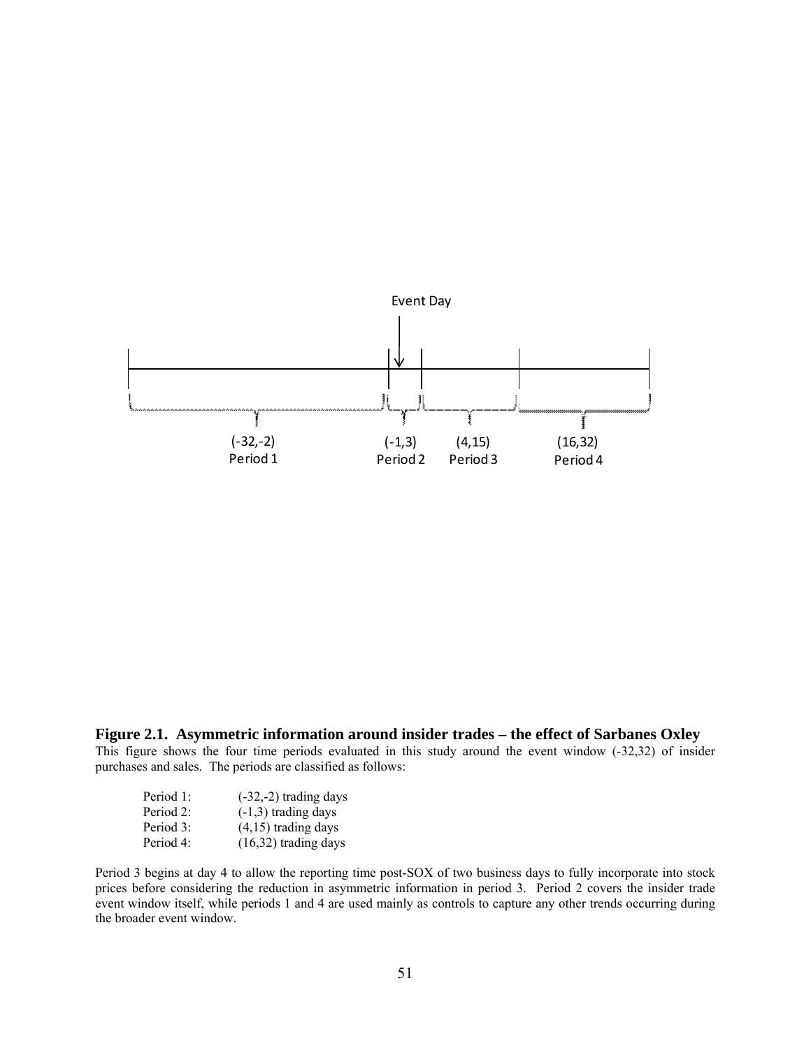Event Day

(-32,-2) Period 1

(-1,3) Period 2

(4,15) Period 3

(16,32) Period 4

**Figure 2.1. Asymmetric information around insider trades – the effect of Sarbanes Oxley**
This figure shows the four time periods evaluated in this study around the event window (-32,32) of insider purchases and sales. The periods are classified as follows:

| | |
|---|---|
| Period 1: | (-32,-2) trading days |
| Period 2: | (-1,3) trading days |
| Period 3: | (4,15) trading days |
| Period 4: | (16,32) trading days |

Period 3 begins at day 4 to allow the reporting time post-SOX of two business days to fully incorporate into stock prices before considering the reduction in asymmetric information in period 3. Period 2 covers the insider trade event window itself, while periods 1 and 4 are used mainly as controls to capture any other trends occurring during the broader event window.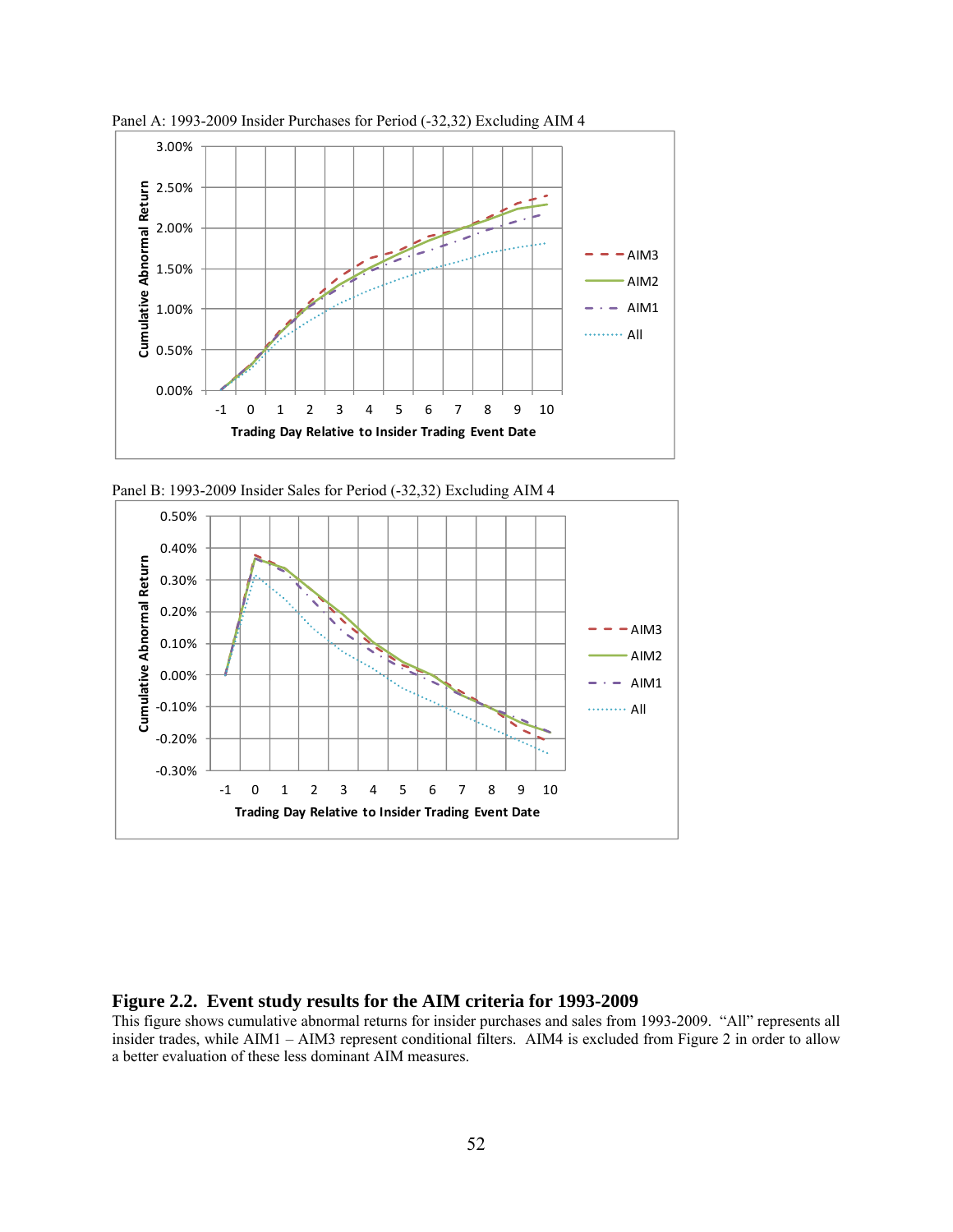Panel A: 1993-2009 Insider Purchases for Period (-32,32) Excluding AIM 4

Panel B: 1993-2009 Insider Sales for Period (-32,32) Excluding AIM 4

**Figure 2.2. Event study results for the AIM criteria for 1993-2009**

This figure shows cumulative abnormal returns for insider purchases and sales from 1993-2009. "All" represents all insider trades, while AIM1 – AIM3 represent conditional filters. AIM4 is excluded from Figure 2 in order to allow a better evaluation of these less dominant AIM measures.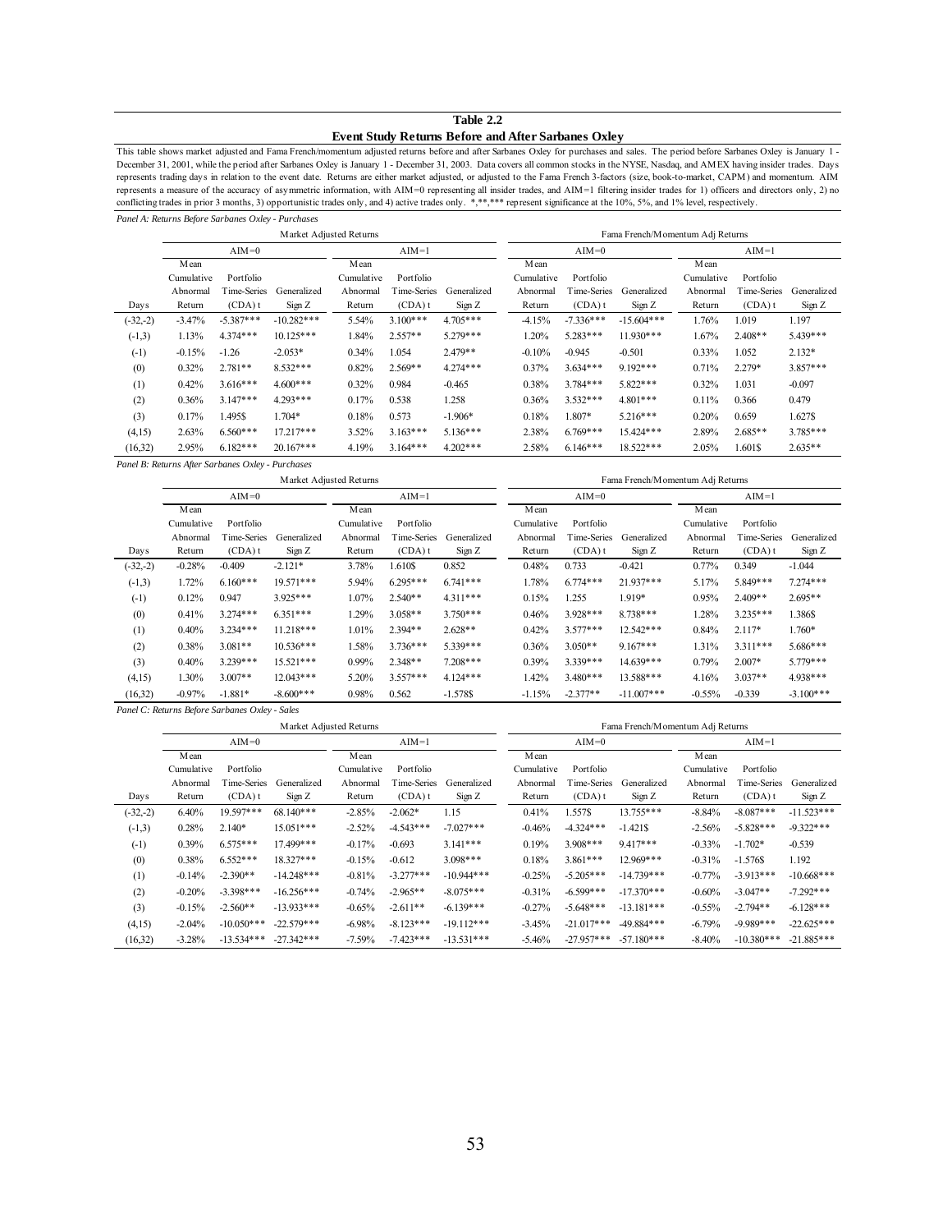**Table 2.2**

**Event Study Returns Before and After Sarbanes Oxley**

This table shows market adjusted and Fama French/momentum adjusted returns before and after Sarbanes Oxley for purchases and sales. The period before Sarbanes Oxley is January 1 - December 31, 2001, while the period after Sarbanes Oxley is January 1 - December 31, 2003. Data covers all common stocks in the NYSE, Nasdaq, and AMEX having insider trades. Days represents trading days in relation to the event date. Returns are either market adjusted, or adjusted to the Fama French 3-factors (size, book-to-market, CAPM) and momentum. AIM represents a measure of the accuracy of asymmetric information, with AIM=0 representing all insider trades, and AIM=1 filtering insider trades for 1) officers and directors only, 2) no conflicting trades in prior 3 months, 3) opportunistic trades only, and 4) active trades only. *,**,*** represent significance at the 10%, 5%, and 1% level, respectively.

*Panel A: Returns Before Sarbanes Oxley - Purchases*

| | Market Adjusted Returns | | | | | | Fama French/Momentum Adj Returns | | | | | |
|---|---|---|---|---|---|---|---|---|---|---|---|---|
| | AIM=0 | | | AIM=1 | | | AIM=0 | | | AIM=1 | | |
| Days | Mean Cumulative Abnormal Return | Portfolio Time-Series (CDA) t | Generalized Sign Z | Mean Cumulative Abnormal Return | Portfolio Time-Series (CDA) t | Generalized Sign Z | Mean Cumulative Abnormal Return | Portfolio Time-Series (CDA) t | Generalized Sign Z | Mean Cumulative Abnormal Return | Portfolio Time-Series (CDA) t | Generalized Sign Z |
| (-32,-2) | -3.47% | -5.387*** | -10.282*** | 5.54% | 3.100*** | 4.705*** | -4.15% | -7.336*** | -15.604*** | 1.76% | 1.019 | 1.197 |
| (-1,3) | 1.13% | 4.374*** | 10.125*** | 1.84% | 2.557** | 5.279*** | 1.20% | 5.283*** | 11.930*** | 1.67% | 2.408** | 5.439*** |
| (-1) | -0.15% | -1.26 | -2.053* | 0.34% | 1.054 | 2.479** | -0.10% | -0.945 | -0.501 | 0.33% | 1.052 | 2.132* |
| (0) | 0.32% | 2.781** | 8.532*** | 0.82% | 2.569** | 4.274*** | 0.37% | 3.634*** | 9.192*** | 0.71% | 2.279* | 3.857*** |
| (1) | 0.42% | 3.616*** | 4.600*** | 0.32% | 0.984 | -0.465 | 0.38% | 3.784*** | 5.822*** | 0.32% | 1.031 | -0.097 |
| (2) | 0.36% | 3.147*** | 4.293*** | 0.17% | 0.538 | 1.258 | 0.36% | 3.532*** | 4.801*** | 0.11% | 0.366 | 0.479 |
| (3) | 0.17% | 1.495$ | 1.704* | 0.18% | 0.573 | -1.906* | 0.18% | 1.807* | 5.216*** | 0.20% | 0.659 | 1.627$ |
| (4,15) | 2.63% | 6.560*** | 17.217*** | 3.52% | 3.163*** | 5.136*** | 2.38% | 6.769*** | 15.424*** | 2.89% | 2.685** | 3.785*** |
| (16,32) | 2.95% | 6.182*** | 20.167*** | 4.19% | 3.164*** | 4.202*** | 2.58% | 6.146*** | 18.522*** | 2.05% | 1.601$ | 2.635** |

*Panel B: Returns After Sarbanes Oxley - Purchases*

| | Market Adjusted Returns | | | | | | Fama French/Momentum Adj Returns | | | | | |
|---|---|---|---|---|---|---|---|---|---|---|---|---|
| | AIM=0 | | | AIM=1 | | | AIM=0 | | | AIM=1 | | |
| Days | Mean Cumulative Abnormal Return | Portfolio Time-Series (CDA) t | Generalized Sign Z | Mean Cumulative Abnormal Return | Portfolio Time-Series (CDA) t | Generalized Sign Z | Mean Cumulative Abnormal Return | Portfolio Time-Series (CDA) t | Generalized Sign Z | Mean Cumulative Abnormal Return | Portfolio Time-Series (CDA) t | Generalized Sign Z |
| (-32,-2) | -0.28% | -0.409 | -2.121* | 3.78% | 1.610$ | 0.852 | 0.48% | 0.733 | -0.421 | 0.77% | 0.349 | -1.044 |
| (-1,3) | 1.72% | 6.160*** | 19.571*** | 5.94% | 6.295*** | 6.741*** | 1.78% | 6.774*** | 21.937*** | 5.17% | 5.849*** | 7.274*** |
| (-1) | 0.12% | 0.947 | 3.925*** | 1.07% | 2.540** | 4.311*** | 0.15% | 1.255 | 1.919* | 0.95% | 2.409** | 2.695** |
| (0) | 0.41% | 3.274*** | 6.351*** | 1.29% | 3.058** | 3.750*** | 0.46% | 3.928*** | 8.738*** | 1.28% | 3.235*** | 1.386$ |
| (1) | 0.40% | 3.234*** | 11.218*** | 1.01% | 2.394** | 2.628** | 0.42% | 3.577*** | 12.542*** | 0.84% | 2.117* | 1.760* |
| (2) | 0.38% | 3.081** | 10.536*** | 1.58% | 3.736*** | 5.339*** | 0.36% | 3.050** | 9.167*** | 1.31% | 3.311*** | 5.686*** |
| (3) | 0.40% | 3.239*** | 15.521*** | 0.99% | 2.348** | 7.208*** | 0.39% | 3.339*** | 14.639*** | 0.79% | 2.007* | 5.779*** |
| (4,15) | 1.30% | 3.007** | 12.043*** | 5.20% | 3.557*** | 4.124*** | 1.42% | 3.480*** | 13.588*** | 4.16% | 3.037** | 4.938*** |
| (16,32) | -0.97% | -1.881* | -8.600*** | 0.98% | 0.562 | -1.578$ | -1.15% | -2.377** | -11.007*** | -0.55% | -0.339 | -3.100*** |

*Panel C: Returns Before Sarbanes Oxley - Sales*

| | Market Adjusted Returns | | | | | | Fama French/Momentum Adj Returns | | | | | |
|---|---|---|---|---|---|---|---|---|---|---|---|---|
| | AIM=0 | | | AIM=1 | | | AIM=0 | | | AIM=1 | | |
| Days | Mean Cumulative Abnormal Return | Portfolio Time-Series (CDA) t | Generalized Sign Z | Mean Cumulative Abnormal Return | Portfolio Time-Series (CDA) t | Generalized Sign Z | Mean Cumulative Abnormal Return | Portfolio Time-Series (CDA) t | Generalized Sign Z | Mean Cumulative Abnormal Return | Portfolio Time-Series (CDA) t | Generalized Sign Z |
| (-32,-2) | 6.40% | 19.597*** | 68.140*** | -2.85% | -2.062* | 1.15 | 0.41% | 1.557$ | 13.755*** | -8.84% | -8.087*** | -11.523*** |
| (-1,3) | 0.28% | 2.140* | 15.051*** | -2.52% | -4.543*** | -7.027*** | -0.46% | -4.324*** | -1.421$ | -2.56% | -5.828*** | -9.322*** |
| (-1) | 0.39% | 6.575*** | 17.499*** | -0.17% | -0.693 | 3.141*** | 0.19% | 3.908*** | 9.417*** | -0.33% | -1.702* | -0.539 |
| (0) | 0.38% | 6.552*** | 18.327*** | -0.15% | -0.612 | 3.098*** | 0.18% | 3.861*** | 12.969*** | -0.31% | -1.576$ | 1.192 |
| (1) | -0.14% | -2.390** | -14.248*** | -0.81% | -3.277*** | -10.944*** | -0.25% | -5.205*** | -14.739*** | -0.77% | -3.913*** | -10.668*** |
| (2) | -0.20% | -3.398*** | -16.256*** | -0.74% | -2.965** | -8.075*** | -0.31% | -6.599*** | -17.370*** | -0.60% | -3.047** | -7.292*** |
| (3) | -0.15% | -2.560** | -13.933*** | -0.65% | -2.611** | -6.139*** | -0.27% | -5.648*** | -13.181*** | -0.55% | -2.794** | -6.128*** |
| (4,15) | -2.04% | -10.050*** | -22.579*** | -6.98% | -8.123*** | -19.112*** | -3.45% | -21.017*** | -49.884*** | -6.79% | -9.989*** | -22.625*** |
| (16,32) | -3.28% | -13.534*** | -27.342*** | -7.59% | -7.423*** | -13.531*** | -5.46% | -27.957*** | -57.180*** | -8.40% | -10.380*** | -21.885*** |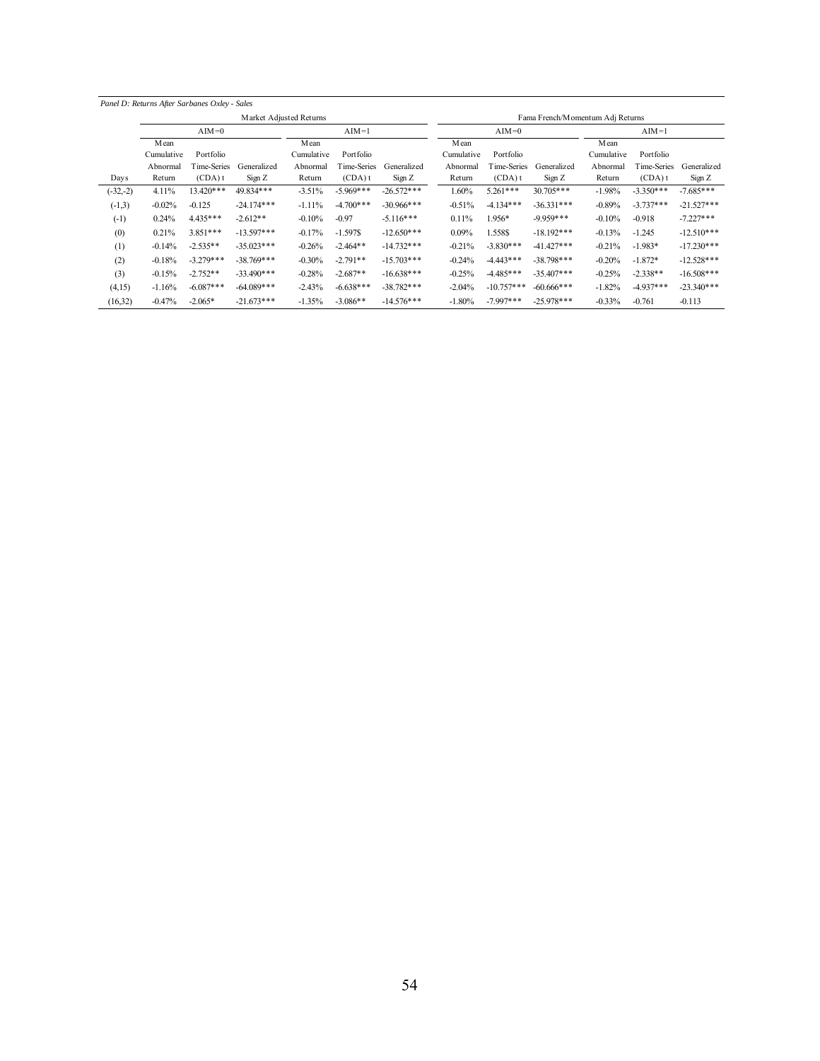*Panel D: Returns After Sarbanes Oxley - Sales*

| | Market Adjusted Returns | | | | | | Fama French/Momentum Adj Returns | | | | | |
|---|---|---|---|---|---|---|---|---|---|---|---|---|
| | AIM=0 | | | AIM=1 | | | AIM=0 | | | AIM=1 | | |
| Days | Mean Cumulative Abnormal Return | Portfolio Time-Series (CDA) t | Generalized Sign Z | Mean Cumulative Abnormal Return | Portfolio Time-Series (CDA) t | Generalized Sign Z | Mean Cumulative Abnormal Return | Portfolio Time-Series (CDA) t | Generalized Sign Z | Mean Cumulative Abnormal Return | Portfolio Time-Series (CDA) t | Generalized Sign Z |
| (-32,-2) | 4.11% | 13.420*** | 49.834*** | -3.51% | -5.969*** | -26.572*** | 1.60% | 5.261*** | 30.705*** | -1.98% | -3.350*** | -7.685*** |
| (-1,3) | -0.02% | -0.125 | -24.174*** | -1.11% | -4.700*** | -30.966*** | -0.51% | -4.134*** | -36.331*** | -0.89% | -3.737*** | -21.527*** |
| (-1) | 0.24% | 4.435*** | -2.612** | -0.10% | -0.97 | -5.116*** | 0.11% | 1.956* | -9.959*** | -0.10% | -0.918 | -7.227*** |
| (0) | 0.21% | 3.851*** | -13.597*** | -0.17% | -1.597$ | -12.650*** | 0.09% | 1.558$ | -18.192*** | -0.13% | -1.245 | -12.510*** |
| (1) | -0.14% | -2.535** | -35.023*** | -0.26% | -2.464** | -14.732*** | -0.21% | -3.830*** | -41.427*** | -0.21% | -1.983* | -17.230*** |
| (2) | -0.18% | -3.279*** | -38.769*** | -0.30% | -2.791** | -15.703*** | -0.24% | -4.443*** | -38.798*** | -0.20% | -1.872* | -12.528*** |
| (3) | -0.15% | -2.752** | -33.490*** | -0.28% | -2.687** | -16.638*** | -0.25% | -4.485*** | -35.407*** | -0.25% | -2.338** | -16.508*** |
| (4,15) | -1.16% | -6.087*** | -64.089*** | -2.43% | -6.638*** | -38.782*** | -2.04% | -10.757*** | -60.666*** | -1.82% | -4.937*** | -23.340*** |
| (16,32) | -0.47% | -2.065* | -21.673*** | -1.35% | -3.086** | -14.576*** | -1.80% | -7.997*** | -25.978*** | -0.33% | -0.761 | -0.113 |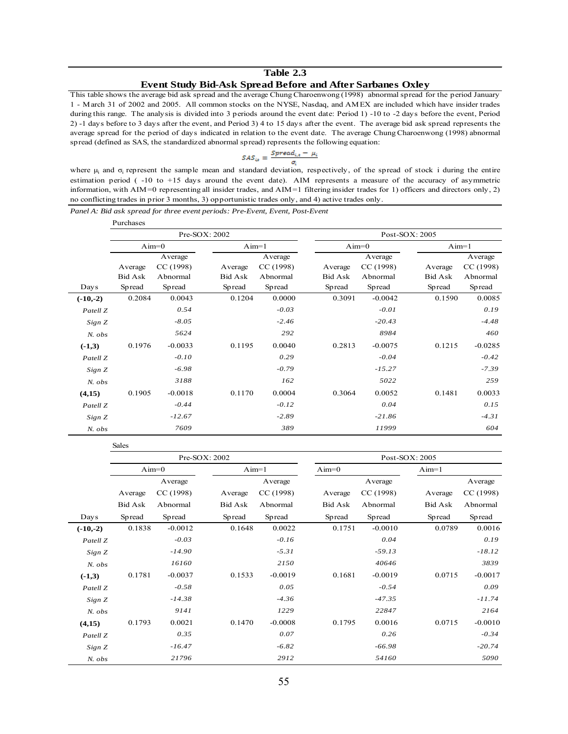**Table 2.3**

**Event Study Bid-Ask Spread Before and After Sarbanes Oxley**

This table shows the average bid ask spread and the average Chung Charoenwong (1998) abnormal spread for the period January 1 - March 31 of 2002 and 2005. All common stocks on the NYSE, Nasdaq, and AMEX are included which have insider trades during this range. The analysis is divided into 3 periods around the event date: Period 1) -10 to -2 days before the event, Period 2) -1 days before to 3 days after the event, and Period 3) 4 to 15 days after the event. The average bid ask spread represents the average spread for the period of days indicated in relation to the event date. The average Chung Charoenwong (1998) abnormal spread (defined as SAS, the standardized abnormal spread) represents the following equation:

$$SAS_{it} = \frac{Spread_{i,t} - \mu_i}{\sigma_i}$$

where $\mu_i$ and $\sigma_i$ represent the sample mean and standard deviation, respectively, of the spread of stock i during the entire estimation period ( -10 to +15 days around the event date). AIM represents a measure of the accuracy of asymmetric information, with AIM=0 representing all insider trades, and AIM=1 filtering insider trades for 1) officers and directors only, 2) no conflicting trades in prior 3 months, 3) opportunistic trades only, and 4) active trades only.

*Panel A: Bid ask spread for three event periods: Pre-Event, Event, Post-Event*

Purchases

| | Pre-SOX: 2002 | | | | Post-SOX: 2005 | | | |
|---|---|---|---|---|---|---|---|---|
| | Aim=0 | | Aim=1 | | Aim=0 | | Aim=1 | |
| Days | Average Bid Ask Spread | Average CC (1998) Abnormal Spread | Average Bid Ask Spread | Average CC (1998) Abnormal Spread | Average Bid Ask Spread | Average CC (1998) Abnormal Spread | Average Bid Ask Spread | Average CC (1998) Abnormal Spread |
| **(-10,-2)** | 0.2084 | 0.0043 | 0.1204 | 0.0000 | 0.3091 | -0.0042 | 0.1590 | 0.0085 |
| *Patell Z* | | *0.54* | | *-0.03* | | *-0.01* | | *0.19* |
| *Sign Z* | | *-8.05* | | *-2.46* | | *-20.43* | | *-4.48* |
| *N. obs* | | *5624* | | *292* | | *8984* | | *460* |
| **(-1,3)** | 0.1976 | -0.0033 | 0.1195 | 0.0040 | 0.2813 | -0.0075 | 0.1215 | -0.0285 |
| *Patell Z* | | *-0.10* | | *0.29* | | *-0.04* | | *-0.42* |
| *Sign Z* | | *-6.98* | | *-0.79* | | *-15.27* | | *-7.39* |
| *N. obs* | | *3188* | | *162* | | *5022* | | *259* |
| **(4,15)** | 0.1905 | -0.0018 | 0.1170 | 0.0004 | 0.3064 | 0.0052 | 0.1481 | 0.0033 |
| *Patell Z* | | *-0.44* | | *-0.12* | | *0.04* | | *0.15* |
| *Sign Z* | | *-12.67* | | *-2.89* | | *-21.86* | | *-4.31* |
| *N. obs* | | *7609* | | *389* | | *11999* | | *604* |

Sales

| | Pre-SOX: 2002 | | | | Post-SOX: 2005 | | | |
|---|---|---|---|---|---|---|---|---|
| | Aim=0 | | Aim=1 | | Aim=0 | | Aim=1 | |
| Days | Average Bid Ask Spread | Average CC (1998) Abnormal Spread | Average Bid Ask Spread | Average CC (1998) Abnormal Spread | Average Bid Ask Spread | Average CC (1998) Abnormal Spread | Average Bid Ask Spread | Average CC (1998) Abnormal Spread |
| **(-10,-2)** | 0.1838 | -0.0012 | 0.1648 | 0.0022 | 0.1751 | -0.0010 | 0.0789 | 0.0016 |
| *Patell Z* | | *-0.03* | | *-0.16* | | *0.04* | | *0.19* |
| *Sign Z* | | *-14.90* | | *-5.31* | | *-59.13* | | *-18.12* |
| *N. obs* | | *16160* | | *2150* | | *40646* | | *3839* |
| **(-1,3)** | 0.1781 | -0.0037 | 0.1533 | -0.0019 | 0.1681 | -0.0019 | 0.0715 | -0.0017 |
| *Patell Z* | | *-0.58* | | *0.05* | | *-0.54* | | *0.09* |
| *Sign Z* | | *-14.38* | | *-4.36* | | *-47.35* | | *-11.74* |
| *N. obs* | | *9141* | | *1229* | | *22847* | | *2164* |
| **(4,15)** | 0.1793 | 0.0021 | 0.1470 | -0.0008 | 0.1795 | 0.0016 | 0.0715 | -0.0010 |
| *Patell Z* | | *0.35* | | *0.07* | | *0.26* | | *-0.34* |
| *Sign Z* | | *-16.47* | | *-6.82* | | *-66.98* | | *-20.74* |
| *N. obs* | | *21796* | | *2912* | | *54160* | | *5090* |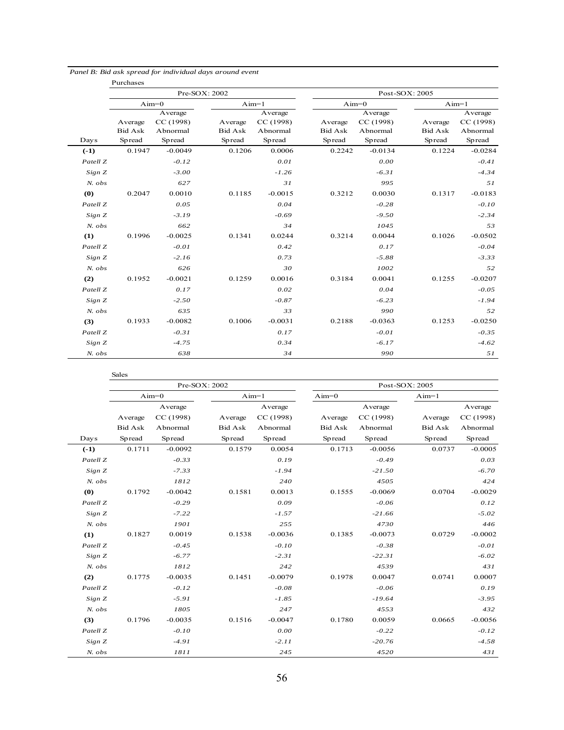*Panel B: Bid ask spread for individual days around event*

Purchases

| | Pre-SOX: 2002 | | | | Post-SOX: 2005 | | | |
|---|---|---|---|---|---|---|---|---|
| | Aim=0 | | Aim=1 | | Aim=0 | | Aim=1 | |
| Days | Average Bid Ask Spread | Average CC (1998) Abnormal Spread | Average Bid Ask Spread | Average CC (1998) Abnormal Spread | Average Bid Ask Spread | Average CC (1998) Abnormal Spread | Average Bid Ask Spread | Average CC (1998) Abnormal Spread |
| **(-1)** | 0.1947 | -0.0049 | 0.1206 | 0.0006 | 0.2242 | -0.0134 | 0.1224 | -0.0284 |
| *Patell Z* | | *-0.12* | | *0.01* | | *0.00* | | *-0.41* |
| *Sign Z* | | *-3.00* | | *-1.26* | | *-6.31* | | *-4.34* |
| *N. obs* | | *627* | | *31* | | *995* | | *51* |
| **(0)** | 0.2047 | 0.0010 | 0.1185 | -0.0015 | 0.3212 | 0.0030 | 0.1317 | -0.0183 |
| *Patell Z* | | *0.05* | | *0.04* | | *-0.28* | | *-0.10* |
| *Sign Z* | | *-3.19* | | *-0.69* | | *-9.50* | | *-2.34* |
| *N. obs* | | *662* | | *34* | | *1045* | | *53* |
| **(1)** | 0.1996 | -0.0025 | 0.1341 | 0.0244 | 0.3214 | 0.0044 | 0.1026 | -0.0502 |
| *Patell Z* | | *-0.01* | | *0.42* | | *0.17* | | *-0.04* |
| *Sign Z* | | *-2.16* | | *0.73* | | *-5.88* | | *-3.33* |
| *N. obs* | | *626* | | *30* | | *1002* | | *52* |
| **(2)** | 0.1952 | -0.0021 | 0.1259 | 0.0016 | 0.3184 | 0.0041 | 0.1255 | -0.0207 |
| *Patell Z* | | *0.17* | | *0.02* | | *0.04* | | *-0.05* |
| *Sign Z* | | *-2.50* | | *-0.87* | | *-6.23* | | *-1.94* |
| *N. obs* | | *635* | | *33* | | *990* | | *52* |
| **(3)** | 0.1933 | -0.0082 | 0.1006 | -0.0031 | 0.2188 | -0.0363 | 0.1253 | -0.0250 |
| *Patell Z* | | *-0.31* | | *0.17* | | *-0.01* | | *-0.35* |
| *Sign Z* | | *-4.75* | | *0.34* | | *-6.17* | | *-4.62* |
| *N. obs* | | *638* | | *34* | | *990* | | *51* |

Sales

| | Pre-SOX: 2002 | | | | Post-SOX: 2005 | | | |
|---|---|---|---|---|---|---|---|---|
| | Aim=0 | | Aim=1 | | Aim=0 | | Aim=1 | |
| Days | Average Bid Ask Spread | Average CC (1998) Abnormal Spread | Average Bid Ask Spread | Average CC (1998) Abnormal Spread | Average Bid Ask Spread | Average CC (1998) Abnormal Spread | Average Bid Ask Spread | Average CC (1998) Abnormal Spread |
| **(-1)** | 0.1711 | -0.0092 | 0.1579 | 0.0054 | 0.1713 | -0.0056 | 0.0737 | -0.0005 |
| *Patell Z* | | *-0.33* | | *0.19* | | *-0.49* | | *0.03* |
| *Sign Z* | | *-7.33* | | *-1.94* | | *-21.50* | | *-6.70* |
| *N. obs* | | *1812* | | *240* | | *4505* | | *424* |
| **(0)** | 0.1792 | -0.0042 | 0.1581 | 0.0013 | 0.1555 | -0.0069 | 0.0704 | -0.0029 |
| *Patell Z* | | *-0.29* | | *0.09* | | *-0.06* | | *0.12* |
| *Sign Z* | | *-7.22* | | *-1.57* | | *-21.66* | | *-5.02* |
| *N. obs* | | *1901* | | *255* | | *4730* | | *446* |
| **(1)** | 0.1827 | 0.0019 | 0.1538 | -0.0036 | 0.1385 | -0.0073 | 0.0729 | -0.0002 |
| *Patell Z* | | *-0.45* | | *-0.10* | | *-0.38* | | *-0.01* |
| *Sign Z* | | *-6.77* | | *-2.31* | | *-22.31* | | *-6.02* |
| *N. obs* | | *1812* | | *242* | | *4539* | | *431* |
| **(2)** | 0.1775 | -0.0035 | 0.1451 | -0.0079 | 0.1978 | 0.0047 | 0.0741 | 0.0007 |
| *Patell Z* | | *-0.12* | | *-0.08* | | *-0.06* | | *0.19* |
| *Sign Z* | | *-5.91* | | *-1.85* | | *-19.64* | | *-3.95* |
| *N. obs* | | *1805* | | *247* | | *4553* | | *432* |
| **(3)** | 0.1796 | -0.0035 | 0.1516 | -0.0047 | 0.1780 | 0.0059 | 0.0665 | -0.0056 |
| *Patell Z* | | *-0.10* | | *0.00* | | *-0.22* | | *-0.12* |
| *Sign Z* | | *-4.91* | | *-2.11* | | *-20.76* | | *-4.58* |
| *N. obs* | | *1811* | | *245* | | *4520* | | *431* |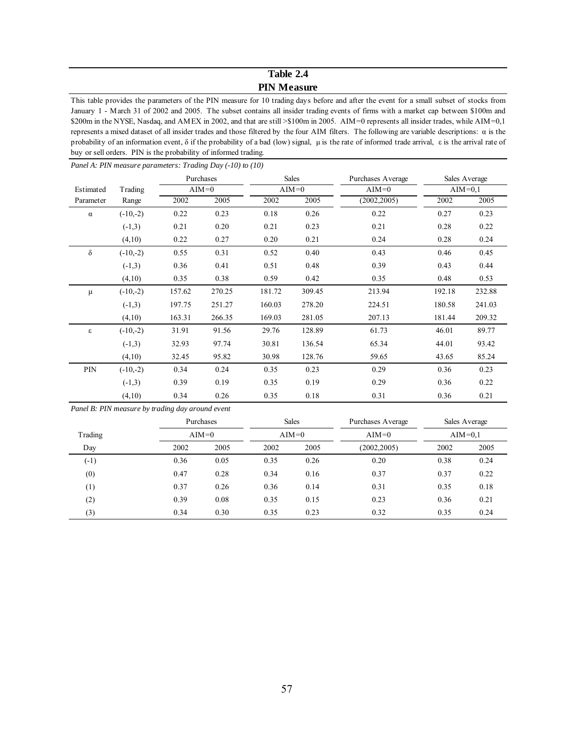# Table 2.4

## PIN Measure

This table provides the parameters of the PIN measure for 10 trading days before and after the event for a small subset of stocks from January 1 - March 31 of 2002 and 2005. The subset contains all insider trading events of firms with a market cap between \$100m and \$200m in the NYSE, Nasdaq, and AMEX in 2002, and that are still >\$100m in 2005. AIM=0 represents all insider trades, while AIM=0,1 represents a mixed dataset of all insider trades and those filtered by the four AIM filters. The following are variable descriptions: $\alpha$ is the probability of an information event, $\delta$ if the probability of a bad (low) signal, $\mu$ is the rate of informed trade arrival, $\varepsilon$ is the arrival rate of buy or sell orders. PIN is the probability of informed trading.

*Panel A: PIN measure parameters: Trading Day (-10) to (10)*

| | | Purchases | | Sales | | Purchases Average | Sales Average | |
|---|---|---|---|---|---|---|---|---|
| | | AIM=0 | | AIM=0 | | AIM=0 | AIM=0,1 | |
| Estimated Parameter | Trading Range | 2002 | 2005 | 2002 | 2005 | (2002,2005) | 2002 | 2005 |
| $\alpha$ | (-10,-2) | 0.22 | 0.23 | 0.18 | 0.26 | 0.22 | 0.27 | 0.23 |
| | (-1,3) | 0.21 | 0.20 | 0.21 | 0.23 | 0.21 | 0.28 | 0.22 |
| | (4,10) | 0.22 | 0.27 | 0.20 | 0.21 | 0.24 | 0.28 | 0.24 |
| $\delta$ | (-10,-2) | 0.55 | 0.31 | 0.52 | 0.40 | 0.43 | 0.46 | 0.45 |
| | (-1,3) | 0.36 | 0.41 | 0.51 | 0.48 | 0.39 | 0.43 | 0.44 |
| | (4,10) | 0.35 | 0.38 | 0.59 | 0.42 | 0.35 | 0.48 | 0.53 |
| $\mu$ | (-10,-2) | 157.62 | 270.25 | 181.72 | 309.45 | 213.94 | 192.18 | 232.88 |
| | (-1,3) | 197.75 | 251.27 | 160.03 | 278.20 | 224.51 | 180.58 | 241.03 |
| | (4,10) | 163.31 | 266.35 | 169.03 | 281.05 | 207.13 | 181.44 | 209.32 |
| $\varepsilon$ | (-10,-2) | 31.91 | 91.56 | 29.76 | 128.89 | 61.73 | 46.01 | 89.77 |
| | (-1,3) | 32.93 | 97.74 | 30.81 | 136.54 | 65.34 | 44.01 | 93.42 |
| | (4,10) | 32.45 | 95.82 | 30.98 | 128.76 | 59.65 | 43.65 | 85.24 |
| PIN | (-10,-2) | 0.34 | 0.24 | 0.35 | 0.23 | 0.29 | 0.36 | 0.23 |
| | (-1,3) | 0.39 | 0.19 | 0.35 | 0.19 | 0.29 | 0.36 | 0.22 |
| | (4,10) | 0.34 | 0.26 | 0.35 | 0.18 | 0.31 | 0.36 | 0.21 |

*Panel B: PIN measure by trading day around event*

| | Purchases | | Sales | | Purchases Average | Sales Average | |
|---|---|---|---|---|---|---|---|
| Trading | AIM=0 | | AIM=0 | | AIM=0 | AIM=0,1 | |
| Day | 2002 | 2005 | 2002 | 2005 | (2002,2005) | 2002 | 2005 |
| (-1) | 0.36 | 0.05 | 0.35 | 0.26 | 0.20 | 0.38 | 0.24 |
| (0) | 0.47 | 0.28 | 0.34 | 0.16 | 0.37 | 0.37 | 0.22 |
| (1) | 0.37 | 0.26 | 0.36 | 0.14 | 0.31 | 0.35 | 0.18 |
| (2) | 0.39 | 0.08 | 0.35 | 0.15 | 0.23 | 0.36 | 0.21 |
| (3) | 0.34 | 0.30 | 0.35 | 0.23 | 0.32 | 0.35 | 0.24 |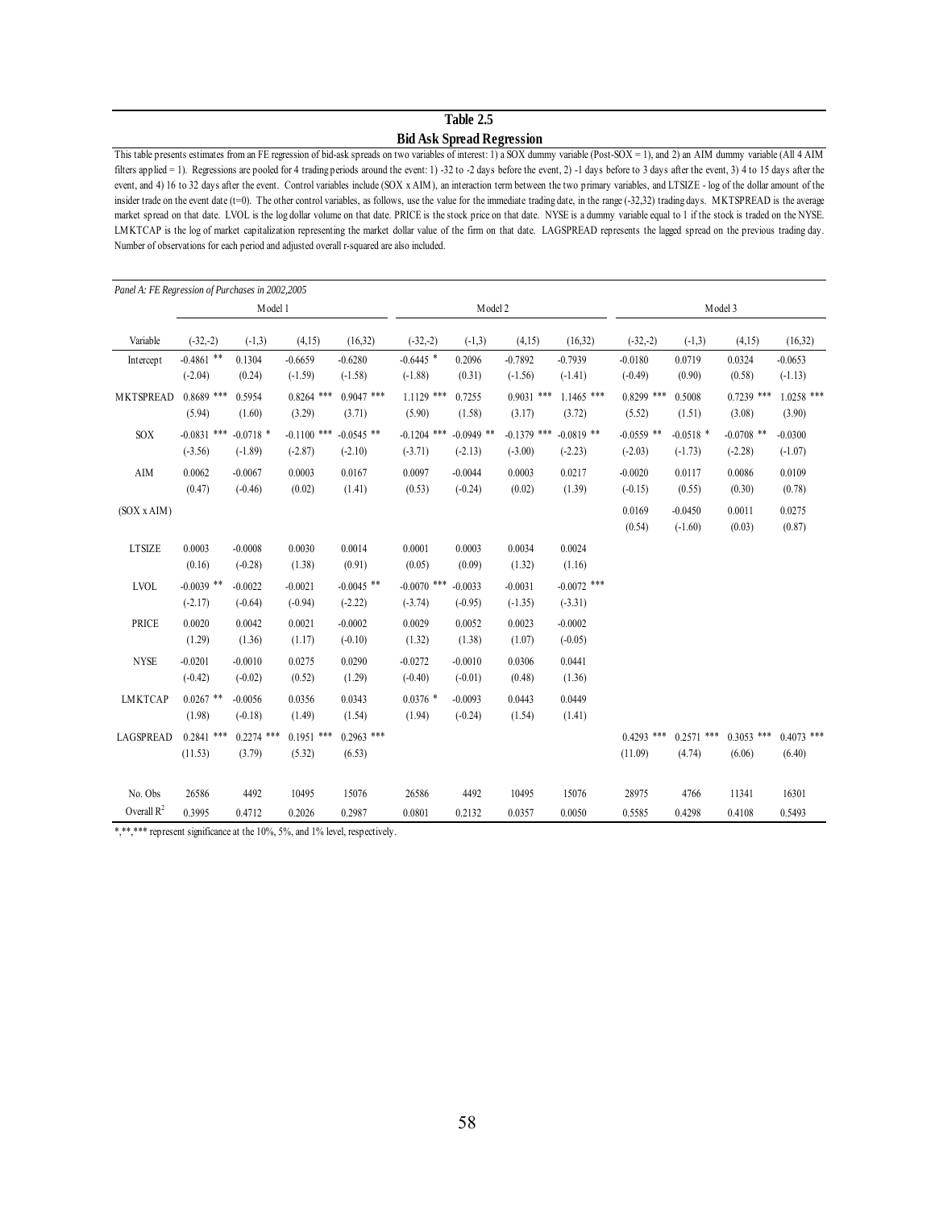**Table 2.5**

**Bid Ask Spread Regression**

This table presents estimates from an FE regression of bid-ask spreads on two variables of interest: 1) a SOX dummy variable (Post-SOX = 1), and 2) an AIM dummy variable (All 4 AIM filters applied = 1). Regressions are pooled for 4 trading periods around the event: 1) -32 to -2 days before the event, 2) -1 days before to 3 days after the event, 3) 4 to 15 days after the event, and 4) 16 to 32 days after the event. Control variables include (SOX x AIM), an interaction term between the two primary variables, and LTSIZE - log of the dollar amount of the insider trade on the event date (t=0). The other control variables, as follows, use the value for the immediate trading date, in the range (-32,32) trading days. MKTSPREAD is the average market spread on that date. LVOL is the log dollar volume on that date. PRICE is the stock price on that date. NYSE is a dummy variable equal to 1 if the stock is traded on the NYSE. LMKTCAP is the log of market capitalization representing the market dollar value of the firm on that date. LAGSPREAD represents the lagged spread on the previous trading day. Number of observations for each period and adjusted overall r-squared are also included.

*Panel A: FE Regression of Purchases in 2002,2005*

| | Model 1 | | | | Model 2 | | | | Model 3 | | | |
|---|---|---|---|---|---|---|---|---|---|---|---|---|
| Variable | (-32,-2) | (-1,3) | (4,15) | (16,32) | (-32,-2) | (-1,3) | (4,15) | (16,32) | (-32,-2) | (-1,3) | (4,15) | (16,32) |
| Intercept | -0.4861 ** | 0.1304 | -0.6659 | -0.6280 | -0.6445 * | 0.2096 | -0.7892 | -0.7939 | -0.0180 | 0.0719 | 0.0324 | -0.0653 |
| | (-2.04) | (0.24) | (-1.59) | (-1.58) | (-1.88) | (0.31) | (-1.56) | (-1.41) | (-0.49) | (0.90) | (0.58) | (-1.13) |
| MKTSPREAD | 0.8689 *** | 0.5954 | 0.8264 *** | 0.9047 *** | 1.1129 *** | 0.7255 | 0.9031 *** | 1.1465 *** | 0.8299 *** | 0.5008 | 0.7239 *** | 1.0258 *** |
| | (5.94) | (1.60) | (3.29) | (3.71) | (5.90) | (1.58) | (3.17) | (3.72) | (5.52) | (1.51) | (3.08) | (3.90) |
| SOX | -0.0831 *** | -0.0718 * | -0.1100 *** | -0.0545 ** | -0.1204 *** | -0.0949 ** | -0.1379 *** | -0.0819 ** | -0.0559 ** | -0.0518 * | -0.0708 ** | -0.0300 |
| | (-3.56) | (-1.89) | (-2.87) | (-2.10) | (-3.71) | (-2.13) | (-3.00) | (-2.23) | (-2.03) | (-1.73) | (-2.28) | (-1.07) |
| AIM | 0.0062 | -0.0067 | 0.0003 | 0.0167 | 0.0097 | -0.0044 | 0.0003 | 0.0217 | -0.0020 | 0.0117 | 0.0086 | 0.0109 |
| | (0.47) | (-0.46) | (0.02) | (1.41) | (0.53) | (-0.24) | (0.02) | (1.39) | (-0.15) | (0.55) | (0.30) | (0.78) |
| (SOX x AIM) | | | | | | | | | 0.0169 | -0.0450 | 0.0011 | 0.0275 |
| | | | | | | | | | (0.54) | (-1.60) | (0.03) | (0.87) |
| LTSIZE | 0.0003 | -0.0008 | 0.0030 | 0.0014 | 0.0001 | 0.0003 | 0.0034 | 0.0024 | | | | |
| | (0.16) | (-0.28) | (1.38) | (0.91) | (0.05) | (0.09) | (1.32) | (1.16) | | | | |
| LVOL | -0.0039 ** | -0.0022 | -0.0021 | -0.0045 ** | -0.0070 *** | -0.0033 | -0.0031 | -0.0072 *** | | | | |
| | (-2.17) | (-0.64) | (-0.94) | (-2.22) | (-3.74) | (-0.95) | (-1.35) | (-3.31) | | | | |
| PRICE | 0.0020 | 0.0042 | 0.0021 | -0.0002 | 0.0029 | 0.0052 | 0.0023 | -0.0002 | | | | |
| | (1.29) | (1.36) | (1.17) | (-0.10) | (1.32) | (1.38) | (1.07) | (-0.05) | | | | |
| NYSE | -0.0201 | -0.0010 | 0.0275 | 0.0290 | -0.0272 | -0.0010 | 0.0306 | 0.0441 | | | | |
| | (-0.42) | (-0.02) | (0.52) | (1.29) | (-0.40) | (-0.01) | (0.48) | (1.36) | | | | |
| LMKTCAP | 0.0267 ** | -0.0056 | 0.0356 | 0.0343 | 0.0376 * | -0.0093 | 0.0443 | 0.0449 | | | | |
| | (1.98) | (-0.18) | (1.49) | (1.54) | (1.94) | (-0.24) | (1.54) | (1.41) | | | | |
| LAGSPREAD | 0.2841 *** | 0.2274 *** | 0.1951 *** | 0.2963 *** | | | | | 0.4293 *** | 0.2571 *** | 0.3053 *** | 0.4073 *** |
| | (11.53) | (3.79) | (5.32) | (6.53) | | | | | (11.09) | (4.74) | (6.06) | (6.40) |
| No. Obs | 26586 | 4492 | 10495 | 15076 | 26586 | 4492 | 10495 | 15076 | 28975 | 4766 | 11341 | 16301 |
| Overall $R^2$ | 0.3995 | 0.4712 | 0.2026 | 0.2987 | 0.0801 | 0.2132 | 0.0357 | 0.0050 | 0.5585 | 0.4298 | 0.4108 | 0.5493 |

*,**,*** represent significance at the 10%, 5%, and 1% level, respectively.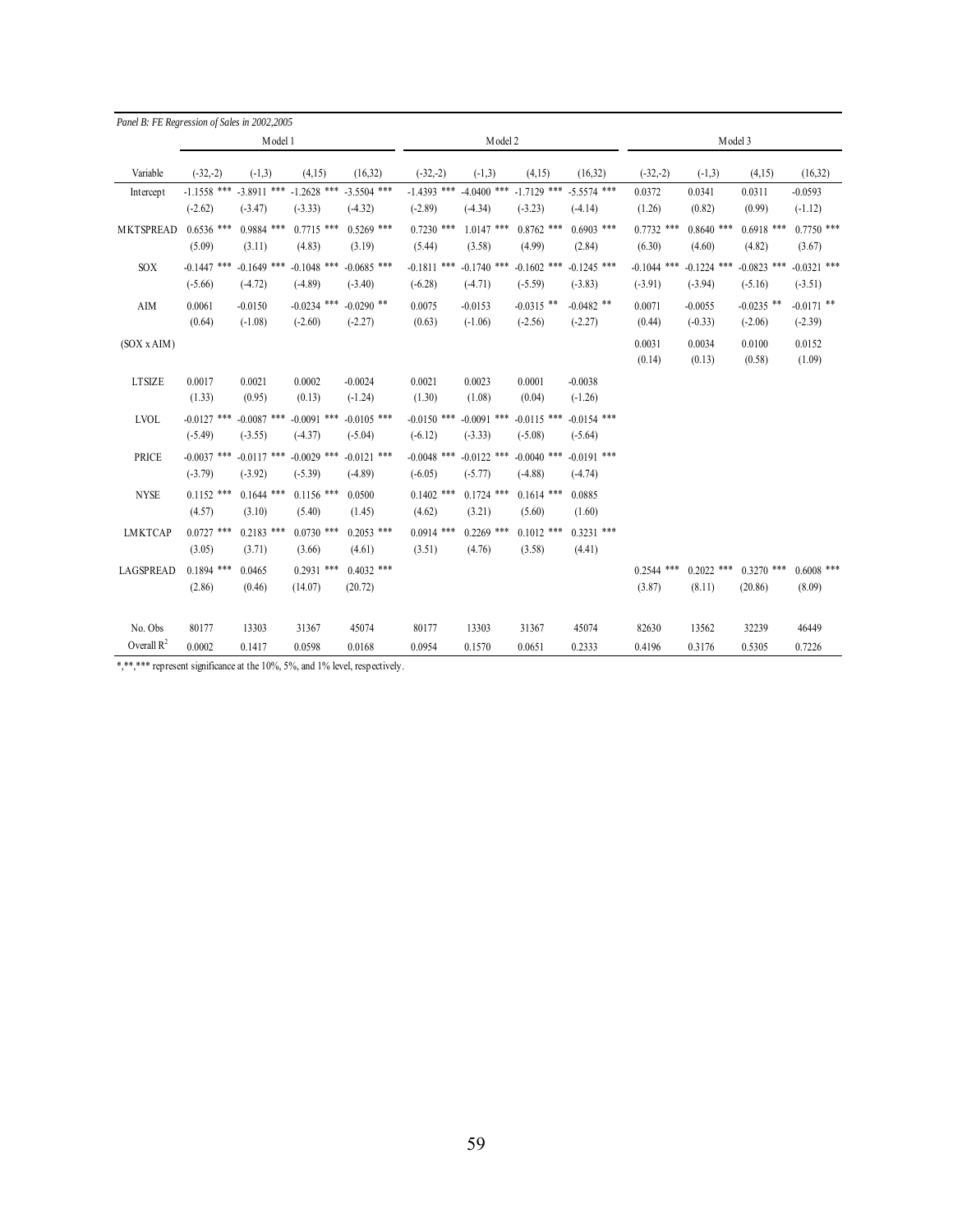*Panel B: FE Regression of Sales in 2002,2005*

| | Model 1 | | | | Model 2 | | | | Model 3 | | | |
|---|---|---|---|---|---|---|---|---|---|---|---|---|
| Variable | (-32,-2) | (-1,3) | (4,15) | (16,32) | (-32,-2) | (-1,3) | (4,15) | (16,32) | (-32,-2) | (-1,3) | (4,15) | (16,32) |
| Intercept | -1.1558 *** | -3.8911 *** | -1.2628 *** | -3.5504 *** | -1.4393 *** | -4.0400 *** | -1.7129 *** | -5.5574 *** | 0.0372 | 0.0341 | 0.0311 | -0.0593 |
| | (-2.62) | (-3.47) | (-3.33) | (-4.32) | (-2.89) | (-4.34) | (-3.23) | (-4.14) | (1.26) | (0.82) | (0.99) | (-1.12) |
| MKTSPREAD | 0.6536 *** | 0.9884 *** | 0.7715 *** | 0.5269 *** | 0.7230 *** | 1.0147 *** | 0.8762 *** | 0.6903 *** | 0.7732 *** | 0.8640 *** | 0.6918 *** | 0.7750 *** |
| | (5.09) | (3.11) | (4.83) | (3.19) | (5.44) | (3.58) | (4.99) | (2.84) | (6.30) | (4.60) | (4.82) | (3.67) |
| SOX | -0.1447 *** | -0.1649 *** | -0.1048 *** | -0.0685 *** | -0.1811 *** | -0.1740 *** | -0.1602 *** | -0.1245 *** | -0.1044 *** | -0.1224 *** | -0.0823 *** | -0.0321 *** |
| | (-5.66) | (-4.72) | (-4.89) | (-3.40) | (-6.28) | (-4.71) | (-5.59) | (-3.83) | (-3.91) | (-3.94) | (-5.16) | (-3.51) |
| AIM | 0.0061 | -0.0150 | -0.0234 *** | -0.0290 ** | 0.0075 | -0.0153 | -0.0315 ** | -0.0482 ** | 0.0071 | -0.0055 | -0.0235 ** | -0.0171 ** |
| | (0.64) | (-1.08) | (-2.60) | (-2.27) | (0.63) | (-1.06) | (-2.56) | (-2.27) | (0.44) | (-0.33) | (-2.06) | (-2.39) |
| (SOX x AIM) | | | | | | | | | 0.0031 | 0.0034 | 0.0100 | 0.0152 |
| | | | | | | | | | (0.14) | (0.13) | (0.58) | (1.09) |
| LTSIZE | 0.0017 | 0.0021 | 0.0002 | -0.0024 | 0.0021 | 0.0023 | 0.0001 | -0.0038 | | | | |
| | (1.33) | (0.95) | (0.13) | (-1.24) | (1.30) | (1.08) | (0.04) | (-1.26) | | | | |
| LVOL | -0.0127 *** | -0.0087 *** | -0.0091 *** | -0.0105 *** | -0.0150 *** | -0.0091 *** | -0.0115 *** | -0.0154 *** | | | | |
| | (-5.49) | (-3.55) | (-4.37) | (-5.04) | (-6.12) | (-3.33) | (-5.08) | (-5.64) | | | | |
| PRICE | -0.0037 *** | -0.0117 *** | -0.0029 *** | -0.0121 *** | -0.0048 *** | -0.0122 *** | -0.0040 *** | -0.0191 *** | | | | |
| | (-3.79) | (-3.92) | (-5.39) | (-4.89) | (-6.05) | (-5.77) | (-4.88) | (-4.74) | | | | |
| NYSE | 0.1152 *** | 0.1644 *** | 0.1156 *** | 0.0500 | 0.1402 *** | 0.1724 *** | 0.1614 *** | 0.0885 | | | | |
| | (4.57) | (3.10) | (5.40) | (1.45) | (4.62) | (3.21) | (5.60) | (1.60) | | | | |
| LMKTCAP | 0.0727 *** | 0.2183 *** | 0.0730 *** | 0.2053 *** | 0.0914 *** | 0.2269 *** | 0.1012 *** | 0.3231 *** | | | | |
| | (3.05) | (3.71) | (3.66) | (4.61) | (3.51) | (4.76) | (3.58) | (4.41) | | | | |
| LAGSPREAD | 0.1894 *** | 0.0465 | 0.2931 *** | 0.4032 *** | | | | | 0.2544 *** | 0.2022 *** | 0.3270 *** | 0.6008 *** |
| | (2.86) | (0.46) | (14.07) | (20.72) | | | | | (3.87) | (8.11) | (20.86) | (8.09) |
| No. Obs | 80177 | 13303 | 31367 | 45074 | 80177 | 13303 | 31367 | 45074 | 82630 | 13562 | 32239 | 46449 |
| Overall $R^2$ | 0.0002 | 0.1417 | 0.0598 | 0.0168 | 0.0954 | 0.1570 | 0.0651 | 0.2333 | 0.4196 | 0.3176 | 0.5305 | 0.7226 |

*,**,*** represent significance at the 10%, 5%, and 1% level, respectively.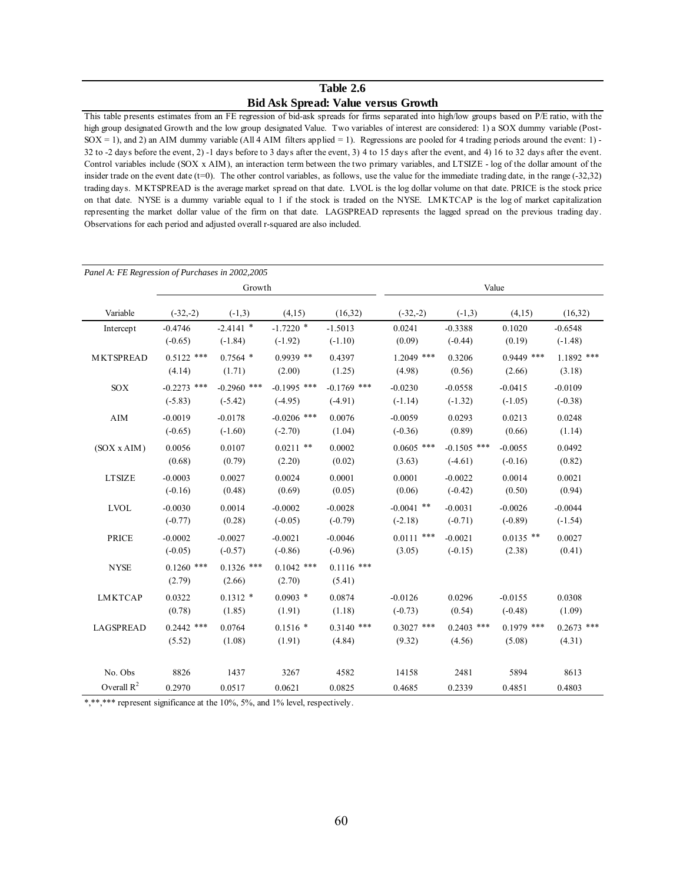**Table 2.6**

**Bid Ask Spread: Value versus Growth**

This table presents estimates from an FE regression of bid-ask spreads for firms separated into high/low groups based on P/E ratio, with the high group designated Growth and the low group designated Value. Two variables of interest are considered: 1) a SOX dummy variable (Post-SOX = 1), and 2) an AIM dummy variable (All 4 AIM filters applied = 1). Regressions are pooled for 4 trading periods around the event: 1) -32 to -2 days before the event, 2) -1 days before to 3 days after the event, 3) 4 to 15 days after the event, and 4) 16 to 32 days after the event. Control variables include (SOX x AIM), an interaction term between the two primary variables, and LTSIZE - log of the dollar amount of the insider trade on the event date (t=0). The other control variables, as follows, use the value for the immediate trading date, in the range (-32,32) trading days. MKTSPREAD is the average market spread on that date. LVOL is the log dollar volume on that date. PRICE is the stock price on that date. NYSE is a dummy variable equal to 1 if the stock is traded on the NYSE. LMKTCAP is the log of market capitalization representing the market dollar value of the firm on that date. LAGSPREAD represents the lagged spread on the previous trading day. Observations for each period and adjusted overall r-squared are also included.

*Panel A: FE Regression of Purchases in 2002,2005*

| | Growth | | | | Value | | | |
|---|---|---|---|---|---|---|---|---|
| Variable | (-32,-2) | (-1,3) | (4,15) | (16,32) | (-32,-2) | (-1,3) | (4,15) | (16,32) |
| Intercept | -0.4746 | -2.4141 * | -1.7220 * | -1.5013 | 0.0241 | -0.3388 | 0.1020 | -0.6548 |
| | (-0.65) | (-1.84) | (-1.92) | (-1.10) | (0.09) | (-0.44) | (0.19) | (-1.48) |
| MKTSPREAD | 0.5122 *** | 0.7564 * | 0.9939 ** | 0.4397 | 1.2049 *** | 0.3206 | 0.9449 *** | 1.1892 *** |
| | (4.14) | (1.71) | (2.00) | (1.25) | (4.98) | (0.56) | (2.66) | (3.18) |
| SOX | -0.2273 *** | -0.2960 *** | -0.1995 *** | -0.1769 *** | -0.0230 | -0.0558 | -0.0415 | -0.0109 |
| | (-5.83) | (-5.42) | (-4.95) | (-4.91) | (-1.14) | (-1.32) | (-1.05) | (-0.38) |
| AIM | -0.0019 | -0.0178 | -0.0206 *** | 0.0076 | -0.0059 | 0.0293 | 0.0213 | 0.0248 |
| | (-0.65) | (-1.60) | (-2.70) | (1.04) | (-0.36) | (0.89) | (0.66) | (1.14) |
| (SOX x AIM) | 0.0056 | 0.0107 | 0.0211 ** | 0.0002 | 0.0605 *** | -0.1505 *** | -0.0055 | 0.0492 |
| | (0.68) | (0.79) | (2.20) | (0.02) | (3.63) | (-4.61) | (-0.16) | (0.82) |
| LTSIZE | -0.0003 | 0.0027 | 0.0024 | 0.0001 | 0.0001 | -0.0022 | 0.0014 | 0.0021 |
| | (-0.16) | (0.48) | (0.69) | (0.05) | (0.06) | (-0.42) | (0.50) | (0.94) |
| LVOL | -0.0030 | 0.0014 | -0.0002 | -0.0028 | -0.0041 ** | -0.0031 | -0.0026 | -0.0044 |
| | (-0.77) | (0.28) | (-0.05) | (-0.79) | (-2.18) | (-0.71) | (-0.89) | (-1.54) |
| PRICE | -0.0002 | -0.0027 | -0.0021 | -0.0046 | 0.0111 *** | -0.0021 | 0.0135 ** | 0.0027 |
| | (-0.05) | (-0.57) | (-0.86) | (-0.96) | (3.05) | (-0.15) | (2.38) | (0.41) |
| NYSE | 0.1260 *** | 0.1326 *** | 0.1042 *** | 0.1116 *** | | | | |
| | (2.79) | (2.66) | (2.70) | (5.41) | | | | |
| LMKTCAP | 0.0322 | 0.1312 * | 0.0903 * | 0.0874 | -0.0126 | 0.0296 | -0.0155 | 0.0308 |
| | (0.78) | (1.85) | (1.91) | (1.18) | (-0.73) | (0.54) | (-0.48) | (1.09) |
| LAGSPREAD | 0.2442 *** | 0.0764 | 0.1516 * | 0.3140 *** | 0.3027 *** | 0.2403 *** | 0.1979 *** | 0.2673 *** |
| | (5.52) | (1.08) | (1.91) | (4.84) | (9.32) | (4.56) | (5.08) | (4.31) |
| No. Obs | 8826 | 1437 | 3267 | 4582 | 14158 | 2481 | 5894 | 8613 |
| Overall $R^2$ | 0.2970 | 0.0517 | 0.0621 | 0.0825 | 0.4685 | 0.2339 | 0.4851 | 0.4803 |

*,**,*** represent significance at the 10%, 5%, and 1% level, respectively.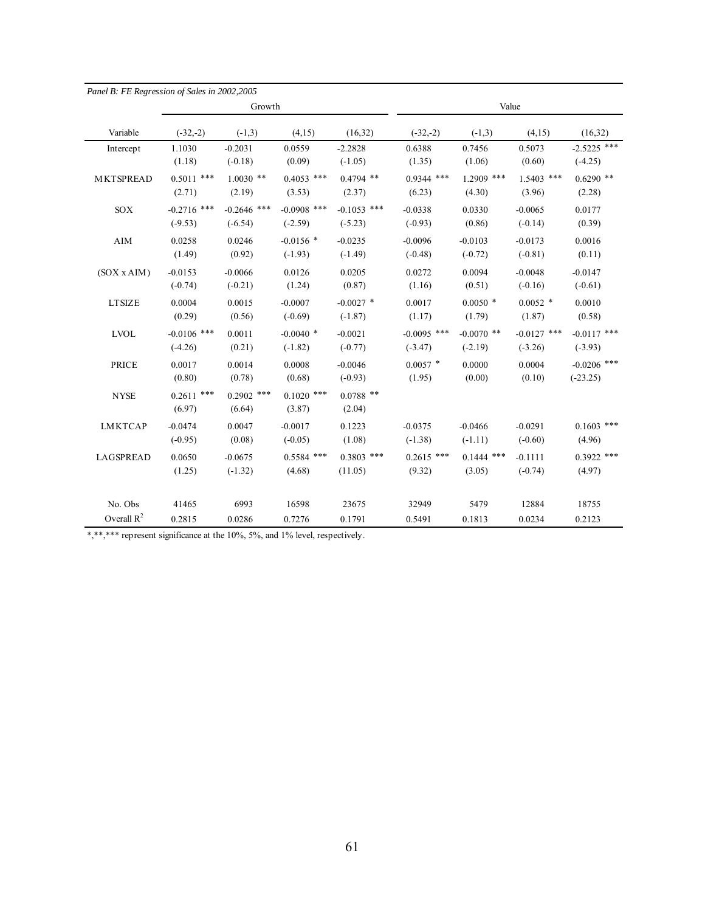*Panel B: FE Regression of Sales in 2002,2005*

| Variable | Growth | | | | Value | | | |
|---|---|---|---|---|---|---|---|---|
| | (-32,-2) | (-1,3) | (4,15) | (16,32) | (-32,-2) | (-1,3) | (4,15) | (16,32) |
| Intercept | 1.1030 | -0.2031 | 0.0559 | -2.2828 | 0.6388 | 0.7456 | 0.5073 | -2.5225 *** |
| | (1.18) | (-0.18) | (0.09) | (-1.05) | (1.35) | (1.06) | (0.60) | (-4.25) |
| MKTSPREAD | 0.5011 *** | 1.0030 ** | 0.4053 *** | 0.4794 ** | 0.9344 *** | 1.2909 *** | 1.5403 *** | 0.6290 ** |
| | (2.71) | (2.19) | (3.53) | (2.37) | (6.23) | (4.30) | (3.96) | (2.28) |
| SOX | -0.2716 *** | -0.2646 *** | -0.0908 *** | -0.1053 *** | -0.0338 | 0.0330 | -0.0065 | 0.0177 |
| | (-9.53) | (-6.54) | (-2.59) | (-5.23) | (-0.93) | (0.86) | (-0.14) | (0.39) |
| AIM | 0.0258 | 0.0246 | -0.0156 * | -0.0235 | -0.0096 | -0.0103 | -0.0173 | 0.0016 |
| | (1.49) | (0.92) | (-1.93) | (-1.49) | (-0.48) | (-0.72) | (-0.81) | (0.11) |
| (SOX x AIM) | -0.0153 | -0.0066 | 0.0126 | 0.0205 | 0.0272 | 0.0094 | -0.0048 | -0.0147 |
| | (-0.74) | (-0.21) | (1.24) | (0.87) | (1.16) | (0.51) | (-0.16) | (-0.61) |
| LTSIZE | 0.0004 | 0.0015 | -0.0007 | -0.0027 * | 0.0017 | 0.0050 * | 0.0052 * | 0.0010 |
| | (0.29) | (0.56) | (-0.69) | (-1.87) | (1.17) | (1.79) | (1.87) | (0.58) |
| LVOL | -0.0106 *** | 0.0011 | -0.0040 * | -0.0021 | -0.0095 *** | -0.0070 ** | -0.0127 *** | -0.0117 *** |
| | (-4.26) | (0.21) | (-1.82) | (-0.77) | (-3.47) | (-2.19) | (-3.26) | (-3.93) |
| PRICE | 0.0017 | 0.0014 | 0.0008 | -0.0046 | 0.0057 * | 0.0000 | 0.0004 | -0.0206 *** |
| | (0.80) | (0.78) | (0.68) | (-0.93) | (1.95) | (0.00) | (0.10) | (-23.25) |
| NYSE | 0.2611 *** | 0.2902 *** | 0.1020 *** | 0.0788 ** | | | | |
| | (6.97) | (6.64) | (3.87) | (2.04) | | | | |
| LMKTCAP | -0.0474 | 0.0047 | -0.0017 | 0.1223 | -0.0375 | -0.0466 | -0.0291 | 0.1603 *** |
| | (-0.95) | (0.08) | (-0.05) | (1.08) | (-1.38) | (-1.11) | (-0.60) | (4.96) |
| LAGSPREAD | 0.0650 | -0.0675 | 0.5584 *** | 0.3803 *** | 0.2615 *** | 0.1444 *** | -0.1111 | 0.3922 *** |
| | (1.25) | (-1.32) | (4.68) | (11.05) | (9.32) | (3.05) | (-0.74) | (4.97) |
| No. Obs | 41465 | 6993 | 16598 | 23675 | 32949 | 5479 | 12884 | 18755 |
| Overall $R^2$ | 0.2815 | 0.0286 | 0.7276 | 0.1791 | 0.5491 | 0.1813 | 0.0234 | 0.2123 |

*,**,*** represent significance at the 10%, 5%, and 1% level, respectively.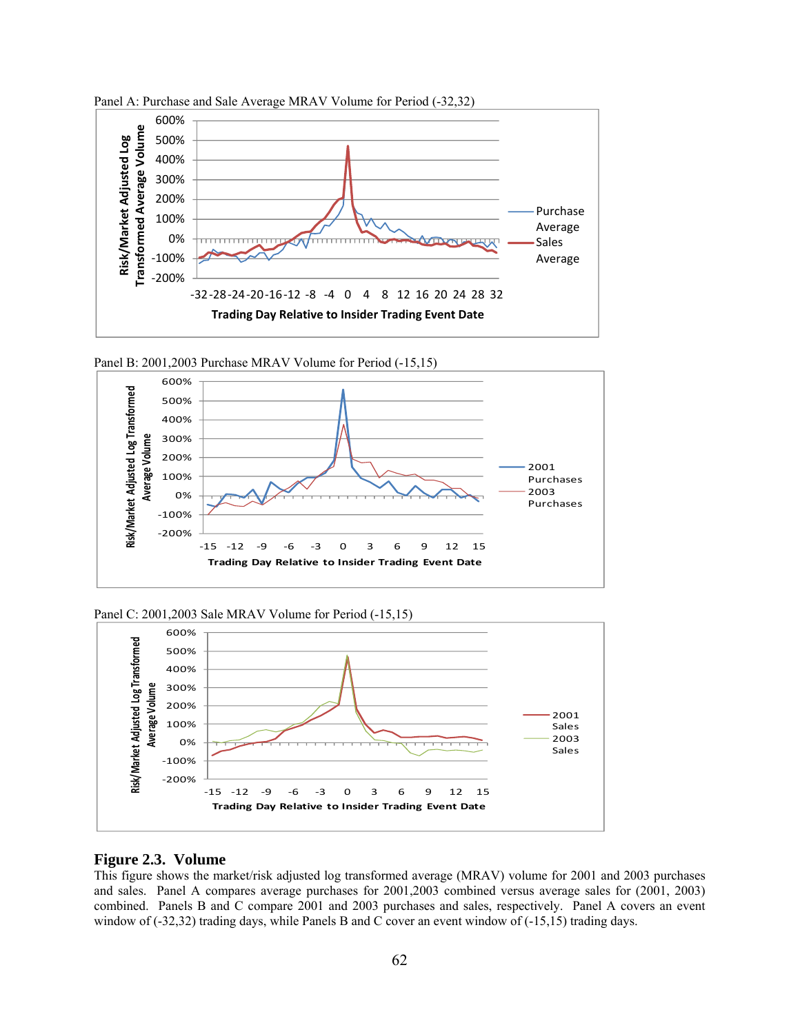Panel A: Purchase and Sale Average MRAV Volume for Period (-32,32)

Panel B: 2001,2003 Purchase MRAV Volume for Period (-15,15)

Panel C: 2001,2003 Sale MRAV Volume for Period (-15,15)

**Figure 2.3. Volume**

This figure shows the market/risk adjusted log transformed average (MRAV) volume for 2001 and 2003 purchases and sales. Panel A compares average purchases for 2001,2003 combined versus average sales for (2001, 2003) combined. Panels B and C compare 2001 and 2003 purchases and sales, respectively. Panel A covers an event window of (-32,32) trading days, while Panels B and C cover an event window of (-15,15) trading days.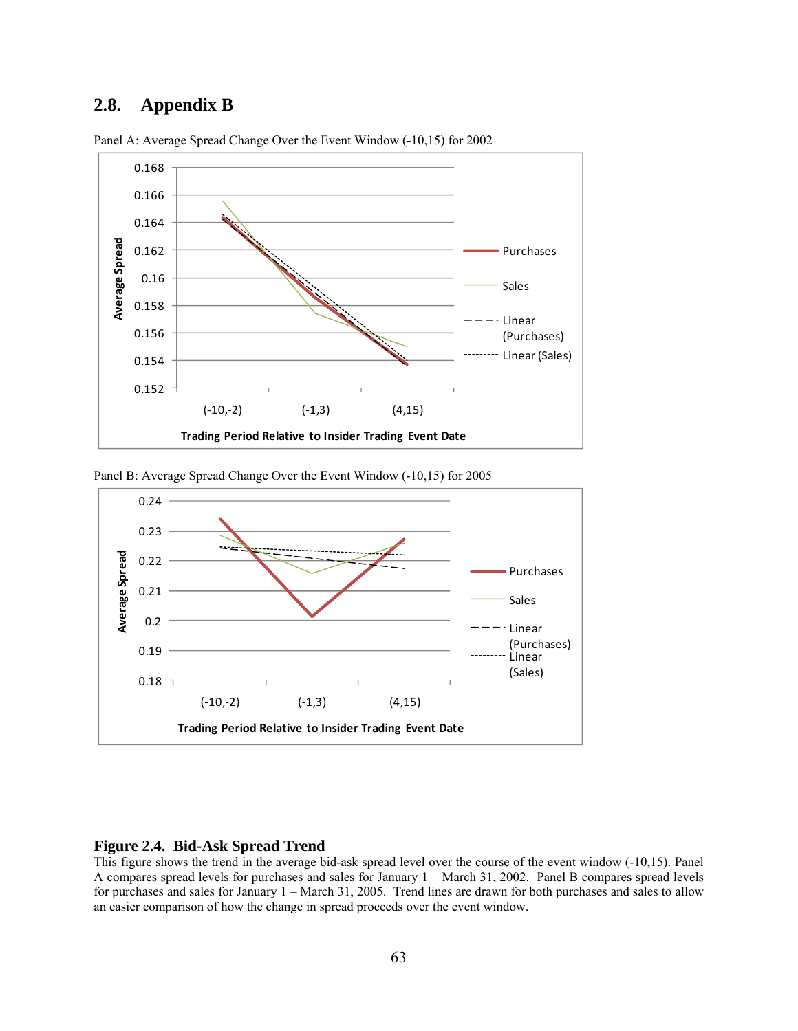## 2.8. Appendix B

Panel A: Average Spread Change Over the Event Window (-10,15) for 2002

Panel B: Average Spread Change Over the Event Window (-10,15) for 2005

**Figure 2.4. Bid-Ask Spread Trend**

This figure shows the trend in the average bid-ask spread level over the course of the event window (-10,15). Panel A compares spread levels for purchases and sales for January 1 – March 31, 2002. Panel B compares spread levels for purchases and sales for January 1 – March 31, 2005. Trend lines are drawn for both purchases and sales to allow an easier comparison of how the change in spread proceeds over the event window.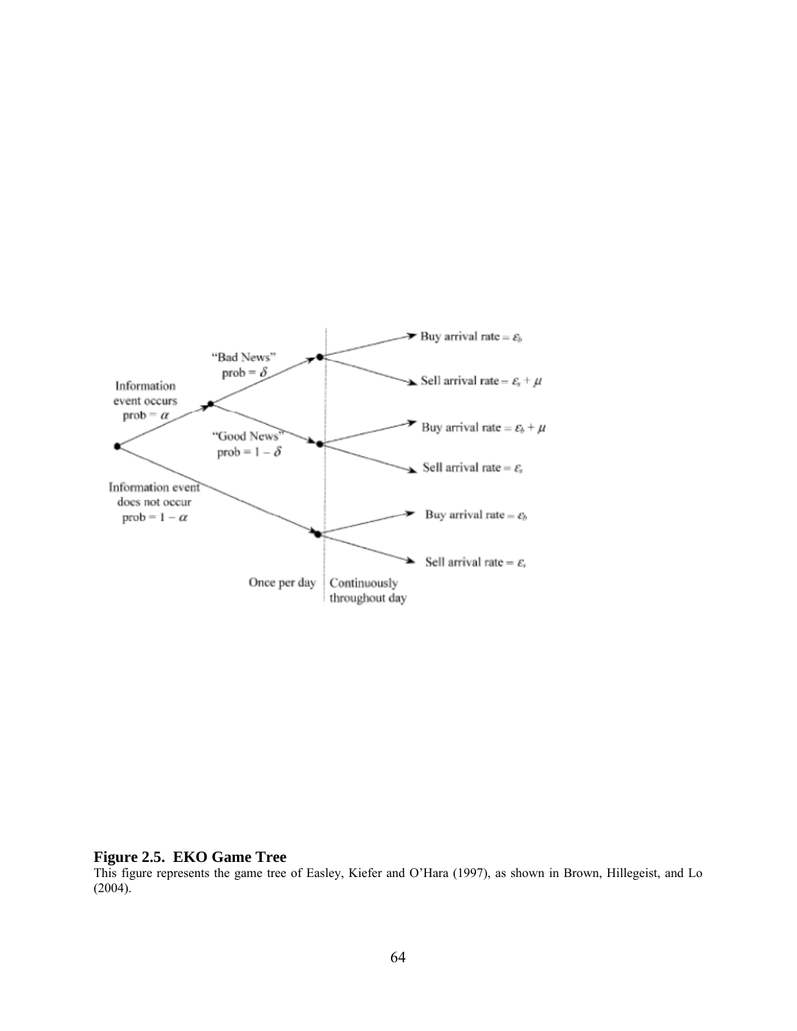**Figure 2.5. EKO Game Tree**

This figure represents the game tree of Easley, Kiefer and O'Hara (1997), as shown in Brown, Hillegeist, and Lo (2004).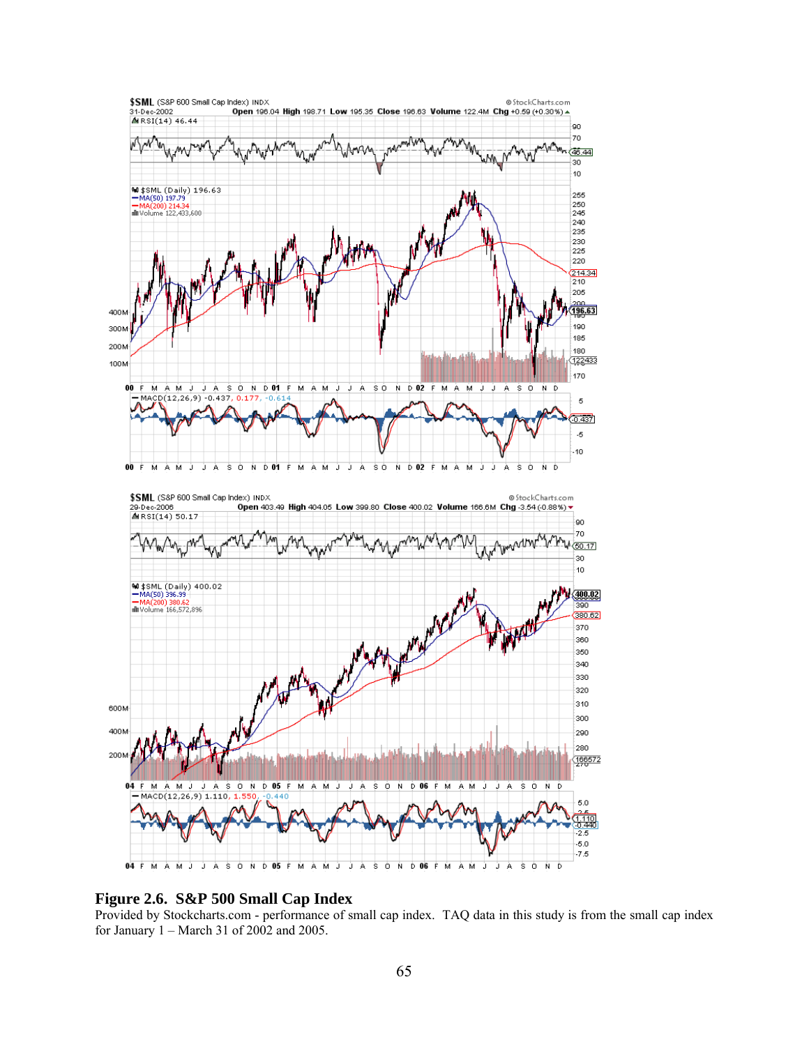**Figure 2.6. S&P 500 Small Cap Index**

Provided by Stockcharts.com - performance of small cap index. TAQ data in this study is from the small cap index for January 1 – March 31 of 2002 and 2005.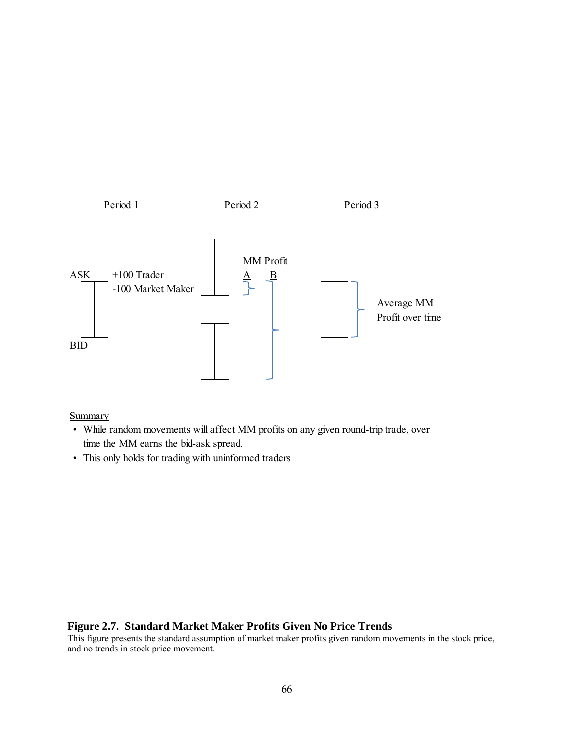Period 1

Period 2

Period 3

ASK +100 Trader

-100 Market Maker

BID

MM Profit

A B

Average MM Profit over time

Summary

- While random movements will affect MM profits on any given round-trip trade, over time the MM earns the bid-ask spread.
- This only holds for trading with uninformed traders

**Figure 2.7. Standard Market Maker Profits Given No Price Trends**

This figure presents the standard assumption of market maker profits given random movements in the stock price, and no trends in stock price movement.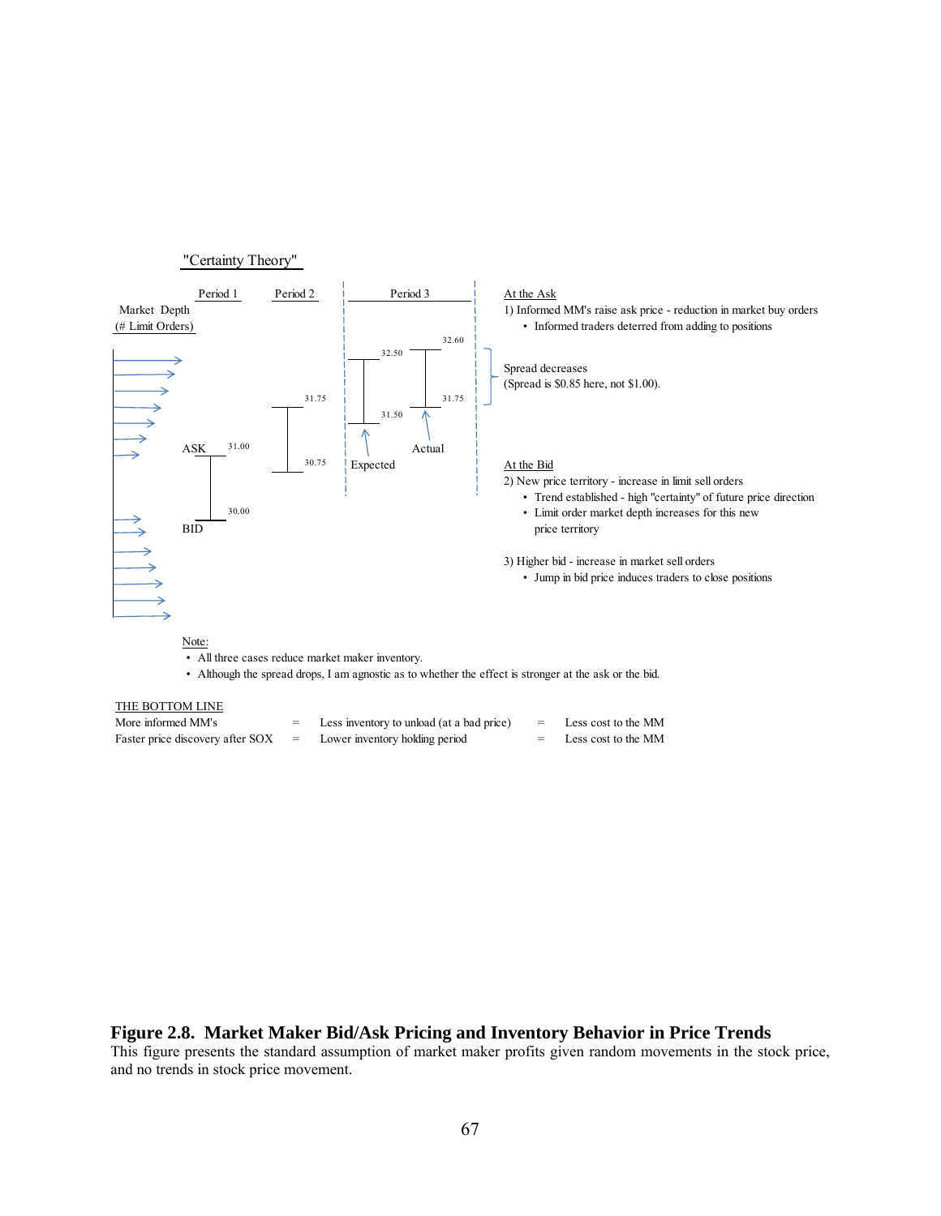"Certainty Theory"

Market Depth (# Limit Orders)

Period 1 — ASK 31.00, BID 30.00

Period 2 — 31.75, 30.75

Period 3 — Expected: 32.50, 31.50; Actual: 32.60, 31.75

At the Ask
1) Informed MM's raise ask price - reduction in market buy orders
   - Informed traders deterred from adding to positions

Spread decreases
(Spread is $0.85 here, not $1.00).

At the Bid
2) New price territory - increase in limit sell orders
   - Trend established - high "certainty" of future price direction
   - Limit order market depth increases for this new price territory

3) Higher bid - increase in market sell orders
   - Jump in bid price induces traders to close positions

Note:
- All three cases reduce market maker inventory.
- Although the spread drops, I am agnostic as to whether the effect is stronger at the ask or the bid.

THE BOTTOM LINE

| | | | | |
|---|---|---|---|---|
| More informed MM's | = | Less inventory to unload (at a bad price) | = | Less cost to the MM |
| Faster price discovery after SOX | = | Lower inventory holding period | = | Less cost to the MM |

**Figure 2.8. Market Maker Bid/Ask Pricing and Inventory Behavior in Price Trends**
This figure presents the standard assumption of market maker profits given random movements in the stock price, and no trends in stock price movement.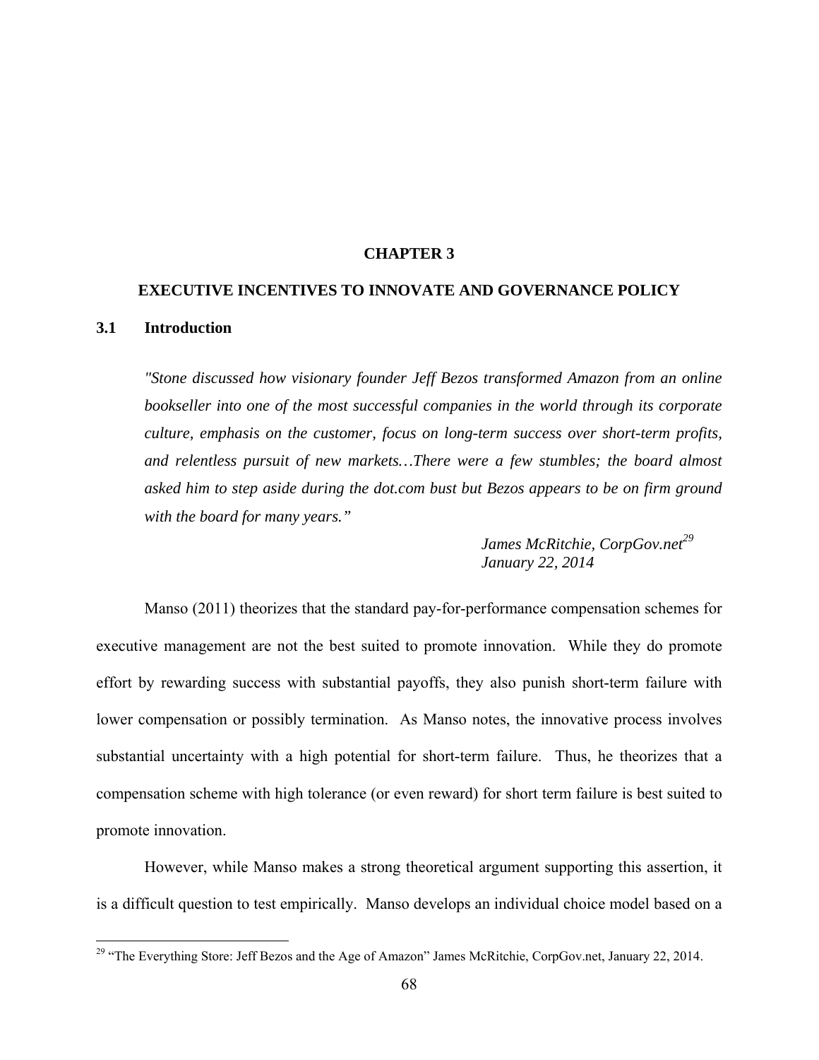# CHAPTER 3

## EXECUTIVE INCENTIVES TO INNOVATE AND GOVERNANCE POLICY

### 3.1 Introduction

> *"Stone discussed how visionary founder Jeff Bezos transformed Amazon from an online bookseller into one of the most successful companies in the world through its corporate culture, emphasis on the customer, focus on long-term success over short-term profits, and relentless pursuit of new markets…There were a few stumbles; the board almost asked him to step aside during the dot.com bust but Bezos appears to be on firm ground with the board for many years."*
>
> *James McRitchie, CorpGov.net*[29]
> *January 22, 2014*

Manso (2011) theorizes that the standard pay-for-performance compensation schemes for executive management are not the best suited to promote innovation. While they do promote effort by rewarding success with substantial payoffs, they also punish short-term failure with lower compensation or possibly termination. As Manso notes, the innovative process involves substantial uncertainty with a high potential for short-term failure. Thus, he theorizes that a compensation scheme with high tolerance (or even reward) for short term failure is best suited to promote innovation.

However, while Manso makes a strong theoretical argument supporting this assertion, it is a difficult question to test empirically. Manso develops an individual choice model based on a

---

[29] "The Everything Store: Jeff Bezos and the Age of Amazon" James McRitchie, CorpGov.net, January 22, 2014.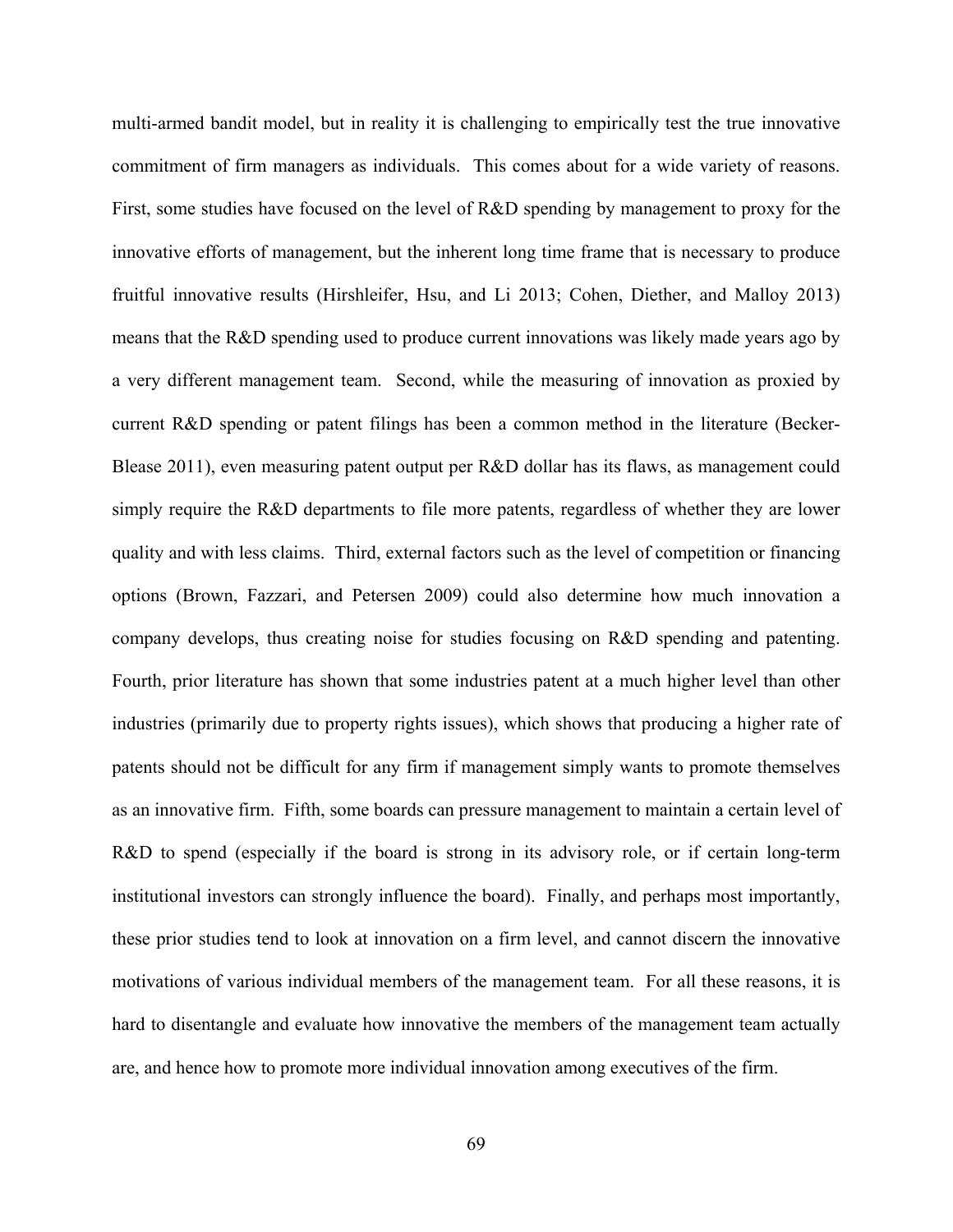multi-armed bandit model, but in reality it is challenging to empirically test the true innovative commitment of firm managers as individuals. This comes about for a wide variety of reasons. First, some studies have focused on the level of R&D spending by management to proxy for the innovative efforts of management, but the inherent long time frame that is necessary to produce fruitful innovative results (Hirshleifer, Hsu, and Li 2013; Cohen, Diether, and Malloy 2013) means that the R&D spending used to produce current innovations was likely made years ago by a very different management team. Second, while the measuring of innovation as proxied by current R&D spending or patent filings has been a common method in the literature (Becker-Blease 2011), even measuring patent output per R&D dollar has its flaws, as management could simply require the R&D departments to file more patents, regardless of whether they are lower quality and with less claims. Third, external factors such as the level of competition or financing options (Brown, Fazzari, and Petersen 2009) could also determine how much innovation a company develops, thus creating noise for studies focusing on R&D spending and patenting. Fourth, prior literature has shown that some industries patent at a much higher level than other industries (primarily due to property rights issues), which shows that producing a higher rate of patents should not be difficult for any firm if management simply wants to promote themselves as an innovative firm. Fifth, some boards can pressure management to maintain a certain level of R&D to spend (especially if the board is strong in its advisory role, or if certain long-term institutional investors can strongly influence the board). Finally, and perhaps most importantly, these prior studies tend to look at innovation on a firm level, and cannot discern the innovative motivations of various individual members of the management team. For all these reasons, it is hard to disentangle and evaluate how innovative the members of the management team actually are, and hence how to promote more individual innovation among executives of the firm.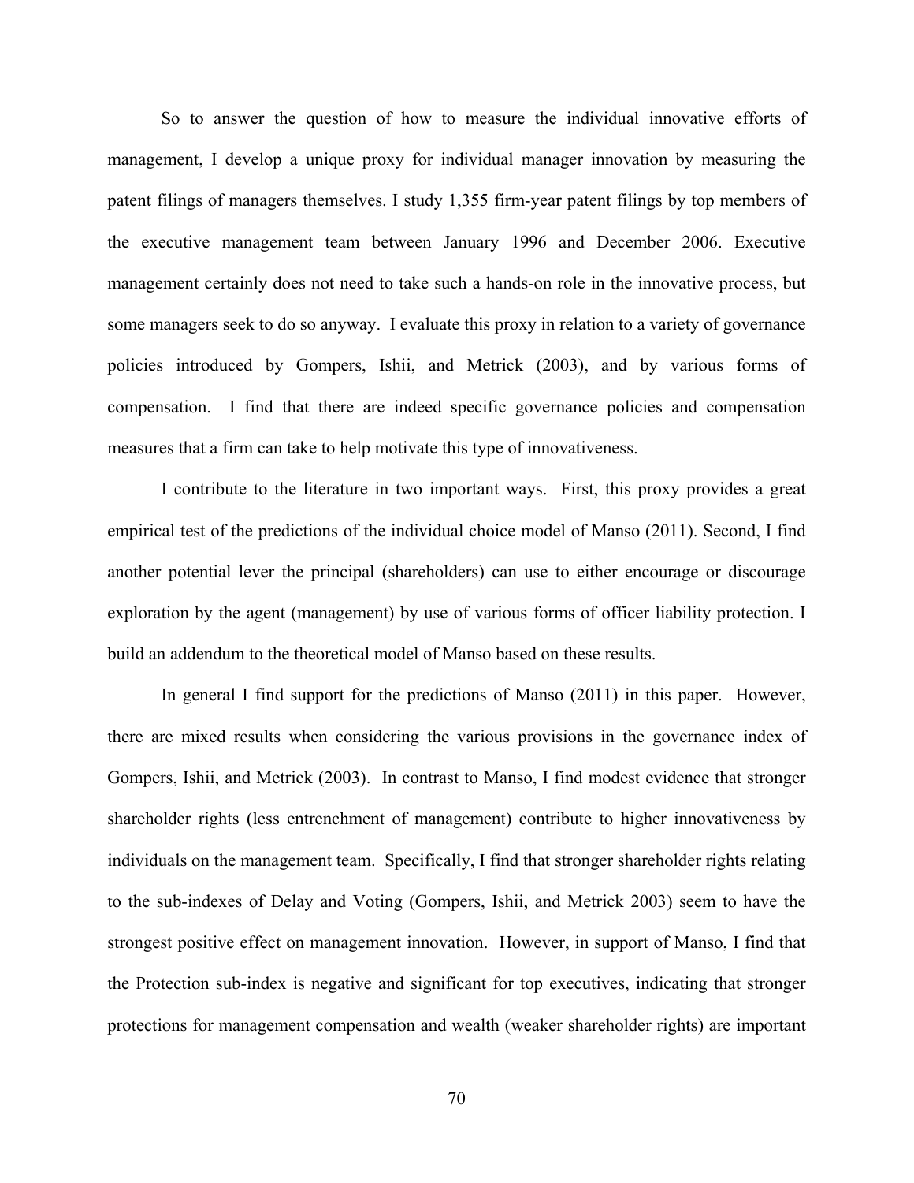So to answer the question of how to measure the individual innovative efforts of management, I develop a unique proxy for individual manager innovation by measuring the patent filings of managers themselves. I study 1,355 firm-year patent filings by top members of the executive management team between January 1996 and December 2006. Executive management certainly does not need to take such a hands-on role in the innovative process, but some managers seek to do so anyway. I evaluate this proxy in relation to a variety of governance policies introduced by Gompers, Ishii, and Metrick (2003), and by various forms of compensation. I find that there are indeed specific governance policies and compensation measures that a firm can take to help motivate this type of innovativeness.

I contribute to the literature in two important ways. First, this proxy provides a great empirical test of the predictions of the individual choice model of Manso (2011). Second, I find another potential lever the principal (shareholders) can use to either encourage or discourage exploration by the agent (management) by use of various forms of officer liability protection. I build an addendum to the theoretical model of Manso based on these results.

In general I find support for the predictions of Manso (2011) in this paper. However, there are mixed results when considering the various provisions in the governance index of Gompers, Ishii, and Metrick (2003). In contrast to Manso, I find modest evidence that stronger shareholder rights (less entrenchment of management) contribute to higher innovativeness by individuals on the management team. Specifically, I find that stronger shareholder rights relating to the sub-indexes of Delay and Voting (Gompers, Ishii, and Metrick 2003) seem to have the strongest positive effect on management innovation. However, in support of Manso, I find that the Protection sub-index is negative and significant for top executives, indicating that stronger protections for management compensation and wealth (weaker shareholder rights) are important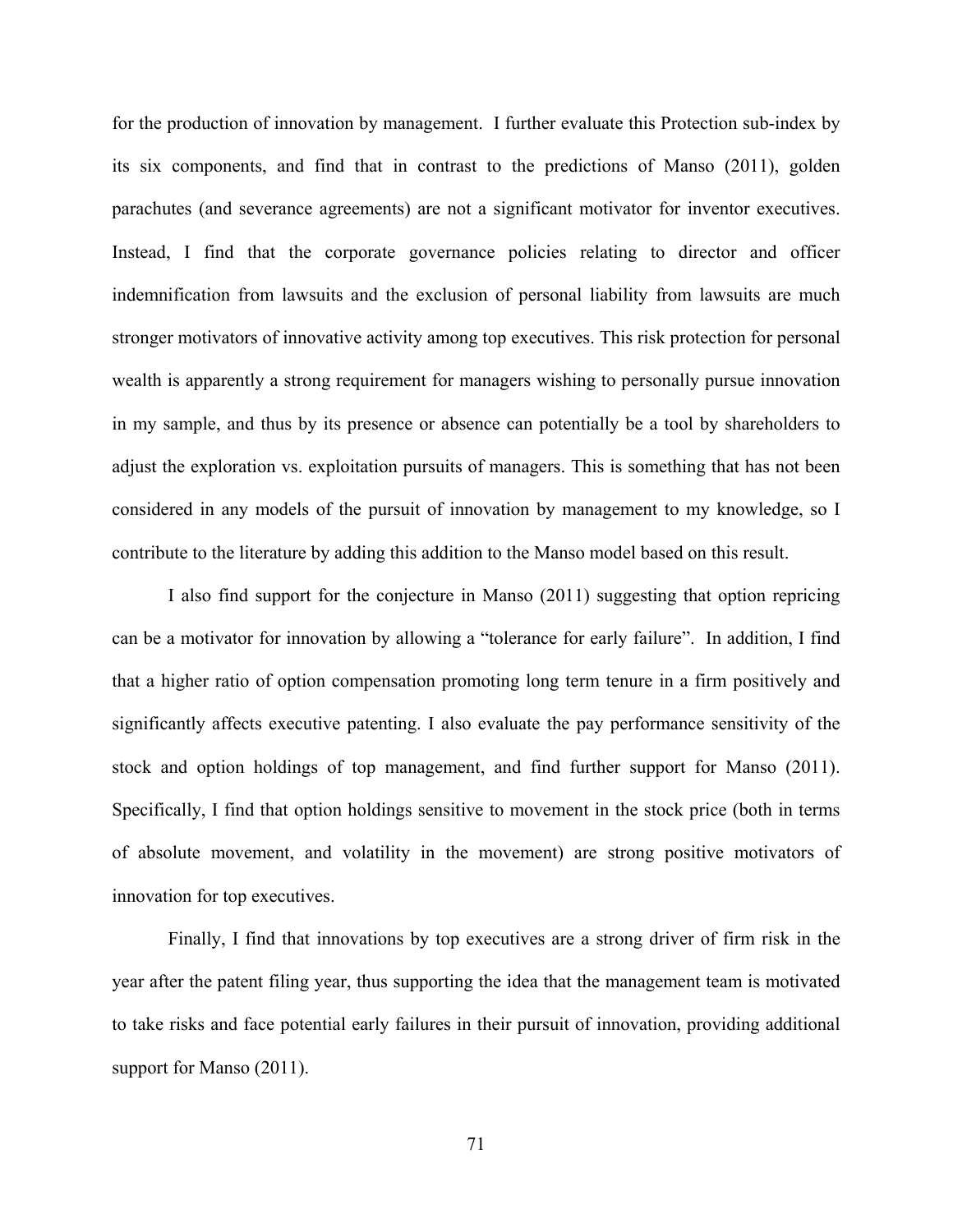for the production of innovation by management. I further evaluate this Protection sub-index by its six components, and find that in contrast to the predictions of Manso (2011), golden parachutes (and severance agreements) are not a significant motivator for inventor executives. Instead, I find that the corporate governance policies relating to director and officer indemnification from lawsuits and the exclusion of personal liability from lawsuits are much stronger motivators of innovative activity among top executives. This risk protection for personal wealth is apparently a strong requirement for managers wishing to personally pursue innovation in my sample, and thus by its presence or absence can potentially be a tool by shareholders to adjust the exploration vs. exploitation pursuits of managers. This is something that has not been considered in any models of the pursuit of innovation by management to my knowledge, so I contribute to the literature by adding this addition to the Manso model based on this result.

I also find support for the conjecture in Manso (2011) suggesting that option repricing can be a motivator for innovation by allowing a "tolerance for early failure". In addition, I find that a higher ratio of option compensation promoting long term tenure in a firm positively and significantly affects executive patenting. I also evaluate the pay performance sensitivity of the stock and option holdings of top management, and find further support for Manso (2011). Specifically, I find that option holdings sensitive to movement in the stock price (both in terms of absolute movement, and volatility in the movement) are strong positive motivators of innovation for top executives.

Finally, I find that innovations by top executives are a strong driver of firm risk in the year after the patent filing year, thus supporting the idea that the management team is motivated to take risks and face potential early failures in their pursuit of innovation, providing additional support for Manso (2011).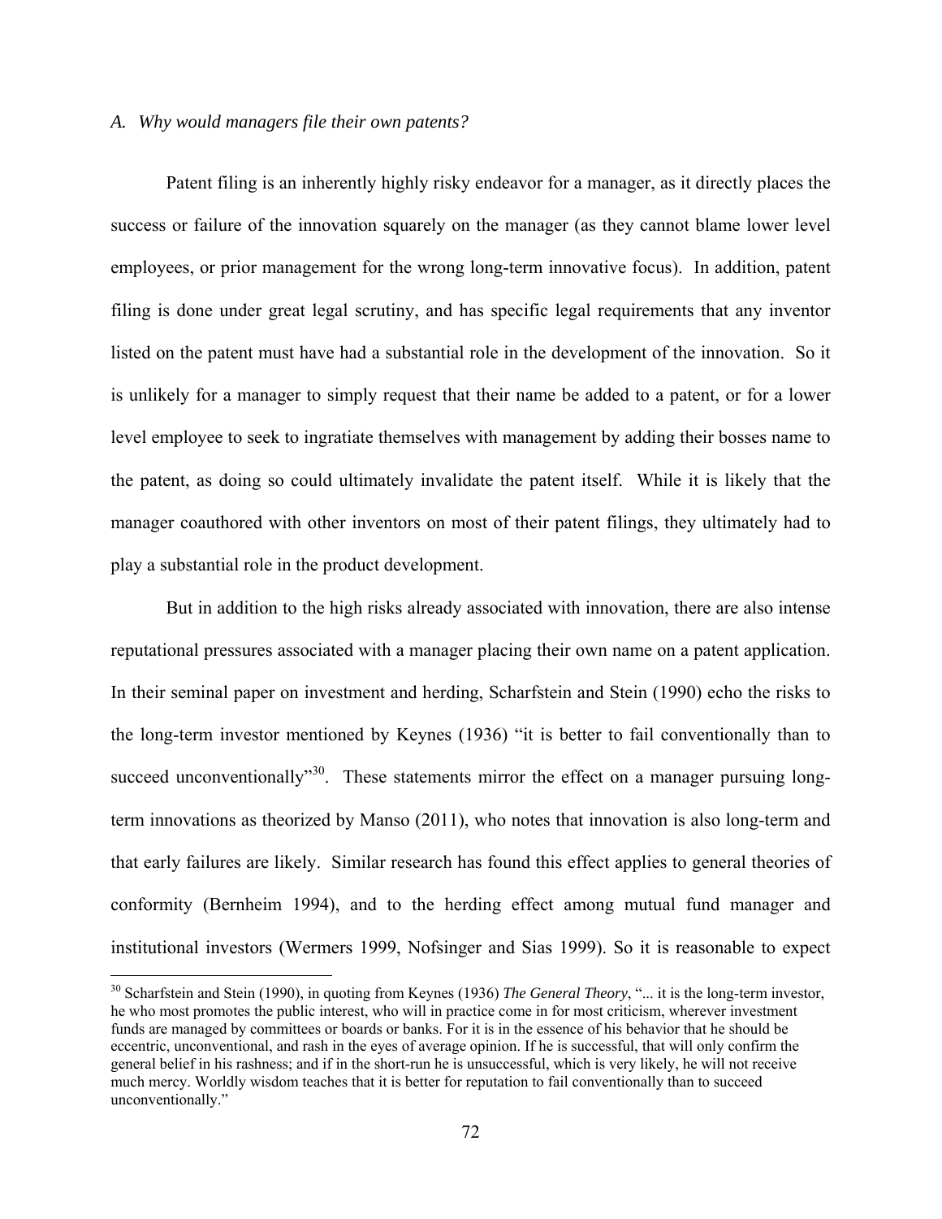*A. Why would managers file their own patents?*

Patent filing is an inherently highly risky endeavor for a manager, as it directly places the success or failure of the innovation squarely on the manager (as they cannot blame lower level employees, or prior management for the wrong long-term innovative focus). In addition, patent filing is done under great legal scrutiny, and has specific legal requirements that any inventor listed on the patent must have had a substantial role in the development of the innovation. So it is unlikely for a manager to simply request that their name be added to a patent, or for a lower level employee to seek to ingratiate themselves with management by adding their bosses name to the patent, as doing so could ultimately invalidate the patent itself. While it is likely that the manager coauthored with other inventors on most of their patent filings, they ultimately had to play a substantial role in the product development.

But in addition to the high risks already associated with innovation, there are also intense reputational pressures associated with a manager placing their own name on a patent application. In their seminal paper on investment and herding, Scharfstein and Stein (1990) echo the risks to the long-term investor mentioned by Keynes (1936) "it is better to fail conventionally than to succeed unconventionally"[30]. These statements mirror the effect on a manager pursuing long-term innovations as theorized by Manso (2011), who notes that innovation is also long-term and that early failures are likely. Similar research has found this effect applies to general theories of conformity (Bernheim 1994), and to the herding effect among mutual fund manager and institutional investors (Wermers 1999, Nofsinger and Sias 1999). So it is reasonable to expect

[30] Scharfstein and Stein (1990), in quoting from Keynes (1936) *The General Theory*, "... it is the long-term investor, he who most promotes the public interest, who will in practice come in for most criticism, wherever investment funds are managed by committees or boards or banks. For it is in the essence of his behavior that he should be eccentric, unconventional, and rash in the eyes of average opinion. If he is successful, that will only confirm the general belief in his rashness; and if in the short-run he is unsuccessful, which is very likely, he will not receive much mercy. Worldly wisdom teaches that it is better for reputation to fail conventionally than to succeed unconventionally."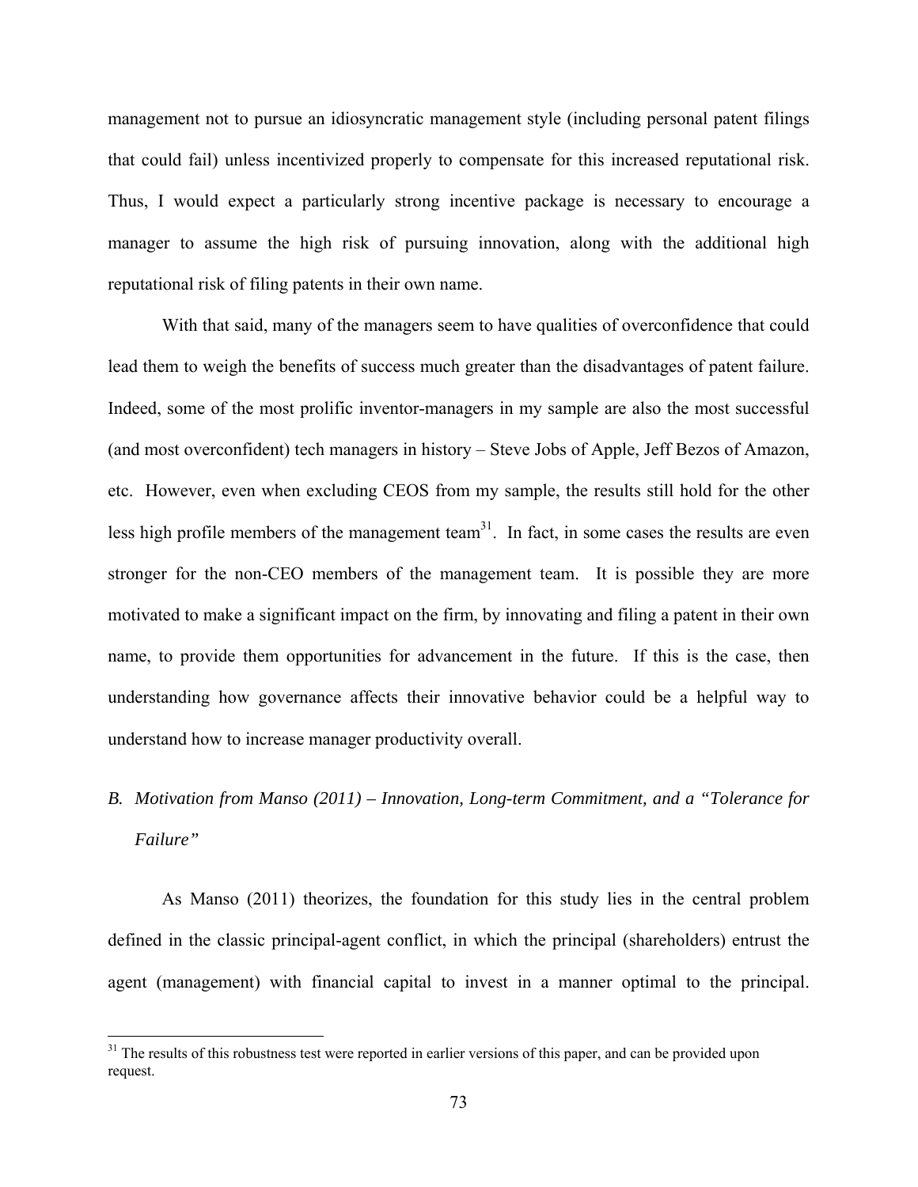management not to pursue an idiosyncratic management style (including personal patent filings that could fail) unless incentivized properly to compensate for this increased reputational risk. Thus, I would expect a particularly strong incentive package is necessary to encourage a manager to assume the high risk of pursuing innovation, along with the additional high reputational risk of filing patents in their own name.

With that said, many of the managers seem to have qualities of overconfidence that could lead them to weigh the benefits of success much greater than the disadvantages of patent failure. Indeed, some of the most prolific inventor-managers in my sample are also the most successful (and most overconfident) tech managers in history – Steve Jobs of Apple, Jeff Bezos of Amazon, etc. However, even when excluding CEOS from my sample, the results still hold for the other less high profile members of the management team[31]. In fact, in some cases the results are even stronger for the non-CEO members of the management team. It is possible they are more motivated to make a significant impact on the firm, by innovating and filing a patent in their own name, to provide them opportunities for advancement in the future. If this is the case, then understanding how governance affects their innovative behavior could be a helpful way to understand how to increase manager productivity overall.

### *B. Motivation from Manso (2011) – Innovation, Long-term Commitment, and a "Tolerance for Failure"*

As Manso (2011) theorizes, the foundation for this study lies in the central problem defined in the classic principal-agent conflict, in which the principal (shareholders) entrust the agent (management) with financial capital to invest in a manner optimal to the principal.

[31] The results of this robustness test were reported in earlier versions of this paper, and can be provided upon request.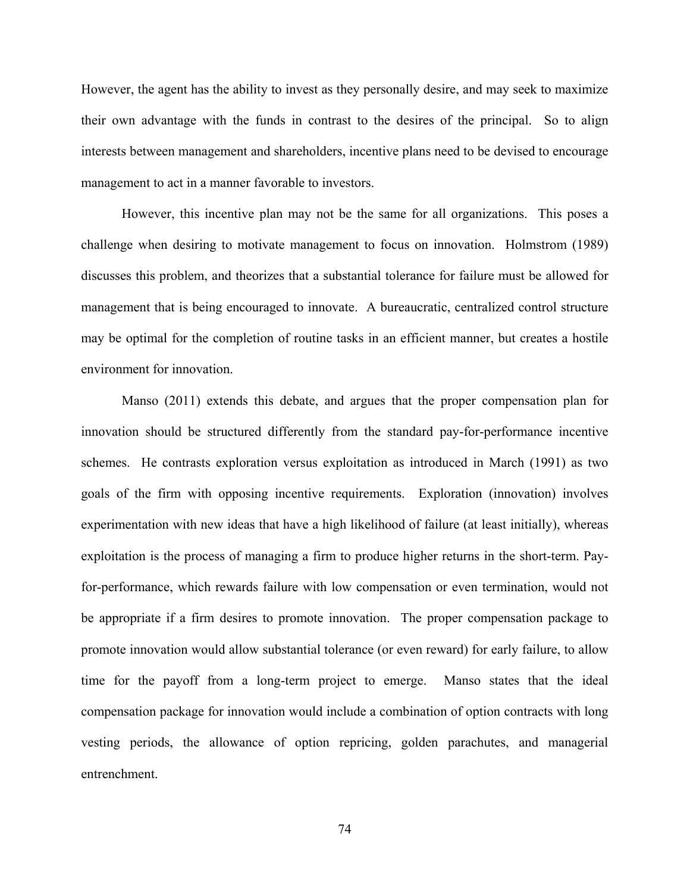However, the agent has the ability to invest as they personally desire, and may seek to maximize their own advantage with the funds in contrast to the desires of the principal. So to align interests between management and shareholders, incentive plans need to be devised to encourage management to act in a manner favorable to investors.

However, this incentive plan may not be the same for all organizations. This poses a challenge when desiring to motivate management to focus on innovation. Holmstrom (1989) discusses this problem, and theorizes that a substantial tolerance for failure must be allowed for management that is being encouraged to innovate. A bureaucratic, centralized control structure may be optimal for the completion of routine tasks in an efficient manner, but creates a hostile environment for innovation.

Manso (2011) extends this debate, and argues that the proper compensation plan for innovation should be structured differently from the standard pay-for-performance incentive schemes. He contrasts exploration versus exploitation as introduced in March (1991) as two goals of the firm with opposing incentive requirements. Exploration (innovation) involves experimentation with new ideas that have a high likelihood of failure (at least initially), whereas exploitation is the process of managing a firm to produce higher returns in the short-term. Pay-for-performance, which rewards failure with low compensation or even termination, would not be appropriate if a firm desires to promote innovation. The proper compensation package to promote innovation would allow substantial tolerance (or even reward) for early failure, to allow time for the payoff from a long-term project to emerge. Manso states that the ideal compensation package for innovation would include a combination of option contracts with long vesting periods, the allowance of option repricing, golden parachutes, and managerial entrenchment.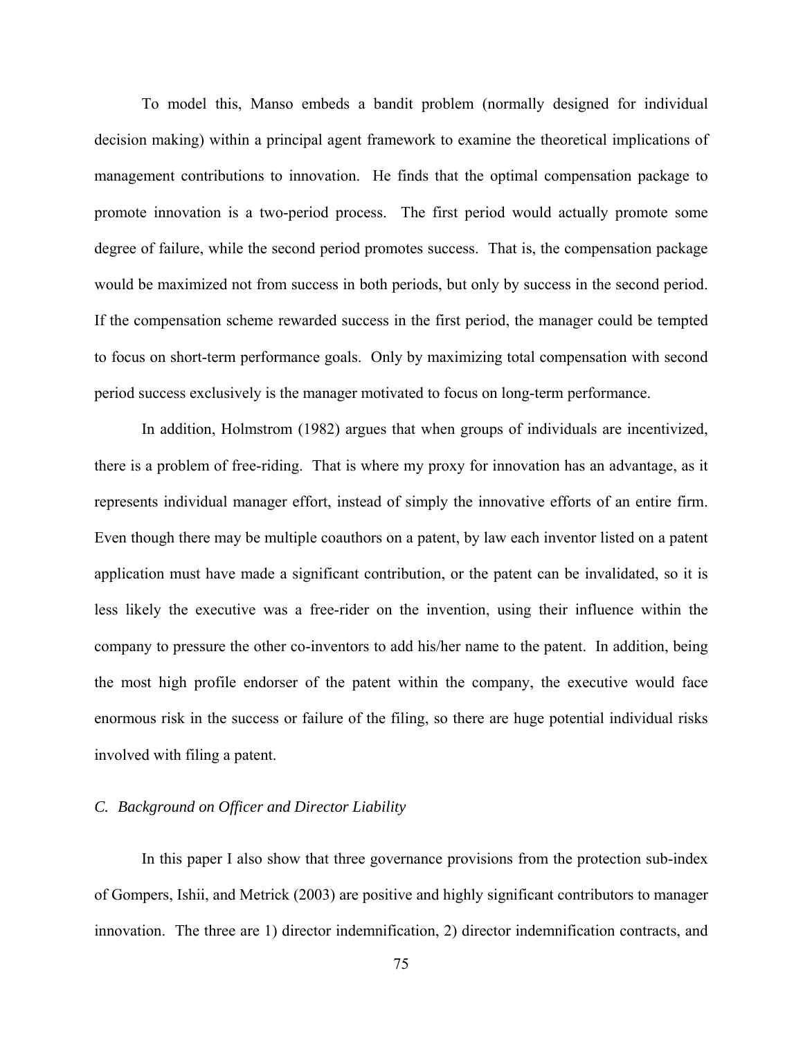To model this, Manso embeds a bandit problem (normally designed for individual decision making) within a principal agent framework to examine the theoretical implications of management contributions to innovation. He finds that the optimal compensation package to promote innovation is a two-period process. The first period would actually promote some degree of failure, while the second period promotes success. That is, the compensation package would be maximized not from success in both periods, but only by success in the second period. If the compensation scheme rewarded success in the first period, the manager could be tempted to focus on short-term performance goals. Only by maximizing total compensation with second period success exclusively is the manager motivated to focus on long-term performance.

In addition, Holmstrom (1982) argues that when groups of individuals are incentivized, there is a problem of free-riding. That is where my proxy for innovation has an advantage, as it represents individual manager effort, instead of simply the innovative efforts of an entire firm. Even though there may be multiple coauthors on a patent, by law each inventor listed on a patent application must have made a significant contribution, or the patent can be invalidated, so it is less likely the executive was a free-rider on the invention, using their influence within the company to pressure the other co-inventors to add his/her name to the patent. In addition, being the most high profile endorser of the patent within the company, the executive would face enormous risk in the success or failure of the filing, so there are huge potential individual risks involved with filing a patent.

### *C. Background on Officer and Director Liability*

In this paper I also show that three governance provisions from the protection sub-index of Gompers, Ishii, and Metrick (2003) are positive and highly significant contributors to manager innovation. The three are 1) director indemnification, 2) director indemnification contracts, and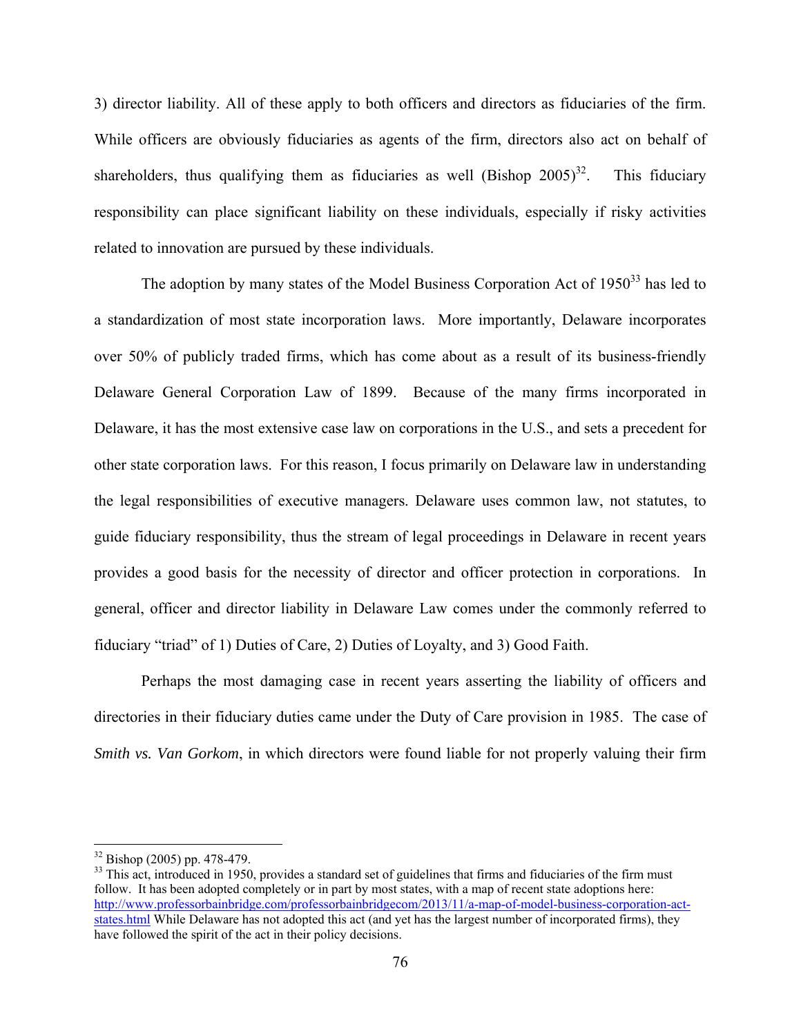3) director liability. All of these apply to both officers and directors as fiduciaries of the firm. While officers are obviously fiduciaries as agents of the firm, directors also act on behalf of shareholders, thus qualifying them as fiduciaries as well (Bishop 2005)[32]. This fiduciary responsibility can place significant liability on these individuals, especially if risky activities related to innovation are pursued by these individuals.

The adoption by many states of the Model Business Corporation Act of 1950[33] has led to a standardization of most state incorporation laws. More importantly, Delaware incorporates over 50% of publicly traded firms, which has come about as a result of its business-friendly Delaware General Corporation Law of 1899. Because of the many firms incorporated in Delaware, it has the most extensive case law on corporations in the U.S., and sets a precedent for other state corporation laws. For this reason, I focus primarily on Delaware law in understanding the legal responsibilities of executive managers. Delaware uses common law, not statutes, to guide fiduciary responsibility, thus the stream of legal proceedings in Delaware in recent years provides a good basis for the necessity of director and officer protection in corporations. In general, officer and director liability in Delaware Law comes under the commonly referred to fiduciary "triad" of 1) Duties of Care, 2) Duties of Loyalty, and 3) Good Faith.

Perhaps the most damaging case in recent years asserting the liability of officers and directories in their fiduciary duties came under the Duty of Care provision in 1985. The case of *Smith vs. Van Gorkom*, in which directors were found liable for not properly valuing their firm

---

[32] Bishop (2005) pp. 478-479.

[33] This act, introduced in 1950, provides a standard set of guidelines that firms and fiduciaries of the firm must follow. It has been adopted completely or in part by most states, with a map of recent state adoptions here: http://www.professorbainbridge.com/professorbainbridgecom/2013/11/a-map-of-model-business-corporation-act-states.html While Delaware has not adopted this act (and yet has the largest number of incorporated firms), they have followed the spirit of the act in their policy decisions.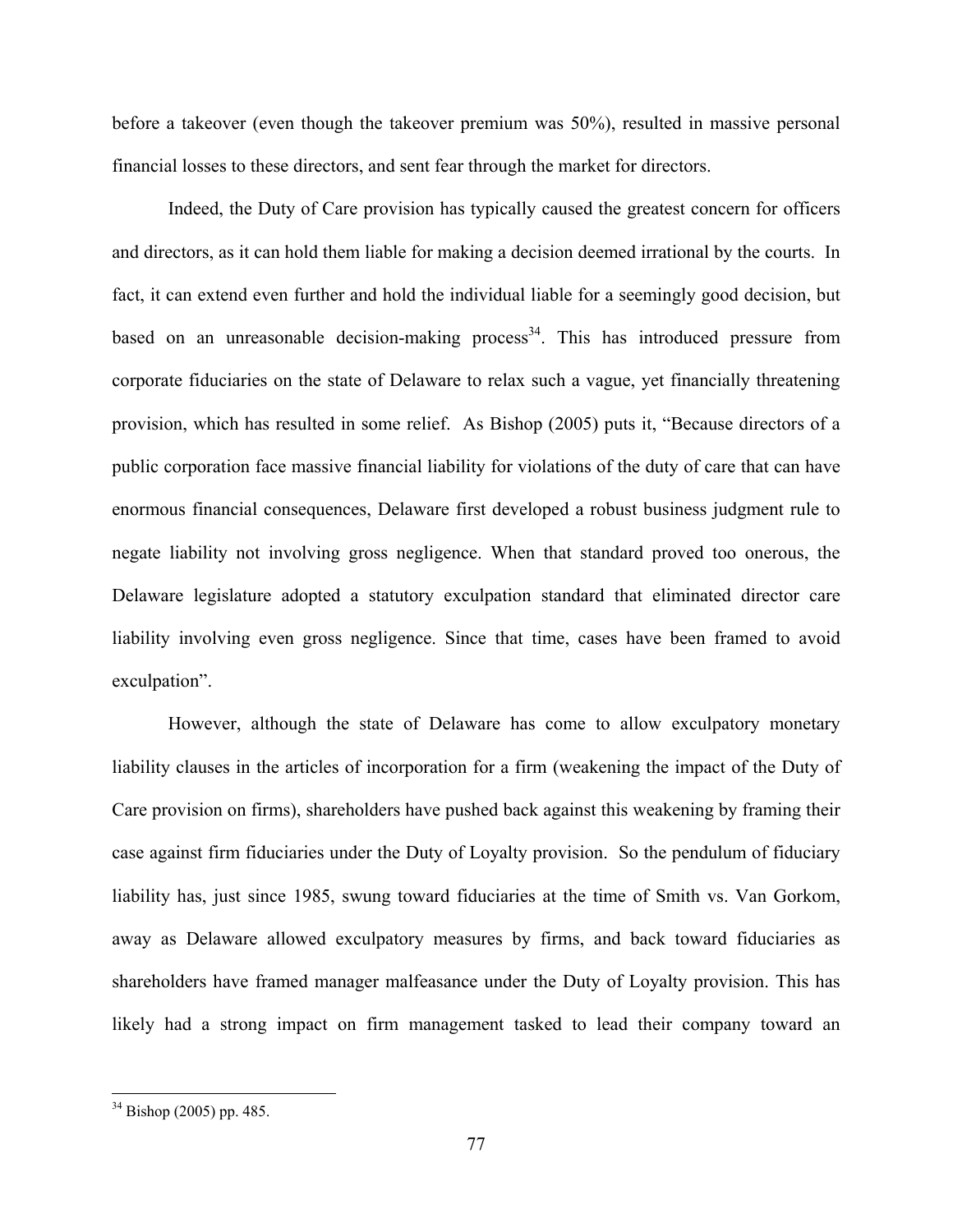before a takeover (even though the takeover premium was 50%), resulted in massive personal financial losses to these directors, and sent fear through the market for directors.

Indeed, the Duty of Care provision has typically caused the greatest concern for officers and directors, as it can hold them liable for making a decision deemed irrational by the courts. In fact, it can extend even further and hold the individual liable for a seemingly good decision, but based on an unreasonable decision-making process[34]. This has introduced pressure from corporate fiduciaries on the state of Delaware to relax such a vague, yet financially threatening provision, which has resulted in some relief. As Bishop (2005) puts it, "Because directors of a public corporation face massive financial liability for violations of the duty of care that can have enormous financial consequences, Delaware first developed a robust business judgment rule to negate liability not involving gross negligence. When that standard proved too onerous, the Delaware legislature adopted a statutory exculpation standard that eliminated director care liability involving even gross negligence. Since that time, cases have been framed to avoid exculpation".

However, although the state of Delaware has come to allow exculpatory monetary liability clauses in the articles of incorporation for a firm (weakening the impact of the Duty of Care provision on firms), shareholders have pushed back against this weakening by framing their case against firm fiduciaries under the Duty of Loyalty provision. So the pendulum of fiduciary liability has, just since 1985, swung toward fiduciaries at the time of Smith vs. Van Gorkom, away as Delaware allowed exculpatory measures by firms, and back toward fiduciaries as shareholders have framed manager malfeasance under the Duty of Loyalty provision. This has likely had a strong impact on firm management tasked to lead their company toward an

---

[34] Bishop (2005) pp. 485.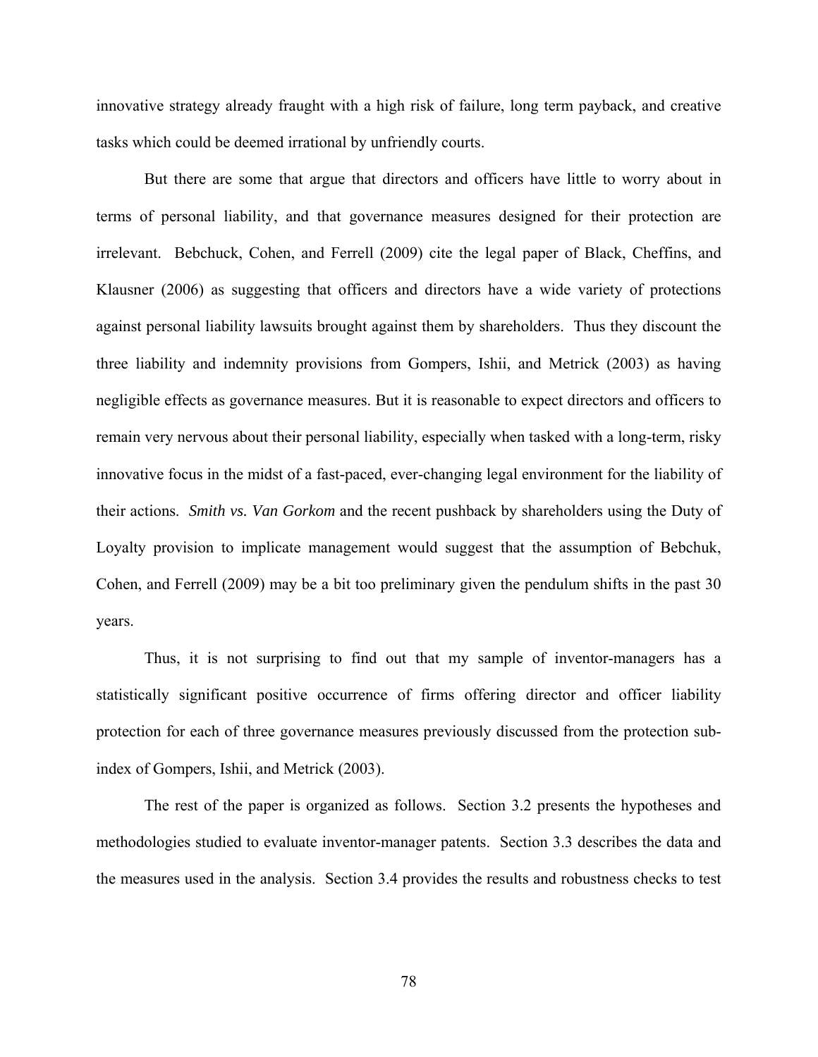innovative strategy already fraught with a high risk of failure, long term payback, and creative tasks which could be deemed irrational by unfriendly courts.

But there are some that argue that directors and officers have little to worry about in terms of personal liability, and that governance measures designed for their protection are irrelevant. Bebchuck, Cohen, and Ferrell (2009) cite the legal paper of Black, Cheffins, and Klausner (2006) as suggesting that officers and directors have a wide variety of protections against personal liability lawsuits brought against them by shareholders. Thus they discount the three liability and indemnity provisions from Gompers, Ishii, and Metrick (2003) as having negligible effects as governance measures. But it is reasonable to expect directors and officers to remain very nervous about their personal liability, especially when tasked with a long-term, risky innovative focus in the midst of a fast-paced, ever-changing legal environment for the liability of their actions. *Smith vs. Van Gorkom* and the recent pushback by shareholders using the Duty of Loyalty provision to implicate management would suggest that the assumption of Bebchuk, Cohen, and Ferrell (2009) may be a bit too preliminary given the pendulum shifts in the past 30 years.

Thus, it is not surprising to find out that my sample of inventor-managers has a statistically significant positive occurrence of firms offering director and officer liability protection for each of three governance measures previously discussed from the protection sub-index of Gompers, Ishii, and Metrick (2003).

The rest of the paper is organized as follows. Section 3.2 presents the hypotheses and methodologies studied to evaluate inventor-manager patents. Section 3.3 describes the data and the measures used in the analysis. Section 3.4 provides the results and robustness checks to test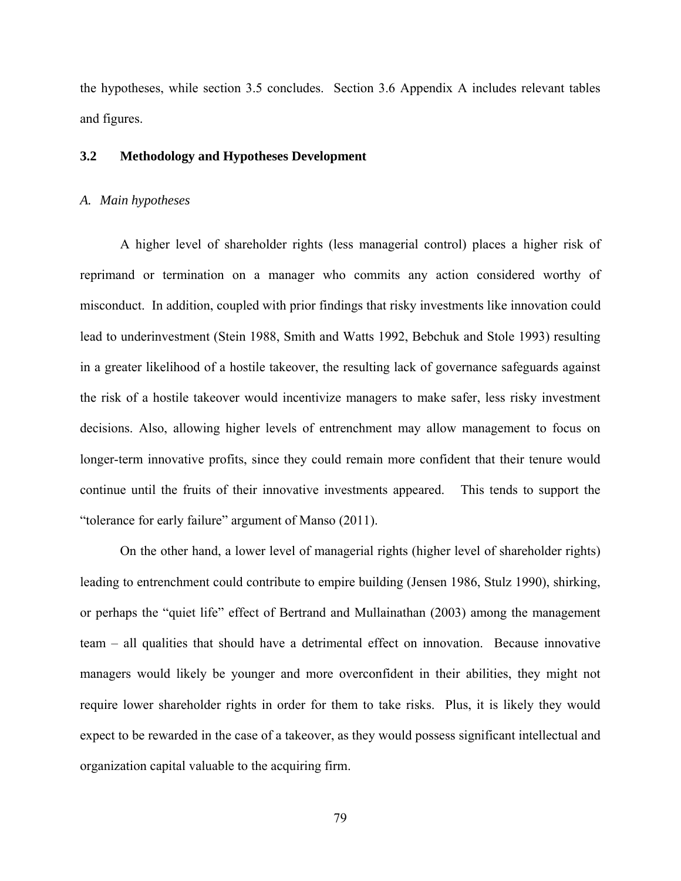the hypotheses, while section 3.5 concludes. Section 3.6 Appendix A includes relevant tables and figures.

## 3.2 Methodology and Hypotheses Development

### *A. Main hypotheses*

A higher level of shareholder rights (less managerial control) places a higher risk of reprimand or termination on a manager who commits any action considered worthy of misconduct. In addition, coupled with prior findings that risky investments like innovation could lead to underinvestment (Stein 1988, Smith and Watts 1992, Bebchuk and Stole 1993) resulting in a greater likelihood of a hostile takeover, the resulting lack of governance safeguards against the risk of a hostile takeover would incentivize managers to make safer, less risky investment decisions. Also, allowing higher levels of entrenchment may allow management to focus on longer-term innovative profits, since they could remain more confident that their tenure would continue until the fruits of their innovative investments appeared. This tends to support the "tolerance for early failure" argument of Manso (2011).

On the other hand, a lower level of managerial rights (higher level of shareholder rights) leading to entrenchment could contribute to empire building (Jensen 1986, Stulz 1990), shirking, or perhaps the "quiet life" effect of Bertrand and Mullainathan (2003) among the management team – all qualities that should have a detrimental effect on innovation. Because innovative managers would likely be younger and more overconfident in their abilities, they might not require lower shareholder rights in order for them to take risks. Plus, it is likely they would expect to be rewarded in the case of a takeover, as they would possess significant intellectual and organization capital valuable to the acquiring firm.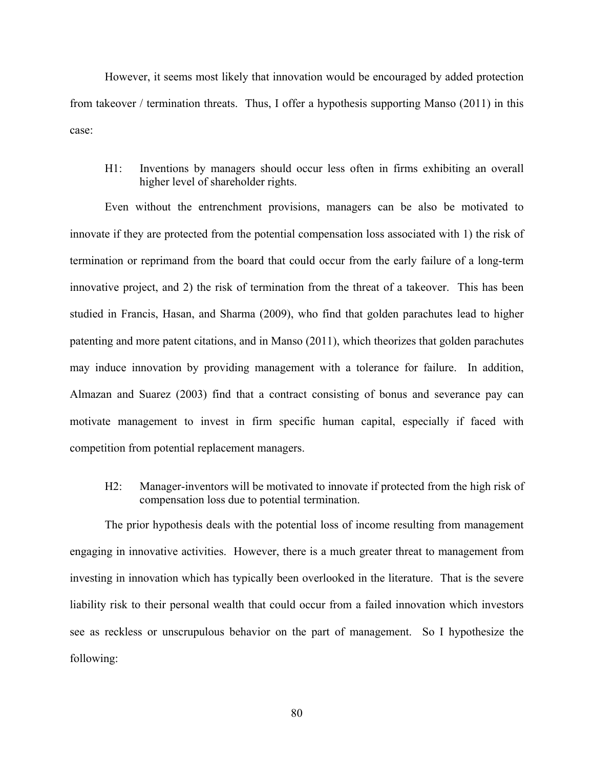However, it seems most likely that innovation would be encouraged by added protection from takeover / termination threats. Thus, I offer a hypothesis supporting Manso (2011) in this case:

> H1: Inventions by managers should occur less often in firms exhibiting an overall higher level of shareholder rights.

Even without the entrenchment provisions, managers can be also be motivated to innovate if they are protected from the potential compensation loss associated with 1) the risk of termination or reprimand from the board that could occur from the early failure of a long-term innovative project, and 2) the risk of termination from the threat of a takeover. This has been studied in Francis, Hasan, and Sharma (2009), who find that golden parachutes lead to higher patenting and more patent citations, and in Manso (2011), which theorizes that golden parachutes may induce innovation by providing management with a tolerance for failure. In addition, Almazan and Suarez (2003) find that a contract consisting of bonus and severance pay can motivate management to invest in firm specific human capital, especially if faced with competition from potential replacement managers.

> H2: Manager-inventors will be motivated to innovate if protected from the high risk of compensation loss due to potential termination.

The prior hypothesis deals with the potential loss of income resulting from management engaging in innovative activities. However, there is a much greater threat to management from investing in innovation which has typically been overlooked in the literature. That is the severe liability risk to their personal wealth that could occur from a failed innovation which investors see as reckless or unscrupulous behavior on the part of management. So I hypothesize the following: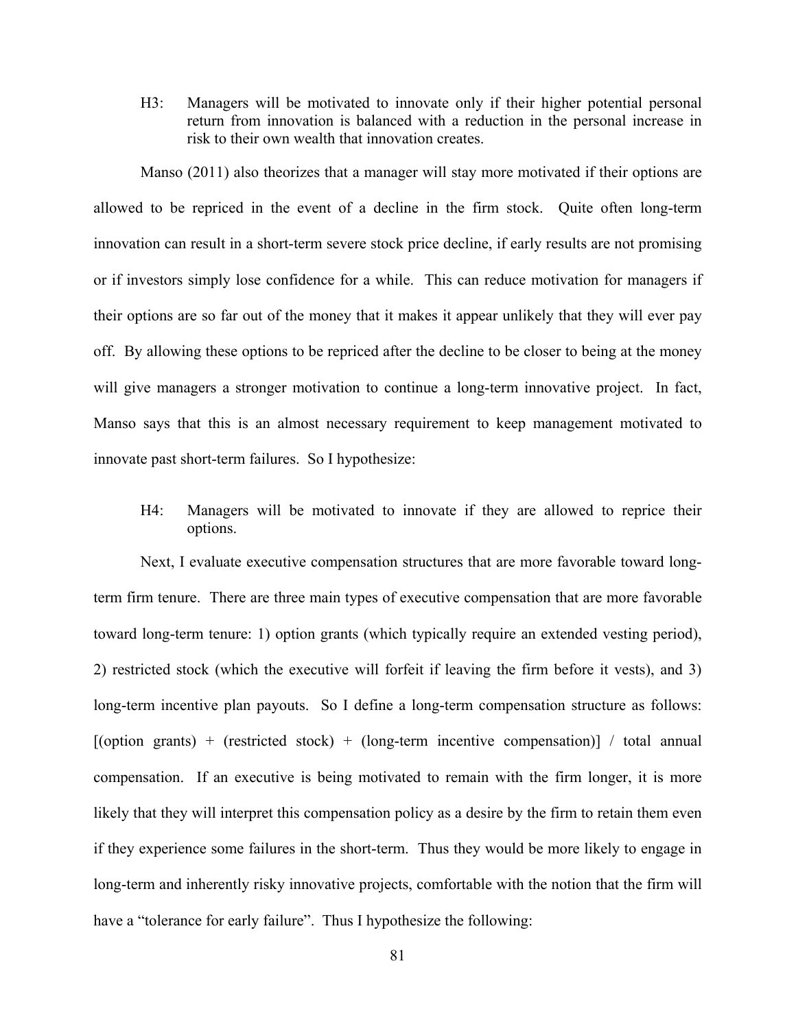H3: Managers will be motivated to innovate only if their higher potential personal return from innovation is balanced with a reduction in the personal increase in risk to their own wealth that innovation creates.

Manso (2011) also theorizes that a manager will stay more motivated if their options are allowed to be repriced in the event of a decline in the firm stock. Quite often long-term innovation can result in a short-term severe stock price decline, if early results are not promising or if investors simply lose confidence for a while. This can reduce motivation for managers if their options are so far out of the money that it makes it appear unlikely that they will ever pay off. By allowing these options to be repriced after the decline to be closer to being at the money will give managers a stronger motivation to continue a long-term innovative project. In fact, Manso says that this is an almost necessary requirement to keep management motivated to innovate past short-term failures. So I hypothesize:

H4: Managers will be motivated to innovate if they are allowed to reprice their options.

Next, I evaluate executive compensation structures that are more favorable toward long-term firm tenure. There are three main types of executive compensation that are more favorable toward long-term tenure: 1) option grants (which typically require an extended vesting period), 2) restricted stock (which the executive will forfeit if leaving the firm before it vests), and 3) long-term incentive plan payouts. So I define a long-term compensation structure as follows: [(option grants) + (restricted stock) + (long-term incentive compensation)] / total annual compensation. If an executive is being motivated to remain with the firm longer, it is more likely that they will interpret this compensation policy as a desire by the firm to retain them even if they experience some failures in the short-term. Thus they would be more likely to engage in long-term and inherently risky innovative projects, comfortable with the notion that the firm will have a "tolerance for early failure". Thus I hypothesize the following: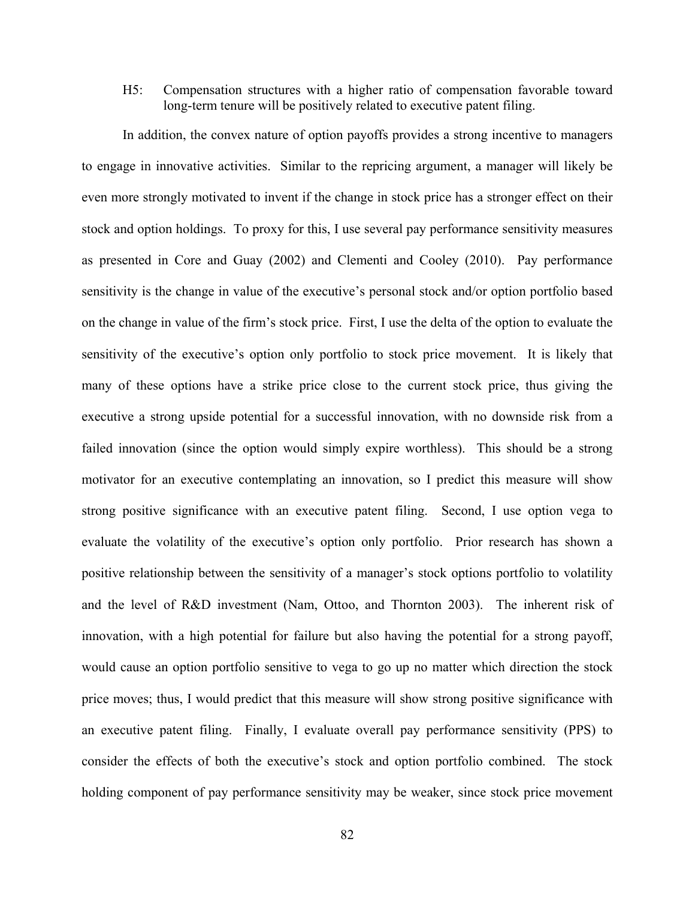H5: Compensation structures with a higher ratio of compensation favorable toward long-term tenure will be positively related to executive patent filing.

In addition, the convex nature of option payoffs provides a strong incentive to managers to engage in innovative activities. Similar to the repricing argument, a manager will likely be even more strongly motivated to invent if the change in stock price has a stronger effect on their stock and option holdings. To proxy for this, I use several pay performance sensitivity measures as presented in Core and Guay (2002) and Clementi and Cooley (2010). Pay performance sensitivity is the change in value of the executive's personal stock and/or option portfolio based on the change in value of the firm's stock price. First, I use the delta of the option to evaluate the sensitivity of the executive's option only portfolio to stock price movement. It is likely that many of these options have a strike price close to the current stock price, thus giving the executive a strong upside potential for a successful innovation, with no downside risk from a failed innovation (since the option would simply expire worthless). This should be a strong motivator for an executive contemplating an innovation, so I predict this measure will show strong positive significance with an executive patent filing. Second, I use option vega to evaluate the volatility of the executive's option only portfolio. Prior research has shown a positive relationship between the sensitivity of a manager's stock options portfolio to volatility and the level of R&D investment (Nam, Ottoo, and Thornton 2003). The inherent risk of innovation, with a high potential for failure but also having the potential for a strong payoff, would cause an option portfolio sensitive to vega to go up no matter which direction the stock price moves; thus, I would predict that this measure will show strong positive significance with an executive patent filing. Finally, I evaluate overall pay performance sensitivity (PPS) to consider the effects of both the executive's stock and option portfolio combined. The stock holding component of pay performance sensitivity may be weaker, since stock price movement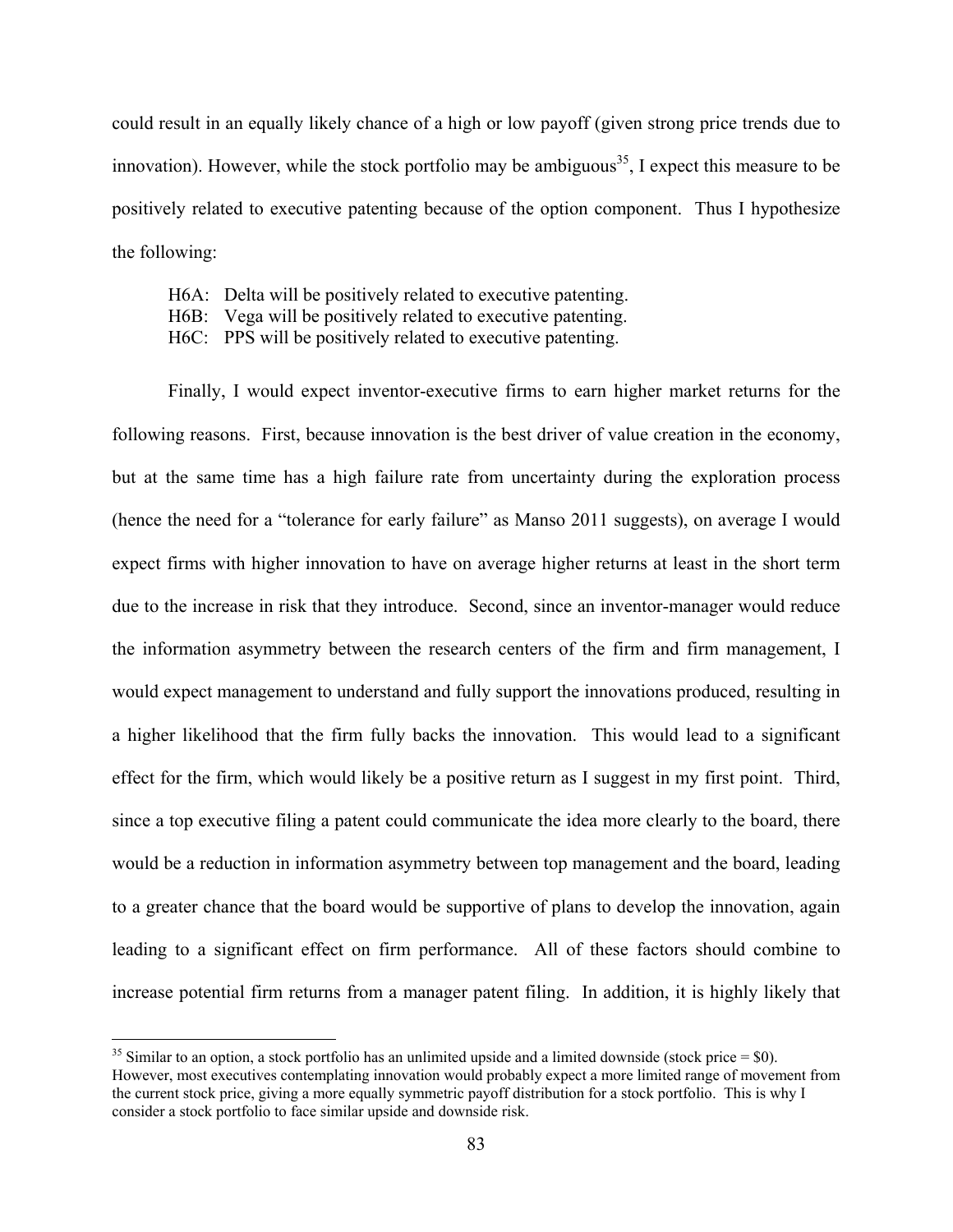could result in an equally likely chance of a high or low payoff (given strong price trends due to innovation). However, while the stock portfolio may be ambiguous[35], I expect this measure to be positively related to executive patenting because of the option component. Thus I hypothesize the following:

H6A: Delta will be positively related to executive patenting.
H6B: Vega will be positively related to executive patenting.
H6C: PPS will be positively related to executive patenting.

Finally, I would expect inventor-executive firms to earn higher market returns for the following reasons. First, because innovation is the best driver of value creation in the economy, but at the same time has a high failure rate from uncertainty during the exploration process (hence the need for a "tolerance for early failure" as Manso 2011 suggests), on average I would expect firms with higher innovation to have on average higher returns at least in the short term due to the increase in risk that they introduce. Second, since an inventor-manager would reduce the information asymmetry between the research centers of the firm and firm management, I would expect management to understand and fully support the innovations produced, resulting in a higher likelihood that the firm fully backs the innovation. This would lead to a significant effect for the firm, which would likely be a positive return as I suggest in my first point. Third, since a top executive filing a patent could communicate the idea more clearly to the board, there would be a reduction in information asymmetry between top management and the board, leading to a greater chance that the board would be supportive of plans to develop the innovation, again leading to a significant effect on firm performance. All of these factors should combine to increase potential firm returns from a manager patent filing. In addition, it is highly likely that

---

[35] Similar to an option, a stock portfolio has an unlimited upside and a limited downside (stock price = $0). However, most executives contemplating innovation would probably expect a more limited range of movement from the current stock price, giving a more equally symmetric payoff distribution for a stock portfolio. This is why I consider a stock portfolio to face similar upside and downside risk.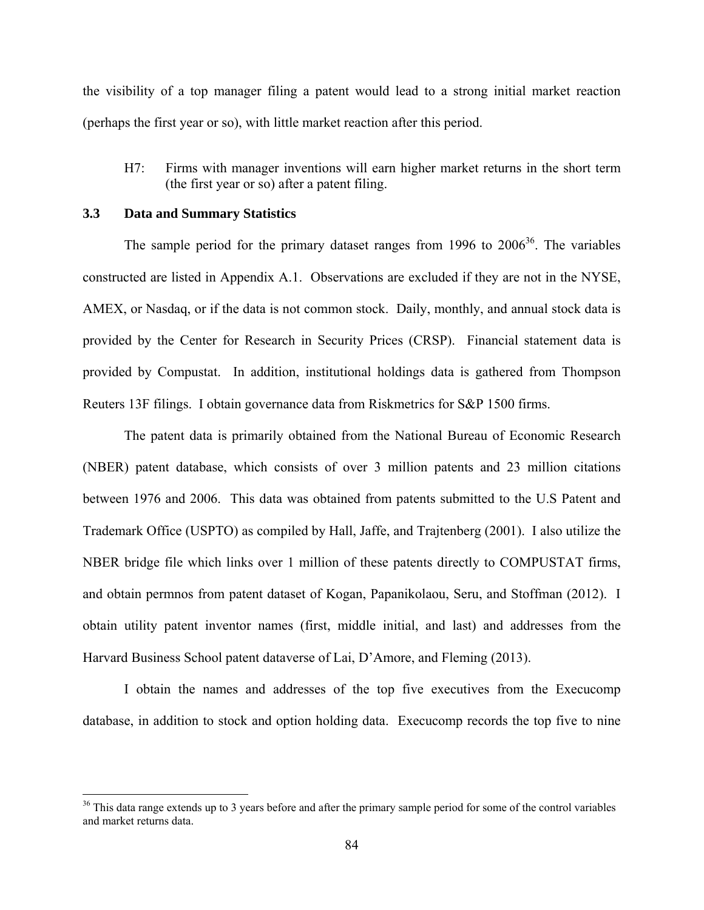the visibility of a top manager filing a patent would lead to a strong initial market reaction (perhaps the first year or so), with little market reaction after this period.

> H7: Firms with manager inventions will earn higher market returns in the short term (the first year or so) after a patent filing.

### 3.3 Data and Summary Statistics

The sample period for the primary dataset ranges from 1996 to 2006[36]. The variables constructed are listed in Appendix A.1. Observations are excluded if they are not in the NYSE, AMEX, or Nasdaq, or if the data is not common stock. Daily, monthly, and annual stock data is provided by the Center for Research in Security Prices (CRSP). Financial statement data is provided by Compustat. In addition, institutional holdings data is gathered from Thompson Reuters 13F filings. I obtain governance data from Riskmetrics for S&P 1500 firms.

The patent data is primarily obtained from the National Bureau of Economic Research (NBER) patent database, which consists of over 3 million patents and 23 million citations between 1976 and 2006. This data was obtained from patents submitted to the U.S Patent and Trademark Office (USPTO) as compiled by Hall, Jaffe, and Trajtenberg (2001). I also utilize the NBER bridge file which links over 1 million of these patents directly to COMPUSTAT firms, and obtain permnos from patent dataset of Kogan, Papanikolaou, Seru, and Stoffman (2012). I obtain utility patent inventor names (first, middle initial, and last) and addresses from the Harvard Business School patent dataverse of Lai, D'Amore, and Fleming (2013).

I obtain the names and addresses of the top five executives from the Execucomp database, in addition to stock and option holding data. Execucomp records the top five to nine

---

[36] This data range extends up to 3 years before and after the primary sample period for some of the control variables and market returns data.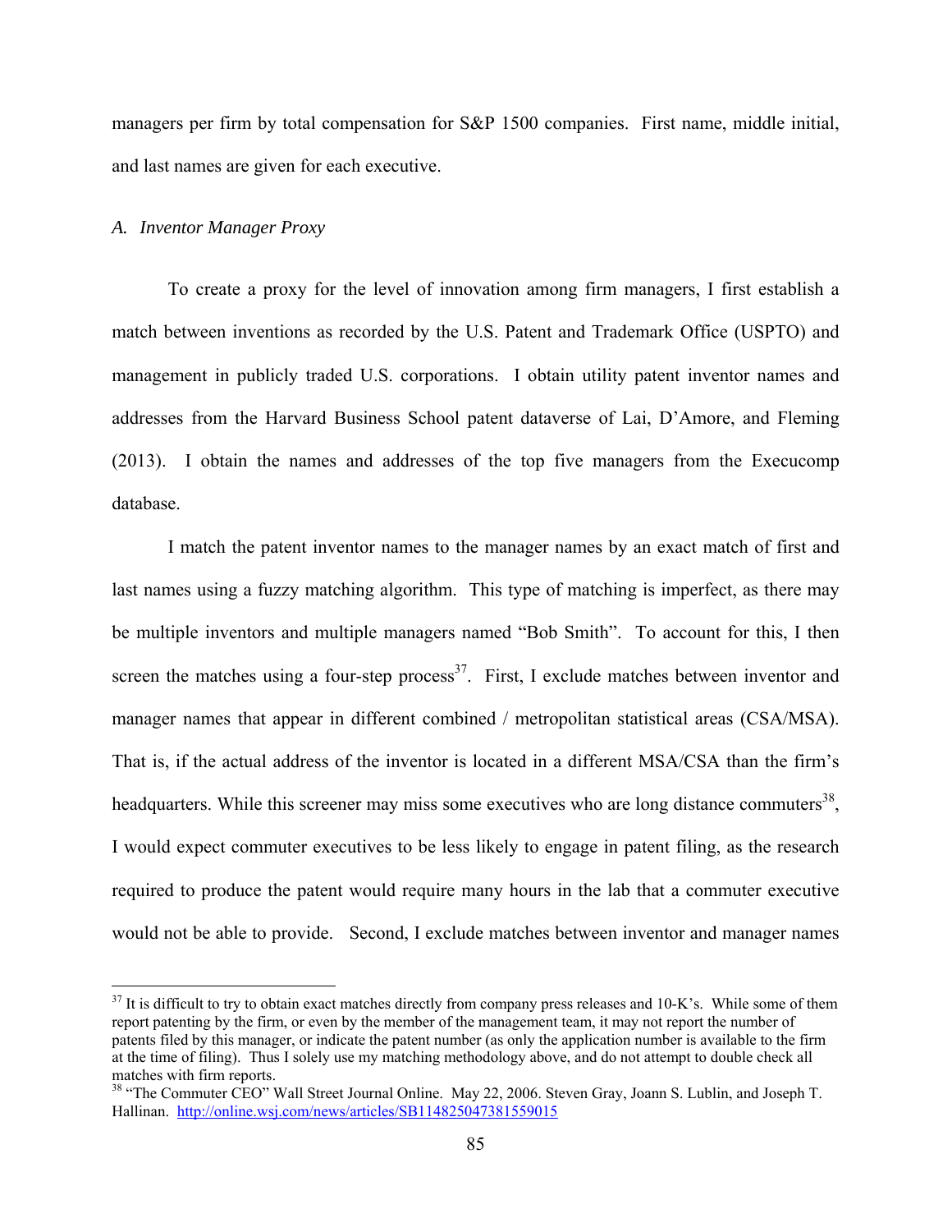managers per firm by total compensation for S&P 1500 companies. First name, middle initial, and last names are given for each executive.

### *A. Inventor Manager Proxy*

To create a proxy for the level of innovation among firm managers, I first establish a match between inventions as recorded by the U.S. Patent and Trademark Office (USPTO) and management in publicly traded U.S. corporations. I obtain utility patent inventor names and addresses from the Harvard Business School patent dataverse of Lai, D'Amore, and Fleming (2013). I obtain the names and addresses of the top five managers from the Execucomp database.

I match the patent inventor names to the manager names by an exact match of first and last names using a fuzzy matching algorithm. This type of matching is imperfect, as there may be multiple inventors and multiple managers named "Bob Smith". To account for this, I then screen the matches using a four-step process[37]. First, I exclude matches between inventor and manager names that appear in different combined / metropolitan statistical areas (CSA/MSA). That is, if the actual address of the inventor is located in a different MSA/CSA than the firm's headquarters. While this screener may miss some executives who are long distance commuters[38], I would expect commuter executives to be less likely to engage in patent filing, as the research required to produce the patent would require many hours in the lab that a commuter executive would not be able to provide. Second, I exclude matches between inventor and manager names

---

[37] It is difficult to try to obtain exact matches directly from company press releases and 10-K's. While some of them report patenting by the firm, or even by the member of the management team, it may not report the number of patents filed by this manager, or indicate the patent number (as only the application number is available to the firm at the time of filing). Thus I solely use my matching methodology above, and do not attempt to double check all matches with firm reports.

[38] "The Commuter CEO" Wall Street Journal Online. May 22, 2006. Steven Gray, Joann S. Lublin, and Joseph T. Hallinan. http://online.wsj.com/news/articles/SB114825047381559015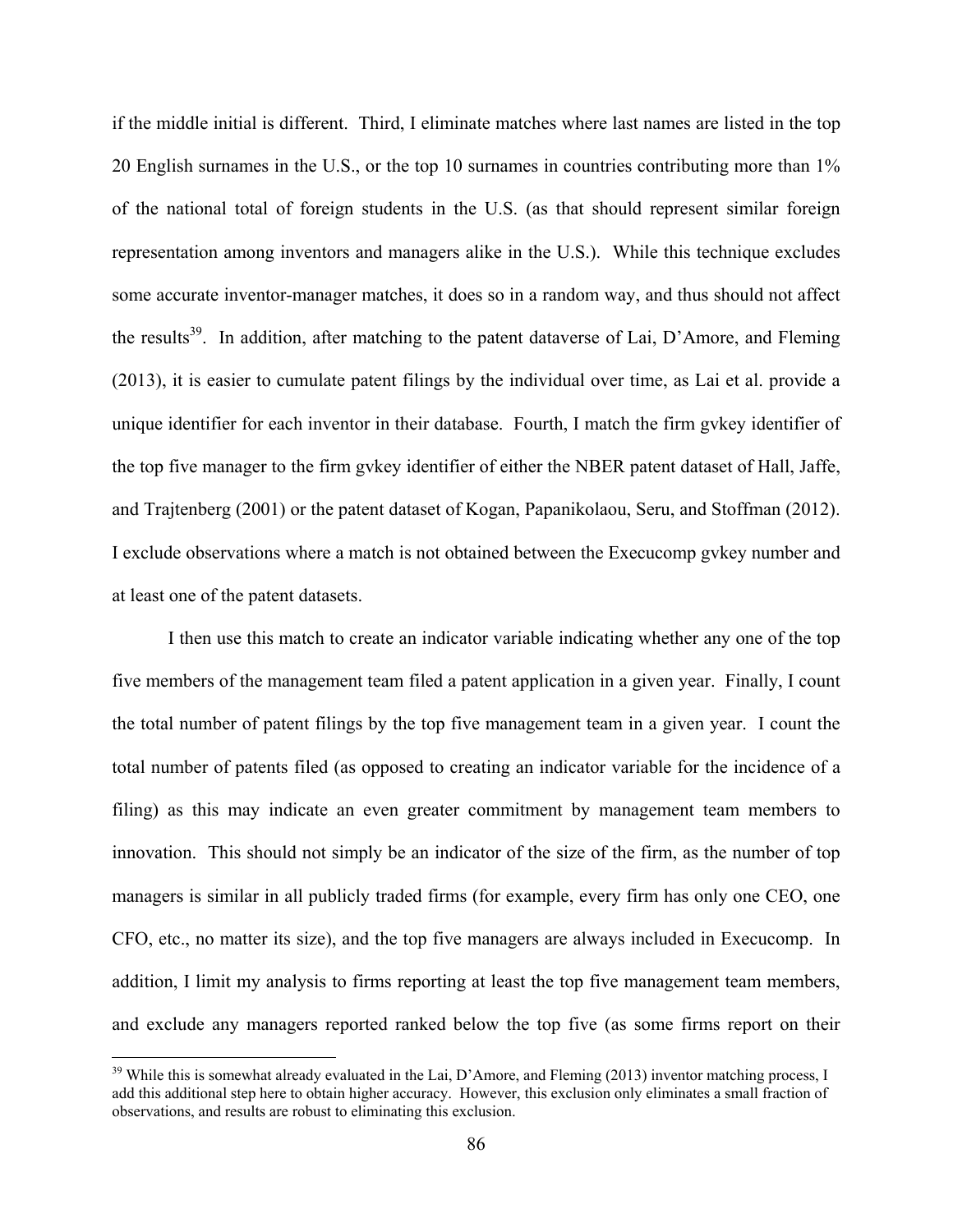if the middle initial is different. Third, I eliminate matches where last names are listed in the top 20 English surnames in the U.S., or the top 10 surnames in countries contributing more than 1% of the national total of foreign students in the U.S. (as that should represent similar foreign representation among inventors and managers alike in the U.S.). While this technique excludes some accurate inventor-manager matches, it does so in a random way, and thus should not affect the results[39]. In addition, after matching to the patent dataverse of Lai, D'Amore, and Fleming (2013), it is easier to cumulate patent filings by the individual over time, as Lai et al. provide a unique identifier for each inventor in their database. Fourth, I match the firm gvkey identifier of the top five manager to the firm gvkey identifier of either the NBER patent dataset of Hall, Jaffe, and Trajtenberg (2001) or the patent dataset of Kogan, Papanikolaou, Seru, and Stoffman (2012). I exclude observations where a match is not obtained between the Execucomp gvkey number and at least one of the patent datasets.

I then use this match to create an indicator variable indicating whether any one of the top five members of the management team filed a patent application in a given year. Finally, I count the total number of patent filings by the top five management team in a given year. I count the total number of patents filed (as opposed to creating an indicator variable for the incidence of a filing) as this may indicate an even greater commitment by management team members to innovation. This should not simply be an indicator of the size of the firm, as the number of top managers is similar in all publicly traded firms (for example, every firm has only one CEO, one CFO, etc., no matter its size), and the top five managers are always included in Execucomp. In addition, I limit my analysis to firms reporting at least the top five management team members, and exclude any managers reported ranked below the top five (as some firms report on their

[39] While this is somewhat already evaluated in the Lai, D'Amore, and Fleming (2013) inventor matching process, I add this additional step here to obtain higher accuracy. However, this exclusion only eliminates a small fraction of observations, and results are robust to eliminating this exclusion.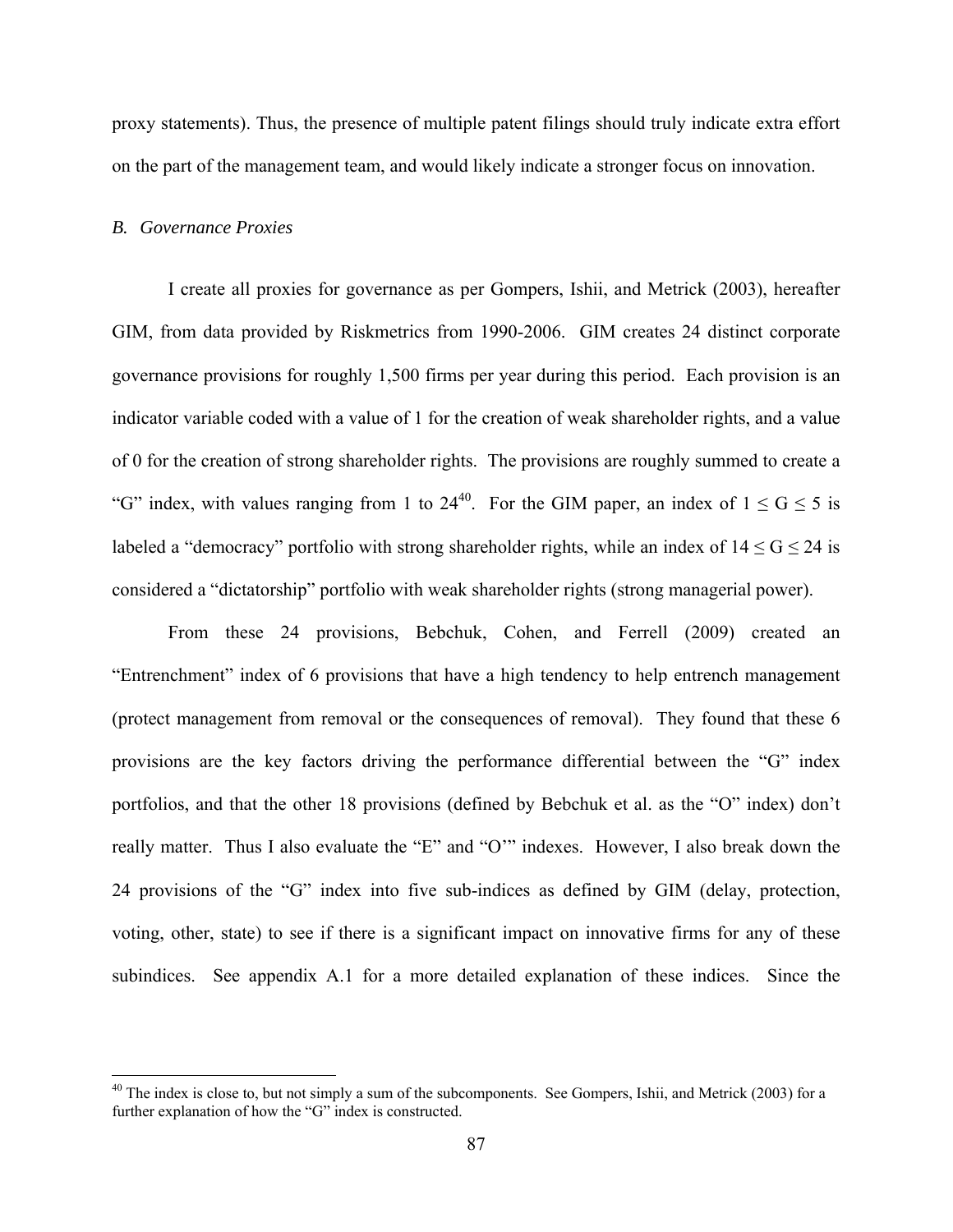proxy statements). Thus, the presence of multiple patent filings should truly indicate extra effort on the part of the management team, and would likely indicate a stronger focus on innovation.

### *B. Governance Proxies*

I create all proxies for governance as per Gompers, Ishii, and Metrick (2003), hereafter GIM, from data provided by Riskmetrics from 1990-2006. GIM creates 24 distinct corporate governance provisions for roughly 1,500 firms per year during this period. Each provision is an indicator variable coded with a value of 1 for the creation of weak shareholder rights, and a value of 0 for the creation of strong shareholder rights. The provisions are roughly summed to create a "G" index, with values ranging from 1 to 24[40]. For the GIM paper, an index of $1 \leq G \leq 5$ is labeled a "democracy" portfolio with strong shareholder rights, while an index of $14 \leq G \leq 24$ is considered a "dictatorship" portfolio with weak shareholder rights (strong managerial power).

From these 24 provisions, Bebchuk, Cohen, and Ferrell (2009) created an "Entrenchment" index of 6 provisions that have a high tendency to help entrench management (protect management from removal or the consequences of removal). They found that these 6 provisions are the key factors driving the performance differential between the "G" index portfolios, and that the other 18 provisions (defined by Bebchuk et al. as the "O" index) don't really matter. Thus I also evaluate the "E" and "O'" indexes. However, I also break down the 24 provisions of the "G" index into five sub-indices as defined by GIM (delay, protection, voting, other, state) to see if there is a significant impact on innovative firms for any of these subindices. See appendix A.1 for a more detailed explanation of these indices. Since the

[40] The index is close to, but not simply a sum of the subcomponents. See Gompers, Ishii, and Metrick (2003) for a further explanation of how the "G" index is constructed.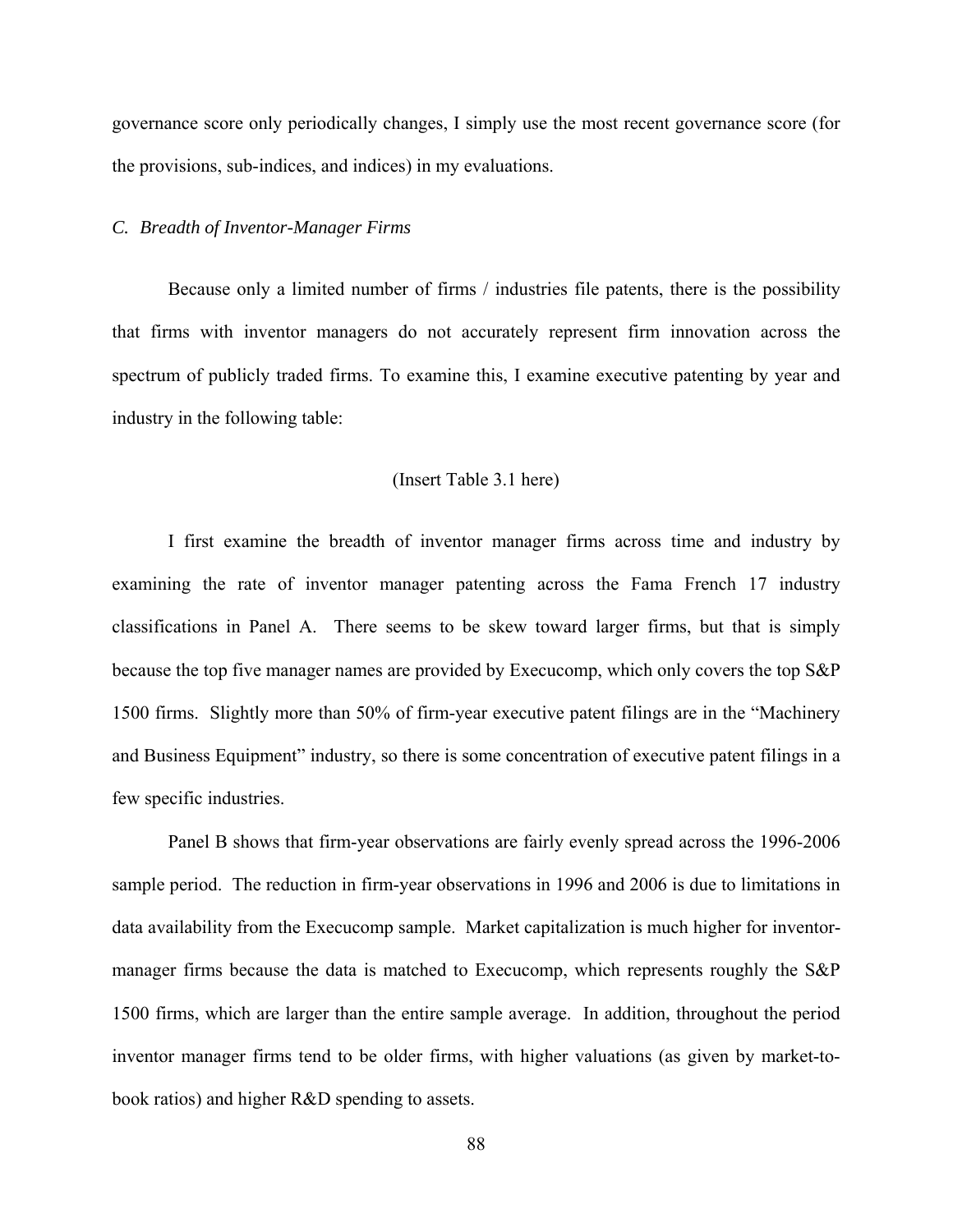governance score only periodically changes, I simply use the most recent governance score (for the provisions, sub-indices, and indices) in my evaluations.

### *C. Breadth of Inventor-Manager Firms*

Because only a limited number of firms / industries file patents, there is the possibility that firms with inventor managers do not accurately represent firm innovation across the spectrum of publicly traded firms. To examine this, I examine executive patenting by year and industry in the following table:

(Insert Table 3.1 here)

I first examine the breadth of inventor manager firms across time and industry by examining the rate of inventor manager patenting across the Fama French 17 industry classifications in Panel A. There seems to be skew toward larger firms, but that is simply because the top five manager names are provided by Execucomp, which only covers the top S&P 1500 firms. Slightly more than 50% of firm-year executive patent filings are in the "Machinery and Business Equipment" industry, so there is some concentration of executive patent filings in a few specific industries.

Panel B shows that firm-year observations are fairly evenly spread across the 1996-2006 sample period. The reduction in firm-year observations in 1996 and 2006 is due to limitations in data availability from the Execucomp sample. Market capitalization is much higher for inventor-manager firms because the data is matched to Execucomp, which represents roughly the S&P 1500 firms, which are larger than the entire sample average. In addition, throughout the period inventor manager firms tend to be older firms, with higher valuations (as given by market-to-book ratios) and higher R&D spending to assets.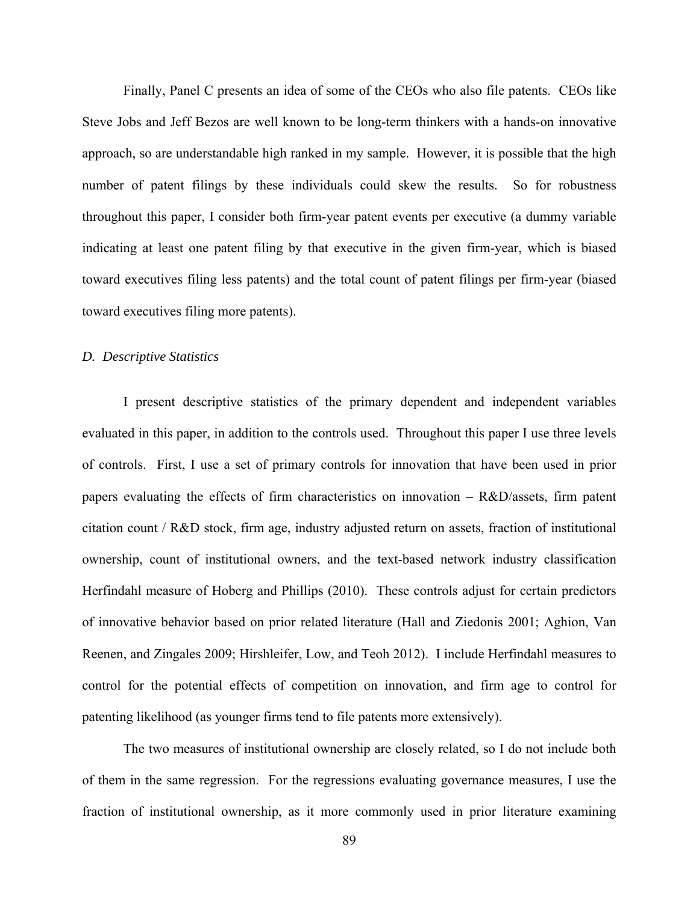Finally, Panel C presents an idea of some of the CEOs who also file patents. CEOs like Steve Jobs and Jeff Bezos are well known to be long-term thinkers with a hands-on innovative approach, so are understandable high ranked in my sample. However, it is possible that the high number of patent filings by these individuals could skew the results. So for robustness throughout this paper, I consider both firm-year patent events per executive (a dummy variable indicating at least one patent filing by that executive in the given firm-year, which is biased toward executives filing less patents) and the total count of patent filings per firm-year (biased toward executives filing more patents).

*D. Descriptive Statistics*

I present descriptive statistics of the primary dependent and independent variables evaluated in this paper, in addition to the controls used. Throughout this paper I use three levels of controls. First, I use a set of primary controls for innovation that have been used in prior papers evaluating the effects of firm characteristics on innovation – R&D/assets, firm patent citation count / R&D stock, firm age, industry adjusted return on assets, fraction of institutional ownership, count of institutional owners, and the text-based network industry classification Herfindahl measure of Hoberg and Phillips (2010). These controls adjust for certain predictors of innovative behavior based on prior related literature (Hall and Ziedonis 2001; Aghion, Van Reenen, and Zingales 2009; Hirshleifer, Low, and Teoh 2012). I include Herfindahl measures to control for the potential effects of competition on innovation, and firm age to control for patenting likelihood (as younger firms tend to file patents more extensively).

The two measures of institutional ownership are closely related, so I do not include both of them in the same regression. For the regressions evaluating governance measures, I use the fraction of institutional ownership, as it more commonly used in prior literature examining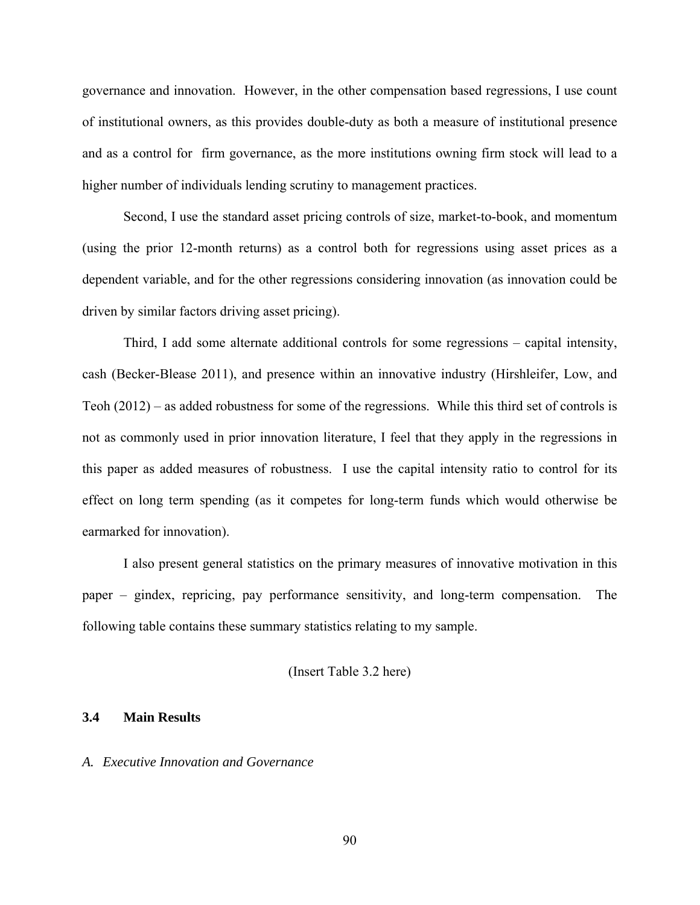governance and innovation. However, in the other compensation based regressions, I use count of institutional owners, as this provides double-duty as both a measure of institutional presence and as a control for firm governance, as the more institutions owning firm stock will lead to a higher number of individuals lending scrutiny to management practices.

Second, I use the standard asset pricing controls of size, market-to-book, and momentum (using the prior 12-month returns) as a control both for regressions using asset prices as a dependent variable, and for the other regressions considering innovation (as innovation could be driven by similar factors driving asset pricing).

Third, I add some alternate additional controls for some regressions – capital intensity, cash (Becker-Blease 2011), and presence within an innovative industry (Hirshleifer, Low, and Teoh (2012) – as added robustness for some of the regressions. While this third set of controls is not as commonly used in prior innovation literature, I feel that they apply in the regressions in this paper as added measures of robustness. I use the capital intensity ratio to control for its effect on long term spending (as it competes for long-term funds which would otherwise be earmarked for innovation).

I also present general statistics on the primary measures of innovative motivation in this paper – gindex, repricing, pay performance sensitivity, and long-term compensation. The following table contains these summary statistics relating to my sample.

(Insert Table 3.2 here)

### 3.4 Main Results

*A. Executive Innovation and Governance*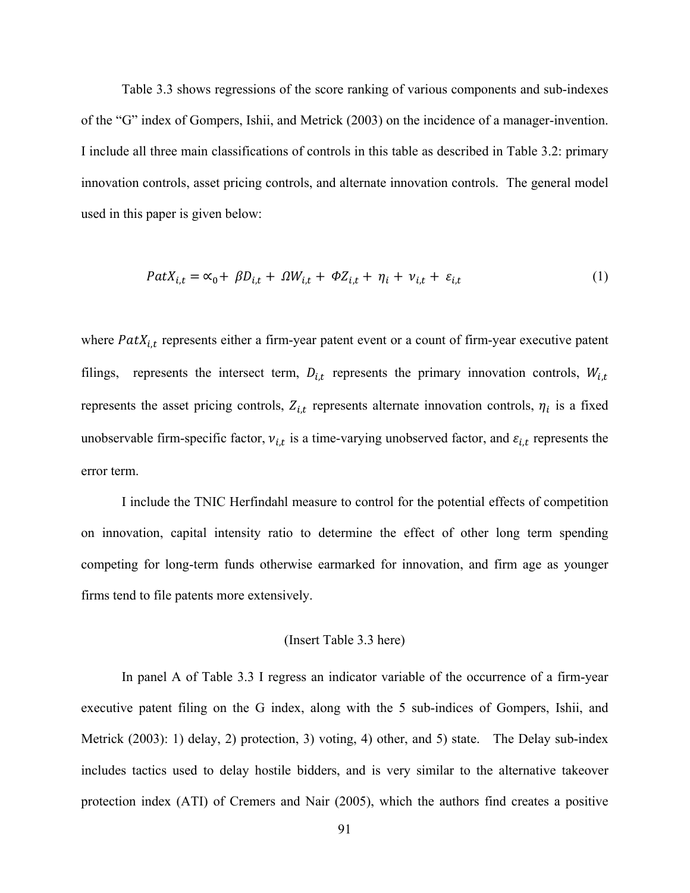Table 3.3 shows regressions of the score ranking of various components and sub-indexes of the "G" index of Gompers, Ishii, and Metrick (2003) on the incidence of a manager-invention. I include all three main classifications of controls in this table as described in Table 3.2: primary innovation controls, asset pricing controls, and alternate innovation controls. The general model used in this paper is given below:

$$PatX_{i,t} = \propto_0 + \beta D_{i,t} + \Omega W_{i,t} + \Phi Z_{i,t} + \eta_i + \nu_{i,t} + \varepsilon_{i,t} \tag{1}$$

where $PatX_{i,t}$ represents either a firm-year patent event or a count of firm-year executive patent filings, represents the intersect term, $D_{i,t}$ represents the primary innovation controls, $W_{i,t}$ represents the asset pricing controls, $Z_{i,t}$ represents alternate innovation controls, $\eta_i$ is a fixed unobservable firm-specific factor, $\nu_{i,t}$ is a time-varying unobserved factor, and $\varepsilon_{i,t}$ represents the error term.

I include the TNIC Herfindahl measure to control for the potential effects of competition on innovation, capital intensity ratio to determine the effect of other long term spending competing for long-term funds otherwise earmarked for innovation, and firm age as younger firms tend to file patents more extensively.

(Insert Table 3.3 here)

In panel A of Table 3.3 I regress an indicator variable of the occurrence of a firm-year executive patent filing on the G index, along with the 5 sub-indices of Gompers, Ishii, and Metrick (2003): 1) delay, 2) protection, 3) voting, 4) other, and 5) state. The Delay sub-index includes tactics used to delay hostile bidders, and is very similar to the alternative takeover protection index (ATI) of Cremers and Nair (2005), which the authors find creates a positive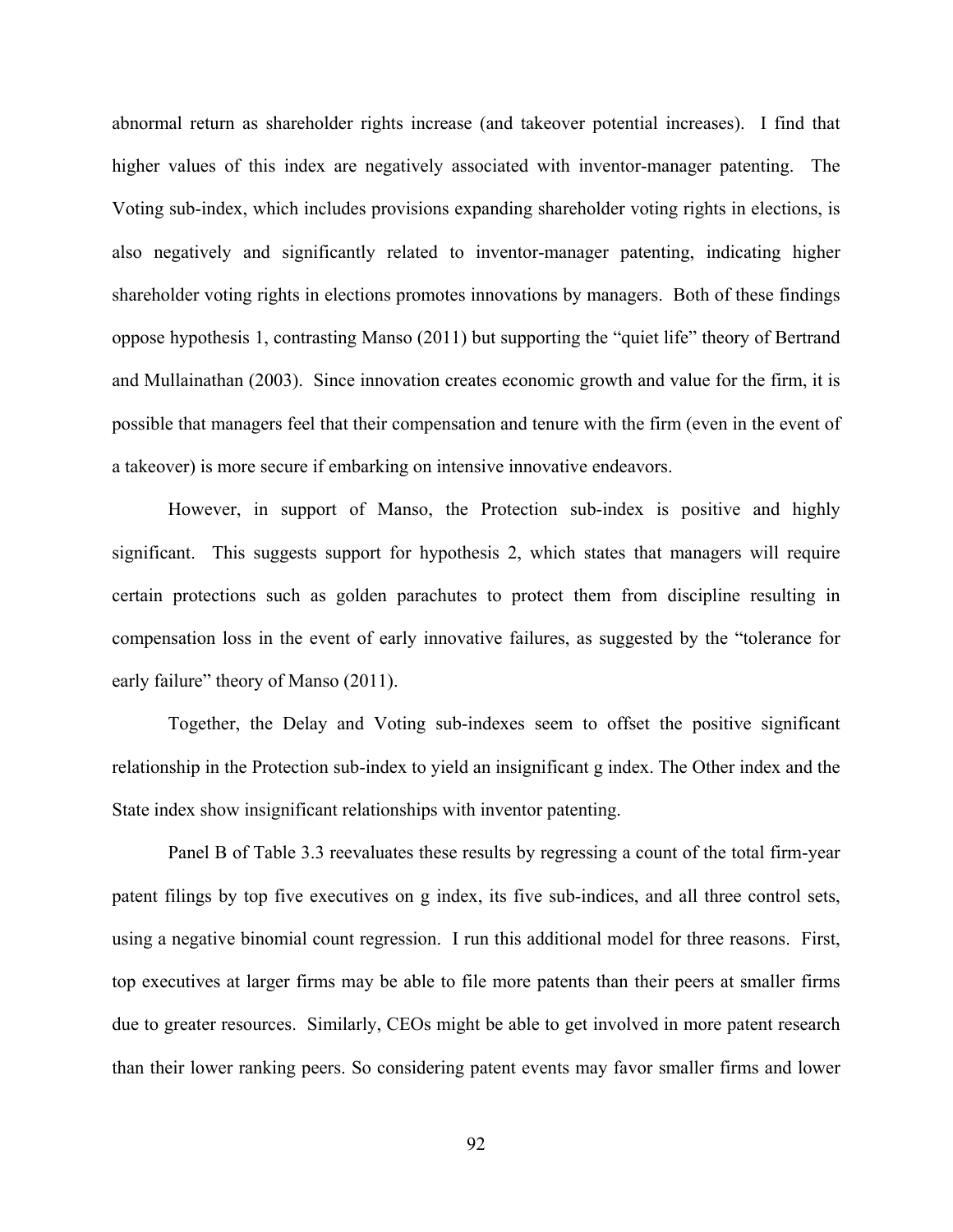abnormal return as shareholder rights increase (and takeover potential increases). I find that higher values of this index are negatively associated with inventor-manager patenting. The Voting sub-index, which includes provisions expanding shareholder voting rights in elections, is also negatively and significantly related to inventor-manager patenting, indicating higher shareholder voting rights in elections promotes innovations by managers. Both of these findings oppose hypothesis 1, contrasting Manso (2011) but supporting the "quiet life" theory of Bertrand and Mullainathan (2003). Since innovation creates economic growth and value for the firm, it is possible that managers feel that their compensation and tenure with the firm (even in the event of a takeover) is more secure if embarking on intensive innovative endeavors.

However, in support of Manso, the Protection sub-index is positive and highly significant. This suggests support for hypothesis 2, which states that managers will require certain protections such as golden parachutes to protect them from discipline resulting in compensation loss in the event of early innovative failures, as suggested by the "tolerance for early failure" theory of Manso (2011).

Together, the Delay and Voting sub-indexes seem to offset the positive significant relationship in the Protection sub-index to yield an insignificant g index. The Other index and the State index show insignificant relationships with inventor patenting.

Panel B of Table 3.3 reevaluates these results by regressing a count of the total firm-year patent filings by top five executives on g index, its five sub-indices, and all three control sets, using a negative binomial count regression. I run this additional model for three reasons. First, top executives at larger firms may be able to file more patents than their peers at smaller firms due to greater resources. Similarly, CEOs might be able to get involved in more patent research than their lower ranking peers. So considering patent events may favor smaller firms and lower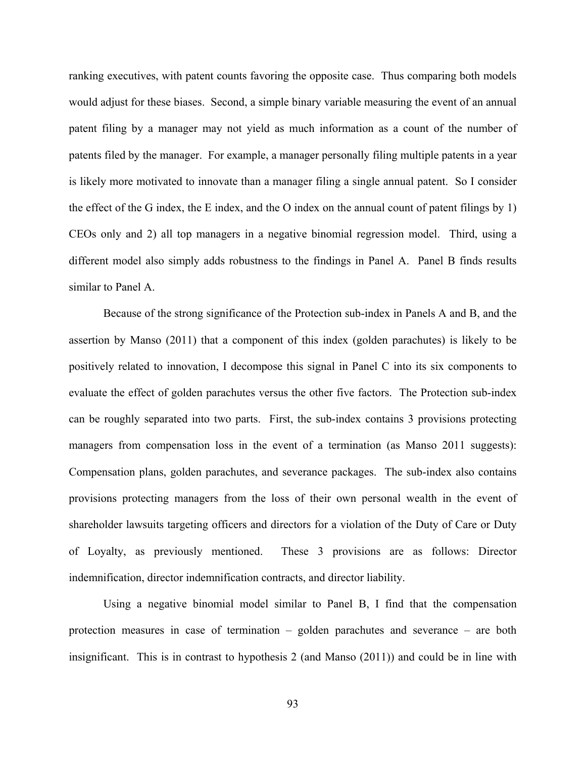ranking executives, with patent counts favoring the opposite case. Thus comparing both models would adjust for these biases. Second, a simple binary variable measuring the event of an annual patent filing by a manager may not yield as much information as a count of the number of patents filed by the manager. For example, a manager personally filing multiple patents in a year is likely more motivated to innovate than a manager filing a single annual patent. So I consider the effect of the G index, the E index, and the O index on the annual count of patent filings by 1) CEOs only and 2) all top managers in a negative binomial regression model. Third, using a different model also simply adds robustness to the findings in Panel A. Panel B finds results similar to Panel A.

Because of the strong significance of the Protection sub-index in Panels A and B, and the assertion by Manso (2011) that a component of this index (golden parachutes) is likely to be positively related to innovation, I decompose this signal in Panel C into its six components to evaluate the effect of golden parachutes versus the other five factors. The Protection sub-index can be roughly separated into two parts. First, the sub-index contains 3 provisions protecting managers from compensation loss in the event of a termination (as Manso 2011 suggests): Compensation plans, golden parachutes, and severance packages. The sub-index also contains provisions protecting managers from the loss of their own personal wealth in the event of shareholder lawsuits targeting officers and directors for a violation of the Duty of Care or Duty of Loyalty, as previously mentioned. These 3 provisions are as follows: Director indemnification, director indemnification contracts, and director liability.

Using a negative binomial model similar to Panel B, I find that the compensation protection measures in case of termination – golden parachutes and severance – are both insignificant. This is in contrast to hypothesis 2 (and Manso (2011)) and could be in line with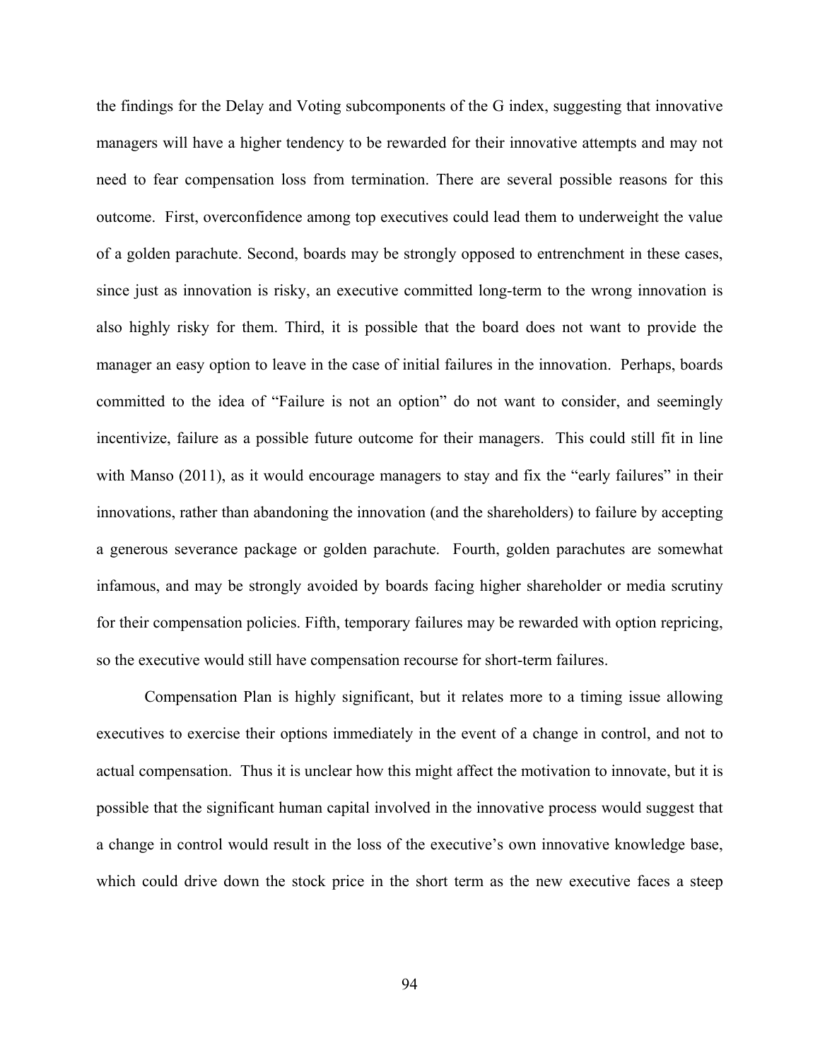the findings for the Delay and Voting subcomponents of the G index, suggesting that innovative managers will have a higher tendency to be rewarded for their innovative attempts and may not need to fear compensation loss from termination. There are several possible reasons for this outcome. First, overconfidence among top executives could lead them to underweight the value of a golden parachute. Second, boards may be strongly opposed to entrenchment in these cases, since just as innovation is risky, an executive committed long-term to the wrong innovation is also highly risky for them. Third, it is possible that the board does not want to provide the manager an easy option to leave in the case of initial failures in the innovation. Perhaps, boards committed to the idea of "Failure is not an option" do not want to consider, and seemingly incentivize, failure as a possible future outcome for their managers. This could still fit in line with Manso (2011), as it would encourage managers to stay and fix the "early failures" in their innovations, rather than abandoning the innovation (and the shareholders) to failure by accepting a generous severance package or golden parachute. Fourth, golden parachutes are somewhat infamous, and may be strongly avoided by boards facing higher shareholder or media scrutiny for their compensation policies. Fifth, temporary failures may be rewarded with option repricing, so the executive would still have compensation recourse for short-term failures.

Compensation Plan is highly significant, but it relates more to a timing issue allowing executives to exercise their options immediately in the event of a change in control, and not to actual compensation. Thus it is unclear how this might affect the motivation to innovate, but it is possible that the significant human capital involved in the innovative process would suggest that a change in control would result in the loss of the executive's own innovative knowledge base, which could drive down the stock price in the short term as the new executive faces a steep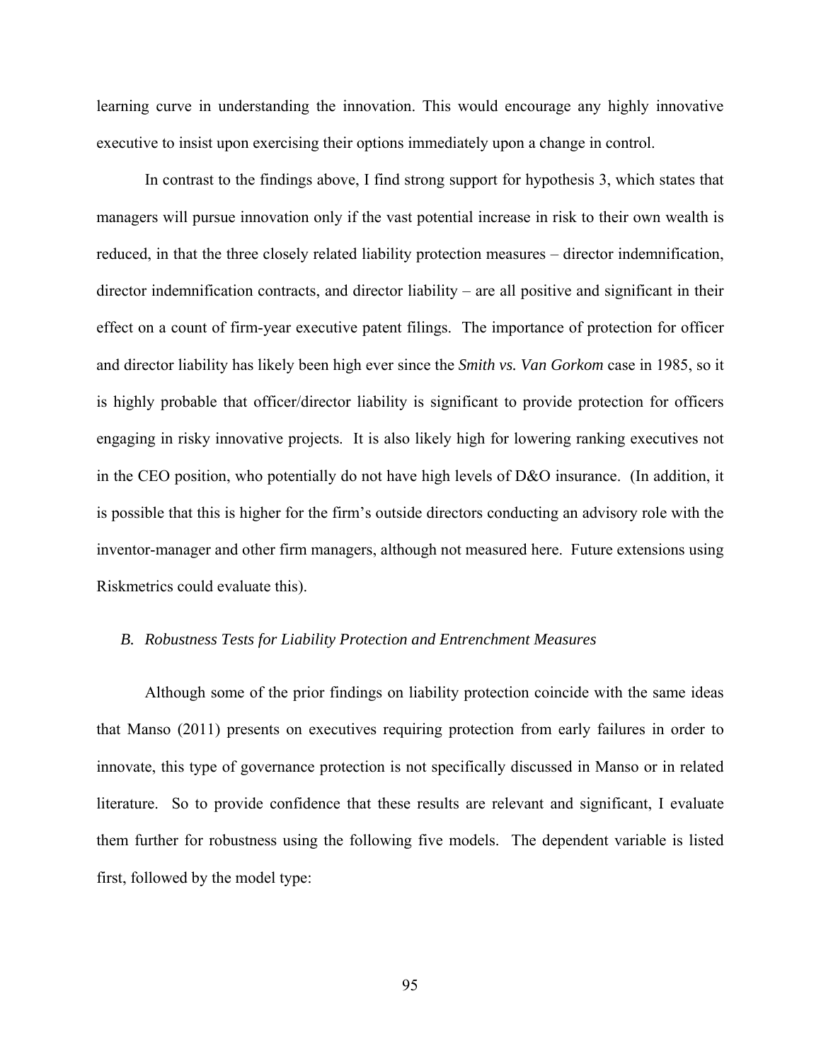learning curve in understanding the innovation. This would encourage any highly innovative executive to insist upon exercising their options immediately upon a change in control.

In contrast to the findings above, I find strong support for hypothesis 3, which states that managers will pursue innovation only if the vast potential increase in risk to their own wealth is reduced, in that the three closely related liability protection measures – director indemnification, director indemnification contracts, and director liability – are all positive and significant in their effect on a count of firm-year executive patent filings. The importance of protection for officer and director liability has likely been high ever since the *Smith vs. Van Gorkom* case in 1985, so it is highly probable that officer/director liability is significant to provide protection for officers engaging in risky innovative projects. It is also likely high for lowering ranking executives not in the CEO position, who potentially do not have high levels of D&O insurance. (In addition, it is possible that this is higher for the firm's outside directors conducting an advisory role with the inventor-manager and other firm managers, although not measured here. Future extensions using Riskmetrics could evaluate this).

### *B. Robustness Tests for Liability Protection and Entrenchment Measures*

Although some of the prior findings on liability protection coincide with the same ideas that Manso (2011) presents on executives requiring protection from early failures in order to innovate, this type of governance protection is not specifically discussed in Manso or in related literature. So to provide confidence that these results are relevant and significant, I evaluate them further for robustness using the following five models. The dependent variable is listed first, followed by the model type: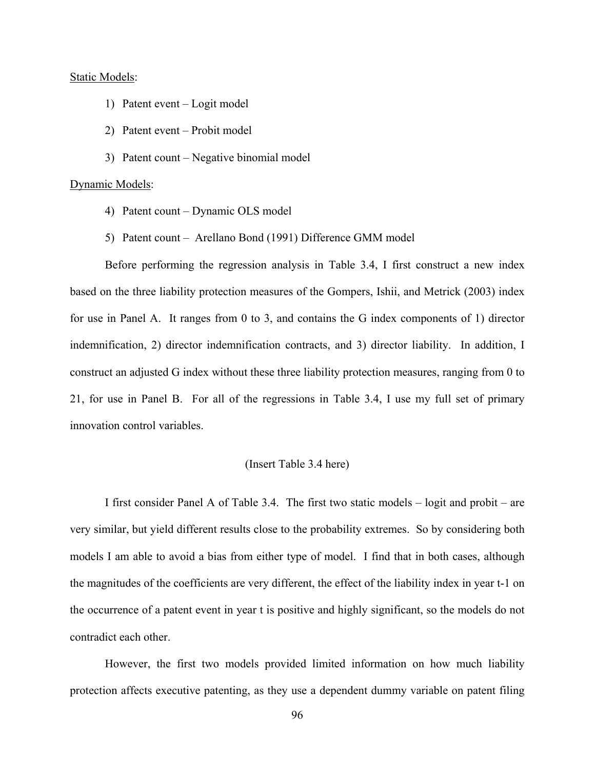Static Models:

1) Patent event – Logit model
2) Patent event – Probit model
3) Patent count – Negative binomial model

Dynamic Models:

4) Patent count – Dynamic OLS model
5) Patent count – Arellano Bond (1991) Difference GMM model

Before performing the regression analysis in Table 3.4, I first construct a new index based on the three liability protection measures of the Gompers, Ishii, and Metrick (2003) index for use in Panel A. It ranges from 0 to 3, and contains the G index components of 1) director indemnification, 2) director indemnification contracts, and 3) director liability. In addition, I construct an adjusted G index without these three liability protection measures, ranging from 0 to 21, for use in Panel B. For all of the regressions in Table 3.4, I use my full set of primary innovation control variables.

(Insert Table 3.4 here)

I first consider Panel A of Table 3.4. The first two static models – logit and probit – are very similar, but yield different results close to the probability extremes. So by considering both models I am able to avoid a bias from either type of model. I find that in both cases, although the magnitudes of the coefficients are very different, the effect of the liability index in year t-1 on the occurrence of a patent event in year t is positive and highly significant, so the models do not contradict each other.

However, the first two models provided limited information on how much liability protection affects executive patenting, as they use a dependent dummy variable on patent filing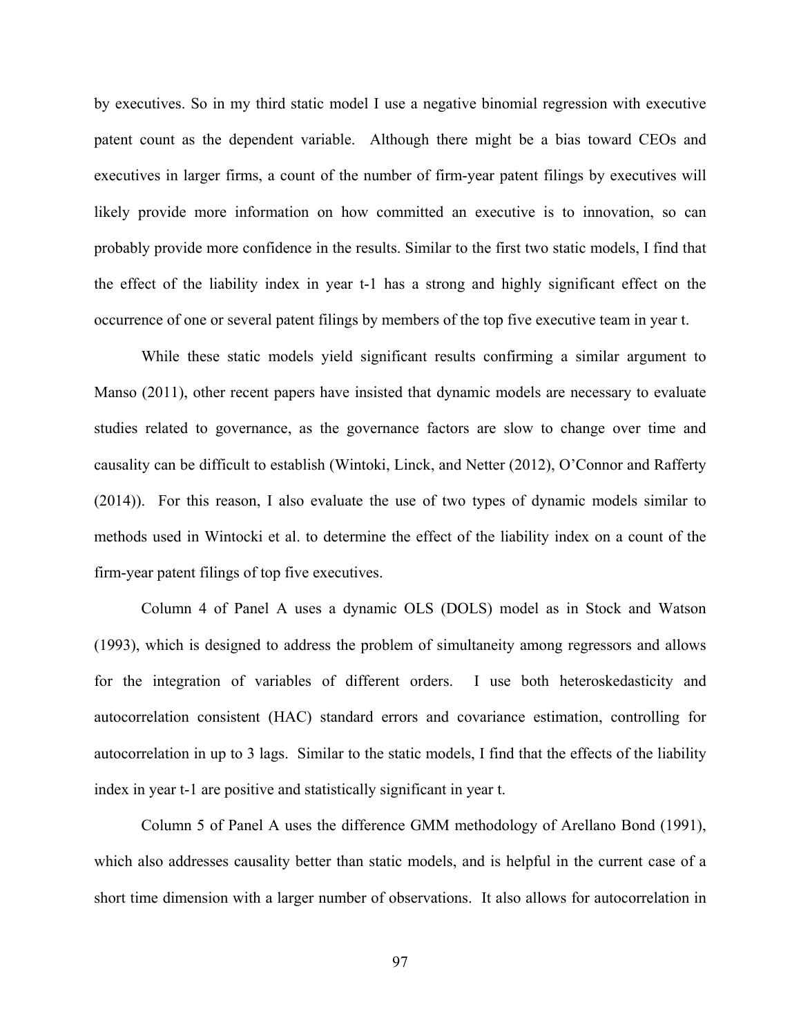by executives. So in my third static model I use a negative binomial regression with executive patent count as the dependent variable. Although there might be a bias toward CEOs and executives in larger firms, a count of the number of firm-year patent filings by executives will likely provide more information on how committed an executive is to innovation, so can probably provide more confidence in the results. Similar to the first two static models, I find that the effect of the liability index in year t-1 has a strong and highly significant effect on the occurrence of one or several patent filings by members of the top five executive team in year t.

While these static models yield significant results confirming a similar argument to Manso (2011), other recent papers have insisted that dynamic models are necessary to evaluate studies related to governance, as the governance factors are slow to change over time and causality can be difficult to establish (Wintoki, Linck, and Netter (2012), O'Connor and Rafferty (2014)). For this reason, I also evaluate the use of two types of dynamic models similar to methods used in Wintocki et al. to determine the effect of the liability index on a count of the firm-year patent filings of top five executives.

Column 4 of Panel A uses a dynamic OLS (DOLS) model as in Stock and Watson (1993), which is designed to address the problem of simultaneity among regressors and allows for the integration of variables of different orders. I use both heteroskedasticity and autocorrelation consistent (HAC) standard errors and covariance estimation, controlling for autocorrelation in up to 3 lags. Similar to the static models, I find that the effects of the liability index in year t-1 are positive and statistically significant in year t.

Column 5 of Panel A uses the difference GMM methodology of Arellano Bond (1991), which also addresses causality better than static models, and is helpful in the current case of a short time dimension with a larger number of observations. It also allows for autocorrelation in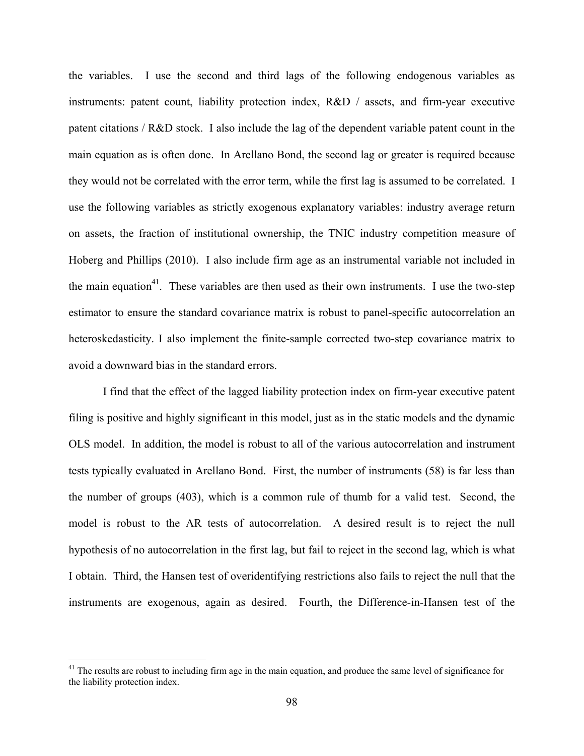the variables. I use the second and third lags of the following endogenous variables as instruments: patent count, liability protection index, R&D / assets, and firm-year executive patent citations / R&D stock. I also include the lag of the dependent variable patent count in the main equation as is often done. In Arellano Bond, the second lag or greater is required because they would not be correlated with the error term, while the first lag is assumed to be correlated. I use the following variables as strictly exogenous explanatory variables: industry average return on assets, the fraction of institutional ownership, the TNIC industry competition measure of Hoberg and Phillips (2010). I also include firm age as an instrumental variable not included in the main equation[41]. These variables are then used as their own instruments. I use the two-step estimator to ensure the standard covariance matrix is robust to panel-specific autocorrelation an heteroskedasticity. I also implement the finite-sample corrected two-step covariance matrix to avoid a downward bias in the standard errors.

I find that the effect of the lagged liability protection index on firm-year executive patent filing is positive and highly significant in this model, just as in the static models and the dynamic OLS model. In addition, the model is robust to all of the various autocorrelation and instrument tests typically evaluated in Arellano Bond. First, the number of instruments (58) is far less than the number of groups (403), which is a common rule of thumb for a valid test. Second, the model is robust to the AR tests of autocorrelation. A desired result is to reject the null hypothesis of no autocorrelation in the first lag, but fail to reject in the second lag, which is what I obtain. Third, the Hansen test of overidentifying restrictions also fails to reject the null that the instruments are exogenous, again as desired. Fourth, the Difference-in-Hansen test of the

[41] The results are robust to including firm age in the main equation, and produce the same level of significance for the liability protection index.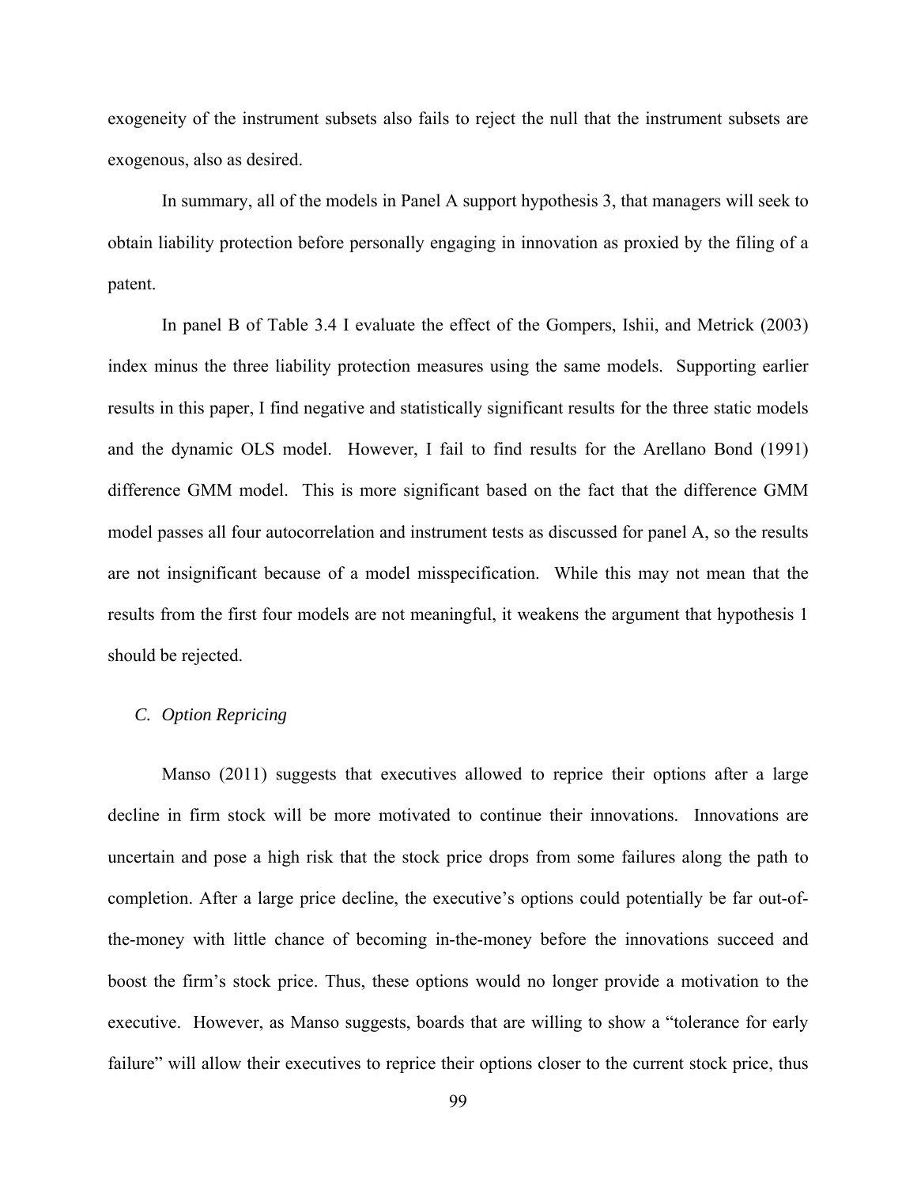exogeneity of the instrument subsets also fails to reject the null that the instrument subsets are exogenous, also as desired.

In summary, all of the models in Panel A support hypothesis 3, that managers will seek to obtain liability protection before personally engaging in innovation as proxied by the filing of a patent.

In panel B of Table 3.4 I evaluate the effect of the Gompers, Ishii, and Metrick (2003) index minus the three liability protection measures using the same models. Supporting earlier results in this paper, I find negative and statistically significant results for the three static models and the dynamic OLS model. However, I fail to find results for the Arellano Bond (1991) difference GMM model. This is more significant based on the fact that the difference GMM model passes all four autocorrelation and instrument tests as discussed for panel A, so the results are not insignificant because of a model misspecification. While this may not mean that the results from the first four models are not meaningful, it weakens the argument that hypothesis 1 should be rejected.

### *C. Option Repricing*

Manso (2011) suggests that executives allowed to reprice their options after a large decline in firm stock will be more motivated to continue their innovations. Innovations are uncertain and pose a high risk that the stock price drops from some failures along the path to completion. After a large price decline, the executive's options could potentially be far out-of-the-money with little chance of becoming in-the-money before the innovations succeed and boost the firm's stock price. Thus, these options would no longer provide a motivation to the executive. However, as Manso suggests, boards that are willing to show a "tolerance for early failure" will allow their executives to reprice their options closer to the current stock price, thus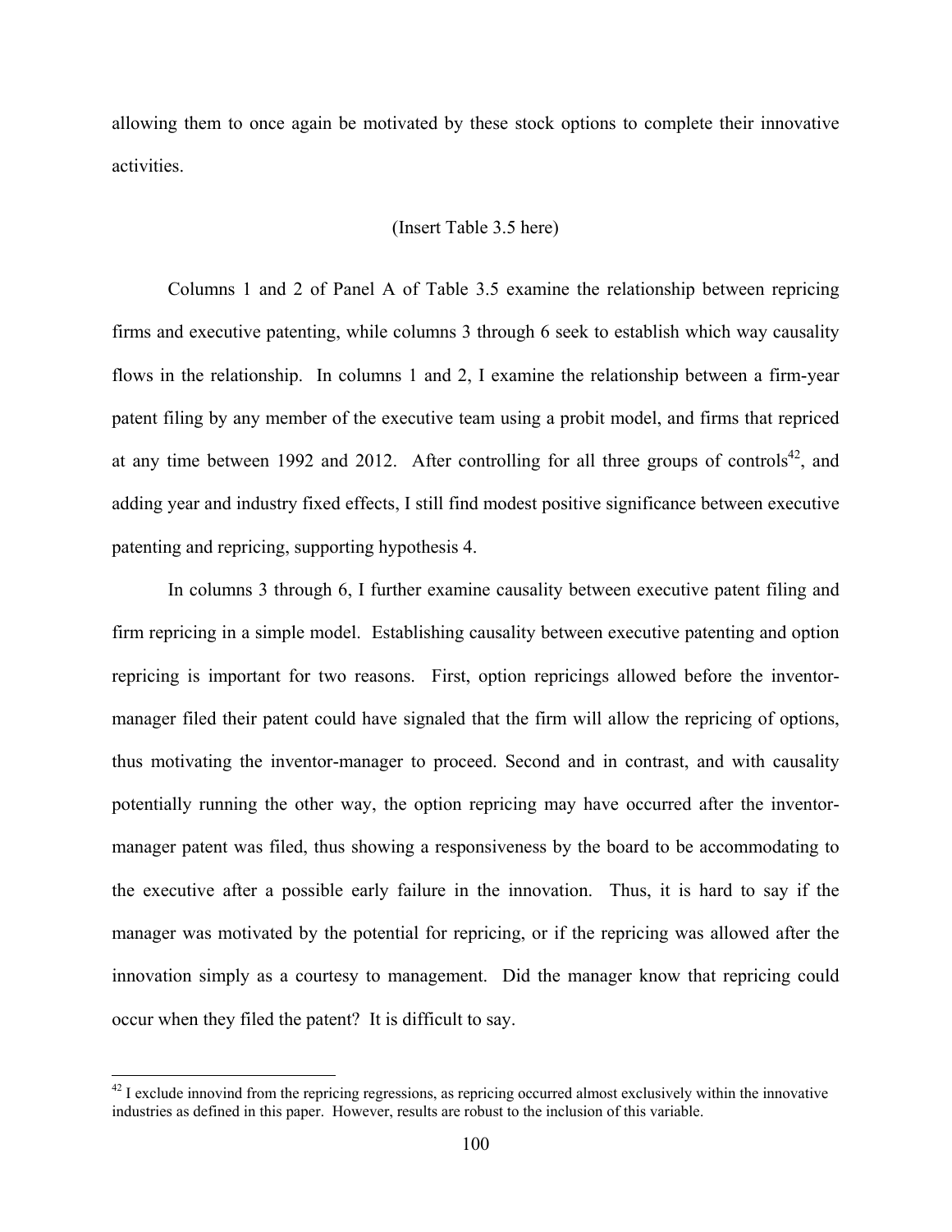allowing them to once again be motivated by these stock options to complete their innovative activities.

(Insert Table 3.5 here)

Columns 1 and 2 of Panel A of Table 3.5 examine the relationship between repricing firms and executive patenting, while columns 3 through 6 seek to establish which way causality flows in the relationship. In columns 1 and 2, I examine the relationship between a firm-year patent filing by any member of the executive team using a probit model, and firms that repriced at any time between 1992 and 2012. After controlling for all three groups of controls[42], and adding year and industry fixed effects, I still find modest positive significance between executive patenting and repricing, supporting hypothesis 4.

In columns 3 through 6, I further examine causality between executive patent filing and firm repricing in a simple model. Establishing causality between executive patenting and option repricing is important for two reasons. First, option repricings allowed before the inventor-manager filed their patent could have signaled that the firm will allow the repricing of options, thus motivating the inventor-manager to proceed. Second and in contrast, and with causality potentially running the other way, the option repricing may have occurred after the inventor-manager patent was filed, thus showing a responsiveness by the board to be accommodating to the executive after a possible early failure in the innovation. Thus, it is hard to say if the manager was motivated by the potential for repricing, or if the repricing was allowed after the innovation simply as a courtesy to management. Did the manager know that repricing could occur when they filed the patent? It is difficult to say.

[42] I exclude innovind from the repricing regressions, as repricing occurred almost exclusively within the innovative industries as defined in this paper. However, results are robust to the inclusion of this variable.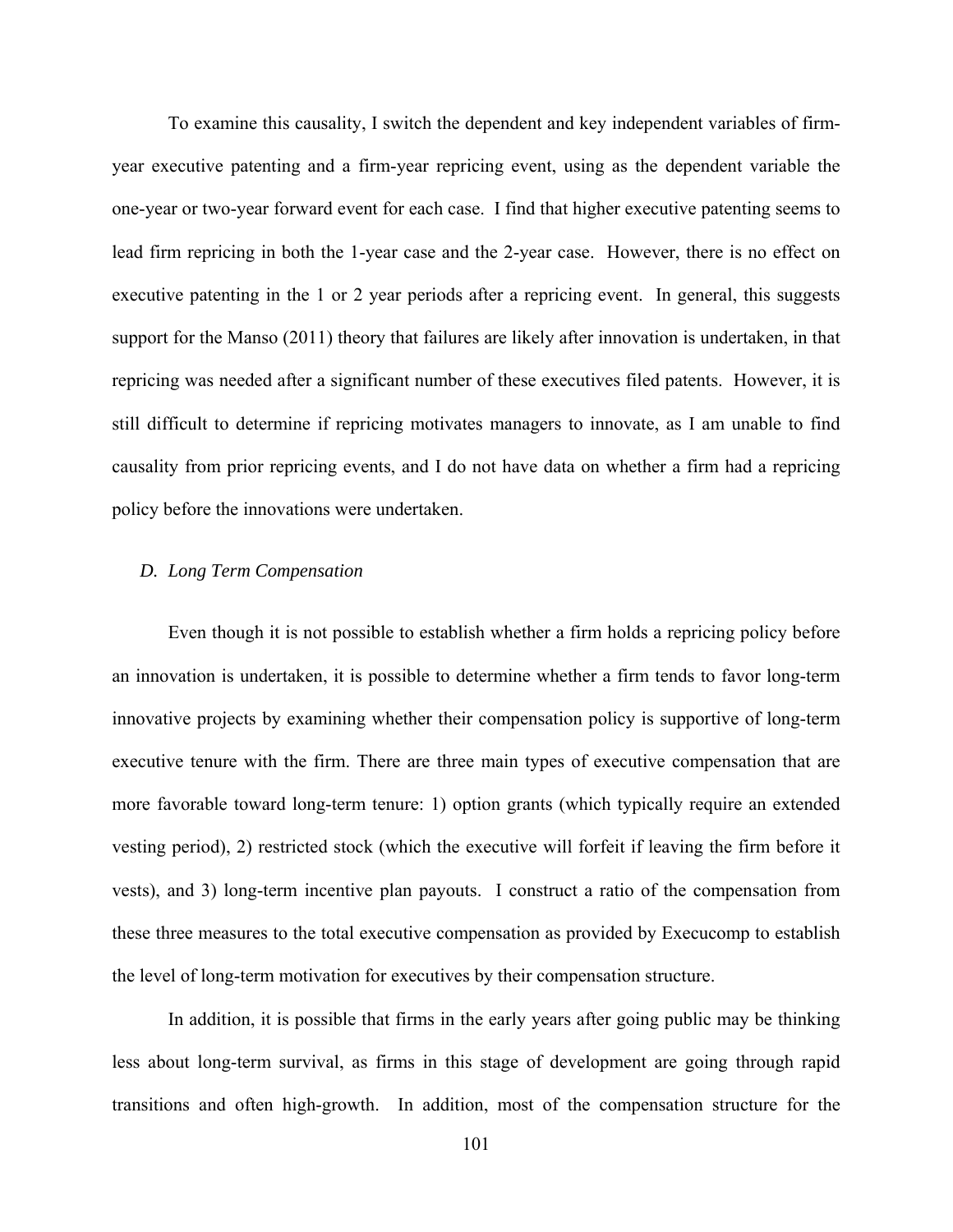To examine this causality, I switch the dependent and key independent variables of firm-year executive patenting and a firm-year repricing event, using as the dependent variable the one-year or two-year forward event for each case. I find that higher executive patenting seems to lead firm repricing in both the 1-year case and the 2-year case. However, there is no effect on executive patenting in the 1 or 2 year periods after a repricing event. In general, this suggests support for the Manso (2011) theory that failures are likely after innovation is undertaken, in that repricing was needed after a significant number of these executives filed patents. However, it is still difficult to determine if repricing motivates managers to innovate, as I am unable to find causality from prior repricing events, and I do not have data on whether a firm had a repricing policy before the innovations were undertaken.

### *D. Long Term Compensation*

Even though it is not possible to establish whether a firm holds a repricing policy before an innovation is undertaken, it is possible to determine whether a firm tends to favor long-term innovative projects by examining whether their compensation policy is supportive of long-term executive tenure with the firm. There are three main types of executive compensation that are more favorable toward long-term tenure: 1) option grants (which typically require an extended vesting period), 2) restricted stock (which the executive will forfeit if leaving the firm before it vests), and 3) long-term incentive plan payouts. I construct a ratio of the compensation from these three measures to the total executive compensation as provided by Execucomp to establish the level of long-term motivation for executives by their compensation structure.

In addition, it is possible that firms in the early years after going public may be thinking less about long-term survival, as firms in this stage of development are going through rapid transitions and often high-growth. In addition, most of the compensation structure for the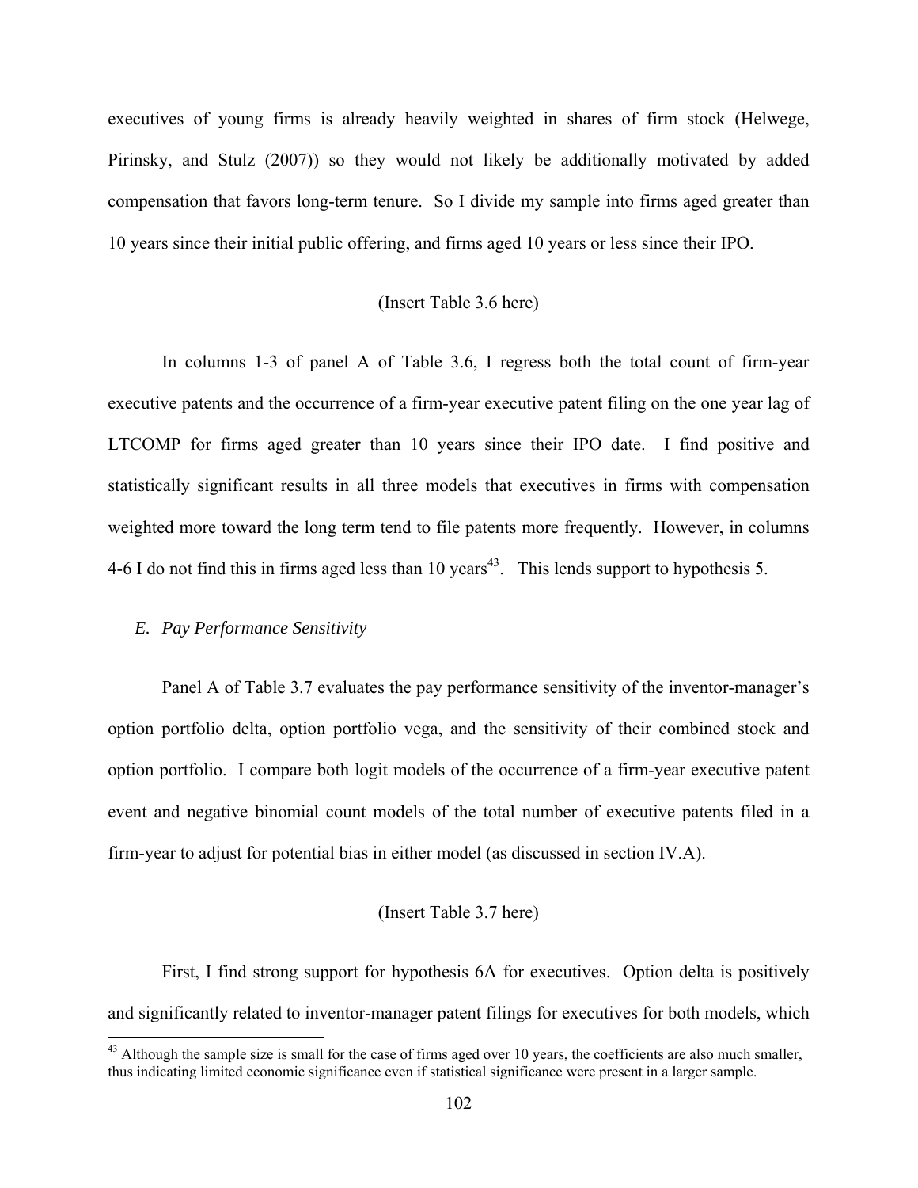executives of young firms is already heavily weighted in shares of firm stock (Helwege, Pirinsky, and Stulz (2007)) so they would not likely be additionally motivated by added compensation that favors long-term tenure. So I divide my sample into firms aged greater than 10 years since their initial public offering, and firms aged 10 years or less since their IPO.

(Insert Table 3.6 here)

In columns 1-3 of panel A of Table 3.6, I regress both the total count of firm-year executive patents and the occurrence of a firm-year executive patent filing on the one year lag of LTCOMP for firms aged greater than 10 years since their IPO date. I find positive and statistically significant results in all three models that executives in firms with compensation weighted more toward the long term tend to file patents more frequently. However, in columns 4-6 I do not find this in firms aged less than 10 years[43]. This lends support to hypothesis 5.

### *E. Pay Performance Sensitivity*

Panel A of Table 3.7 evaluates the pay performance sensitivity of the inventor-manager's option portfolio delta, option portfolio vega, and the sensitivity of their combined stock and option portfolio. I compare both logit models of the occurrence of a firm-year executive patent event and negative binomial count models of the total number of executive patents filed in a firm-year to adjust for potential bias in either model (as discussed in section IV.A).

(Insert Table 3.7 here)

First, I find strong support for hypothesis 6A for executives. Option delta is positively and significantly related to inventor-manager patent filings for executives for both models, which

[43] Although the sample size is small for the case of firms aged over 10 years, the coefficients are also much smaller, thus indicating limited economic significance even if statistical significance were present in a larger sample.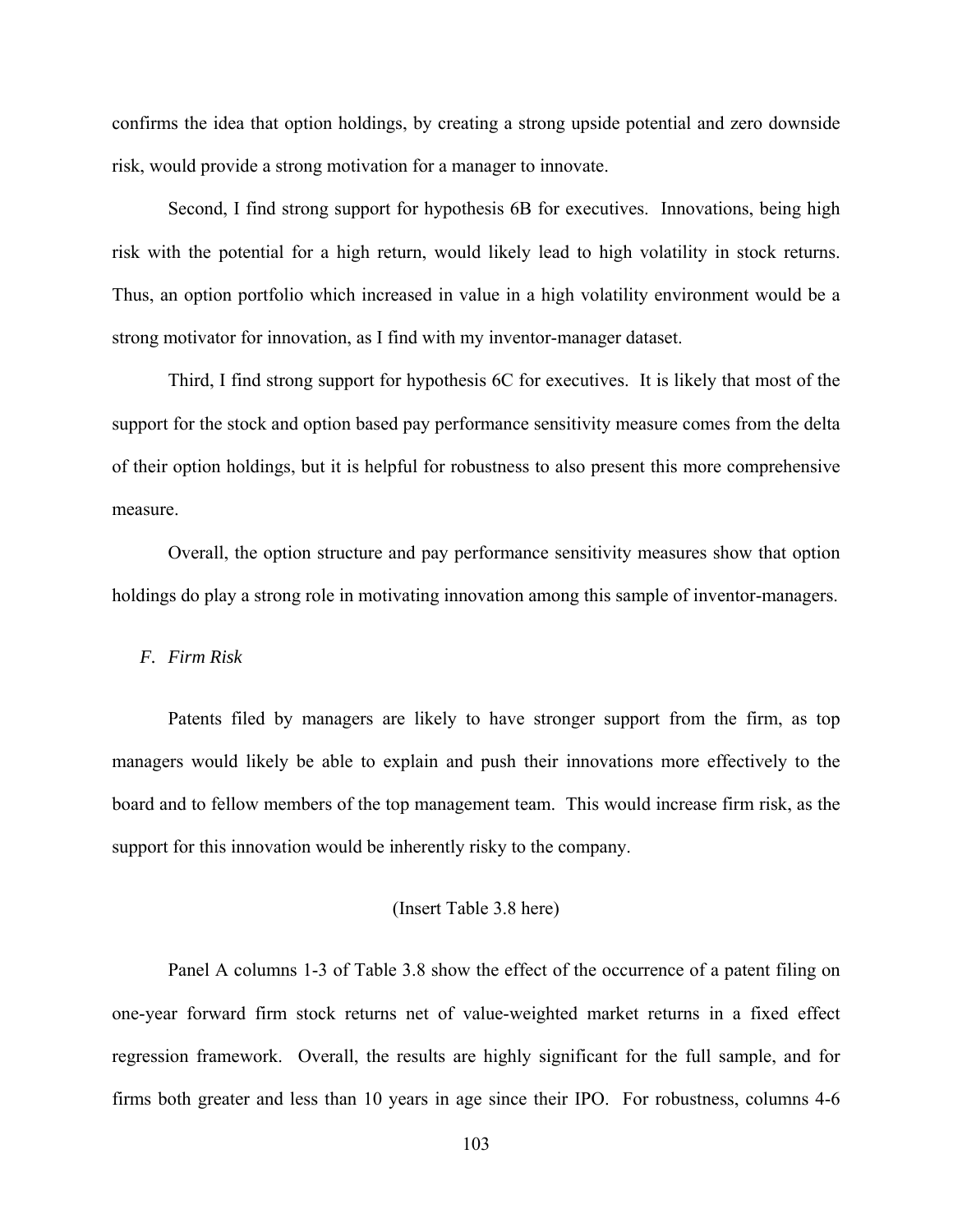confirms the idea that option holdings, by creating a strong upside potential and zero downside risk, would provide a strong motivation for a manager to innovate.

Second, I find strong support for hypothesis 6B for executives. Innovations, being high risk with the potential for a high return, would likely lead to high volatility in stock returns. Thus, an option portfolio which increased in value in a high volatility environment would be a strong motivator for innovation, as I find with my inventor-manager dataset.

Third, I find strong support for hypothesis 6C for executives. It is likely that most of the support for the stock and option based pay performance sensitivity measure comes from the delta of their option holdings, but it is helpful for robustness to also present this more comprehensive measure.

Overall, the option structure and pay performance sensitivity measures show that option holdings do play a strong role in motivating innovation among this sample of inventor-managers.

### *F. Firm Risk*

Patents filed by managers are likely to have stronger support from the firm, as top managers would likely be able to explain and push their innovations more effectively to the board and to fellow members of the top management team. This would increase firm risk, as the support for this innovation would be inherently risky to the company.

(Insert Table 3.8 here)

Panel A columns 1-3 of Table 3.8 show the effect of the occurrence of a patent filing on one-year forward firm stock returns net of value-weighted market returns in a fixed effect regression framework. Overall, the results are highly significant for the full sample, and for firms both greater and less than 10 years in age since their IPO. For robustness, columns 4-6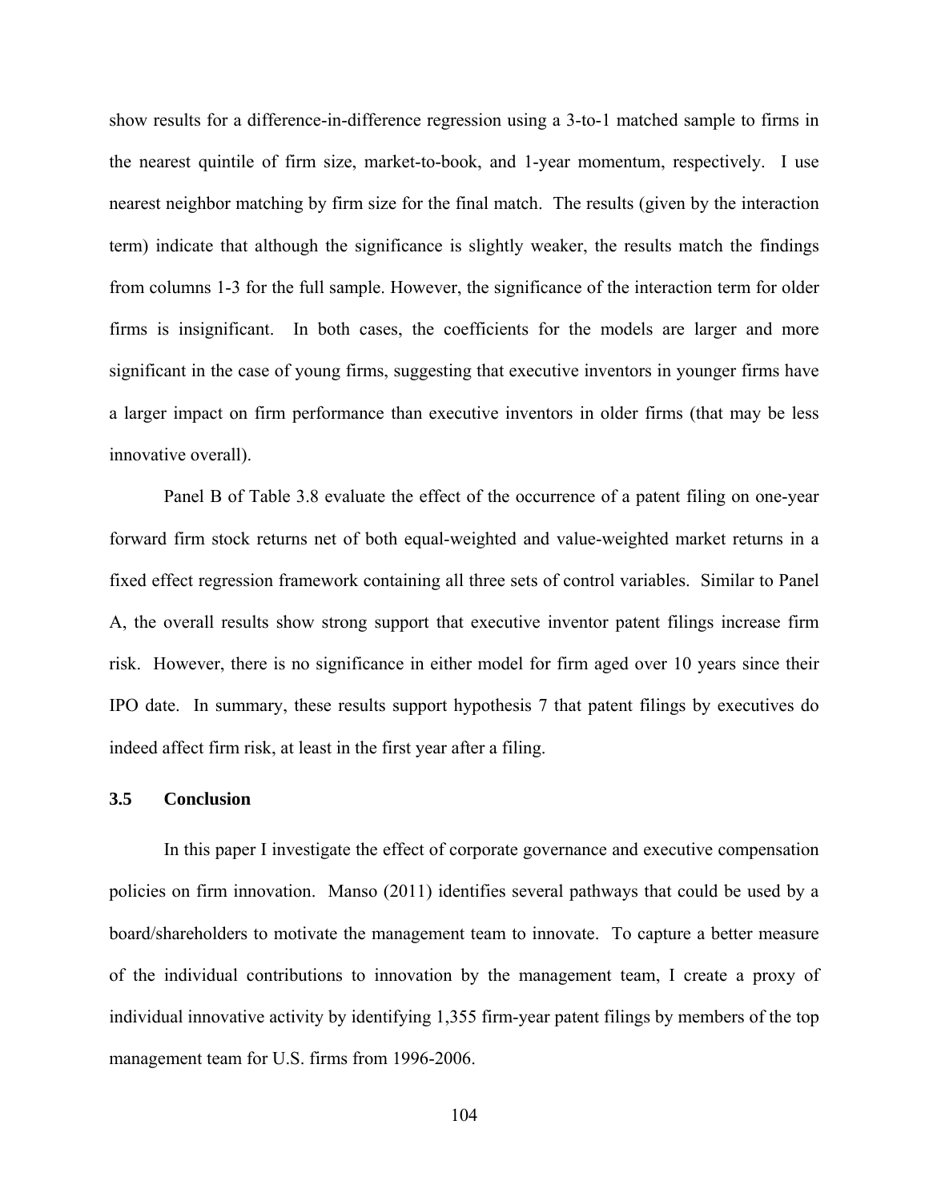show results for a difference-in-difference regression using a 3-to-1 matched sample to firms in the nearest quintile of firm size, market-to-book, and 1-year momentum, respectively. I use nearest neighbor matching by firm size for the final match. The results (given by the interaction term) indicate that although the significance is slightly weaker, the results match the findings from columns 1-3 for the full sample. However, the significance of the interaction term for older firms is insignificant. In both cases, the coefficients for the models are larger and more significant in the case of young firms, suggesting that executive inventors in younger firms have a larger impact on firm performance than executive inventors in older firms (that may be less innovative overall).

Panel B of Table 3.8 evaluate the effect of the occurrence of a patent filing on one-year forward firm stock returns net of both equal-weighted and value-weighted market returns in a fixed effect regression framework containing all three sets of control variables. Similar to Panel A, the overall results show strong support that executive inventor patent filings increase firm risk. However, there is no significance in either model for firm aged over 10 years since their IPO date. In summary, these results support hypothesis 7 that patent filings by executives do indeed affect firm risk, at least in the first year after a filing.

### 3.5 Conclusion

In this paper I investigate the effect of corporate governance and executive compensation policies on firm innovation. Manso (2011) identifies several pathways that could be used by a board/shareholders to motivate the management team to innovate. To capture a better measure of the individual contributions to innovation by the management team, I create a proxy of individual innovative activity by identifying 1,355 firm-year patent filings by members of the top management team for U.S. firms from 1996-2006.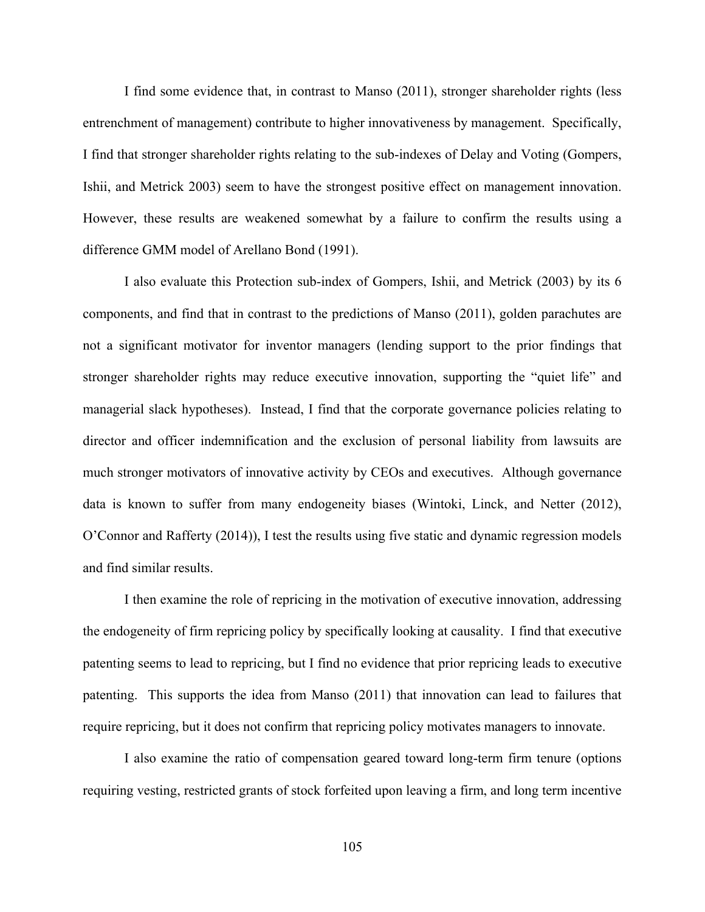I find some evidence that, in contrast to Manso (2011), stronger shareholder rights (less entrenchment of management) contribute to higher innovativeness by management. Specifically, I find that stronger shareholder rights relating to the sub-indexes of Delay and Voting (Gompers, Ishii, and Metrick 2003) seem to have the strongest positive effect on management innovation. However, these results are weakened somewhat by a failure to confirm the results using a difference GMM model of Arellano Bond (1991).

I also evaluate this Protection sub-index of Gompers, Ishii, and Metrick (2003) by its 6 components, and find that in contrast to the predictions of Manso (2011), golden parachutes are not a significant motivator for inventor managers (lending support to the prior findings that stronger shareholder rights may reduce executive innovation, supporting the "quiet life" and managerial slack hypotheses). Instead, I find that the corporate governance policies relating to director and officer indemnification and the exclusion of personal liability from lawsuits are much stronger motivators of innovative activity by CEOs and executives. Although governance data is known to suffer from many endogeneity biases (Wintoki, Linck, and Netter (2012), O'Connor and Rafferty (2014)), I test the results using five static and dynamic regression models and find similar results.

I then examine the role of repricing in the motivation of executive innovation, addressing the endogeneity of firm repricing policy by specifically looking at causality. I find that executive patenting seems to lead to repricing, but I find no evidence that prior repricing leads to executive patenting. This supports the idea from Manso (2011) that innovation can lead to failures that require repricing, but it does not confirm that repricing policy motivates managers to innovate.

I also examine the ratio of compensation geared toward long-term firm tenure (options requiring vesting, restricted grants of stock forfeited upon leaving a firm, and long term incentive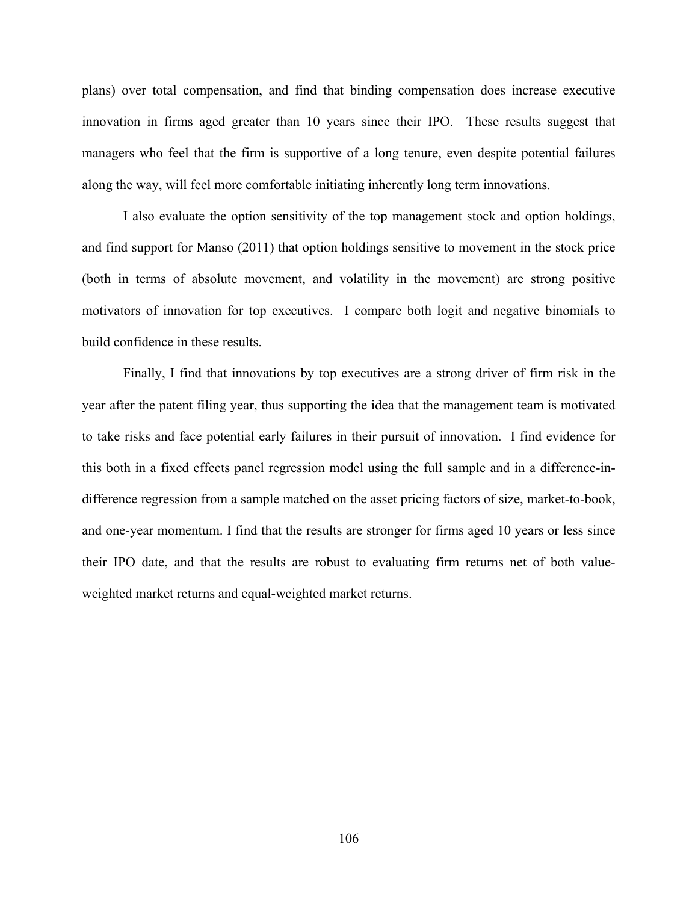plans) over total compensation, and find that binding compensation does increase executive innovation in firms aged greater than 10 years since their IPO. These results suggest that managers who feel that the firm is supportive of a long tenure, even despite potential failures along the way, will feel more comfortable initiating inherently long term innovations.

I also evaluate the option sensitivity of the top management stock and option holdings, and find support for Manso (2011) that option holdings sensitive to movement in the stock price (both in terms of absolute movement, and volatility in the movement) are strong positive motivators of innovation for top executives. I compare both logit and negative binomials to build confidence in these results.

Finally, I find that innovations by top executives are a strong driver of firm risk in the year after the patent filing year, thus supporting the idea that the management team is motivated to take risks and face potential early failures in their pursuit of innovation. I find evidence for this both in a fixed effects panel regression model using the full sample and in a difference-in-difference regression from a sample matched on the asset pricing factors of size, market-to-book, and one-year momentum. I find that the results are stronger for firms aged 10 years or less since their IPO date, and that the results are robust to evaluating firm returns net of both value-weighted market returns and equal-weighted market returns.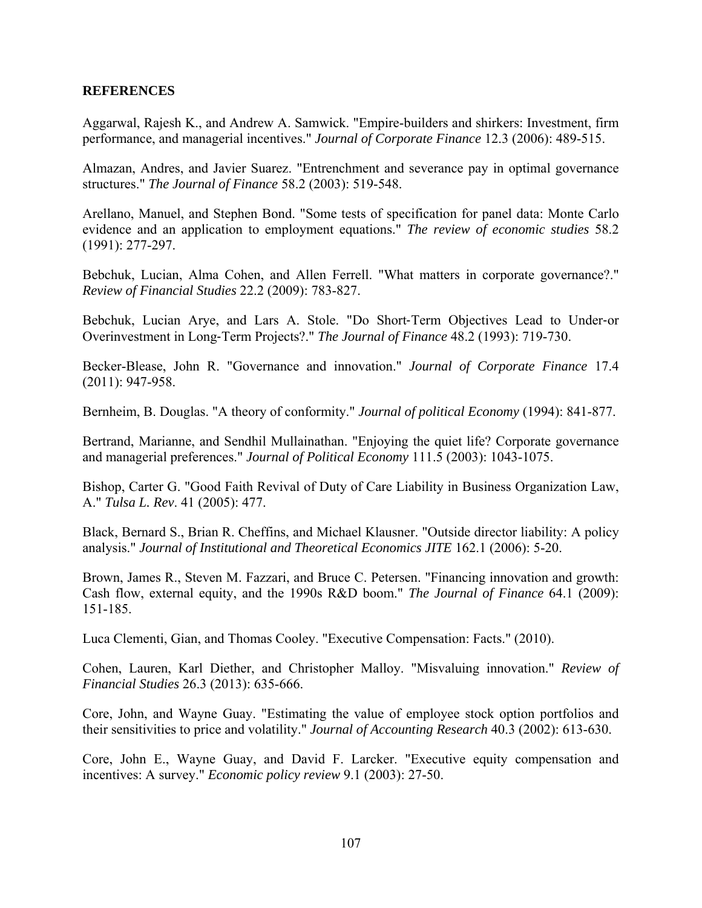**REFERENCES**

Aggarwal, Rajesh K., and Andrew A. Samwick. "Empire-builders and shirkers: Investment, firm performance, and managerial incentives." *Journal of Corporate Finance* 12.3 (2006): 489-515.

Almazan, Andres, and Javier Suarez. "Entrenchment and severance pay in optimal governance structures." *The Journal of Finance* 58.2 (2003): 519-548.

Arellano, Manuel, and Stephen Bond. "Some tests of specification for panel data: Monte Carlo evidence and an application to employment equations." *The review of economic studies* 58.2 (1991): 277-297.

Bebchuk, Lucian, Alma Cohen, and Allen Ferrell. "What matters in corporate governance?." *Review of Financial Studies* 22.2 (2009): 783-827.

Bebchuk, Lucian Arye, and Lars A. Stole. "Do Short-Term Objectives Lead to Under-or Overinvestment in Long-Term Projects?." *The Journal of Finance* 48.2 (1993): 719-730.

Becker-Blease, John R. "Governance and innovation." *Journal of Corporate Finance* 17.4 (2011): 947-958.

Bernheim, B. Douglas. "A theory of conformity." *Journal of political Economy* (1994): 841-877.

Bertrand, Marianne, and Sendhil Mullainathan. "Enjoying the quiet life? Corporate governance and managerial preferences." *Journal of Political Economy* 111.5 (2003): 1043-1075.

Bishop, Carter G. "Good Faith Revival of Duty of Care Liability in Business Organization Law, A." *Tulsa L. Rev*. 41 (2005): 477.

Black, Bernard S., Brian R. Cheffins, and Michael Klausner. "Outside director liability: A policy analysis." *Journal of Institutional and Theoretical Economics JITE* 162.1 (2006): 5-20.

Brown, James R., Steven M. Fazzari, and Bruce C. Petersen. "Financing innovation and growth: Cash flow, external equity, and the 1990s R&D boom." *The Journal of Finance* 64.1 (2009): 151-185.

Luca Clementi, Gian, and Thomas Cooley. "Executive Compensation: Facts." (2010).

Cohen, Lauren, Karl Diether, and Christopher Malloy. "Misvaluing innovation." *Review of Financial Studies* 26.3 (2013): 635-666.

Core, John, and Wayne Guay. "Estimating the value of employee stock option portfolios and their sensitivities to price and volatility." *Journal of Accounting Research* 40.3 (2002): 613-630.

Core, John E., Wayne Guay, and David F. Larcker. "Executive equity compensation and incentives: A survey." *Economic policy review* 9.1 (2003): 27-50.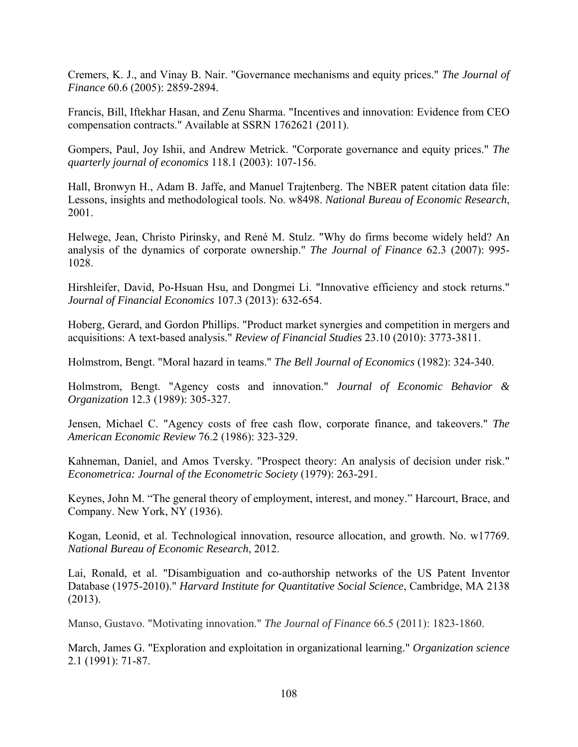Cremers, K. J., and Vinay B. Nair. "Governance mechanisms and equity prices." *The Journal of Finance* 60.6 (2005): 2859-2894.

Francis, Bill, Iftekhar Hasan, and Zenu Sharma. "Incentives and innovation: Evidence from CEO compensation contracts." Available at SSRN 1762621 (2011).

Gompers, Paul, Joy Ishii, and Andrew Metrick. "Corporate governance and equity prices." *The quarterly journal of economics* 118.1 (2003): 107-156.

Hall, Bronwyn H., Adam B. Jaffe, and Manuel Trajtenberg. The NBER patent citation data file: Lessons, insights and methodological tools. No. w8498. *National Bureau of Economic Research*, 2001.

Helwege, Jean, Christo Pirinsky, and René M. Stulz. "Why do firms become widely held? An analysis of the dynamics of corporate ownership." *The Journal of Finance* 62.3 (2007): 995-1028.

Hirshleifer, David, Po-Hsuan Hsu, and Dongmei Li. "Innovative efficiency and stock returns." *Journal of Financial Economics* 107.3 (2013): 632-654.

Hoberg, Gerard, and Gordon Phillips. "Product market synergies and competition in mergers and acquisitions: A text-based analysis." *Review of Financial Studies* 23.10 (2010): 3773-3811.

Holmstrom, Bengt. "Moral hazard in teams." *The Bell Journal of Economics* (1982): 324-340.

Holmstrom, Bengt. "Agency costs and innovation." *Journal of Economic Behavior & Organization* 12.3 (1989): 305-327.

Jensen, Michael C. "Agency costs of free cash flow, corporate finance, and takeovers." *The American Economic Review* 76.2 (1986): 323-329.

Kahneman, Daniel, and Amos Tversky. "Prospect theory: An analysis of decision under risk." *Econometrica: Journal of the Econometric Society* (1979): 263-291.

Keynes, John M. "The general theory of employment, interest, and money." Harcourt, Brace, and Company. New York, NY (1936).

Kogan, Leonid, et al. Technological innovation, resource allocation, and growth. No. w17769. *National Bureau of Economic Research*, 2012.

Lai, Ronald, et al. "Disambiguation and co-authorship networks of the US Patent Inventor Database (1975-2010)." *Harvard Institute for Quantitative Social Science*, Cambridge, MA 2138 (2013).

Manso, Gustavo. "Motivating innovation." *The Journal of Finance* 66.5 (2011): 1823-1860.

March, James G. "Exploration and exploitation in organizational learning." *Organization science* 2.1 (1991): 71-87.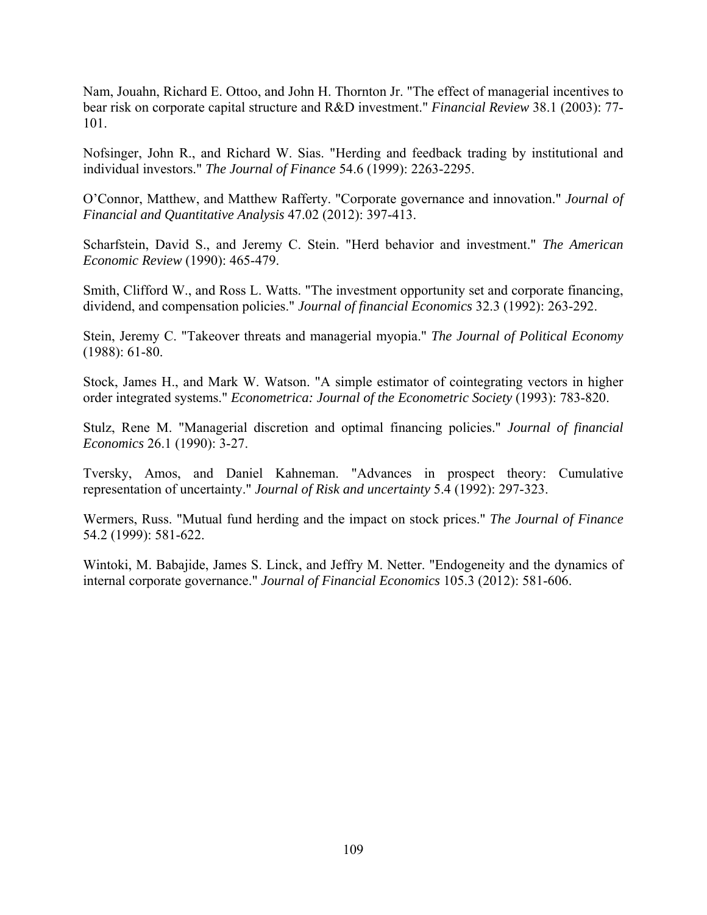Nam, Jouahn, Richard E. Ottoo, and John H. Thornton Jr. "The effect of managerial incentives to bear risk on corporate capital structure and R&D investment." *Financial Review* 38.1 (2003): 77-101.

Nofsinger, John R., and Richard W. Sias. "Herding and feedback trading by institutional and individual investors." *The Journal of Finance* 54.6 (1999): 2263-2295.

O'Connor, Matthew, and Matthew Rafferty. "Corporate governance and innovation." *Journal of Financial and Quantitative Analysis* 47.02 (2012): 397-413.

Scharfstein, David S., and Jeremy C. Stein. "Herd behavior and investment." *The American Economic Review* (1990): 465-479.

Smith, Clifford W., and Ross L. Watts. "The investment opportunity set and corporate financing, dividend, and compensation policies." *Journal of financial Economics* 32.3 (1992): 263-292.

Stein, Jeremy C. "Takeover threats and managerial myopia." *The Journal of Political Economy* (1988): 61-80.

Stock, James H., and Mark W. Watson. "A simple estimator of cointegrating vectors in higher order integrated systems." *Econometrica: Journal of the Econometric Society* (1993): 783-820.

Stulz, Rene M. "Managerial discretion and optimal financing policies." *Journal of financial Economics* 26.1 (1990): 3-27.

Tversky, Amos, and Daniel Kahneman. "Advances in prospect theory: Cumulative representation of uncertainty." *Journal of Risk and uncertainty* 5.4 (1992): 297-323.

Wermers, Russ. "Mutual fund herding and the impact on stock prices." *The Journal of Finance* 54.2 (1999): 581-622.

Wintoki, M. Babajide, James S. Linck, and Jeffry M. Netter. "Endogeneity and the dynamics of internal corporate governance." *Journal of Financial Economics* 105.3 (2012): 581-606.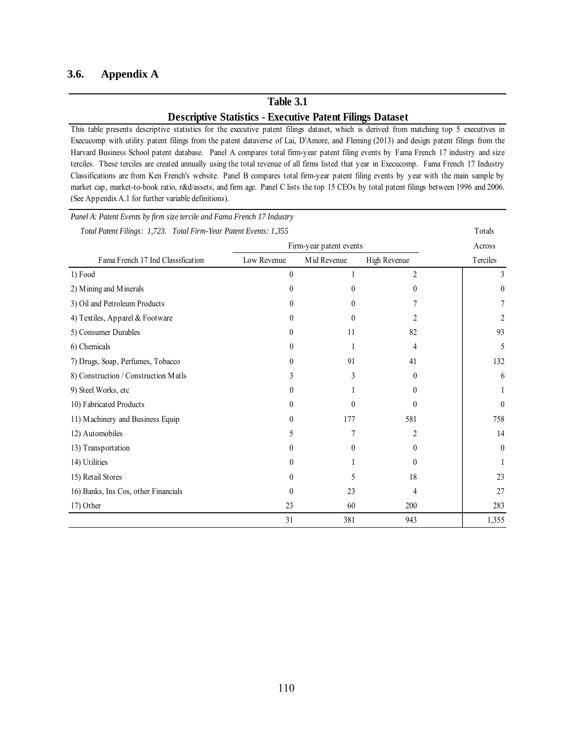## 3.6. Appendix A

**Table 3.1**

**Descriptive Statistics - Executive Patent Filings Dataset**

This table presents descriptive statistics for the executive patent filings dataset, which is derived from matching top 5 executives in Execucomp with utility patent filings from the patent dataverse of Lai, D'Amore, and Fleming (2013) and design patent filings from the Harvard Business School patent database. Panel A compares total firm-year patent filing events by Fama French 17 industry and size terciles. These terciles are created annually using the total revenue of all firms listed that year in Execucomp. Fama French 17 Industry Classifications are from Ken French's website. Panel B compares total firm-year patent filing events by year with the main sample by market cap, market-to-book ratio, r&d/assets, and firm age. Panel C lists the top 15 CEOs by total patent filings between 1996 and 2006. (See Appendix A.1 for further variable definitions).

*Panel A: Patent Events by firm size tercile and Fama French 17 Industry*

*Total Patent Filings: 1,723. Total Firm-Year Patent Events: 1,355*

| | Firm-year patent events | | | Totals Across |
|---|---|---|---|---|
| Fama French 17 Ind Classification | Low Revenue | Mid Revenue | High Revenue | Terciles |
| 1) Food | 0 | 1 | 2 | 3 |
| 2) Mining and Minerals | 0 | 0 | 0 | 0 |
| 3) Oil and Petroleum Products | 0 | 0 | 7 | 7 |
| 4) Textiles, Apparel & Footware | 0 | 0 | 2 | 2 |
| 5) Consumer Durables | 0 | 11 | 82 | 93 |
| 6) Chemicals | 0 | 1 | 4 | 5 |
| 7) Drugs, Soap, Perfumes, Tobacco | 0 | 91 | 41 | 132 |
| 8) Construction / Construction Matls | 3 | 3 | 0 | 6 |
| 9) Steel Works, etc | 0 | 1 | 0 | 1 |
| 10) Fabricated Products | 0 | 0 | 0 | 0 |
| 11) Machinery and Business Equip | 0 | 177 | 581 | 758 |
| 12) Automobiles | 5 | 7 | 2 | 14 |
| 13) Transportation | 0 | 0 | 0 | 0 |
| 14) Utilities | 0 | 1 | 0 | 1 |
| 15) Retail Stores | 0 | 5 | 18 | 23 |
| 16) Banks, Ins Cos, other Financials | 0 | 23 | 4 | 27 |
| 17) Other | 23 | 60 | 200 | 283 |
| | 31 | 381 | 943 | 1,355 |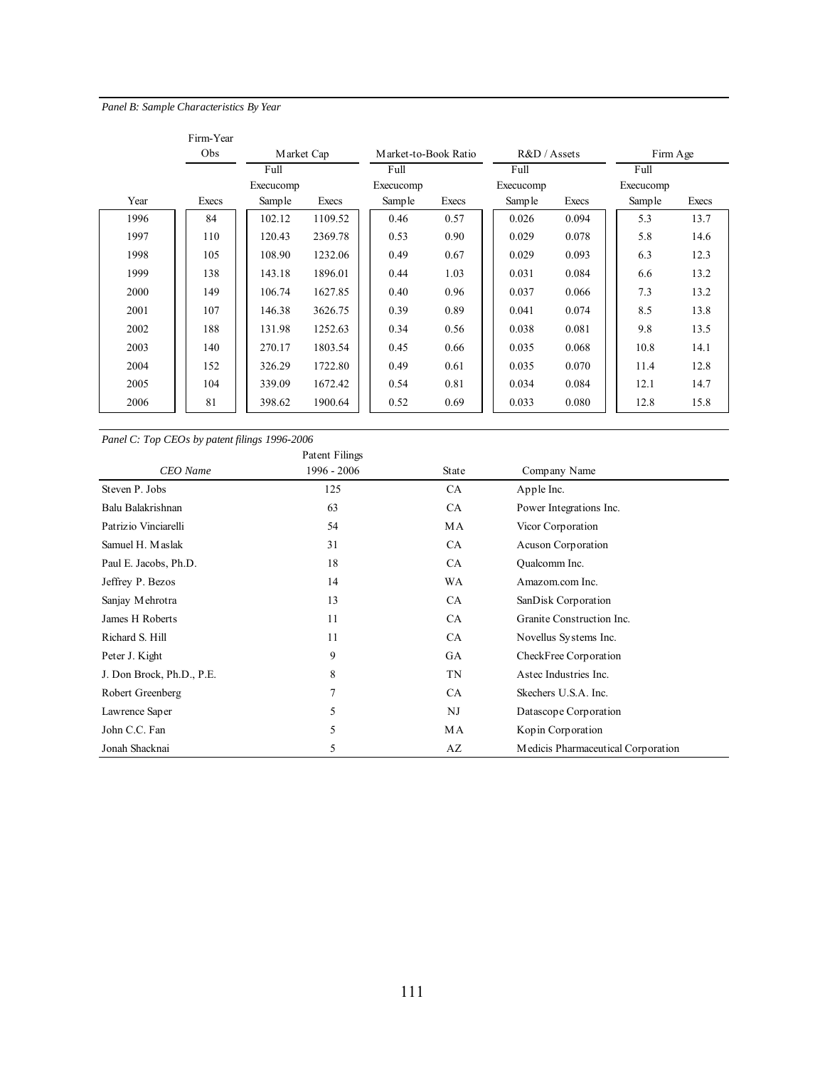*Panel B: Sample Characteristics By Year*

| | Firm-Year Obs | Market Cap | | Market-to-Book Ratio | | R&D / Assets | | Firm Age | |
|---|---|---|---|---|---|---|---|---|---|
| Year | Execs | Full Execucomp Sample | Execs | Full Execucomp Sample | Execs | Full Execucomp Sample | Execs | Full Execucomp Sample | Execs |
| 1996 | 84 | 102.12 | 1109.52 | 0.46 | 0.57 | 0.026 | 0.094 | 5.3 | 13.7 |
| 1997 | 110 | 120.43 | 2369.78 | 0.53 | 0.90 | 0.029 | 0.078 | 5.8 | 14.6 |
| 1998 | 105 | 108.90 | 1232.06 | 0.49 | 0.67 | 0.029 | 0.093 | 6.3 | 12.3 |
| 1999 | 138 | 143.18 | 1896.01 | 0.44 | 1.03 | 0.031 | 0.084 | 6.6 | 13.2 |
| 2000 | 149 | 106.74 | 1627.85 | 0.40 | 0.96 | 0.037 | 0.066 | 7.3 | 13.2 |
| 2001 | 107 | 146.38 | 3626.75 | 0.39 | 0.89 | 0.041 | 0.074 | 8.5 | 13.8 |
| 2002 | 188 | 131.98 | 1252.63 | 0.34 | 0.56 | 0.038 | 0.081 | 9.8 | 13.5 |
| 2003 | 140 | 270.17 | 1803.54 | 0.45 | 0.66 | 0.035 | 0.068 | 10.8 | 14.1 |
| 2004 | 152 | 326.29 | 1722.80 | 0.49 | 0.61 | 0.035 | 0.070 | 11.4 | 12.8 |
| 2005 | 104 | 339.09 | 1672.42 | 0.54 | 0.81 | 0.034 | 0.084 | 12.1 | 14.7 |
| 2006 | 81 | 398.62 | 1900.64 | 0.52 | 0.69 | 0.033 | 0.080 | 12.8 | 15.8 |

*Panel C: Top CEOs by patent filings 1996-2006*

| *CEO Name* | Patent Filings 1996 - 2006 | State | Company Name |
|---|---|---|---|
| Steven P. Jobs | 125 | CA | Apple Inc. |
| Balu Balakrishnan | 63 | CA | Power Integrations Inc. |
| Patrizio Vinciarelli | 54 | MA | Vicor Corporation |
| Samuel H. Maslak | 31 | CA | Acuson Corporation |
| Paul E. Jacobs, Ph.D. | 18 | CA | Qualcomm Inc. |
| Jeffrey P. Bezos | 14 | WA | Amazom.com Inc. |
| Sanjay Mehrotra | 13 | CA | SanDisk Corporation |
| James H Roberts | 11 | CA | Granite Construction Inc. |
| Richard S. Hill | 11 | CA | Novellus Systems Inc. |
| Peter J. Kight | 9 | GA | CheckFree Corporation |
| J. Don Brock, Ph.D., P.E. | 8 | TN | Astec Industries Inc. |
| Robert Greenberg | 7 | CA | Skechers U.S.A. Inc. |
| Lawrence Saper | 5 | NJ | Datascope Corporation |
| John C.C. Fan | 5 | MA | Kopin Corporation |
| Jonah Shacknai | 5 | AZ | Medicis Pharmaceutical Corporation |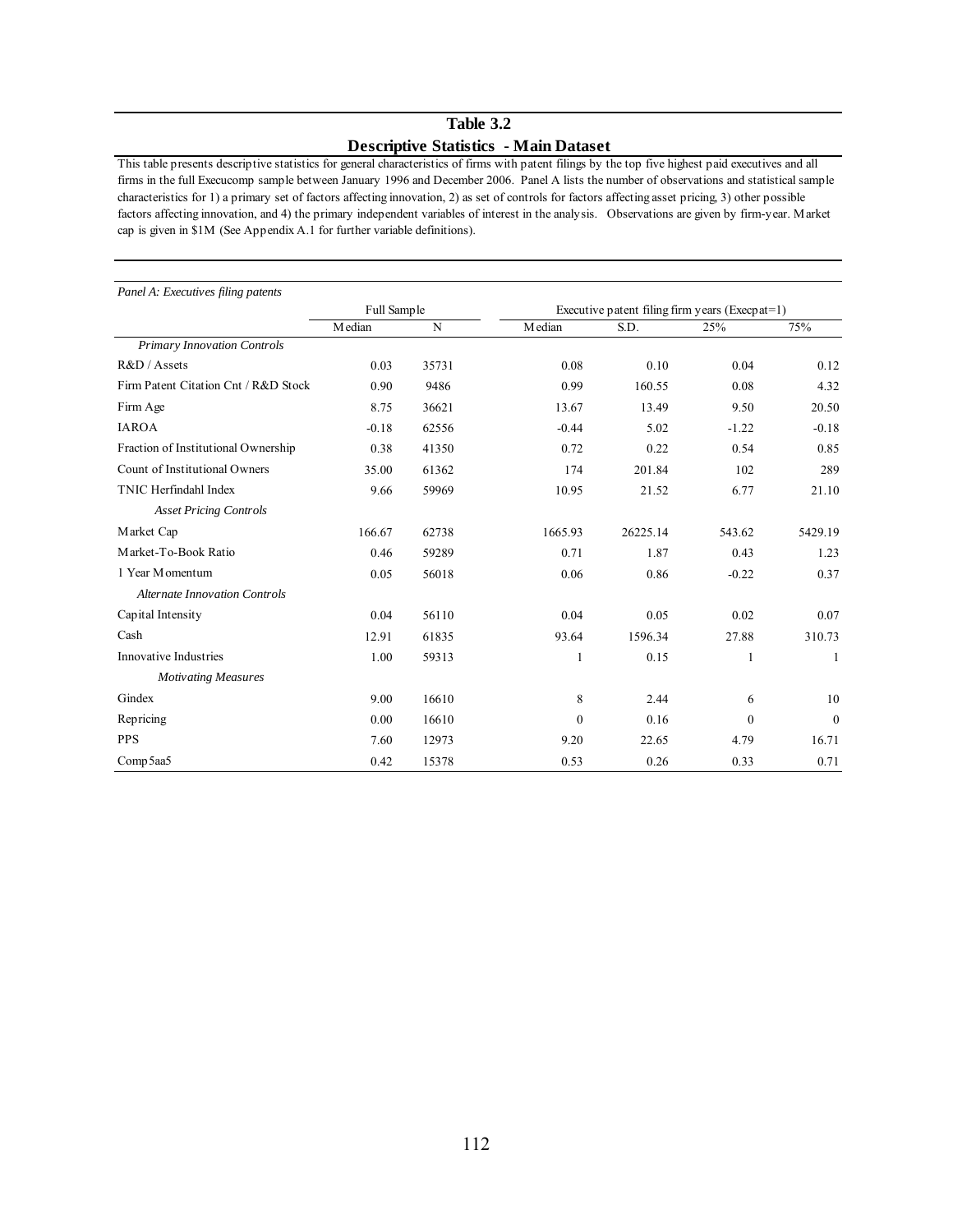## Table 3.2

### Descriptive Statistics - Main Dataset

This table presents descriptive statistics for general characteristics of firms with patent filings by the top five highest paid executives and all firms in the full Execucomp sample between January 1996 and December 2006. Panel A lists the number of observations and statistical sample characteristics for 1) a primary set of factors affecting innovation, 2) as set of controls for factors affecting asset pricing, 3) other possible factors affecting innovation, and 4) the primary independent variables of interest in the analysis. Observations are given by firm-year. Market cap is given in $1M (See Appendix A.1 for further variable definitions).

*Panel A: Executives filing patents*

| | Full Sample | | Executive patent filing firm years (Execpat=1) | | | |
|---|---|---|---|---|---|---|
| | Median | N | Median | S.D. | 25% | 75% |
| *Primary Innovation Controls* | | | | | | |
| R&D / Assets | 0.03 | 35731 | 0.08 | 0.10 | 0.04 | 0.12 |
| Firm Patent Citation Cnt / R&D Stock | 0.90 | 9486 | 0.99 | 160.55 | 0.08 | 4.32 |
| Firm Age | 8.75 | 36621 | 13.67 | 13.49 | 9.50 | 20.50 |
| IAROA | -0.18 | 62556 | -0.44 | 5.02 | -1.22 | -0.18 |
| Fraction of Institutional Ownership | 0.38 | 41350 | 0.72 | 0.22 | 0.54 | 0.85 |
| Count of Institutional Owners | 35.00 | 61362 | 174 | 201.84 | 102 | 289 |
| TNIC Herfindahl Index | 9.66 | 59969 | 10.95 | 21.52 | 6.77 | 21.10 |
| *Asset Pricing Controls* | | | | | | |
| Market Cap | 166.67 | 62738 | 1665.93 | 26225.14 | 543.62 | 5429.19 |
| Market-To-Book Ratio | 0.46 | 59289 | 0.71 | 1.87 | 0.43 | 1.23 |
| 1 Year Momentum | 0.05 | 56018 | 0.06 | 0.86 | -0.22 | 0.37 |
| *Alternate Innovation Controls* | | | | | | |
| Capital Intensity | 0.04 | 56110 | 0.04 | 0.05 | 0.02 | 0.07 |
| Cash | 12.91 | 61835 | 93.64 | 1596.34 | 27.88 | 310.73 |
| Innovative Industries | 1.00 | 59313 | 1 | 0.15 | 1 | 1 |
| *Motivating Measures* | | | | | | |
| Gindex | 9.00 | 16610 | 8 | 2.44 | 6 | 10 |
| Repricing | 0.00 | 16610 | 0 | 0.16 | 0 | 0 |
| PPS | 7.60 | 12973 | 9.20 | 22.65 | 4.79 | 16.71 |
| Comp5aa5 | 0.42 | 15378 | 0.53 | 0.26 | 0.33 | 0.71 |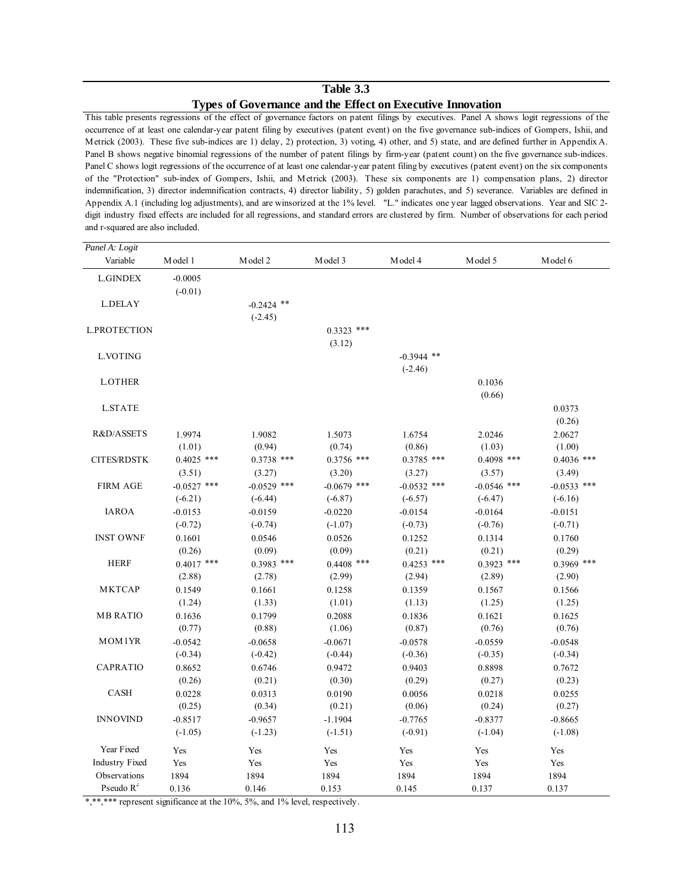**Table 3.3**

**Types of Governance and the Effect on Executive Innovation**

This table presents regressions of the effect of governance factors on patent filings by executives. Panel A shows logit regressions of the occurrence of at least one calendar-year patent filing by executives (patent event) on the five governance sub-indices of Gompers, Ishii, and Metrick (2003). These five sub-indices are 1) delay, 2) protection, 3) voting, 4) other, and 5) state, and are defined further in Appendix A. Panel B shows negative binomial regressions of the number of patent filings by firm-year (patent count) on the five governance sub-indices. Panel C shows logit regressions of the occurrence of at least one calendar-year patent filing by executives (patent event) on the six components of the "Protection" sub-index of Gompers, Ishii, and Metrick (2003). These six components are 1) compensation plans, 2) director indemnification, 3) director indemnification contracts, 4) director liability, 5) golden parachutes, and 5) severance. Variables are defined in Appendix A.1 (including log adjustments), and are winsorized at the 1% level. "L." indicates one year lagged observations. Year and SIC 2-digit industry fixed effects are included for all regressions, and standard errors are clustered by firm. Number of observations for each period and r-squared are also included.

*Panel A: Logit*

| Variable | Model 1 | Model 2 | Model 3 | Model 4 | Model 5 | Model 6 |
|---|---|---|---|---|---|---|
| L.GINDEX | -0.0005 | | | | | |
| | (-0.01) | | | | | |
| L.DELAY | | -0.2424 ** | | | | |
| | | (-2.45) | | | | |
| L.PROTECTION | | | 0.3323 *** | | | |
| | | | (3.12) | | | |
| L.VOTING | | | | -0.3944 ** | | |
| | | | | (-2.46) | | |
| L.OTHER | | | | | 0.1036 | |
| | | | | | (0.66) | |
| L.STATE | | | | | | 0.0373 |
| | | | | | | (0.26) |
| R&D/ASSETS | 1.9974 | 1.9082 | 1.5073 | 1.6754 | 2.0246 | 2.0627 |
| | (1.01) | (0.94) | (0.74) | (0.86) | (1.03) | (1.00) |
| CITES/RDSTK | 0.4025 *** | 0.3738 *** | 0.3756 *** | 0.3785 *** | 0.4098 *** | 0.4036 *** |
| | (3.51) | (3.27) | (3.20) | (3.27) | (3.57) | (3.49) |
| FIRM AGE | -0.0527 *** | -0.0529 *** | -0.0679 *** | -0.0532 *** | -0.0546 *** | -0.0533 *** |
| | (-6.21) | (-6.44) | (-6.87) | (-6.57) | (-6.47) | (-6.16) |
| IAROA | -0.0153 | -0.0159 | -0.0220 | -0.0154 | -0.0164 | -0.0151 |
| | (-0.72) | (-0.74) | (-1.07) | (-0.73) | (-0.76) | (-0.71) |
| INST OWNF | 0.1601 | 0.0546 | 0.0526 | 0.1252 | 0.1314 | 0.1760 |
| | (0.26) | (0.09) | (0.09) | (0.21) | (0.21) | (0.29) |
| HERF | 0.4017 *** | 0.3983 *** | 0.4408 *** | 0.4253 *** | 0.3923 *** | 0.3969 *** |
| | (2.88) | (2.78) | (2.99) | (2.94) | (2.89) | (2.90) |
| MKTCAP | 0.1549 | 0.1661 | 0.1258 | 0.1359 | 0.1567 | 0.1566 |
| | (1.24) | (1.33) | (1.01) | (1.13) | (1.25) | (1.25) |
| MB RATIO | 0.1636 | 0.1799 | 0.2088 | 0.1836 | 0.1621 | 0.1625 |
| | (0.77) | (0.88) | (1.06) | (0.87) | (0.76) | (0.76) |
| MOM1YR | -0.0542 | -0.0658 | -0.0671 | -0.0578 | -0.0559 | -0.0548 |
| | (-0.34) | (-0.42) | (-0.44) | (-0.36) | (-0.35) | (-0.34) |
| CAPRATIO | 0.8652 | 0.6746 | 0.9472 | 0.9403 | 0.8898 | 0.7672 |
| | (0.26) | (0.21) | (0.30) | (0.29) | (0.27) | (0.23) |
| CASH | 0.0228 | 0.0313 | 0.0190 | 0.0056 | 0.0218 | 0.0255 |
| | (0.25) | (0.34) | (0.21) | (0.06) | (0.24) | (0.27) |
| INNOVIND | -0.8517 | -0.9657 | -1.1904 | -0.7765 | -0.8377 | -0.8665 |
| | (-1.05) | (-1.23) | (-1.51) | (-0.91) | (-1.04) | (-1.08) |
| Year Fixed | Yes | Yes | Yes | Yes | Yes | Yes |
| Industry Fixed | Yes | Yes | Yes | Yes | Yes | Yes |
| Observations | 1894 | 1894 | 1894 | 1894 | 1894 | 1894 |
| Pseudo $R^2$ | 0.136 | 0.146 | 0.153 | 0.145 | 0.137 | 0.137 |

*,**,*** represent significance at the 10%, 5%, and 1% level, respectively.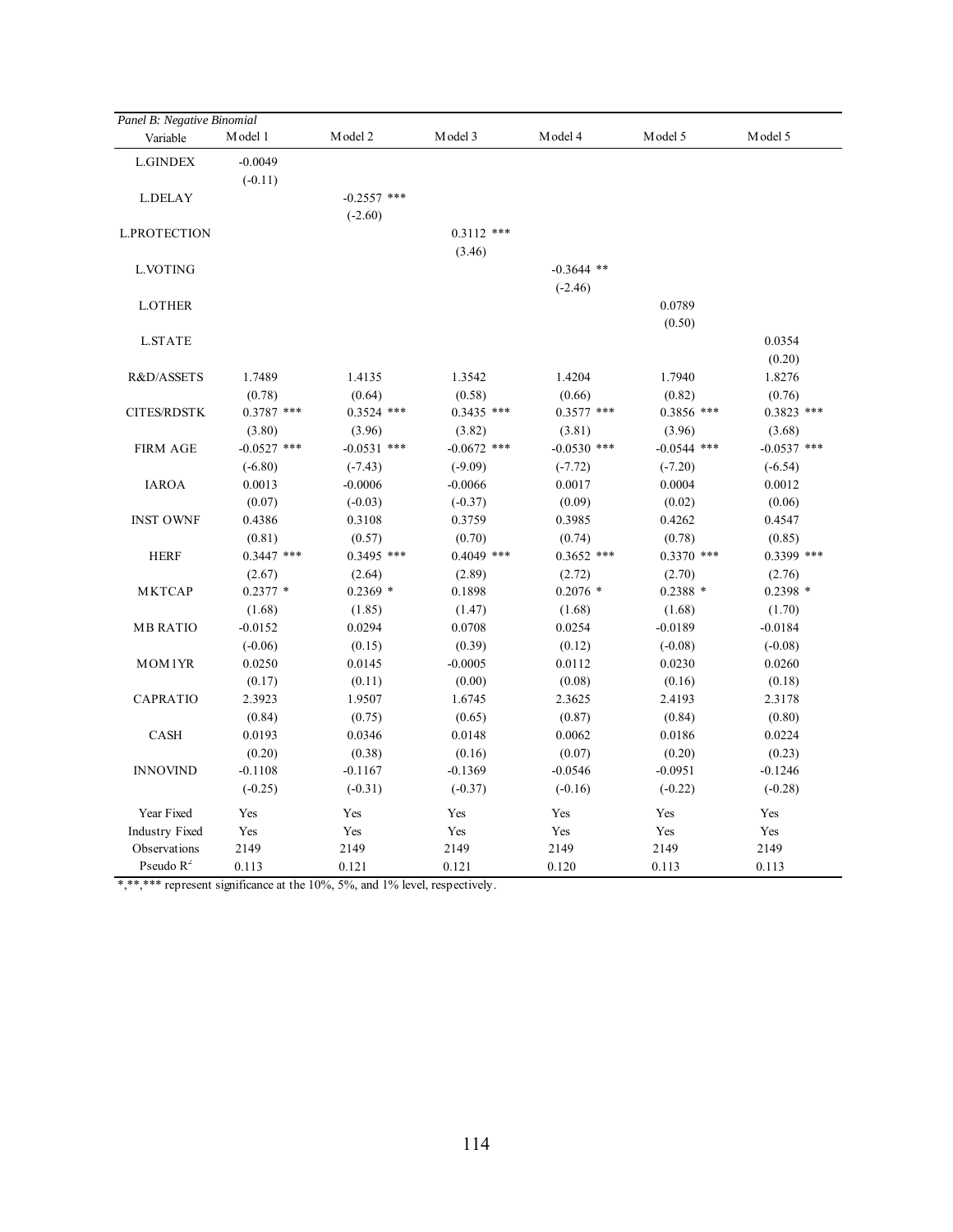*Panel B: Negative Binomial*

| Variable | Model 1 | Model 2 | Model 3 | Model 4 | Model 5 | Model 5 |
|---|---|---|---|---|---|---|
| L.GINDEX | -0.0049 | | | | | |
| | (-0.11) | | | | | |
| L.DELAY | | -0.2557 *** | | | | |
| | | (-2.60) | | | | |
| L.PROTECTION | | | 0.3112 *** | | | |
| | | | (3.46) | | | |
| L.VOTING | | | | -0.3644 ** | | |
| | | | | (-2.46) | | |
| L.OTHER | | | | | 0.0789 | |
| | | | | | (0.50) | |
| L.STATE | | | | | | 0.0354 |
| | | | | | | (0.20) |
| R&D/ASSETS | 1.7489 | 1.4135 | 1.3542 | 1.4204 | 1.7940 | 1.8276 |
| | (0.78) | (0.64) | (0.58) | (0.66) | (0.82) | (0.76) |
| CITES/RDSTK | 0.3787 *** | 0.3524 *** | 0.3435 *** | 0.3577 *** | 0.3856 *** | 0.3823 *** |
| | (3.80) | (3.96) | (3.82) | (3.81) | (3.96) | (3.68) |
| FIRM AGE | -0.0527 *** | -0.0531 *** | -0.0672 *** | -0.0530 *** | -0.0544 *** | -0.0537 *** |
| | (-6.80) | (-7.43) | (-9.09) | (-7.72) | (-7.20) | (-6.54) |
| IAROA | 0.0013 | -0.0006 | -0.0066 | 0.0017 | 0.0004 | 0.0012 |
| | (0.07) | (-0.03) | (-0.37) | (0.09) | (0.02) | (0.06) |
| INST OWNF | 0.4386 | 0.3108 | 0.3759 | 0.3985 | 0.4262 | 0.4547 |
| | (0.81) | (0.57) | (0.70) | (0.74) | (0.78) | (0.85) |
| HERF | 0.3447 *** | 0.3495 *** | 0.4049 *** | 0.3652 *** | 0.3370 *** | 0.3399 *** |
| | (2.67) | (2.64) | (2.89) | (2.72) | (2.70) | (2.76) |
| MKTCAP | 0.2377 * | 0.2369 * | 0.1898 | 0.2076 * | 0.2388 * | 0.2398 * |
| | (1.68) | (1.85) | (1.47) | (1.68) | (1.68) | (1.70) |
| MB RATIO | -0.0152 | 0.0294 | 0.0708 | 0.0254 | -0.0189 | -0.0184 |
| | (-0.06) | (0.15) | (0.39) | (0.12) | (-0.08) | (-0.08) |
| MOM1YR | 0.0250 | 0.0145 | -0.0005 | 0.0112 | 0.0230 | 0.0260 |
| | (0.17) | (0.11) | (0.00) | (0.08) | (0.16) | (0.18) |
| CAPRATIO | 2.3923 | 1.9507 | 1.6745 | 2.3625 | 2.4193 | 2.3178 |
| | (0.84) | (0.75) | (0.65) | (0.87) | (0.84) | (0.80) |
| CASH | 0.0193 | 0.0346 | 0.0148 | 0.0062 | 0.0186 | 0.0224 |
| | (0.20) | (0.38) | (0.16) | (0.07) | (0.20) | (0.23) |
| INNOVIND | -0.1108 | -0.1167 | -0.1369 | -0.0546 | -0.0951 | -0.1246 |
| | (-0.25) | (-0.31) | (-0.37) | (-0.16) | (-0.22) | (-0.28) |
| Year Fixed | Yes | Yes | Yes | Yes | Yes | Yes |
| Industry Fixed | Yes | Yes | Yes | Yes | Yes | Yes |
| Observations | 2149 | 2149 | 2149 | 2149 | 2149 | 2149 |
| Pseudo $R^2$ | 0.113 | 0.121 | 0.121 | 0.120 | 0.113 | 0.113 |

*,**,*** represent significance at the 10%, 5%, and 1% level, respectively.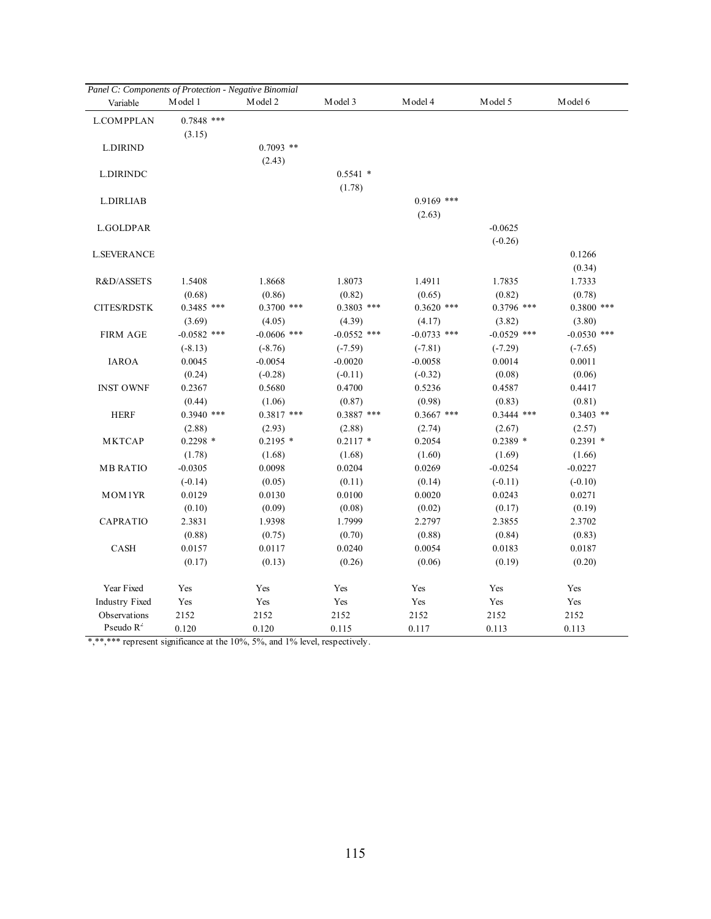*Panel C: Components of Protection - Negative Binomial*

| Variable | Model 1 | Model 2 | Model 3 | Model 4 | Model 5 | Model 6 |
|---|---|---|---|---|---|---|
| L.COMPPLAN | 0.7848 *** | | | | | |
| | (3.15) | | | | | |
| L.DIRIND | | 0.7093 ** | | | | |
| | | (2.43) | | | | |
| L.DIRINDC | | | 0.5541 * | | | |
| | | | (1.78) | | | |
| L.DIRLIAB | | | | 0.9169 *** | | |
| | | | | (2.63) | | |
| L.GOLDPAR | | | | | -0.0625 | |
| | | | | | (-0.26) | |
| L.SEVERANCE | | | | | | 0.1266 |
| | | | | | | (0.34) |
| R&D/ASSETS | 1.5408 | 1.8668 | 1.8073 | 1.4911 | 1.7835 | 1.7333 |
| | (0.68) | (0.86) | (0.82) | (0.65) | (0.82) | (0.78) |
| CITES/RDSTK | 0.3485 *** | 0.3700 *** | 0.3803 *** | 0.3620 *** | 0.3796 *** | 0.3800 *** |
| | (3.69) | (4.05) | (4.39) | (4.17) | (3.82) | (3.80) |
| FIRM AGE | -0.0582 *** | -0.0606 *** | -0.0552 *** | -0.0733 *** | -0.0529 *** | -0.0530 *** |
| | (-8.13) | (-8.76) | (-7.59) | (-7.81) | (-7.29) | (-7.65) |
| IAROA | 0.0045 | -0.0054 | -0.0020 | -0.0058 | 0.0014 | 0.0011 |
| | (0.24) | (-0.28) | (-0.11) | (-0.32) | (0.08) | (0.06) |
| INST OWNF | 0.2367 | 0.5680 | 0.4700 | 0.5236 | 0.4587 | 0.4417 |
| | (0.44) | (1.06) | (0.87) | (0.98) | (0.83) | (0.81) |
| HERF | 0.3940 *** | 0.3817 *** | 0.3887 *** | 0.3667 *** | 0.3444 *** | 0.3403 ** |
| | (2.88) | (2.93) | (2.88) | (2.74) | (2.67) | (2.57) |
| MKTCAP | 0.2298 * | 0.2195 * | 0.2117 * | 0.2054 | 0.2389 * | 0.2391 * |
| | (1.78) | (1.68) | (1.68) | (1.60) | (1.69) | (1.66) |
| MB RATIO | -0.0305 | 0.0098 | 0.0204 | 0.0269 | -0.0254 | -0.0227 |
| | (-0.14) | (0.05) | (0.11) | (0.14) | (-0.11) | (-0.10) |
| MOM1YR | 0.0129 | 0.0130 | 0.0100 | 0.0020 | 0.0243 | 0.0271 |
| | (0.10) | (0.09) | (0.08) | (0.02) | (0.17) | (0.19) |
| CAPRATIO | 2.3831 | 1.9398 | 1.7999 | 2.2797 | 2.3855 | 2.3702 |
| | (0.88) | (0.75) | (0.70) | (0.88) | (0.84) | (0.83) |
| CASH | 0.0157 | 0.0117 | 0.0240 | 0.0054 | 0.0183 | 0.0187 |
| | (0.17) | (0.13) | (0.26) | (0.06) | (0.19) | (0.20) |
| Year Fixed | Yes | Yes | Yes | Yes | Yes | Yes |
| Industry Fixed | Yes | Yes | Yes | Yes | Yes | Yes |
| Observations | 2152 | 2152 | 2152 | 2152 | 2152 | 2152 |
| Pseudo $R^2$ | 0.120 | 0.120 | 0.115 | 0.117 | 0.113 | 0.113 |

*,**,*** represent significance at the 10%, 5%, and 1% level, respectively.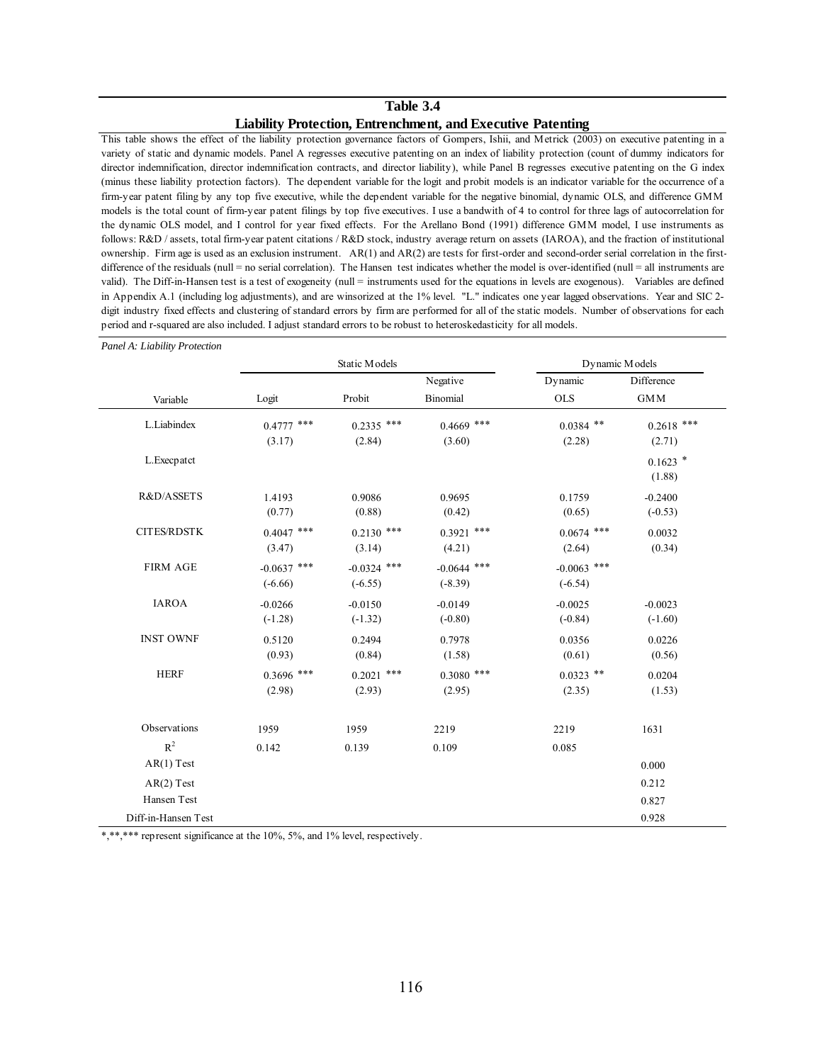**Table 3.4**

**Liability Protection, Entrenchment, and Executive Patenting**

This table shows the effect of the liability protection governance factors of Gompers, Ishii, and Metrick (2003) on executive patenting in a variety of static and dynamic models. Panel A regresses executive patenting on an index of liability protection (count of dummy indicators for director indemnification, director indemnification contracts, and director liability), while Panel B regresses executive patenting on the G index (minus these liability protection factors). The dependent variable for the logit and probit models is an indicator variable for the occurrence of a firm-year patent filing by any top five executive, while the dependent variable for the negative binomial, dynamic OLS, and difference GMM models is the total count of firm-year patent filings by top five executives. I use a bandwith of 4 to control for three lags of autocorrelation for the dynamic OLS model, and I control for year fixed effects. For the Arellano Bond (1991) difference GMM model, I use instruments as follows: R&D / assets, total firm-year patent citations / R&D stock, industry average return on assets (IAROA), and the fraction of institutional ownership. Firm age is used as an exclusion instrument. AR(1) and AR(2) are tests for first-order and second-order serial correlation in the first-difference of the residuals (null = no serial correlation). The Hansen test indicates whether the model is over-identified (null = all instruments are valid). The Diff-in-Hansen test is a test of exogeneity (null = instruments used for the equations in levels are exogenous). Variables are defined in Appendix A.1 (including log adjustments), and are winsorized at the 1% level. "L." indicates one year lagged observations. Year and SIC 2-digit industry fixed effects and clustering of standard errors by firm are performed for all of the static models. Number of observations for each period and r-squared are also included. I adjust standard errors to be robust to heteroskedasticity for all models.

*Panel A: Liability Protection*

| | Static Models | | | Dynamic Models | |
|---|---|---|---|---|---|
| Variable | Logit | Probit | Negative Binomial | Dynamic OLS | Difference GMM |
| L.Liabindex | 0.4777 *** | 0.2335 *** | 0.4669 *** | 0.0384 ** | 0.2618 *** |
| | (3.17) | (2.84) | (3.60) | (2.28) | (2.71) |
| L.Execpatct | | | | | 0.1623 * |
| | | | | | (1.88) |
| R&D/ASSETS | 1.4193 | 0.9086 | 0.9695 | 0.1759 | -0.2400 |
| | (0.77) | (0.88) | (0.42) | (0.65) | (-0.53) |
| CITES/RDSTK | 0.4047 *** | 0.2130 *** | 0.3921 *** | 0.0674 *** | 0.0032 |
| | (3.47) | (3.14) | (4.21) | (2.64) | (0.34) |
| FIRM AGE | -0.0637 *** | -0.0324 *** | -0.0644 *** | -0.0063 *** | |
| | (-6.66) | (-6.55) | (-8.39) | (-6.54) | |
| IAROA | -0.0266 | -0.0150 | -0.0149 | -0.0025 | -0.0023 |
| | (-1.28) | (-1.32) | (-0.80) | (-0.84) | (-1.60) |
| INST OWNF | 0.5120 | 0.2494 | 0.7978 | 0.0356 | 0.0226 |
| | (0.93) | (0.84) | (1.58) | (0.61) | (0.56) |
| HERF | 0.3696 *** | 0.2021 *** | 0.3080 *** | 0.0323 ** | 0.0204 |
| | (2.98) | (2.93) | (2.95) | (2.35) | (1.53) |
| Observations | 1959 | 1959 | 2219 | 2219 | 1631 |
| $R^2$ | 0.142 | 0.139 | 0.109 | 0.085 | |
| AR(1) Test | | | | | 0.000 |
| AR(2) Test | | | | | 0.212 |
| Hansen Test | | | | | 0.827 |
| Diff-in-Hansen Test | | | | | 0.928 |

*,**,*** represent significance at the 10%, 5%, and 1% level, respectively.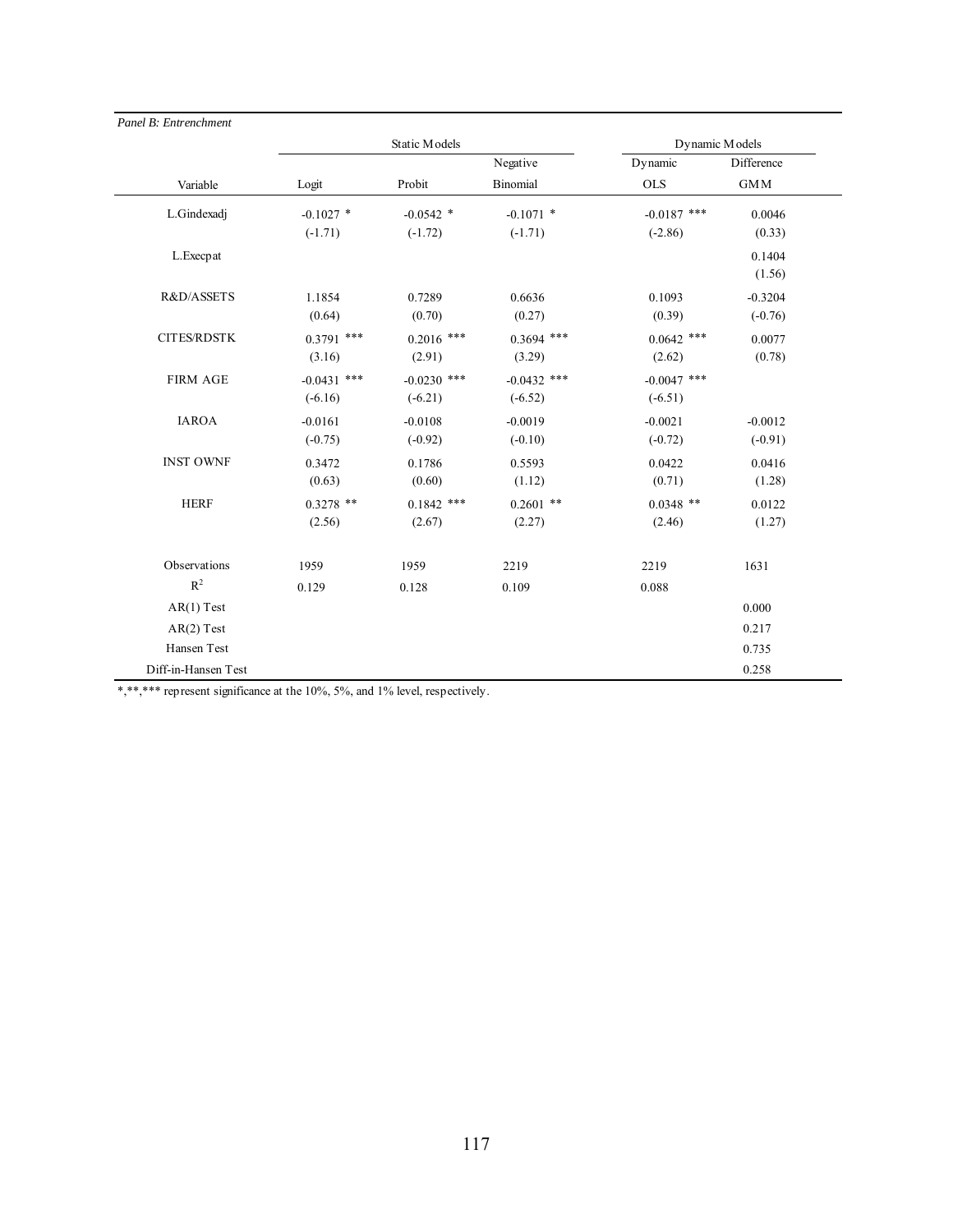*Panel B: Entrenchment*

| | Static Models | | | Dynamic Models | |
|---|---|---|---|---|---|
| Variable | Logit | Probit | Negative Binomial | Dynamic OLS | Difference GMM |
| L.Gindexadj | -0.1027 * | -0.0542 * | -0.1071 * | -0.0187 *** | 0.0046 |
| | (-1.71) | (-1.72) | (-1.71) | (-2.86) | (0.33) |
| L.Execpat | | | | | 0.1404 |
| | | | | | (1.56) |
| R&D/ASSETS | 1.1854 | 0.7289 | 0.6636 | 0.1093 | -0.3204 |
| | (0.64) | (0.70) | (0.27) | (0.39) | (-0.76) |
| CITES/RDSTK | 0.3791 *** | 0.2016 *** | 0.3694 *** | 0.0642 *** | 0.0077 |
| | (3.16) | (2.91) | (3.29) | (2.62) | (0.78) |
| FIRM AGE | -0.0431 *** | -0.0230 *** | -0.0432 *** | -0.0047 *** | |
| | (-6.16) | (-6.21) | (-6.52) | (-6.51) | |
| IAROA | -0.0161 | -0.0108 | -0.0019 | -0.0021 | -0.0012 |
| | (-0.75) | (-0.92) | (-0.10) | (-0.72) | (-0.91) |
| INST OWNF | 0.3472 | 0.1786 | 0.5593 | 0.0422 | 0.0416 |
| | (0.63) | (0.60) | (1.12) | (0.71) | (1.28) |
| HERF | 0.3278 ** | 0.1842 *** | 0.2601 ** | 0.0348 ** | 0.0122 |
| | (2.56) | (2.67) | (2.27) | (2.46) | (1.27) |
| Observations | 1959 | 1959 | 2219 | 2219 | 1631 |
| $R^2$ | 0.129 | 0.128 | 0.109 | 0.088 | |
| AR(1) Test | | | | | 0.000 |
| AR(2) Test | | | | | 0.217 |
| Hansen Test | | | | | 0.735 |
| Diff-in-Hansen Test | | | | | 0.258 |

*,**,*** represent significance at the 10%, 5%, and 1% level, respectively.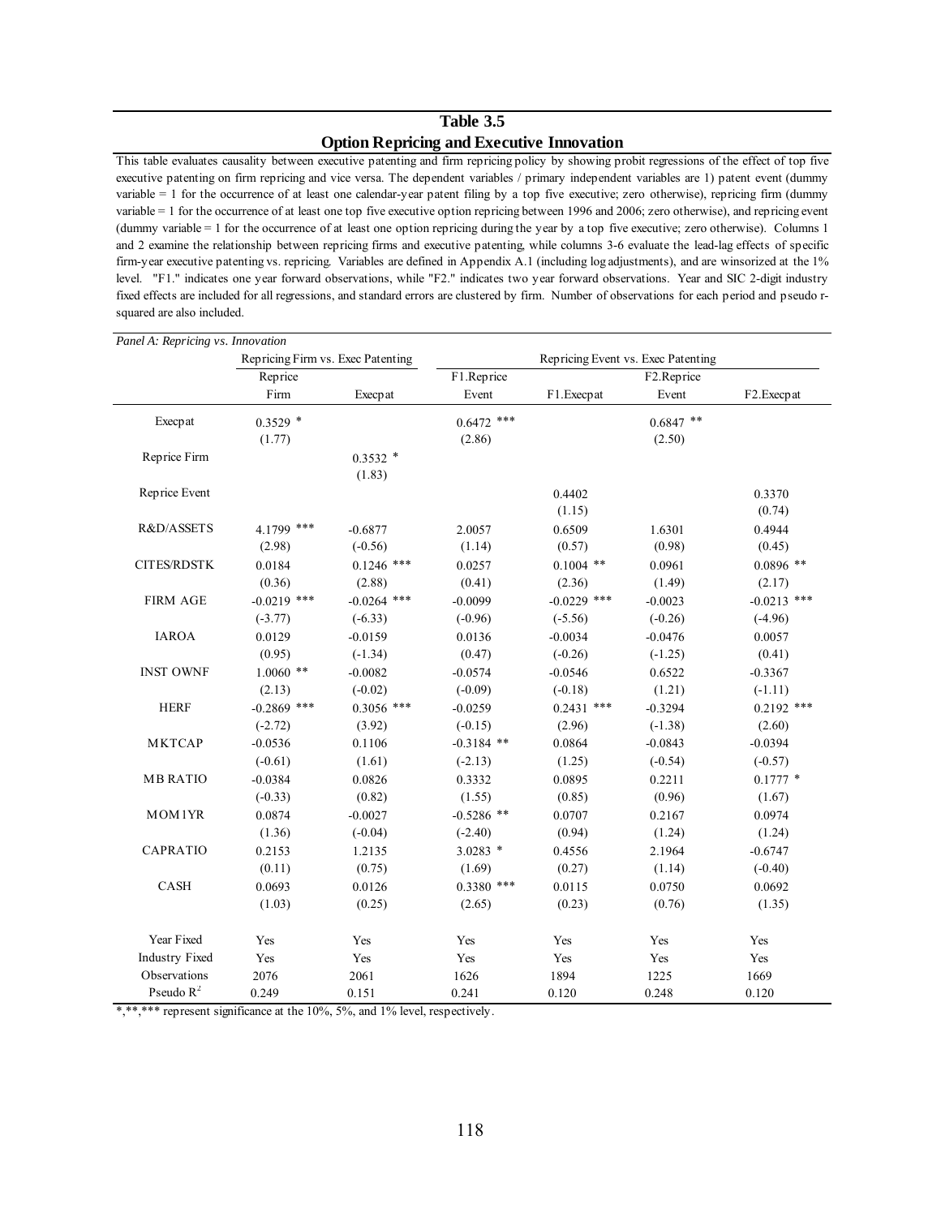## Table 3.5
## Option Repricing and Executive Innovation

This table evaluates causality between executive patenting and firm repricing policy by showing probit regressions of the effect of top five executive patenting on firm repricing and vice versa. The dependent variables / primary independent variables are 1) patent event (dummy variable = 1 for the occurrence of at least one calendar-year patent filing by a top five executive; zero otherwise), repricing firm (dummy variable = 1 for the occurrence of at least one top five executive option repricing between 1996 and 2006; zero otherwise), and repricing event (dummy variable = 1 for the occurrence of at least one option repricing during the year by a top five executive; zero otherwise). Columns 1 and 2 examine the relationship between repricing firms and executive patenting, while columns 3-6 evaluate the lead-lag effects of specific firm-year executive patenting vs. repricing. Variables are defined in Appendix A.1 (including log adjustments), and are winsorized at the 1% level. "F1." indicates one year forward observations, while "F2." indicates two year forward observations. Year and SIC 2-digit industry fixed effects are included for all regressions, and standard errors are clustered by firm. Number of observations for each period and pseudo r-squared are also included.

*Panel A: Repricing vs. Innovation*

| | Repricing Firm vs. Exec Patenting | | Repricing Event vs. Exec Patenting | | | |
|---|---|---|---|---|---|---|
| | Reprice Firm | Execpat | F1.Reprice Event | F1.Execpat | F2.Reprice Event | F2.Execpat |
| Execpat | 0.3529 * | | 0.6472 *** | | 0.6847 ** | |
| | (1.77) | | (2.86) | | (2.50) | |
| Reprice Firm | | 0.3532 * | | | | |
| | | (1.83) | | | | |
| Reprice Event | | | | 0.4402 | | 0.3370 |
| | | | | (1.15) | | (0.74) |
| R&D/ASSETS | 4.1799 *** | -0.6877 | 2.0057 | 0.6509 | 1.6301 | 0.4944 |
| | (2.98) | (-0.56) | (1.14) | (0.57) | (0.98) | (0.45) |
| CITES/RDSTK | 0.0184 | 0.1246 *** | 0.0257 | 0.1004 ** | 0.0961 | 0.0896 ** |
| | (0.36) | (2.88) | (0.41) | (2.36) | (1.49) | (2.17) |
| FIRM AGE | -0.0219 *** | -0.0264 *** | -0.0099 | -0.0229 *** | -0.0023 | -0.0213 *** |
| | (-3.77) | (-6.33) | (-0.96) | (-5.56) | (-0.26) | (-4.96) |
| IAROA | 0.0129 | -0.0159 | 0.0136 | -0.0034 | -0.0476 | 0.0057 |
| | (0.95) | (-1.34) | (0.47) | (-0.26) | (-1.25) | (0.41) |
| INST OWNF | 1.0060 ** | -0.0082 | -0.0574 | -0.0546 | 0.6522 | -0.3367 |
| | (2.13) | (-0.02) | (-0.09) | (-0.18) | (1.21) | (-1.11) |
| HERF | -0.2869 *** | 0.3056 *** | -0.0259 | 0.2431 *** | -0.3294 | 0.2192 *** |
| | (-2.72) | (3.92) | (-0.15) | (2.96) | (-1.38) | (2.60) |
| MKTCAP | -0.0536 | 0.1106 | -0.3184 ** | 0.0864 | -0.0843 | -0.0394 |
| | (-0.61) | (1.61) | (-2.13) | (1.25) | (-0.54) | (-0.57) |
| MB RATIO | -0.0384 | 0.0826 | 0.3332 | 0.0895 | 0.2211 | 0.1777 * |
| | (-0.33) | (0.82) | (1.55) | (0.85) | (0.96) | (1.67) |
| MOM1YR | 0.0874 | -0.0027 | -0.5286 ** | 0.0707 | 0.2167 | 0.0974 |
| | (1.36) | (-0.04) | (-2.40) | (0.94) | (1.24) | (1.24) |
| CAPRATIO | 0.2153 | 1.2135 | 3.0283 * | 0.4556 | 2.1964 | -0.6747 |
| | (0.11) | (0.75) | (1.69) | (0.27) | (1.14) | (-0.40) |
| CASH | 0.0693 | 0.0126 | 0.3380 *** | 0.0115 | 0.0750 | 0.0692 |
| | (1.03) | (0.25) | (2.65) | (0.23) | (0.76) | (1.35) |
| Year Fixed | Yes | Yes | Yes | Yes | Yes | Yes |
| Industry Fixed | Yes | Yes | Yes | Yes | Yes | Yes |
| Observations | 2076 | 2061 | 1626 | 1894 | 1225 | 1669 |
| Pseudo $R^2$ | 0.249 | 0.151 | 0.241 | 0.120 | 0.248 | 0.120 |

*,**,*** represent significance at the 10%, 5%, and 1% level, respectively.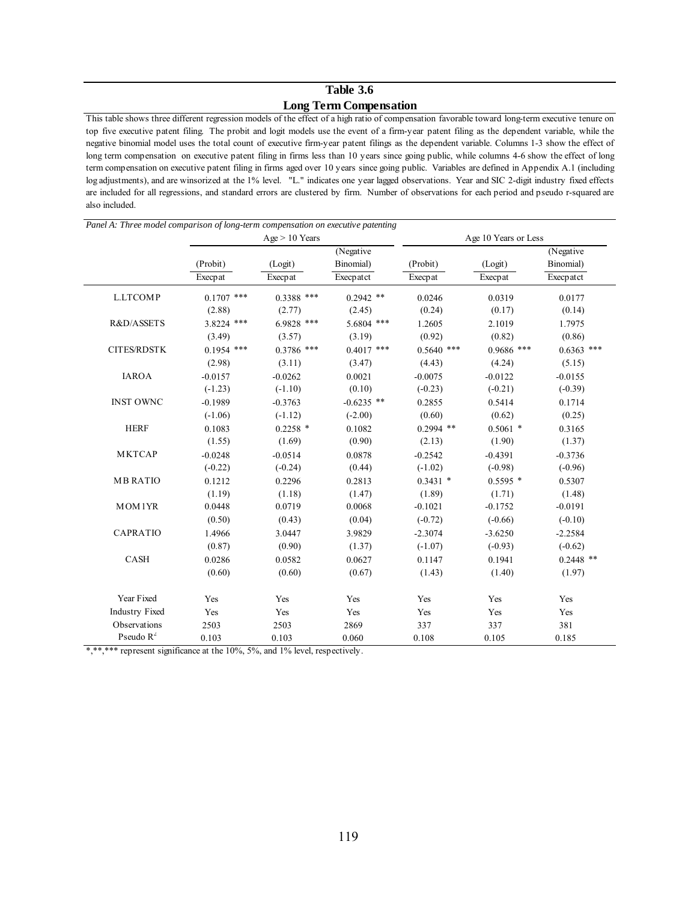## Table 3.6

### Long Term Compensation

This table shows three different regression models of the effect of a high ratio of compensation favorable toward long-term executive tenure on top five executive patent filing. The probit and logit models use the event of a firm-year patent filing as the dependent variable, while the negative binomial model uses the total count of executive firm-year patent filings as the dependent variable. Columns 1-3 show the effect of long term compensation on executive patent filing in firms less than 10 years since going public, while columns 4-6 show the effect of long term compensation on executive patent filing in firms aged over 10 years since going public. Variables are defined in Appendix A.1 (including log adjustments), and are winsorized at the 1% level. "L." indicates one year lagged observations. Year and SIC 2-digit industry fixed effects are included for all regressions, and standard errors are clustered by firm. Number of observations for each period and pseudo r-squared are also included.

*Panel A: Three model comparison of long-term compensation on executive patenting*

| | Age > 10 Years | | | Age 10 Years or Less | | |
|---|---|---|---|---|---|---|
| | (Probit) | (Logit) | (Negative Binomial) | (Probit) | (Logit) | (Negative Binomial) |
| | Execpat | Execpat | Execpatct | Execpat | Execpat | Execpatct |
| L.LTCOMP | 0.1707 *** | 0.3388 *** | 0.2942 ** | 0.0246 | 0.0319 | 0.0177 |
| | (2.88) | (2.77) | (2.45) | (0.24) | (0.17) | (0.14) |
| R&D/ASSETS | 3.8224 *** | 6.9828 *** | 5.6804 *** | 1.2605 | 2.1019 | 1.7975 |
| | (3.49) | (3.57) | (3.19) | (0.92) | (0.82) | (0.86) |
| CITES/RDSTK | 0.1954 *** | 0.3786 *** | 0.4017 *** | 0.5640 *** | 0.9686 *** | 0.6363 *** |
| | (2.98) | (3.11) | (3.47) | (4.43) | (4.24) | (5.15) |
| IAROA | -0.0157 | -0.0262 | 0.0021 | -0.0075 | -0.0122 | -0.0155 |
| | (-1.23) | (-1.10) | (0.10) | (-0.23) | (-0.21) | (-0.39) |
| INST OWNC | -0.1989 | -0.3763 | -0.6235 ** | 0.2855 | 0.5414 | 0.1714 |
| | (-1.06) | (-1.12) | (-2.00) | (0.60) | (0.62) | (0.25) |
| HERF | 0.1083 | 0.2258 * | 0.1082 | 0.2994 ** | 0.5061 * | 0.3165 |
| | (1.55) | (1.69) | (0.90) | (2.13) | (1.90) | (1.37) |
| MKTCAP | -0.0248 | -0.0514 | 0.0878 | -0.2542 | -0.4391 | -0.3736 |
| | (-0.22) | (-0.24) | (0.44) | (-1.02) | (-0.98) | (-0.96) |
| MB RATIO | 0.1212 | 0.2296 | 0.2813 | 0.3431 * | 0.5595 * | 0.5307 |
| | (1.19) | (1.18) | (1.47) | (1.89) | (1.71) | (1.48) |
| MOM1YR | 0.0448 | 0.0719 | 0.0068 | -0.1021 | -0.1752 | -0.0191 |
| | (0.50) | (0.43) | (0.04) | (-0.72) | (-0.66) | (-0.10) |
| CAPRATIO | 1.4966 | 3.0447 | 3.9829 | -2.3074 | -3.6250 | -2.2584 |
| | (0.87) | (0.90) | (1.37) | (-1.07) | (-0.93) | (-0.62) |
| CASH | 0.0286 | 0.0582 | 0.0627 | 0.1147 | 0.1941 | 0.2448 ** |
| | (0.60) | (0.60) | (0.67) | (1.43) | (1.40) | (1.97) |
| Year Fixed | Yes | Yes | Yes | Yes | Yes | Yes |
| Industry Fixed | Yes | Yes | Yes | Yes | Yes | Yes |
| Observations | 2503 | 2503 | 2869 | 337 | 337 | 381 |
| Pseudo $R^2$ | 0.103 | 0.103 | 0.060 | 0.108 | 0.105 | 0.185 |

*,**,*** represent significance at the 10%, 5%, and 1% level, respectively.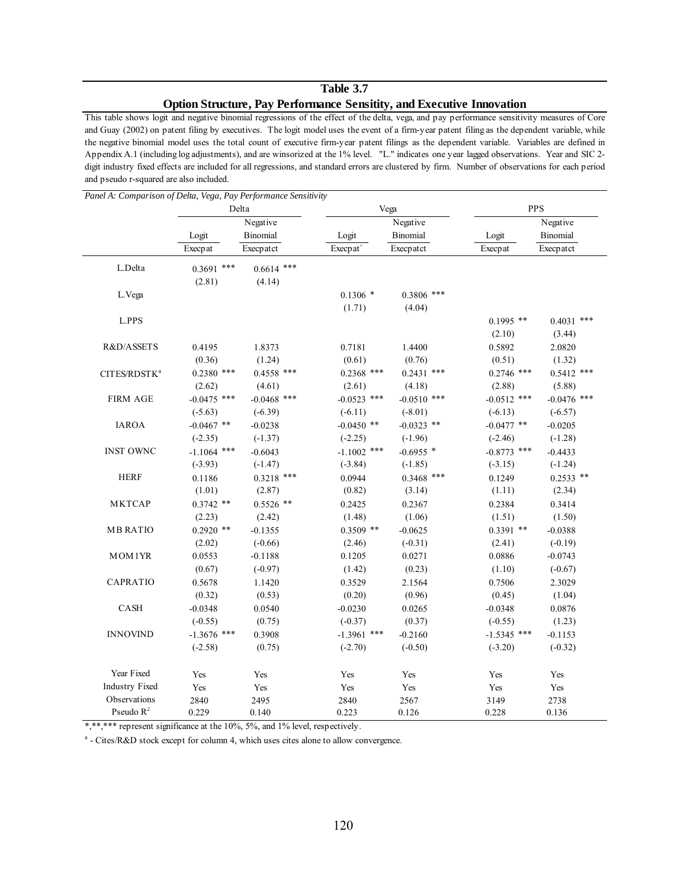# Table 3.7

## Option Structure, Pay Performance Sensitity, and Executive Innovation

This table shows logit and negative binomial regressions of the effect of the delta, vega, and pay performance sensitivity measures of Core and Guay (2002) on patent filing by executives. The logit model uses the event of a firm-year patent filing as the dependent variable, while the negative binomial model uses the total count of executive firm-year patent filings as the dependent variable. Variables are defined in Appendix A.1 (including log adjustments), and are winsorized at the 1% level. "L." indicates one year lagged observations. Year and SIC 2-digit industry fixed effects are included for all regressions, and standard errors are clustered by firm. Number of observations for each period and pseudo r-squared are also included.

*Panel A: Comparison of Delta, Vega, Pay Performance Sensitivity*

| | Delta | | Vega | | PPS | |
|---|---|---|---|---|---|---|
| | Logit | Negative Binomial | Logit | Negative Binomial | Logit | Negative Binomial |
| | Execpat | Execpatct | Execpat` | Execpatct | Execpat | Execpatct |
| L.Delta | 0.3691 *** | 0.6614 *** | | | | |
| | (2.81) | (4.14) | | | | |
| L.Vega | | | 0.1306 * | 0.3806 *** | | |
| | | | (1.71) | (4.04) | | |
| L.PPS | | | | | 0.1995 ** | 0.4031 *** |
| | | | | | (2.10) | (3.44) |
| R&D/ASSETS | 0.4195 | 1.8373 | 0.7181 | 1.4400 | 0.5892 | 2.0820 |
| | (0.36) | (1.24) | (0.61) | (0.76) | (0.51) | (1.32) |
| CITES/RDSTK[a] | 0.2380 *** | 0.4558 *** | 0.2368 *** | 0.2431 *** | 0.2746 *** | 0.5412 *** |
| | (2.62) | (4.61) | (2.61) | (4.18) | (2.88) | (5.88) |
| FIRM AGE | -0.0475 *** | -0.0468 *** | -0.0523 *** | -0.0510 *** | -0.0512 *** | -0.0476 *** |
| | (-5.63) | (-6.39) | (-6.11) | (-8.01) | (-6.13) | (-6.57) |
| IAROA | -0.0467 ** | -0.0238 | -0.0450 ** | -0.0323 ** | -0.0477 ** | -0.0205 |
| | (-2.35) | (-1.37) | (-2.25) | (-1.96) | (-2.46) | (-1.28) |
| INST OWNC | -1.1064 *** | -0.6043 | -1.1002 *** | -0.6955 * | -0.8773 *** | -0.4433 |
| | (-3.93) | (-1.47) | (-3.84) | (-1.85) | (-3.15) | (-1.24) |
| HERF | 0.1186 | 0.3218 *** | 0.0944 | 0.3468 *** | 0.1249 | 0.2533 ** |
| | (1.01) | (2.87) | (0.82) | (3.14) | (1.11) | (2.34) |
| MKTCAP | 0.3742 ** | 0.5526 ** | 0.2425 | 0.2367 | 0.2384 | 0.3414 |
| | (2.23) | (2.42) | (1.48) | (1.06) | (1.51) | (1.50) |
| MB RATIO | 0.2920 ** | -0.1355 | 0.3509 ** | -0.0625 | 0.3391 ** | -0.0388 |
| | (2.02) | (-0.66) | (2.46) | (-0.31) | (2.41) | (-0.19) |
| MOM1YR | 0.0553 | -0.1188 | 0.1205 | 0.0271 | 0.0886 | -0.0743 |
| | (0.67) | (-0.97) | (1.42) | (0.23) | (1.10) | (-0.67) |
| CAPRATIO | 0.5678 | 1.1420 | 0.3529 | 2.1564 | 0.7506 | 2.3029 |
| | (0.32) | (0.53) | (0.20) | (0.96) | (0.45) | (1.04) |
| CASH | -0.0348 | 0.0540 | -0.0230 | 0.0265 | -0.0348 | 0.0876 |
| | (-0.55) | (0.75) | (-0.37) | (0.37) | (-0.55) | (1.23) |
| INNOVIND | -1.3676 *** | 0.3908 | -1.3961 *** | -0.2160 | -1.5345 *** | -0.1153 |
| | (-2.58) | (0.75) | (-2.70) | (-0.50) | (-3.20) | (-0.32) |
| Year Fixed | Yes | Yes | Yes | Yes | Yes | Yes |
| Industry Fixed | Yes | Yes | Yes | Yes | Yes | Yes |
| Observations | 2840 | 2495 | 2840 | 2567 | 3149 | 2738 |
| Pseudo $R^2$ | 0.229 | 0.140 | 0.223 | 0.126 | 0.228 | 0.136 |

*,**,*** represent significance at the 10%, 5%, and 1% level, respectively.

[a] - Cites/R&D stock except for column 4, which uses cites alone to allow convergence.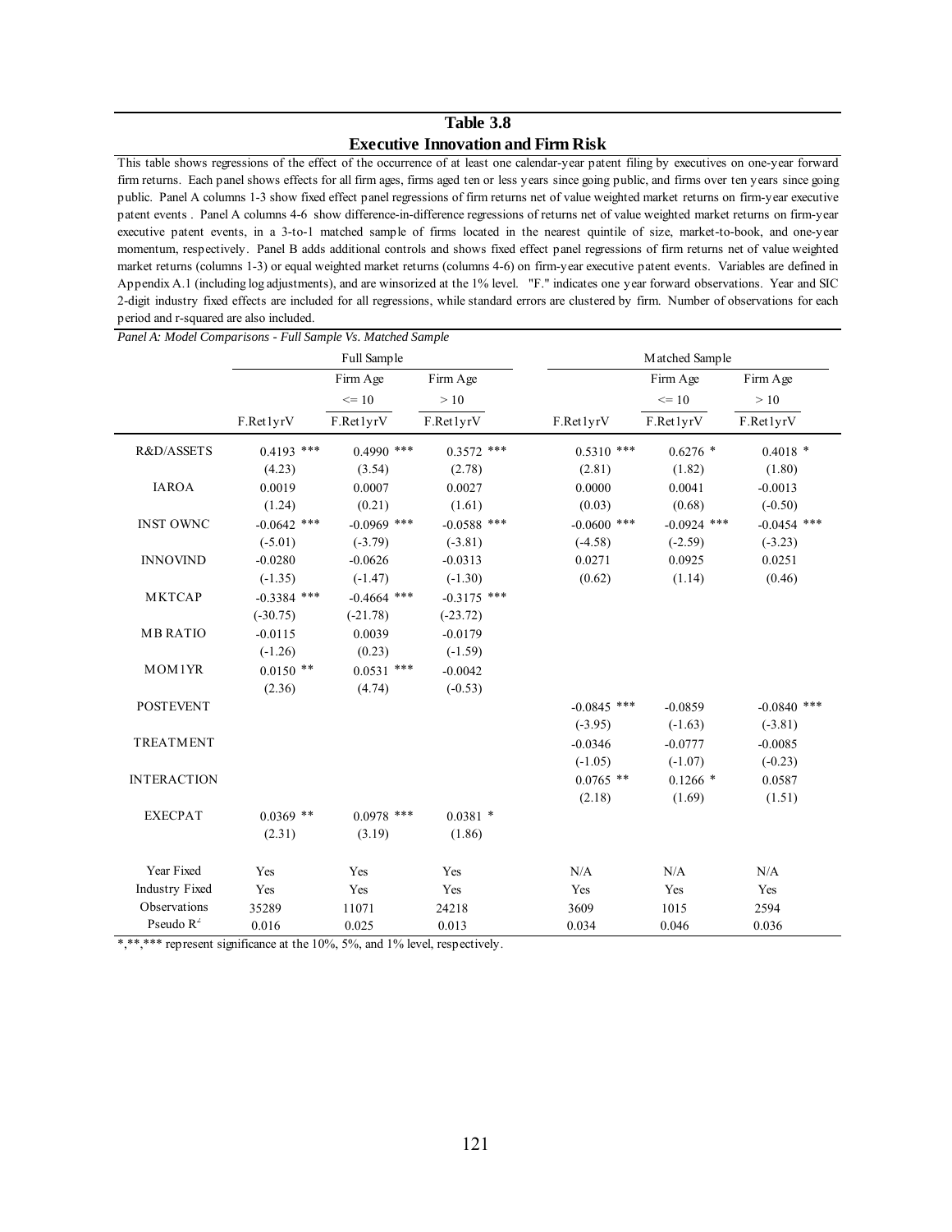## Table 3.8

### Executive Innovation and Firm Risk

This table shows regressions of the effect of the occurrence of at least one calendar-year patent filing by executives on one-year forward firm returns. Each panel shows effects for all firm ages, firms aged ten or less years since going public, and firms over ten years since going public. Panel A columns 1-3 show fixed effect panel regressions of firm returns net of value weighted market returns on firm-year executive patent events . Panel A columns 4-6 show difference-in-difference regressions of returns net of value weighted market returns on firm-year executive patent events, in a 3-to-1 matched sample of firms located in the nearest quintile of size, market-to-book, and one-year momentum, respectively. Panel B adds additional controls and shows fixed effect panel regressions of firm returns net of value weighted market returns (columns 1-3) or equal weighted market returns (columns 4-6) on firm-year executive patent events. Variables are defined in Appendix A.1 (including log adjustments), and are winsorized at the 1% level. "F." indicates one year forward observations. Year and SIC 2-digit industry fixed effects are included for all regressions, while standard errors are clustered by firm. Number of observations for each period and r-squared are also included.

*Panel A: Model Comparisons - Full Sample Vs. Matched Sample*

| | Full Sample | | | Matched Sample | | |
|---|---|---|---|---|---|---|
| | | Firm Age <= 10 | Firm Age > 10 | | Firm Age <= 10 | Firm Age > 10 |
| | F.Ret1yrV | F.Ret1yrV | F.Ret1yrV | F.Ret1yrV | F.Ret1yrV | F.Ret1yrV |
| R&D/ASSETS | 0.4193 *** | 0.4990 *** | 0.3572 *** | 0.5310 *** | 0.6276 * | 0.4018 * |
| | (4.23) | (3.54) | (2.78) | (2.81) | (1.82) | (1.80) |
| IAROA | 0.0019 | 0.0007 | 0.0027 | 0.0000 | 0.0041 | -0.0013 |
| | (1.24) | (0.21) | (1.61) | (0.03) | (0.68) | (-0.50) |
| INST OWNC | -0.0642 *** | -0.0969 *** | -0.0588 *** | -0.0600 *** | -0.0924 *** | -0.0454 *** |
| | (-5.01) | (-3.79) | (-3.81) | (-4.58) | (-2.59) | (-3.23) |
| INNOVIND | -0.0280 | -0.0626 | -0.0313 | 0.0271 | 0.0925 | 0.0251 |
| | (-1.35) | (-1.47) | (-1.30) | (0.62) | (1.14) | (0.46) |
| MKTCAP | -0.3384 *** | -0.4664 *** | -0.3175 *** | | | |
| | (-30.75) | (-21.78) | (-23.72) | | | |
| MB RATIO | -0.0115 | 0.0039 | -0.0179 | | | |
| | (-1.26) | (0.23) | (-1.59) | | | |
| MOM1YR | 0.0150 ** | 0.0531 *** | -0.0042 | | | |
| | (2.36) | (4.74) | (-0.53) | | | |
| POSTEVENT | | | | -0.0845 *** | -0.0859 | -0.0840 *** |
| | | | | (-3.95) | (-1.63) | (-3.81) |
| TREATMENT | | | | -0.0346 | -0.0777 | -0.0085 |
| | | | | (-1.05) | (-1.07) | (-0.23) |
| INTERACTION | | | | 0.0765 ** | 0.1266 * | 0.0587 |
| | | | | (2.18) | (1.69) | (1.51) |
| EXECPAT | 0.0369 ** | 0.0978 *** | 0.0381 * | | | |
| | (2.31) | (3.19) | (1.86) | | | |
| Year Fixed | Yes | Yes | Yes | N/A | N/A | N/A |
| Industry Fixed | Yes | Yes | Yes | Yes | Yes | Yes |
| Observations | 35289 | 11071 | 24218 | 3609 | 1015 | 2594 |
| Pseudo $R^2$ | 0.016 | 0.025 | 0.013 | 0.034 | 0.046 | 0.036 |

*,**,*** represent significance at the 10%, 5%, and 1% level, respectively.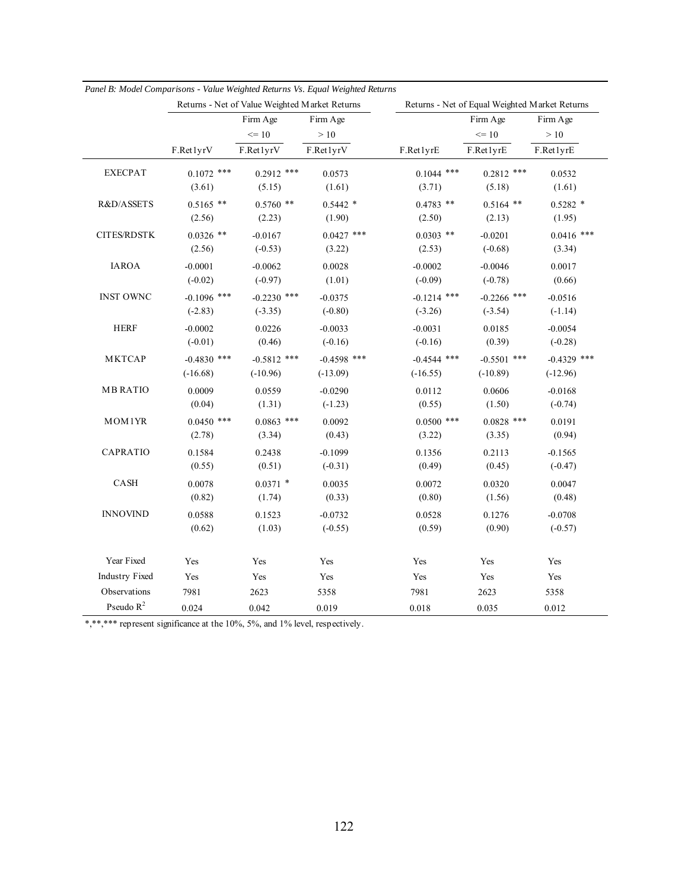*Panel B: Model Comparisons - Value Weighted Returns Vs. Equal Weighted Returns*

| | Returns - Net of Value Weighted Market Returns | | | Returns - Net of Equal Weighted Market Returns | | |
|---|---|---|---|---|---|---|
| | | Firm Age <= 10 | Firm Age > 10 | | Firm Age <= 10 | Firm Age > 10 |
| | F.Ret1yrV | F.Ret1yrV | F.Ret1yrV | F.Ret1yrE | F.Ret1yrE | F.Ret1yrE |
| EXECPAT | 0.1072 *** | 0.2912 *** | 0.0573 | 0.1044 *** | 0.2812 *** | 0.0532 |
| | (3.61) | (5.15) | (1.61) | (3.71) | (5.18) | (1.61) |
| R&D/ASSETS | 0.5165 ** | 0.5760 ** | 0.5442 * | 0.4783 ** | 0.5164 ** | 0.5282 * |
| | (2.56) | (2.23) | (1.90) | (2.50) | (2.13) | (1.95) |
| CITES/RDSTK | 0.0326 ** | -0.0167 | 0.0427 *** | 0.0303 ** | -0.0201 | 0.0416 *** |
| | (2.56) | (-0.53) | (3.22) | (2.53) | (-0.68) | (3.34) |
| IAROA | -0.0001 | -0.0062 | 0.0028 | -0.0002 | -0.0046 | 0.0017 |
| | (-0.02) | (-0.97) | (1.01) | (-0.09) | (-0.78) | (0.66) |
| INST OWNC | -0.1096 *** | -0.2230 *** | -0.0375 | -0.1214 *** | -0.2266 *** | -0.0516 |
| | (-2.83) | (-3.35) | (-0.80) | (-3.26) | (-3.54) | (-1.14) |
| HERF | -0.0002 | 0.0226 | -0.0033 | -0.0031 | 0.0185 | -0.0054 |
| | (-0.01) | (0.46) | (-0.16) | (-0.16) | (0.39) | (-0.28) |
| MKTCAP | -0.4830 *** | -0.5812 *** | -0.4598 *** | -0.4544 *** | -0.5501 *** | -0.4329 *** |
| | (-16.68) | (-10.96) | (-13.09) | (-16.55) | (-10.89) | (-12.96) |
| MB RATIO | 0.0009 | 0.0559 | -0.0290 | 0.0112 | 0.0606 | -0.0168 |
| | (0.04) | (1.31) | (-1.23) | (0.55) | (1.50) | (-0.74) |
| MOM1YR | 0.0450 *** | 0.0863 *** | 0.0092 | 0.0500 *** | 0.0828 *** | 0.0191 |
| | (2.78) | (3.34) | (0.43) | (3.22) | (3.35) | (0.94) |
| CAPRATIO | 0.1584 | 0.2438 | -0.1099 | 0.1356 | 0.2113 | -0.1565 |
| | (0.55) | (0.51) | (-0.31) | (0.49) | (0.45) | (-0.47) |
| CASH | 0.0078 | 0.0371 * | 0.0035 | 0.0072 | 0.0320 | 0.0047 |
| | (0.82) | (1.74) | (0.33) | (0.80) | (1.56) | (0.48) |
| INNOVIND | 0.0588 | 0.1523 | -0.0732 | 0.0528 | 0.1276 | -0.0708 |
| | (0.62) | (1.03) | (-0.55) | (0.59) | (0.90) | (-0.57) |
| Year Fixed | Yes | Yes | Yes | Yes | Yes | Yes |
| Industry Fixed | Yes | Yes | Yes | Yes | Yes | Yes |
| Observations | 7981 | 2623 | 5358 | 7981 | 2623 | 5358 |
| Pseudo $R^2$ | 0.024 | 0.042 | 0.019 | 0.018 | 0.035 | 0.012 |

*,**,*** represent significance at the 10%, 5%, and 1% level, respectively.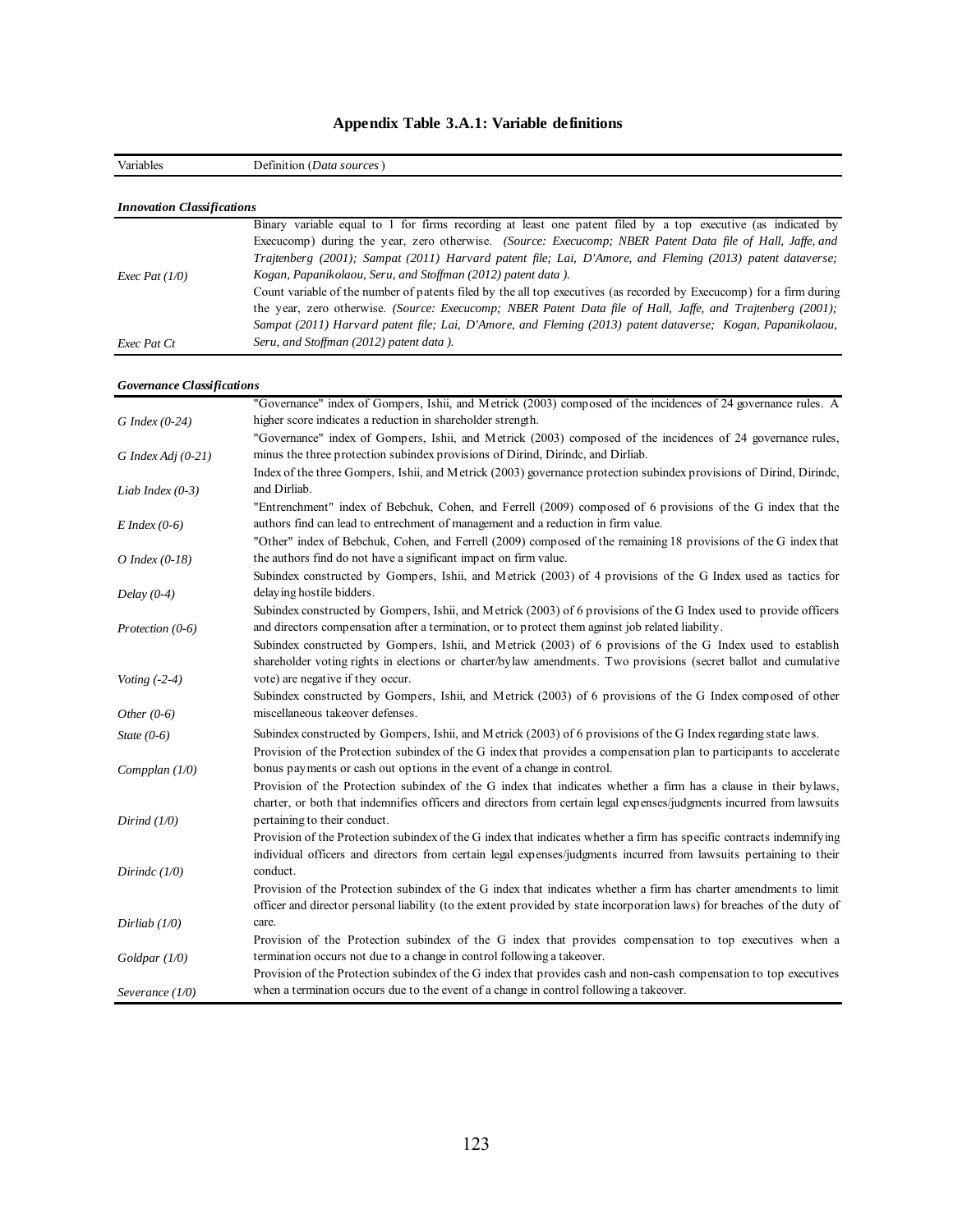## Appendix Table 3.A.1: Variable definitions

| Variables | Definition (*Data sources*) |
|---|---|
| ***Innovation Classifications*** | |
| *Exec Pat (1/0)* | Binary variable equal to 1 for firms recording at least one patent filed by a top executive (as indicated by Execucomp) during the year, zero otherwise. *(Source: Execucomp; NBER Patent Data file of Hall, Jaffe, and Trajtenberg (2001); Sampat (2011) Harvard patent file; Lai, D'Amore, and Fleming (2013) patent dataverse; Kogan, Papanikolaou, Seru, and Stoffman (2012) patent data ).* |
| *Exec Pat Ct* | Count variable of the number of patents filed by the all top executives (as recorded by Execucomp) for a firm during the year, zero otherwise. *(Source: Execucomp; NBER Patent Data file of Hall, Jaffe, and Trajtenberg (2001); Sampat (2011) Harvard patent file; Lai, D'Amore, and Fleming (2013) patent dataverse; Kogan, Papanikolaou, Seru, and Stoffman (2012) patent data ).* |
| ***Governance Classifications*** | |
| *G Index (0-24)* | "Governance" index of Gompers, Ishii, and Metrick (2003) composed of the incidences of 24 governance rules. A higher score indicates a reduction in shareholder strength. |
| *G Index Adj (0-21)* | "Governance" index of Gompers, Ishii, and Metrick (2003) composed of the incidences of 24 governance rules, minus the three protection subindex provisions of Dirind, Dirindc, and Dirliab. |
| *Liab Index (0-3)* | Index of the three Gompers, Ishii, and Metrick (2003) governance protection subindex provisions of Dirind, Dirindc, and Dirliab. |
| *E Index (0-6)* | "Entrenchment" index of Bebchuk, Cohen, and Ferrell (2009) composed of 6 provisions of the G index that the authors find can lead to entrechment of management and a reduction in firm value. |
| *O Index (0-18)* | "Other" index of Bebchuk, Cohen, and Ferrell (2009) composed of the remaining 18 provisions of the G index that the authors find do not have a significant impact on firm value. |
| *Delay (0-4)* | Subindex constructed by Gompers, Ishii, and Metrick (2003) of 4 provisions of the G Index used as tactics for delaying hostile bidders. |
| *Protection (0-6)* | Subindex constructed by Gompers, Ishii, and Metrick (2003) of 6 provisions of the G Index used to provide officers and directors compensation after a termination, or to protect them against job related liability. |
| *Voting (-2-4)* | Subindex constructed by Gompers, Ishii, and Metrick (2003) of 6 provisions of the G Index used to establish shareholder voting rights in elections or charter/bylaw amendments. Two provisions (secret ballot and cumulative vote) are negative if they occur. |
| *Other (0-6)* | Subindex constructed by Gompers, Ishii, and Metrick (2003) of 6 provisions of the G Index composed of other miscellaneous takeover defenses. |
| *State (0-6)* | Subindex constructed by Gompers, Ishii, and Metrick (2003) of 6 provisions of the G Index regarding state laws. |
| *Compplan (1/0)* | Provision of the Protection subindex of the G index that provides a compensation plan to participants to accelerate bonus payments or cash out options in the event of a change in control. |
| *Dirind (1/0)* | Provision of the Protection subindex of the G index that indicates whether a firm has a clause in their bylaws, charter, or both that indemnifies officers and directors from certain legal expenses/judgments incurred from lawsuits pertaining to their conduct. |
| *Dirindc (1/0)* | Provision of the Protection subindex of the G index that indicates whether a firm has specific contracts indemnifying individual officers and directors from certain legal expenses/judgments incurred from lawsuits pertaining to their conduct. |
| *Dirliab (1/0)* | Provision of the Protection subindex of the G index that indicates whether a firm has charter amendments to limit officer and director personal liability (to the extent provided by state incorporation laws) for breaches of the duty of care. |
| *Goldpar (1/0)* | Provision of the Protection subindex of the G index that provides compensation to top executives when a termination occurs not due to a change in control following a takeover. |
| *Severance (1/0)* | Provision of the Protection subindex of the G index that provides cash and non-cash compensation to top executives when a termination occurs due to the event of a change in control following a takeover. |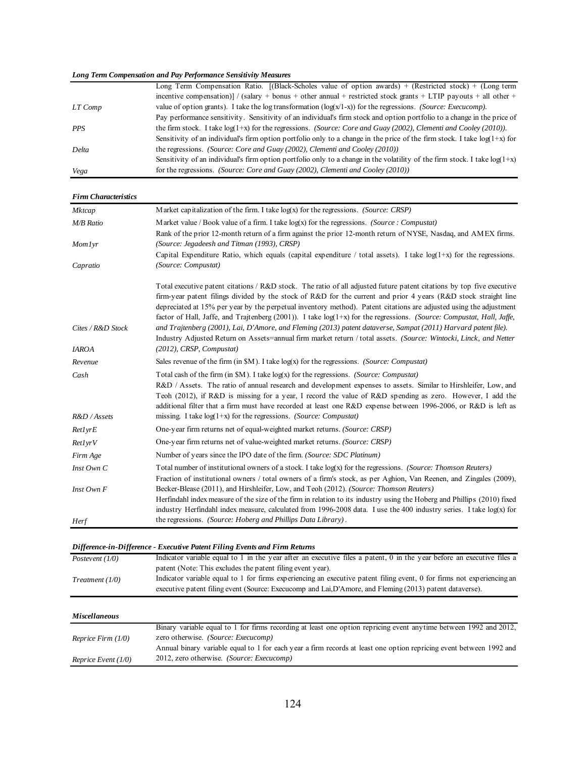| ***Long Term Compensation and Pay Performance Sensitivity Measures*** | |
|---|---|
| *LT Comp* | Long Term Compensation Ratio. [(Black-Scholes value of option awards) + (Restricted stock) + (Long term incentive compensation)] / (salary + bonus + other annual + restricted stock grants + LTIP payouts + all other + value of option grants). I take the log transformation (log(x/1-x)) for the regressions. *(Source: Execucomp).* |
| *PPS* | Pay performance sensitivity. Sensitivity of an individual's firm stock and option portfolio to a change in the price of the firm stock. I take log(1+x) for the regressions. *(Source: Core and Guay (2002), Clementi and Cooley (2010)).* |
| *Delta* | Sensitivity of an individual's firm option portfolio only to a change in the price of the firm stock. I take log(1+x) for the regressions. *(Source: Core and Guay (2002), Clementi and Cooley (2010))* |
| *Vega* | Sensitivity of an individual's firm option portfolio only to a change in the volatility of the firm stock. I take log(1+x) for the regressions. *(Source: Core and Guay (2002), Clementi and Cooley (2010))* |

| ***Firm Characteristics*** | |
|---|---|
| *Mktcap* | Market capitalization of the firm. I take log(x) for the regressions. *(Source: CRSP)* |
| *M/B Ratio* | Market value / Book value of a firm. I take log(x) for the regressions. *(Source : Compustat)* |
| *Mom1yr* | Rank of the prior 12-month return of a firm against the prior 12-month return of NYSE, Nasdaq, and AMEX firms. *(Source: Jegadeesh and Titman (1993), CRSP)* |
| *Capratio* | Capital Expenditure Ratio, which equals (capital expenditure / total assets). I take log(1+x) for the regressions. *(Source: Compustat)* |
| *Cites / R&D Stock* | Total executive patent citations / R&D stock. The ratio of all adjusted future patent citations by top five executive firm-year patent filings divided by the stock of R&D for the current and prior 4 years (R&D stock straight line depreciated at 15% per year by the perpetual inventory method). Patent citations are adjusted using the adjustment factor of Hall, Jaffe, and Trajtenberg (2001)). I take log(1+x) for the regressions. *(Source: Compustat, Hall, Jaffe, and Trajtenberg (2001), Lai, D'Amore, and Fleming (2013) patent dataverse, Sampat (2011) Harvard patent file).* |
| *IAROA* | Industry Adjusted Return on Assets=annual firm market return / total assets. *(Source: Wintocki, Linck, and Netter (2012), CRSP, Compustat)* |
| *Revenue* | Sales revenue of the firm (in $M). I take log(x) for the regressions. *(Source: Compustat)* |
| *Cash* | Total cash of the firm (in $M). I take log(x) for the regressions. *(Source: Compustat)* |
| *R&D / Assets* | R&D / Assets. The ratio of annual research and development expenses to assets. Similar to Hirshleifer, Low, and Teoh (2012), if R&D is missing for a year, I record the value of R&D spending as zero. However, I add the additional filter that a firm must have recorded at least one R&D expense between 1996-2006, or R&D is left as missing. I take log(1+x) for the regressions. *(Source: Compustat)* |
| *Ret1yrE* | One-year firm returns net of equal-weighted market returns. *(Source: CRSP)* |
| *Ret1yrV* | One-year firm returns net of value-weighted market returns. *(Source: CRSP)* |
| *Firm Age* | Number of years since the IPO date of the firm. *(Source: SDC Platinum)* |
| *Inst Own C* | Total number of institutional owners of a stock. I take log(x) for the regressions. *(Source: Thomson Reuters)* |
| *Inst Own F* | Fraction of institutional owners / total owners of a firm's stock, as per Aghion, Van Reenen, and Zingales (2009), Becker-Blease (2011), and Hirshleifer, Low, and Teoh (2012). *(Source: Thomson Reuters)* |
| *Herf* | Herfindahl index measure of the size of the firm in relation to its industry using the Hoberg and Phillips (2010) fixed industry Herfindahl index measure, calculated from 1996-2008 data. I use the 400 industry series. I take log(x) for the regressions. *(Source: Hoberg and Phillips Data Library)*. |

| ***Difference-in-Difference - Executive Patent Filing Events and Firm Returns*** | |
|---|---|
| *Postevent (1/0)* | Indicator variable equal to 1 in the year after an executive files a patent, 0 in the year before an executive files a patent (Note: This excludes the patent filing event year). |
| *Treatment (1/0)* | Indicator variable equal to 1 for firms experiencing an executive patent filing event, 0 for firms not experiencing an executive patent filing event (Source: Execucomp and Lai,D'Amore, and Fleming (2013) patent dataverse). |

| ***Miscellaneous*** | |
|---|---|
| *Reprice Firm (1/0)* | Binary variable equal to 1 for firms recording at least one option repricing event anytime between 1992 and 2012, zero otherwise. *(Source: Execucomp)* |
| *Reprice Event (1/0)* | Annual binary variable equal to 1 for each year a firm records at least one option repricing event between 1992 and 2012, zero otherwise. *(Source: Execucomp)* |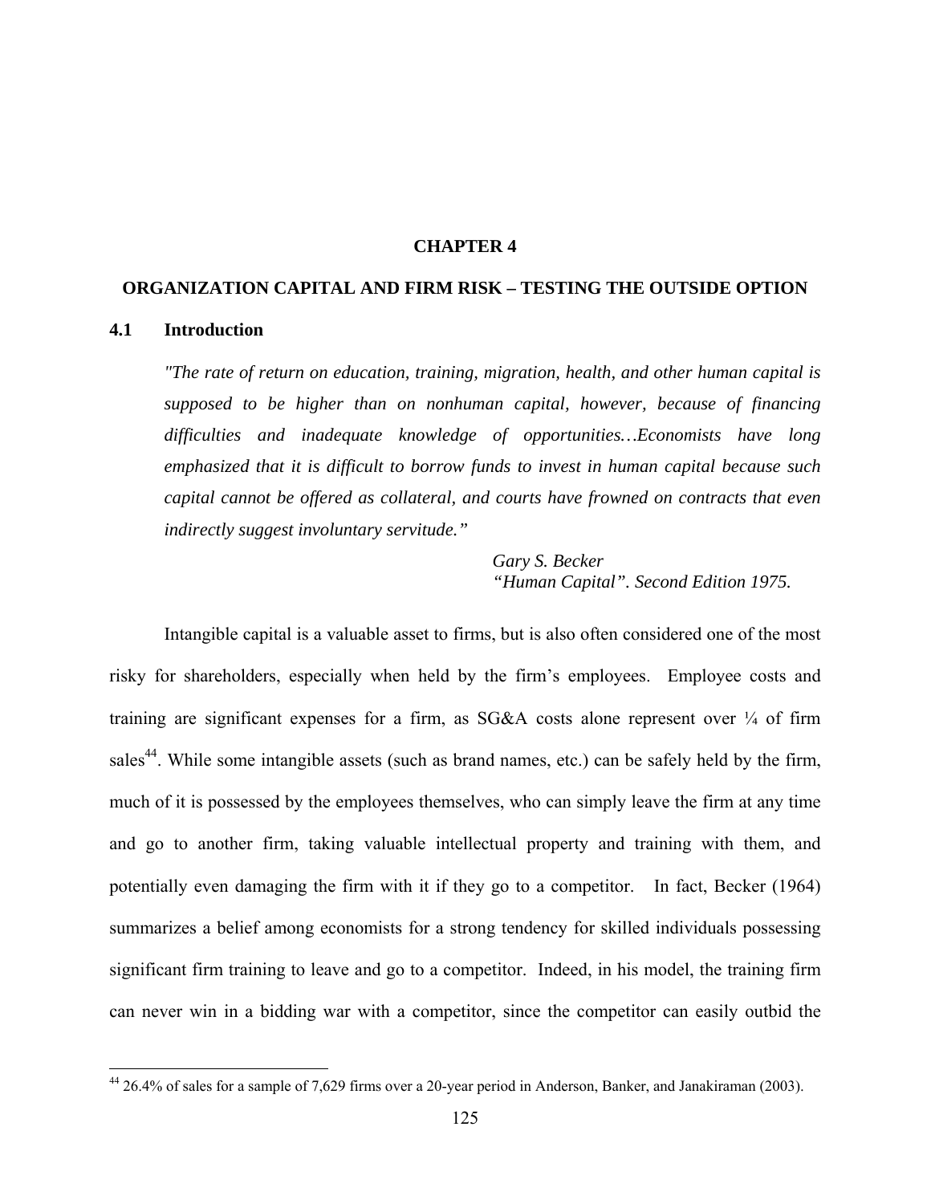# CHAPTER 4

# ORGANIZATION CAPITAL AND FIRM RISK – TESTING THE OUTSIDE OPTION

## 4.1 Introduction

> *"The rate of return on education, training, migration, health, and other human capital is supposed to be higher than on nonhuman capital, however, because of financing difficulties and inadequate knowledge of opportunities…Economists have long emphasized that it is difficult to borrow funds to invest in human capital because such capital cannot be offered as collateral, and courts have frowned on contracts that even indirectly suggest involuntary servitude."*
>
> *Gary S. Becker*
> *"Human Capital". Second Edition 1975.*

Intangible capital is a valuable asset to firms, but is also often considered one of the most risky for shareholders, especially when held by the firm's employees. Employee costs and training are significant expenses for a firm, as SG&A costs alone represent over ¼ of firm sales[44]. While some intangible assets (such as brand names, etc.) can be safely held by the firm, much of it is possessed by the employees themselves, who can simply leave the firm at any time and go to another firm, taking valuable intellectual property and training with them, and potentially even damaging the firm with it if they go to a competitor. In fact, Becker (1964) summarizes a belief among economists for a strong tendency for skilled individuals possessing significant firm training to leave and go to a competitor. Indeed, in his model, the training firm can never win in a bidding war with a competitor, since the competitor can easily outbid the

[44] 26.4% of sales for a sample of 7,629 firms over a 20-year period in Anderson, Banker, and Janakiraman (2003).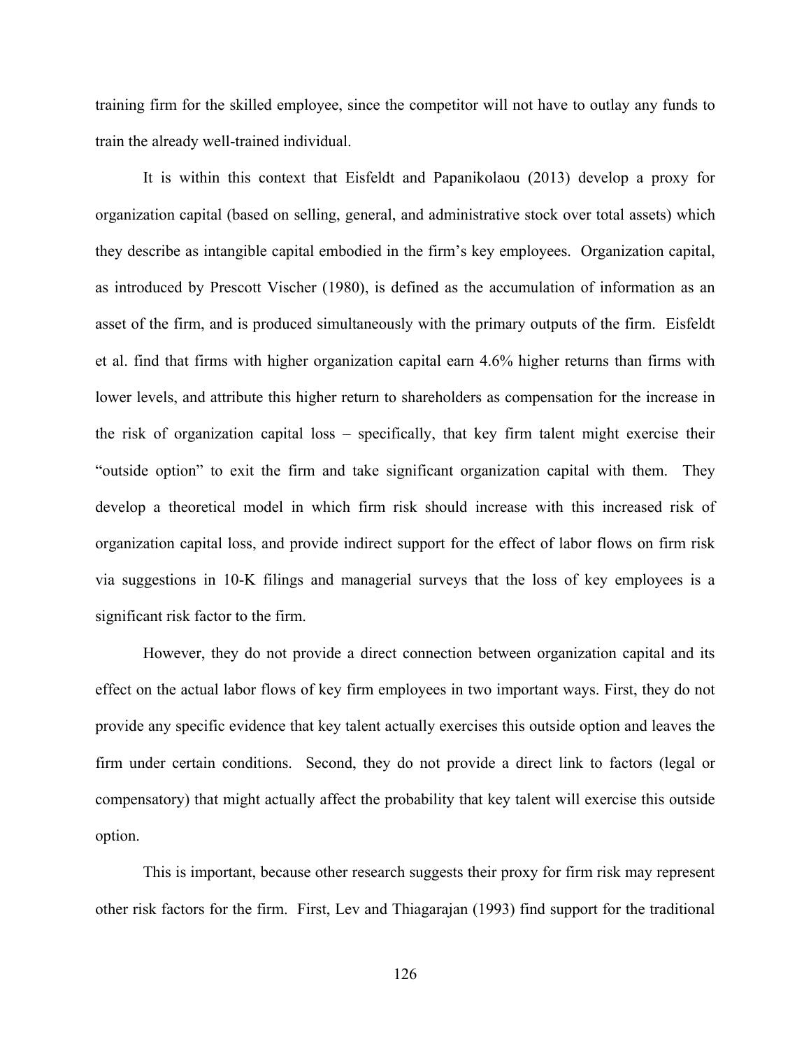training firm for the skilled employee, since the competitor will not have to outlay any funds to train the already well-trained individual.

It is within this context that Eisfeldt and Papanikolaou (2013) develop a proxy for organization capital (based on selling, general, and administrative stock over total assets) which they describe as intangible capital embodied in the firm's key employees. Organization capital, as introduced by Prescott Vischer (1980), is defined as the accumulation of information as an asset of the firm, and is produced simultaneously with the primary outputs of the firm. Eisfeldt et al. find that firms with higher organization capital earn 4.6% higher returns than firms with lower levels, and attribute this higher return to shareholders as compensation for the increase in the risk of organization capital loss – specifically, that key firm talent might exercise their "outside option" to exit the firm and take significant organization capital with them. They develop a theoretical model in which firm risk should increase with this increased risk of organization capital loss, and provide indirect support for the effect of labor flows on firm risk via suggestions in 10-K filings and managerial surveys that the loss of key employees is a significant risk factor to the firm.

However, they do not provide a direct connection between organization capital and its effect on the actual labor flows of key firm employees in two important ways. First, they do not provide any specific evidence that key talent actually exercises this outside option and leaves the firm under certain conditions. Second, they do not provide a direct link to factors (legal or compensatory) that might actually affect the probability that key talent will exercise this outside option.

This is important, because other research suggests their proxy for firm risk may represent other risk factors for the firm. First, Lev and Thiagarajan (1993) find support for the traditional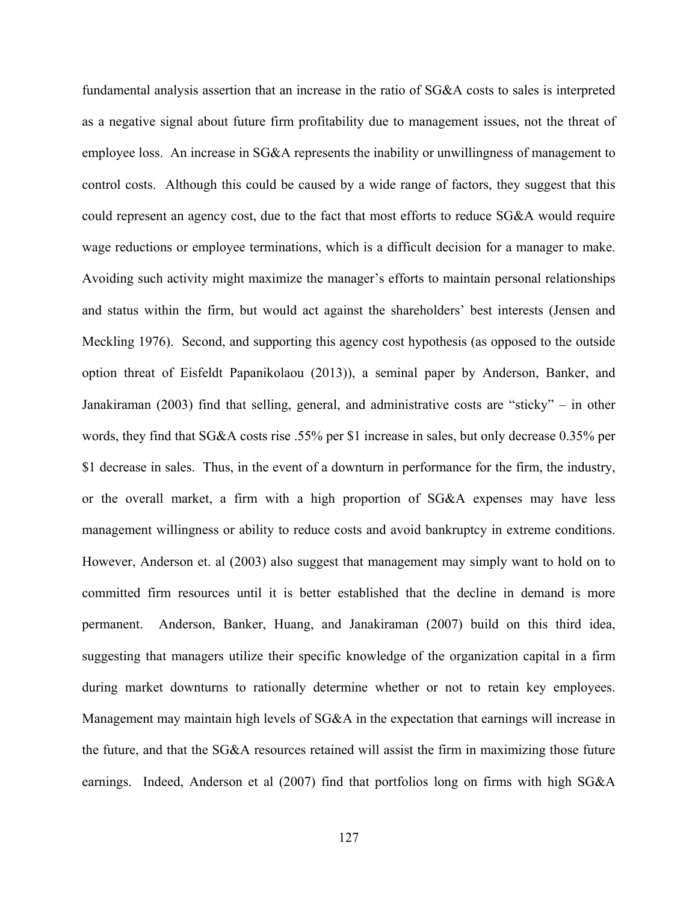fundamental analysis assertion that an increase in the ratio of SG&A costs to sales is interpreted as a negative signal about future firm profitability due to management issues, not the threat of employee loss. An increase in SG&A represents the inability or unwillingness of management to control costs. Although this could be caused by a wide range of factors, they suggest that this could represent an agency cost, due to the fact that most efforts to reduce SG&A would require wage reductions or employee terminations, which is a difficult decision for a manager to make. Avoiding such activity might maximize the manager's efforts to maintain personal relationships and status within the firm, but would act against the shareholders' best interests (Jensen and Meckling 1976). Second, and supporting this agency cost hypothesis (as opposed to the outside option threat of Eisfeldt Papanikolaou (2013)), a seminal paper by Anderson, Banker, and Janakiraman (2003) find that selling, general, and administrative costs are "sticky" – in other words, they find that SG&A costs rise .55% per $1 increase in sales, but only decrease 0.35% per $1 decrease in sales. Thus, in the event of a downturn in performance for the firm, the industry, or the overall market, a firm with a high proportion of SG&A expenses may have less management willingness or ability to reduce costs and avoid bankruptcy in extreme conditions. However, Anderson et. al (2003) also suggest that management may simply want to hold on to committed firm resources until it is better established that the decline in demand is more permanent. Anderson, Banker, Huang, and Janakiraman (2007) build on this third idea, suggesting that managers utilize their specific knowledge of the organization capital in a firm during market downturns to rationally determine whether or not to retain key employees. Management may maintain high levels of SG&A in the expectation that earnings will increase in the future, and that the SG&A resources retained will assist the firm in maximizing those future earnings. Indeed, Anderson et al (2007) find that portfolios long on firms with high SG&A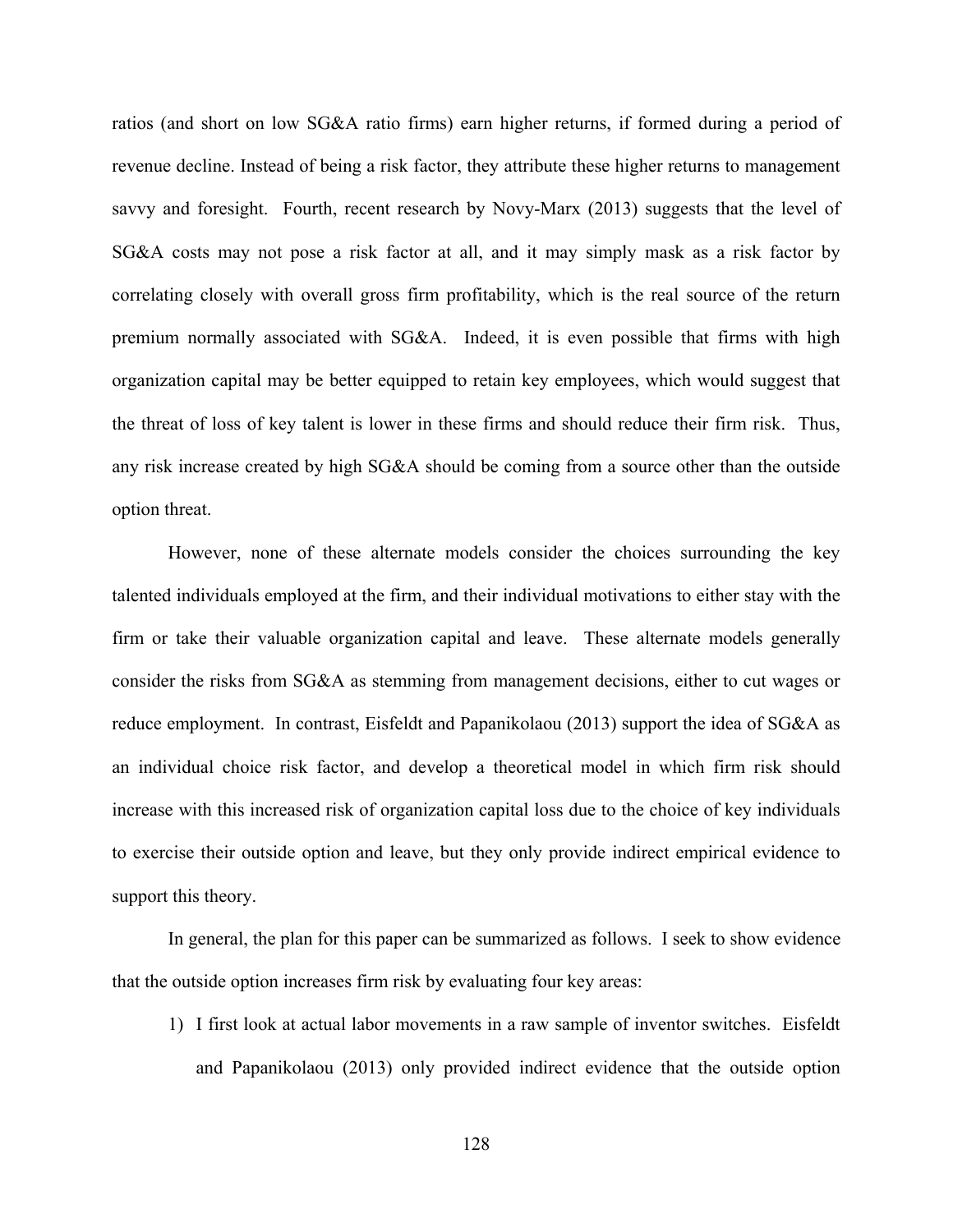ratios (and short on low SG&A ratio firms) earn higher returns, if formed during a period of revenue decline. Instead of being a risk factor, they attribute these higher returns to management savvy and foresight. Fourth, recent research by Novy-Marx (2013) suggests that the level of SG&A costs may not pose a risk factor at all, and it may simply mask as a risk factor by correlating closely with overall gross firm profitability, which is the real source of the return premium normally associated with SG&A. Indeed, it is even possible that firms with high organization capital may be better equipped to retain key employees, which would suggest that the threat of loss of key talent is lower in these firms and should reduce their firm risk. Thus, any risk increase created by high SG&A should be coming from a source other than the outside option threat.

However, none of these alternate models consider the choices surrounding the key talented individuals employed at the firm, and their individual motivations to either stay with the firm or take their valuable organization capital and leave. These alternate models generally consider the risks from SG&A as stemming from management decisions, either to cut wages or reduce employment. In contrast, Eisfeldt and Papanikolaou (2013) support the idea of SG&A as an individual choice risk factor, and develop a theoretical model in which firm risk should increase with this increased risk of organization capital loss due to the choice of key individuals to exercise their outside option and leave, but they only provide indirect empirical evidence to support this theory.

In general, the plan for this paper can be summarized as follows. I seek to show evidence that the outside option increases firm risk by evaluating four key areas:

1) I first look at actual labor movements in a raw sample of inventor switches. Eisfeldt and Papanikolaou (2013) only provided indirect evidence that the outside option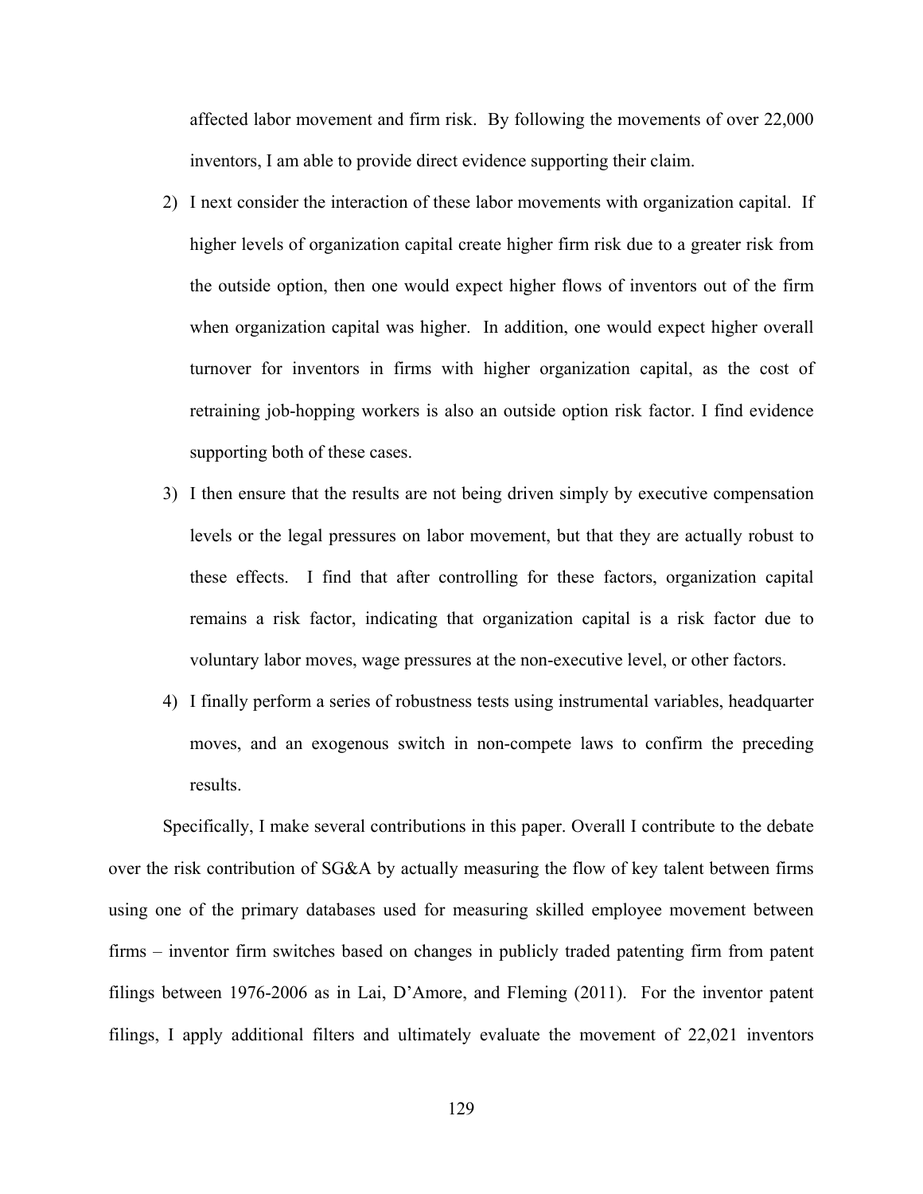affected labor movement and firm risk. By following the movements of over 22,000 inventors, I am able to provide direct evidence supporting their claim.

2) I next consider the interaction of these labor movements with organization capital. If higher levels of organization capital create higher firm risk due to a greater risk from the outside option, then one would expect higher flows of inventors out of the firm when organization capital was higher. In addition, one would expect higher overall turnover for inventors in firms with higher organization capital, as the cost of retraining job-hopping workers is also an outside option risk factor. I find evidence supporting both of these cases.

3) I then ensure that the results are not being driven simply by executive compensation levels or the legal pressures on labor movement, but that they are actually robust to these effects. I find that after controlling for these factors, organization capital remains a risk factor, indicating that organization capital is a risk factor due to voluntary labor moves, wage pressures at the non-executive level, or other factors.

4) I finally perform a series of robustness tests using instrumental variables, headquarter moves, and an exogenous switch in non-compete laws to confirm the preceding results.

Specifically, I make several contributions in this paper. Overall I contribute to the debate over the risk contribution of SG&A by actually measuring the flow of key talent between firms using one of the primary databases used for measuring skilled employee movement between firms – inventor firm switches based on changes in publicly traded patenting firm from patent filings between 1976-2006 as in Lai, D'Amore, and Fleming (2011). For the inventor patent filings, I apply additional filters and ultimately evaluate the movement of 22,021 inventors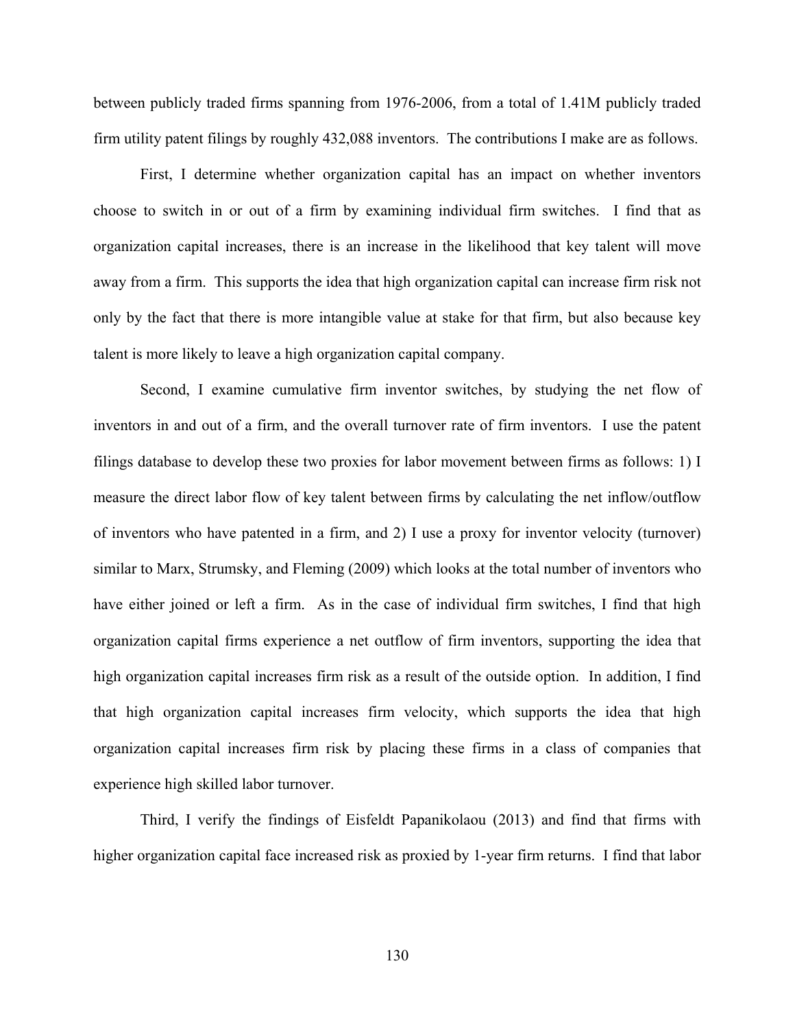between publicly traded firms spanning from 1976-2006, from a total of 1.41M publicly traded firm utility patent filings by roughly 432,088 inventors. The contributions I make are as follows.

First, I determine whether organization capital has an impact on whether inventors choose to switch in or out of a firm by examining individual firm switches. I find that as organization capital increases, there is an increase in the likelihood that key talent will move away from a firm. This supports the idea that high organization capital can increase firm risk not only by the fact that there is more intangible value at stake for that firm, but also because key talent is more likely to leave a high organization capital company.

Second, I examine cumulative firm inventor switches, by studying the net flow of inventors in and out of a firm, and the overall turnover rate of firm inventors. I use the patent filings database to develop these two proxies for labor movement between firms as follows: 1) I measure the direct labor flow of key talent between firms by calculating the net inflow/outflow of inventors who have patented in a firm, and 2) I use a proxy for inventor velocity (turnover) similar to Marx, Strumsky, and Fleming (2009) which looks at the total number of inventors who have either joined or left a firm. As in the case of individual firm switches, I find that high organization capital firms experience a net outflow of firm inventors, supporting the idea that high organization capital increases firm risk as a result of the outside option. In addition, I find that high organization capital increases firm velocity, which supports the idea that high organization capital increases firm risk by placing these firms in a class of companies that experience high skilled labor turnover.

Third, I verify the findings of Eisfeldt Papanikolaou (2013) and find that firms with higher organization capital face increased risk as proxied by 1-year firm returns. I find that labor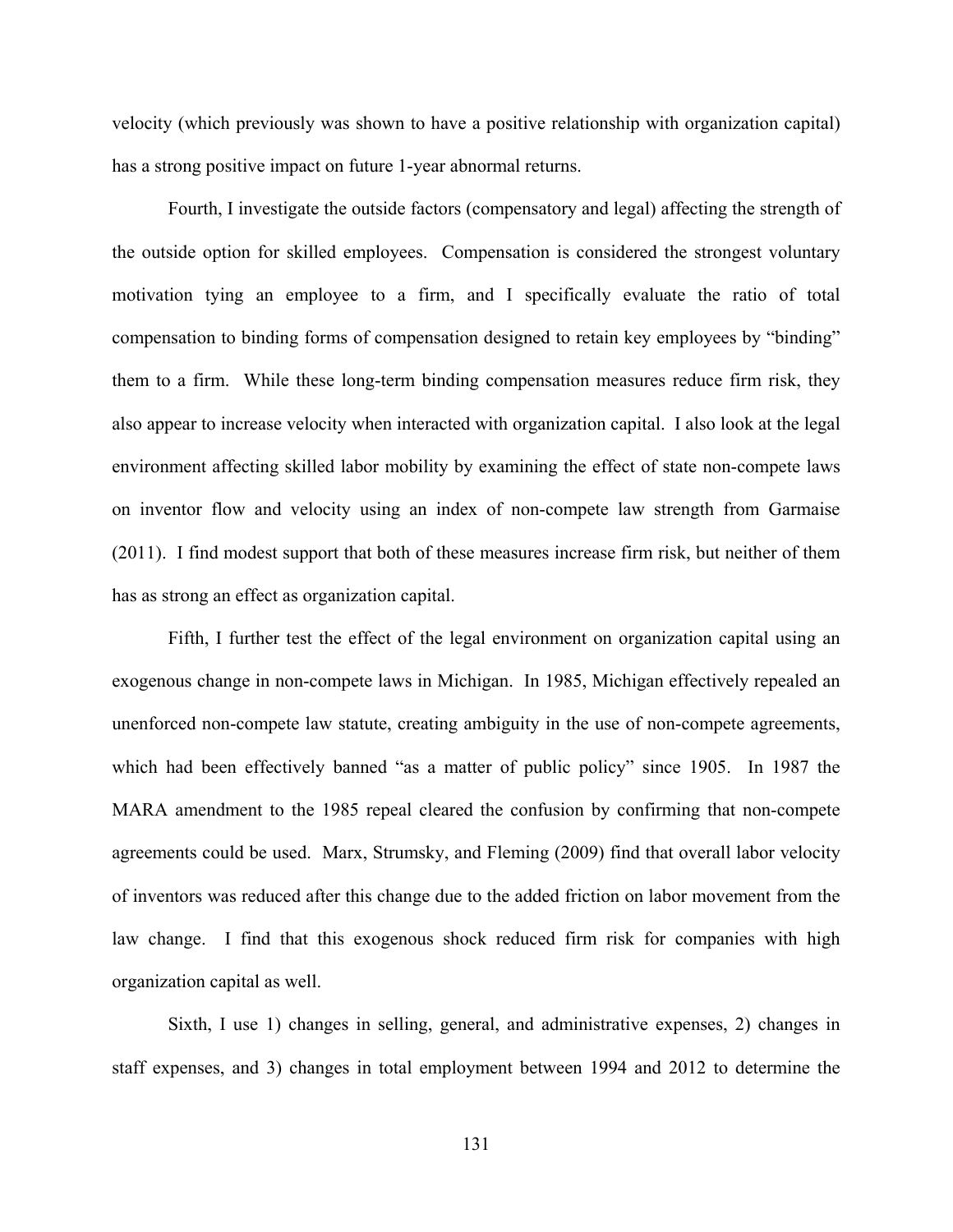velocity (which previously was shown to have a positive relationship with organization capital) has a strong positive impact on future 1-year abnormal returns.

Fourth, I investigate the outside factors (compensatory and legal) affecting the strength of the outside option for skilled employees. Compensation is considered the strongest voluntary motivation tying an employee to a firm, and I specifically evaluate the ratio of total compensation to binding forms of compensation designed to retain key employees by "binding" them to a firm. While these long-term binding compensation measures reduce firm risk, they also appear to increase velocity when interacted with organization capital. I also look at the legal environment affecting skilled labor mobility by examining the effect of state non-compete laws on inventor flow and velocity using an index of non-compete law strength from Garmaise (2011). I find modest support that both of these measures increase firm risk, but neither of them has as strong an effect as organization capital.

Fifth, I further test the effect of the legal environment on organization capital using an exogenous change in non-compete laws in Michigan. In 1985, Michigan effectively repealed an unenforced non-compete law statute, creating ambiguity in the use of non-compete agreements, which had been effectively banned "as a matter of public policy" since 1905. In 1987 the MARA amendment to the 1985 repeal cleared the confusion by confirming that non-compete agreements could be used. Marx, Strumsky, and Fleming (2009) find that overall labor velocity of inventors was reduced after this change due to the added friction on labor movement from the law change. I find that this exogenous shock reduced firm risk for companies with high organization capital as well.

Sixth, I use 1) changes in selling, general, and administrative expenses, 2) changes in staff expenses, and 3) changes in total employment between 1994 and 2012 to determine the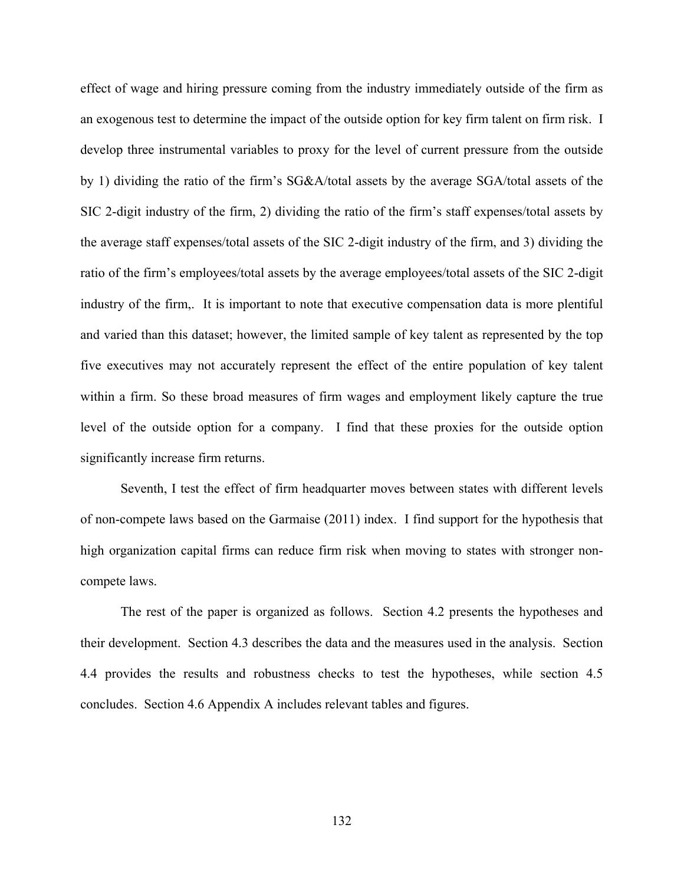effect of wage and hiring pressure coming from the industry immediately outside of the firm as an exogenous test to determine the impact of the outside option for key firm talent on firm risk. I develop three instrumental variables to proxy for the level of current pressure from the outside by 1) dividing the ratio of the firm's SG&A/total assets by the average SGA/total assets of the SIC 2-digit industry of the firm, 2) dividing the ratio of the firm's staff expenses/total assets by the average staff expenses/total assets of the SIC 2-digit industry of the firm, and 3) dividing the ratio of the firm's employees/total assets by the average employees/total assets of the SIC 2-digit industry of the firm,. It is important to note that executive compensation data is more plentiful and varied than this dataset; however, the limited sample of key talent as represented by the top five executives may not accurately represent the effect of the entire population of key talent within a firm. So these broad measures of firm wages and employment likely capture the true level of the outside option for a company. I find that these proxies for the outside option significantly increase firm returns.

Seventh, I test the effect of firm headquarter moves between states with different levels of non-compete laws based on the Garmaise (2011) index. I find support for the hypothesis that high organization capital firms can reduce firm risk when moving to states with stronger non-compete laws.

The rest of the paper is organized as follows. Section 4.2 presents the hypotheses and their development. Section 4.3 describes the data and the measures used in the analysis. Section 4.4 provides the results and robustness checks to test the hypotheses, while section 4.5 concludes. Section 4.6 Appendix A includes relevant tables and figures.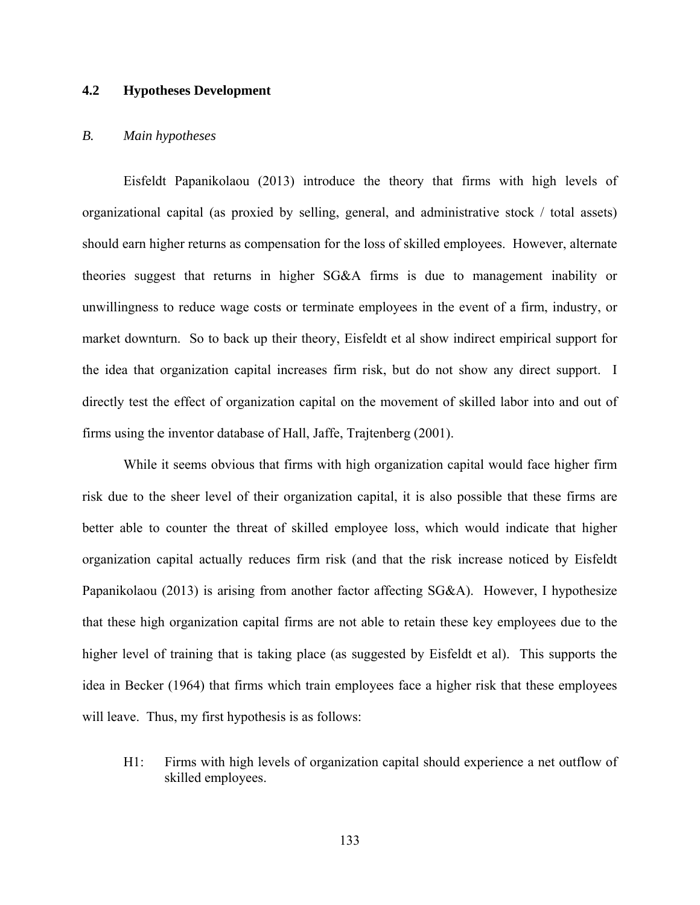### 4.2 Hypotheses Development

#### *B. Main hypotheses*

Eisfeldt Papanikolaou (2013) introduce the theory that firms with high levels of organizational capital (as proxied by selling, general, and administrative stock / total assets) should earn higher returns as compensation for the loss of skilled employees. However, alternate theories suggest that returns in higher SG&A firms is due to management inability or unwillingness to reduce wage costs or terminate employees in the event of a firm, industry, or market downturn. So to back up their theory, Eisfeldt et al show indirect empirical support for the idea that organization capital increases firm risk, but do not show any direct support. I directly test the effect of organization capital on the movement of skilled labor into and out of firms using the inventor database of Hall, Jaffe, Trajtenberg (2001).

While it seems obvious that firms with high organization capital would face higher firm risk due to the sheer level of their organization capital, it is also possible that these firms are better able to counter the threat of skilled employee loss, which would indicate that higher organization capital actually reduces firm risk (and that the risk increase noticed by Eisfeldt Papanikolaou (2013) is arising from another factor affecting SG&A). However, I hypothesize that these high organization capital firms are not able to retain these key employees due to the higher level of training that is taking place (as suggested by Eisfeldt et al). This supports the idea in Becker (1964) that firms which train employees face a higher risk that these employees will leave. Thus, my first hypothesis is as follows:

H1: Firms with high levels of organization capital should experience a net outflow of skilled employees.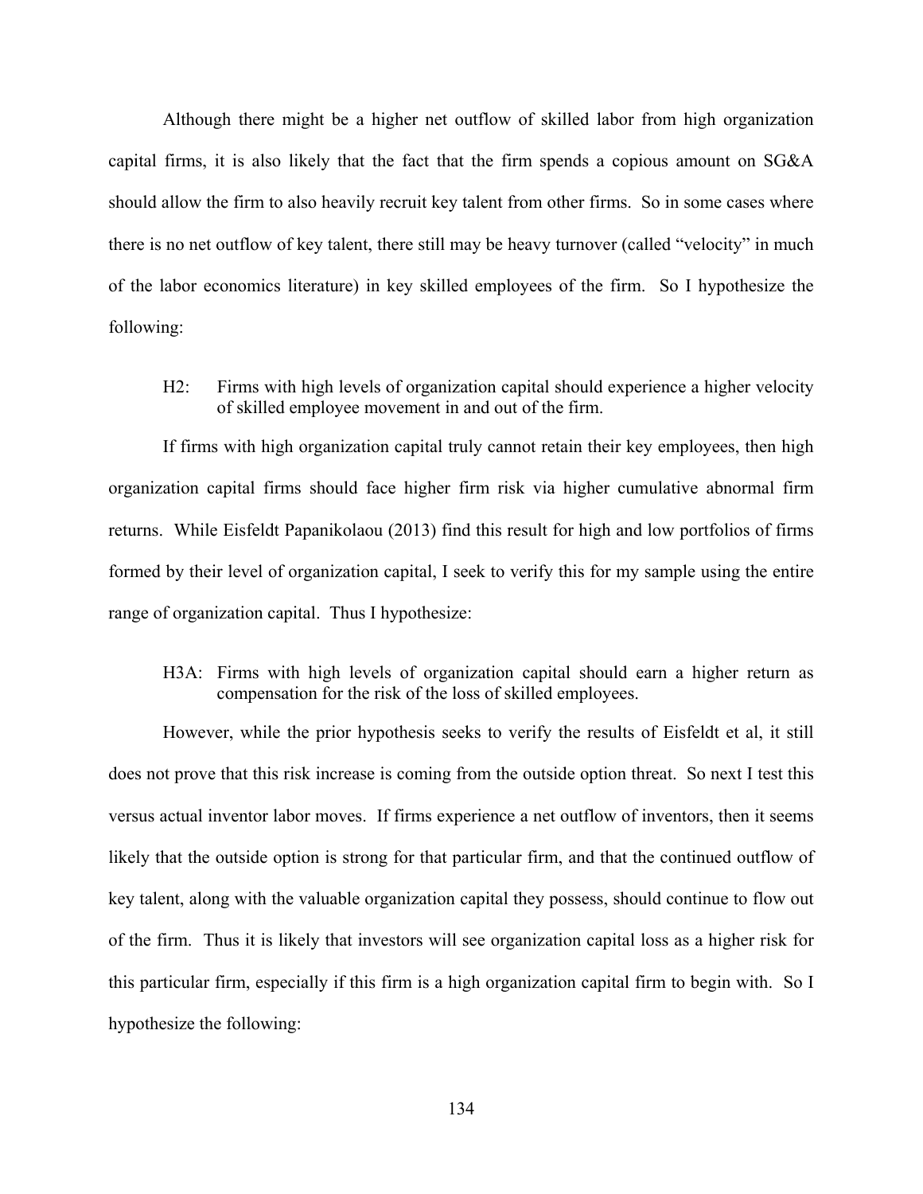Although there might be a higher net outflow of skilled labor from high organization capital firms, it is also likely that the fact that the firm spends a copious amount on SG&A should allow the firm to also heavily recruit key talent from other firms. So in some cases where there is no net outflow of key talent, there still may be heavy turnover (called "velocity" in much of the labor economics literature) in key skilled employees of the firm. So I hypothesize the following:

> H2: Firms with high levels of organization capital should experience a higher velocity of skilled employee movement in and out of the firm.

If firms with high organization capital truly cannot retain their key employees, then high organization capital firms should face higher firm risk via higher cumulative abnormal firm returns. While Eisfeldt Papanikolaou (2013) find this result for high and low portfolios of firms formed by their level of organization capital, I seek to verify this for my sample using the entire range of organization capital. Thus I hypothesize:

> H3A: Firms with high levels of organization capital should earn a higher return as compensation for the risk of the loss of skilled employees.

However, while the prior hypothesis seeks to verify the results of Eisfeldt et al, it still does not prove that this risk increase is coming from the outside option threat. So next I test this versus actual inventor labor moves. If firms experience a net outflow of inventors, then it seems likely that the outside option is strong for that particular firm, and that the continued outflow of key talent, along with the valuable organization capital they possess, should continue to flow out of the firm. Thus it is likely that investors will see organization capital loss as a higher risk for this particular firm, especially if this firm is a high organization capital firm to begin with. So I hypothesize the following: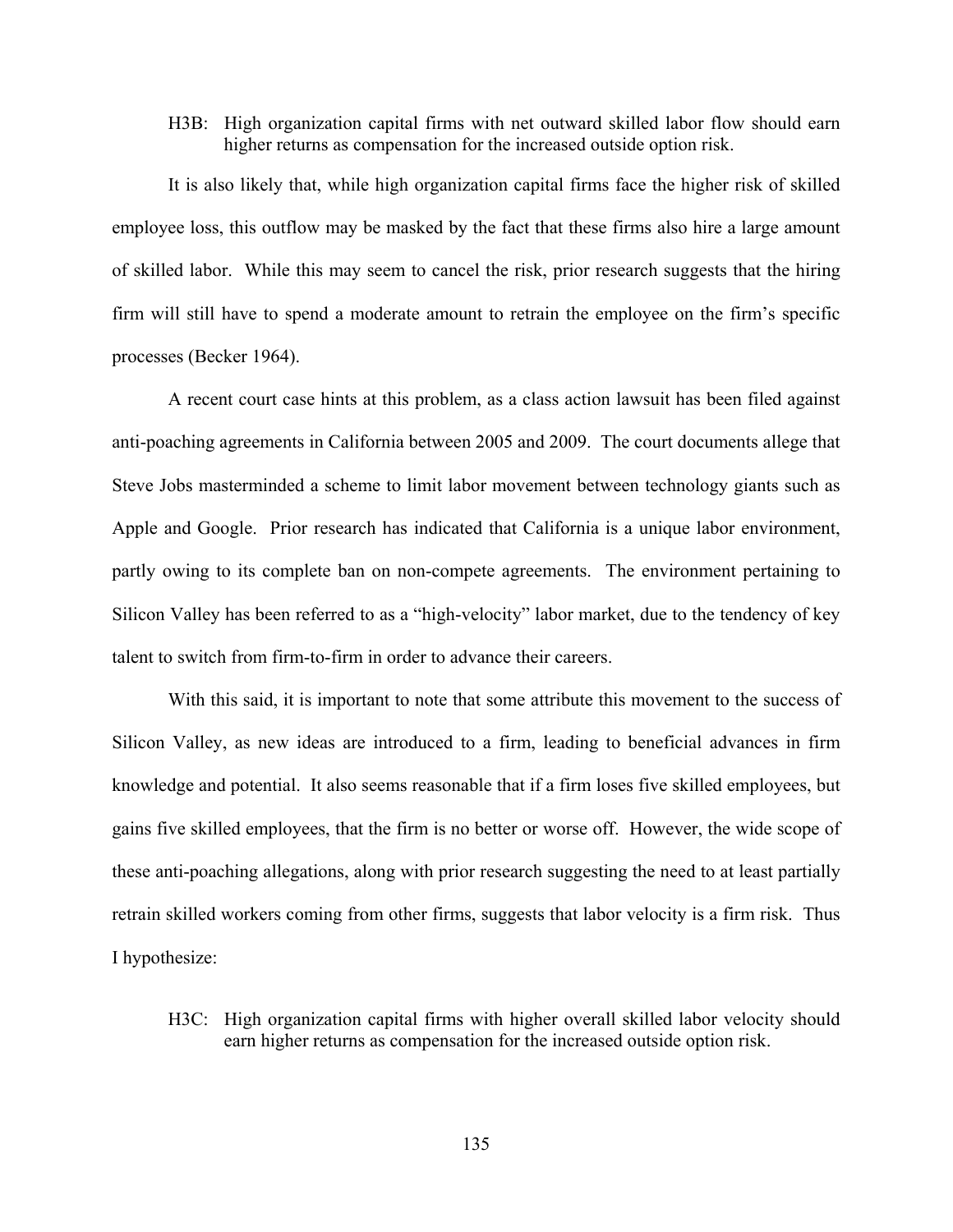H3B: High organization capital firms with net outward skilled labor flow should earn higher returns as compensation for the increased outside option risk.

It is also likely that, while high organization capital firms face the higher risk of skilled employee loss, this outflow may be masked by the fact that these firms also hire a large amount of skilled labor. While this may seem to cancel the risk, prior research suggests that the hiring firm will still have to spend a moderate amount to retrain the employee on the firm's specific processes (Becker 1964).

A recent court case hints at this problem, as a class action lawsuit has been filed against anti-poaching agreements in California between 2005 and 2009. The court documents allege that Steve Jobs masterminded a scheme to limit labor movement between technology giants such as Apple and Google. Prior research has indicated that California is a unique labor environment, partly owing to its complete ban on non-compete agreements. The environment pertaining to Silicon Valley has been referred to as a "high-velocity" labor market, due to the tendency of key talent to switch from firm-to-firm in order to advance their careers.

With this said, it is important to note that some attribute this movement to the success of Silicon Valley, as new ideas are introduced to a firm, leading to beneficial advances in firm knowledge and potential. It also seems reasonable that if a firm loses five skilled employees, but gains five skilled employees, that the firm is no better or worse off. However, the wide scope of these anti-poaching allegations, along with prior research suggesting the need to at least partially retrain skilled workers coming from other firms, suggests that labor velocity is a firm risk. Thus I hypothesize:

H3C: High organization capital firms with higher overall skilled labor velocity should earn higher returns as compensation for the increased outside option risk.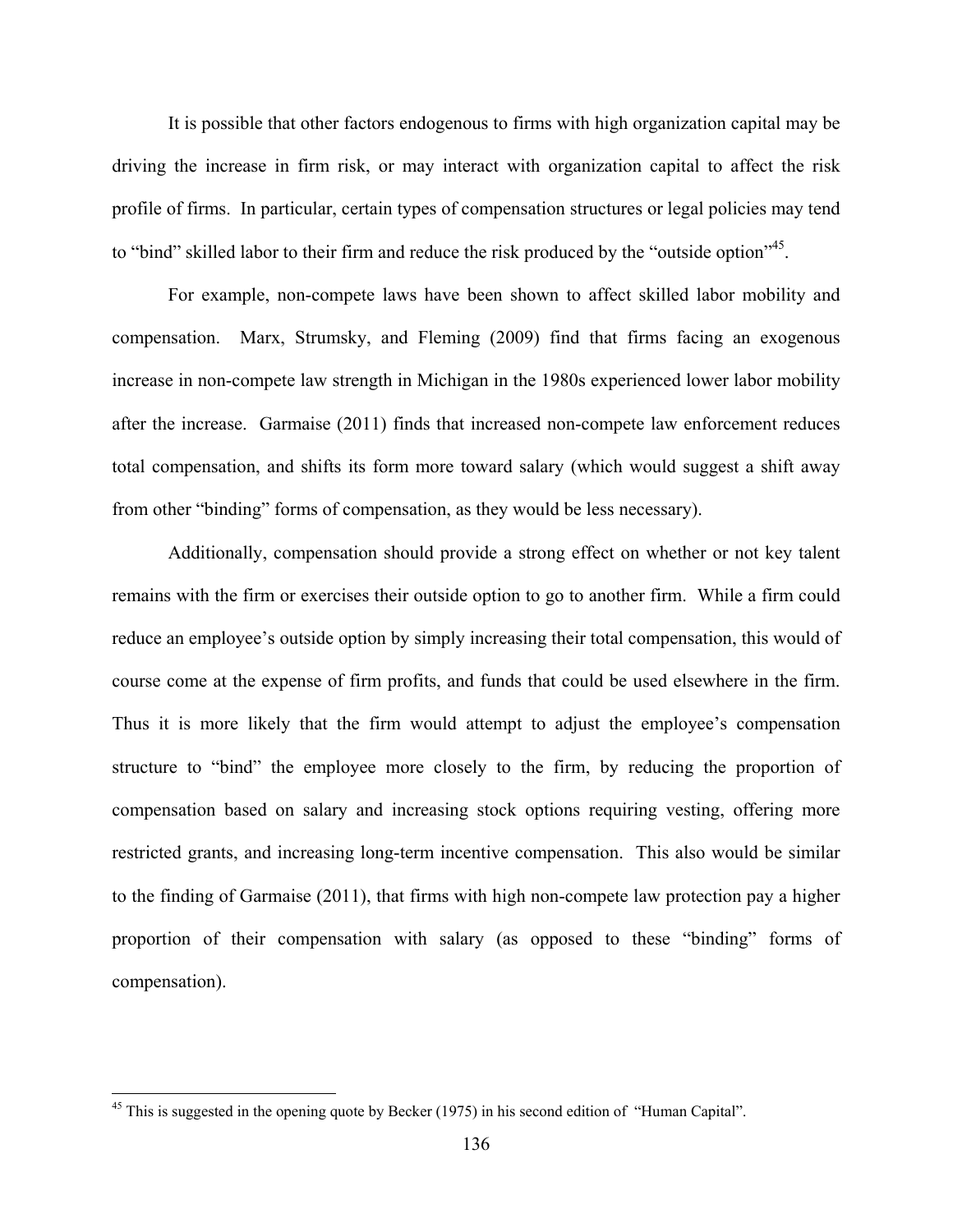It is possible that other factors endogenous to firms with high organization capital may be driving the increase in firm risk, or may interact with organization capital to affect the risk profile of firms. In particular, certain types of compensation structures or legal policies may tend to "bind" skilled labor to their firm and reduce the risk produced by the "outside option"[45].

For example, non-compete laws have been shown to affect skilled labor mobility and compensation. Marx, Strumsky, and Fleming (2009) find that firms facing an exogenous increase in non-compete law strength in Michigan in the 1980s experienced lower labor mobility after the increase. Garmaise (2011) finds that increased non-compete law enforcement reduces total compensation, and shifts its form more toward salary (which would suggest a shift away from other "binding" forms of compensation, as they would be less necessary).

Additionally, compensation should provide a strong effect on whether or not key talent remains with the firm or exercises their outside option to go to another firm. While a firm could reduce an employee's outside option by simply increasing their total compensation, this would of course come at the expense of firm profits, and funds that could be used elsewhere in the firm. Thus it is more likely that the firm would attempt to adjust the employee's compensation structure to "bind" the employee more closely to the firm, by reducing the proportion of compensation based on salary and increasing stock options requiring vesting, offering more restricted grants, and increasing long-term incentive compensation. This also would be similar to the finding of Garmaise (2011), that firms with high non-compete law protection pay a higher proportion of their compensation with salary (as opposed to these "binding" forms of compensation).

---

[45] This is suggested in the opening quote by Becker (1975) in his second edition of "Human Capital".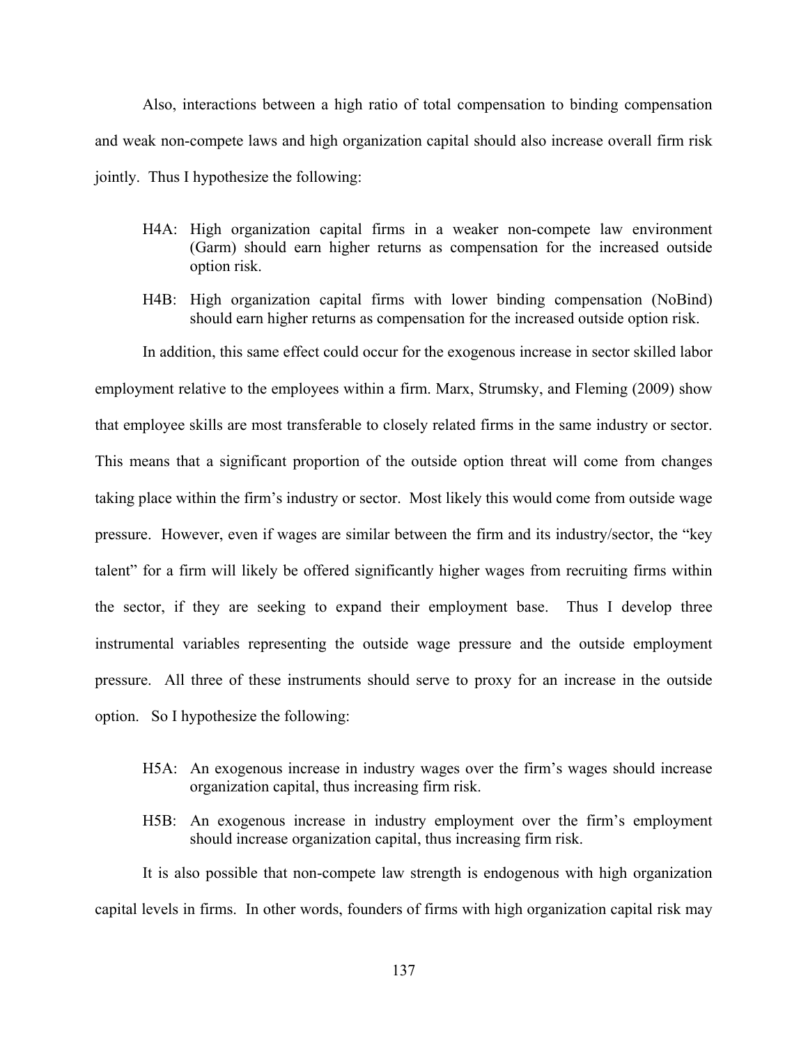Also, interactions between a high ratio of total compensation to binding compensation and weak non-compete laws and high organization capital should also increase overall firm risk jointly. Thus I hypothesize the following:

> H4A: High organization capital firms in a weaker non-compete law environment (Garm) should earn higher returns as compensation for the increased outside option risk.
>
> H4B: High organization capital firms with lower binding compensation (NoBind) should earn higher returns as compensation for the increased outside option risk.

In addition, this same effect could occur for the exogenous increase in sector skilled labor employment relative to the employees within a firm. Marx, Strumsky, and Fleming (2009) show that employee skills are most transferable to closely related firms in the same industry or sector. This means that a significant proportion of the outside option threat will come from changes taking place within the firm's industry or sector. Most likely this would come from outside wage pressure. However, even if wages are similar between the firm and its industry/sector, the "key talent" for a firm will likely be offered significantly higher wages from recruiting firms within the sector, if they are seeking to expand their employment base. Thus I develop three instrumental variables representing the outside wage pressure and the outside employment pressure. All three of these instruments should serve to proxy for an increase in the outside option. So I hypothesize the following:

> H5A: An exogenous increase in industry wages over the firm's wages should increase organization capital, thus increasing firm risk.
>
> H5B: An exogenous increase in industry employment over the firm's employment should increase organization capital, thus increasing firm risk.

It is also possible that non-compete law strength is endogenous with high organization capital levels in firms. In other words, founders of firms with high organization capital risk may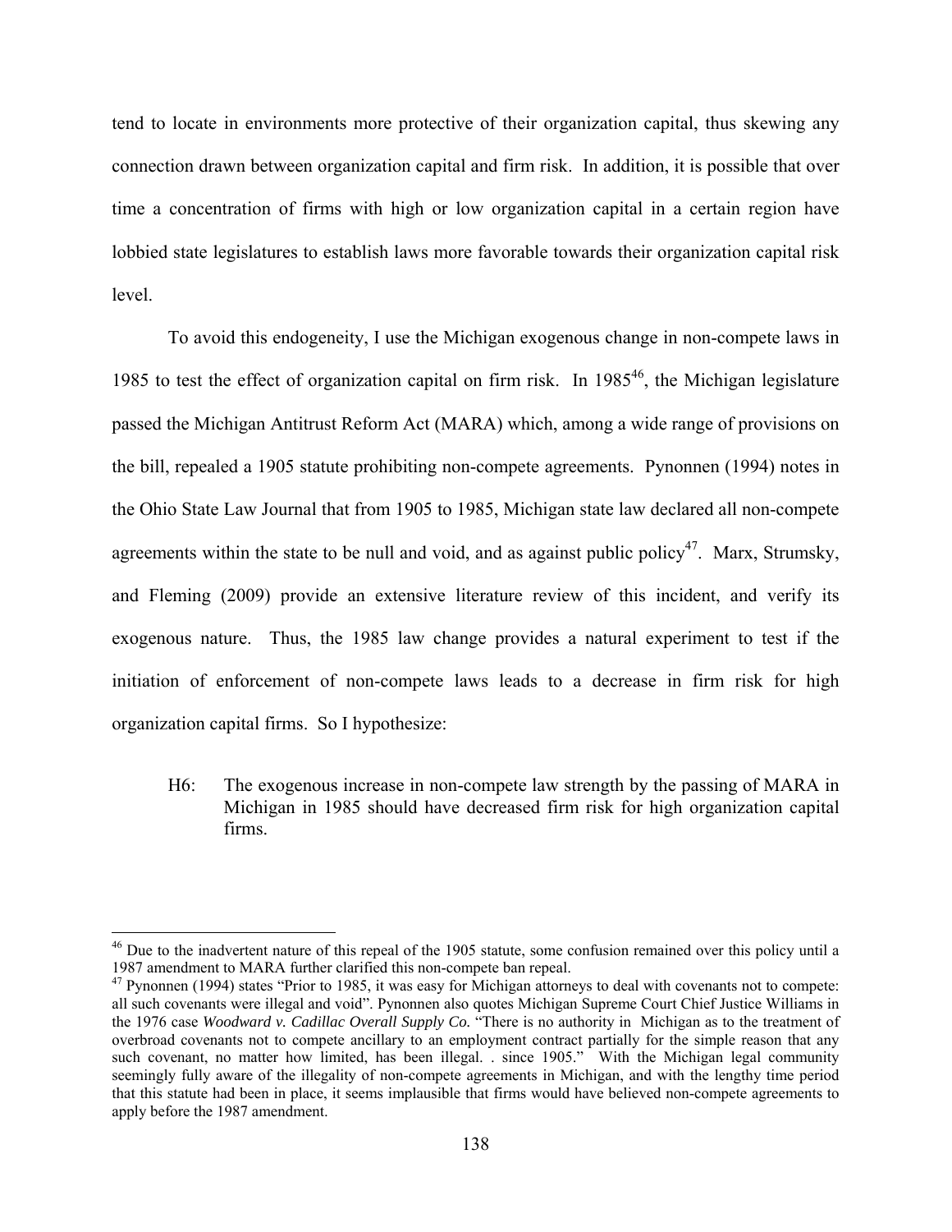tend to locate in environments more protective of their organization capital, thus skewing any connection drawn between organization capital and firm risk. In addition, it is possible that over time a concentration of firms with high or low organization capital in a certain region have lobbied state legislatures to establish laws more favorable towards their organization capital risk level.

To avoid this endogeneity, I use the Michigan exogenous change in non-compete laws in 1985 to test the effect of organization capital on firm risk. In 1985[46], the Michigan legislature passed the Michigan Antitrust Reform Act (MARA) which, among a wide range of provisions on the bill, repealed a 1905 statute prohibiting non-compete agreements. Pynonnen (1994) notes in the Ohio State Law Journal that from 1905 to 1985, Michigan state law declared all non-compete agreements within the state to be null and void, and as against public policy[47]. Marx, Strumsky, and Fleming (2009) provide an extensive literature review of this incident, and verify its exogenous nature. Thus, the 1985 law change provides a natural experiment to test if the initiation of enforcement of non-compete laws leads to a decrease in firm risk for high organization capital firms. So I hypothesize:

> H6: The exogenous increase in non-compete law strength by the passing of MARA in Michigan in 1985 should have decreased firm risk for high organization capital firms.

---

[46] Due to the inadvertent nature of this repeal of the 1905 statute, some confusion remained over this policy until a 1987 amendment to MARA further clarified this non-compete ban repeal.

[47] Pynonnen (1994) states "Prior to 1985, it was easy for Michigan attorneys to deal with covenants not to compete: all such covenants were illegal and void". Pynonnen also quotes Michigan Supreme Court Chief Justice Williams in the 1976 case *Woodward v. Cadillac Overall Supply Co.* "There is no authority in Michigan as to the treatment of overbroad covenants not to compete ancillary to an employment contract partially for the simple reason that any such covenant, no matter how limited, has been illegal. . since 1905." With the Michigan legal community seemingly fully aware of the illegality of non-compete agreements in Michigan, and with the lengthy time period that this statute had been in place, it seems implausible that firms would have believed non-compete agreements to apply before the 1987 amendment.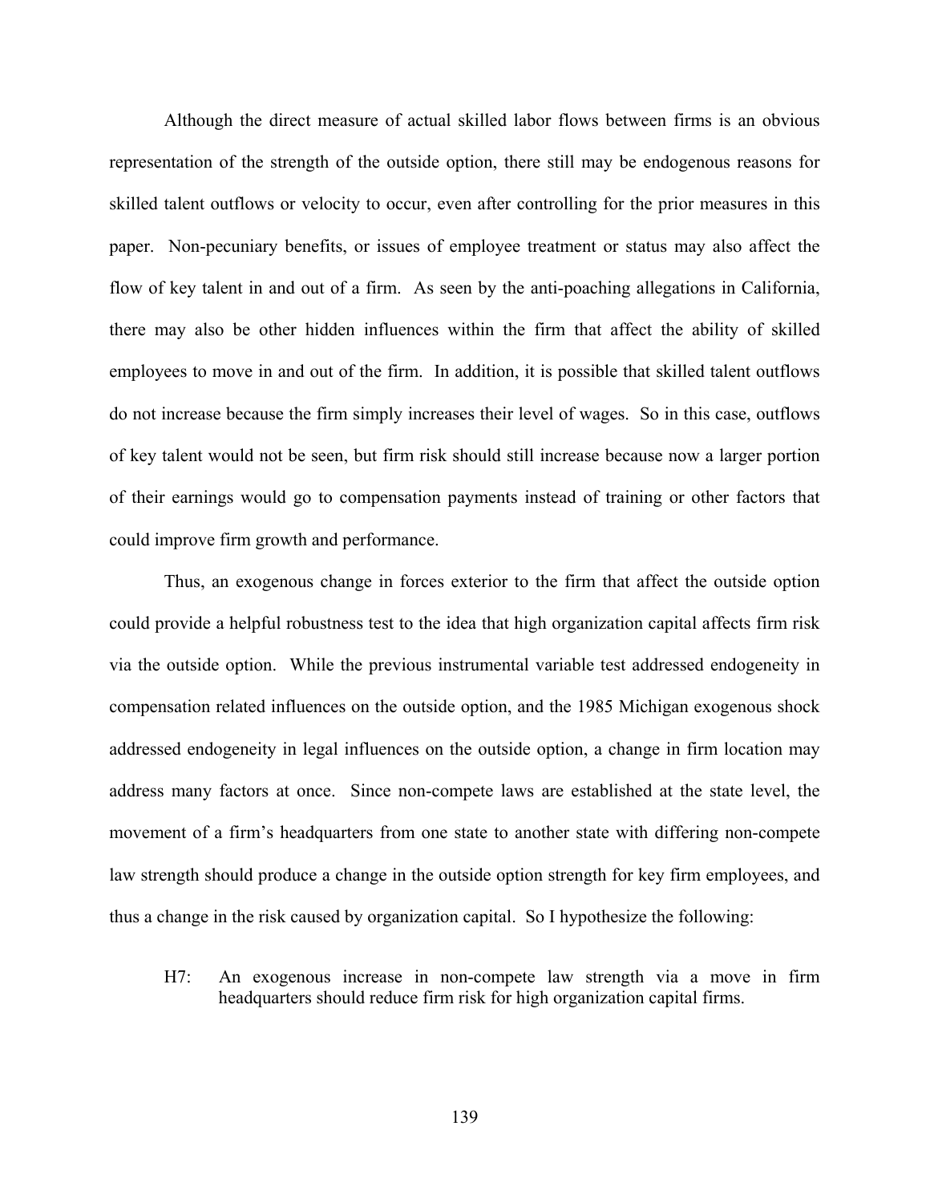Although the direct measure of actual skilled labor flows between firms is an obvious representation of the strength of the outside option, there still may be endogenous reasons for skilled talent outflows or velocity to occur, even after controlling for the prior measures in this paper. Non-pecuniary benefits, or issues of employee treatment or status may also affect the flow of key talent in and out of a firm. As seen by the anti-poaching allegations in California, there may also be other hidden influences within the firm that affect the ability of skilled employees to move in and out of the firm. In addition, it is possible that skilled talent outflows do not increase because the firm simply increases their level of wages. So in this case, outflows of key talent would not be seen, but firm risk should still increase because now a larger portion of their earnings would go to compensation payments instead of training or other factors that could improve firm growth and performance.

Thus, an exogenous change in forces exterior to the firm that affect the outside option could provide a helpful robustness test to the idea that high organization capital affects firm risk via the outside option. While the previous instrumental variable test addressed endogeneity in compensation related influences on the outside option, and the 1985 Michigan exogenous shock addressed endogeneity in legal influences on the outside option, a change in firm location may address many factors at once. Since non-compete laws are established at the state level, the movement of a firm's headquarters from one state to another state with differing non-compete law strength should produce a change in the outside option strength for key firm employees, and thus a change in the risk caused by organization capital. So I hypothesize the following:

H7: An exogenous increase in non-compete law strength via a move in firm headquarters should reduce firm risk for high organization capital firms.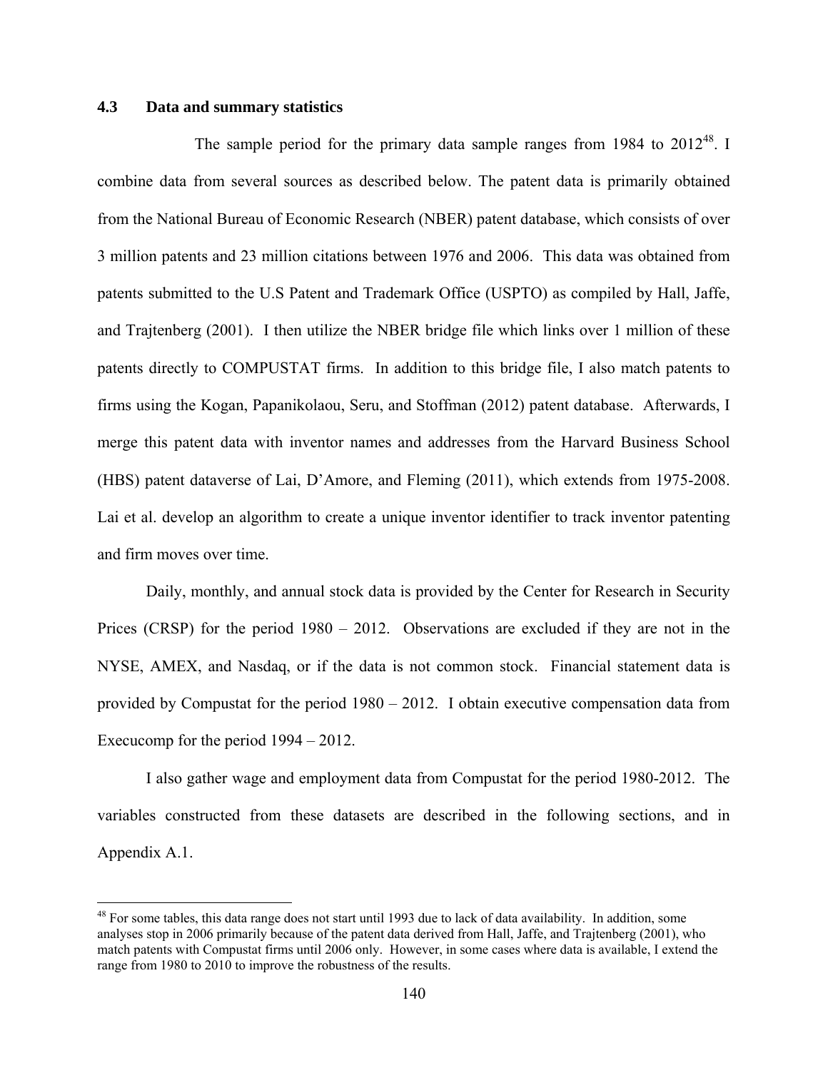### 4.3 Data and summary statistics

The sample period for the primary data sample ranges from 1984 to 2012[48]. I combine data from several sources as described below. The patent data is primarily obtained from the National Bureau of Economic Research (NBER) patent database, which consists of over 3 million patents and 23 million citations between 1976 and 2006. This data was obtained from patents submitted to the U.S Patent and Trademark Office (USPTO) as compiled by Hall, Jaffe, and Trajtenberg (2001). I then utilize the NBER bridge file which links over 1 million of these patents directly to COMPUSTAT firms. In addition to this bridge file, I also match patents to firms using the Kogan, Papanikolaou, Seru, and Stoffman (2012) patent database. Afterwards, I merge this patent data with inventor names and addresses from the Harvard Business School (HBS) patent dataverse of Lai, D'Amore, and Fleming (2011), which extends from 1975-2008. Lai et al. develop an algorithm to create a unique inventor identifier to track inventor patenting and firm moves over time.

Daily, monthly, and annual stock data is provided by the Center for Research in Security Prices (CRSP) for the period 1980 – 2012. Observations are excluded if they are not in the NYSE, AMEX, and Nasdaq, or if the data is not common stock. Financial statement data is provided by Compustat for the period 1980 – 2012. I obtain executive compensation data from Execucomp for the period 1994 – 2012.

I also gather wage and employment data from Compustat for the period 1980-2012. The variables constructed from these datasets are described in the following sections, and in Appendix A.1.

[48] For some tables, this data range does not start until 1993 due to lack of data availability. In addition, some analyses stop in 2006 primarily because of the patent data derived from Hall, Jaffe, and Trajtenberg (2001), who match patents with Compustat firms until 2006 only. However, in some cases where data is available, I extend the range from 1980 to 2010 to improve the robustness of the results.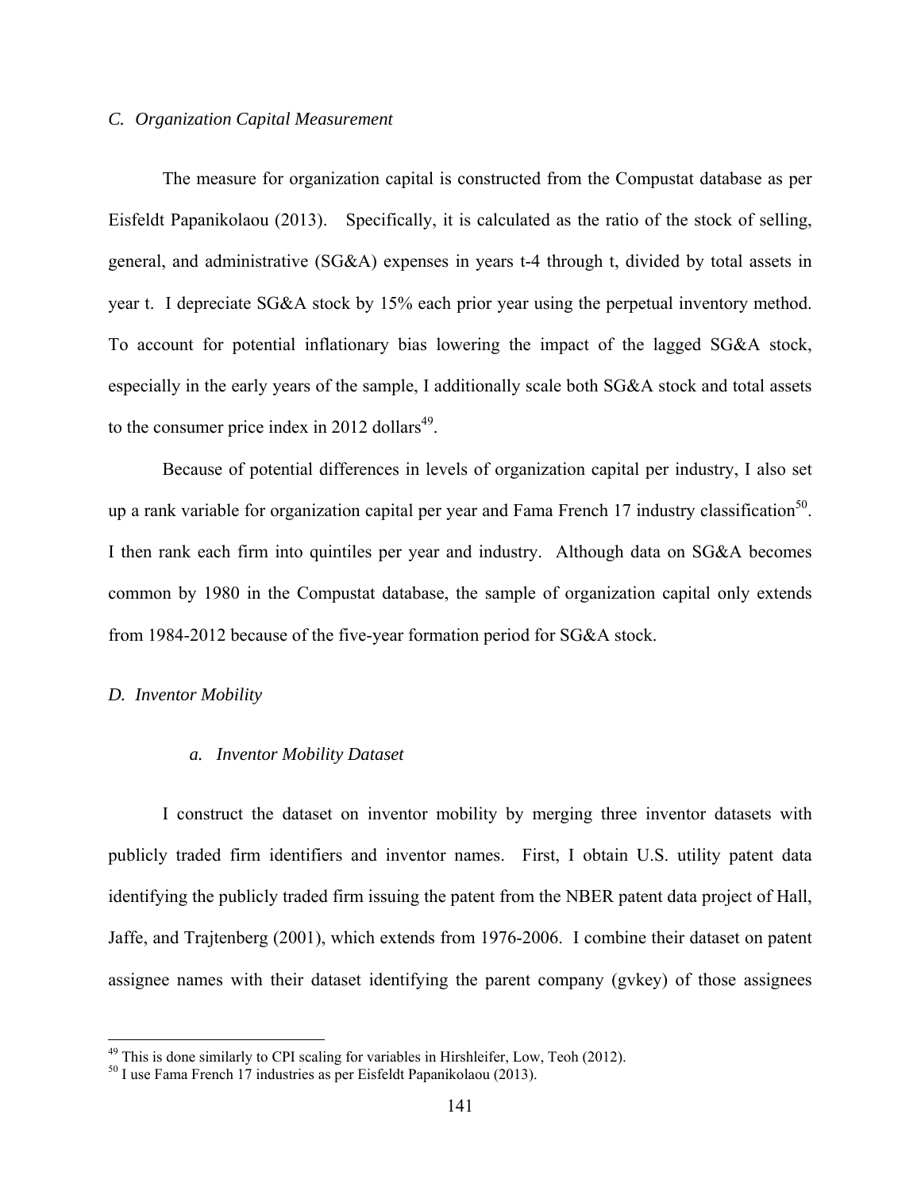*C. Organization Capital Measurement*

The measure for organization capital is constructed from the Compustat database as per Eisfeldt Papanikolaou (2013). Specifically, it is calculated as the ratio of the stock of selling, general, and administrative (SG&A) expenses in years t-4 through t, divided by total assets in year t. I depreciate SG&A stock by 15% each prior year using the perpetual inventory method. To account for potential inflationary bias lowering the impact of the lagged SG&A stock, especially in the early years of the sample, I additionally scale both SG&A stock and total assets to the consumer price index in 2012 dollars[49].

Because of potential differences in levels of organization capital per industry, I also set up a rank variable for organization capital per year and Fama French 17 industry classification[50]. I then rank each firm into quintiles per year and industry. Although data on SG&A becomes common by 1980 in the Compustat database, the sample of organization capital only extends from 1984-2012 because of the five-year formation period for SG&A stock.

*D. Inventor Mobility*

*a. Inventor Mobility Dataset*

I construct the dataset on inventor mobility by merging three inventor datasets with publicly traded firm identifiers and inventor names. First, I obtain U.S. utility patent data identifying the publicly traded firm issuing the patent from the NBER patent data project of Hall, Jaffe, and Trajtenberg (2001), which extends from 1976-2006. I combine their dataset on patent assignee names with their dataset identifying the parent company (gvkey) of those assignees

[49] This is done similarly to CPI scaling for variables in Hirshleifer, Low, Teoh (2012).

[50] I use Fama French 17 industries as per Eisfeldt Papanikolaou (2013).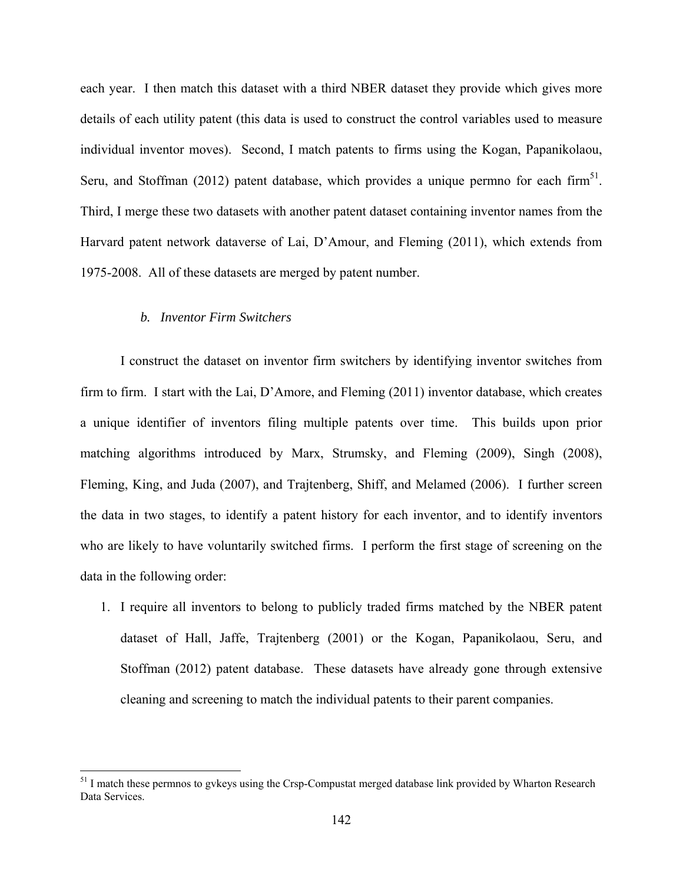each year. I then match this dataset with a third NBER dataset they provide which gives more details of each utility patent (this data is used to construct the control variables used to measure individual inventor moves). Second, I match patents to firms using the Kogan, Papanikolaou, Seru, and Stoffman (2012) patent database, which provides a unique permno for each firm[51]. Third, I merge these two datasets with another patent dataset containing inventor names from the Harvard patent network dataverse of Lai, D'Amour, and Fleming (2011), which extends from 1975-2008. All of these datasets are merged by patent number.

### *b. Inventor Firm Switchers*

I construct the dataset on inventor firm switchers by identifying inventor switches from firm to firm. I start with the Lai, D'Amore, and Fleming (2011) inventor database, which creates a unique identifier of inventors filing multiple patents over time. This builds upon prior matching algorithms introduced by Marx, Strumsky, and Fleming (2009), Singh (2008), Fleming, King, and Juda (2007), and Trajtenberg, Shiff, and Melamed (2006). I further screen the data in two stages, to identify a patent history for each inventor, and to identify inventors who are likely to have voluntarily switched firms. I perform the first stage of screening on the data in the following order:

1. I require all inventors to belong to publicly traded firms matched by the NBER patent dataset of Hall, Jaffe, Trajtenberg (2001) or the Kogan, Papanikolaou, Seru, and Stoffman (2012) patent database. These datasets have already gone through extensive cleaning and screening to match the individual patents to their parent companies.

---

[51] I match these permnos to gvkeys using the Crsp-Compustat merged database link provided by Wharton Research Data Services.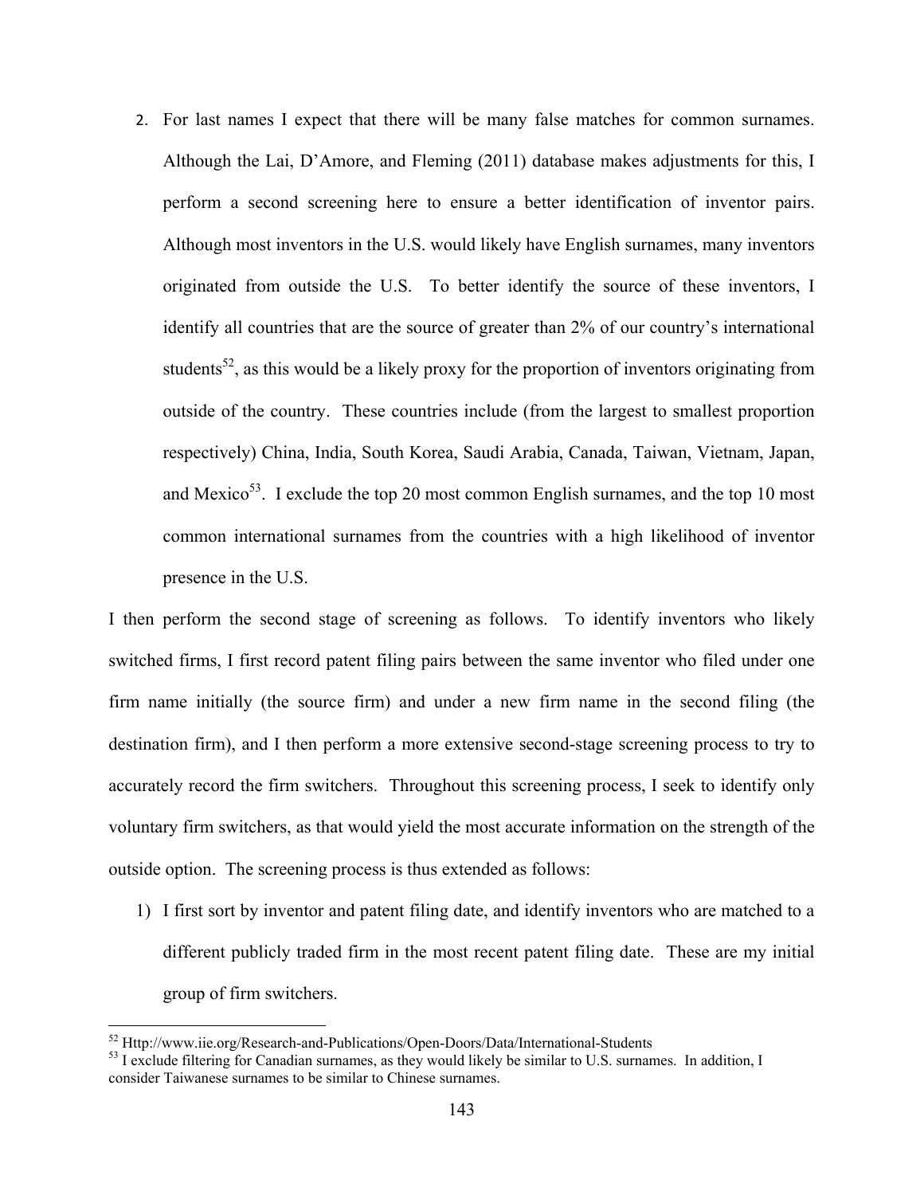2. For last names I expect that there will be many false matches for common surnames. Although the Lai, D'Amore, and Fleming (2011) database makes adjustments for this, I perform a second screening here to ensure a better identification of inventor pairs. Although most inventors in the U.S. would likely have English surnames, many inventors originated from outside the U.S. To better identify the source of these inventors, I identify all countries that are the source of greater than 2% of our country's international students[52], as this would be a likely proxy for the proportion of inventors originating from outside of the country. These countries include (from the largest to smallest proportion respectively) China, India, South Korea, Saudi Arabia, Canada, Taiwan, Vietnam, Japan, and Mexico[53]. I exclude the top 20 most common English surnames, and the top 10 most common international surnames from the countries with a high likelihood of inventor presence in the U.S.

I then perform the second stage of screening as follows. To identify inventors who likely switched firms, I first record patent filing pairs between the same inventor who filed under one firm name initially (the source firm) and under a new firm name in the second filing (the destination firm), and I then perform a more extensive second-stage screening process to try to accurately record the firm switchers. Throughout this screening process, I seek to identify only voluntary firm switchers, as that would yield the most accurate information on the strength of the outside option. The screening process is thus extended as follows:

1) I first sort by inventor and patent filing date, and identify inventors who are matched to a different publicly traded firm in the most recent patent filing date. These are my initial group of firm switchers.

[52] Http://www.iie.org/Research-and-Publications/Open-Doors/Data/International-Students

[53] I exclude filtering for Canadian surnames, as they would likely be similar to U.S. surnames. In addition, I consider Taiwanese surnames to be similar to Chinese surnames.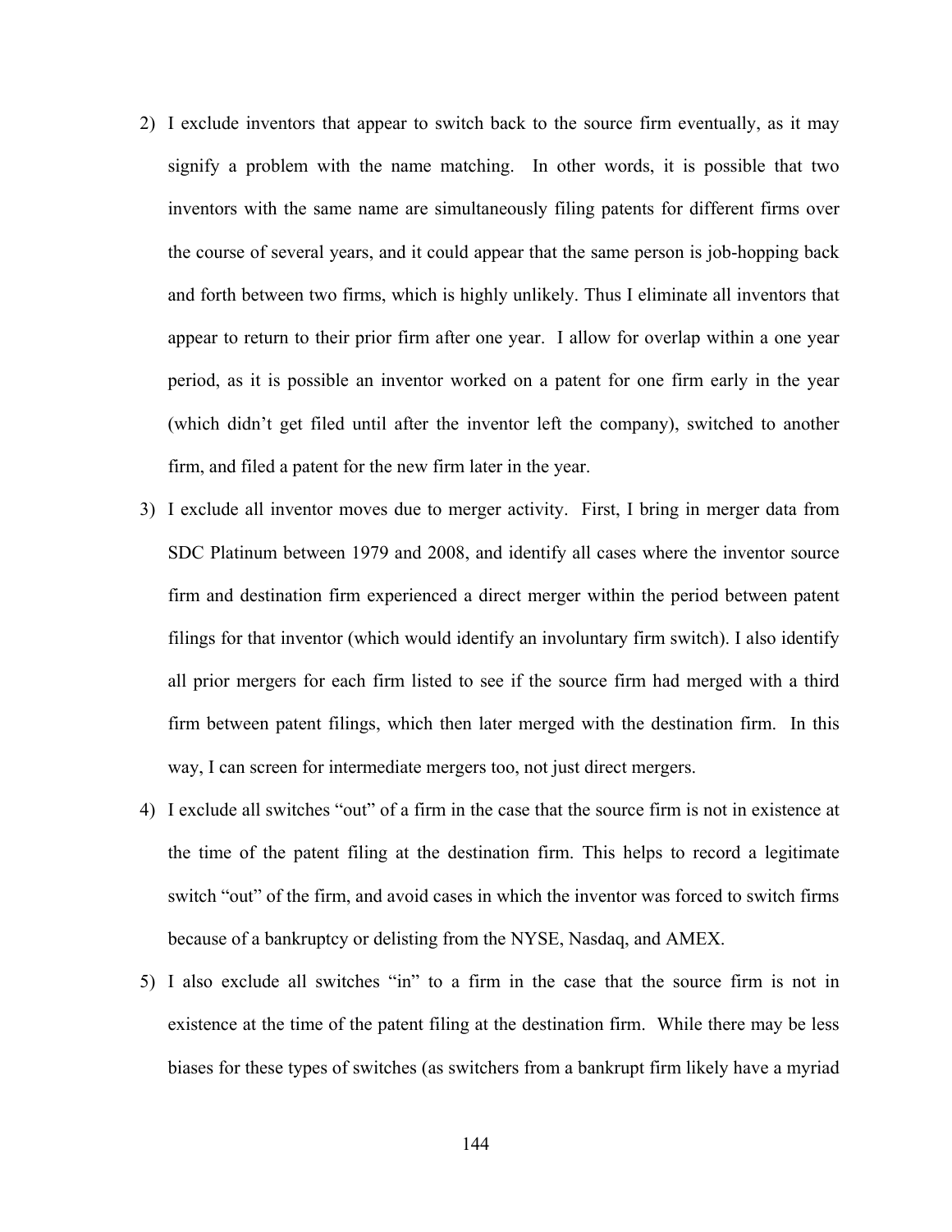2) I exclude inventors that appear to switch back to the source firm eventually, as it may signify a problem with the name matching. In other words, it is possible that two inventors with the same name are simultaneously filing patents for different firms over the course of several years, and it could appear that the same person is job-hopping back and forth between two firms, which is highly unlikely. Thus I eliminate all inventors that appear to return to their prior firm after one year. I allow for overlap within a one year period, as it is possible an inventor worked on a patent for one firm early in the year (which didn't get filed until after the inventor left the company), switched to another firm, and filed a patent for the new firm later in the year.
3) I exclude all inventor moves due to merger activity. First, I bring in merger data from SDC Platinum between 1979 and 2008, and identify all cases where the inventor source firm and destination firm experienced a direct merger within the period between patent filings for that inventor (which would identify an involuntary firm switch). I also identify all prior mergers for each firm listed to see if the source firm had merged with a third firm between patent filings, which then later merged with the destination firm. In this way, I can screen for intermediate mergers too, not just direct mergers.
4) I exclude all switches "out" of a firm in the case that the source firm is not in existence at the time of the patent filing at the destination firm. This helps to record a legitimate switch "out" of the firm, and avoid cases in which the inventor was forced to switch firms because of a bankruptcy or delisting from the NYSE, Nasdaq, and AMEX.
5) I also exclude all switches "in" to a firm in the case that the source firm is not in existence at the time of the patent filing at the destination firm. While there may be less biases for these types of switches (as switchers from a bankrupt firm likely have a myriad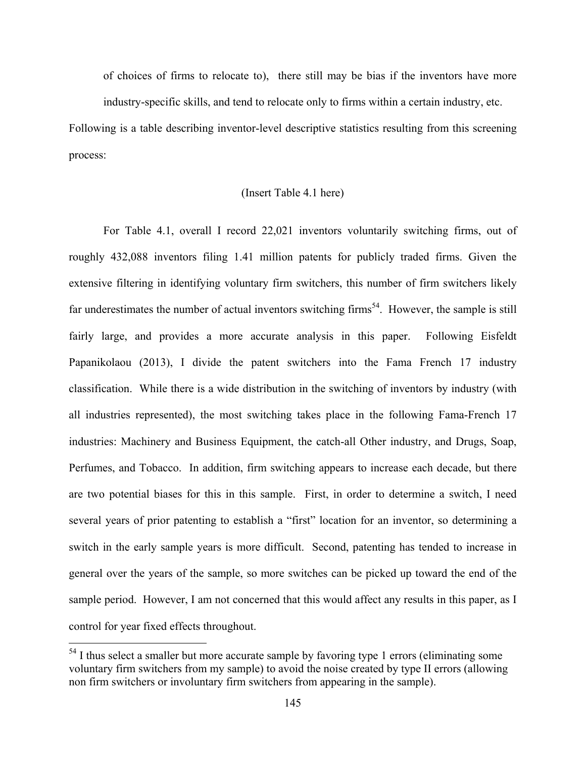of choices of firms to relocate to), there still may be bias if the inventors have more industry-specific skills, and tend to relocate only to firms within a certain industry, etc.

Following is a table describing inventor-level descriptive statistics resulting from this screening process:

(Insert Table 4.1 here)

For Table 4.1, overall I record 22,021 inventors voluntarily switching firms, out of roughly 432,088 inventors filing 1.41 million patents for publicly traded firms. Given the extensive filtering in identifying voluntary firm switchers, this number of firm switchers likely far underestimates the number of actual inventors switching firms[54]. However, the sample is still fairly large, and provides a more accurate analysis in this paper. Following Eisfeldt Papanikolaou (2013), I divide the patent switchers into the Fama French 17 industry classification. While there is a wide distribution in the switching of inventors by industry (with all industries represented), the most switching takes place in the following Fama-French 17 industries: Machinery and Business Equipment, the catch-all Other industry, and Drugs, Soap, Perfumes, and Tobacco. In addition, firm switching appears to increase each decade, but there are two potential biases for this in this sample. First, in order to determine a switch, I need several years of prior patenting to establish a "first" location for an inventor, so determining a switch in the early sample years is more difficult. Second, patenting has tended to increase in general over the years of the sample, so more switches can be picked up toward the end of the sample period. However, I am not concerned that this would affect any results in this paper, as I control for year fixed effects throughout.

[54] I thus select a smaller but more accurate sample by favoring type 1 errors (eliminating some voluntary firm switchers from my sample) to avoid the noise created by type II errors (allowing non firm switchers or involuntary firm switchers from appearing in the sample).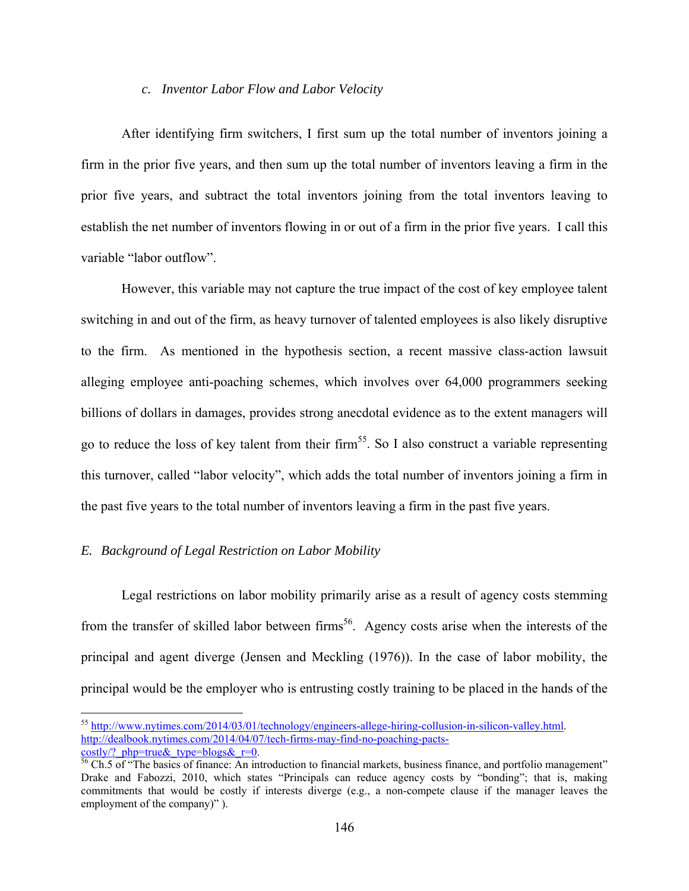### *c. Inventor Labor Flow and Labor Velocity*

After identifying firm switchers, I first sum up the total number of inventors joining a firm in the prior five years, and then sum up the total number of inventors leaving a firm in the prior five years, and subtract the total inventors joining from the total inventors leaving to establish the net number of inventors flowing in or out of a firm in the prior five years. I call this variable "labor outflow".

However, this variable may not capture the true impact of the cost of key employee talent switching in and out of the firm, as heavy turnover of talented employees is also likely disruptive to the firm. As mentioned in the hypothesis section, a recent massive class-action lawsuit alleging employee anti-poaching schemes, which involves over 64,000 programmers seeking billions of dollars in damages, provides strong anecdotal evidence as to the extent managers will go to reduce the loss of key talent from their firm[55]. So I also construct a variable representing this turnover, called "labor velocity", which adds the total number of inventors joining a firm in the past five years to the total number of inventors leaving a firm in the past five years.

## *E. Background of Legal Restriction on Labor Mobility*

Legal restrictions on labor mobility primarily arise as a result of agency costs stemming from the transfer of skilled labor between firms[56]. Agency costs arise when the interests of the principal and agent diverge (Jensen and Meckling (1976)). In the case of labor mobility, the principal would be the employer who is entrusting costly training to be placed in the hands of the

---

[55] http://www.nytimes.com/2014/03/01/technology/engineers-allege-hiring-collusion-in-silicon-valley.html. http://dealbook.nytimes.com/2014/04/07/tech-firms-may-find-no-poaching-pacts-costly/?_php=true&_type=blogs&_r=0.

[56] Ch.5 of "The basics of finance: An introduction to financial markets, business finance, and portfolio management" Drake and Fabozzi, 2010, which states "Principals can reduce agency costs by "bonding"; that is, making commitments that would be costly if interests diverge (e.g., a non-compete clause if the manager leaves the employment of the company)" ).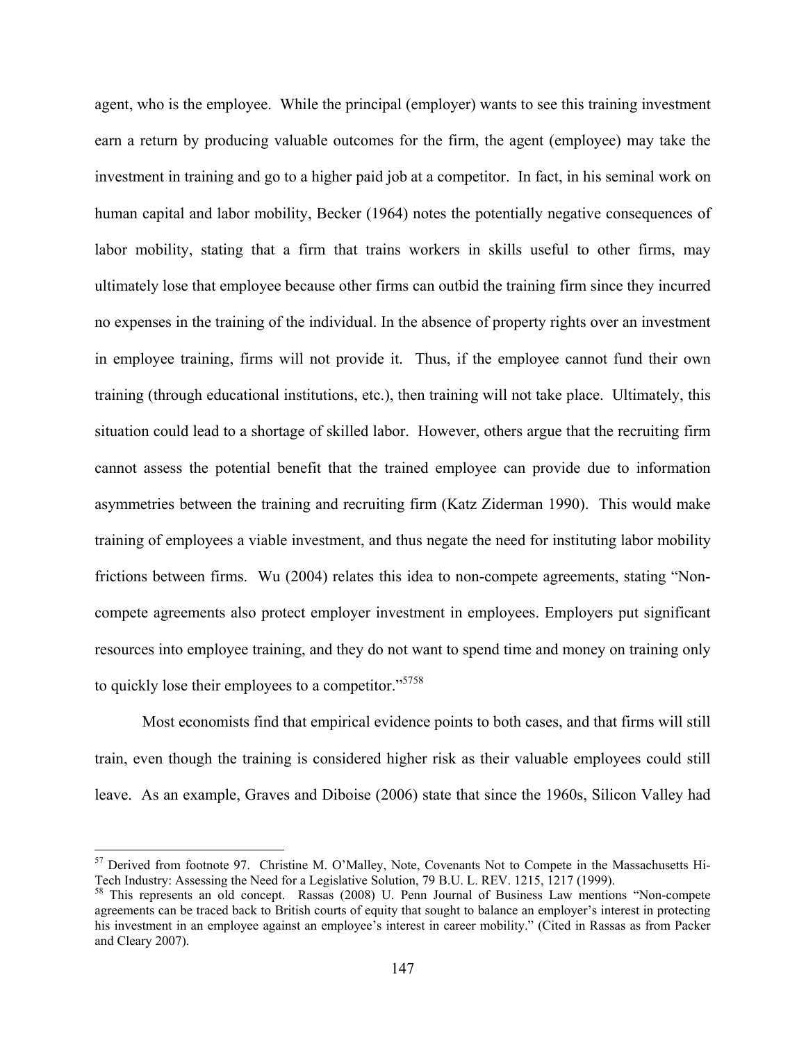agent, who is the employee. While the principal (employer) wants to see this training investment earn a return by producing valuable outcomes for the firm, the agent (employee) may take the investment in training and go to a higher paid job at a competitor. In fact, in his seminal work on human capital and labor mobility, Becker (1964) notes the potentially negative consequences of labor mobility, stating that a firm that trains workers in skills useful to other firms, may ultimately lose that employee because other firms can outbid the training firm since they incurred no expenses in the training of the individual. In the absence of property rights over an investment in employee training, firms will not provide it. Thus, if the employee cannot fund their own training (through educational institutions, etc.), then training will not take place. Ultimately, this situation could lead to a shortage of skilled labor. However, others argue that the recruiting firm cannot assess the potential benefit that the trained employee can provide due to information asymmetries between the training and recruiting firm (Katz Ziderman 1990). This would make training of employees a viable investment, and thus negate the need for instituting labor mobility frictions between firms. Wu (2004) relates this idea to non-compete agreements, stating "Non-compete agreements also protect employer investment in employees. Employers put significant resources into employee training, and they do not want to spend time and money on training only to quickly lose their employees to a competitor."[57][58]

Most economists find that empirical evidence points to both cases, and that firms will still train, even though the training is considered higher risk as their valuable employees could still leave. As an example, Graves and Diboise (2006) state that since the 1960s, Silicon Valley had

---

[57] Derived from footnote 97. Christine M. O'Malley, Note, Covenants Not to Compete in the Massachusetts Hi-Tech Industry: Assessing the Need for a Legislative Solution, 79 B.U. L. REV. 1215, 1217 (1999).

[58] This represents an old concept. Rassas (2008) U. Penn Journal of Business Law mentions "Non-compete agreements can be traced back to British courts of equity that sought to balance an employer's interest in protecting his investment in an employee against an employee's interest in career mobility." (Cited in Rassas as from Packer and Cleary 2007).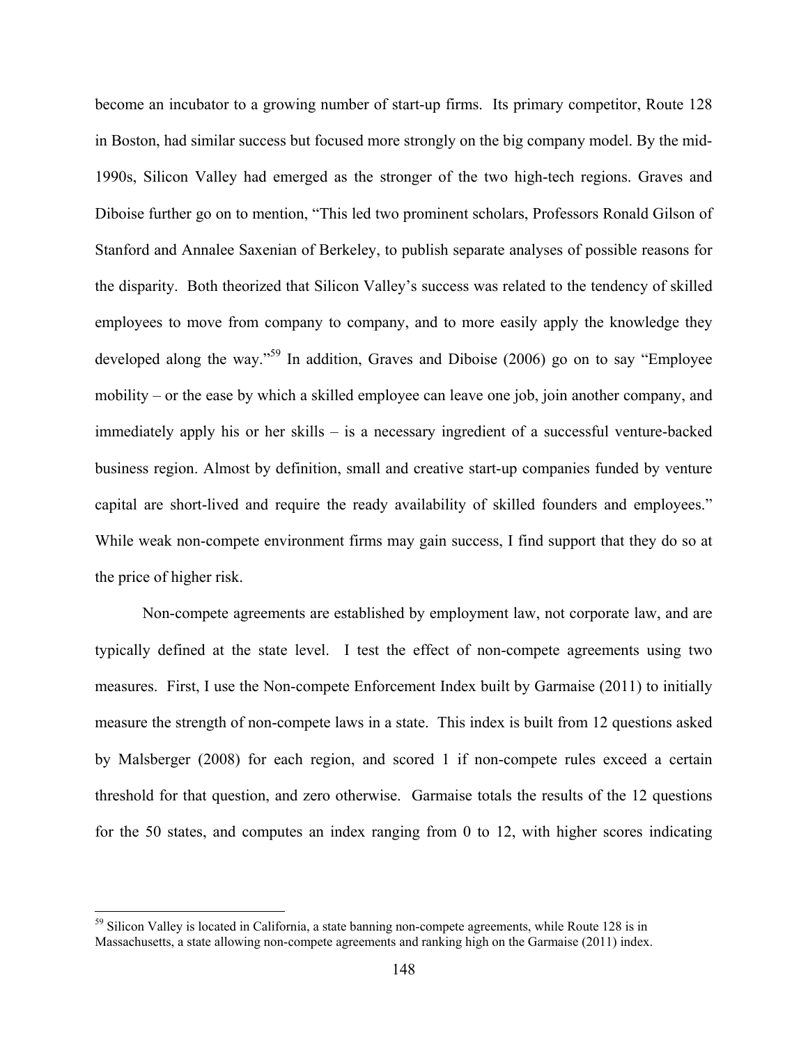become an incubator to a growing number of start-up firms. Its primary competitor, Route 128 in Boston, had similar success but focused more strongly on the big company model. By the mid-1990s, Silicon Valley had emerged as the stronger of the two high-tech regions. Graves and Diboise further go on to mention, "This led two prominent scholars, Professors Ronald Gilson of Stanford and Annalee Saxenian of Berkeley, to publish separate analyses of possible reasons for the disparity. Both theorized that Silicon Valley's success was related to the tendency of skilled employees to move from company to company, and to more easily apply the knowledge they developed along the way."[59] In addition, Graves and Diboise (2006) go on to say "Employee mobility – or the ease by which a skilled employee can leave one job, join another company, and immediately apply his or her skills – is a necessary ingredient of a successful venture-backed business region. Almost by definition, small and creative start-up companies funded by venture capital are short-lived and require the ready availability of skilled founders and employees." While weak non-compete environment firms may gain success, I find support that they do so at the price of higher risk.

Non-compete agreements are established by employment law, not corporate law, and are typically defined at the state level. I test the effect of non-compete agreements using two measures. First, I use the Non-compete Enforcement Index built by Garmaise (2011) to initially measure the strength of non-compete laws in a state. This index is built from 12 questions asked by Malsberger (2008) for each region, and scored 1 if non-compete rules exceed a certain threshold for that question, and zero otherwise. Garmaise totals the results of the 12 questions for the 50 states, and computes an index ranging from 0 to 12, with higher scores indicating

[59] Silicon Valley is located in California, a state banning non-compete agreements, while Route 128 is in Massachusetts, a state allowing non-compete agreements and ranking high on the Garmaise (2011) index.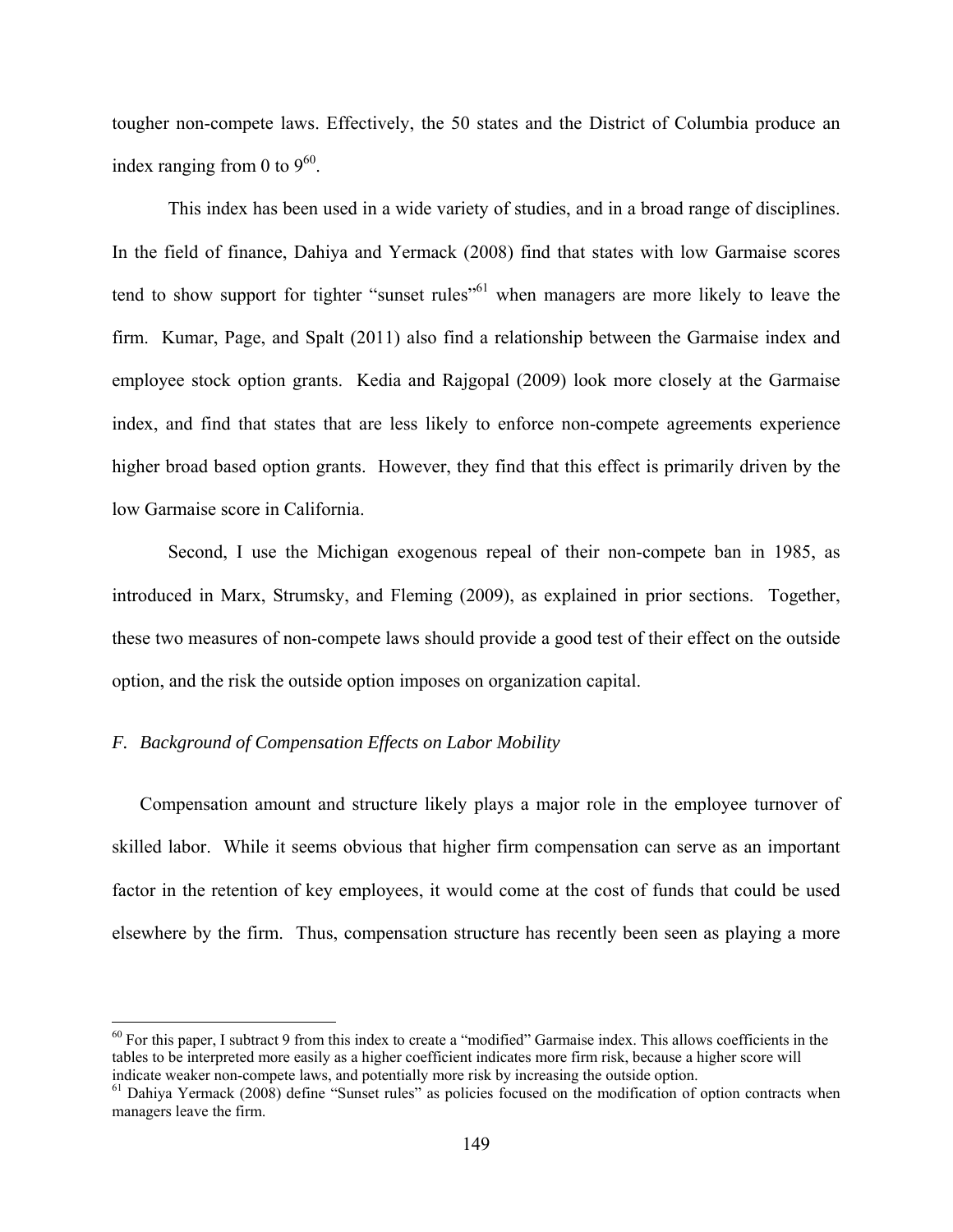tougher non-compete laws. Effectively, the 50 states and the District of Columbia produce an index ranging from 0 to 9[60].

This index has been used in a wide variety of studies, and in a broad range of disciplines. In the field of finance, Dahiya and Yermack (2008) find that states with low Garmaise scores tend to show support for tighter "sunset rules"[61] when managers are more likely to leave the firm. Kumar, Page, and Spalt (2011) also find a relationship between the Garmaise index and employee stock option grants. Kedia and Rajgopal (2009) look more closely at the Garmaise index, and find that states that are less likely to enforce non-compete agreements experience higher broad based option grants. However, they find that this effect is primarily driven by the low Garmaise score in California.

Second, I use the Michigan exogenous repeal of their non-compete ban in 1985, as introduced in Marx, Strumsky, and Fleming (2009), as explained in prior sections. Together, these two measures of non-compete laws should provide a good test of their effect on the outside option, and the risk the outside option imposes on organization capital.

### *F. Background of Compensation Effects on Labor Mobility*

Compensation amount and structure likely plays a major role in the employee turnover of skilled labor. While it seems obvious that higher firm compensation can serve as an important factor in the retention of key employees, it would come at the cost of funds that could be used elsewhere by the firm. Thus, compensation structure has recently been seen as playing a more

[60] For this paper, I subtract 9 from this index to create a "modified" Garmaise index. This allows coefficients in the tables to be interpreted more easily as a higher coefficient indicates more firm risk, because a higher score will indicate weaker non-compete laws, and potentially more risk by increasing the outside option.

[61] Dahiya Yermack (2008) define "Sunset rules" as policies focused on the modification of option contracts when managers leave the firm.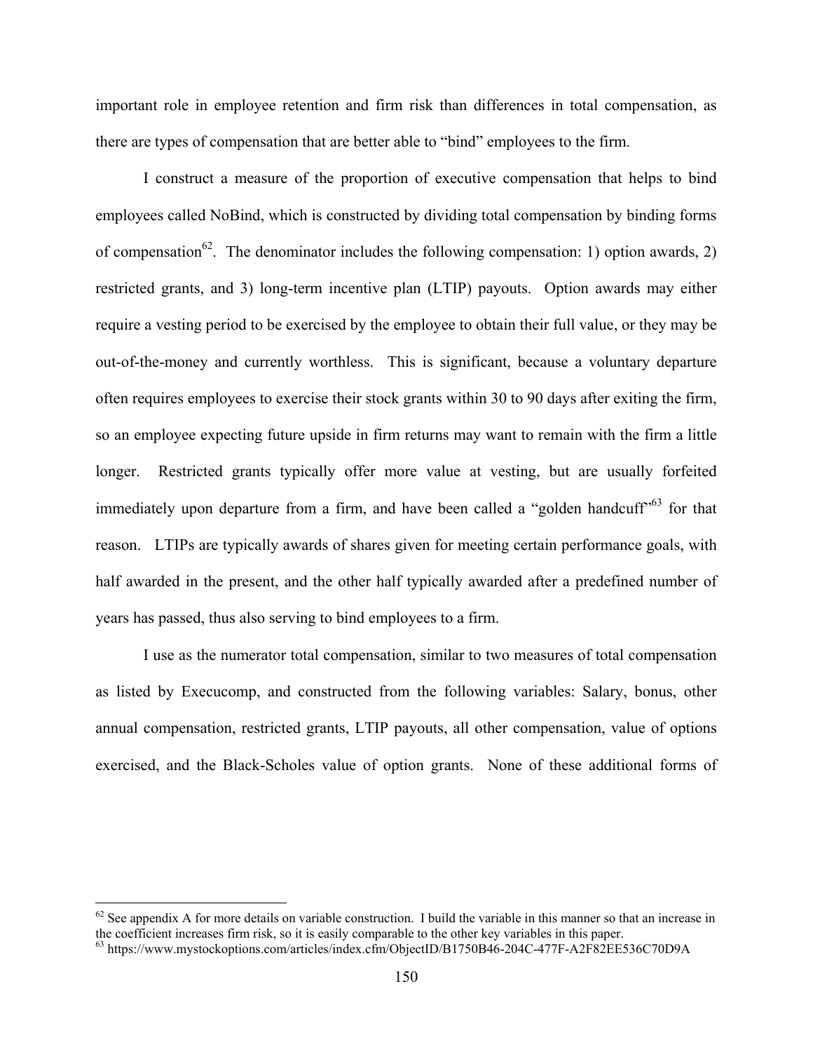important role in employee retention and firm risk than differences in total compensation, as there are types of compensation that are better able to "bind" employees to the firm.

I construct a measure of the proportion of executive compensation that helps to bind employees called NoBind, which is constructed by dividing total compensation by binding forms of compensation[62]. The denominator includes the following compensation: 1) option awards, 2) restricted grants, and 3) long-term incentive plan (LTIP) payouts. Option awards may either require a vesting period to be exercised by the employee to obtain their full value, or they may be out-of-the-money and currently worthless. This is significant, because a voluntary departure often requires employees to exercise their stock grants within 30 to 90 days after exiting the firm, so an employee expecting future upside in firm returns may want to remain with the firm a little longer. Restricted grants typically offer more value at vesting, but are usually forfeited immediately upon departure from a firm, and have been called a "golden handcuff"[63] for that reason. LTIPs are typically awards of shares given for meeting certain performance goals, with half awarded in the present, and the other half typically awarded after a predefined number of years has passed, thus also serving to bind employees to a firm.

I use as the numerator total compensation, similar to two measures of total compensation as listed by Execucomp, and constructed from the following variables: Salary, bonus, other annual compensation, restricted grants, LTIP payouts, all other compensation, value of options exercised, and the Black-Scholes value of option grants. None of these additional forms of

---

[62] See appendix A for more details on variable construction. I build the variable in this manner so that an increase in the coefficient increases firm risk, so it is easily comparable to the other key variables in this paper.

[63] https://www.mystockoptions.com/articles/index.cfm/ObjectID/B1750B46-204C-477F-A2F82EE536C70D9A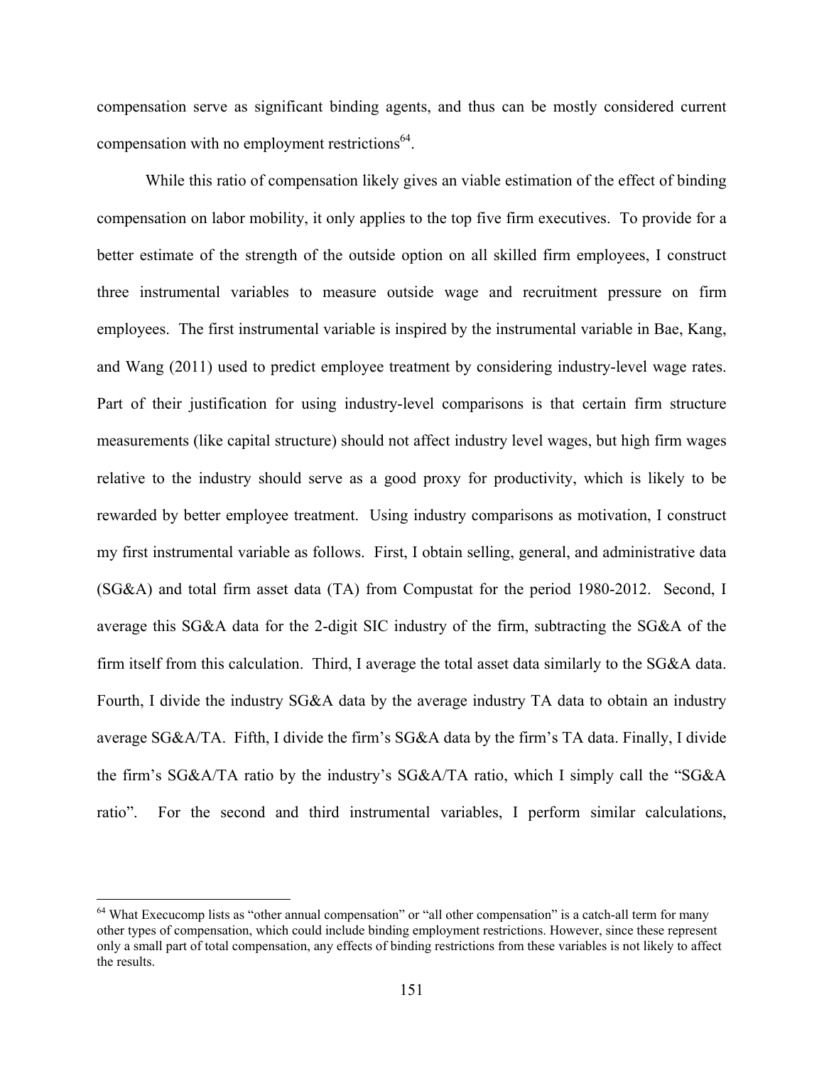compensation serve as significant binding agents, and thus can be mostly considered current compensation with no employment restrictions[64].

While this ratio of compensation likely gives an viable estimation of the effect of binding compensation on labor mobility, it only applies to the top five firm executives. To provide for a better estimate of the strength of the outside option on all skilled firm employees, I construct three instrumental variables to measure outside wage and recruitment pressure on firm employees. The first instrumental variable is inspired by the instrumental variable in Bae, Kang, and Wang (2011) used to predict employee treatment by considering industry-level wage rates. Part of their justification for using industry-level comparisons is that certain firm structure measurements (like capital structure) should not affect industry level wages, but high firm wages relative to the industry should serve as a good proxy for productivity, which is likely to be rewarded by better employee treatment. Using industry comparisons as motivation, I construct my first instrumental variable as follows. First, I obtain selling, general, and administrative data (SG&A) and total firm asset data (TA) from Compustat for the period 1980-2012. Second, I average this SG&A data for the 2-digit SIC industry of the firm, subtracting the SG&A of the firm itself from this calculation. Third, I average the total asset data similarly to the SG&A data. Fourth, I divide the industry SG&A data by the average industry TA data to obtain an industry average SG&A/TA. Fifth, I divide the firm's SG&A data by the firm's TA data. Finally, I divide the firm's SG&A/TA ratio by the industry's SG&A/TA ratio, which I simply call the "SG&A ratio". For the second and third instrumental variables, I perform similar calculations,

---

[64] What Execucomp lists as "other annual compensation" or "all other compensation" is a catch-all term for many other types of compensation, which could include binding employment restrictions. However, since these represent only a small part of total compensation, any effects of binding restrictions from these variables is not likely to affect the results.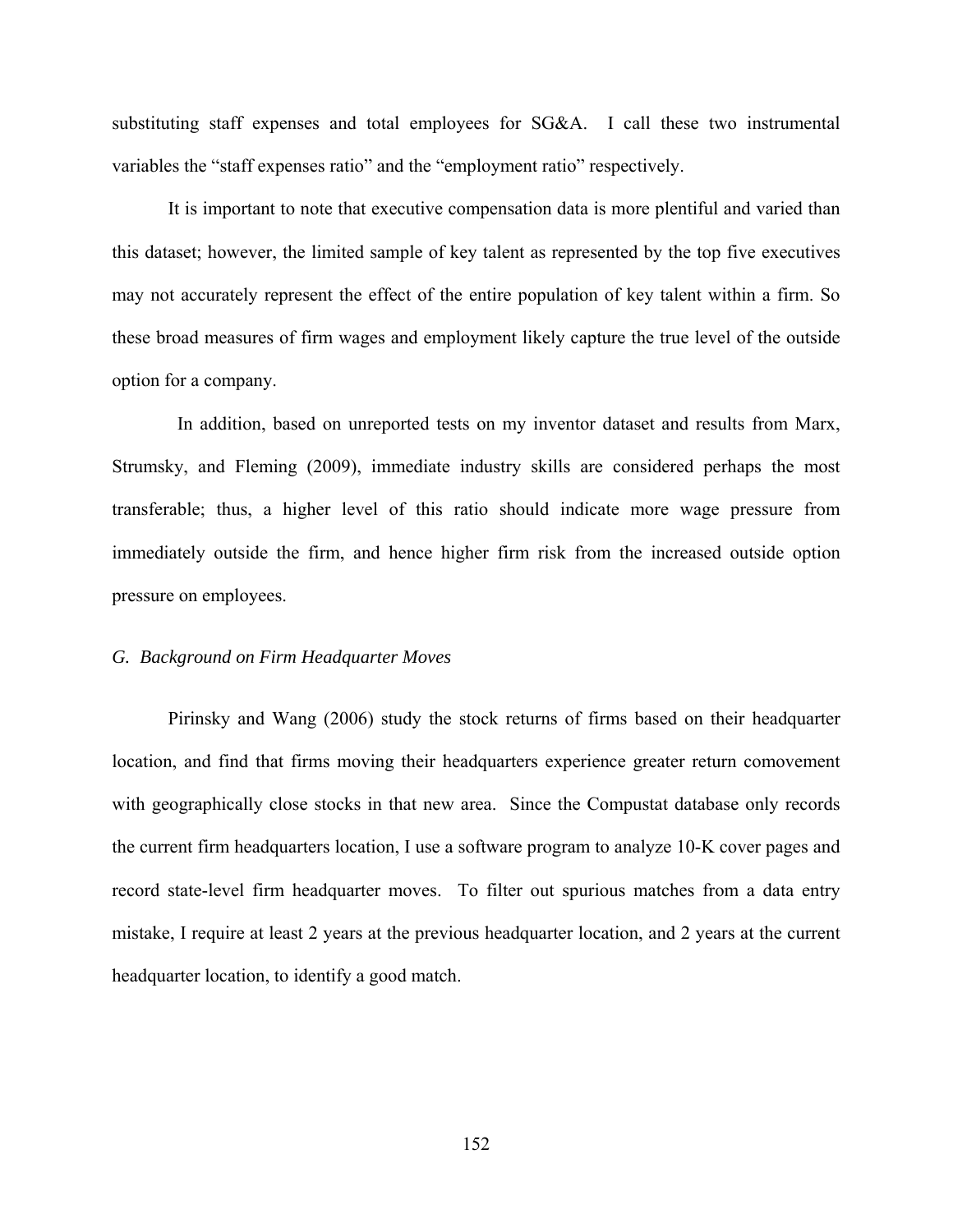substituting staff expenses and total employees for SG&A. I call these two instrumental variables the "staff expenses ratio" and the "employment ratio" respectively.

It is important to note that executive compensation data is more plentiful and varied than this dataset; however, the limited sample of key talent as represented by the top five executives may not accurately represent the effect of the entire population of key talent within a firm. So these broad measures of firm wages and employment likely capture the true level of the outside option for a company.

In addition, based on unreported tests on my inventor dataset and results from Marx, Strumsky, and Fleming (2009), immediate industry skills are considered perhaps the most transferable; thus, a higher level of this ratio should indicate more wage pressure from immediately outside the firm, and hence higher firm risk from the increased outside option pressure on employees.

### *G. Background on Firm Headquarter Moves*

Pirinsky and Wang (2006) study the stock returns of firms based on their headquarter location, and find that firms moving their headquarters experience greater return comovement with geographically close stocks in that new area. Since the Compustat database only records the current firm headquarters location, I use a software program to analyze 10-K cover pages and record state-level firm headquarter moves. To filter out spurious matches from a data entry mistake, I require at least 2 years at the previous headquarter location, and 2 years at the current headquarter location, to identify a good match.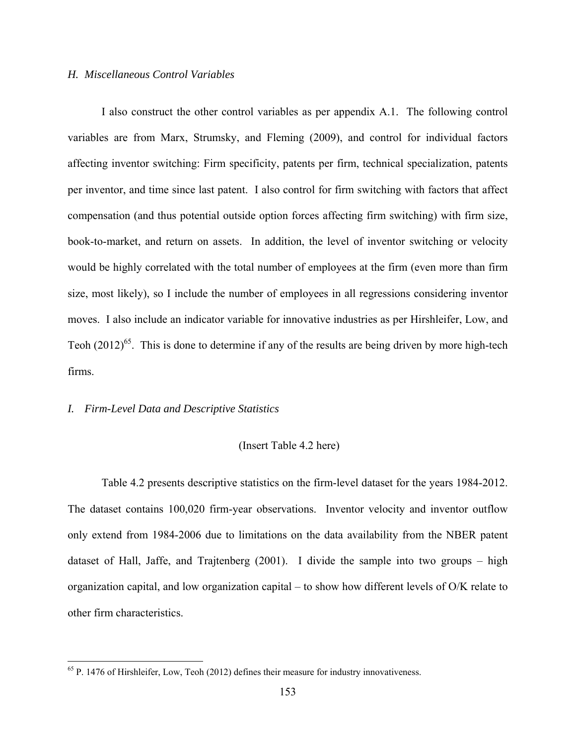### *H. Miscellaneous Control Variables*

I also construct the other control variables as per appendix A.1. The following control variables are from Marx, Strumsky, and Fleming (2009), and control for individual factors affecting inventor switching: Firm specificity, patents per firm, technical specialization, patents per inventor, and time since last patent. I also control for firm switching with factors that affect compensation (and thus potential outside option forces affecting firm switching) with firm size, book-to-market, and return on assets. In addition, the level of inventor switching or velocity would be highly correlated with the total number of employees at the firm (even more than firm size, most likely), so I include the number of employees in all regressions considering inventor moves. I also include an indicator variable for innovative industries as per Hirshleifer, Low, and Teoh (2012)[65]. This is done to determine if any of the results are being driven by more high-tech firms.

### *I. Firm-Level Data and Descriptive Statistics*

(Insert Table 4.2 here)

Table 4.2 presents descriptive statistics on the firm-level dataset for the years 1984-2012. The dataset contains 100,020 firm-year observations. Inventor velocity and inventor outflow only extend from 1984-2006 due to limitations on the data availability from the NBER patent dataset of Hall, Jaffe, and Trajtenberg (2001). I divide the sample into two groups – high organization capital, and low organization capital – to show how different levels of O/K relate to other firm characteristics.

[65] P. 1476 of Hirshleifer, Low, Teoh (2012) defines their measure for industry innovativeness.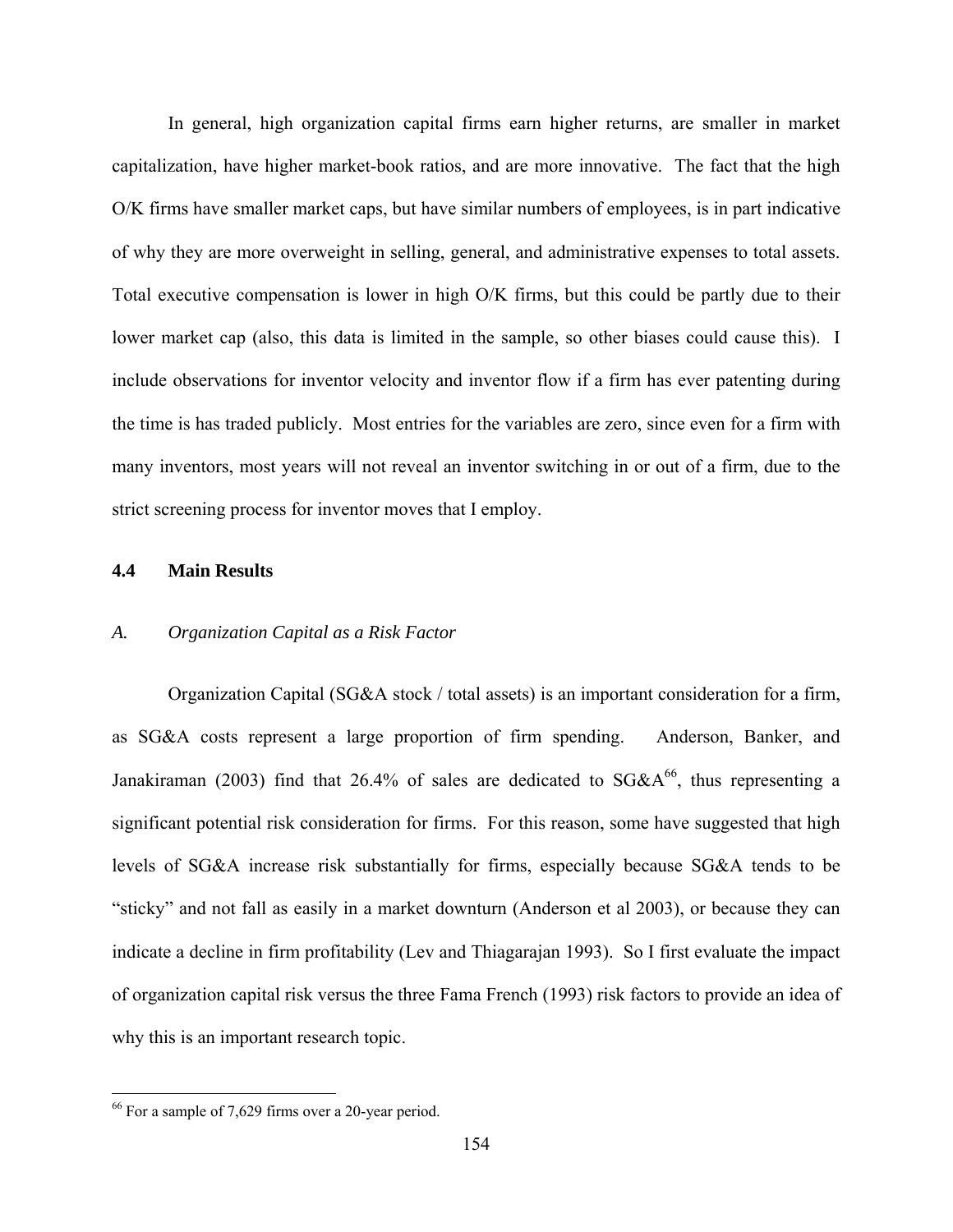In general, high organization capital firms earn higher returns, are smaller in market capitalization, have higher market-book ratios, and are more innovative. The fact that the high O/K firms have smaller market caps, but have similar numbers of employees, is in part indicative of why they are more overweight in selling, general, and administrative expenses to total assets. Total executive compensation is lower in high O/K firms, but this could be partly due to their lower market cap (also, this data is limited in the sample, so other biases could cause this). I include observations for inventor velocity and inventor flow if a firm has ever patenting during the time is has traded publicly. Most entries for the variables are zero, since even for a firm with many inventors, most years will not reveal an inventor switching in or out of a firm, due to the strict screening process for inventor moves that I employ.

## 4.4 Main Results

### *A. Organization Capital as a Risk Factor*

Organization Capital (SG&A stock / total assets) is an important consideration for a firm, as SG&A costs represent a large proportion of firm spending. Anderson, Banker, and Janakiraman (2003) find that 26.4% of sales are dedicated to SG&A[66], thus representing a significant potential risk consideration for firms. For this reason, some have suggested that high levels of SG&A increase risk substantially for firms, especially because SG&A tends to be "sticky" and not fall as easily in a market downturn (Anderson et al 2003), or because they can indicate a decline in firm profitability (Lev and Thiagarajan 1993). So I first evaluate the impact of organization capital risk versus the three Fama French (1993) risk factors to provide an idea of why this is an important research topic.

[66] For a sample of 7,629 firms over a 20-year period.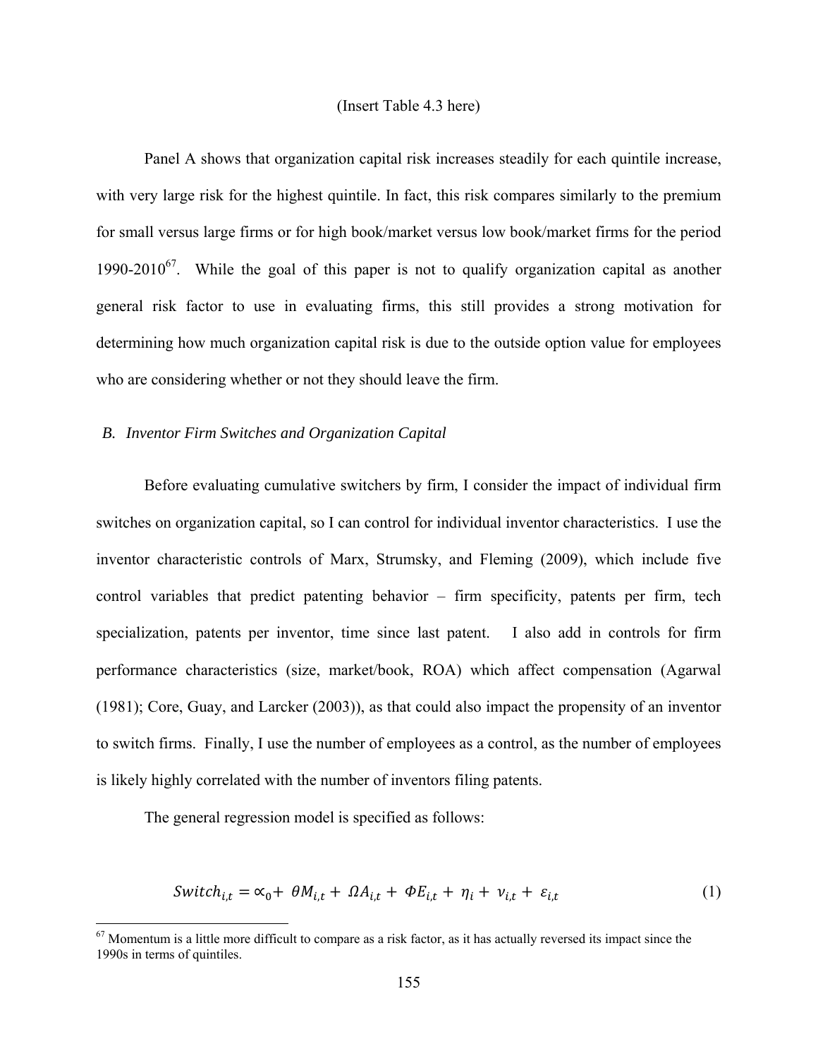(Insert Table 4.3 here)

Panel A shows that organization capital risk increases steadily for each quintile increase, with very large risk for the highest quintile. In fact, this risk compares similarly to the premium for small versus large firms or for high book/market versus low book/market firms for the period 1990-2010[67]. While the goal of this paper is not to qualify organization capital as another general risk factor to use in evaluating firms, this still provides a strong motivation for determining how much organization capital risk is due to the outside option value for employees who are considering whether or not they should leave the firm.

### *B. Inventor Firm Switches and Organization Capital*

Before evaluating cumulative switchers by firm, I consider the impact of individual firm switches on organization capital, so I can control for individual inventor characteristics. I use the inventor characteristic controls of Marx, Strumsky, and Fleming (2009), which include five control variables that predict patenting behavior – firm specificity, patents per firm, tech specialization, patents per inventor, time since last patent. I also add in controls for firm performance characteristics (size, market/book, ROA) which affect compensation (Agarwal (1981); Core, Guay, and Larcker (2003)), as that could also impact the propensity of an inventor to switch firms. Finally, I use the number of employees as a control, as the number of employees is likely highly correlated with the number of inventors filing patents.

The general regression model is specified as follows:

$$Switch_{i,t} = \propto_0 + \theta M_{i,t} + \Omega A_{i,t} + \Phi E_{i,t} + \eta_i + \nu_{i,t} + \varepsilon_{i,t} \tag{1}$$

[67] Momentum is a little more difficult to compare as a risk factor, as it has actually reversed its impact since the 1990s in terms of quintiles.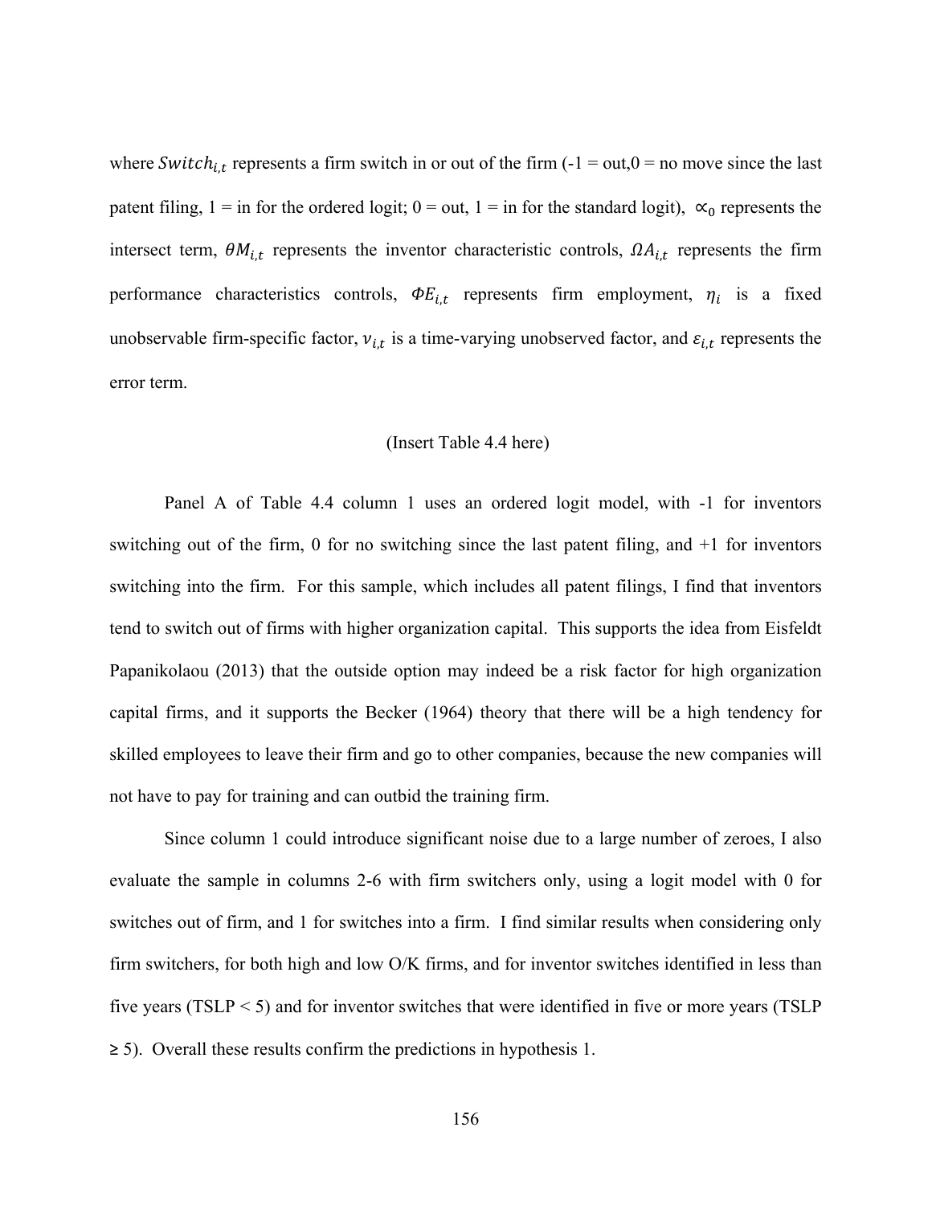where $Switch_{i,t}$ represents a firm switch in or out of the firm (-1 = out,0 = no move since the last patent filing, 1 = in for the ordered logit; 0 = out, 1 = in for the standard logit), $\propto_0$ represents the intersect term, $\theta M_{i,t}$ represents the inventor characteristic controls, $\Omega A_{i,t}$ represents the firm performance characteristics controls, $\Phi E_{i,t}$ represents firm employment, $\eta_i$ is a fixed unobservable firm-specific factor, $\nu_{i,t}$ is a time-varying unobserved factor, and $\varepsilon_{i,t}$ represents the error term.

(Insert Table 4.4 here)

Panel A of Table 4.4 column 1 uses an ordered logit model, with -1 for inventors switching out of the firm, 0 for no switching since the last patent filing, and +1 for inventors switching into the firm. For this sample, which includes all patent filings, I find that inventors tend to switch out of firms with higher organization capital. This supports the idea from Eisfeldt Papanikolaou (2013) that the outside option may indeed be a risk factor for high organization capital firms, and it supports the Becker (1964) theory that there will be a high tendency for skilled employees to leave their firm and go to other companies, because the new companies will not have to pay for training and can outbid the training firm.

Since column 1 could introduce significant noise due to a large number of zeroes, I also evaluate the sample in columns 2-6 with firm switchers only, using a logit model with 0 for switches out of firm, and 1 for switches into a firm. I find similar results when considering only firm switchers, for both high and low O/K firms, and for inventor switches identified in less than five years (TSLP < 5) and for inventor switches that were identified in five or more years (TSLP ≥ 5). Overall these results confirm the predictions in hypothesis 1.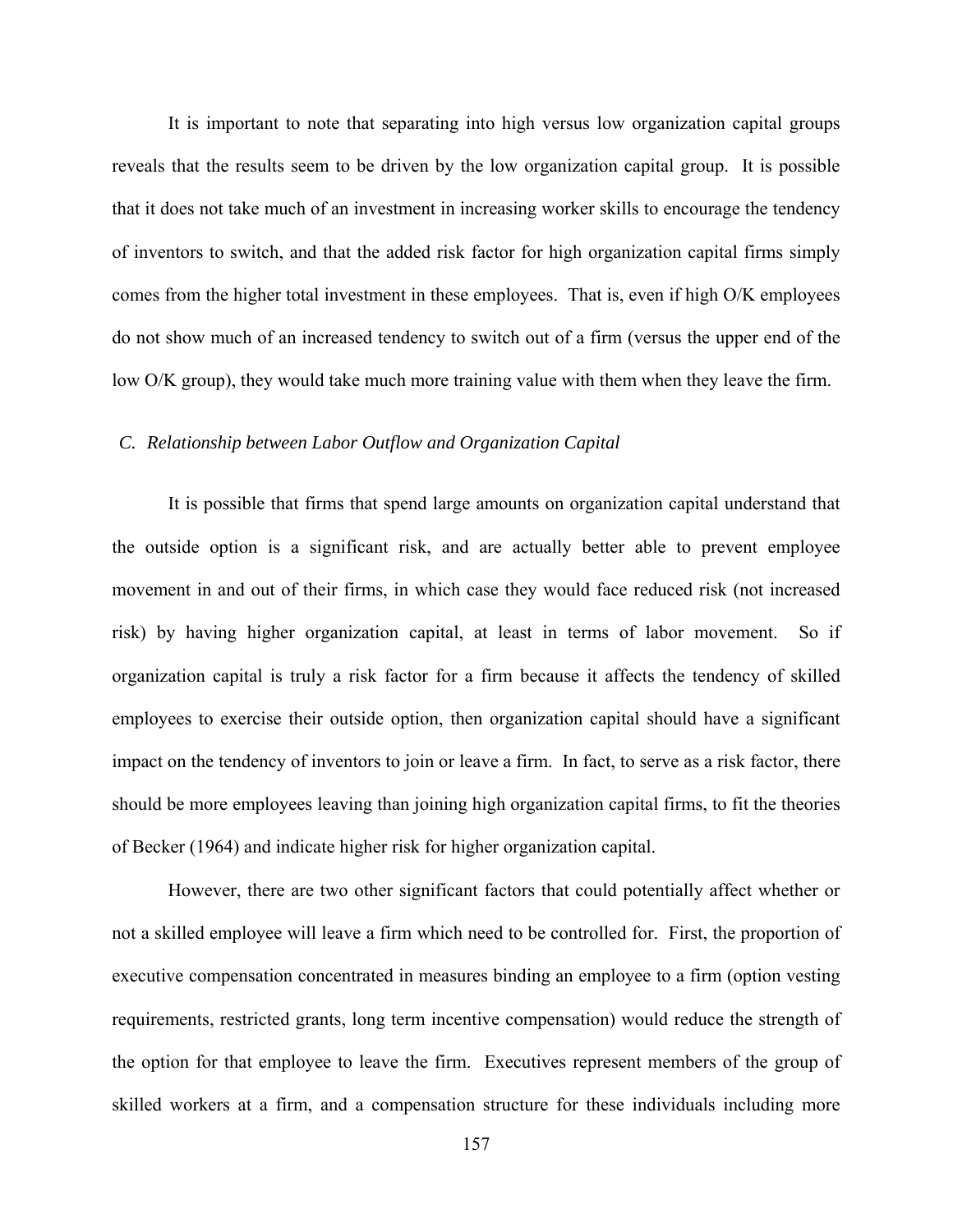It is important to note that separating into high versus low organization capital groups reveals that the results seem to be driven by the low organization capital group. It is possible that it does not take much of an investment in increasing worker skills to encourage the tendency of inventors to switch, and that the added risk factor for high organization capital firms simply comes from the higher total investment in these employees. That is, even if high O/K employees do not show much of an increased tendency to switch out of a firm (versus the upper end of the low O/K group), they would take much more training value with them when they leave the firm.

### *C. Relationship between Labor Outflow and Organization Capital*

It is possible that firms that spend large amounts on organization capital understand that the outside option is a significant risk, and are actually better able to prevent employee movement in and out of their firms, in which case they would face reduced risk (not increased risk) by having higher organization capital, at least in terms of labor movement. So if organization capital is truly a risk factor for a firm because it affects the tendency of skilled employees to exercise their outside option, then organization capital should have a significant impact on the tendency of inventors to join or leave a firm. In fact, to serve as a risk factor, there should be more employees leaving than joining high organization capital firms, to fit the theories of Becker (1964) and indicate higher risk for higher organization capital.

However, there are two other significant factors that could potentially affect whether or not a skilled employee will leave a firm which need to be controlled for. First, the proportion of executive compensation concentrated in measures binding an employee to a firm (option vesting requirements, restricted grants, long term incentive compensation) would reduce the strength of the option for that employee to leave the firm. Executives represent members of the group of skilled workers at a firm, and a compensation structure for these individuals including more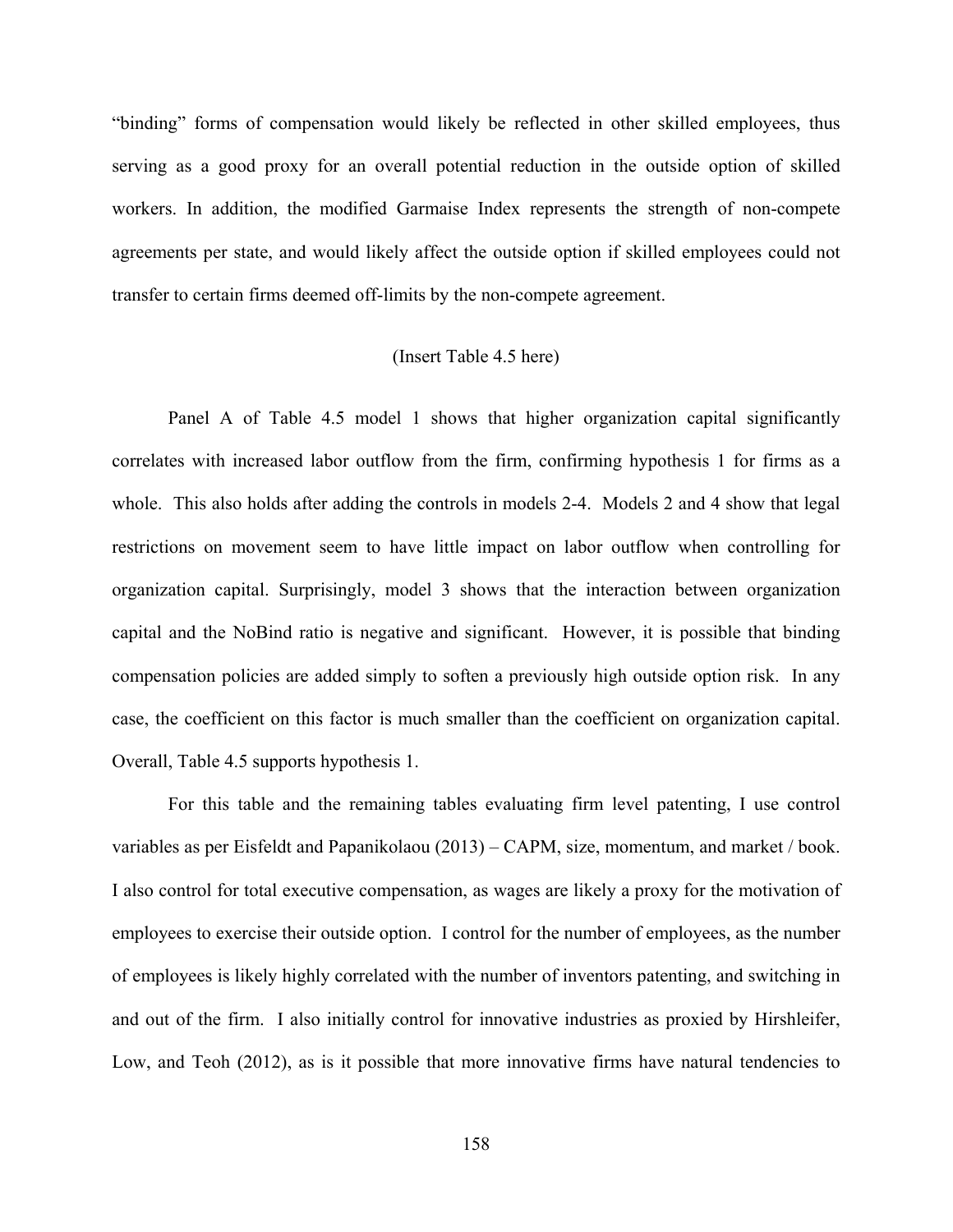"binding" forms of compensation would likely be reflected in other skilled employees, thus serving as a good proxy for an overall potential reduction in the outside option of skilled workers. In addition, the modified Garmaise Index represents the strength of non-compete agreements per state, and would likely affect the outside option if skilled employees could not transfer to certain firms deemed off-limits by the non-compete agreement.

(Insert Table 4.5 here)

Panel A of Table 4.5 model 1 shows that higher organization capital significantly correlates with increased labor outflow from the firm, confirming hypothesis 1 for firms as a whole. This also holds after adding the controls in models 2-4. Models 2 and 4 show that legal restrictions on movement seem to have little impact on labor outflow when controlling for organization capital. Surprisingly, model 3 shows that the interaction between organization capital and the NoBind ratio is negative and significant. However, it is possible that binding compensation policies are added simply to soften a previously high outside option risk. In any case, the coefficient on this factor is much smaller than the coefficient on organization capital. Overall, Table 4.5 supports hypothesis 1.

For this table and the remaining tables evaluating firm level patenting, I use control variables as per Eisfeldt and Papanikolaou (2013) – CAPM, size, momentum, and market / book. I also control for total executive compensation, as wages are likely a proxy for the motivation of employees to exercise their outside option. I control for the number of employees, as the number of employees is likely highly correlated with the number of inventors patenting, and switching in and out of the firm. I also initially control for innovative industries as proxied by Hirshleifer, Low, and Teoh (2012), as is it possible that more innovative firms have natural tendencies to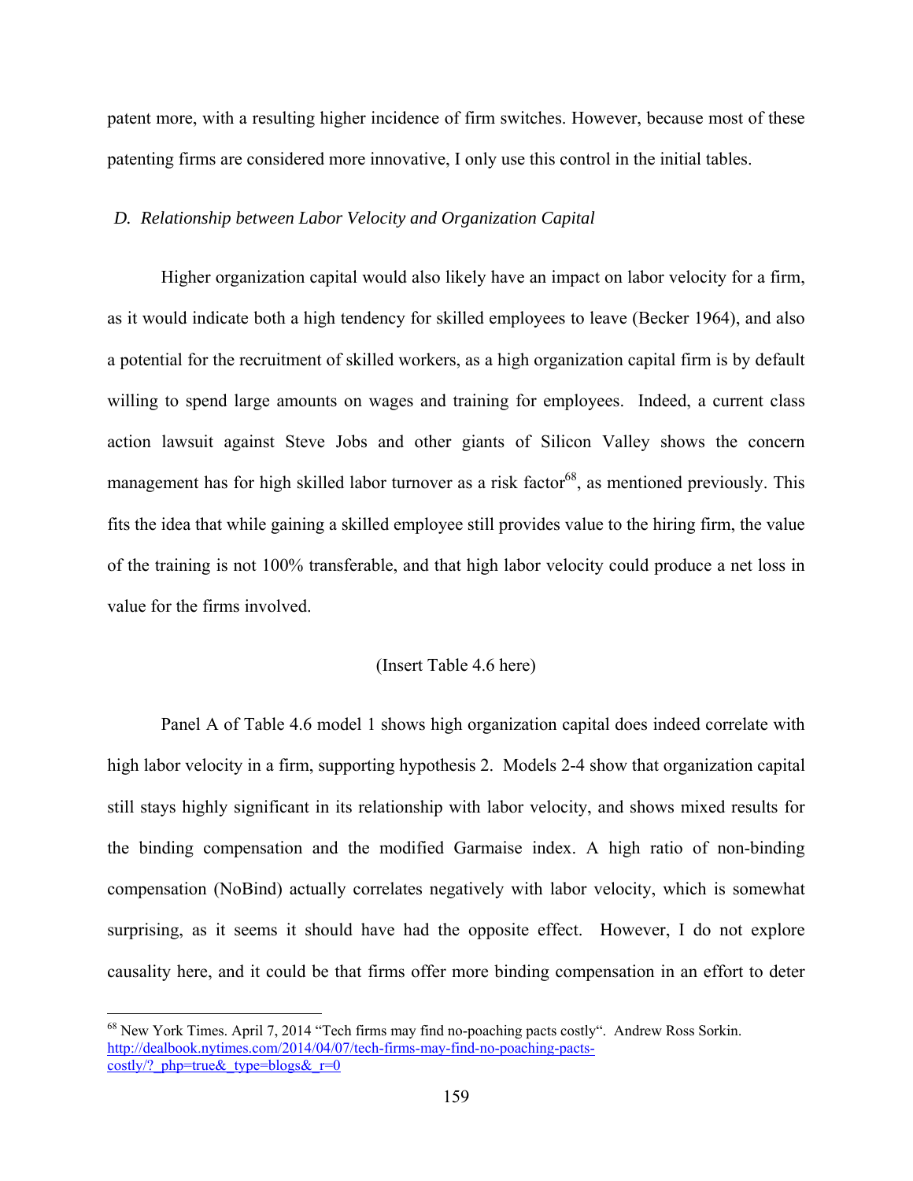patent more, with a resulting higher incidence of firm switches. However, because most of these patenting firms are considered more innovative, I only use this control in the initial tables.

### *D. Relationship between Labor Velocity and Organization Capital*

Higher organization capital would also likely have an impact on labor velocity for a firm, as it would indicate both a high tendency for skilled employees to leave (Becker 1964), and also a potential for the recruitment of skilled workers, as a high organization capital firm is by default willing to spend large amounts on wages and training for employees. Indeed, a current class action lawsuit against Steve Jobs and other giants of Silicon Valley shows the concern management has for high skilled labor turnover as a risk factor[68], as mentioned previously. This fits the idea that while gaining a skilled employee still provides value to the hiring firm, the value of the training is not 100% transferable, and that high labor velocity could produce a net loss in value for the firms involved.

(Insert Table 4.6 here)

Panel A of Table 4.6 model 1 shows high organization capital does indeed correlate with high labor velocity in a firm, supporting hypothesis 2. Models 2-4 show that organization capital still stays highly significant in its relationship with labor velocity, and shows mixed results for the binding compensation and the modified Garmaise index. A high ratio of non-binding compensation (NoBind) actually correlates negatively with labor velocity, which is somewhat surprising, as it seems it should have had the opposite effect. However, I do not explore causality here, and it could be that firms offer more binding compensation in an effort to deter

---

[68] New York Times. April 7, 2014 "Tech firms may find no-poaching pacts costly". Andrew Ross Sorkin. http://dealbook.nytimes.com/2014/04/07/tech-firms-may-find-no-poaching-pacts-costly/?_php=true&_type=blogs&_r=0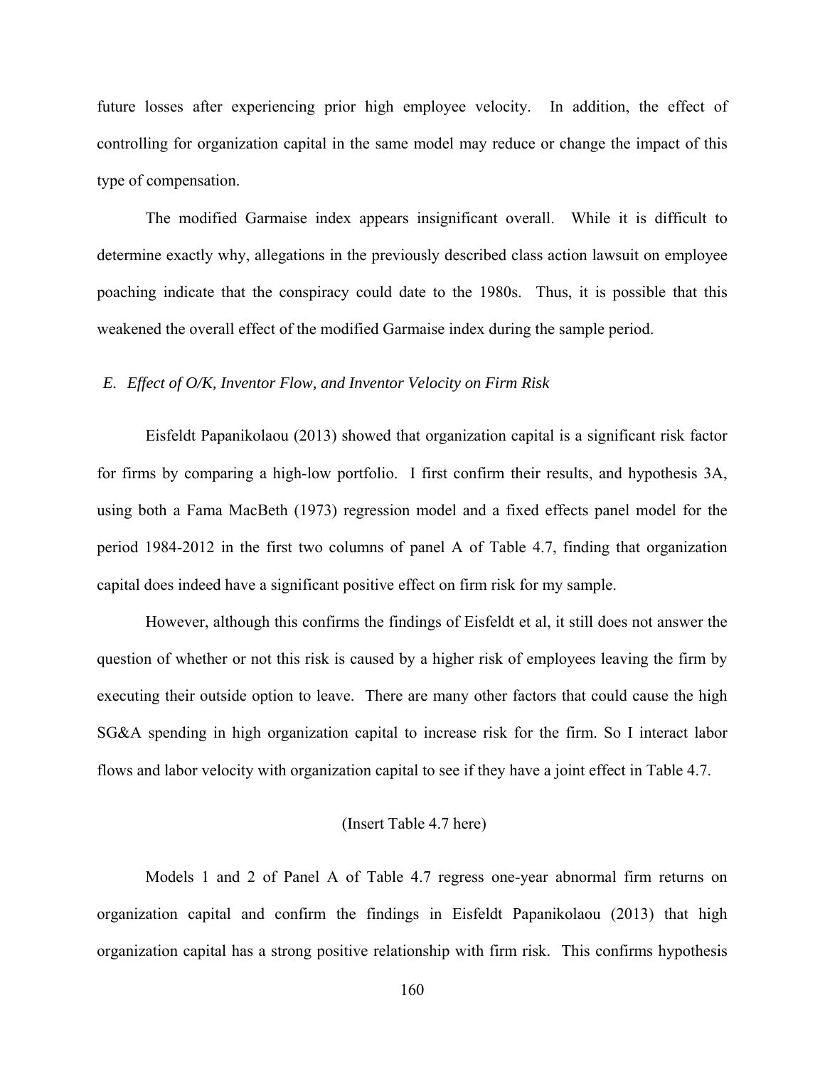future losses after experiencing prior high employee velocity. In addition, the effect of controlling for organization capital in the same model may reduce or change the impact of this type of compensation.

The modified Garmaise index appears insignificant overall. While it is difficult to determine exactly why, allegations in the previously described class action lawsuit on employee poaching indicate that the conspiracy could date to the 1980s. Thus, it is possible that this weakened the overall effect of the modified Garmaise index during the sample period.

### *E. Effect of O/K, Inventor Flow, and Inventor Velocity on Firm Risk*

Eisfeldt Papanikolaou (2013) showed that organization capital is a significant risk factor for firms by comparing a high-low portfolio. I first confirm their results, and hypothesis 3A, using both a Fama MacBeth (1973) regression model and a fixed effects panel model for the period 1984-2012 in the first two columns of panel A of Table 4.7, finding that organization capital does indeed have a significant positive effect on firm risk for my sample.

However, although this confirms the findings of Eisfeldt et al, it still does not answer the question of whether or not this risk is caused by a higher risk of employees leaving the firm by executing their outside option to leave. There are many other factors that could cause the high SG&A spending in high organization capital to increase risk for the firm. So I interact labor flows and labor velocity with organization capital to see if they have a joint effect in Table 4.7.

(Insert Table 4.7 here)

Models 1 and 2 of Panel A of Table 4.7 regress one-year abnormal firm returns on organization capital and confirm the findings in Eisfeldt Papanikolaou (2013) that high organization capital has a strong positive relationship with firm risk. This confirms hypothesis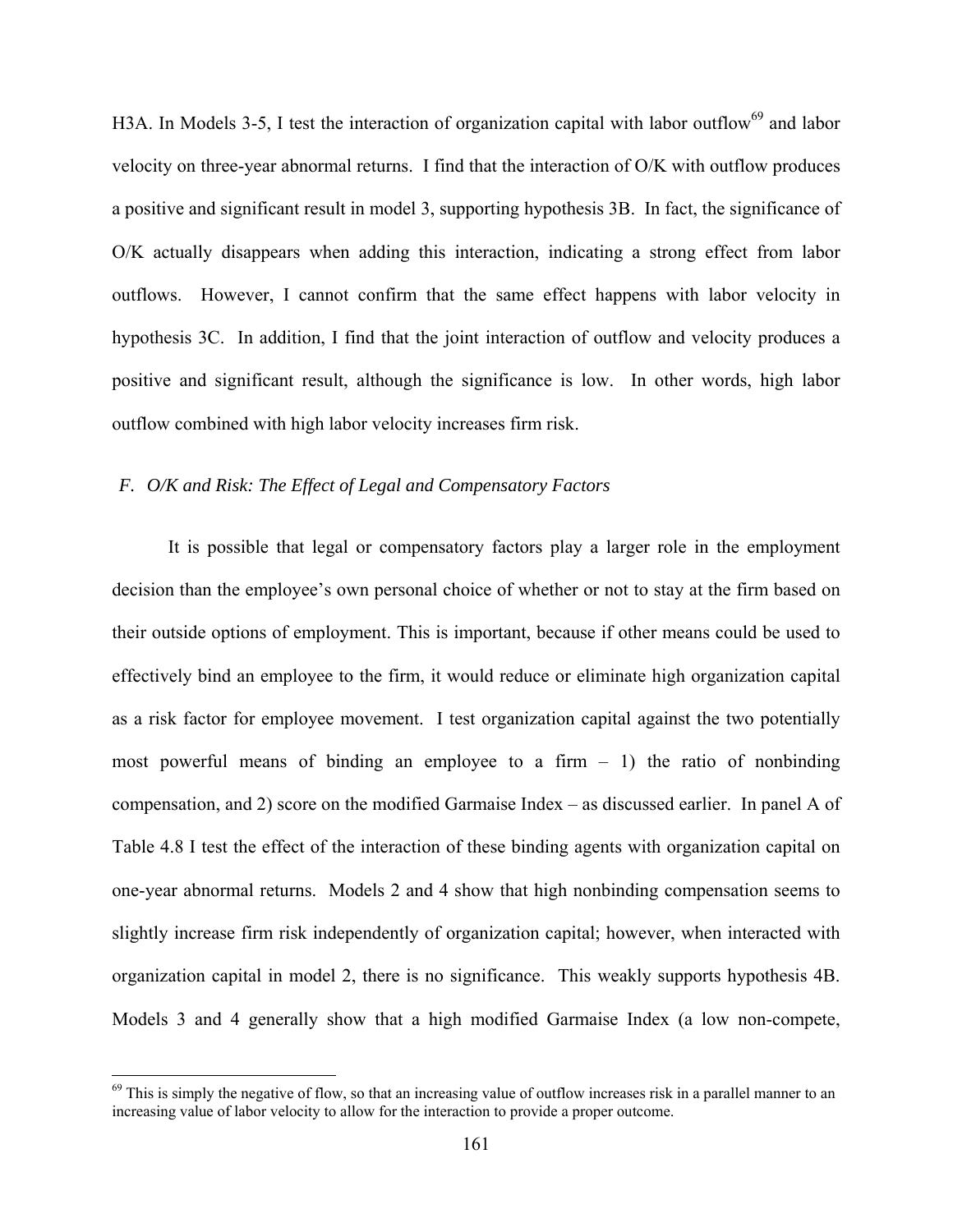H3A. In Models 3-5, I test the interaction of organization capital with labor outflow[69] and labor velocity on three-year abnormal returns. I find that the interaction of O/K with outflow produces a positive and significant result in model 3, supporting hypothesis 3B. In fact, the significance of O/K actually disappears when adding this interaction, indicating a strong effect from labor outflows. However, I cannot confirm that the same effect happens with labor velocity in hypothesis 3C. In addition, I find that the joint interaction of outflow and velocity produces a positive and significant result, although the significance is low. In other words, high labor outflow combined with high labor velocity increases firm risk.

### *F. O/K and Risk: The Effect of Legal and Compensatory Factors*

It is possible that legal or compensatory factors play a larger role in the employment decision than the employee's own personal choice of whether or not to stay at the firm based on their outside options of employment. This is important, because if other means could be used to effectively bind an employee to the firm, it would reduce or eliminate high organization capital as a risk factor for employee movement. I test organization capital against the two potentially most powerful means of binding an employee to a firm – 1) the ratio of nonbinding compensation, and 2) score on the modified Garmaise Index – as discussed earlier. In panel A of Table 4.8 I test the effect of the interaction of these binding agents with organization capital on one-year abnormal returns. Models 2 and 4 show that high nonbinding compensation seems to slightly increase firm risk independently of organization capital; however, when interacted with organization capital in model 2, there is no significance. This weakly supports hypothesis 4B. Models 3 and 4 generally show that a high modified Garmaise Index (a low non-compete,

[69] This is simply the negative of flow, so that an increasing value of outflow increases risk in a parallel manner to an increasing value of labor velocity to allow for the interaction to provide a proper outcome.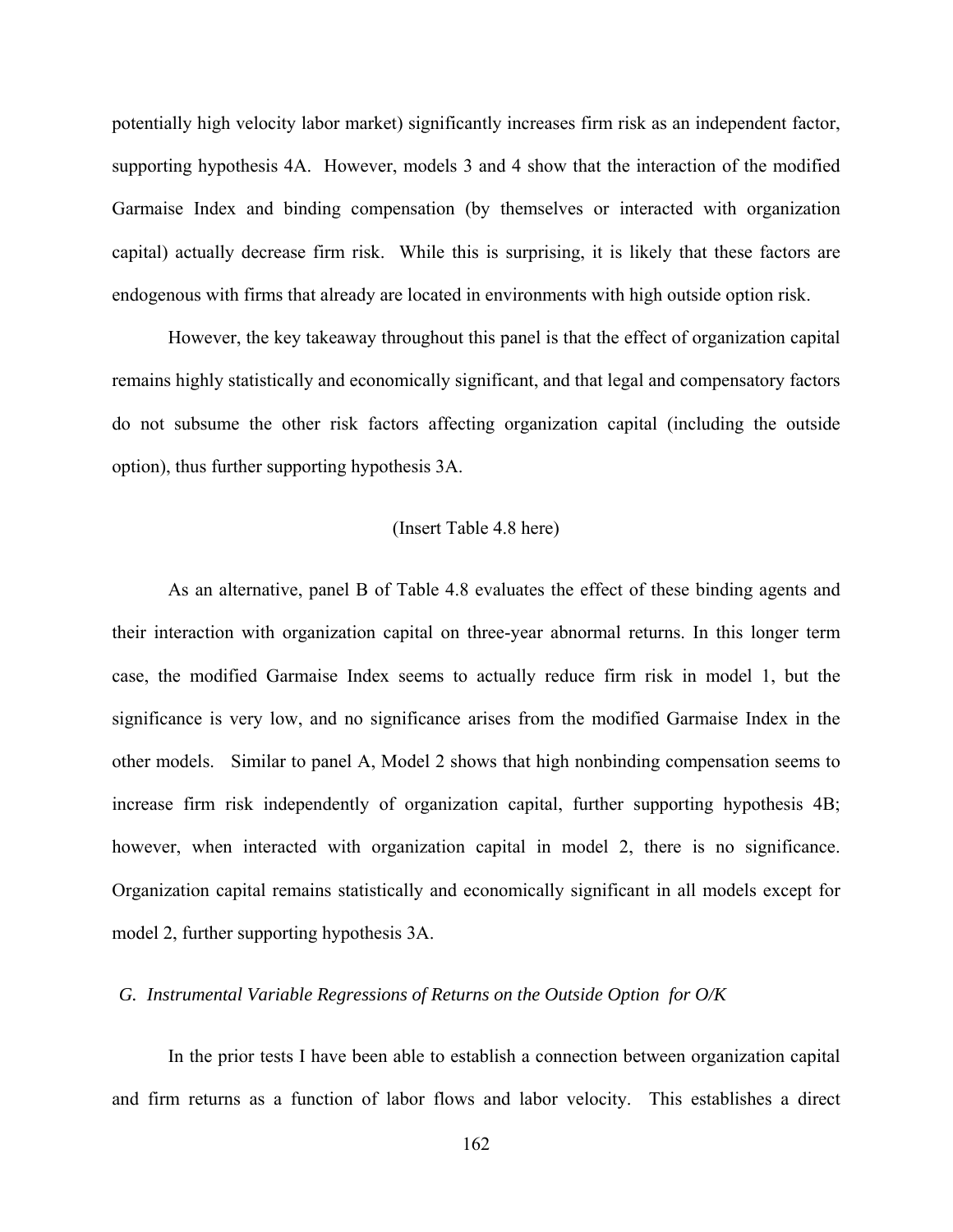potentially high velocity labor market) significantly increases firm risk as an independent factor, supporting hypothesis 4A. However, models 3 and 4 show that the interaction of the modified Garmaise Index and binding compensation (by themselves or interacted with organization capital) actually decrease firm risk. While this is surprising, it is likely that these factors are endogenous with firms that already are located in environments with high outside option risk.

However, the key takeaway throughout this panel is that the effect of organization capital remains highly statistically and economically significant, and that legal and compensatory factors do not subsume the other risk factors affecting organization capital (including the outside option), thus further supporting hypothesis 3A.

(Insert Table 4.8 here)

As an alternative, panel B of Table 4.8 evaluates the effect of these binding agents and their interaction with organization capital on three-year abnormal returns. In this longer term case, the modified Garmaise Index seems to actually reduce firm risk in model 1, but the significance is very low, and no significance arises from the modified Garmaise Index in the other models. Similar to panel A, Model 2 shows that high nonbinding compensation seems to increase firm risk independently of organization capital, further supporting hypothesis 4B; however, when interacted with organization capital in model 2, there is no significance. Organization capital remains statistically and economically significant in all models except for model 2, further supporting hypothesis 3A.

### *G. Instrumental Variable Regressions of Returns on the Outside Option for O/K*

In the prior tests I have been able to establish a connection between organization capital and firm returns as a function of labor flows and labor velocity. This establishes a direct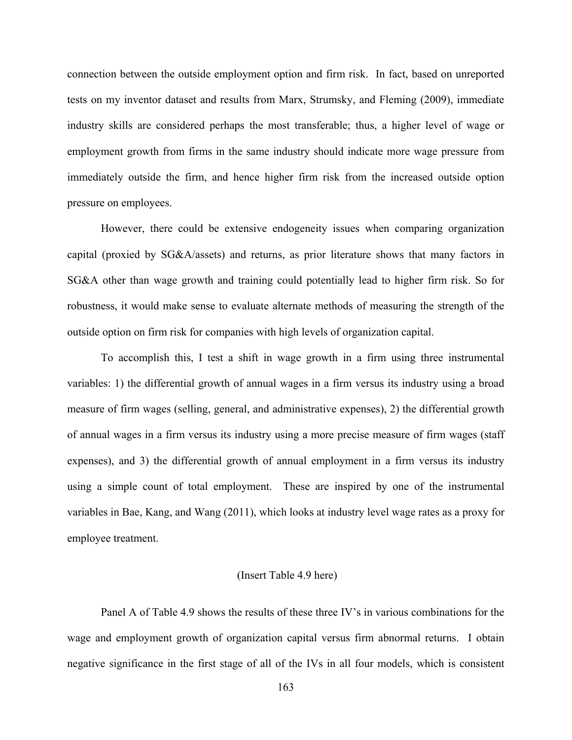connection between the outside employment option and firm risk. In fact, based on unreported tests on my inventor dataset and results from Marx, Strumsky, and Fleming (2009), immediate industry skills are considered perhaps the most transferable; thus, a higher level of wage or employment growth from firms in the same industry should indicate more wage pressure from immediately outside the firm, and hence higher firm risk from the increased outside option pressure on employees.

However, there could be extensive endogeneity issues when comparing organization capital (proxied by SG&A/assets) and returns, as prior literature shows that many factors in SG&A other than wage growth and training could potentially lead to higher firm risk. So for robustness, it would make sense to evaluate alternate methods of measuring the strength of the outside option on firm risk for companies with high levels of organization capital.

To accomplish this, I test a shift in wage growth in a firm using three instrumental variables: 1) the differential growth of annual wages in a firm versus its industry using a broad measure of firm wages (selling, general, and administrative expenses), 2) the differential growth of annual wages in a firm versus its industry using a more precise measure of firm wages (staff expenses), and 3) the differential growth of annual employment in a firm versus its industry using a simple count of total employment. These are inspired by one of the instrumental variables in Bae, Kang, and Wang (2011), which looks at industry level wage rates as a proxy for employee treatment.

(Insert Table 4.9 here)

Panel A of Table 4.9 shows the results of these three IV's in various combinations for the wage and employment growth of organization capital versus firm abnormal returns. I obtain negative significance in the first stage of all of the IVs in all four models, which is consistent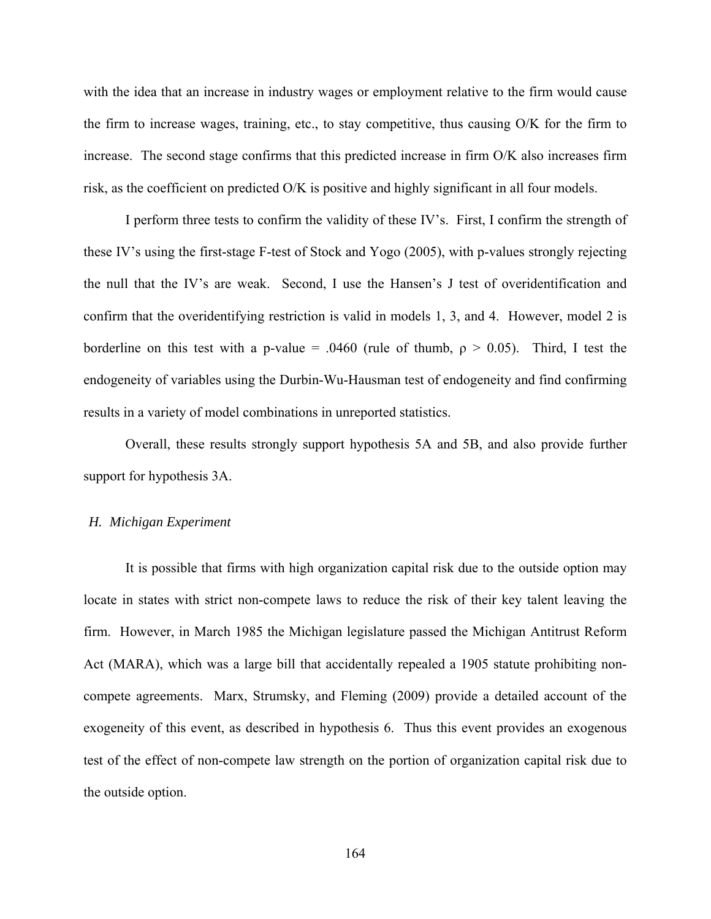with the idea that an increase in industry wages or employment relative to the firm would cause the firm to increase wages, training, etc., to stay competitive, thus causing O/K for the firm to increase. The second stage confirms that this predicted increase in firm O/K also increases firm risk, as the coefficient on predicted O/K is positive and highly significant in all four models.

I perform three tests to confirm the validity of these IV's. First, I confirm the strength of these IV's using the first-stage F-test of Stock and Yogo (2005), with p-values strongly rejecting the null that the IV's are weak. Second, I use the Hansen's J test of overidentification and confirm that the overidentifying restriction is valid in models 1, 3, and 4. However, model 2 is borderline on this test with a p-value = .0460 (rule of thumb, $\rho > 0.05$). Third, I test the endogeneity of variables using the Durbin-Wu-Hausman test of endogeneity and find confirming results in a variety of model combinations in unreported statistics.

Overall, these results strongly support hypothesis 5A and 5B, and also provide further support for hypothesis 3A.

### *H. Michigan Experiment*

It is possible that firms with high organization capital risk due to the outside option may locate in states with strict non-compete laws to reduce the risk of their key talent leaving the firm. However, in March 1985 the Michigan legislature passed the Michigan Antitrust Reform Act (MARA), which was a large bill that accidentally repealed a 1905 statute prohibiting non-compete agreements. Marx, Strumsky, and Fleming (2009) provide a detailed account of the exogeneity of this event, as described in hypothesis 6. Thus this event provides an exogenous test of the effect of non-compete law strength on the portion of organization capital risk due to the outside option.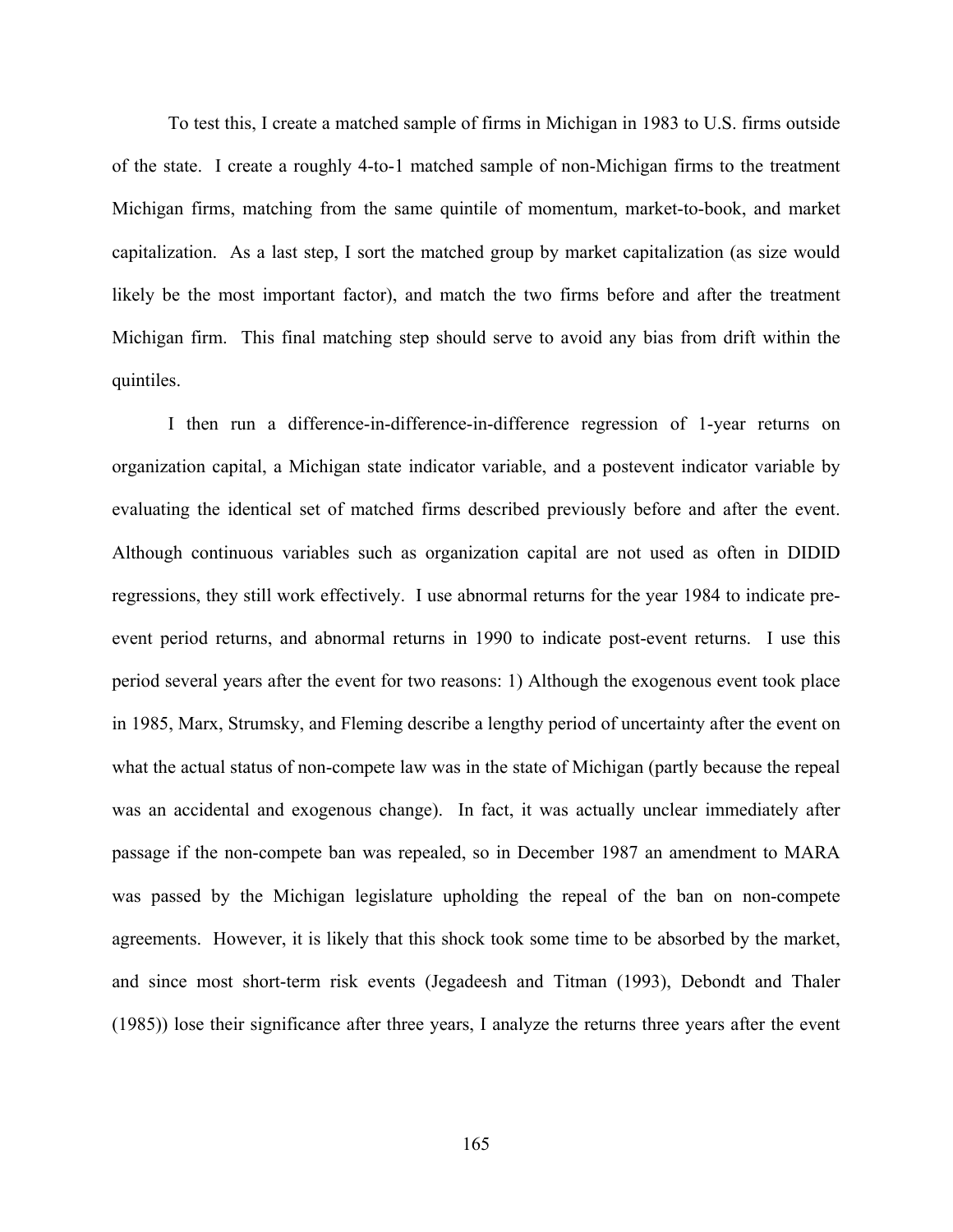To test this, I create a matched sample of firms in Michigan in 1983 to U.S. firms outside of the state. I create a roughly 4-to-1 matched sample of non-Michigan firms to the treatment Michigan firms, matching from the same quintile of momentum, market-to-book, and market capitalization. As a last step, I sort the matched group by market capitalization (as size would likely be the most important factor), and match the two firms before and after the treatment Michigan firm. This final matching step should serve to avoid any bias from drift within the quintiles.

I then run a difference-in-difference-in-difference regression of 1-year returns on organization capital, a Michigan state indicator variable, and a postevent indicator variable by evaluating the identical set of matched firms described previously before and after the event. Although continuous variables such as organization capital are not used as often in DIDID regressions, they still work effectively. I use abnormal returns for the year 1984 to indicate pre-event period returns, and abnormal returns in 1990 to indicate post-event returns. I use this period several years after the event for two reasons: 1) Although the exogenous event took place in 1985, Marx, Strumsky, and Fleming describe a lengthy period of uncertainty after the event on what the actual status of non-compete law was in the state of Michigan (partly because the repeal was an accidental and exogenous change). In fact, it was actually unclear immediately after passage if the non-compete ban was repealed, so in December 1987 an amendment to MARA was passed by the Michigan legislature upholding the repeal of the ban on non-compete agreements. However, it is likely that this shock took some time to be absorbed by the market, and since most short-term risk events (Jegadeesh and Titman (1993), Debondt and Thaler (1985)) lose their significance after three years, I analyze the returns three years after the event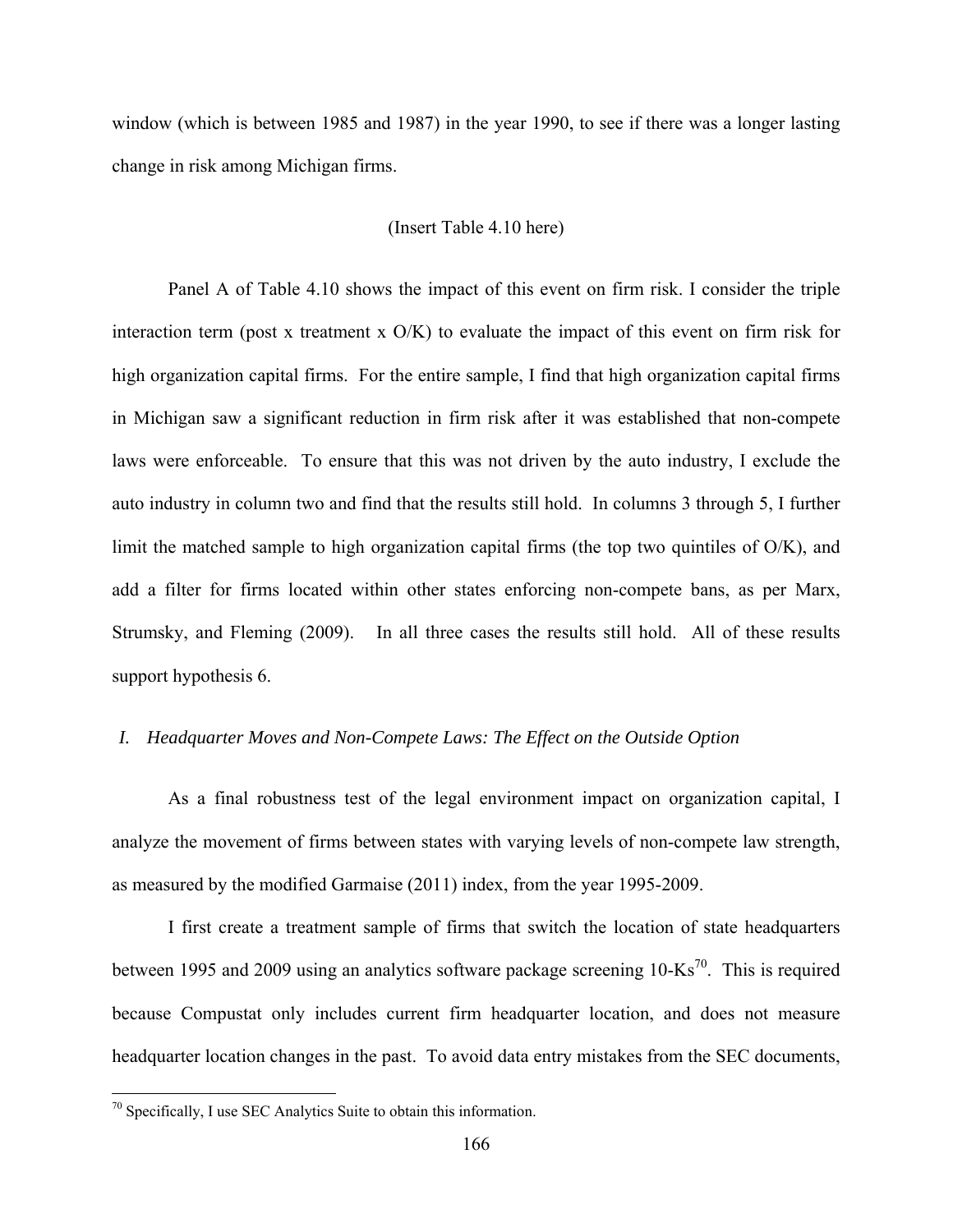window (which is between 1985 and 1987) in the year 1990, to see if there was a longer lasting change in risk among Michigan firms.

(Insert Table 4.10 here)

Panel A of Table 4.10 shows the impact of this event on firm risk. I consider the triple interaction term (post x treatment x O/K) to evaluate the impact of this event on firm risk for high organization capital firms. For the entire sample, I find that high organization capital firms in Michigan saw a significant reduction in firm risk after it was established that non-compete laws were enforceable. To ensure that this was not driven by the auto industry, I exclude the auto industry in column two and find that the results still hold. In columns 3 through 5, I further limit the matched sample to high organization capital firms (the top two quintiles of O/K), and add a filter for firms located within other states enforcing non-compete bans, as per Marx, Strumsky, and Fleming (2009). In all three cases the results still hold. All of these results support hypothesis 6.

### *I. Headquarter Moves and Non-Compete Laws: The Effect on the Outside Option*

As a final robustness test of the legal environment impact on organization capital, I analyze the movement of firms between states with varying levels of non-compete law strength, as measured by the modified Garmaise (2011) index, from the year 1995-2009.

I first create a treatment sample of firms that switch the location of state headquarters between 1995 and 2009 using an analytics software package screening 10-Ks[70]. This is required because Compustat only includes current firm headquarter location, and does not measure headquarter location changes in the past. To avoid data entry mistakes from the SEC documents,

[70] Specifically, I use SEC Analytics Suite to obtain this information.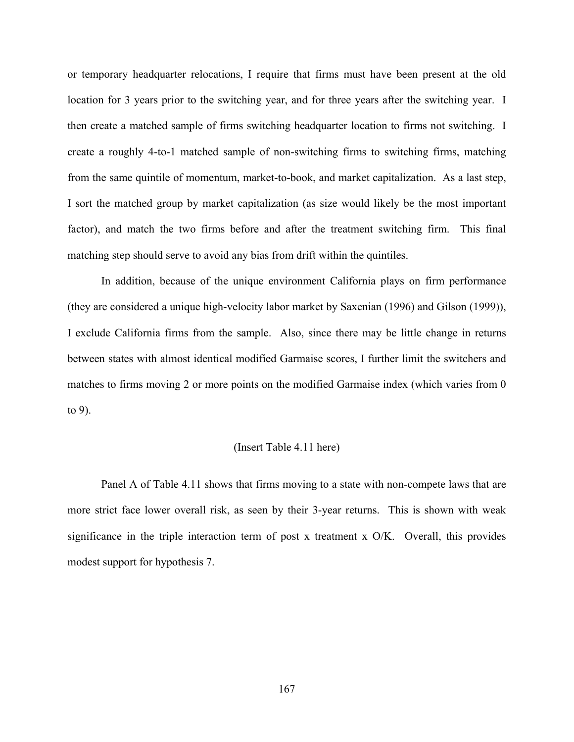or temporary headquarter relocations, I require that firms must have been present at the old location for 3 years prior to the switching year, and for three years after the switching year. I then create a matched sample of firms switching headquarter location to firms not switching. I create a roughly 4-to-1 matched sample of non-switching firms to switching firms, matching from the same quintile of momentum, market-to-book, and market capitalization. As a last step, I sort the matched group by market capitalization (as size would likely be the most important factor), and match the two firms before and after the treatment switching firm. This final matching step should serve to avoid any bias from drift within the quintiles.

In addition, because of the unique environment California plays on firm performance (they are considered a unique high-velocity labor market by Saxenian (1996) and Gilson (1999)), I exclude California firms from the sample. Also, since there may be little change in returns between states with almost identical modified Garmaise scores, I further limit the switchers and matches to firms moving 2 or more points on the modified Garmaise index (which varies from 0 to 9).

(Insert Table 4.11 here)

Panel A of Table 4.11 shows that firms moving to a state with non-compete laws that are more strict face lower overall risk, as seen by their 3-year returns. This is shown with weak significance in the triple interaction term of post x treatment x O/K. Overall, this provides modest support for hypothesis 7.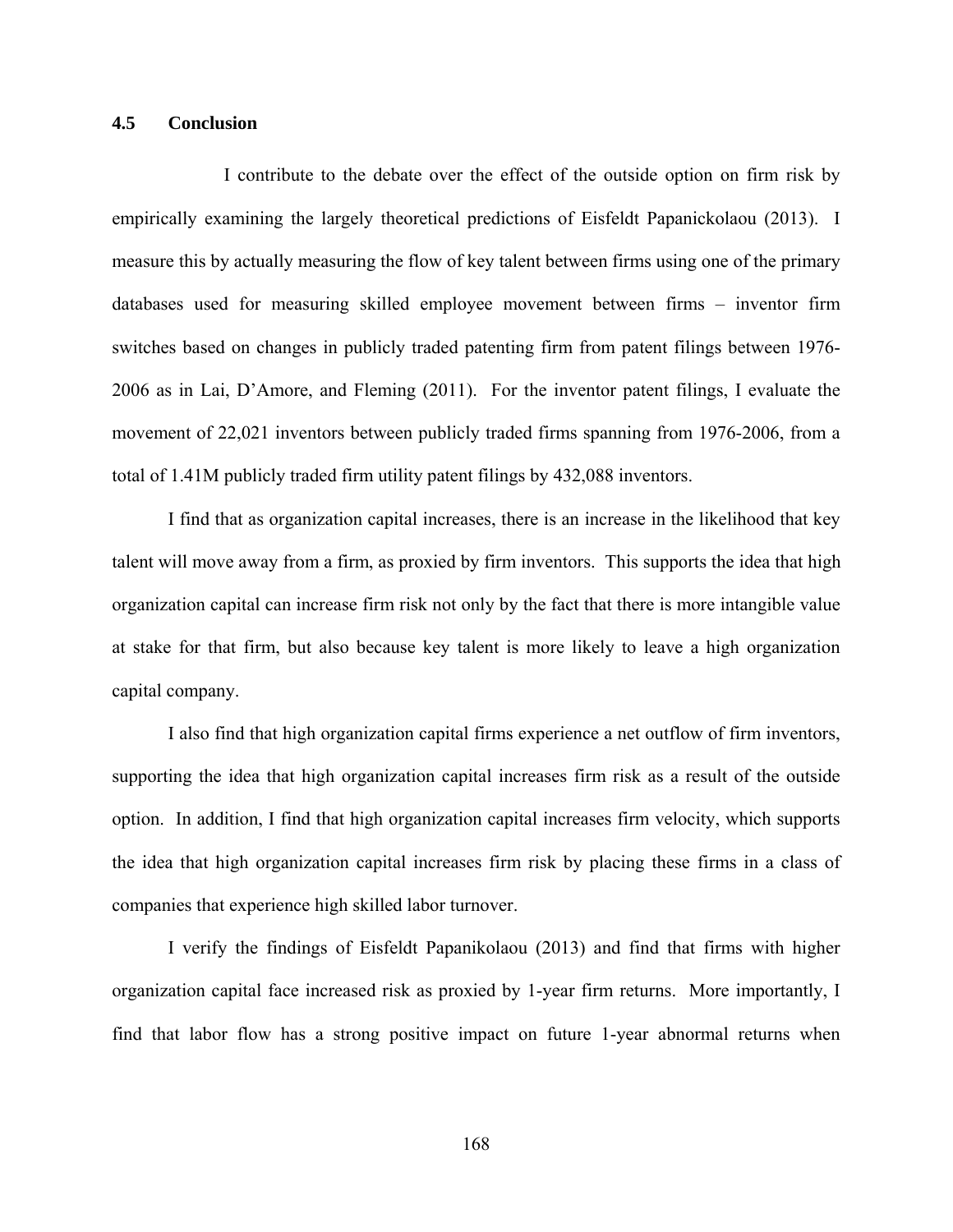### 4.5 Conclusion

I contribute to the debate over the effect of the outside option on firm risk by empirically examining the largely theoretical predictions of Eisfeldt Papanickolaou (2013). I measure this by actually measuring the flow of key talent between firms using one of the primary databases used for measuring skilled employee movement between firms – inventor firm switches based on changes in publicly traded patenting firm from patent filings between 1976-2006 as in Lai, D'Amore, and Fleming (2011). For the inventor patent filings, I evaluate the movement of 22,021 inventors between publicly traded firms spanning from 1976-2006, from a total of 1.41M publicly traded firm utility patent filings by 432,088 inventors.

I find that as organization capital increases, there is an increase in the likelihood that key talent will move away from a firm, as proxied by firm inventors. This supports the idea that high organization capital can increase firm risk not only by the fact that there is more intangible value at stake for that firm, but also because key talent is more likely to leave a high organization capital company.

I also find that high organization capital firms experience a net outflow of firm inventors, supporting the idea that high organization capital increases firm risk as a result of the outside option. In addition, I find that high organization capital increases firm velocity, which supports the idea that high organization capital increases firm risk by placing these firms in a class of companies that experience high skilled labor turnover.

I verify the findings of Eisfeldt Papanikolaou (2013) and find that firms with higher organization capital face increased risk as proxied by 1-year firm returns. More importantly, I find that labor flow has a strong positive impact on future 1-year abnormal returns when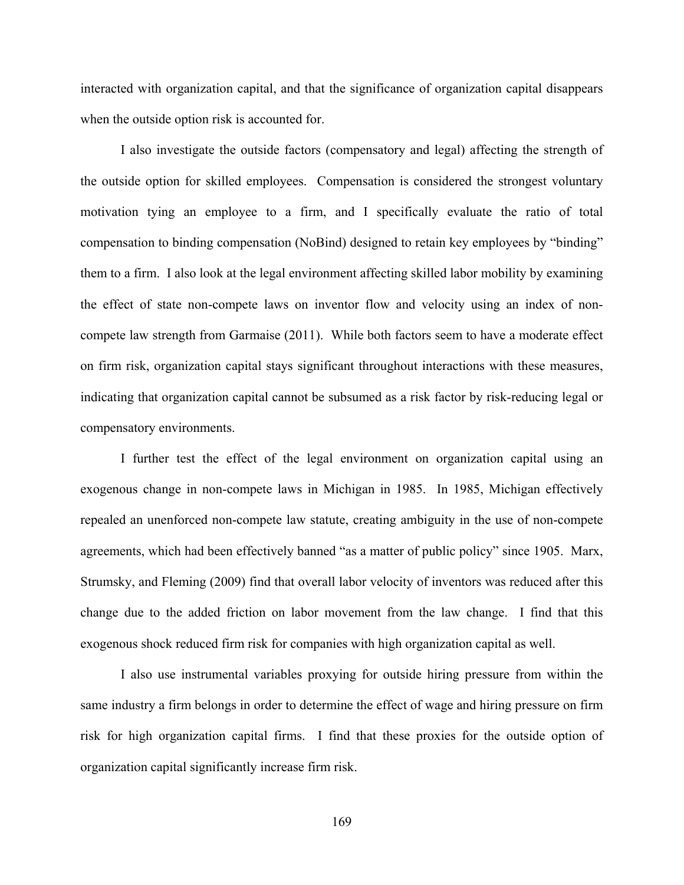interacted with organization capital, and that the significance of organization capital disappears when the outside option risk is accounted for.

I also investigate the outside factors (compensatory and legal) affecting the strength of the outside option for skilled employees. Compensation is considered the strongest voluntary motivation tying an employee to a firm, and I specifically evaluate the ratio of total compensation to binding compensation (NoBind) designed to retain key employees by "binding" them to a firm. I also look at the legal environment affecting skilled labor mobility by examining the effect of state non-compete laws on inventor flow and velocity using an index of non-compete law strength from Garmaise (2011). While both factors seem to have a moderate effect on firm risk, organization capital stays significant throughout interactions with these measures, indicating that organization capital cannot be subsumed as a risk factor by risk-reducing legal or compensatory environments.

I further test the effect of the legal environment on organization capital using an exogenous change in non-compete laws in Michigan in 1985. In 1985, Michigan effectively repealed an unenforced non-compete law statute, creating ambiguity in the use of non-compete agreements, which had been effectively banned "as a matter of public policy" since 1905. Marx, Strumsky, and Fleming (2009) find that overall labor velocity of inventors was reduced after this change due to the added friction on labor movement from the law change. I find that this exogenous shock reduced firm risk for companies with high organization capital as well.

I also use instrumental variables proxying for outside hiring pressure from within the same industry a firm belongs in order to determine the effect of wage and hiring pressure on firm risk for high organization capital firms. I find that these proxies for the outside option of organization capital significantly increase firm risk.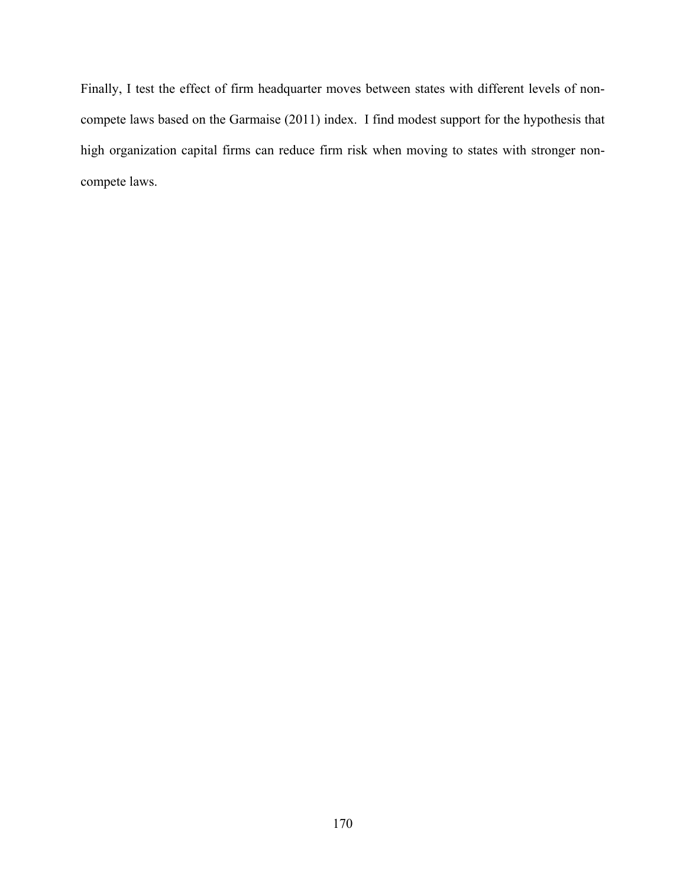Finally, I test the effect of firm headquarter moves between states with different levels of non-compete laws based on the Garmaise (2011) index. I find modest support for the hypothesis that high organization capital firms can reduce firm risk when moving to states with stronger non-compete laws.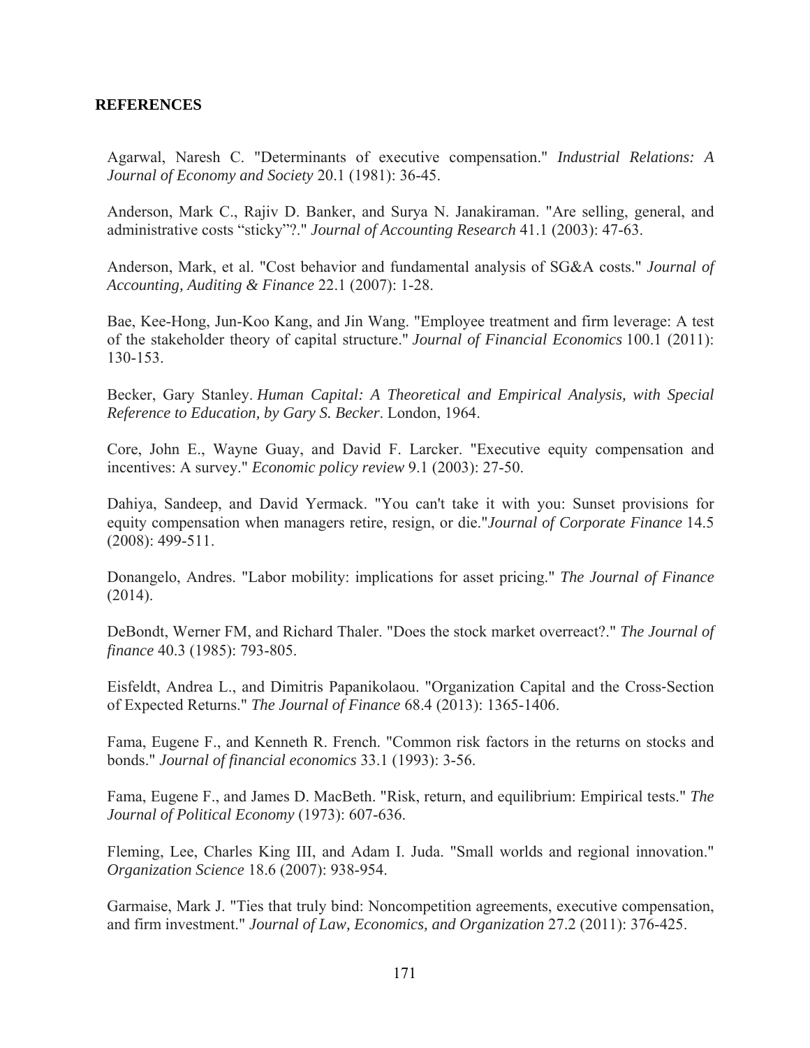## REFERENCES

Agarwal, Naresh C. "Determinants of executive compensation." *Industrial Relations: A Journal of Economy and Society* 20.1 (1981): 36-45.

Anderson, Mark C., Rajiv D. Banker, and Surya N. Janakiraman. "Are selling, general, and administrative costs "sticky"?." *Journal of Accounting Research* 41.1 (2003): 47-63.

Anderson, Mark, et al. "Cost behavior and fundamental analysis of SG&A costs." *Journal of Accounting, Auditing & Finance* 22.1 (2007): 1-28.

Bae, Kee-Hong, Jun-Koo Kang, and Jin Wang. "Employee treatment and firm leverage: A test of the stakeholder theory of capital structure." *Journal of Financial Economics* 100.1 (2011): 130-153.

Becker, Gary Stanley. *Human Capital: A Theoretical and Empirical Analysis, with Special Reference to Education, by Gary S. Becker*. London, 1964.

Core, John E., Wayne Guay, and David F. Larcker. "Executive equity compensation and incentives: A survey." *Economic policy review* 9.1 (2003): 27-50.

Dahiya, Sandeep, and David Yermack. "You can't take it with you: Sunset provisions for equity compensation when managers retire, resign, or die."*Journal of Corporate Finance* 14.5 (2008): 499-511.

Donangelo, Andres. "Labor mobility: implications for asset pricing." *The Journal of Finance* (2014).

DeBondt, Werner FM, and Richard Thaler. "Does the stock market overreact?." *The Journal of finance* 40.3 (1985): 793-805.

Eisfeldt, Andrea L., and Dimitris Papanikolaou. "Organization Capital and the Cross-Section of Expected Returns." *The Journal of Finance* 68.4 (2013): 1365-1406.

Fama, Eugene F., and Kenneth R. French. "Common risk factors in the returns on stocks and bonds." *Journal of financial economics* 33.1 (1993): 3-56.

Fama, Eugene F., and James D. MacBeth. "Risk, return, and equilibrium: Empirical tests." *The Journal of Political Economy* (1973): 607-636.

Fleming, Lee, Charles King III, and Adam I. Juda. "Small worlds and regional innovation." *Organization Science* 18.6 (2007): 938-954.

Garmaise, Mark J. "Ties that truly bind: Noncompetition agreements, executive compensation, and firm investment." *Journal of Law, Economics, and Organization* 27.2 (2011): 376-425.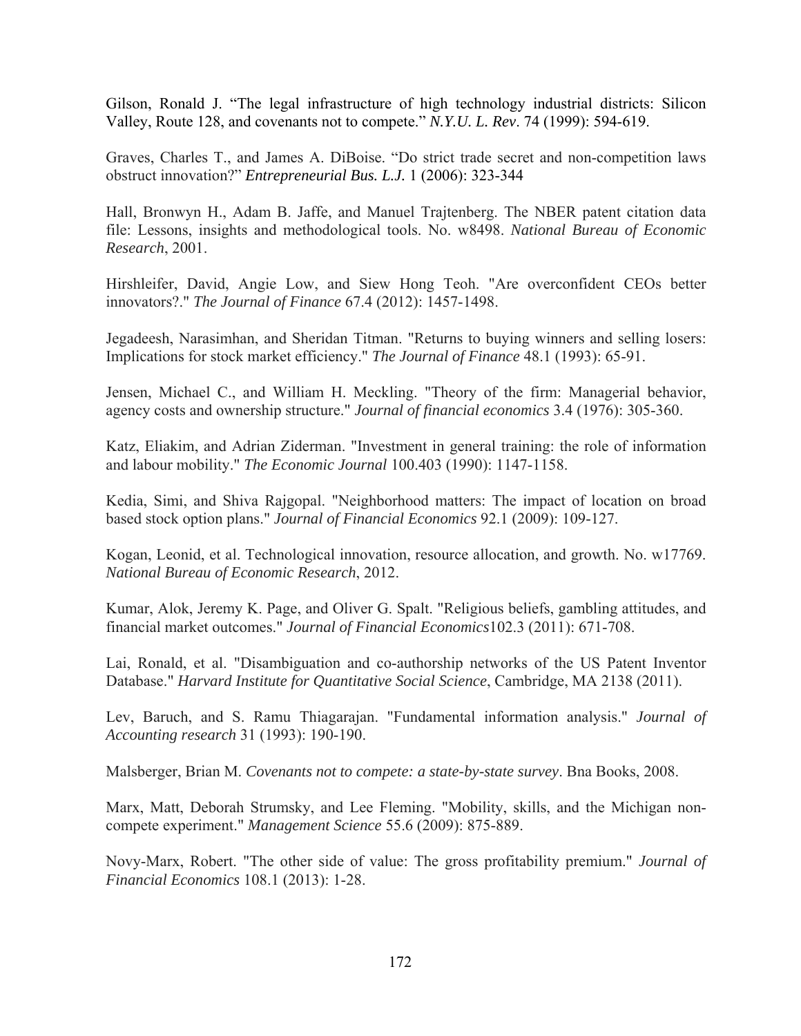Gilson, Ronald J. "The legal infrastructure of high technology industrial districts: Silicon Valley, Route 128, and covenants not to compete." *N.Y.U. L. Rev*. 74 (1999): 594-619.

Graves, Charles T., and James A. DiBoise. "Do strict trade secret and non-competition laws obstruct innovation?" *Entrepreneurial Bus. L.J.* 1 (2006): 323-344

Hall, Bronwyn H., Adam B. Jaffe, and Manuel Trajtenberg. The NBER patent citation data file: Lessons, insights and methodological tools. No. w8498. *National Bureau of Economic Research*, 2001.

Hirshleifer, David, Angie Low, and Siew Hong Teoh. "Are overconfident CEOs better innovators?." *The Journal of Finance* 67.4 (2012): 1457-1498.

Jegadeesh, Narasimhan, and Sheridan Titman. "Returns to buying winners and selling losers: Implications for stock market efficiency." *The Journal of Finance* 48.1 (1993): 65-91.

Jensen, Michael C., and William H. Meckling. "Theory of the firm: Managerial behavior, agency costs and ownership structure." *Journal of financial economics* 3.4 (1976): 305-360.

Katz, Eliakim, and Adrian Ziderman. "Investment in general training: the role of information and labour mobility." *The Economic Journal* 100.403 (1990): 1147-1158.

Kedia, Simi, and Shiva Rajgopal. "Neighborhood matters: The impact of location on broad based stock option plans." *Journal of Financial Economics* 92.1 (2009): 109-127.

Kogan, Leonid, et al. Technological innovation, resource allocation, and growth. No. w17769. *National Bureau of Economic Research*, 2012.

Kumar, Alok, Jeremy K. Page, and Oliver G. Spalt. "Religious beliefs, gambling attitudes, and financial market outcomes." *Journal of Financial Economics*102.3 (2011): 671-708.

Lai, Ronald, et al. "Disambiguation and co-authorship networks of the US Patent Inventor Database." *Harvard Institute for Quantitative Social Science*, Cambridge, MA 2138 (2011).

Lev, Baruch, and S. Ramu Thiagarajan. "Fundamental information analysis." *Journal of Accounting research* 31 (1993): 190-190.

Malsberger, Brian M. *Covenants not to compete: a state-by-state survey*. Bna Books, 2008.

Marx, Matt, Deborah Strumsky, and Lee Fleming. "Mobility, skills, and the Michigan non-compete experiment." *Management Science* 55.6 (2009): 875-889.

Novy-Marx, Robert. "The other side of value: The gross profitability premium." *Journal of Financial Economics* 108.1 (2013): 1-28.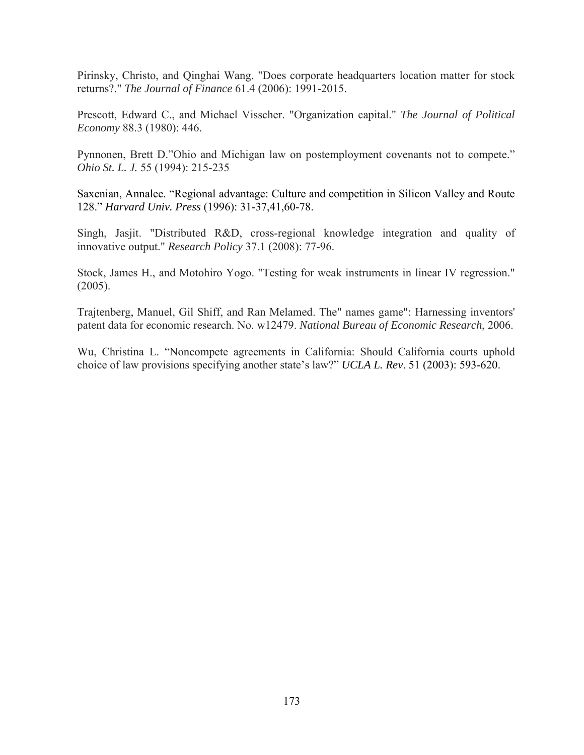Pirinsky, Christo, and Qinghai Wang. "Does corporate headquarters location matter for stock returns?." *The Journal of Finance* 61.4 (2006): 1991-2015.

Prescott, Edward C., and Michael Visscher. "Organization capital." *The Journal of Political Economy* 88.3 (1980): 446.

Pynnonen, Brett D."Ohio and Michigan law on postemployment covenants not to compete." *Ohio St. L. J.* 55 (1994): 215-235

Saxenian, Annalee. "Regional advantage: Culture and competition in Silicon Valley and Route 128." *Harvard Univ. Press* (1996): 31-37,41,60-78.

Singh, Jasjit. "Distributed R&D, cross-regional knowledge integration and quality of innovative output." *Research Policy* 37.1 (2008): 77-96.

Stock, James H., and Motohiro Yogo. "Testing for weak instruments in linear IV regression." (2005).

Trajtenberg, Manuel, Gil Shiff, and Ran Melamed. The" names game": Harnessing inventors' patent data for economic research. No. w12479. *National Bureau of Economic Research*, 2006.

Wu, Christina L. "Noncompete agreements in California: Should California courts uphold choice of law provisions specifying another state's law?" *UCLA L. Rev*. 51 (2003): 593-620.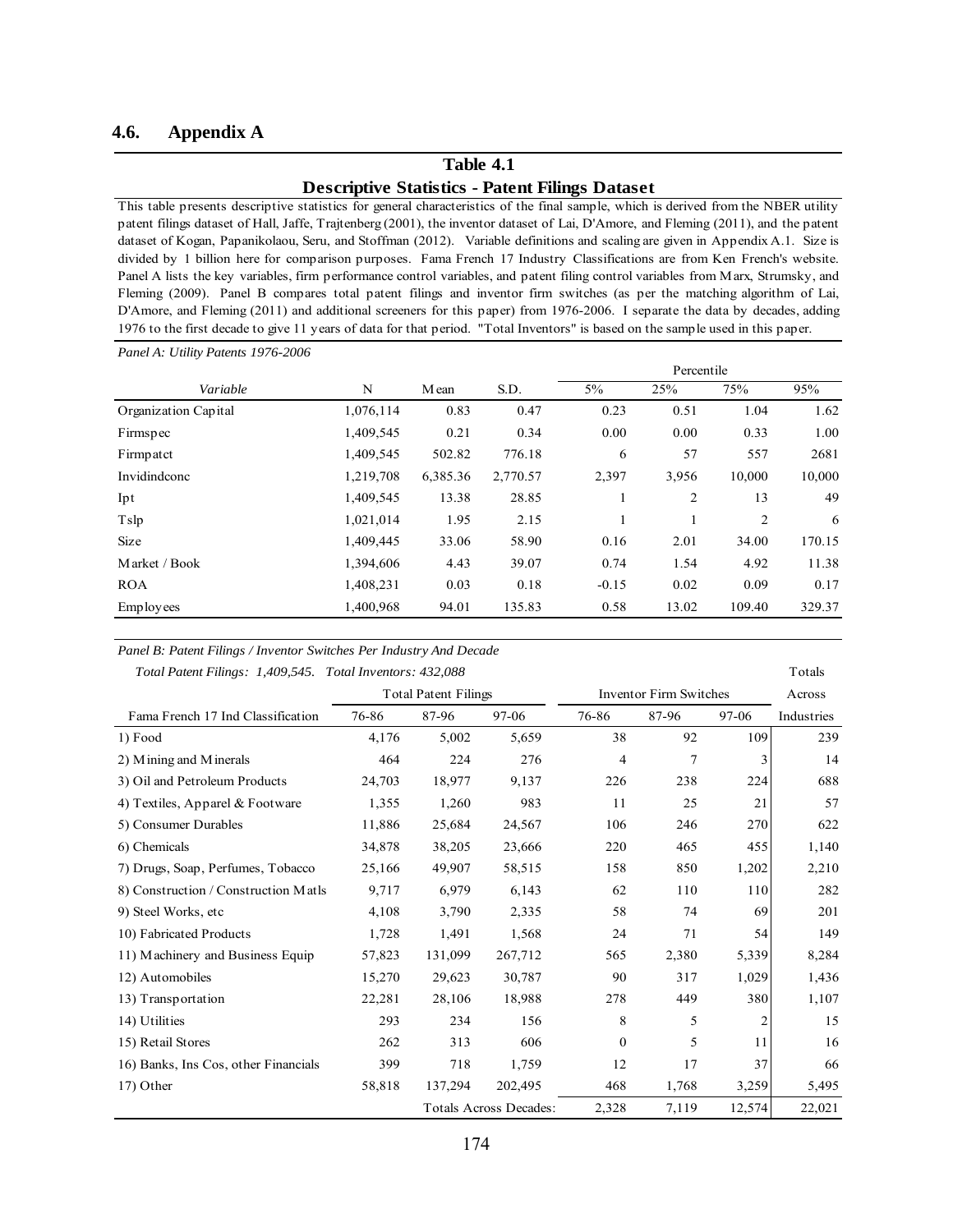## 4.6. Appendix A

### Table 4.1

### Descriptive Statistics - Patent Filings Dataset

This table presents descriptive statistics for general characteristics of the final sample, which is derived from the NBER utility patent filings dataset of Hall, Jaffe, Trajtenberg (2001), the inventor dataset of Lai, D'Amore, and Fleming (2011), and the patent dataset of Kogan, Papanikolaou, Seru, and Stoffman (2012). Variable definitions and scaling are given in Appendix A.1. Size is divided by 1 billion here for comparison purposes. Fama French 17 Industry Classifications are from Ken French's website. Panel A lists the key variables, firm performance control variables, and patent filing control variables from Marx, Strumsky, and Fleming (2009). Panel B compares total patent filings and inventor firm switches (as per the matching algorithm of Lai, D'Amore, and Fleming (2011) and additional screeners for this paper) from 1976-2006. I separate the data by decades, adding 1976 to the first decade to give 11 years of data for that period. "Total Inventors" is based on the sample used in this paper.

*Panel A: Utility Patents 1976-2006*

| | | | | Percentile | | | |
|---|---|---|---|---|---|---|---|
| *Variable* | N | Mean | S.D. | 5% | 25% | 75% | 95% |
| Organization Capital | 1,076,114 | 0.83 | 0.47 | 0.23 | 0.51 | 1.04 | 1.62 |
| Firmspec | 1,409,545 | 0.21 | 0.34 | 0.00 | 0.00 | 0.33 | 1.00 |
| Firmpatct | 1,409,545 | 502.82 | 776.18 | 6 | 57 | 557 | 2681 |
| Invidindconc | 1,219,708 | 6,385.36 | 2,770.57 | 2,397 | 3,956 | 10,000 | 10,000 |
| Ipt | 1,409,545 | 13.38 | 28.85 | 1 | 2 | 13 | 49 |
| Tslp | 1,021,014 | 1.95 | 2.15 | 1 | 1 | 2 | 6 |
| Size | 1,409,445 | 33.06 | 58.90 | 0.16 | 2.01 | 34.00 | 170.15 |
| Market / Book | 1,394,606 | 4.43 | 39.07 | 0.74 | 1.54 | 4.92 | 11.38 |
| ROA | 1,408,231 | 0.03 | 0.18 | -0.15 | 0.02 | 0.09 | 0.17 |
| Employees | 1,400,968 | 94.01 | 135.83 | 0.58 | 13.02 | 109.40 | 329.37 |

*Panel B: Patent Filings / Inventor Switches Per Industry And Decade*

*Total Patent Filings: 1,409,545. Total Inventors: 432,088*

| | Total Patent Filings | | | Inventor Firm Switches | | | Totals Across |
|---|---|---|---|---|---|---|---|
| Fama French 17 Ind Classification | 76-86 | 87-96 | 97-06 | 76-86 | 87-96 | 97-06 | Industries |
| 1) Food | 4,176 | 5,002 | 5,659 | 38 | 92 | 109 | 239 |
| 2) Mining and Minerals | 464 | 224 | 276 | 4 | 7 | 3 | 14 |
| 3) Oil and Petroleum Products | 24,703 | 18,977 | 9,137 | 226 | 238 | 224 | 688 |
| 4) Textiles, Apparel & Footware | 1,355 | 1,260 | 983 | 11 | 25 | 21 | 57 |
| 5) Consumer Durables | 11,886 | 25,684 | 24,567 | 106 | 246 | 270 | 622 |
| 6) Chemicals | 34,878 | 38,205 | 23,666 | 220 | 465 | 455 | 1,140 |
| 7) Drugs, Soap, Perfumes, Tobacco | 25,166 | 49,907 | 58,515 | 158 | 850 | 1,202 | 2,210 |
| 8) Construction / Construction Matls | 9,717 | 6,979 | 6,143 | 62 | 110 | 110 | 282 |
| 9) Steel Works, etc | 4,108 | 3,790 | 2,335 | 58 | 74 | 69 | 201 |
| 10) Fabricated Products | 1,728 | 1,491 | 1,568 | 24 | 71 | 54 | 149 |
| 11) Machinery and Business Equip | 57,823 | 131,099 | 267,712 | 565 | 2,380 | 5,339 | 8,284 |
| 12) Automobiles | 15,270 | 29,623 | 30,787 | 90 | 317 | 1,029 | 1,436 |
| 13) Transportation | 22,281 | 28,106 | 18,988 | 278 | 449 | 380 | 1,107 |
| 14) Utilities | 293 | 234 | 156 | 8 | 5 | 2 | 15 |
| 15) Retail Stores | 262 | 313 | 606 | 0 | 5 | 11 | 16 |
| 16) Banks, Ins Cos, other Financials | 399 | 718 | 1,759 | 12 | 17 | 37 | 66 |
| 17) Other | 58,818 | 137,294 | 202,495 | 468 | 1,768 | 3,259 | 5,495 |
| | | | Totals Across Decades: | 2,328 | 7,119 | 12,574 | 22,021 |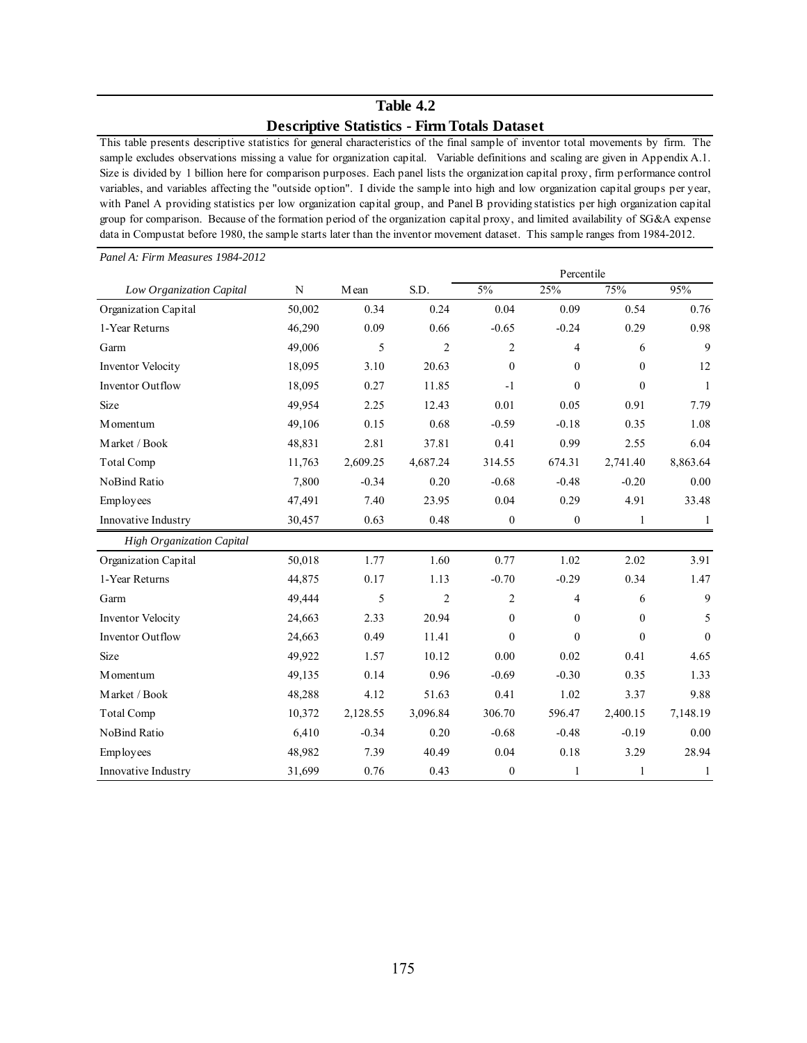## Table 4.2

## Descriptive Statistics - Firm Totals Dataset

This table presents descriptive statistics for general characteristics of the final sample of inventor total movements by firm. The sample excludes observations missing a value for organization capital. Variable definitions and scaling are given in Appendix A.1. Size is divided by 1 billion here for comparison purposes. Each panel lists the organization capital proxy, firm performance control variables, and variables affecting the "outside option". I divide the sample into high and low organization capital groups per year, with Panel A providing statistics per low organization capital group, and Panel B providing statistics per high organization capital group for comparison. Because of the formation period of the organization capital proxy, and limited availability of SG&A expense data in Compustat before 1980, the sample starts later than the inventor movement dataset. This sample ranges from 1984-2012.

*Panel A: Firm Measures 1984-2012*

| | | | | Percentile | | | |
|---|---|---|---|---|---|---|---|
| *Low Organization Capital* | N | Mean | S.D. | 5% | 25% | 75% | 95% |
| Organization Capital | 50,002 | 0.34 | 0.24 | 0.04 | 0.09 | 0.54 | 0.76 |
| 1-Year Returns | 46,290 | 0.09 | 0.66 | -0.65 | -0.24 | 0.29 | 0.98 |
| Garm | 49,006 | 5 | 2 | 2 | 4 | 6 | 9 |
| Inventor Velocity | 18,095 | 3.10 | 20.63 | 0 | 0 | 0 | 12 |
| Inventor Outflow | 18,095 | 0.27 | 11.85 | -1 | 0 | 0 | 1 |
| Size | 49,954 | 2.25 | 12.43 | 0.01 | 0.05 | 0.91 | 7.79 |
| Momentum | 49,106 | 0.15 | 0.68 | -0.59 | -0.18 | 0.35 | 1.08 |
| Market / Book | 48,831 | 2.81 | 37.81 | 0.41 | 0.99 | 2.55 | 6.04 |
| Total Comp | 11,763 | 2,609.25 | 4,687.24 | 314.55 | 674.31 | 2,741.40 | 8,863.64 |
| NoBind Ratio | 7,800 | -0.34 | 0.20 | -0.68 | -0.48 | -0.20 | 0.00 |
| Employees | 47,491 | 7.40 | 23.95 | 0.04 | 0.29 | 4.91 | 33.48 |
| Innovative Industry | 30,457 | 0.63 | 0.48 | 0 | 0 | 1 | 1 |
| *High Organization Capital* | | | | | | | |
| Organization Capital | 50,018 | 1.77 | 1.60 | 0.77 | 1.02 | 2.02 | 3.91 |
| 1-Year Returns | 44,875 | 0.17 | 1.13 | -0.70 | -0.29 | 0.34 | 1.47 |
| Garm | 49,444 | 5 | 2 | 2 | 4 | 6 | 9 |
| Inventor Velocity | 24,663 | 2.33 | 20.94 | 0 | 0 | 0 | 5 |
| Inventor Outflow | 24,663 | 0.49 | 11.41 | 0 | 0 | 0 | 0 |
| Size | 49,922 | 1.57 | 10.12 | 0.00 | 0.02 | 0.41 | 4.65 |
| Momentum | 49,135 | 0.14 | 0.96 | -0.69 | -0.30 | 0.35 | 1.33 |
| Market / Book | 48,288 | 4.12 | 51.63 | 0.41 | 1.02 | 3.37 | 9.88 |
| Total Comp | 10,372 | 2,128.55 | 3,096.84 | 306.70 | 596.47 | 2,400.15 | 7,148.19 |
| NoBind Ratio | 6,410 | -0.34 | 0.20 | -0.68 | -0.48 | -0.19 | 0.00 |
| Employees | 48,982 | 7.39 | 40.49 | 0.04 | 0.18 | 3.29 | 28.94 |
| Innovative Industry | 31,699 | 0.76 | 0.43 | 0 | 1 | 1 | 1 |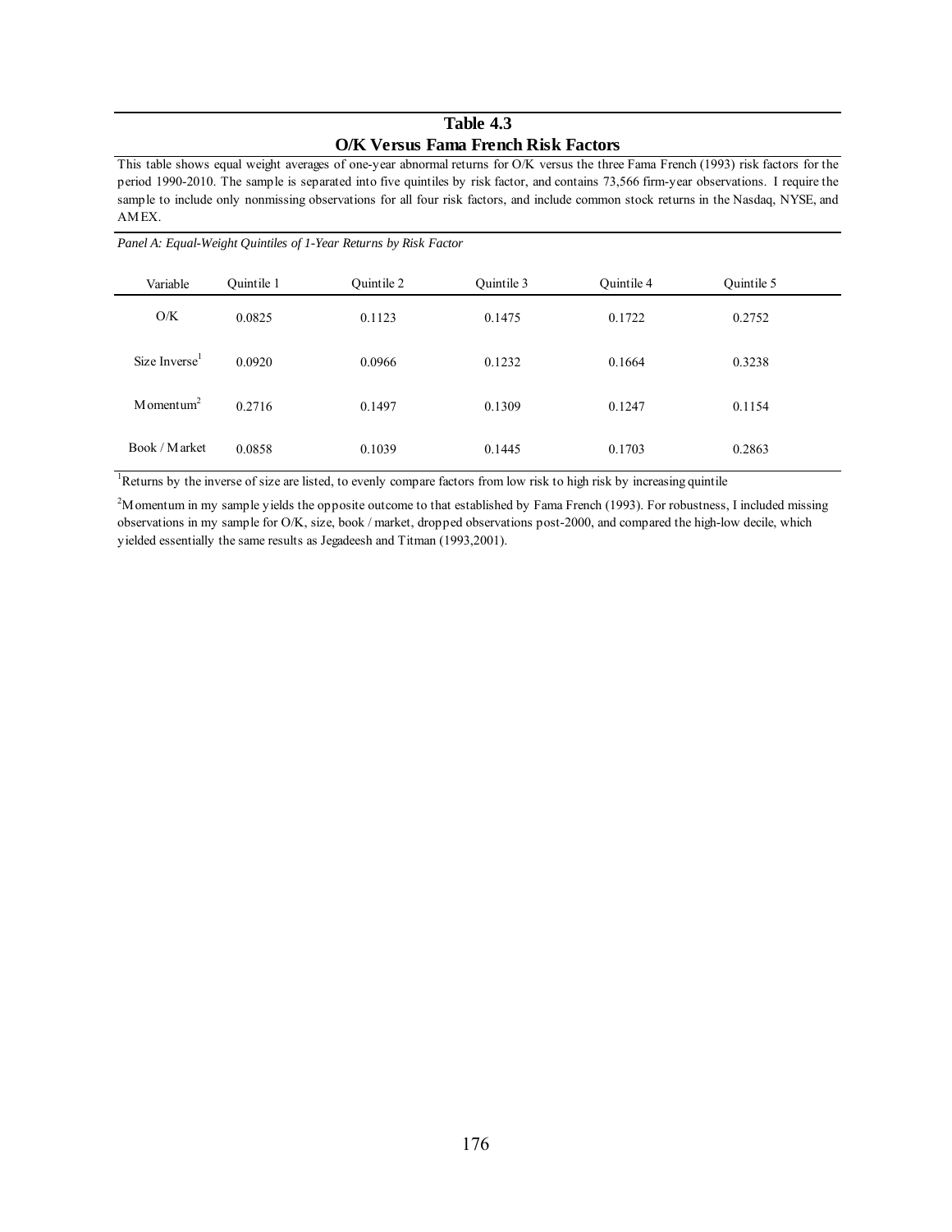**Table 4.3**

**O/K Versus Fama French Risk Factors**

This table shows equal weight averages of one-year abnormal returns for O/K versus the three Fama French (1993) risk factors for the period 1990-2010. The sample is separated into five quintiles by risk factor, and contains 73,566 firm-year observations. I require the sample to include only nonmissing observations for all four risk factors, and include common stock returns in the Nasdaq, NYSE, and AMEX.

*Panel A: Equal-Weight Quintiles of 1-Year Returns by Risk Factor*

| Variable | Quintile 1 | Quintile 2 | Quintile 3 | Quintile 4 | Quintile 5 |
|---|---|---|---|---|---|
| O/K | 0.0825 | 0.1123 | 0.1475 | 0.1722 | 0.2752 |
| Size Inverse[1] | 0.0920 | 0.0966 | 0.1232 | 0.1664 | 0.3238 |
| Momentum[2] | 0.2716 | 0.1497 | 0.1309 | 0.1247 | 0.1154 |
| Book / Market | 0.0858 | 0.1039 | 0.1445 | 0.1703 | 0.2863 |

[1]Returns by the inverse of size are listed, to evenly compare factors from low risk to high risk by increasing quintile

[2]Momentum in my sample yields the opposite outcome to that established by Fama French (1993). For robustness, I included missing observations in my sample for O/K, size, book / market, dropped observations post-2000, and compared the high-low decile, which yielded essentially the same results as Jegadeesh and Titman (1993,2001).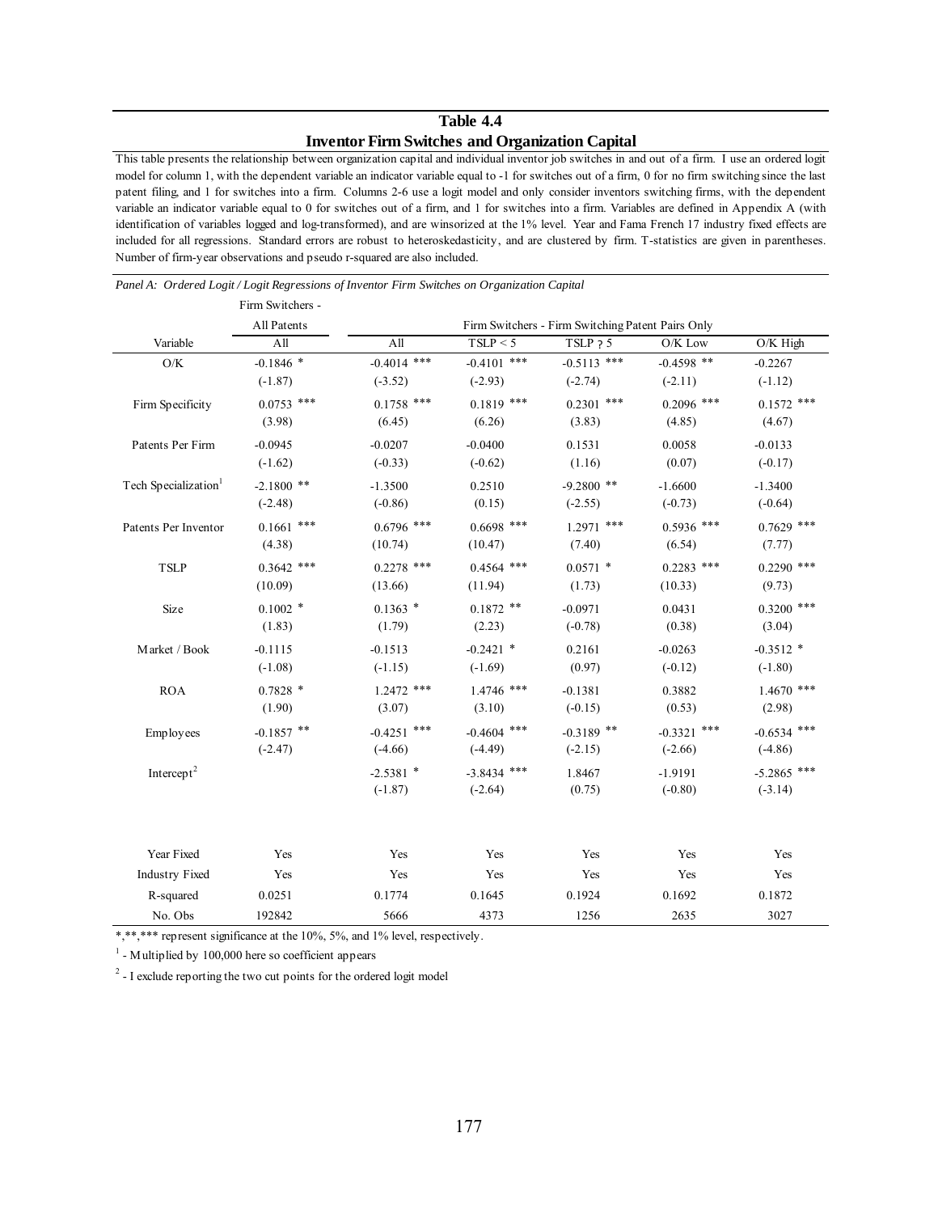## Table 4.4
## Inventor Firm Switches and Organization Capital

This table presents the relationship between organization capital and individual inventor job switches in and out of a firm. I use an ordered logit model for column 1, with the dependent variable an indicator variable equal to -1 for switches out of a firm, 0 for no firm switching since the last patent filing, and 1 for switches into a firm. Columns 2-6 use a logit model and only consider inventors switching firms, with the dependent variable an indicator variable equal to 0 for switches out of a firm, and 1 for switches into a firm. Variables are defined in Appendix A (with identification of variables logged and log-transformed), and are winsorized at the 1% level. Year and Fama French 17 industry fixed effects are included for all regressions. Standard errors are robust to heteroskedasticity, and are clustered by firm. T-statistics are given in parentheses. Number of firm-year observations and pseudo r-squared are also included.

*Panel A: Ordered Logit / Logit Regressions of Inventor Firm Switches on Organization Capital*

| | Firm Switchers - All Patents | Firm Switchers - Firm Switching Patent Pairs Only | | | | |
|---|---|---|---|---|---|---|
| Variable | All | All | TSLP < 5 | TSLP ? 5 | O/K Low | O/K High |
| O/K | -0.1846 * | -0.4014 *** | -0.4101 *** | -0.5113 *** | -0.4598 ** | -0.2267 |
| | (-1.87) | (-3.52) | (-2.93) | (-2.74) | (-2.11) | (-1.12) |
| Firm Specificity | 0.0753 *** | 0.1758 *** | 0.1819 *** | 0.2301 *** | 0.2096 *** | 0.1572 *** |
| | (3.98) | (6.45) | (6.26) | (3.83) | (4.85) | (4.67) |
| Patents Per Firm | -0.0945 | -0.0207 | -0.0400 | 0.1531 | 0.0058 | -0.0133 |
| | (-1.62) | (-0.33) | (-0.62) | (1.16) | (0.07) | (-0.17) |
| Tech Specialization[1] | -2.1800 ** | -1.3500 | 0.2510 | -9.2800 ** | -1.6600 | -1.3400 |
| | (-2.48) | (-0.86) | (0.15) | (-2.55) | (-0.73) | (-0.64) |
| Patents Per Inventor | 0.1661 *** | 0.6796 *** | 0.6698 *** | 1.2971 *** | 0.5936 *** | 0.7629 *** |
| | (4.38) | (10.74) | (10.47) | (7.40) | (6.54) | (7.77) |
| TSLP | 0.3642 *** | 0.2278 *** | 0.4564 *** | 0.0571 * | 0.2283 *** | 0.2290 *** |
| | (10.09) | (13.66) | (11.94) | (1.73) | (10.33) | (9.73) |
| Size | 0.1002 * | 0.1363 * | 0.1872 ** | -0.0971 | 0.0431 | 0.3200 *** |
| | (1.83) | (1.79) | (2.23) | (-0.78) | (0.38) | (3.04) |
| Market / Book | -0.1115 | -0.1513 | -0.2421 * | 0.2161 | -0.0263 | -0.3512 * |
| | (-1.08) | (-1.15) | (-1.69) | (0.97) | (-0.12) | (-1.80) |
| ROA | 0.7828 * | 1.2472 *** | 1.4746 *** | -0.1381 | 0.3882 | 1.4670 *** |
| | (1.90) | (3.07) | (3.10) | (-0.15) | (0.53) | (2.98) |
| Employees | -0.1857 ** | -0.4251 *** | -0.4604 *** | -0.3189 ** | -0.3321 *** | -0.6534 *** |
| | (-2.47) | (-4.66) | (-4.49) | (-2.15) | (-2.66) | (-4.86) |
| Intercept[2] | | -2.5381 * | -3.8434 *** | 1.8467 | -1.9191 | -5.2865 *** |
| | | (-1.87) | (-2.64) | (0.75) | (-0.80) | (-3.14) |
| Year Fixed | Yes | Yes | Yes | Yes | Yes | Yes |
| Industry Fixed | Yes | Yes | Yes | Yes | Yes | Yes |
| R-squared | 0.0251 | 0.1774 | 0.1645 | 0.1924 | 0.1692 | 0.1872 |
| No. Obs | 192842 | 5666 | 4373 | 1256 | 2635 | 3027 |

*,**,*** represent significance at the 10%, 5%, and 1% level, respectively.

[1] - Multiplied by 100,000 here so coefficient appears

[2] - I exclude reporting the two cut points for the ordered logit model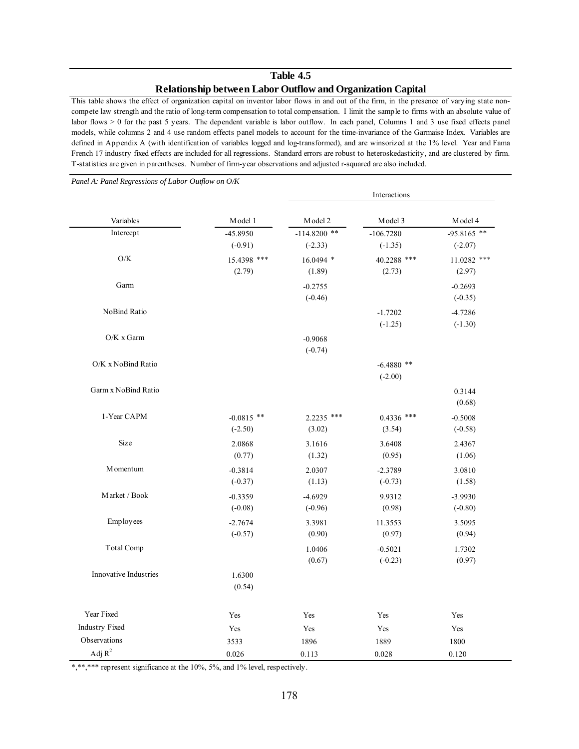## Table 4.5

### Relationship between Labor Outflow and Organization Capital

This table shows the effect of organization capital on inventor labor flows in and out of the firm, in the presence of varying state non-compete law strength and the ratio of long-term compensation to total compensation. I limit the sample to firms with an absolute value of labor flows > 0 for the past 5 years. The dependent variable is labor outflow. In each panel, Columns 1 and 3 use fixed effects panel models, while columns 2 and 4 use random effects panel models to account for the time-invariance of the Garmaise Index. Variables are defined in Appendix A (with identification of variables logged and log-transformed), and are winsorized at the 1% level. Year and Fama French 17 industry fixed effects are included for all regressions. Standard errors are robust to heteroskedasticity, and are clustered by firm. T-statistics are given in parentheses. Number of firm-year observations and adjusted r-squared are also included.

*Panel A: Panel Regressions of Labor Outflow on O/K*

| | | Interactions | | |
|---|---|---|---|---|
| Variables | Model 1 | Model 2 | Model 3 | Model 4 |
| Intercept | -45.8950 | -114.8200 ** | -106.7280 | -95.8165 ** |
| | (-0.91) | (-2.33) | (-1.35) | (-2.07) |
| O/K | 15.4398 *** | 16.0494 * | 40.2288 *** | 11.0282 *** |
| | (2.79) | (1.89) | (2.73) | (2.97) |
| Garm | | -0.2755 | | -0.2693 |
| | | (-0.46) | | (-0.35) |
| NoBind Ratio | | | -1.7202 | -4.7286 |
| | | | (-1.25) | (-1.30) |
| O/K x Garm | | -0.9068 | | |
| | | (-0.74) | | |
| O/K x NoBind Ratio | | | -6.4880 ** | |
| | | | (-2.00) | |
| Garm x NoBind Ratio | | | | 0.3144 |
| | | | | (0.68) |
| 1-Year CAPM | -0.0815 ** | 2.2235 *** | 0.4336 *** | -0.5008 |
| | (-2.50) | (3.02) | (3.54) | (-0.58) |
| Size | 2.0868 | 3.1616 | 3.6408 | 2.4367 |
| | (0.77) | (1.32) | (0.95) | (1.06) |
| Momentum | -0.3814 | 2.0307 | -2.3789 | 3.0810 |
| | (-0.37) | (1.13) | (-0.73) | (1.58) |
| Market / Book | -0.3359 | -4.6929 | 9.9312 | -3.9930 |
| | (-0.08) | (-0.96) | (0.98) | (-0.80) |
| Employees | -2.7674 | 3.3981 | 11.3553 | 3.5095 |
| | (-0.57) | (0.90) | (0.97) | (0.94) |
| Total Comp | | 1.0406 | -0.5021 | 1.7302 |
| | | (0.67) | (-0.23) | (0.97) |
| Innovative Industries | 1.6300 | | | |
| | (0.54) | | | |
| Year Fixed | Yes | Yes | Yes | Yes |
| Industry Fixed | Yes | Yes | Yes | Yes |
| Observations | 3533 | 1896 | 1889 | 1800 |
| Adj $R^2$ | 0.026 | 0.113 | 0.028 | 0.120 |

*,**,*** represent significance at the 10%, 5%, and 1% level, respectively.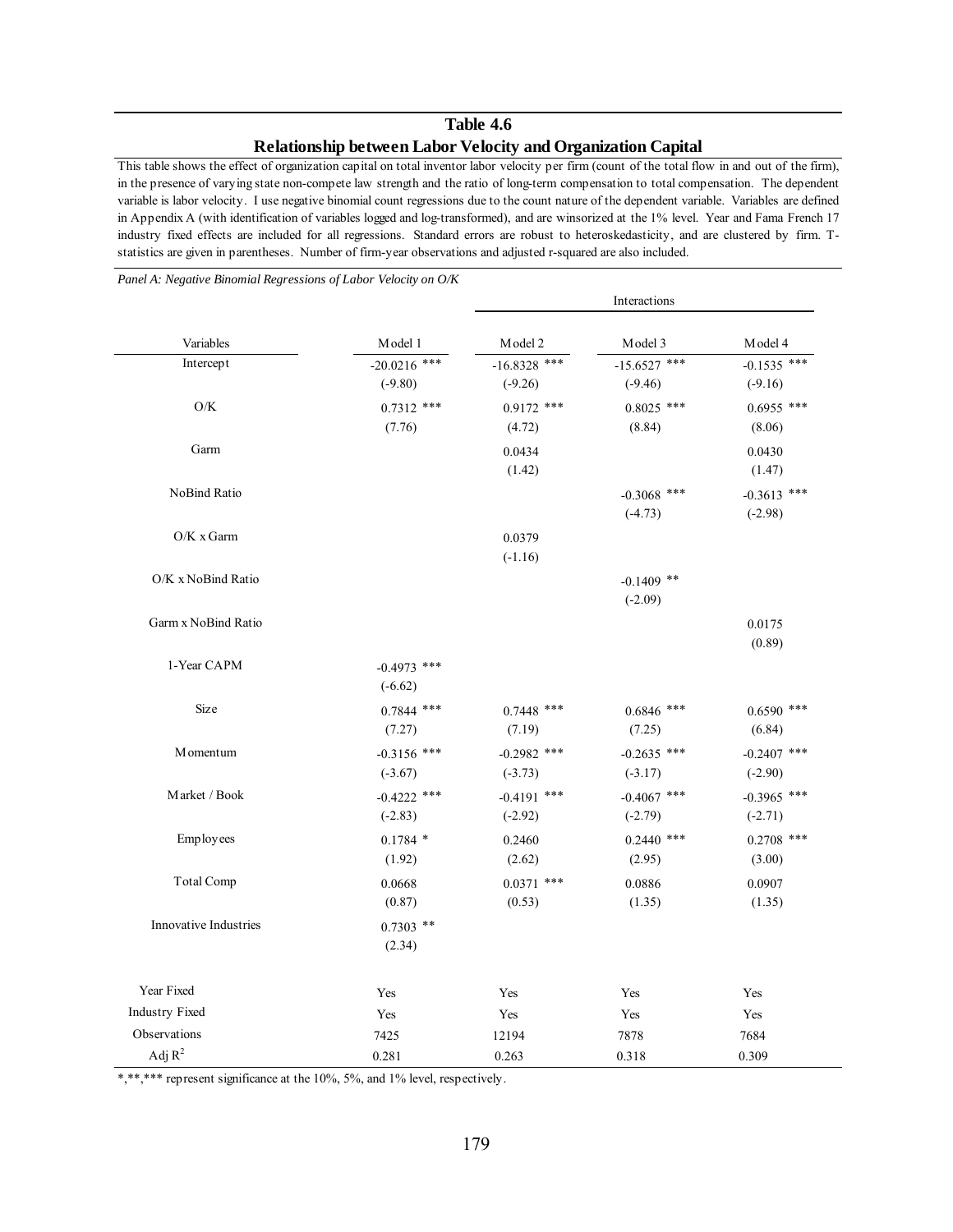**Table 4.6**

**Relationship between Labor Velocity and Organization Capital**

This table shows the effect of organization capital on total inventor labor velocity per firm (count of the total flow in and out of the firm), in the presence of varying state non-compete law strength and the ratio of long-term compensation to total compensation. The dependent variable is labor velocity. I use negative binomial count regressions due to the count nature of the dependent variable. Variables are defined in Appendix A (with identification of variables logged and log-transformed), and are winsorized at the 1% level. Year and Fama French 17 industry fixed effects are included for all regressions. Standard errors are robust to heteroskedasticity, and are clustered by firm. T-statistics are given in parentheses. Number of firm-year observations and adjusted r-squared are also included.

*Panel A: Negative Binomial Regressions of Labor Velocity on O/K*

| | | Interactions | | |
|---|---|---|---|---|
| Variables | Model 1 | Model 2 | Model 3 | Model 4 |
| Intercept | -20.0216 *** | -16.8328 *** | -15.6527 *** | -0.1535 *** |
| | (-9.80) | (-9.26) | (-9.46) | (-9.16) |
| O/K | 0.7312 *** | 0.9172 *** | 0.8025 *** | 0.6955 *** |
| | (7.76) | (4.72) | (8.84) | (8.06) |
| Garm | | 0.0434 | | 0.0430 |
| | | (1.42) | | (1.47) |
| NoBind Ratio | | | -0.3068 *** | -0.3613 *** |
| | | | (-4.73) | (-2.98) |
| O/K x Garm | | 0.0379 | | |
| | | (-1.16) | | |
| O/K x NoBind Ratio | | | -0.1409 ** | |
| | | | (-2.09) | |
| Garm x NoBind Ratio | | | | 0.0175 |
| | | | | (0.89) |
| 1-Year CAPM | -0.4973 *** | | | |
| | (-6.62) | | | |
| Size | 0.7844 *** | 0.7448 *** | 0.6846 *** | 0.6590 *** |
| | (7.27) | (7.19) | (7.25) | (6.84) |
| Momentum | -0.3156 *** | -0.2982 *** | -0.2635 *** | -0.2407 *** |
| | (-3.67) | (-3.73) | (-3.17) | (-2.90) |
| Market / Book | -0.4222 *** | -0.4191 *** | -0.4067 *** | -0.3965 *** |
| | (-2.83) | (-2.92) | (-2.79) | (-2.71) |
| Employees | 0.1784 * | 0.2460 | 0.2440 *** | 0.2708 *** |
| | (1.92) | (2.62) | (2.95) | (3.00) |
| Total Comp | 0.0668 | 0.0371 *** | 0.0886 | 0.0907 |
| | (0.87) | (0.53) | (1.35) | (1.35) |
| Innovative Industries | 0.7303 ** | | | |
| | (2.34) | | | |
| Year Fixed | Yes | Yes | Yes | Yes |
| Industry Fixed | Yes | Yes | Yes | Yes |
| Observations | 7425 | 12194 | 7878 | 7684 |
| Adj $R^2$ | 0.281 | 0.263 | 0.318 | 0.309 |

*,**,*** represent significance at the 10%, 5%, and 1% level, respectively.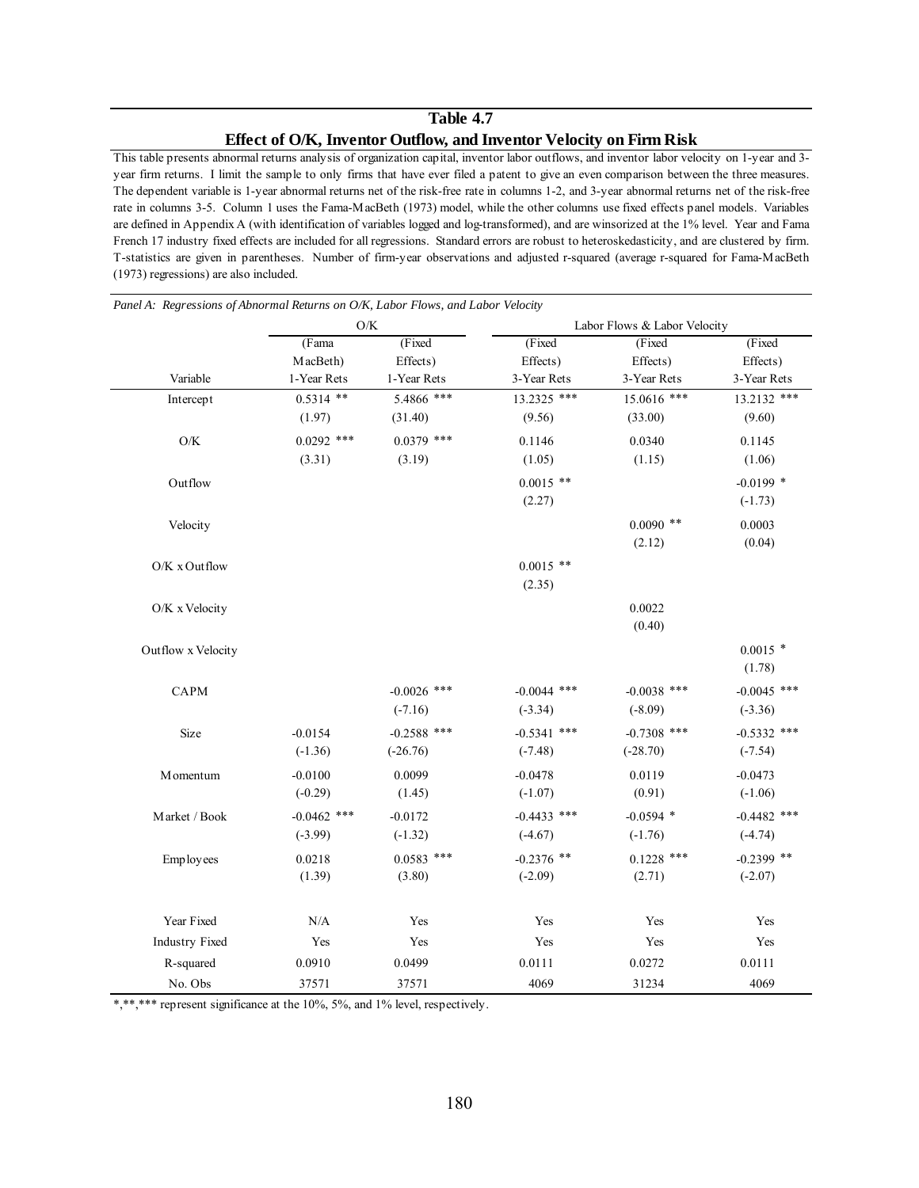## Table 4.7

### Effect of O/K, Inventor Outflow, and Inventor Velocity on Firm Risk

This table presents abnormal returns analysis of organization capital, inventor labor outflows, and inventor labor velocity on 1-year and 3-year firm returns. I limit the sample to only firms that have ever filed a patent to give an even comparison between the three measures. The dependent variable is 1-year abnormal returns net of the risk-free rate in columns 1-2, and 3-year abnormal returns net of the risk-free rate in columns 3-5. Column 1 uses the Fama-MacBeth (1973) model, while the other columns use fixed effects panel models. Variables are defined in Appendix A (with identification of variables logged and log-transformed), and are winsorized at the 1% level. Year and Fama French 17 industry fixed effects are included for all regressions. Standard errors are robust to heteroskedasticity, and are clustered by firm. T-statistics are given in parentheses. Number of firm-year observations and adjusted r-squared (average r-squared for Fama-MacBeth (1973) regressions) are also included.

*Panel A: Regressions of Abnormal Returns on O/K, Labor Flows, and Labor Velocity*

| | O/K | | Labor Flows & Labor Velocity | | |
|---|---|---|---|---|---|
| | (Fama MacBeth) | (Fixed Effects) | (Fixed Effects) | (Fixed Effects) | (Fixed Effects) |
| Variable | 1-Year Rets | 1-Year Rets | 3-Year Rets | 3-Year Rets | 3-Year Rets |
| Intercept | 0.5314 ** | 5.4866 *** | 13.2325 *** | 15.0616 *** | 13.2132 *** |
| | (1.97) | (31.40) | (9.56) | (33.00) | (9.60) |
| O/K | 0.0292 *** | 0.0379 *** | 0.1146 | 0.0340 | 0.1145 |
| | (3.31) | (3.19) | (1.05) | (1.15) | (1.06) |
| Outflow | | | 0.0015 ** | | -0.0199 * |
| | | | (2.27) | | (-1.73) |
| Velocity | | | | 0.0090 ** | 0.0003 |
| | | | | (2.12) | (0.04) |
| O/K x Outflow | | | 0.0015 ** | | |
| | | | (2.35) | | |
| O/K x Velocity | | | | 0.0022 | |
| | | | | (0.40) | |
| Outflow x Velocity | | | | | 0.0015 * |
| | | | | | (1.78) |
| CAPM | | -0.0026 *** | -0.0044 *** | -0.0038 *** | -0.0045 *** |
| | | (-7.16) | (-3.34) | (-8.09) | (-3.36) |
| Size | -0.0154 | -0.2588 *** | -0.5341 *** | -0.7308 *** | -0.5332 *** |
| | (-1.36) | (-26.76) | (-7.48) | (-28.70) | (-7.54) |
| Momentum | -0.0100 | 0.0099 | -0.0478 | 0.0119 | -0.0473 |
| | (-0.29) | (1.45) | (-1.07) | (0.91) | (-1.06) |
| Market / Book | -0.0462 *** | -0.0172 | -0.4433 *** | -0.0594 * | -0.4482 *** |
| | (-3.99) | (-1.32) | (-4.67) | (-1.76) | (-4.74) |
| Employees | 0.0218 | 0.0583 *** | -0.2376 ** | 0.1228 *** | -0.2399 ** |
| | (1.39) | (3.80) | (-2.09) | (2.71) | (-2.07) |
| Year Fixed | N/A | Yes | Yes | Yes | Yes |
| Industry Fixed | Yes | Yes | Yes | Yes | Yes |
| R-squared | 0.0910 | 0.0499 | 0.0111 | 0.0272 | 0.0111 |
| No. Obs | 37571 | 37571 | 4069 | 31234 | 4069 |

*,**,*** represent significance at the 10%, 5%, and 1% level, respectively.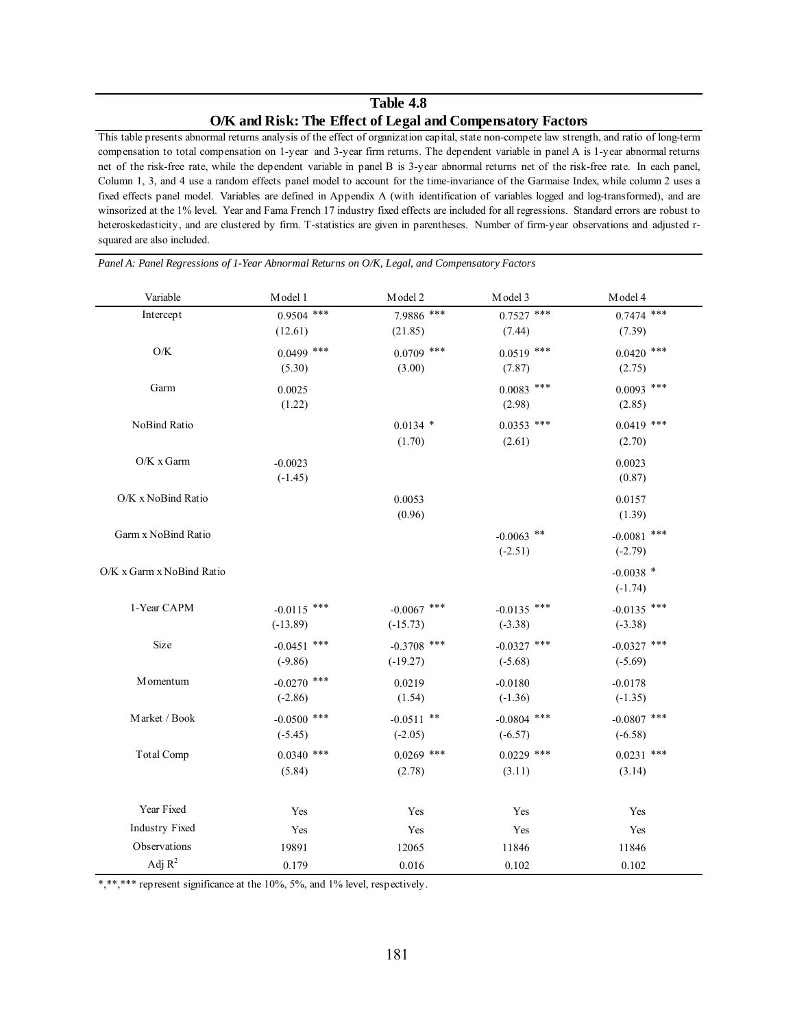## Table 4.8

## O/K and Risk: The Effect of Legal and Compensatory Factors

This table presents abnormal returns analysis of the effect of organization capital, state non-compete law strength, and ratio of long-term compensation to total compensation on 1-year and 3-year firm returns. The dependent variable in panel A is 1-year abnormal returns net of the risk-free rate, while the dependent variable in panel B is 3-year abnormal returns net of the risk-free rate. In each panel, Column 1, 3, and 4 use a random effects panel model to account for the time-invariance of the Garmaise Index, while column 2 uses a fixed effects panel model. Variables are defined in Appendix A (with identification of variables logged and log-transformed), and are winsorized at the 1% level. Year and Fama French 17 industry fixed effects are included for all regressions. Standard errors are robust to heteroskedasticity, and are clustered by firm. T-statistics are given in parentheses. Number of firm-year observations and adjusted r-squared are also included.

*Panel A: Panel Regressions of 1-Year Abnormal Returns on O/K, Legal, and Compensatory Factors*

| Variable | Model 1 | Model 2 | Model 3 | Model 4 |
|---|---|---|---|---|
| Intercept | 0.9504 *** | 7.9886 *** | 0.7527 *** | 0.7474 *** |
| | (12.61) | (21.85) | (7.44) | (7.39) |
| O/K | 0.0499 *** | 0.0709 *** | 0.0519 *** | 0.0420 *** |
| | (5.30) | (3.00) | (7.87) | (2.75) |
| Garm | 0.0025 | | 0.0083 *** | 0.0093 *** |
| | (1.22) | | (2.98) | (2.85) |
| NoBind Ratio | | 0.0134 * | 0.0353 *** | 0.0419 *** |
| | | (1.70) | (2.61) | (2.70) |
| O/K x Garm | -0.0023 | | | 0.0023 |
| | (-1.45) | | | (0.87) |
| O/K x NoBind Ratio | | 0.0053 | | 0.0157 |
| | | (0.96) | | (1.39) |
| Garm x NoBind Ratio | | | -0.0063 ** | -0.0081 *** |
| | | | (-2.51) | (-2.79) |
| O/K x Garm x NoBind Ratio | | | | -0.0038 * |
| | | | | (-1.74) |
| 1-Year CAPM | -0.0115 *** | -0.0067 *** | -0.0135 *** | -0.0135 *** |
| | (-13.89) | (-15.73) | (-3.38) | (-3.38) |
| Size | -0.0451 *** | -0.3708 *** | -0.0327 *** | -0.0327 *** |
| | (-9.86) | (-19.27) | (-5.68) | (-5.69) |
| Momentum | -0.0270 *** | 0.0219 | -0.0180 | -0.0178 |
| | (-2.86) | (1.54) | (-1.36) | (-1.35) |
| Market / Book | -0.0500 *** | -0.0511 ** | -0.0804 *** | -0.0807 *** |
| | (-5.45) | (-2.05) | (-6.57) | (-6.58) |
| Total Comp | 0.0340 *** | 0.0269 *** | 0.0229 *** | 0.0231 *** |
| | (5.84) | (2.78) | (3.11) | (3.14) |
| Year Fixed | Yes | Yes | Yes | Yes |
| Industry Fixed | Yes | Yes | Yes | Yes |
| Observations | 19891 | 12065 | 11846 | 11846 |
| Adj $R^2$ | 0.179 | 0.016 | 0.102 | 0.102 |

*,**,*** represent significance at the 10%, 5%, and 1% level, respectively.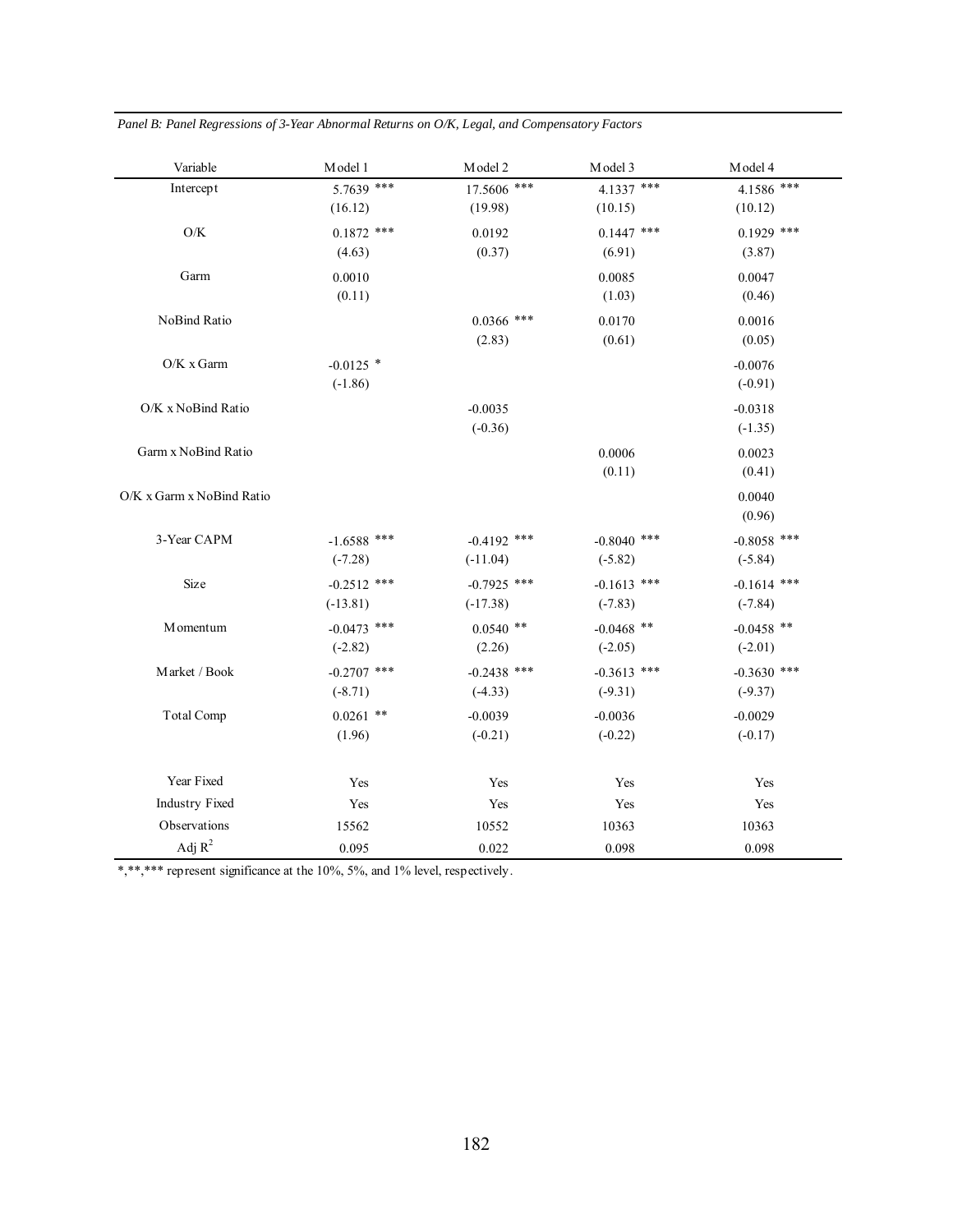*Panel B: Panel Regressions of 3-Year Abnormal Returns on O/K, Legal, and Compensatory Factors*

| Variable | Model 1 | Model 2 | Model 3 | Model 4 |
|---|---|---|---|---|
| Intercept | 5.7639 *** | 17.5606 *** | 4.1337 *** | 4.1586 *** |
| | (16.12) | (19.98) | (10.15) | (10.12) |
| O/K | 0.1872 *** | 0.0192 | 0.1447 *** | 0.1929 *** |
| | (4.63) | (0.37) | (6.91) | (3.87) |
| Garm | 0.0010 | | 0.0085 | 0.0047 |
| | (0.11) | | (1.03) | (0.46) |
| NoBind Ratio | | 0.0366 *** | 0.0170 | 0.0016 |
| | | (2.83) | (0.61) | (0.05) |
| O/K x Garm | -0.0125 * | | | -0.0076 |
| | (-1.86) | | | (-0.91) |
| O/K x NoBind Ratio | | -0.0035 | | -0.0318 |
| | | (-0.36) | | (-1.35) |
| Garm x NoBind Ratio | | | 0.0006 | 0.0023 |
| | | | (0.11) | (0.41) |
| O/K x Garm x NoBind Ratio | | | | 0.0040 |
| | | | | (0.96) |
| 3-Year CAPM | -1.6588 *** | -0.4192 *** | -0.8040 *** | -0.8058 *** |
| | (-7.28) | (-11.04) | (-5.82) | (-5.84) |
| Size | -0.2512 *** | -0.7925 *** | -0.1613 *** | -0.1614 *** |
| | (-13.81) | (-17.38) | (-7.83) | (-7.84) |
| Momentum | -0.0473 *** | 0.0540 ** | -0.0468 ** | -0.0458 ** |
| | (-2.82) | (2.26) | (-2.05) | (-2.01) |
| Market / Book | -0.2707 *** | -0.2438 *** | -0.3613 *** | -0.3630 *** |
| | (-8.71) | (-4.33) | (-9.31) | (-9.37) |
| Total Comp | 0.0261 ** | -0.0039 | -0.0036 | -0.0029 |
| | (1.96) | (-0.21) | (-0.22) | (-0.17) |
| Year Fixed | Yes | Yes | Yes | Yes |
| Industry Fixed | Yes | Yes | Yes | Yes |
| Observations | 15562 | 10552 | 10363 | 10363 |
| Adj $R^2$ | 0.095 | 0.022 | 0.098 | 0.098 |

*,**,*** represent significance at the 10%, 5%, and 1% level, respectively.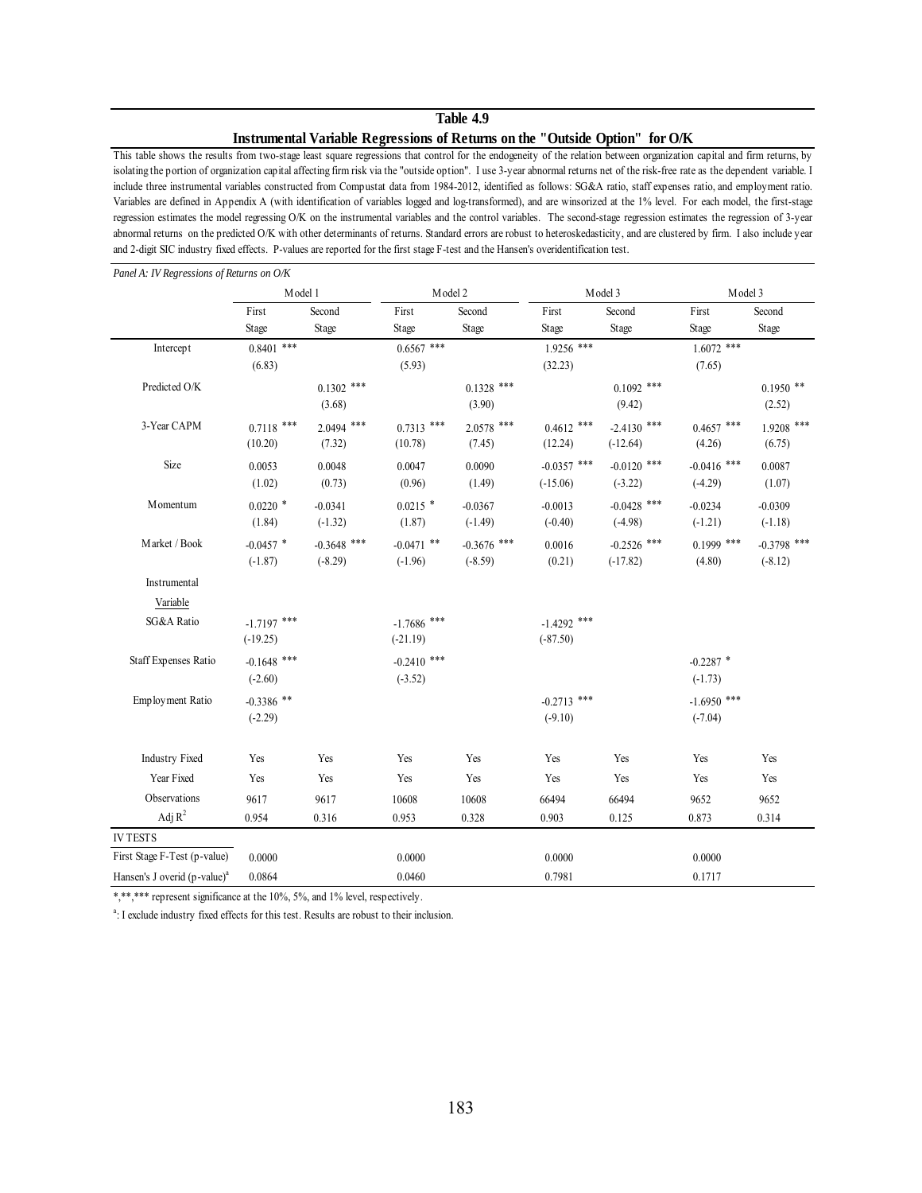**Table 4.9**

**Instrumental Variable Regressions of Returns on the "Outside Option" for O/K**

This table shows the results from two-stage least square regressions that control for the endogeneity of the relation between organization capital and firm returns, by isolating the portion of organization capital affecting firm risk via the "outside option". I use 3-year abnormal returns net of the risk-free rate as the dependent variable. I include three instrumental variables constructed from Compustat data from 1984-2012, identified as follows: SG&A ratio, staff expenses ratio, and employment ratio. Variables are defined in Appendix A (with identification of variables logged and log-transformed), and are winsorized at the 1% level. For each model, the first-stage regression estimates the model regressing O/K on the instrumental variables and the control variables. The second-stage regression estimates the regression of 3-year abnormal returns on the predicted O/K with other determinants of returns. Standard errors are robust to heteroskedasticity, and are clustered by firm. I also include year and 2-digit SIC industry fixed effects. P-values are reported for the first stage F-test and the Hansen's overidentification test.

*Panel A: IV Regressions of Returns on O/K*

| | Model 1 | | Model 2 | | Model 3 | | Model 3 | |
|---|---|---|---|---|---|---|---|---|
| | First Stage | Second Stage | First Stage | Second Stage | First Stage | Second Stage | First Stage | Second Stage |
| Intercept | 0.8401 *** | | 0.6567 *** | | 1.9256 *** | | 1.6072 *** | |
| | (6.83) | | (5.93) | | (32.23) | | (7.65) | |
| Predicted O/K | | 0.1302 *** | | 0.1328 *** | | 0.1092 *** | | 0.1950 ** |
| | | (3.68) | | (3.90) | | (9.42) | | (2.52) |
| 3-Year CAPM | 0.7118 *** | 2.0494 *** | 0.7313 *** | 2.0578 *** | 0.4612 *** | -2.4130 *** | 0.4657 *** | 1.9208 *** |
| | (10.20) | (7.32) | (10.78) | (7.45) | (12.24) | (-12.64) | (4.26) | (6.75) |
| Size | 0.0053 | 0.0048 | 0.0047 | 0.0090 | -0.0357 *** | -0.0120 *** | -0.0416 *** | 0.0087 |
| | (1.02) | (0.73) | (0.96) | (1.49) | (-15.06) | (-3.22) | (-4.29) | (1.07) |
| Momentum | 0.0220 * | -0.0341 | 0.0215 * | -0.0367 | -0.0013 | -0.0428 *** | -0.0234 | -0.0309 |
| | (1.84) | (-1.32) | (1.87) | (-1.49) | (-0.40) | (-4.98) | (-1.21) | (-1.18) |
| Market / Book | -0.0457 * | -0.3648 *** | -0.0471 ** | -0.3676 *** | 0.0016 | -0.2526 *** | 0.1999 *** | -0.3798 *** |
| | (-1.87) | (-8.29) | (-1.96) | (-8.59) | (0.21) | (-17.82) | (4.80) | (-8.12) |
| Instrumental Variable | | | | | | | | |
| SG&A Ratio | -1.7197 *** | | -1.7686 *** | | -1.4292 *** | | | |
| | (-19.25) | | (-21.19) | | (-87.50) | | | |
| Staff Expenses Ratio | -0.1648 *** | | -0.2410 *** | | | | -0.2287 * | |
| | (-2.60) | | (-3.52) | | | | (-1.73) | |
| Employment Ratio | -0.3386 ** | | | | -0.2713 *** | | -1.6950 *** | |
| | (-2.29) | | | | (-9.10) | | (-7.04) | |
| Industry Fixed | Yes | Yes | Yes | Yes | Yes | Yes | Yes | Yes |
| Year Fixed | Yes | Yes | Yes | Yes | Yes | Yes | Yes | Yes |
| Observations | 9617 | 9617 | 10608 | 10608 | 66494 | 66494 | 9652 | 9652 |
| Adj $R^2$ | 0.954 | 0.316 | 0.953 | 0.328 | 0.903 | 0.125 | 0.873 | 0.314 |
| IV TESTS | | | | | | | | |
| First Stage F-Test (p-value) | 0.0000 | | 0.0000 | | 0.0000 | | 0.0000 | |
| Hansen's J overid (p-value)[a] | 0.0864 | | 0.0460 | | 0.7981 | | 0.1717 | |

*,**,*** represent significance at the 10%, 5%, and 1% level, respectively.

[a]: I exclude industry fixed effects for this test. Results are robust to their inclusion.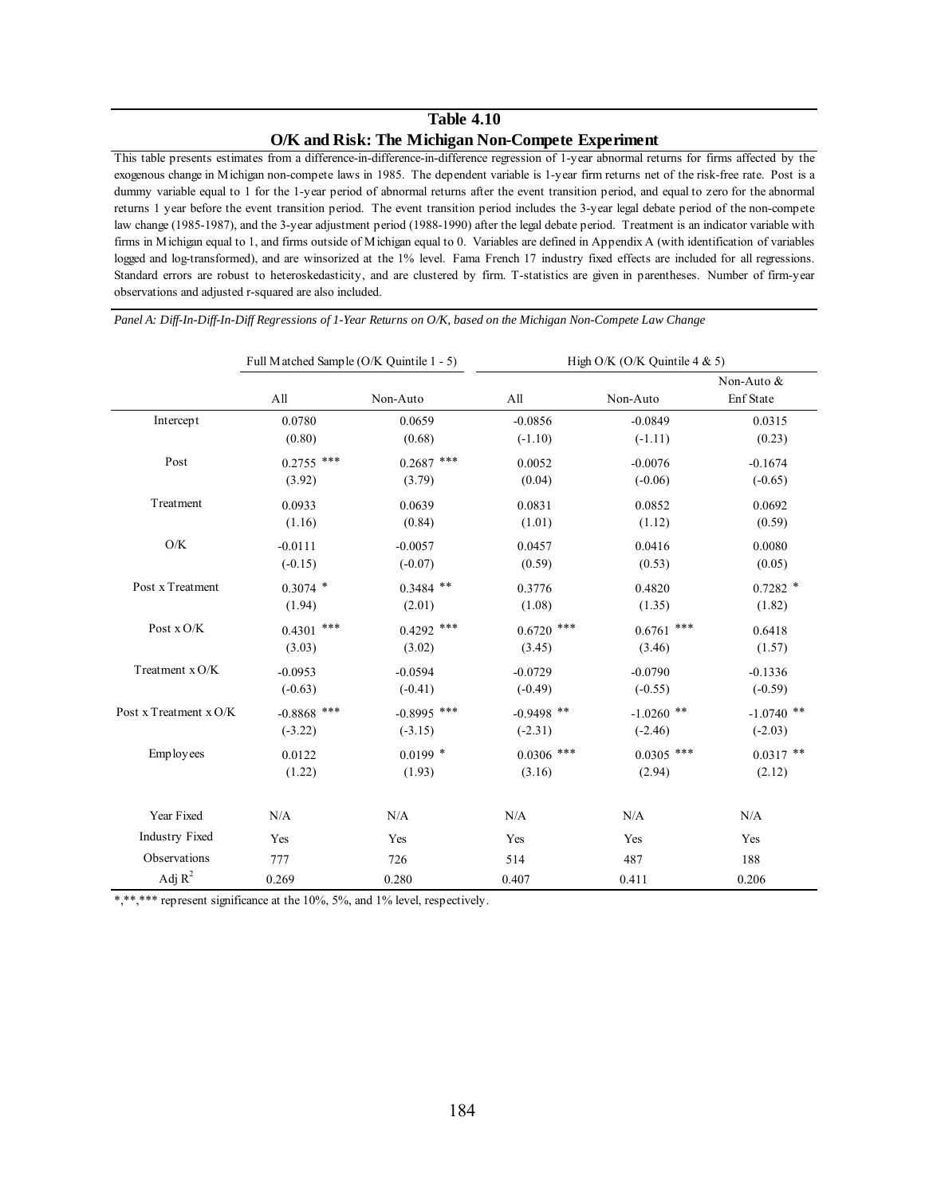## Table 4.10

### O/K and Risk: The Michigan Non-Compete Experiment

This table presents estimates from a difference-in-difference-in-difference regression of 1-year abnormal returns for firms affected by the exogenous change in Michigan non-compete laws in 1985. The dependent variable is 1-year firm returns net of the risk-free rate. Post is a dummy variable equal to 1 for the 1-year period of abnormal returns after the event transition period, and equal to zero for the abnormal returns 1 year before the event transition period. The event transition period includes the 3-year legal debate period of the non-compete law change (1985-1987), and the 3-year adjustment period (1988-1990) after the legal debate period. Treatment is an indicator variable with firms in Michigan equal to 1, and firms outside of Michigan equal to 0. Variables are defined in Appendix A (with identification of variables logged and log-transformed), and are winsorized at the 1% level. Fama French 17 industry fixed effects are included for all regressions. Standard errors are robust to heteroskedasticity, and are clustered by firm. T-statistics are given in parentheses. Number of firm-year observations and adjusted r-squared are also included.

*Panel A: Diff-In-Diff-In-Diff Regressions of 1-Year Returns on O/K, based on the Michigan Non-Compete Law Change*

| | Full Matched Sample (O/K Quintile 1 - 5) | | High O/K (O/K Quintile 4 & 5) | | |
|---|---|---|---|---|---|
| | All | Non-Auto | All | Non-Auto | Non-Auto & Enf State |
| Intercept | 0.0780 | 0.0659 | -0.0856 | -0.0849 | 0.0315 |
| | (0.80) | (0.68) | (-1.10) | (-1.11) | (0.23) |
| Post | 0.2755 *** | 0.2687 *** | 0.0052 | -0.0076 | -0.1674 |
| | (3.92) | (3.79) | (0.04) | (-0.06) | (-0.65) |
| Treatment | 0.0933 | 0.0639 | 0.0831 | 0.0852 | 0.0692 |
| | (1.16) | (0.84) | (1.01) | (1.12) | (0.59) |
| O/K | -0.0111 | -0.0057 | 0.0457 | 0.0416 | 0.0080 |
| | (-0.15) | (-0.07) | (0.59) | (0.53) | (0.05) |
| Post x Treatment | 0.3074 * | 0.3484 ** | 0.3776 | 0.4820 | 0.7282 * |
| | (1.94) | (2.01) | (1.08) | (1.35) | (1.82) |
| Post x O/K | 0.4301 *** | 0.4292 *** | 0.6720 *** | 0.6761 *** | 0.6418 |
| | (3.03) | (3.02) | (3.45) | (3.46) | (1.57) |
| Treatment x O/K | -0.0953 | -0.0594 | -0.0729 | -0.0790 | -0.1336 |
| | (-0.63) | (-0.41) | (-0.49) | (-0.55) | (-0.59) |
| Post x Treatment x O/K | -0.8868 *** | -0.8995 *** | -0.9498 ** | -1.0260 ** | -1.0740 ** |
| | (-3.22) | (-3.15) | (-2.31) | (-2.46) | (-2.03) |
| Employees | 0.0122 | 0.0199 * | 0.0306 *** | 0.0305 *** | 0.0317 ** |
| | (1.22) | (1.93) | (3.16) | (2.94) | (2.12) |
| Year Fixed | N/A | N/A | N/A | N/A | N/A |
| Industry Fixed | Yes | Yes | Yes | Yes | Yes |
| Observations | 777 | 726 | 514 | 487 | 188 |
| Adj $R^2$ | 0.269 | 0.280 | 0.407 | 0.411 | 0.206 |

*,**,*** represent significance at the 10%, 5%, and 1% level, respectively.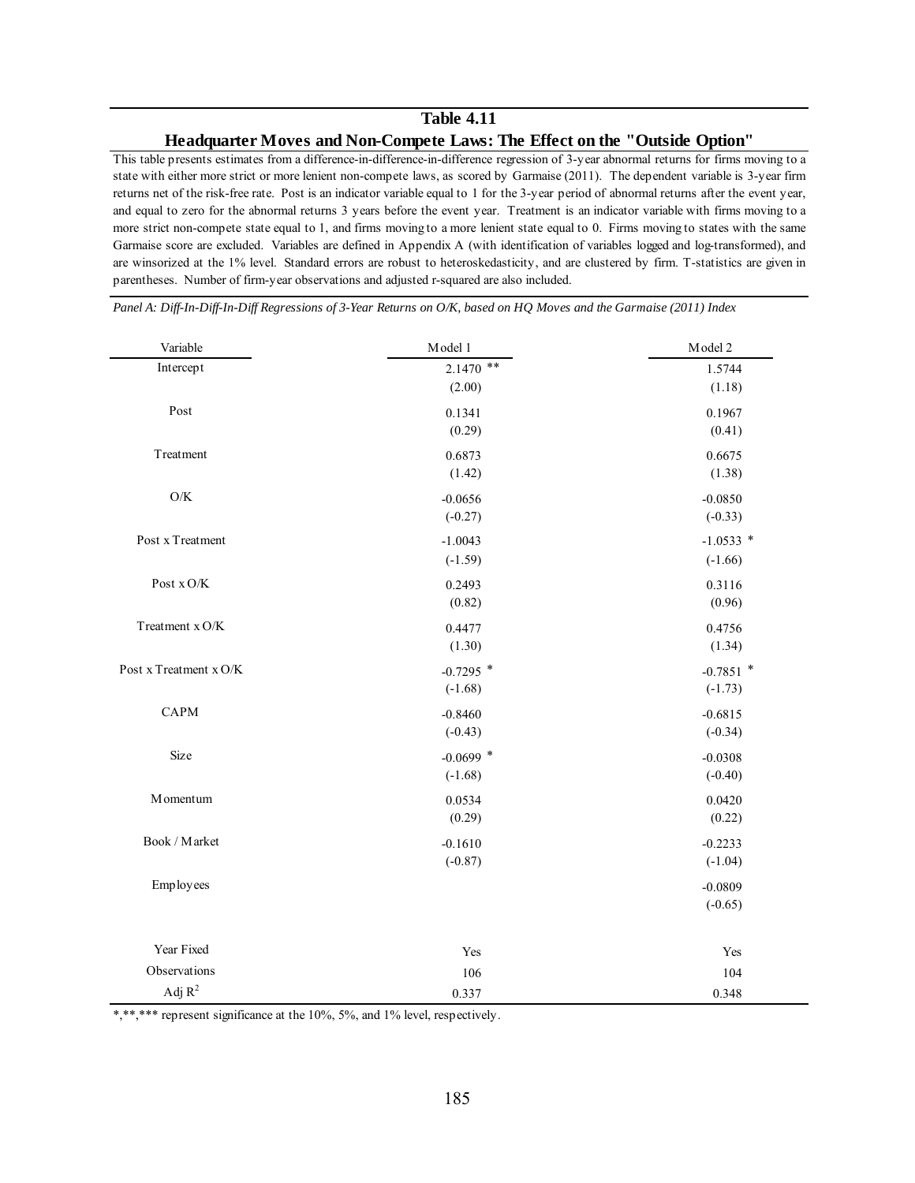## Table 4.11

### Headquarter Moves and Non-Compete Laws: The Effect on the "Outside Option"

This table presents estimates from a difference-in-difference-in-difference regression of 3-year abnormal returns for firms moving to a state with either more strict or more lenient non-compete laws, as scored by Garmaise (2011). The dependent variable is 3-year firm returns net of the risk-free rate. Post is an indicator variable equal to 1 for the 3-year period of abnormal returns after the event year, and equal to zero for the abnormal returns 3 years before the event year. Treatment is an indicator variable with firms moving to a more strict non-compete state equal to 1, and firms moving to a more lenient state equal to 0. Firms moving to states with the same Garmaise score are excluded. Variables are defined in Appendix A (with identification of variables logged and log-transformed), and are winsorized at the 1% level. Standard errors are robust to heteroskedasticity, and are clustered by firm. T-statistics are given in parentheses. Number of firm-year observations and adjusted r-squared are also included.

*Panel A: Diff-In-Diff-In-Diff Regressions of 3-Year Returns on O/K, based on HQ Moves and the Garmaise (2011) Index*

| Variable | Model 1 | Model 2 |
|---|---|---|
| Intercept | 2.1470 ** | 1.5744 |
| | (2.00) | (1.18) |
| Post | 0.1341 | 0.1967 |
| | (0.29) | (0.41) |
| Treatment | 0.6873 | 0.6675 |
| | (1.42) | (1.38) |
| O/K | -0.0656 | -0.0850 |
| | (-0.27) | (-0.33) |
| Post x Treatment | -1.0043 | -1.0533 * |
| | (-1.59) | (-1.66) |
| Post x O/K | 0.2493 | 0.3116 |
| | (0.82) | (0.96) |
| Treatment x O/K | 0.4477 | 0.4756 |
| | (1.30) | (1.34) |
| Post x Treatment x O/K | -0.7295 * | -0.7851 * |
| | (-1.68) | (-1.73) |
| CAPM | -0.8460 | -0.6815 |
| | (-0.43) | (-0.34) |
| Size | -0.0699 * | -0.0308 |
| | (-1.68) | (-0.40) |
| Momentum | 0.0534 | 0.0420 |
| | (0.29) | (0.22) |
| Book / Market | -0.1610 | -0.2233 |
| | (-0.87) | (-1.04) |
| Employees | | -0.0809 |
| | | (-0.65) |
| Year Fixed | Yes | Yes |
| Observations | 106 | 104 |
| Adj $R^2$ | 0.337 | 0.348 |

*,**,*** represent significance at the 10%, 5%, and 1% level, respectively.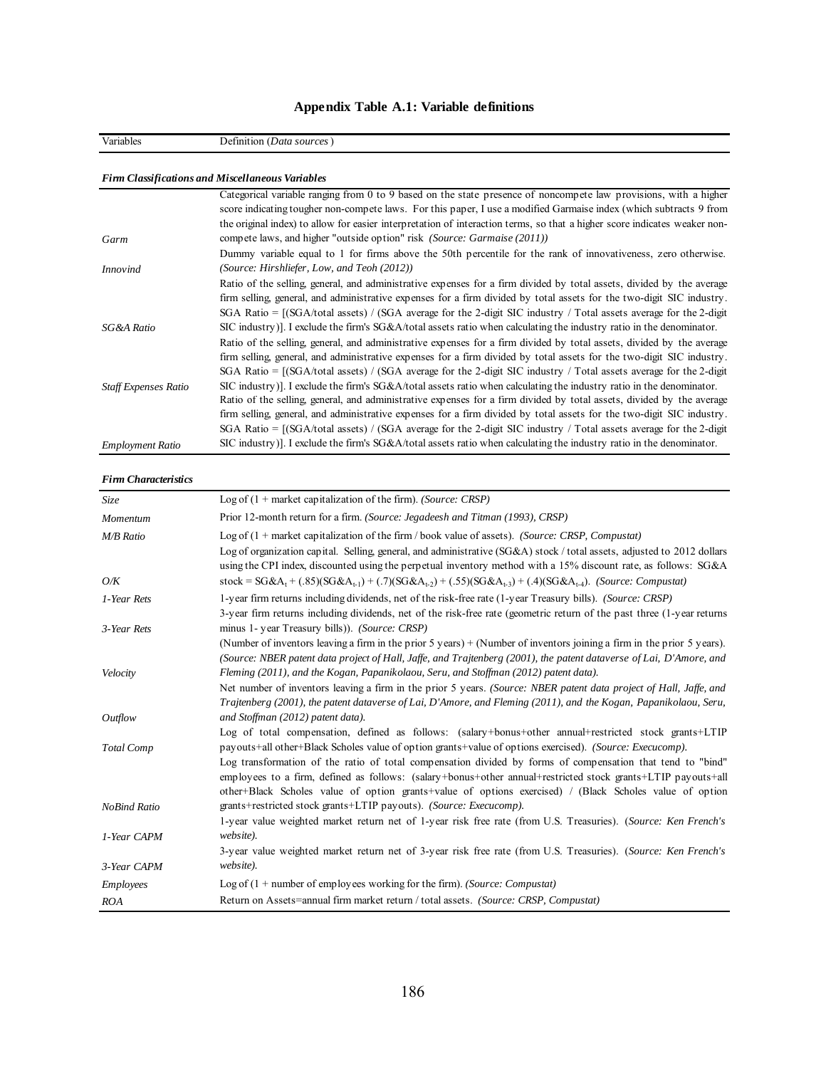# Appendix Table A.1: Variable definitions

| Variables | Definition (*Data sources*) |
|---|---|
| ***Firm Classifications and Miscellaneous Variables*** | |
| *Garm* | Categorical variable ranging from 0 to 9 based on the state presence of noncompete law provisions, with a higher score indicating tougher non-compete laws. For this paper, I use a modified Garmaise index (which subtracts 9 from the original index) to allow for easier interpretation of interaction terms, so that a higher score indicates weaker non-compete laws, and higher "outside option" risk *(Source: Garmaise (2011))* |
| *Innovind* | Dummy variable equal to 1 for firms above the 50th percentile for the rank of innovativeness, zero otherwise. *(Source: Hirshliefer, Low, and Teoh (2012))* |
| *SG&A Ratio* | Ratio of the selling, general, and administrative expenses for a firm divided by total assets, divided by the average firm selling, general, and administrative expenses for a firm divided by total assets for the two-digit SIC industry. SGA Ratio = [(SGA/total assets) / (SGA average for the 2-digit SIC industry / Total assets average for the 2-digit SIC industry)]. I exclude the firm's SG&A/total assets ratio when calculating the industry ratio in the denominator. |
| *Staff Expenses Ratio* | Ratio of the selling, general, and administrative expenses for a firm divided by total assets, divided by the average firm selling, general, and administrative expenses for a firm divided by total assets for the two-digit SIC industry. SGA Ratio = [(SGA/total assets) / (SGA average for the 2-digit SIC industry / Total assets average for the 2-digit SIC industry)]. I exclude the firm's SG&A/total assets ratio when calculating the industry ratio in the denominator. |
| *Employment Ratio* | Ratio of the selling, general, and administrative expenses for a firm divided by total assets, divided by the average firm selling, general, and administrative expenses for a firm divided by total assets for the two-digit SIC industry. SGA Ratio = [(SGA/total assets) / (SGA average for the 2-digit SIC industry / Total assets average for the 2-digit SIC industry)]. I exclude the firm's SG&A/total assets ratio when calculating the industry ratio in the denominator. |
| ***Firm Characteristics*** | |
| *Size* | Log of (1 + market capitalization of the firm). *(Source: CRSP)* |
| *Momentum* | Prior 12-month return for a firm. *(Source: Jegadeesh and Titman (1993), CRSP)* |
| *M/B Ratio* | Log of (1 + market capitalization of the firm / book value of assets). *(Source: CRSP, Compustat)* |
| *O/K* | Log of organization capital. Selling, general, and administrative (SG&A) stock / total assets, adjusted to 2012 dollars using the CPI index, discounted using the perpetual inventory method with a 15% discount rate, as follows: SG&A stock = $SG\&A_t + (.85)(SG\&A_{t-1}) + (.7)(SG\&A_{t-2}) + (.55)(SG\&A_{t-3}) + (.4)(SG\&A_{t-4})$. *(Source: Compustat)* |
| *1-Year Rets* | 1-year firm returns including dividends, net of the risk-free rate (1-year Treasury bills). *(Source: CRSP)* |
| *3-Year Rets* | 3-year firm returns including dividends, net of the risk-free rate (geometric return of the past three (1-year returns minus 1- year Treasury bills)). *(Source: CRSP)* |
| *Velocity* | (Number of inventors leaving a firm in the prior 5 years) + (Number of inventors joining a firm in the prior 5 years). *(Source: NBER patent data project of Hall, Jaffe, and Trajtenberg (2001), the patent dataverse of Lai, D'Amore, and Fleming (2011), and the Kogan, Papanikolaou, Seru, and Stoffman (2012) patent data).* |
| *Outflow* | Net number of inventors leaving a firm in the prior 5 years. *(Source: NBER patent data project of Hall, Jaffe, and Trajtenberg (2001), the patent dataverse of Lai, D'Amore, and Fleming (2011), and the Kogan, Papanikolaou, Seru, and Stoffman (2012) patent data).* |
| *Total Comp* | Log of total compensation, defined as follows: (salary+bonus+other annual+restricted stock grants+LTIP payouts+all other+Black Scholes value of option grants+value of options exercised). *(Source: Execucomp).* |
| *NoBind Ratio* | Log transformation of the ratio of total compensation divided by forms of compensation that tend to "bind" employees to a firm, defined as follows: (salary+bonus+other annual+restricted stock grants+LTIP payouts+all other+Black Scholes value of option grants+value of options exercised) / (Black Scholes value of option grants+restricted stock grants+LTIP payouts). *(Source: Execucomp).* |
| *1-Year CAPM* | 1-year value weighted market return net of 1-year risk free rate (from U.S. Treasuries). (*Source: Ken French's website).* |
| *3-Year CAPM* | 3-year value weighted market return net of 3-year risk free rate (from U.S. Treasuries). (*Source: Ken French's website).* |
| *Employees* | Log of (1 + number of employees working for the firm). *(Source: Compustat)* |
| *ROA* | Return on Assets=annual firm market return / total assets. *(Source: CRSP, Compustat)* |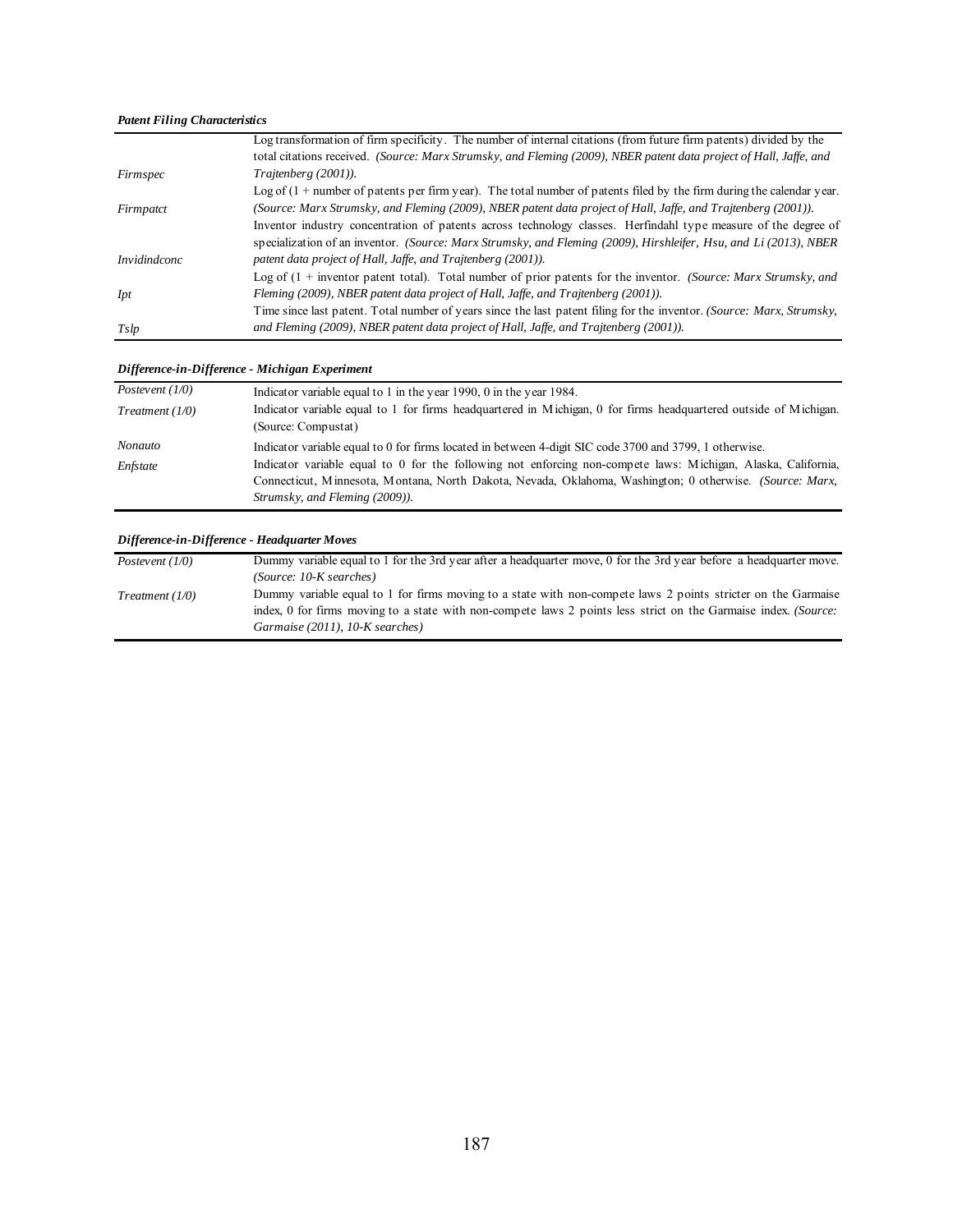***Patent Filing Characteristics***

| | |
|---|---|
| *Firmspec* | Log transformation of firm specificity. The number of internal citations (from future firm patents) divided by the total citations received. *(Source: Marx Strumsky, and Fleming (2009), NBER patent data project of Hall, Jaffe, and Trajtenberg (2001)).* |
| *Firmpatct* | Log of (1 + number of patents per firm year). The total number of patents filed by the firm during the calendar year. *(Source: Marx Strumsky, and Fleming (2009), NBER patent data project of Hall, Jaffe, and Trajtenberg (2001)).* |
| *Invidindconc* | Inventor industry concentration of patents across technology classes. Herfindahl type measure of the degree of specialization of an inventor. *(Source: Marx Strumsky, and Fleming (2009), Hirshleifer, Hsu, and Li (2013), NBER patent data project of Hall, Jaffe, and Trajtenberg (2001)).* |
| *Ipt* | Log of (1 + inventor patent total). Total number of prior patents for the inventor. *(Source: Marx Strumsky, and Fleming (2009), NBER patent data project of Hall, Jaffe, and Trajtenberg (2001)).* |
| *Tslp* | Time since last patent. Total number of years since the last patent filing for the inventor. *(Source: Marx, Strumsky, and Fleming (2009), NBER patent data project of Hall, Jaffe, and Trajtenberg (2001)).* |

***Difference-in-Difference - Michigan Experiment***

| | |
|---|---|
| *Postevent (1/0)* | Indicator variable equal to 1 in the year 1990, 0 in the year 1984. |
| *Treatment (1/0)* | Indicator variable equal to 1 for firms headquartered in Michigan, 0 for firms headquartered outside of Michigan. (Source: Compustat) |
| *Nonauto* | Indicator variable equal to 0 for firms located in between 4-digit SIC code 3700 and 3799, 1 otherwise. |
| *Enfstate* | Indicator variable equal to 0 for the following not enforcing non-compete laws: Michigan, Alaska, California, Connecticut, Minnesota, Montana, North Dakota, Nevada, Oklahoma, Washington; 0 otherwise. *(Source: Marx, Strumsky, and Fleming (2009)).* |

***Difference-in-Difference - Headquarter Moves***

| | |
|---|---|
| *Postevent (1/0)* | Dummy variable equal to 1 for the 3rd year after a headquarter move, 0 for the 3rd year before a headquarter move. *(Source: 10-K searches)* |
| *Treatment (1/0)* | Dummy variable equal to 1 for firms moving to a state with non-compete laws 2 points stricter on the Garmaise index, 0 for firms moving to a state with non-compete laws 2 points less strict on the Garmaise index. *(Source: Garmaise (2011), 10-K searches)* |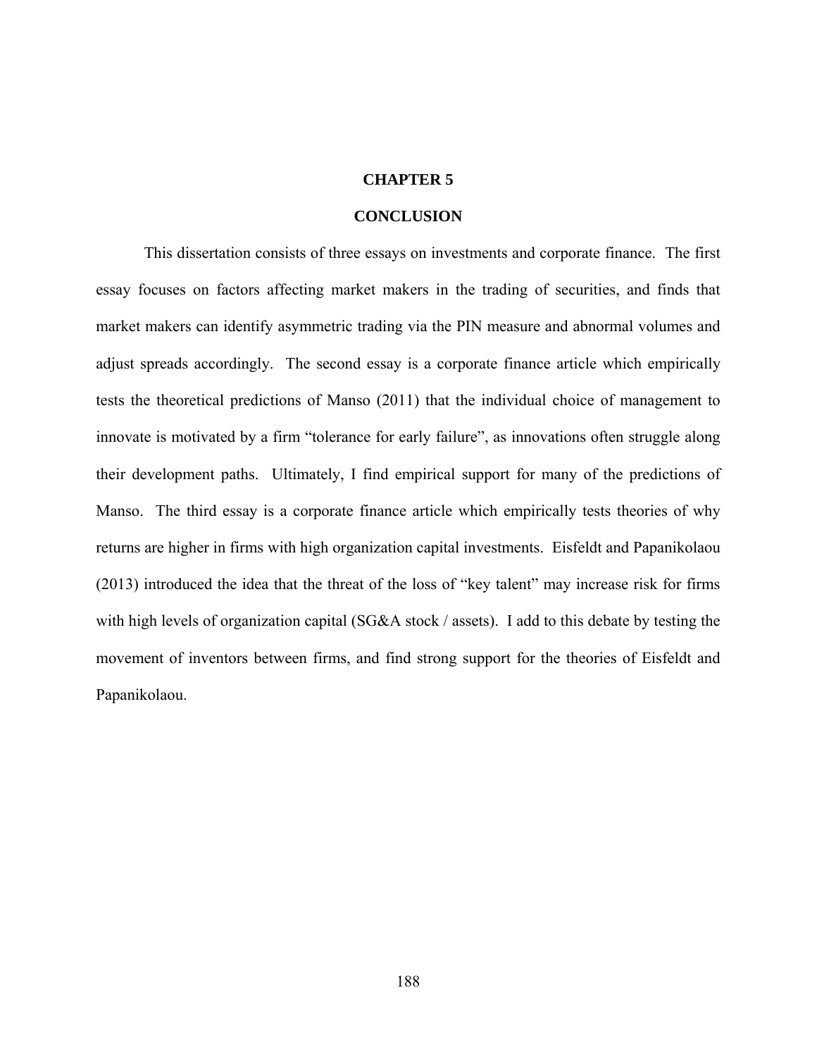# CHAPTER 5

# CONCLUSION

This dissertation consists of three essays on investments and corporate finance. The first essay focuses on factors affecting market makers in the trading of securities, and finds that market makers can identify asymmetric trading via the PIN measure and abnormal volumes and adjust spreads accordingly. The second essay is a corporate finance article which empirically tests the theoretical predictions of Manso (2011) that the individual choice of management to innovate is motivated by a firm "tolerance for early failure", as innovations often struggle along their development paths. Ultimately, I find empirical support for many of the predictions of Manso. The third essay is a corporate finance article which empirically tests theories of why returns are higher in firms with high organization capital investments. Eisfeldt and Papanikolaou (2013) introduced the idea that the threat of the loss of "key talent" may increase risk for firms with high levels of organization capital (SG&A stock / assets). I add to this debate by testing the movement of inventors between firms, and find strong support for the theories of Eisfeldt and Papanikolaou.